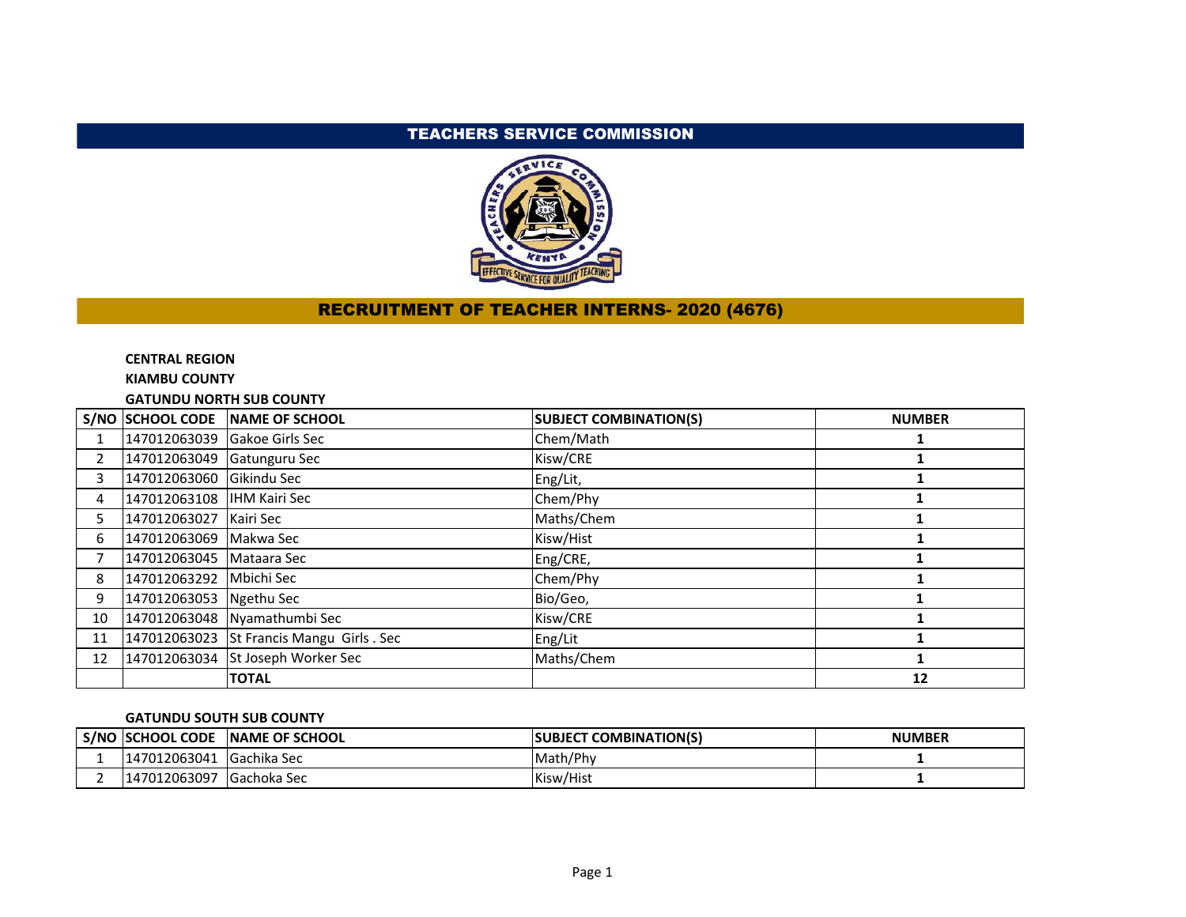# TEACHERS SERVICE COMMISSION

## RECRUITMENT OF TEACHER INTERNS- 2020 (4676)

**CENTRAL REGION**

**KIAMBU COUNTY**

**GATUNDU NORTH SUB COUNTY**

| S/NO | SCHOOL CODE | NAME OF SCHOOL | SUBJECT COMBINATION(S) | NUMBER |
|---|---|---|---|---|
| 1 | 147012063039 | Gakoe Girls Sec | Chem/Math | 1 |
| 2 | 147012063049 | Gatunguru Sec | Kisw/CRE | 1 |
| 3 | 147012063060 | Gikindu Sec | Eng/Lit, | 1 |
| 4 | 147012063108 | IHM Kairi Sec | Chem/Phy | 1 |
| 5 | 147012063027 | Kairi Sec | Maths/Chem | 1 |
| 6 | 147012063069 | Makwa Sec | Kisw/Hist | 1 |
| 7 | 147012063045 | Mataara Sec | Eng/CRE, | 1 |
| 8 | 147012063292 | Mbichi Sec | Chem/Phy | 1 |
| 9 | 147012063053 | Ngethu Sec | Bio/Geo, | 1 |
| 10 | 147012063048 | Nyamathumbi Sec | Kisw/CRE | 1 |
| 11 | 147012063023 | St Francis Mangu Girls . Sec | Eng/Lit | 1 |
| 12 | 147012063034 | St Joseph Worker Sec | Maths/Chem | 1 |
| | | **TOTAL** | | **12** |

**GATUNDU SOUTH SUB COUNTY**

| S/NO | SCHOOL CODE | NAME OF SCHOOL | SUBJECT COMBINATION(S) | NUMBER |
|---|---|---|---|---|
| 1 | 147012063041 | Gachika Sec | Math/Phy | 1 |
| 2 | 147012063097 | Gachoka Sec | Kisw/Hist | 1 |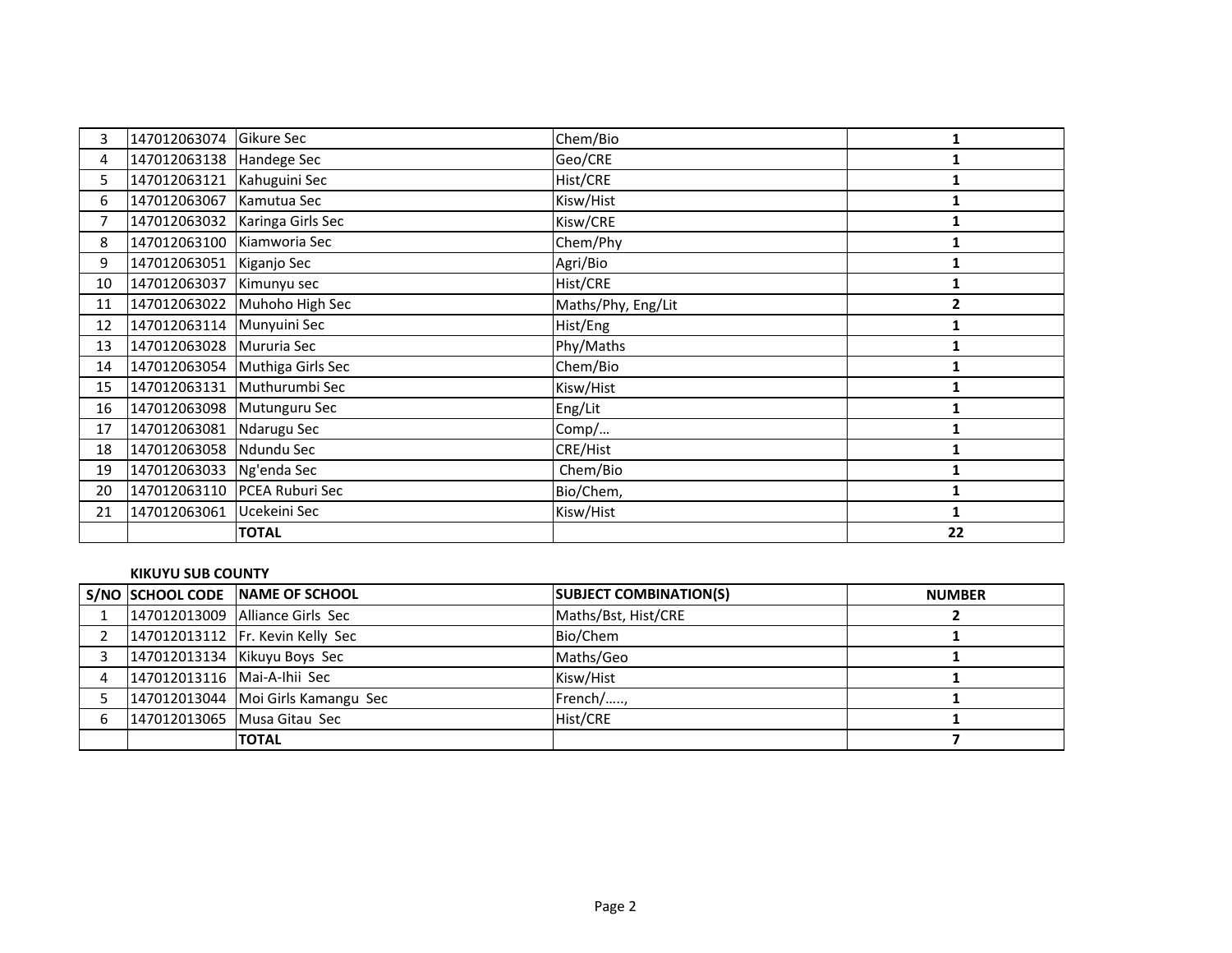| S/NO | SCHOOL CODE | NAME OF SCHOOL | SUBJECT COMBINATION(S) | NUMBER |
|---|---|---|---|---|
| 3 | 147012063074 | Gikure Sec | Chem/Bio | 1 |
| 4 | 147012063138 | Handege Sec | Geo/CRE | 1 |
| 5 | 147012063121 | Kahuguini Sec | Hist/CRE | 1 |
| 6 | 147012063067 | Kamutua Sec | Kisw/Hist | 1 |
| 7 | 147012063032 | Karinga Girls Sec | Kisw/CRE | 1 |
| 8 | 147012063100 | Kiamworia Sec | Chem/Phy | 1 |
| 9 | 147012063051 | Kiganjo Sec | Agri/Bio | 1 |
| 10 | 147012063037 | Kimunyu sec | Hist/CRE | 1 |
| 11 | 147012063022 | Muhoho High Sec | Maths/Phy, Eng/Lit | 2 |
| 12 | 147012063114 | Munyuini Sec | Hist/Eng | 1 |
| 13 | 147012063028 | Mururia Sec | Phy/Maths | 1 |
| 14 | 147012063054 | Muthiga Girls Sec | Chem/Bio | 1 |
| 15 | 147012063131 | Muthurumbi Sec | Kisw/Hist | 1 |
| 16 | 147012063098 | Mutunguru Sec | Eng/Lit | 1 |
| 17 | 147012063081 | Ndarugu Sec | Comp/… | 1 |
| 18 | 147012063058 | Ndundu Sec | CRE/Hist | 1 |
| 19 | 147012063033 | Ng'enda Sec | Chem/Bio | 1 |
| 20 | 147012063110 | PCEA Ruburi Sec | Bio/Chem, | 1 |
| 21 | 147012063061 | Ucekeini Sec | Kisw/Hist | 1 |
| | | **TOTAL** | | **22** |

**KIKUYU SUB COUNTY**

| S/NO | SCHOOL CODE | NAME OF SCHOOL | SUBJECT COMBINATION(S) | NUMBER |
|---|---|---|---|---|
| 1 | 147012013009 | Alliance Girls Sec | Maths/Bst, Hist/CRE | 2 |
| 2 | 147012013112 | Fr. Kevin Kelly Sec | Bio/Chem | 1 |
| 3 | 147012013134 | Kikuyu Boys Sec | Maths/Geo | 1 |
| 4 | 147012013116 | Mai-A-Ihii Sec | Kisw/Hist | 1 |
| 5 | 147012013044 | Moi Girls Kamangu Sec | French/….., | 1 |
| 6 | 147012013065 | Musa Gitau Sec | Hist/CRE | 1 |
| | | **TOTAL** | | **7** |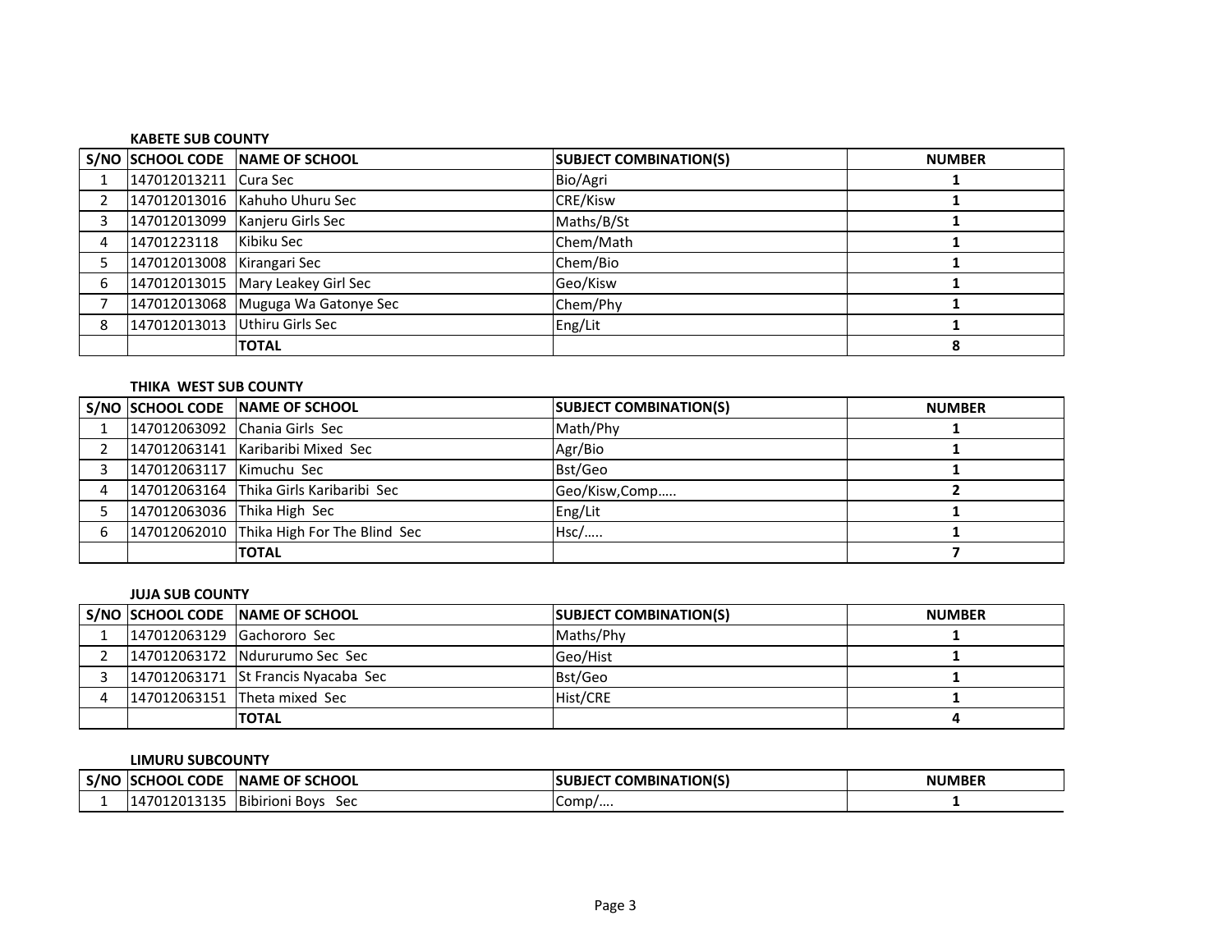**KABETE SUB COUNTY**

| S/NO | SCHOOL CODE | NAME OF SCHOOL | SUBJECT COMBINATION(S) | NUMBER |
|---|---|---|---|---|
| 1 | 147012013211 | Cura Sec | Bio/Agri | 1 |
| 2 | 147012013016 | Kahuho Uhuru Sec | CRE/Kisw | 1 |
| 3 | 147012013099 | Kanjeru Girls Sec | Maths/B/St | 1 |
| 4 | 14701223118 | Kibiku Sec | Chem/Math | 1 |
| 5 | 147012013008 | Kirangari Sec | Chem/Bio | 1 |
| 6 | 147012013015 | Mary Leakey Girl Sec | Geo/Kisw | 1 |
| 7 | 147012013068 | Muguga Wa Gatonye Sec | Chem/Phy | 1 |
| 8 | 147012013013 | Uthiru Girls Sec | Eng/Lit | 1 |
| | | **TOTAL** | | **8** |

**THIKA WEST SUB COUNTY**

| S/NO | SCHOOL CODE | NAME OF SCHOOL | SUBJECT COMBINATION(S) | NUMBER |
|---|---|---|---|---|
| 1 | 147012063092 | Chania Girls Sec | Math/Phy | 1 |
| 2 | 147012063141 | Karibaribi Mixed Sec | Agr/Bio | 1 |
| 3 | 147012063117 | Kimuchu Sec | Bst/Geo | 1 |
| 4 | 147012063164 | Thika Girls Karibaribi Sec | Geo/Kisw,Comp….. | 2 |
| 5 | 147012063036 | Thika High Sec | Eng/Lit | 1 |
| 6 | 147012062010 | Thika High For The Blind Sec | Hsc/….. | 1 |
| | | **TOTAL** | | **7** |

**JUJA SUB COUNTY**

| S/NO | SCHOOL CODE | NAME OF SCHOOL | SUBJECT COMBINATION(S) | NUMBER |
|---|---|---|---|---|
| 1 | 147012063129 | Gachororo Sec | Maths/Phy | 1 |
| 2 | 147012063172 | Ndururumo Sec Sec | Geo/Hist | 1 |
| 3 | 147012063171 | St Francis Nyacaba Sec | Bst/Geo | 1 |
| 4 | 147012063151 | Theta mixed Sec | Hist/CRE | 1 |
| | | **TOTAL** | | **4** |

**LIMURU SUBCOUNTY**

| S/NO | SCHOOL CODE | NAME OF SCHOOL | SUBJECT COMBINATION(S) | NUMBER |
|---|---|---|---|---|
| 1 | 147012013135 | Bibirioni Boys Sec | Comp/…. | 1 |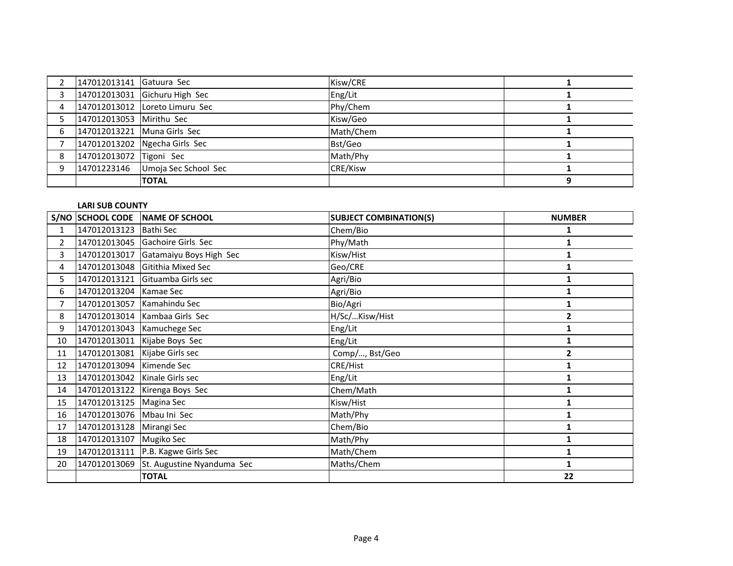| | | | | |
|---|---|---|---|---|
| 2 | 147012013141 | Gatuura Sec | Kisw/CRE | 1 |
| 3 | 147012013031 | Gichuru High Sec | Eng/Lit | 1 |
| 4 | 147012013012 | Loreto Limuru Sec | Phy/Chem | 1 |
| 5 | 147012013053 | Mirithu Sec | Kisw/Geo | 1 |
| 6 | 147012013221 | Muna Girls Sec | Math/Chem | 1 |
| 7 | 147012013202 | Ngecha Girls Sec | Bst/Geo | 1 |
| 8 | 147012013072 | Tigoni Sec | Math/Phy | 1 |
| 9 | 14701223146 | Umoja Sec School Sec | CRE/Kisw | 1 |
| | | **TOTAL** | | **9** |

**LARI SUB COUNTY**

| S/NO | SCHOOL CODE | NAME OF SCHOOL | SUBJECT COMBINATION(S) | NUMBER |
|---|---|---|---|---|
| 1 | 147012013123 | Bathi Sec | Chem/Bio | 1 |
| 2 | 147012013045 | Gachoire Girls Sec | Phy/Math | 1 |
| 3 | 147012013017 | Gatamaiyu Boys High Sec | Kisw/Hist | 1 |
| 4 | 147012013048 | Gitithia Mixed Sec | Geo/CRE | 1 |
| 5 | 147012013121 | Gituamba Girls sec | Agri/Bio | 1 |
| 6 | 147012013204 | Kamae Sec | Agri/Bio | 1 |
| 7 | 147012013057 | Kamahindu Sec | Bio/Agri | 1 |
| 8 | 147012013014 | Kambaa Girls Sec | H/Sc/…Kisw/Hist | 2 |
| 9 | 147012013043 | Kamuchege Sec | Eng/Lit | 1 |
| 10 | 147012013011 | Kijabe Boys Sec | Eng/Lit | 1 |
| 11 | 147012013081 | Kijabe Girls sec | Comp/…, Bst/Geo | 2 |
| 12 | 147012013094 | Kimende Sec | CRE/Hist | 1 |
| 13 | 147012013042 | Kinale Girls sec | Eng/Lit | 1 |
| 14 | 147012013122 | Kirenga Boys Sec | Chem/Math | 1 |
| 15 | 147012013125 | Magina Sec | Kisw/Hist | 1 |
| 16 | 147012013076 | Mbau Ini Sec | Math/Phy | 1 |
| 17 | 147012013128 | Mirangi Sec | Chem/Bio | 1 |
| 18 | 147012013107 | Mugiko Sec | Math/Phy | 1 |
| 19 | 147012013111 | P.B. Kagwe Girls Sec | Math/Chem | 1 |
| 20 | 147012013069 | St. Augustine Nyanduma Sec | Maths/Chem | 1 |
| | | **TOTAL** | | **22** |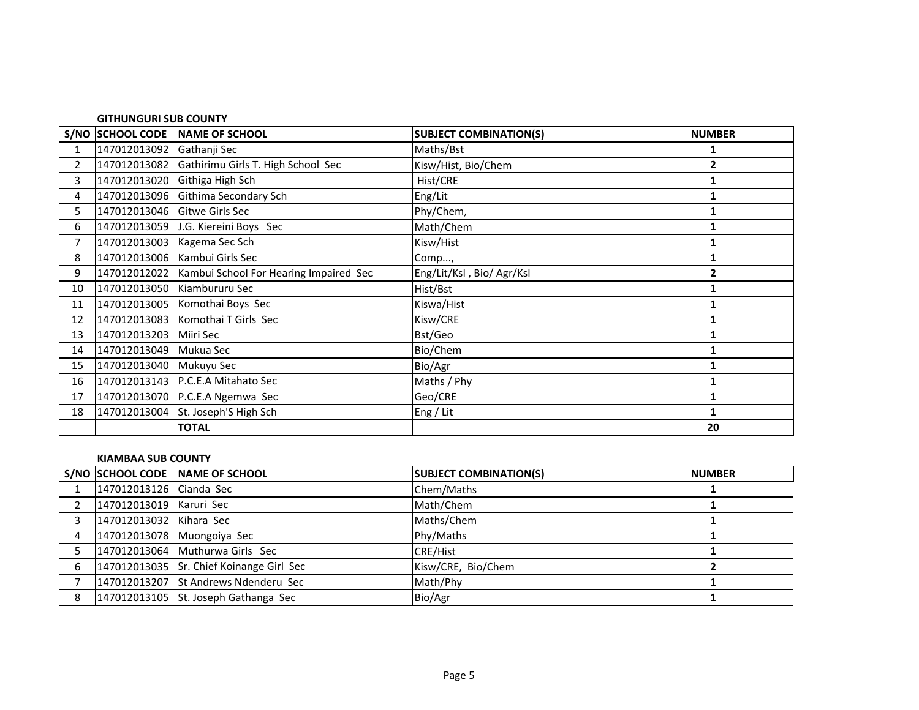**GITHUNGURI SUB COUNTY**

| S/NO | SCHOOL CODE | NAME OF SCHOOL | SUBJECT COMBINATION(S) | NUMBER |
|---|---|---|---|---|
| 1 | 147012013092 | Gathanji Sec | Maths/Bst | **1** |
| 2 | 147012013082 | Gathirimu Girls T. High School Sec | Kisw/Hist, Bio/Chem | **2** |
| 3 | 147012013020 | Githiga High Sch | Hist/CRE | **1** |
| 4 | 147012013096 | Githima Secondary Sch | Eng/Lit | **1** |
| 5 | 147012013046 | Gitwe Girls Sec | Phy/Chem, | **1** |
| 6 | 147012013059 | J.G. Kiereini Boys Sec | Math/Chem | **1** |
| 7 | 147012013003 | Kagema Sec Sch | Kisw/Hist | **1** |
| 8 | 147012013006 | Kambui Girls Sec | Comp..., | **1** |
| 9 | 147012012022 | Kambui School For Hearing Impaired Sec | Eng/Lit/Ksl , Bio/ Agr/Ksl | **2** |
| 10 | 147012013050 | Kiambururu Sec | Hist/Bst | **1** |
| 11 | 147012013005 | Komothai Boys Sec | Kiswa/Hist | **1** |
| 12 | 147012013083 | Komothai T Girls Sec | Kisw/CRE | **1** |
| 13 | 147012013203 | Miiri Sec | Bst/Geo | **1** |
| 14 | 147012013049 | Mukua Sec | Bio/Chem | **1** |
| 15 | 147012013040 | Mukuyu Sec | Bio/Agr | **1** |
| 16 | 147012013143 | P.C.E.A Mitahato Sec | Maths / Phy | **1** |
| 17 | 147012013070 | P.C.E.A Ngemwa Sec | Geo/CRE | **1** |
| 18 | 147012013004 | St. Joseph'S High Sch | Eng / Lit | **1** |
| | | **TOTAL** | | **20** |

**KIAMBAA SUB COUNTY**

| S/NO | SCHOOL CODE | NAME OF SCHOOL | SUBJECT COMBINATION(S) | NUMBER |
|---|---|---|---|---|
| 1 | 147012013126 | Cianda Sec | Chem/Maths | **1** |
| 2 | 147012013019 | Karuri Sec | Math/Chem | **1** |
| 3 | 147012013032 | Kihara Sec | Maths/Chem | **1** |
| 4 | 147012013078 | Muongoiya Sec | Phy/Maths | **1** |
| 5 | 147012013064 | Muthurwa Girls Sec | CRE/Hist | **1** |
| 6 | 147012013035 | Sr. Chief Koinange Girl Sec | Kisw/CRE, Bio/Chem | **2** |
| 7 | 147012013207 | St Andrews Ndenderu Sec | Math/Phy | **1** |
| 8 | 147012013105 | St. Joseph Gathanga Sec | Bio/Agr | **1** |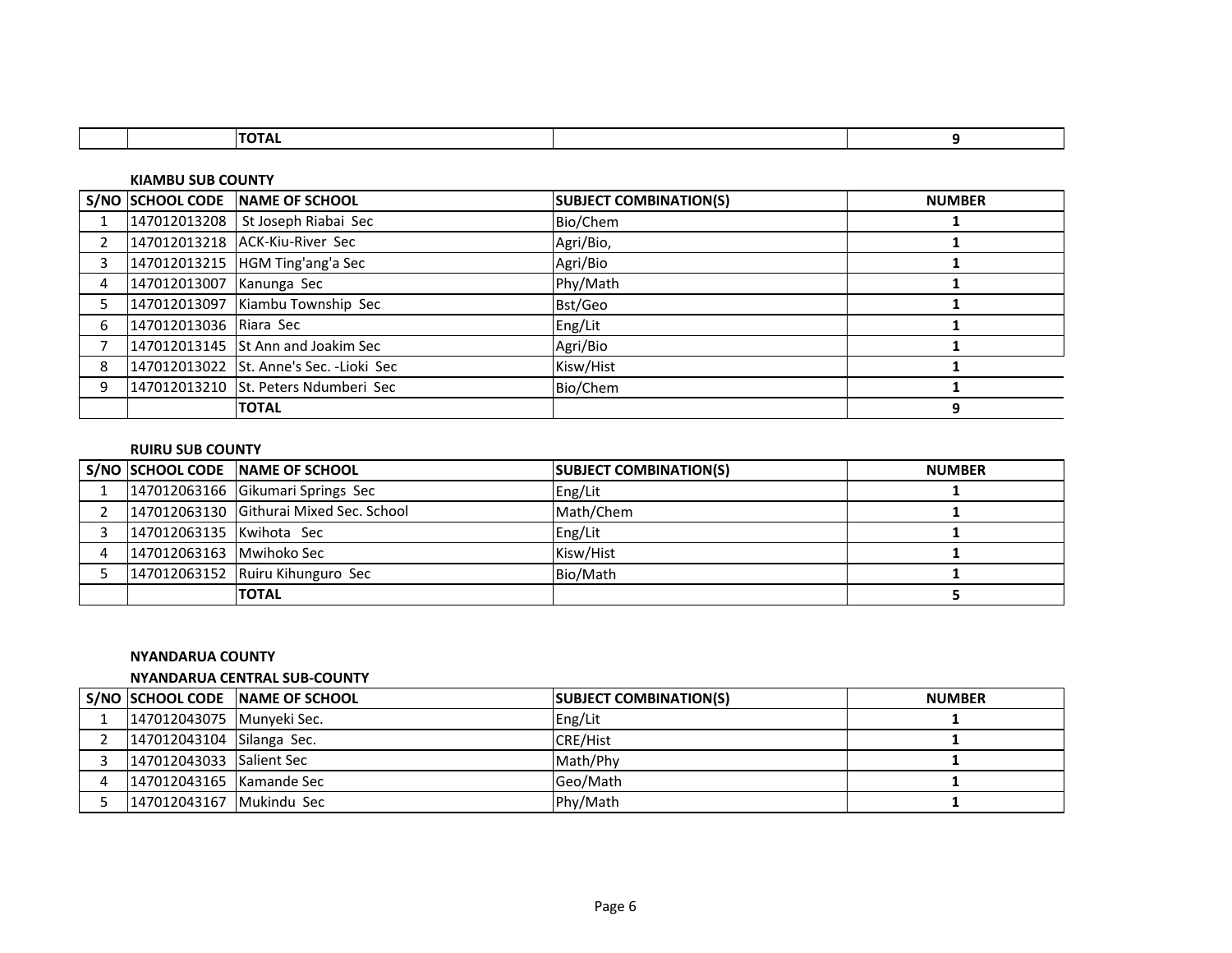| | | TOTAL | | 9 |
|---|---|---|---|---|

**KIAMBU SUB COUNTY**

| S/NO | SCHOOL CODE | NAME OF SCHOOL | SUBJECT COMBINATION(S) | NUMBER |
|---|---|---|---|---|
| 1 | 147012013208 | St Joseph Riabai Sec | Bio/Chem | 1 |
| 2 | 147012013218 | ACK-Kiu-River Sec | Agri/Bio, | 1 |
| 3 | 147012013215 | HGM Ting'ang'a Sec | Agri/Bio | 1 |
| 4 | 147012013007 | Kanunga Sec | Phy/Math | 1 |
| 5 | 147012013097 | Kiambu Township Sec | Bst/Geo | 1 |
| 6 | 147012013036 | Riara Sec | Eng/Lit | 1 |
| 7 | 147012013145 | St Ann and Joakim Sec | Agri/Bio | 1 |
| 8 | 147012013022 | St. Anne's Sec. -Lioki Sec | Kisw/Hist | 1 |
| 9 | 147012013210 | St. Peters Ndumberi Sec | Bio/Chem | 1 |
| | | **TOTAL** | | **9** |

**RUIRU SUB COUNTY**

| S/NO | SCHOOL CODE | NAME OF SCHOOL | SUBJECT COMBINATION(S) | NUMBER |
|---|---|---|---|---|
| 1 | 147012063166 | Gikumari Springs Sec | Eng/Lit | 1 |
| 2 | 147012063130 | Githurai Mixed Sec. School | Math/Chem | 1 |
| 3 | 147012063135 | Kwihota Sec | Eng/Lit | 1 |
| 4 | 147012063163 | Mwihoko Sec | Kisw/Hist | 1 |
| 5 | 147012063152 | Ruiru Kihunguro Sec | Bio/Math | 1 |
| | | **TOTAL** | | **5** |

**NYANDARUA COUNTY**

**NYANDARUA CENTRAL SUB-COUNTY**

| S/NO | SCHOOL CODE | NAME OF SCHOOL | SUBJECT COMBINATION(S) | NUMBER |
|---|---|---|---|---|
| 1 | 147012043075 | Munyeki Sec. | Eng/Lit | 1 |
| 2 | 147012043104 | Silanga Sec. | CRE/Hist | 1 |
| 3 | 147012043033 | Salient Sec | Math/Phy | 1 |
| 4 | 147012043165 | Kamande Sec | Geo/Math | 1 |
| 5 | 147012043167 | Mukindu Sec | Phy/Math | 1 |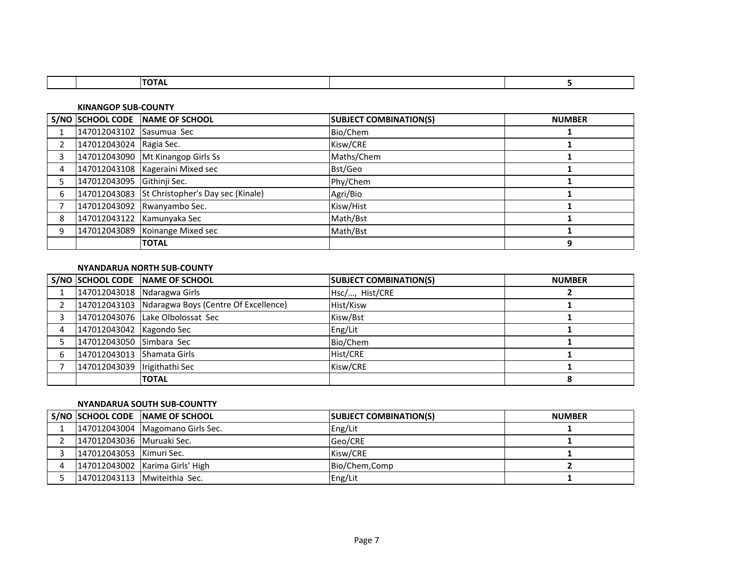|  |  | TOTAL |  | 5 |
|---|---|---|---|---|

**KINANGOP SUB-COUNTY**

| S/NO | SCHOOL CODE | NAME OF SCHOOL | SUBJECT COMBINATION(S) | NUMBER |
|---|---|---|---|---|
| 1 | 147012043102 | Sasumua Sec | Bio/Chem | 1 |
| 2 | 147012043024 | Ragia Sec. | Kisw/CRE | 1 |
| 3 | 147012043090 | Mt Kinangop Girls Ss | Maths/Chem | 1 |
| 4 | 147012043108 | Kageraini Mixed sec | Bst/Geo | 1 |
| 5 | 147012043095 | Githinji Sec. | Phy/Chem | 1 |
| 6 | 147012043083 | St Christopher's Day sec (Kinale) | Agri/Bio | 1 |
| 7 | 147012043092 | Rwanyambo Sec. | Kisw/Hist | 1 |
| 8 | 147012043122 | Kamunyaka Sec | Math/Bst | 1 |
| 9 | 147012043089 | Koinange Mixed sec | Math/Bst | 1 |
|  |  | TOTAL |  | 9 |

**NYANDARUA NORTH SUB-COUNTY**

| S/NO | SCHOOL CODE | NAME OF SCHOOL | SUBJECT COMBINATION(S) | NUMBER |
|---|---|---|---|---|
| 1 | 147012043018 | Ndaragwa Girls | Hsc/..., Hist/CRE | 2 |
| 2 | 147012043103 | Ndaragwa Boys (Centre Of Excellence) | Hist/Kisw | 1 |
| 3 | 147012043076 | Lake Olbolossat Sec | Kisw/Bst | 1 |
| 4 | 147012043042 | Kagondo Sec | Eng/Lit | 1 |
| 5 | 147012043050 | Simbara Sec | Bio/Chem | 1 |
| 6 | 147012043013 | Shamata Girls | Hist/CRE | 1 |
| 7 | 147012043039 | Irigithathi Sec | Kisw/CRE | 1 |
|  |  | TOTAL |  | 8 |

**NYANDARUA SOUTH SUB-COUNTTY**

| S/NO | SCHOOL CODE | NAME OF SCHOOL | SUBJECT COMBINATION(S) | NUMBER |
|---|---|---|---|---|
| 1 | 147012043004 | Magomano Girls Sec. | Eng/Lit | 1 |
| 2 | 147012043036 | Muruaki Sec. | Geo/CRE | 1 |
| 3 | 147012043053 | Kimuri Sec. | Kisw/CRE | 1 |
| 4 | 147012043002 | Karima Girls' High | Bio/Chem,Comp | 2 |
| 5 | 147012043113 | Mwiteithia Sec. | Eng/Lit | 1 |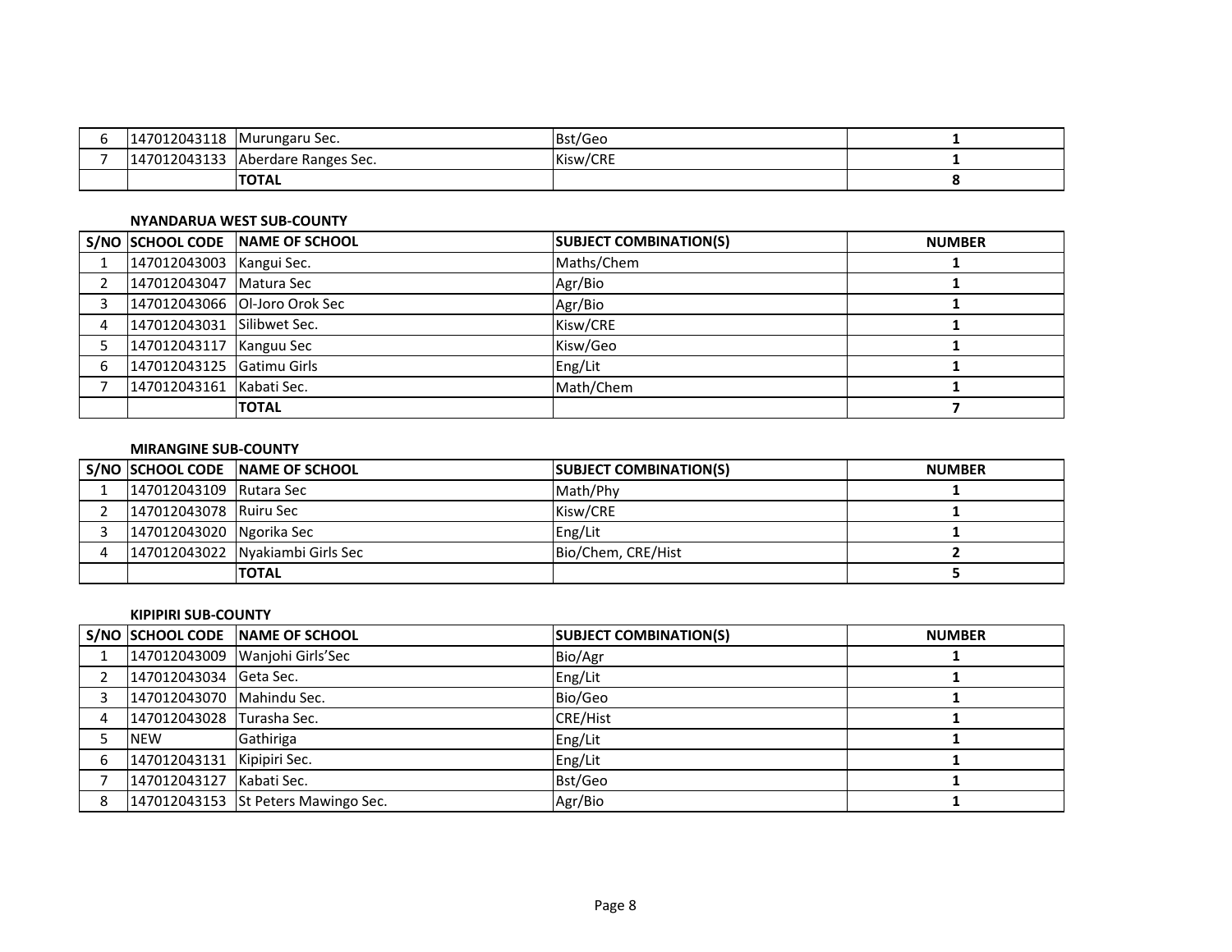| | | | | |
|---|---|---|---|---|
| 6 | 147012043118 | Murungaru Sec. | Bst/Geo | 1 |
| 7 | 147012043133 | Aberdare Ranges Sec. | Kisw/CRE | 1 |
| | | **TOTAL** | | **8** |

**NYANDARUA WEST SUB-COUNTY**

| S/NO | SCHOOL CODE | NAME OF SCHOOL | SUBJECT COMBINATION(S) | NUMBER |
|---|---|---|---|---|
| 1 | 147012043003 | Kangui Sec. | Maths/Chem | 1 |
| 2 | 147012043047 | Matura Sec | Agr/Bio | 1 |
| 3 | 147012043066 | Ol-Joro Orok Sec | Agr/Bio | 1 |
| 4 | 147012043031 | Silibwet Sec. | Kisw/CRE | 1 |
| 5 | 147012043117 | Kanguu Sec | Kisw/Geo | 1 |
| 6 | 147012043125 | Gatimu Girls | Eng/Lit | 1 |
| 7 | 147012043161 | Kabati Sec. | Math/Chem | 1 |
| | | **TOTAL** | | **7** |

**MIRANGINE SUB-COUNTY**

| S/NO | SCHOOL CODE | NAME OF SCHOOL | SUBJECT COMBINATION(S) | NUMBER |
|---|---|---|---|---|
| 1 | 147012043109 | Rutara Sec | Math/Phy | 1 |
| 2 | 147012043078 | Ruiru Sec | Kisw/CRE | 1 |
| 3 | 147012043020 | Ngorika Sec | Eng/Lit | 1 |
| 4 | 147012043022 | Nyakiambi Girls Sec | Bio/Chem, CRE/Hist | 2 |
| | | **TOTAL** | | **5** |

**KIPIPIRI SUB-COUNTY**

| S/NO | SCHOOL CODE | NAME OF SCHOOL | SUBJECT COMBINATION(S) | NUMBER |
|---|---|---|---|---|
| 1 | 147012043009 | Wanjohi Girls'Sec | Bio/Agr | 1 |
| 2 | 147012043034 | Geta Sec. | Eng/Lit | 1 |
| 3 | 147012043070 | Mahindu Sec. | Bio/Geo | 1 |
| 4 | 147012043028 | Turasha Sec. | CRE/Hist | 1 |
| 5 | NEW | Gathiriga | Eng/Lit | 1 |
| 6 | 147012043131 | Kipipiri Sec. | Eng/Lit | 1 |
| 7 | 147012043127 | Kabati Sec. | Bst/Geo | 1 |
| 8 | 147012043153 | St Peters Mawingo Sec. | Agr/Bio | 1 |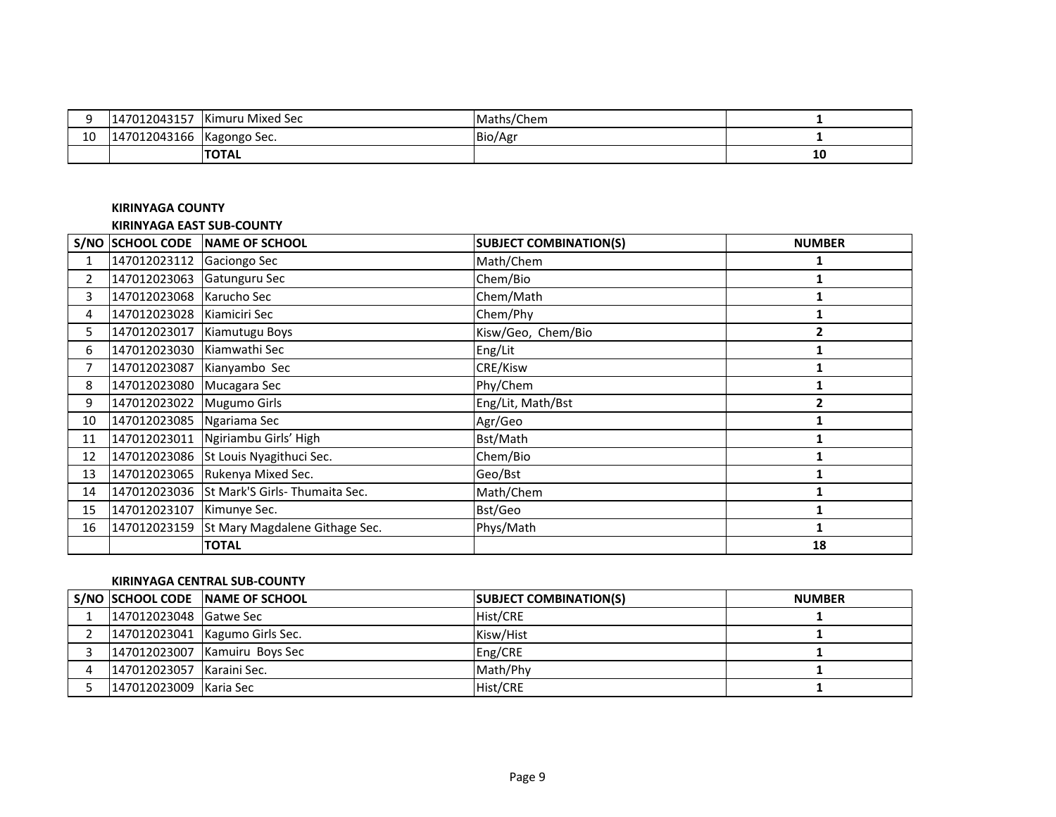| S/NO | SCHOOL CODE | NAME OF SCHOOL | SUBJECT COMBINATION(S) | NUMBER |
|---|---|---|---|---|
| 9 | 147012043157 | Kimuru Mixed Sec | Maths/Chem | **1** |
| 10 | 147012043166 | Kagongo Sec. | Bio/Agr | **1** |
| | | **TOTAL** | | **10** |

**KIRINYAGA COUNTY**

**KIRINYAGA EAST SUB-COUNTY**

| S/NO | SCHOOL CODE | NAME OF SCHOOL | SUBJECT COMBINATION(S) | NUMBER |
|---|---|---|---|---|
| 1 | 147012023112 | Gaciongo Sec | Math/Chem | **1** |
| 2 | 147012023063 | Gatunguru Sec | Chem/Bio | **1** |
| 3 | 147012023068 | Karucho Sec | Chem/Math | **1** |
| 4 | 147012023028 | Kiamiciri Sec | Chem/Phy | **1** |
| 5 | 147012023017 | Kiamutugu Boys | Kisw/Geo, Chem/Bio | **2** |
| 6 | 147012023030 | Kiamwathi Sec | Eng/Lit | **1** |
| 7 | 147012023087 | Kianyambo Sec | CRE/Kisw | **1** |
| 8 | 147012023080 | Mucagara Sec | Phy/Chem | **1** |
| 9 | 147012023022 | Mugumo Girls | Eng/Lit, Math/Bst | **2** |
| 10 | 147012023085 | Ngariama Sec | Agr/Geo | **1** |
| 11 | 147012023011 | Ngiriambu Girls' High | Bst/Math | **1** |
| 12 | 147012023086 | St Louis Nyagithuci Sec. | Chem/Bio | **1** |
| 13 | 147012023065 | Rukenya Mixed Sec. | Geo/Bst | **1** |
| 14 | 147012023036 | St Mark'S Girls- Thumaita Sec. | Math/Chem | **1** |
| 15 | 147012023107 | Kimunye Sec. | Bst/Geo | **1** |
| 16 | 147012023159 | St Mary Magdalene Githage Sec. | Phys/Math | **1** |
| | | **TOTAL** | | **18** |

**KIRINYAGA CENTRAL SUB-COUNTY**

| S/NO | SCHOOL CODE | NAME OF SCHOOL | SUBJECT COMBINATION(S) | NUMBER |
|---|---|---|---|---|
| 1 | 147012023048 | Gatwe Sec | Hist/CRE | **1** |
| 2 | 147012023041 | Kagumo Girls Sec. | Kisw/Hist | **1** |
| 3 | 147012023007 | Kamuiru Boys Sec | Eng/CRE | **1** |
| 4 | 147012023057 | Karaini Sec. | Math/Phy | **1** |
| 5 | 147012023009 | Karia Sec | Hist/CRE | **1** |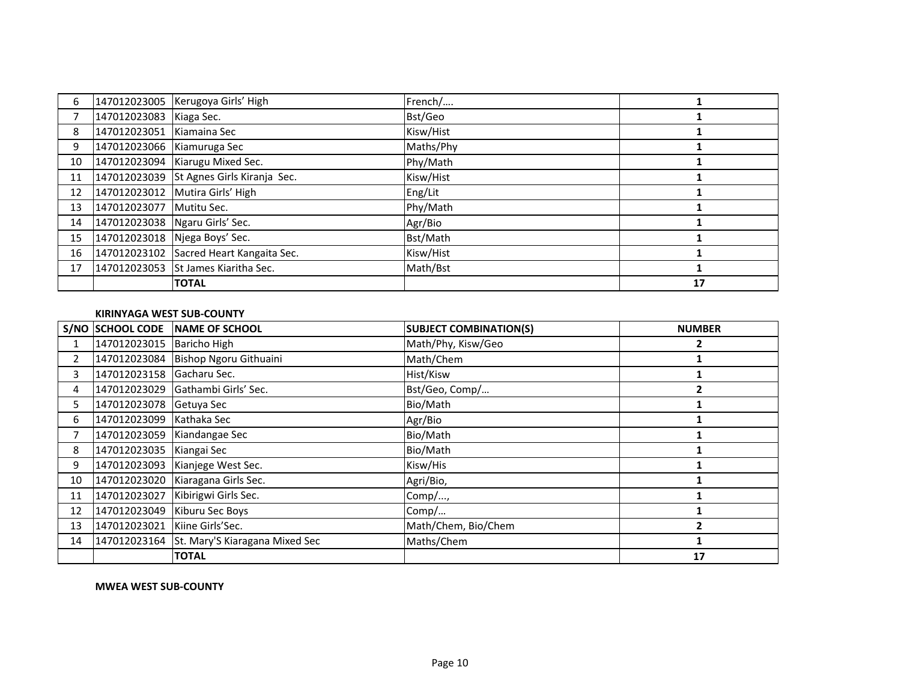| 6 | 147012023005 | Kerugoya Girls' High | French/…. | 1 |
|---|---|---|---|---|
| 7 | 147012023083 | Kiaga Sec. | Bst/Geo | 1 |
| 8 | 147012023051 | Kiamaina Sec | Kisw/Hist | 1 |
| 9 | 147012023066 | Kiamuruga Sec | Maths/Phy | 1 |
| 10 | 147012023094 | Kiarugu Mixed Sec. | Phy/Math | 1 |
| 11 | 147012023039 | St Agnes Girls Kiranja Sec. | Kisw/Hist | 1 |
| 12 | 147012023012 | Mutira Girls' High | Eng/Lit | 1 |
| 13 | 147012023077 | Mutitu Sec. | Phy/Math | 1 |
| 14 | 147012023038 | Ngaru Girls' Sec. | Agr/Bio | 1 |
| 15 | 147012023018 | Njega Boys' Sec. | Bst/Math | 1 |
| 16 | 147012023102 | Sacred Heart Kangaita Sec. | Kisw/Hist | 1 |
| 17 | 147012023053 | St James Kiaritha Sec. | Math/Bst | 1 |
| | | **TOTAL** | | **17** |

**KIRINYAGA WEST SUB-COUNTY**

| S/NO | SCHOOL CODE | NAME OF SCHOOL | SUBJECT COMBINATION(S) | NUMBER |
|---|---|---|---|---|
| 1 | 147012023015 | Baricho High | Math/Phy, Kisw/Geo | 2 |
| 2 | 147012023084 | Bishop Ngoru Githuaini | Math/Chem | 1 |
| 3 | 147012023158 | Gacharu Sec. | Hist/Kisw | 1 |
| 4 | 147012023029 | Gathambi Girls' Sec. | Bst/Geo, Comp/… | 2 |
| 5 | 147012023078 | Getuya Sec | Bio/Math | 1 |
| 6 | 147012023099 | Kathaka Sec | Agr/Bio | 1 |
| 7 | 147012023059 | Kiandangae Sec | Bio/Math | 1 |
| 8 | 147012023035 | Kiangai Sec | Bio/Math | 1 |
| 9 | 147012023093 | Kianjege West Sec. | Kisw/His | 1 |
| 10 | 147012023020 | Kiaragana Girls Sec. | Agri/Bio, | 1 |
| 11 | 147012023027 | Kibirigwi Girls Sec. | Comp/..., | 1 |
| 12 | 147012023049 | Kiburu Sec Boys | Comp/… | 1 |
| 13 | 147012023021 | Kiine Girls'Sec. | Math/Chem, Bio/Chem | 2 |
| 14 | 147012023164 | St. Mary'S Kiaragana Mixed Sec | Maths/Chem | 1 |
| | | **TOTAL** | | **17** |

**MWEA WEST SUB-COUNTY**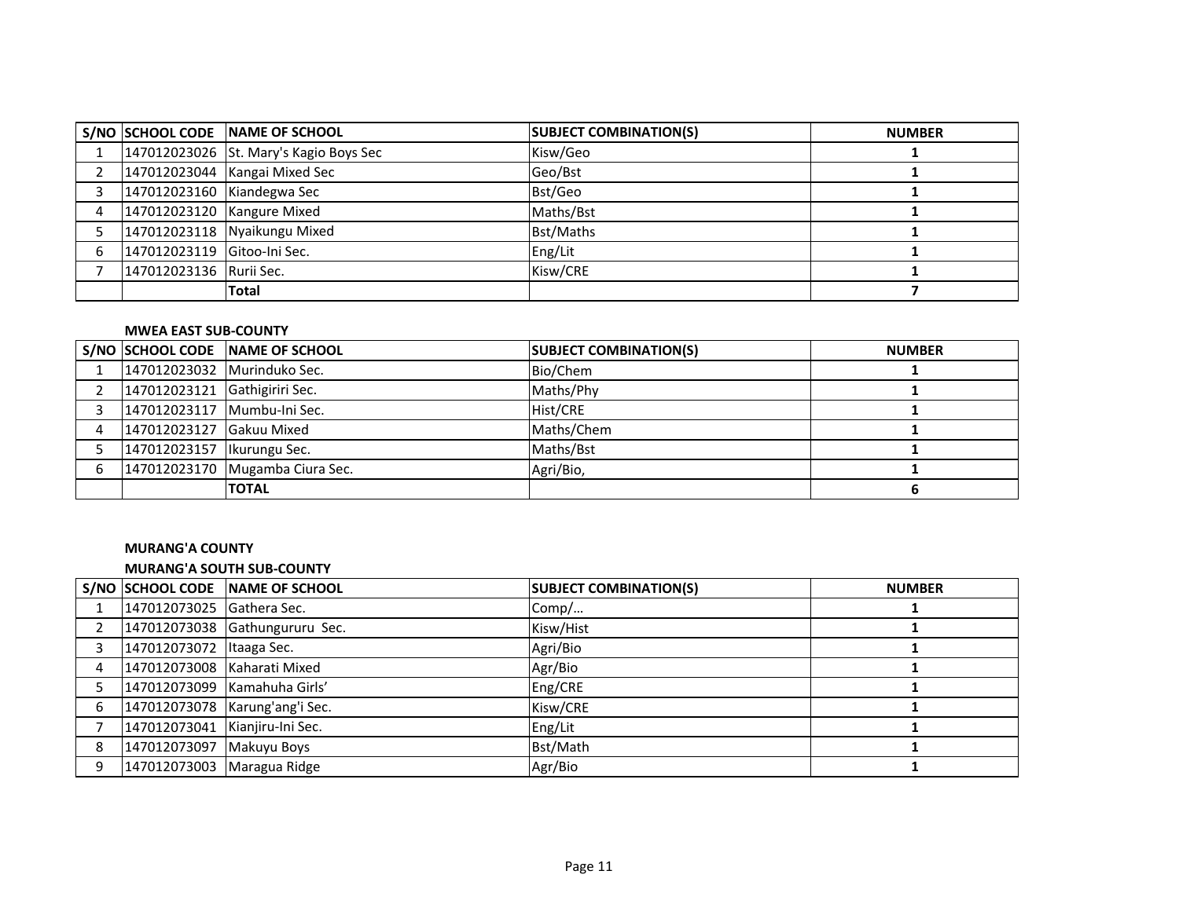| S/NO | SCHOOL CODE | NAME OF SCHOOL | SUBJECT COMBINATION(S) | NUMBER |
|---|---|---|---|---|
| 1 | 147012023026 | St. Mary's Kagio Boys Sec | Kisw/Geo | 1 |
| 2 | 147012023044 | Kangai Mixed Sec | Geo/Bst | 1 |
| 3 | 147012023160 | Kiandegwa Sec | Bst/Geo | 1 |
| 4 | 147012023120 | Kangure Mixed | Maths/Bst | 1 |
| 5 | 147012023118 | Nyaikungu Mixed | Bst/Maths | 1 |
| 6 | 147012023119 | Gitoo-Ini Sec. | Eng/Lit | 1 |
| 7 | 147012023136 | Rurii Sec. | Kisw/CRE | 1 |
| | | **Total** | | **7** |

**MWEA EAST SUB-COUNTY**

| S/NO | SCHOOL CODE | NAME OF SCHOOL | SUBJECT COMBINATION(S) | NUMBER |
|---|---|---|---|---|
| 1 | 147012023032 | Murinduko Sec. | Bio/Chem | 1 |
| 2 | 147012023121 | Gathigiriri Sec. | Maths/Phy | 1 |
| 3 | 147012023117 | Mumbu-Ini Sec. | Hist/CRE | 1 |
| 4 | 147012023127 | Gakuu Mixed | Maths/Chem | 1 |
| 5 | 147012023157 | Ikurungu Sec. | Maths/Bst | 1 |
| 6 | 147012023170 | Mugamba Ciura Sec. | Agri/Bio, | 1 |
| | | **TOTAL** | | **6** |

**MURANG'A COUNTY**

**MURANG'A SOUTH SUB-COUNTY**

| S/NO | SCHOOL CODE | NAME OF SCHOOL | SUBJECT COMBINATION(S) | NUMBER |
|---|---|---|---|---|
| 1 | 147012073025 | Gathera Sec. | Comp/… | 1 |
| 2 | 147012073038 | Gathungururu Sec. | Kisw/Hist | 1 |
| 3 | 147012073072 | Itaaga Sec. | Agri/Bio | 1 |
| 4 | 147012073008 | Kaharati Mixed | Agr/Bio | 1 |
| 5 | 147012073099 | Kamahuha Girls' | Eng/CRE | 1 |
| 6 | 147012073078 | Karung'ang'i Sec. | Kisw/CRE | 1 |
| 7 | 147012073041 | Kianjiru-Ini Sec. | Eng/Lit | 1 |
| 8 | 147012073097 | Makuyu Boys | Bst/Math | 1 |
| 9 | 147012073003 | Maragua Ridge | Agr/Bio | 1 |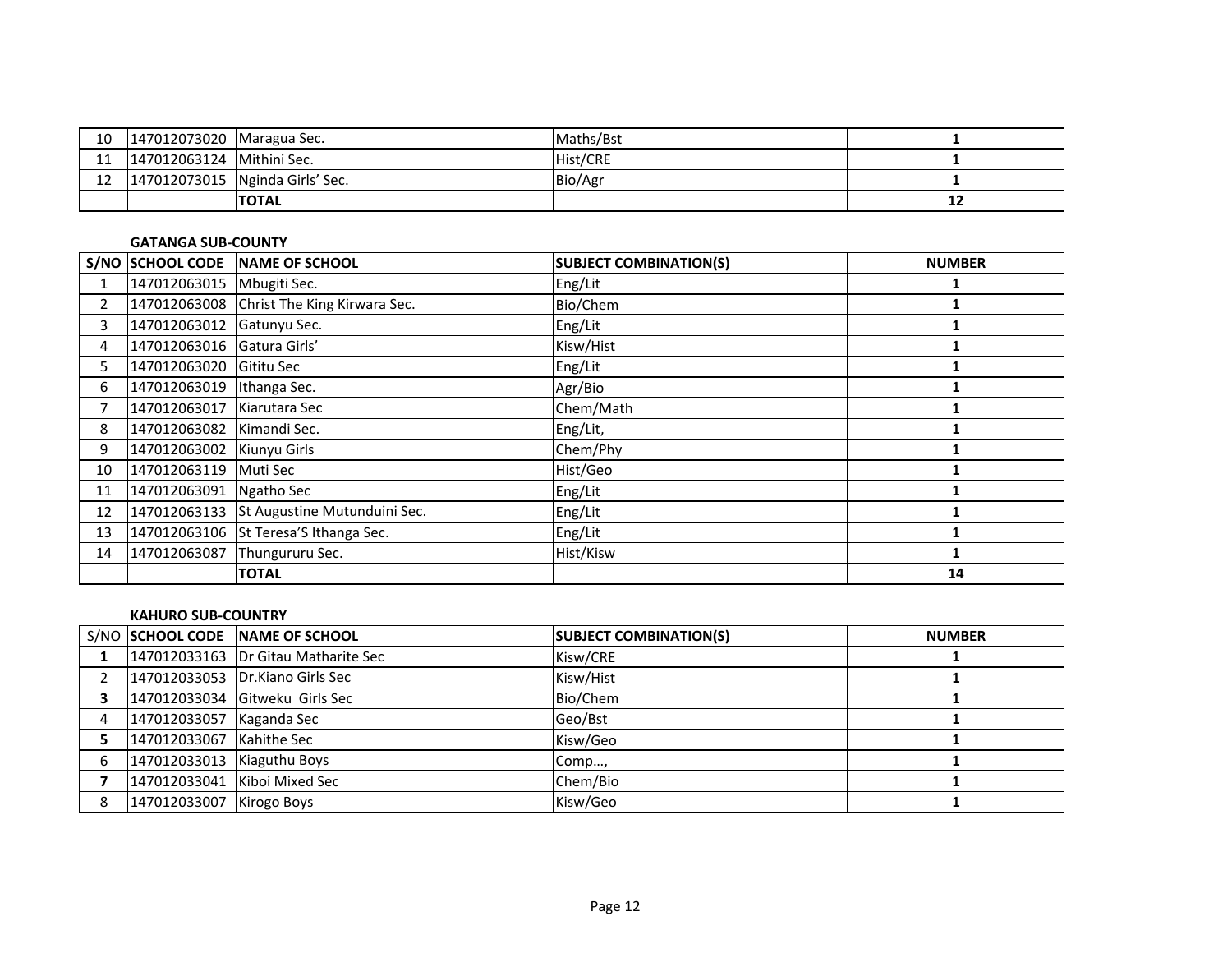| 10 | 147012073020 | Maragua Sec. | Maths/Bst | **1** |
|---|---|---|---|---|
| 11 | 147012063124 | Mithini Sec. | Hist/CRE | **1** |
| 12 | 147012073015 | Nginda Girls' Sec. | Bio/Agr | **1** |
| | | **TOTAL** | | **12** |

**GATANGA SUB-COUNTY**

| S/NO | SCHOOL CODE | NAME OF SCHOOL | SUBJECT COMBINATION(S) | NUMBER |
|---|---|---|---|---|
| 1 | 147012063015 | Mbugiti Sec. | Eng/Lit | **1** |
| 2 | 147012063008 | Christ The King Kirwara Sec. | Bio/Chem | **1** |
| 3 | 147012063012 | Gatunyu Sec. | Eng/Lit | **1** |
| 4 | 147012063016 | Gatura Girls' | Kisw/Hist | **1** |
| 5 | 147012063020 | Gititu Sec | Eng/Lit | **1** |
| 6 | 147012063019 | Ithanga Sec. | Agr/Bio | **1** |
| 7 | 147012063017 | Kiarutara Sec | Chem/Math | **1** |
| 8 | 147012063082 | Kimandi Sec. | Eng/Lit, | **1** |
| 9 | 147012063002 | Kiunyu Girls | Chem/Phy | **1** |
| 10 | 147012063119 | Muti Sec | Hist/Geo | **1** |
| 11 | 147012063091 | Ngatho Sec | Eng/Lit | **1** |
| 12 | 147012063133 | St Augustine Mutunduini Sec. | Eng/Lit | **1** |
| 13 | 147012063106 | St Teresa'S Ithanga Sec. | Eng/Lit | **1** |
| 14 | 147012063087 | Thungururu Sec. | Hist/Kisw | **1** |
| | | **TOTAL** | | **14** |

**KAHURO SUB-COUNTRY**

| S/NO | SCHOOL CODE | NAME OF SCHOOL | SUBJECT COMBINATION(S) | NUMBER |
|---|---|---|---|---|
| **1** | 147012033163 | Dr Gitau Matharite Sec | Kisw/CRE | **1** |
| 2 | 147012033053 | Dr.Kiano Girls Sec | Kisw/Hist | **1** |
| **3** | 147012033034 | Gitweku Girls Sec | Bio/Chem | **1** |
| 4 | 147012033057 | Kaganda Sec | Geo/Bst | **1** |
| **5** | 147012033067 | Kahithe Sec | Kisw/Geo | **1** |
| 6 | 147012033013 | Kiaguthu Boys | Comp…, | **1** |
| **7** | 147012033041 | Kiboi Mixed Sec | Chem/Bio | **1** |
| 8 | 147012033007 | Kirogo Boys | Kisw/Geo | **1** |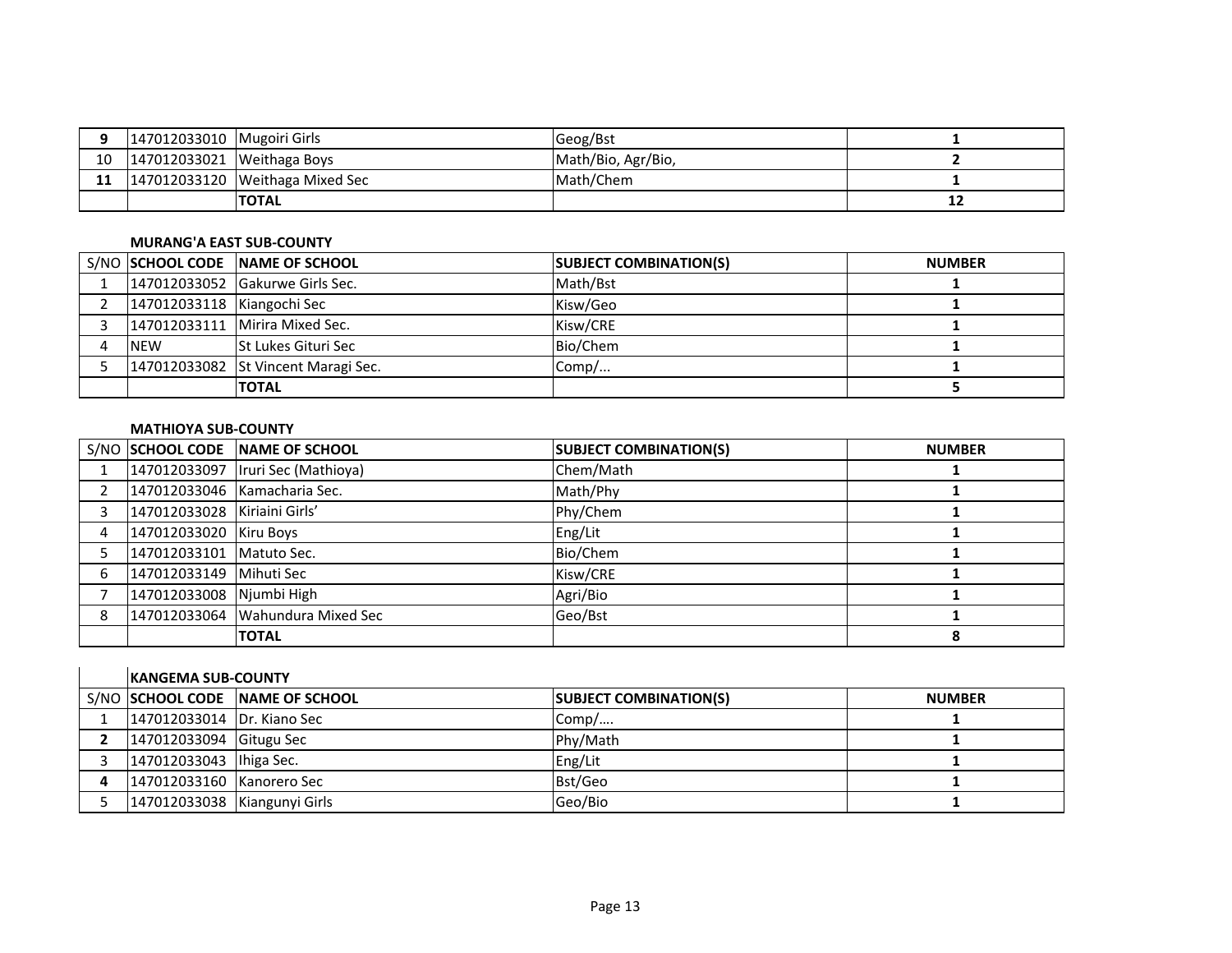| | | | | |
|---|---|---|---|---|
| **9** | 147012033010 | Mugoiri Girls | Geog/Bst | **1** |
| 10 | 147012033021 | Weithaga Boys | Math/Bio, Agr/Bio, | **2** |
| **11** | 147012033120 | Weithaga Mixed Sec | Math/Chem | **1** |
| | | **TOTAL** | | **12** |

**MURANG'A EAST SUB-COUNTY**

| S/NO | SCHOOL CODE | NAME OF SCHOOL | SUBJECT COMBINATION(S) | NUMBER |
|---|---|---|---|---|
| 1 | 147012033052 | Gakurwe Girls Sec. | Math/Bst | **1** |
| 2 | 147012033118 | Kiangochi Sec | Kisw/Geo | **1** |
| 3 | 147012033111 | Mirira Mixed Sec. | Kisw/CRE | **1** |
| 4 | NEW | St Lukes Gituri Sec | Bio/Chem | **1** |
| 5 | 147012033082 | St Vincent Maragi Sec. | Comp/... | **1** |
| | | **TOTAL** | | **5** |

**MATHIOYA SUB-COUNTY**

| S/NO | SCHOOL CODE | NAME OF SCHOOL | SUBJECT COMBINATION(S) | NUMBER |
|---|---|---|---|---|
| 1 | 147012033097 | Iruri Sec (Mathioya) | Chem/Math | **1** |
| 2 | 147012033046 | Kamacharia Sec. | Math/Phy | **1** |
| 3 | 147012033028 | Kiriaini Girls' | Phy/Chem | **1** |
| 4 | 147012033020 | Kiru Boys | Eng/Lit | **1** |
| 5 | 147012033101 | Matuto Sec. | Bio/Chem | **1** |
| 6 | 147012033149 | Mihuti Sec | Kisw/CRE | **1** |
| 7 | 147012033008 | Njumbi High | Agri/Bio | **1** |
| 8 | 147012033064 | Wahundura Mixed Sec | Geo/Bst | **1** |
| | | **TOTAL** | | **8** |

**KANGEMA SUB-COUNTY**

| S/NO | SCHOOL CODE | NAME OF SCHOOL | SUBJECT COMBINATION(S) | NUMBER |
|---|---|---|---|---|
| 1 | 147012033014 | Dr. Kiano Sec | Comp/…. | **1** |
| **2** | 147012033094 | Gitugu Sec | Phy/Math | **1** |
| 3 | 147012033043 | Ihiga Sec. | Eng/Lit | **1** |
| **4** | 147012033160 | Kanorero Sec | Bst/Geo | **1** |
| 5 | 147012033038 | Kiangunyi Girls | Geo/Bio | **1** |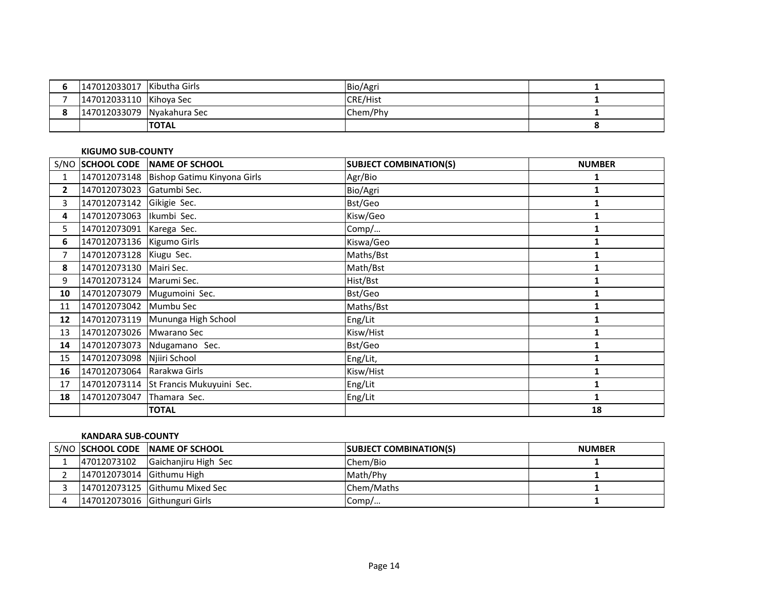| | | | | |
|---|---|---|---|---|
| **6** | 147012033017 | Kibutha Girls | Bio/Agri | **1** |
| 7 | 147012033110 | Kihoya Sec | CRE/Hist | **1** |
| **8** | 147012033079 | Nyakahura Sec | Chem/Phy | **1** |
| | | **TOTAL** | | **8** |

**KIGUMO SUB-COUNTY**

| S/NO | SCHOOL CODE | NAME OF SCHOOL | SUBJECT COMBINATION(S) | NUMBER |
|---|---|---|---|---|
| 1 | 147012073148 | Bishop Gatimu Kinyona Girls | Agr/Bio | **1** |
| **2** | 147012073023 | Gatumbi Sec. | Bio/Agri | **1** |
| 3 | 147012073142 | Gikigie Sec. | Bst/Geo | **1** |
| **4** | 147012073063 | Ikumbi Sec. | Kisw/Geo | **1** |
| 5 | 147012073091 | Karega Sec. | Comp/… | **1** |
| **6** | 147012073136 | Kigumo Girls | Kiswa/Geo | **1** |
| 7 | 147012073128 | Kiugu Sec. | Maths/Bst | **1** |
| **8** | 147012073130 | Mairi Sec. | Math/Bst | **1** |
| 9 | 147012073124 | Marumi Sec. | Hist/Bst | **1** |
| **10** | 147012073079 | Mugumoini Sec. | Bst/Geo | **1** |
| 11 | 147012073042 | Mumbu Sec | Maths/Bst | **1** |
| **12** | 147012073119 | Mununga High School | Eng/Lit | **1** |
| 13 | 147012073026 | Mwarano Sec | Kisw/Hist | **1** |
| **14** | 147012073073 | Ndugamano Sec. | Bst/Geo | **1** |
| 15 | 147012073098 | Njiiri School | Eng/Lit, | **1** |
| **16** | 147012073064 | Rarakwa Girls | Kisw/Hist | **1** |
| 17 | 147012073114 | St Francis Mukuyuini Sec. | Eng/Lit | **1** |
| **18** | 147012073047 | Thamara Sec. | Eng/Lit | **1** |
| | | **TOTAL** | | **18** |

**KANDARA SUB-COUNTY**

| S/NO | SCHOOL CODE | NAME OF SCHOOL | SUBJECT COMBINATION(S) | NUMBER |
|---|---|---|---|---|
| 1 | 47012073102 | Gaichanjiru High Sec | Chem/Bio | **1** |
| 2 | 147012073014 | Githumu High | Math/Phy | **1** |
| 3 | 147012073125 | Githumu Mixed Sec | Chem/Maths | **1** |
| 4 | 147012073016 | Githunguri Girls | Comp/… | **1** |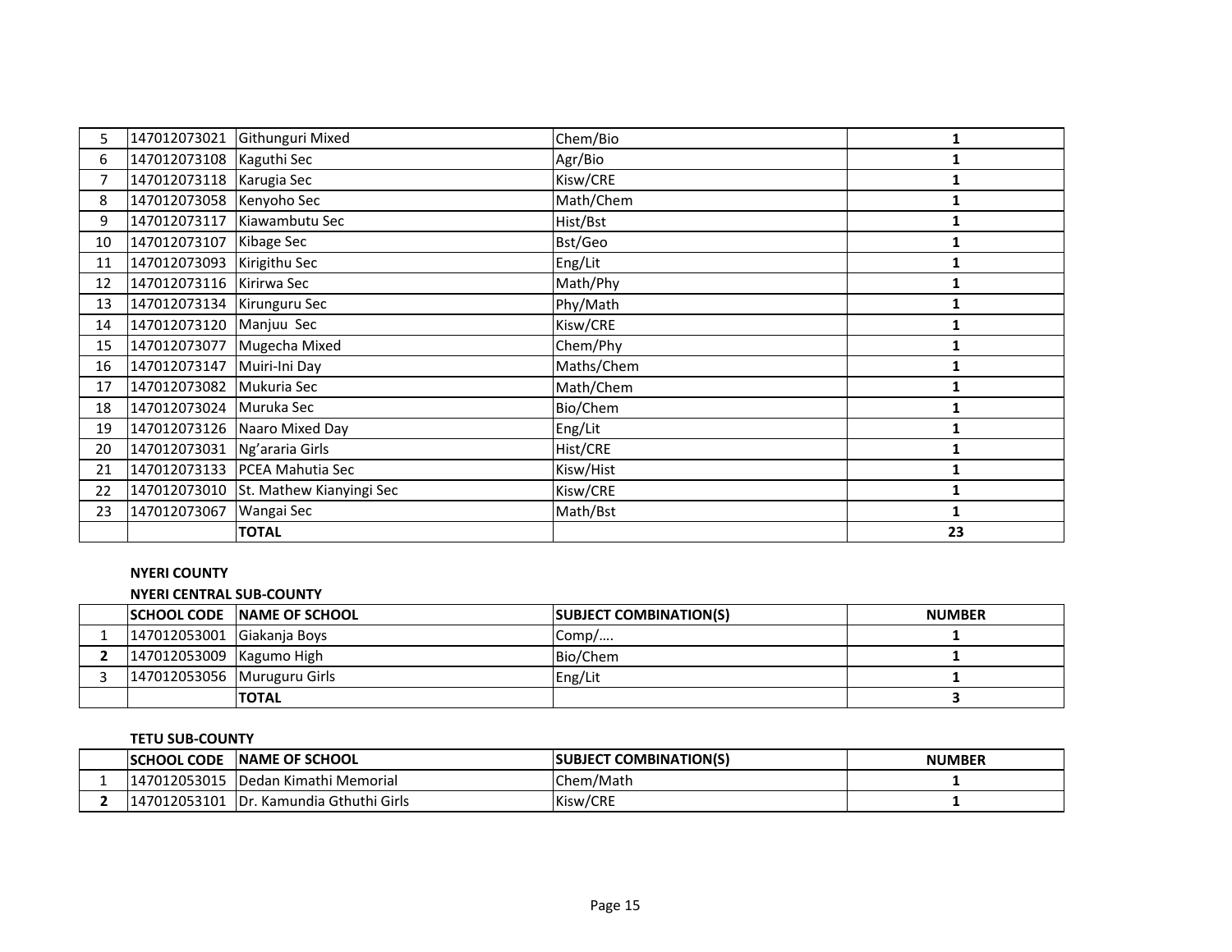| | | | | |
|---|---|---|---|---|
| 5 | 147012073021 | Githunguri Mixed | Chem/Bio | **1** |
| 6 | 147012073108 | Kaguthi Sec | Agr/Bio | **1** |
| 7 | 147012073118 | Karugia Sec | Kisw/CRE | **1** |
| 8 | 147012073058 | Kenyoho Sec | Math/Chem | **1** |
| 9 | 147012073117 | Kiawambutu Sec | Hist/Bst | **1** |
| 10 | 147012073107 | Kibage Sec | Bst/Geo | **1** |
| 11 | 147012073093 | Kirigithu Sec | Eng/Lit | **1** |
| 12 | 147012073116 | Kirirwa Sec | Math/Phy | **1** |
| 13 | 147012073134 | Kirunguru Sec | Phy/Math | **1** |
| 14 | 147012073120 | Manjuu Sec | Kisw/CRE | **1** |
| 15 | 147012073077 | Mugecha Mixed | Chem/Phy | **1** |
| 16 | 147012073147 | Muiri-Ini Day | Maths/Chem | **1** |
| 17 | 147012073082 | Mukuria Sec | Math/Chem | **1** |
| 18 | 147012073024 | Muruka Sec | Bio/Chem | **1** |
| 19 | 147012073126 | Naaro Mixed Day | Eng/Lit | **1** |
| 20 | 147012073031 | Ng'araria Girls | Hist/CRE | **1** |
| 21 | 147012073133 | PCEA Mahutia Sec | Kisw/Hist | **1** |
| 22 | 147012073010 | St. Mathew Kianyingi Sec | Kisw/CRE | **1** |
| 23 | 147012073067 | Wangai Sec | Math/Bst | **1** |
| | | **TOTAL** | | **23** |

**NYERI COUNTY**

**NYERI CENTRAL SUB-COUNTY**

| | SCHOOL CODE | NAME OF SCHOOL | SUBJECT COMBINATION(S) | NUMBER |
|---|---|---|---|---|
| 1 | 147012053001 | Giakanja Boys | Comp/…. | **1** |
| **2** | 147012053009 | Kagumo High | Bio/Chem | **1** |
| 3 | 147012053056 | Muruguru Girls | Eng/Lit | **1** |
| | | **TOTAL** | | **3** |

**TETU SUB-COUNTY**

| | SCHOOL CODE | NAME OF SCHOOL | SUBJECT COMBINATION(S) | NUMBER |
|---|---|---|---|---|
| 1 | 147012053015 | Dedan Kimathi Memorial | Chem/Math | **1** |
| **2** | 147012053101 | Dr. Kamundia Gthuthi Girls | Kisw/CRE | **1** |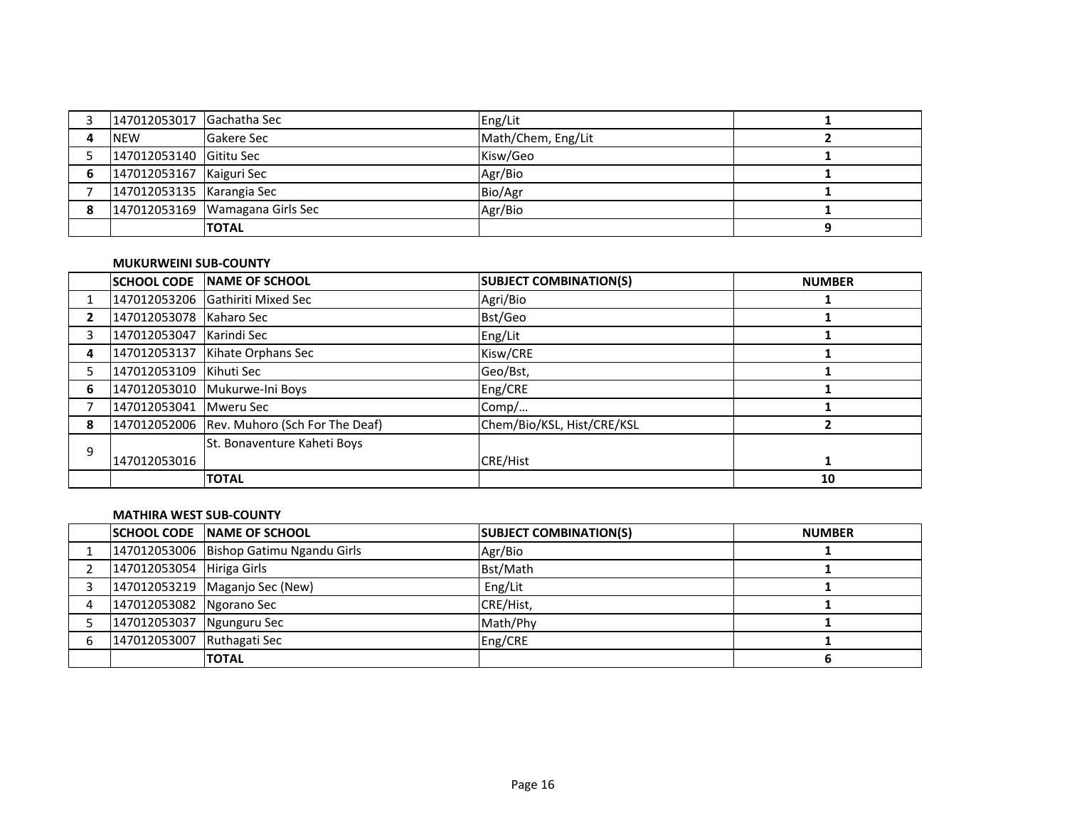| 3 | 147012053017 | Gachatha Sec | Eng/Lit | 1 |
|---|---|---|---|---|
| **4** | NEW | Gakere Sec | Math/Chem, Eng/Lit | 2 |
| 5 | 147012053140 | Gititu Sec | Kisw/Geo | 1 |
| **6** | 147012053167 | Kaiguri Sec | Agr/Bio | 1 |
| 7 | 147012053135 | Karangia Sec | Bio/Agr | 1 |
| **8** | 147012053169 | Wamagana Girls Sec | Agr/Bio | 1 |
| | | **TOTAL** | | **9** |

**MUKURWEINI SUB-COUNTY**

| | SCHOOL CODE | NAME OF SCHOOL | SUBJECT COMBINATION(S) | NUMBER |
|---|---|---|---|---|
| 1 | 147012053206 | Gathiriti Mixed Sec | Agri/Bio | 1 |
| **2** | 147012053078 | Kaharo Sec | Bst/Geo | 1 |
| 3 | 147012053047 | Karindi Sec | Eng/Lit | 1 |
| **4** | 147012053137 | Kihate Orphans Sec | Kisw/CRE | 1 |
| 5 | 147012053109 | Kihuti Sec | Geo/Bst, | 1 |
| **6** | 147012053010 | Mukurwe-Ini Boys | Eng/CRE | 1 |
| 7 | 147012053041 | Mweru Sec | Comp/… | 1 |
| **8** | 147012052006 | Rev. Muhoro (Sch For The Deaf) | Chem/Bio/KSL, Hist/CRE/KSL | 2 |
| 9 | 147012053016 | St. Bonaventure Kaheti Boys | CRE/Hist | 1 |
| | | **TOTAL** | | **10** |

**MATHIRA WEST SUB-COUNTY**

| | SCHOOL CODE | NAME OF SCHOOL | SUBJECT COMBINATION(S) | NUMBER |
|---|---|---|---|---|
| 1 | 147012053006 | Bishop Gatimu Ngandu Girls | Agr/Bio | 1 |
| 2 | 147012053054 | Hiriga Girls | Bst/Math | 1 |
| 3 | 147012053219 | Maganjo Sec (New) | Eng/Lit | 1 |
| 4 | 147012053082 | Ngorano Sec | CRE/Hist, | 1 |
| 5 | 147012053037 | Ngunguru Sec | Math/Phy | 1 |
| 6 | 147012053007 | Ruthagati Sec | Eng/CRE | 1 |
| | | **TOTAL** | | **6** |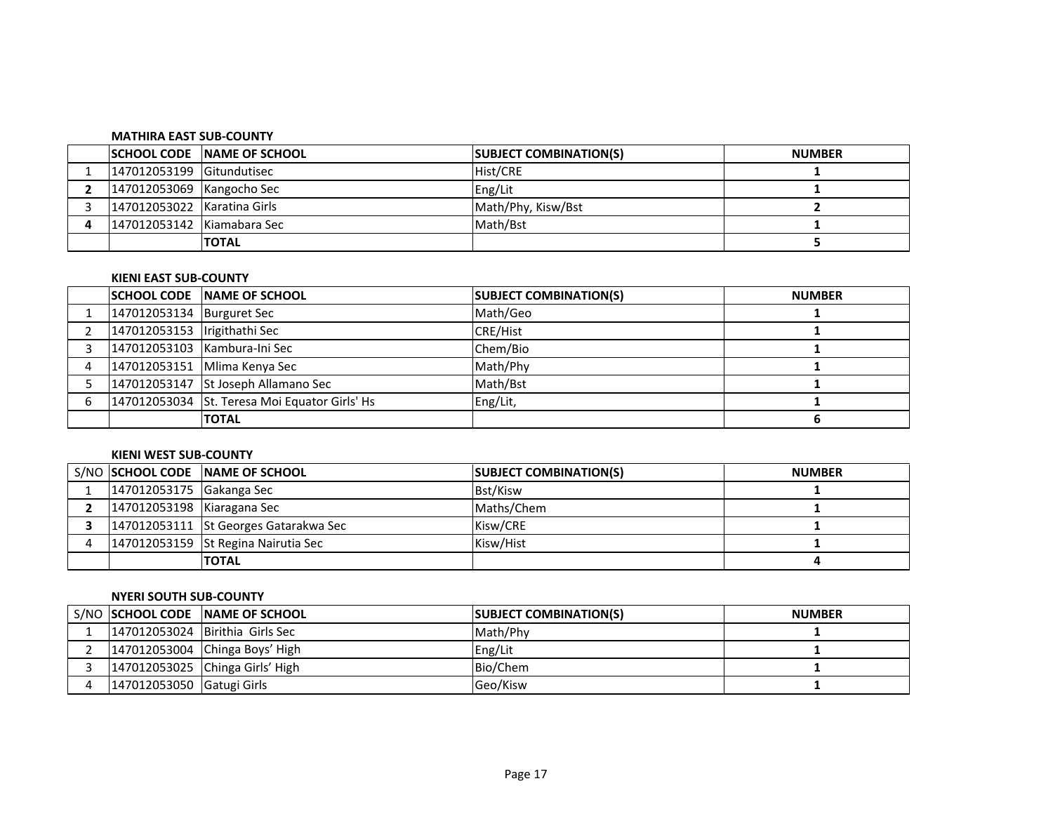**MATHIRA EAST SUB-COUNTY**

| | SCHOOL CODE | NAME OF SCHOOL | SUBJECT COMBINATION(S) | NUMBER |
|---|---|---|---|---|
| 1 | 147012053199 | Gitundutisec | Hist/CRE | 1 |
| **2** | 147012053069 | Kangocho Sec | Eng/Lit | 1 |
| 3 | 147012053022 | Karatina Girls | Math/Phy, Kisw/Bst | 2 |
| **4** | 147012053142 | Kiamabara Sec | Math/Bst | 1 |
| | | **TOTAL** | | **5** |

**KIENI EAST SUB-COUNTY**

| | SCHOOL CODE | NAME OF SCHOOL | SUBJECT COMBINATION(S) | NUMBER |
|---|---|---|---|---|
| 1 | 147012053134 | Burguret Sec | Math/Geo | 1 |
| 2 | 147012053153 | Irigithathi Sec | CRE/Hist | 1 |
| 3 | 147012053103 | Kambura-Ini Sec | Chem/Bio | 1 |
| 4 | 147012053151 | Mlima Kenya Sec | Math/Phy | 1 |
| 5 | 147012053147 | St Joseph Allamano Sec | Math/Bst | 1 |
| 6 | 147012053034 | St. Teresa Moi Equator Girls' Hs | Eng/Lit, | 1 |
| | | **TOTAL** | | **6** |

**KIENI WEST SUB-COUNTY**

| S/NO | SCHOOL CODE | NAME OF SCHOOL | SUBJECT COMBINATION(S) | NUMBER |
|---|---|---|---|---|
| 1 | 147012053175 | Gakanga Sec | Bst/Kisw | 1 |
| **2** | 147012053198 | Kiaragana Sec | Maths/Chem | 1 |
| **3** | 147012053111 | St Georges Gatarakwa Sec | Kisw/CRE | 1 |
| 4 | 147012053159 | St Regina Nairutia Sec | Kisw/Hist | 1 |
| | | **TOTAL** | | **4** |

**NYERI SOUTH SUB-COUNTY**

| S/NO | SCHOOL CODE | NAME OF SCHOOL | SUBJECT COMBINATION(S) | NUMBER |
|---|---|---|---|---|
| 1 | 147012053024 | Birithia Girls Sec | Math/Phy | 1 |
| 2 | 147012053004 | Chinga Boys' High | Eng/Lit | 1 |
| 3 | 147012053025 | Chinga Girls' High | Bio/Chem | 1 |
| 4 | 147012053050 | Gatugi Girls | Geo/Kisw | 1 |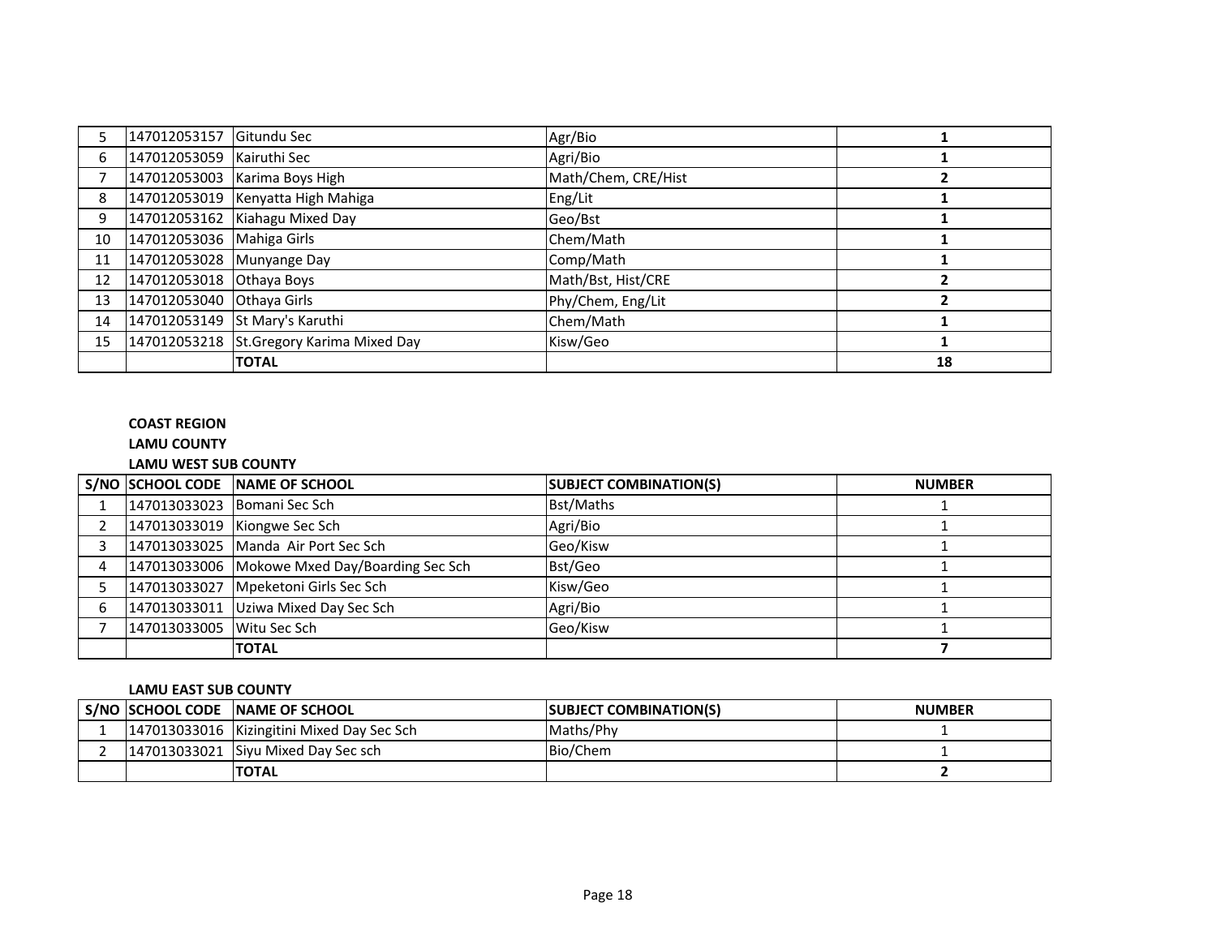| | | | | |
|---|---|---|---|---|
| 5 | 147012053157 | Gitundu Sec | Agr/Bio | **1** |
| 6 | 147012053059 | Kairuthi Sec | Agri/Bio | **1** |
| 7 | 147012053003 | Karima Boys High | Math/Chem, CRE/Hist | **2** |
| 8 | 147012053019 | Kenyatta High Mahiga | Eng/Lit | **1** |
| 9 | 147012053162 | Kiahagu Mixed Day | Geo/Bst | **1** |
| 10 | 147012053036 | Mahiga Girls | Chem/Math | **1** |
| 11 | 147012053028 | Munyange Day | Comp/Math | **1** |
| 12 | 147012053018 | Othaya Boys | Math/Bst, Hist/CRE | **2** |
| 13 | 147012053040 | Othaya Girls | Phy/Chem, Eng/Lit | **2** |
| 14 | 147012053149 | St Mary's Karuthi | Chem/Math | **1** |
| 15 | 147012053218 | St.Gregory Karima Mixed Day | Kisw/Geo | **1** |
| | | **TOTAL** | | **18** |

**COAST REGION**

**LAMU COUNTY**

**LAMU WEST SUB COUNTY**

| S/NO | SCHOOL CODE | NAME OF SCHOOL | SUBJECT COMBINATION(S) | NUMBER |
|---|---|---|---|---|
| 1 | 147013033023 | Bomani Sec Sch | Bst/Maths | 1 |
| 2 | 147013033019 | Kiongwe Sec Sch | Agri/Bio | 1 |
| 3 | 147013033025 | Manda Air Port Sec Sch | Geo/Kisw | 1 |
| 4 | 147013033006 | Mokowe Mxed Day/Boarding Sec Sch | Bst/Geo | 1 |
| 5 | 147013033027 | Mpeketoni Girls Sec Sch | Kisw/Geo | 1 |
| 6 | 147013033011 | Uziwa Mixed Day Sec Sch | Agri/Bio | 1 |
| 7 | 147013033005 | Witu Sec Sch | Geo/Kisw | 1 |
| | | **TOTAL** | | **7** |

**LAMU EAST SUB COUNTY**

| S/NO | SCHOOL CODE | NAME OF SCHOOL | SUBJECT COMBINATION(S) | NUMBER |
|---|---|---|---|---|
| 1 | 147013033016 | Kizingitini Mixed Day Sec Sch | Maths/Phy | 1 |
| 2 | 147013033021 | Siyu Mixed Day Sec sch | Bio/Chem | 1 |
| | | **TOTAL** | | **2** |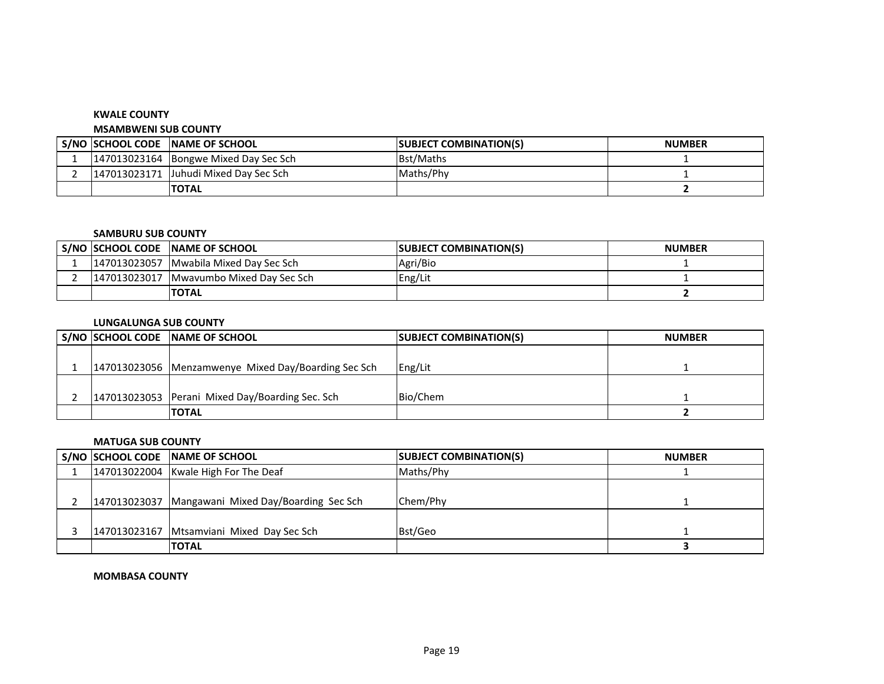**KWALE COUNTY**

**MSAMBWENI SUB COUNTY**

| S/NO | SCHOOL CODE | NAME OF SCHOOL | SUBJECT COMBINATION(S) | NUMBER |
|---|---|---|---|---|
| 1 | 147013023164 | Bongwe Mixed Day Sec Sch | Bst/Maths | 1 |
| 2 | 147013023171 | Juhudi Mixed Day Sec Sch | Maths/Phy | 1 |
| | | **TOTAL** | | **2** |

**SAMBURU SUB COUNTY**

| S/NO | SCHOOL CODE | NAME OF SCHOOL | SUBJECT COMBINATION(S) | NUMBER |
|---|---|---|---|---|
| 1 | 147013023057 | Mwabila Mixed Day Sec Sch | Agri/Bio | 1 |
| 2 | 147013023017 | Mwavumbo Mixed Day Sec Sch | Eng/Lit | 1 |
| | | **TOTAL** | | **2** |

**LUNGALUNGA SUB COUNTY**

| S/NO | SCHOOL CODE | NAME OF SCHOOL | SUBJECT COMBINATION(S) | NUMBER |
|---|---|---|---|---|
| 1 | 147013023056 | Menzamwenye Mixed Day/Boarding Sec Sch | Eng/Lit | 1 |
| 2 | 147013023053 | Perani Mixed Day/Boarding Sec. Sch | Bio/Chem | 1 |
| | | **TOTAL** | | **2** |

**MATUGA SUB COUNTY**

| S/NO | SCHOOL CODE | NAME OF SCHOOL | SUBJECT COMBINATION(S) | NUMBER |
|---|---|---|---|---|
| 1 | 147013022004 | Kwale High For The Deaf | Maths/Phy | 1 |
| 2 | 147013023037 | Mangawani Mixed Day/Boarding Sec Sch | Chem/Phy | 1 |
| 3 | 147013023167 | Mtsamviani Mixed Day Sec Sch | Bst/Geo | 1 |
| | | **TOTAL** | | **3** |

**MOMBASA COUNTY**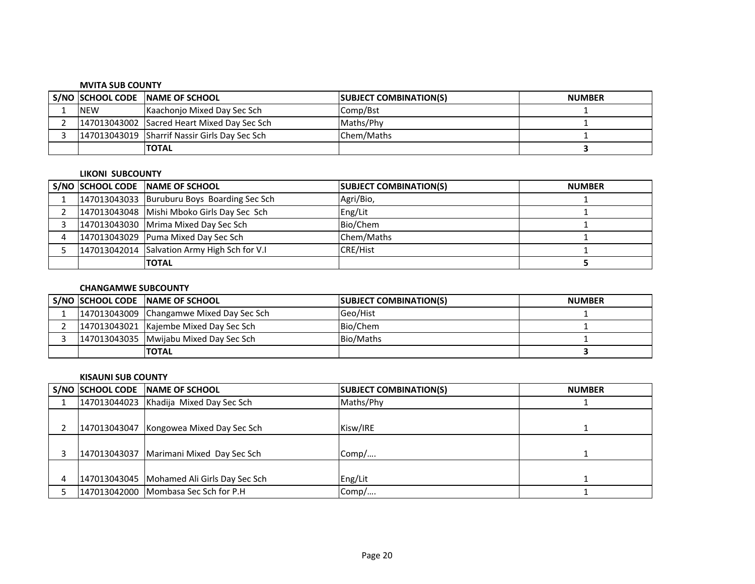**MVITA SUB COUNTY**

| S/NO | SCHOOL CODE | NAME OF SCHOOL | SUBJECT COMBINATION(S) | NUMBER |
|---|---|---|---|---|
| 1 | NEW | Kaachonjo Mixed Day Sec Sch | Comp/Bst | 1 |
| 2 | 147013043002 | Sacred Heart Mixed Day Sec Sch | Maths/Phy | 1 |
| 3 | 147013043019 | Sharrif Nassir Girls Day Sec Sch | Chem/Maths | 1 |
| | | **TOTAL** | | **3** |

**LIKONI SUBCOUNTY**

| S/NO | SCHOOL CODE | NAME OF SCHOOL | SUBJECT COMBINATION(S) | NUMBER |
|---|---|---|---|---|
| 1 | 147013043033 | Buruburu Boys Boarding Sec Sch | Agri/Bio, | 1 |
| 2 | 147013043048 | Mishi Mboko Girls Day Sec Sch | Eng/Lit | 1 |
| 3 | 147013043030 | Mrima Mixed Day Sec Sch | Bio/Chem | 1 |
| 4 | 147013043029 | Puma Mixed Day Sec Sch | Chem/Maths | 1 |
| 5 | 147013042014 | Salvation Army High Sch for V.I | CRE/Hist | 1 |
| | | **TOTAL** | | **5** |

**CHANGAMWE SUBCOUNTY**

| S/NO | SCHOOL CODE | NAME OF SCHOOL | SUBJECT COMBINATION(S) | NUMBER |
|---|---|---|---|---|
| 1 | 147013043009 | Changamwe Mixed Day Sec Sch | Geo/Hist | 1 |
| 2 | 147013043021 | Kajembe Mixed Day Sec Sch | Bio/Chem | 1 |
| 3 | 147013043035 | Mwijabu Mixed Day Sec Sch | Bio/Maths | 1 |
| | | **TOTAL** | | **3** |

**KISAUNI SUB COUNTY**

| S/NO | SCHOOL CODE | NAME OF SCHOOL | SUBJECT COMBINATION(S) | NUMBER |
|---|---|---|---|---|
| 1 | 147013044023 | Khadija Mixed Day Sec Sch | Maths/Phy | 1 |
| 2 | 147013043047 | Kongowea Mixed Day Sec Sch | Kisw/IRE | 1 |
| 3 | 147013043037 | Marimani Mixed Day Sec Sch | Comp/…. | 1 |
| 4 | 147013043045 | Mohamed Ali Girls Day Sec Sch | Eng/Lit | 1 |
| 5 | 147013042000 | Mombasa Sec Sch for P.H | Comp/…. | 1 |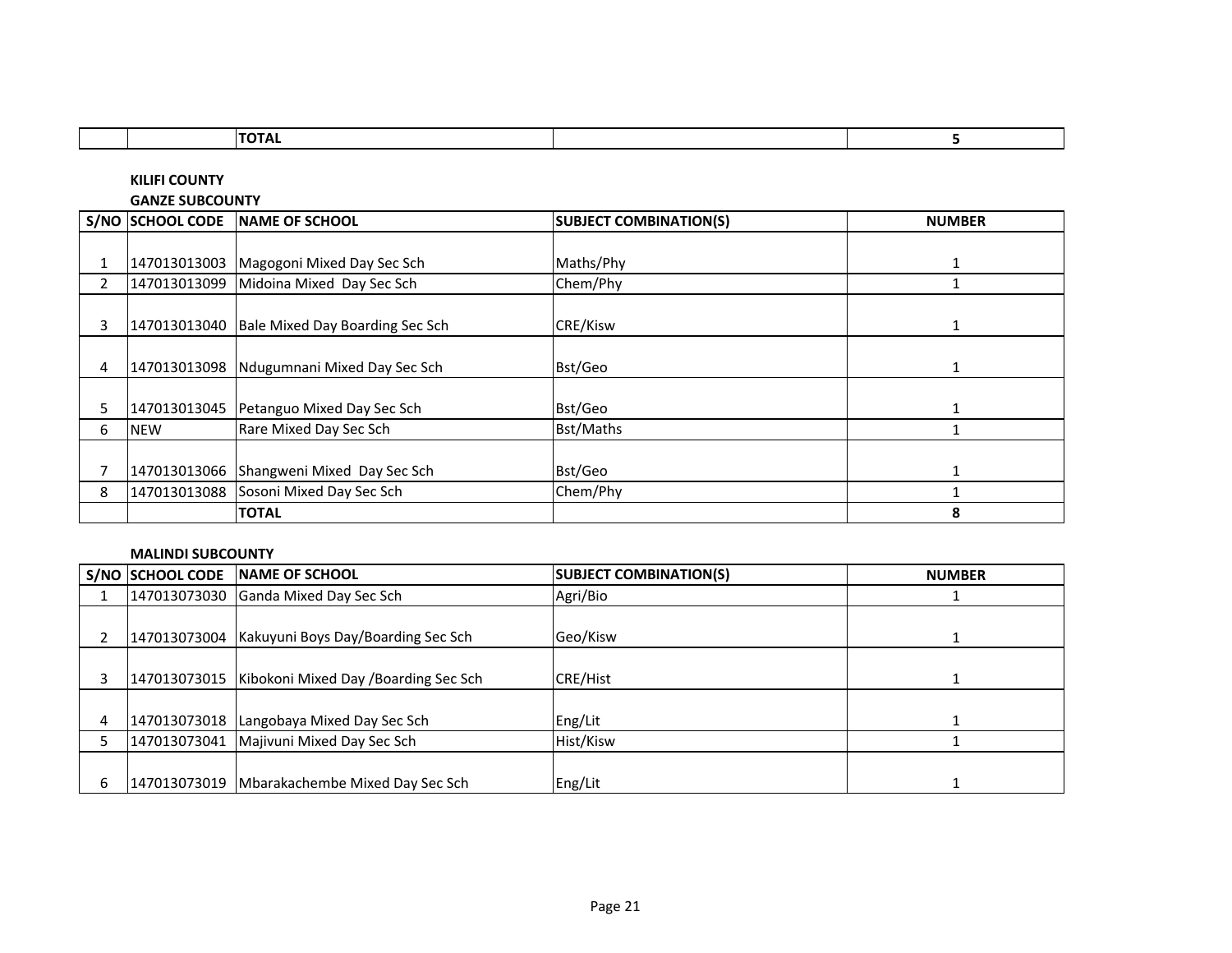| | | TOTAL | | 5 |
|---|---|---|---|---|

**KILIFI COUNTY**

**GANZE SUBCOUNTY**

| S/NO | SCHOOL CODE | NAME OF SCHOOL | SUBJECT COMBINATION(S) | NUMBER |
|---|---|---|---|---|
| 1 | 147013013003 | Magogoni Mixed Day Sec Sch | Maths/Phy | 1 |
| 2 | 147013013099 | Midoina Mixed Day Sec Sch | Chem/Phy | 1 |
| 3 | 147013013040 | Bale Mixed Day Boarding Sec Sch | CRE/Kisw | 1 |
| 4 | 147013013098 | Ndugumnani Mixed Day Sec Sch | Bst/Geo | 1 |
| 5 | 147013013045 | Petanguo Mixed Day Sec Sch | Bst/Geo | 1 |
| 6 | NEW | Rare Mixed Day Sec Sch | Bst/Maths | 1 |
| 7 | 147013013066 | Shangweni Mixed Day Sec Sch | Bst/Geo | 1 |
| 8 | 147013013088 | Sosoni Mixed Day Sec Sch | Chem/Phy | 1 |
| | | **TOTAL** | | **8** |

**MALINDI SUBCOUNTY**

| S/NO | SCHOOL CODE | NAME OF SCHOOL | SUBJECT COMBINATION(S) | NUMBER |
|---|---|---|---|---|
| 1 | 147013073030 | Ganda Mixed Day Sec Sch | Agri/Bio | 1 |
| 2 | 147013073004 | Kakuyuni Boys Day/Boarding Sec Sch | Geo/Kisw | 1 |
| 3 | 147013073015 | Kibokoni Mixed Day /Boarding Sec Sch | CRE/Hist | 1 |
| 4 | 147013073018 | Langobaya Mixed Day Sec Sch | Eng/Lit | 1 |
| 5 | 147013073041 | Majivuni Mixed Day Sec Sch | Hist/Kisw | 1 |
| 6 | 147013073019 | Mbarakachembe Mixed Day Sec Sch | Eng/Lit | 1 |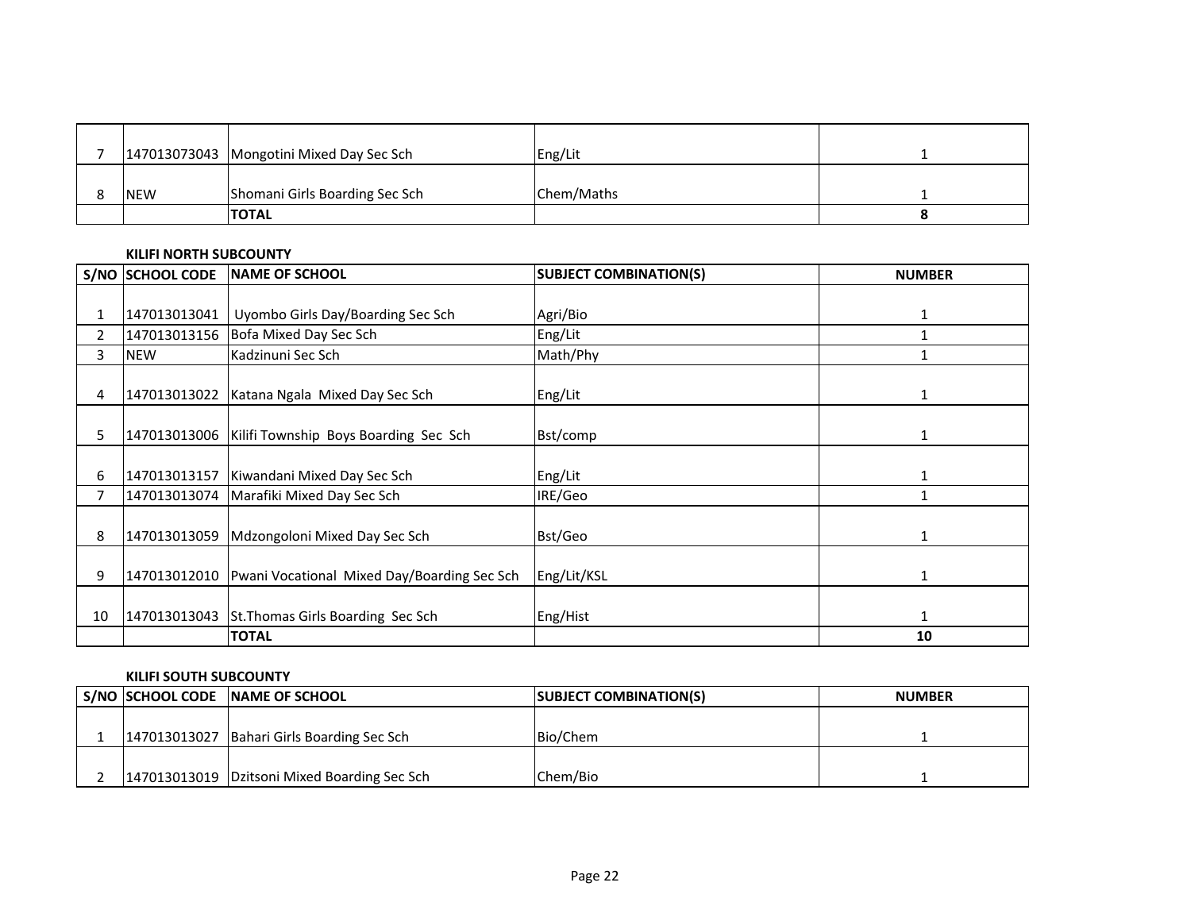| S/NO | SCHOOL CODE | NAME OF SCHOOL | SUBJECT COMBINATION(S) | NUMBER |
|---|---|---|---|---|
| 7 | 147013073043 | Mongotini Mixed Day Sec Sch | Eng/Lit | 1 |
| 8 | NEW | Shomani Girls Boarding Sec Sch | Chem/Maths | 1 |
| | | **TOTAL** | | **8** |

**KILIFI NORTH SUBCOUNTY**

| S/NO | SCHOOL CODE | NAME OF SCHOOL | SUBJECT COMBINATION(S) | NUMBER |
|---|---|---|---|---|
| 1 | 147013013041 | Uyombo Girls Day/Boarding Sec Sch | Agri/Bio | 1 |
| 2 | 147013013156 | Bofa Mixed Day Sec Sch | Eng/Lit | 1 |
| 3 | NEW | Kadzinuni Sec Sch | Math/Phy | 1 |
| 4 | 147013013022 | Katana Ngala Mixed Day Sec Sch | Eng/Lit | 1 |
| 5 | 147013013006 | Kilifi Township Boys Boarding Sec Sch | Bst/comp | 1 |
| 6 | 147013013157 | Kiwandani Mixed Day Sec Sch | Eng/Lit | 1 |
| 7 | 147013013074 | Marafiki Mixed Day Sec Sch | IRE/Geo | 1 |
| 8 | 147013013059 | Mdzongoloni Mixed Day Sec Sch | Bst/Geo | 1 |
| 9 | 147013012010 | Pwani Vocational Mixed Day/Boarding Sec Sch | Eng/Lit/KSL | 1 |
| 10 | 147013013043 | St.Thomas Girls Boarding Sec Sch | Eng/Hist | 1 |
| | | **TOTAL** | | **10** |

**KILIFI SOUTH SUBCOUNTY**

| S/NO | SCHOOL CODE | NAME OF SCHOOL | SUBJECT COMBINATION(S) | NUMBER |
|---|---|---|---|---|
| 1 | 147013013027 | Bahari Girls Boarding Sec Sch | Bio/Chem | 1 |
| 2 | 147013013019 | Dzitsoni Mixed Boarding Sec Sch | Chem/Bio | 1 |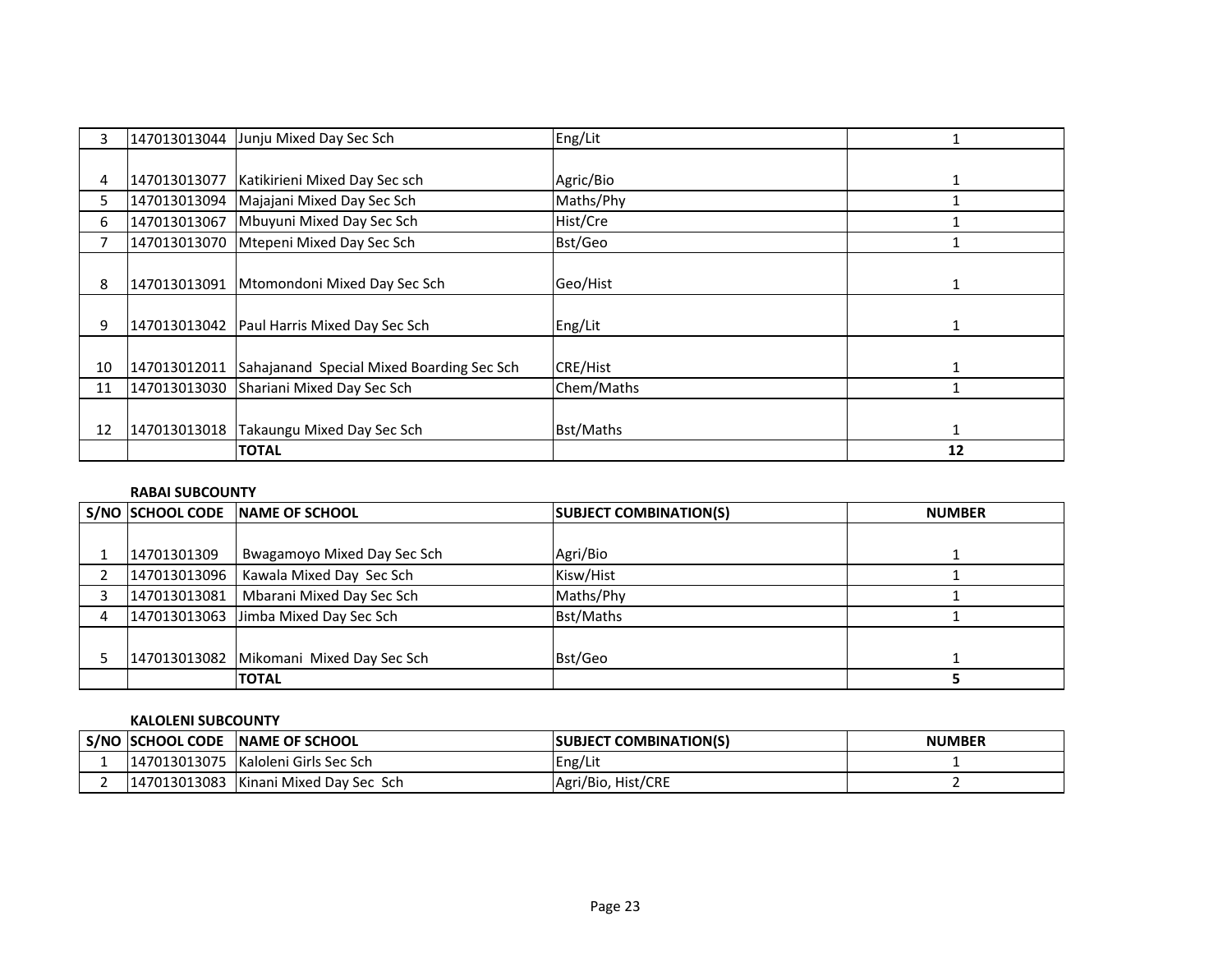| S/NO | SCHOOL CODE | NAME OF SCHOOL | SUBJECT COMBINATION(S) | NUMBER |
|---|---|---|---|---|
| 3 | 147013013044 | Junju Mixed Day Sec Sch | Eng/Lit | 1 |
| 4 | 147013013077 | Katikirieni Mixed Day Sec sch | Agric/Bio | 1 |
| 5 | 147013013094 | Majajani Mixed Day Sec Sch | Maths/Phy | 1 |
| 6 | 147013013067 | Mbuyuni Mixed Day Sec Sch | Hist/Cre | 1 |
| 7 | 147013013070 | Mtepeni Mixed Day Sec Sch | Bst/Geo | 1 |
| 8 | 147013013091 | Mtomondoni Mixed Day Sec Sch | Geo/Hist | 1 |
| 9 | 147013013042 | Paul Harris Mixed Day Sec Sch | Eng/Lit | 1 |
| 10 | 147013012011 | Sahajanand Special Mixed Boarding Sec Sch | CRE/Hist | 1 |
| 11 | 147013013030 | Shariani Mixed Day Sec Sch | Chem/Maths | 1 |
| 12 | 147013013018 | Takaungu Mixed Day Sec Sch | Bst/Maths | 1 |
| | | **TOTAL** | | **12** |

**RABAI SUBCOUNTY**

| S/NO | SCHOOL CODE | NAME OF SCHOOL | SUBJECT COMBINATION(S) | NUMBER |
|---|---|---|---|---|
| 1 | 14701301309 | Bwagamoyo Mixed Day Sec Sch | Agri/Bio | 1 |
| 2 | 147013013096 | Kawala Mixed Day Sec Sch | Kisw/Hist | 1 |
| 3 | 147013013081 | Mbarani Mixed Day Sec Sch | Maths/Phy | 1 |
| 4 | 147013013063 | Jimba Mixed Day Sec Sch | Bst/Maths | 1 |
| 5 | 147013013082 | Mikomani Mixed Day Sec Sch | Bst/Geo | 1 |
| | | **TOTAL** | | **5** |

**KALOLENI SUBCOUNTY**

| S/NO | SCHOOL CODE | NAME OF SCHOOL | SUBJECT COMBINATION(S) | NUMBER |
|---|---|---|---|---|
| 1 | 147013013075 | Kaloleni Girls Sec Sch | Eng/Lit | 1 |
| 2 | 147013013083 | Kinani Mixed Day Sec Sch | Agri/Bio, Hist/CRE | 2 |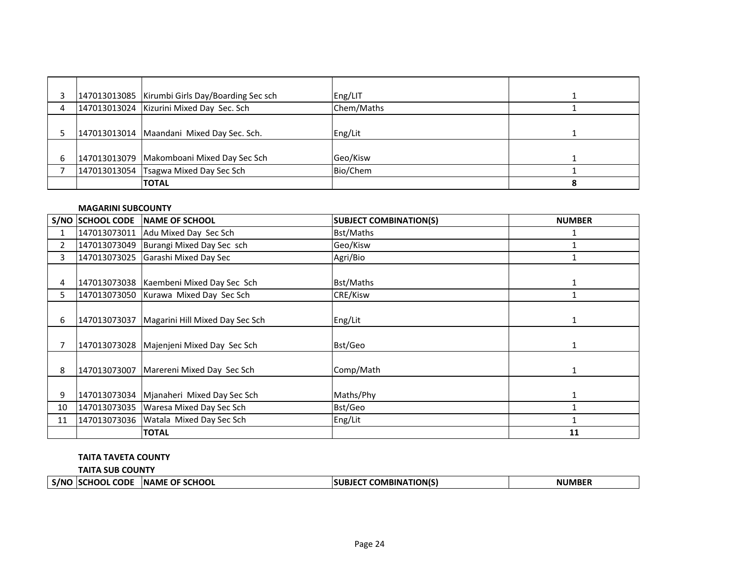| | | | | |
|---|---|---|---|---|
| 3 | 147013013085 | Kirumbi Girls Day/Boarding Sec sch | Eng/LIT | 1 |
| 4 | 147013013024 | Kizurini Mixed Day Sec. Sch | Chem/Maths | 1 |
| 5 | 147013013014 | Maandani Mixed Day Sec. Sch. | Eng/Lit | 1 |
| 6 | 147013013079 | Makomboani Mixed Day Sec Sch | Geo/Kisw | 1 |
| 7 | 147013013054 | Tsagwa Mixed Day Sec Sch | Bio/Chem | 1 |
| | | **TOTAL** | | **8** |

**MAGARINI SUBCOUNTY**

| S/NO | SCHOOL CODE | NAME OF SCHOOL | SUBJECT COMBINATION(S) | NUMBER |
|---|---|---|---|---|
| 1 | 147013073011 | Adu Mixed Day Sec Sch | Bst/Maths | 1 |
| 2 | 147013073049 | Burangi Mixed Day Sec sch | Geo/Kisw | 1 |
| 3 | 147013073025 | Garashi Mixed Day Sec | Agri/Bio | 1 |
| 4 | 147013073038 | Kaembeni Mixed Day Sec Sch | Bst/Maths | 1 |
| 5 | 147013073050 | Kurawa Mixed Day Sec Sch | CRE/Kisw | 1 |
| 6 | 147013073037 | Magarini Hill Mixed Day Sec Sch | Eng/Lit | 1 |
| 7 | 147013073028 | Majenjeni Mixed Day Sec Sch | Bst/Geo | 1 |
| 8 | 147013073007 | Marereni Mixed Day Sec Sch | Comp/Math | 1 |
| 9 | 147013073034 | Mjanaheri Mixed Day Sec Sch | Maths/Phy | 1 |
| 10 | 147013073035 | Waresa Mixed Day Sec Sch | Bst/Geo | 1 |
| 11 | 147013073036 | Watala Mixed Day Sec Sch | Eng/Lit | 1 |
| | | **TOTAL** | | **11** |

**TAITA TAVETA COUNTY**

**TAITA SUB COUNTY**

| S/NO | SCHOOL CODE | NAME OF SCHOOL | SUBJECT COMBINATION(S) | NUMBER |
|---|---|---|---|---|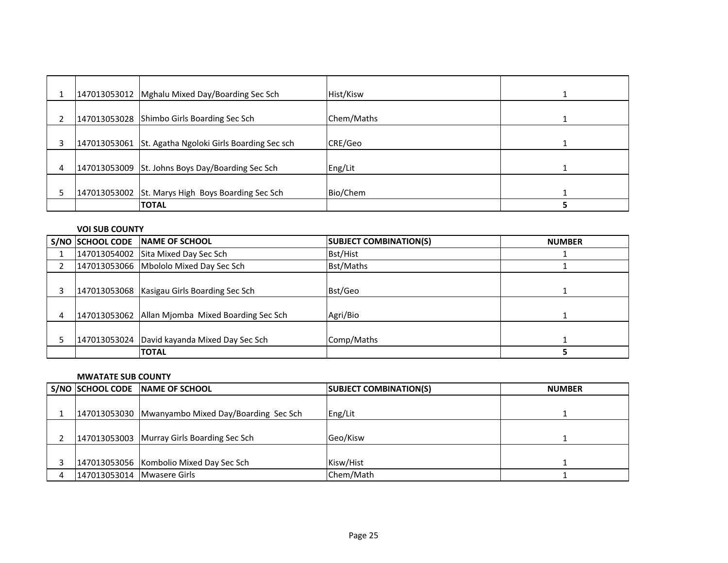| | | | | |
|---|---|---|---|---|
| 1 | 147013053012 | Mghalu Mixed Day/Boarding Sec Sch | Hist/Kisw | 1 |
| 2 | 147013053028 | Shimbo Girls Boarding Sec Sch | Chem/Maths | 1 |
| 3 | 147013053061 | St. Agatha Ngoloki Girls Boarding Sec sch | CRE/Geo | 1 |
| 4 | 147013053009 | St. Johns Boys Day/Boarding Sec Sch | Eng/Lit | 1 |
| 5 | 147013053002 | St. Marys High Boys Boarding Sec Sch | Bio/Chem | 1 |
| | | **TOTAL** | | **5** |

**VOI SUB COUNTY**

| S/NO | SCHOOL CODE | NAME OF SCHOOL | SUBJECT COMBINATION(S) | NUMBER |
|---|---|---|---|---|
| 1 | 147013054002 | Sita Mixed Day Sec Sch | Bst/Hist | 1 |
| 2 | 147013053066 | Mbololo Mixed Day Sec Sch | Bst/Maths | 1 |
| 3 | 147013053068 | Kasigau Girls Boarding Sec Sch | Bst/Geo | 1 |
| 4 | 147013053062 | Allan Mjomba Mixed Boarding Sec Sch | Agri/Bio | 1 |
| 5 | 147013053024 | David kayanda Mixed Day Sec Sch | Comp/Maths | 1 |
| | | **TOTAL** | | **5** |

**MWATATE SUB COUNTY**

| S/NO | SCHOOL CODE | NAME OF SCHOOL | SUBJECT COMBINATION(S) | NUMBER |
|---|---|---|---|---|
| 1 | 147013053030 | Mwanyambo Mixed Day/Boarding Sec Sch | Eng/Lit | 1 |
| 2 | 147013053003 | Murray Girls Boarding Sec Sch | Geo/Kisw | 1 |
| 3 | 147013053056 | Kombolio Mixed Day Sec Sch | Kisw/Hist | 1 |
| 4 | 147013053014 | Mwasere Girls | Chem/Math | 1 |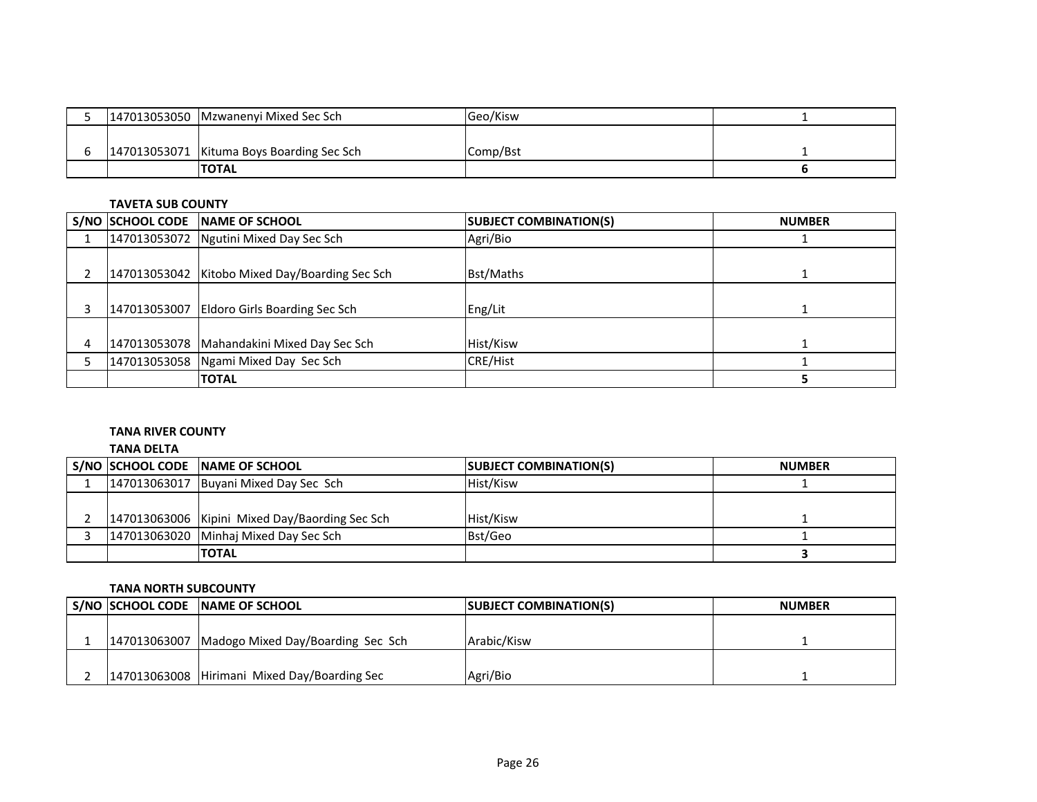| | | | | |
|---|---|---|---|---|
| 5 | 147013053050 | Mzwanenyi Mixed Sec Sch | Geo/Kisw | 1 |
| 6 | 147013053071 | Kituma Boys Boarding Sec Sch | Comp/Bst | 1 |
| | | **TOTAL** | | **6** |

**TAVETA SUB COUNTY**

| S/NO | SCHOOL CODE | NAME OF SCHOOL | SUBJECT COMBINATION(S) | NUMBER |
|---|---|---|---|---|
| 1 | 147013053072 | Ngutini Mixed Day Sec Sch | Agri/Bio | 1 |
| 2 | 147013053042 | Kitobo Mixed Day/Boarding Sec Sch | Bst/Maths | 1 |
| 3 | 147013053007 | Eldoro Girls Boarding Sec Sch | Eng/Lit | 1 |
| 4 | 147013053078 | Mahandakini Mixed Day Sec Sch | Hist/Kisw | 1 |
| 5 | 147013053058 | Ngami Mixed Day Sec Sch | CRE/Hist | 1 |
| | | **TOTAL** | | **5** |

**TANA RIVER COUNTY**

**TANA DELTA**

| S/NO | SCHOOL CODE | NAME OF SCHOOL | SUBJECT COMBINATION(S) | NUMBER |
|---|---|---|---|---|
| 1 | 147013063017 | Buyani Mixed Day Sec Sch | Hist/Kisw | 1 |
| 2 | 147013063006 | Kipini Mixed Day/Baording Sec Sch | Hist/Kisw | 1 |
| 3 | 147013063020 | Minhaj Mixed Day Sec Sch | Bst/Geo | 1 |
| | | **TOTAL** | | **3** |

**TANA NORTH SUBCOUNTY**

| S/NO | SCHOOL CODE | NAME OF SCHOOL | SUBJECT COMBINATION(S) | NUMBER |
|---|---|---|---|---|
| 1 | 147013063007 | Madogo Mixed Day/Boarding Sec Sch | Arabic/Kisw | 1 |
| 2 | 147013063008 | Hirimani Mixed Day/Boarding Sec | Agri/Bio | 1 |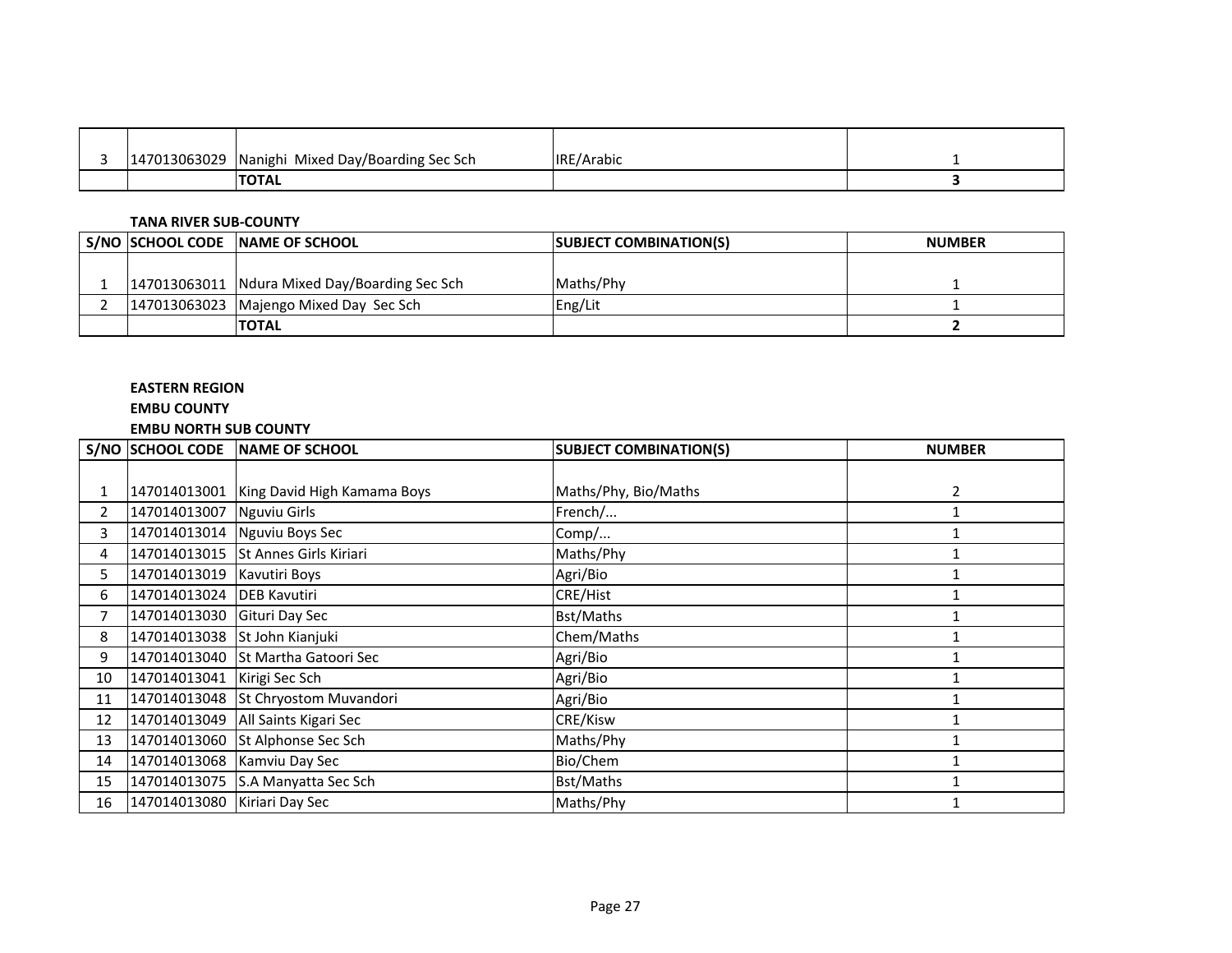| S/NO | SCHOOL CODE | NAME OF SCHOOL | SUBJECT COMBINATION(S) | NUMBER |
|---|---|---|---|---|
| 3 | 147013063029 | Nanighi Mixed Day/Boarding Sec Sch | IRE/Arabic | 1 |
| | | **TOTAL** | | **3** |

**TANA RIVER SUB-COUNTY**

| S/NO | SCHOOL CODE | NAME OF SCHOOL | SUBJECT COMBINATION(S) | NUMBER |
|---|---|---|---|---|
| 1 | 147013063011 | Ndura Mixed Day/Boarding Sec Sch | Maths/Phy | 1 |
| 2 | 147013063023 | Majengo Mixed Day Sec Sch | Eng/Lit | 1 |
| | | **TOTAL** | | **2** |

**EASTERN REGION**

**EMBU COUNTY**

**EMBU NORTH SUB COUNTY**

| S/NO | SCHOOL CODE | NAME OF SCHOOL | SUBJECT COMBINATION(S) | NUMBER |
|---|---|---|---|---|
| 1 | 147014013001 | King David High Kamama Boys | Maths/Phy, Bio/Maths | 2 |
| 2 | 147014013007 | Nguviu Girls | French/... | 1 |
| 3 | 147014013014 | Nguviu Boys Sec | Comp/... | 1 |
| 4 | 147014013015 | St Annes Girls Kiriari | Maths/Phy | 1 |
| 5 | 147014013019 | Kavutiri Boys | Agri/Bio | 1 |
| 6 | 147014013024 | DEB Kavutiri | CRE/Hist | 1 |
| 7 | 147014013030 | Gituri Day Sec | Bst/Maths | 1 |
| 8 | 147014013038 | St John Kianjuki | Chem/Maths | 1 |
| 9 | 147014013040 | St Martha Gatoori Sec | Agri/Bio | 1 |
| 10 | 147014013041 | Kirigi Sec Sch | Agri/Bio | 1 |
| 11 | 147014013048 | St Chryostom Muvandori | Agri/Bio | 1 |
| 12 | 147014013049 | All Saints Kigari Sec | CRE/Kisw | 1 |
| 13 | 147014013060 | St Alphonse Sec Sch | Maths/Phy | 1 |
| 14 | 147014013068 | Kamviu Day Sec | Bio/Chem | 1 |
| 15 | 147014013075 | S.A Manyatta Sec Sch | Bst/Maths | 1 |
| 16 | 147014013080 | Kiriari Day Sec | Maths/Phy | 1 |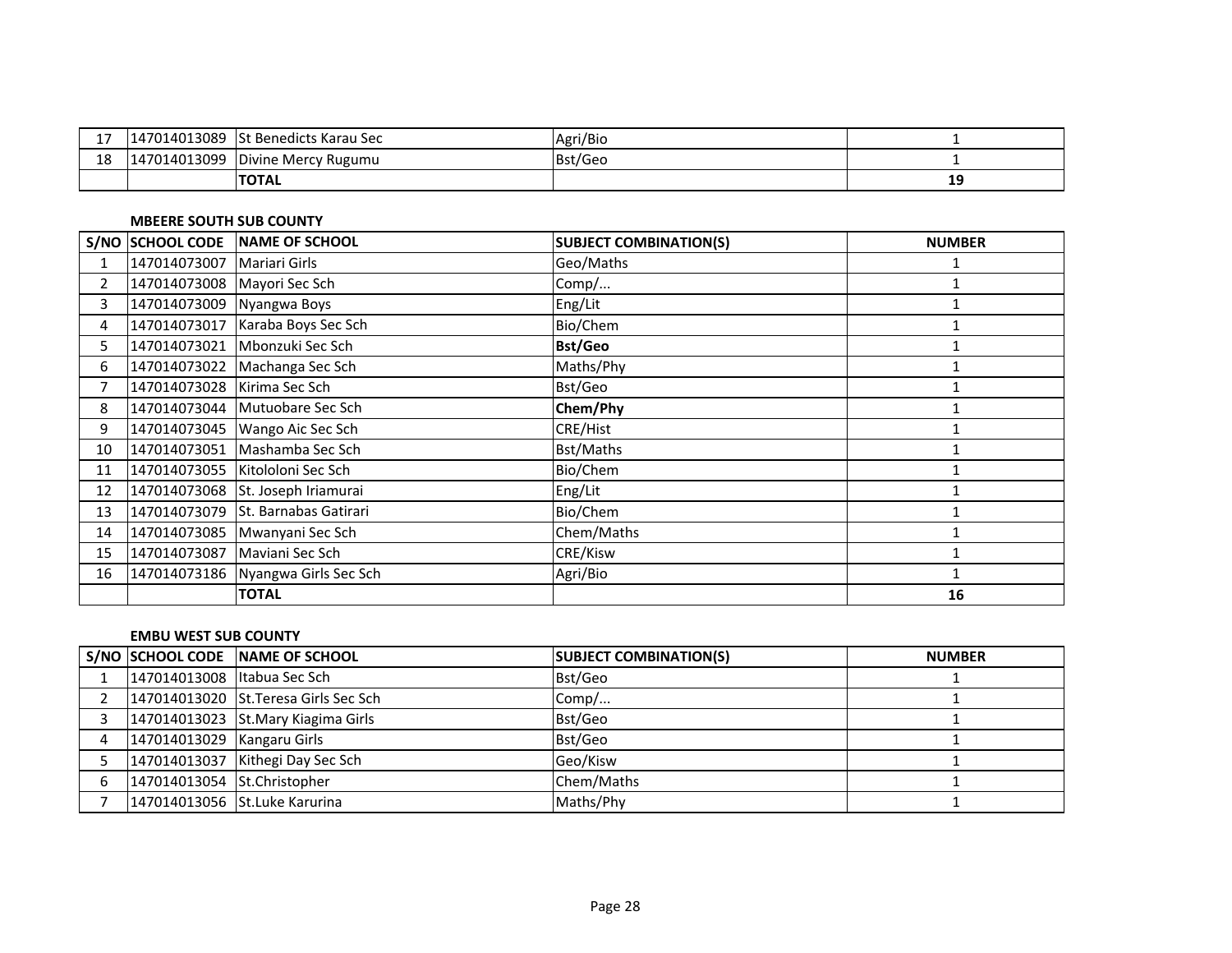| 17 | 147014013089 | St Benedicts Karau Sec | Agri/Bio | 1 |
|---|---|---|---|---|
| 18 | 147014013099 | Divine Mercy Rugumu | Bst/Geo | 1 |
| | | **TOTAL** | | **19** |

**MBEERE SOUTH SUB COUNTY**

| S/NO | SCHOOL CODE | NAME OF SCHOOL | SUBJECT COMBINATION(S) | NUMBER |
|---|---|---|---|---|
| 1 | 147014073007 | Mariari Girls | Geo/Maths | 1 |
| 2 | 147014073008 | Mayori Sec Sch | Comp/... | 1 |
| 3 | 147014073009 | Nyangwa Boys | Eng/Lit | 1 |
| 4 | 147014073017 | Karaba Boys Sec Sch | Bio/Chem | 1 |
| 5 | 147014073021 | Mbonzuki Sec Sch | **Bst/Geo** | 1 |
| 6 | 147014073022 | Machanga Sec Sch | Maths/Phy | 1 |
| 7 | 147014073028 | Kirima Sec Sch | Bst/Geo | 1 |
| 8 | 147014073044 | Mutuobare Sec Sch | **Chem/Phy** | 1 |
| 9 | 147014073045 | Wango Aic Sec Sch | CRE/Hist | 1 |
| 10 | 147014073051 | Mashamba Sec Sch | Bst/Maths | 1 |
| 11 | 147014073055 | Kitololoni Sec Sch | Bio/Chem | 1 |
| 12 | 147014073068 | St. Joseph Iriamurai | Eng/Lit | 1 |
| 13 | 147014073079 | St. Barnabas Gatirari | Bio/Chem | 1 |
| 14 | 147014073085 | Mwanyani Sec Sch | Chem/Maths | 1 |
| 15 | 147014073087 | Maviani Sec Sch | CRE/Kisw | 1 |
| 16 | 147014073186 | Nyangwa Girls Sec Sch | Agri/Bio | 1 |
| | | **TOTAL** | | **16** |

**EMBU WEST SUB COUNTY**

| S/NO | SCHOOL CODE | NAME OF SCHOOL | SUBJECT COMBINATION(S) | NUMBER |
|---|---|---|---|---|
| 1 | 147014013008 | Itabua Sec Sch | Bst/Geo | 1 |
| 2 | 147014013020 | St.Teresa Girls Sec Sch | Comp/... | 1 |
| 3 | 147014013023 | St.Mary Kiagima Girls | Bst/Geo | 1 |
| 4 | 147014013029 | Kangaru Girls | Bst/Geo | 1 |
| 5 | 147014013037 | Kithegi Day Sec Sch | Geo/Kisw | 1 |
| 6 | 147014013054 | St.Christopher | Chem/Maths | 1 |
| 7 | 147014013056 | St.Luke Karurina | Maths/Phy | 1 |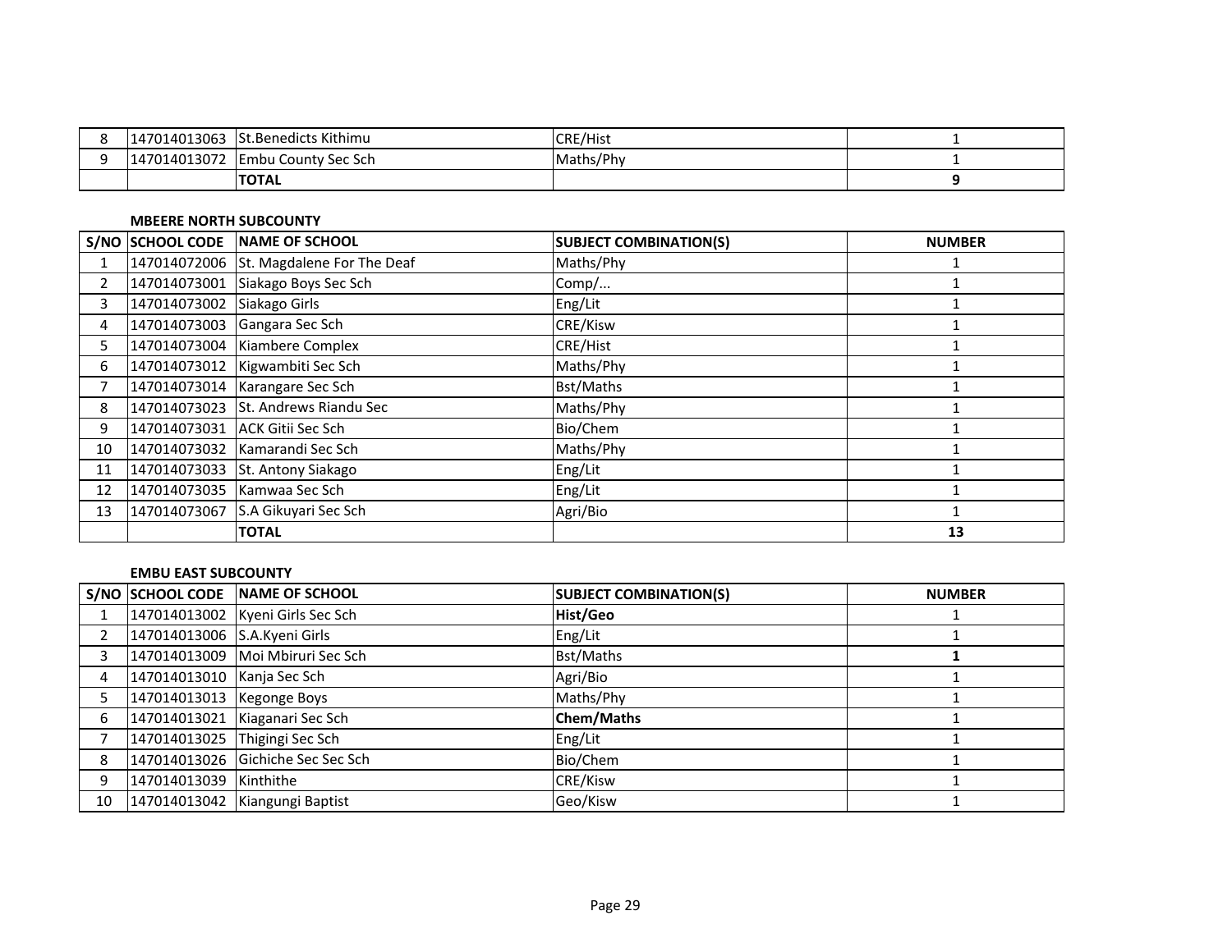| | | | | |
|---|---|---|---|---|
| 8 | 147014013063 | St.Benedicts Kithimu | CRE/Hist | 1 |
| 9 | 147014013072 | Embu County Sec Sch | Maths/Phy | 1 |
| | | **TOTAL** | | **9** |

**MBEERE NORTH SUBCOUNTY**

| S/NO | SCHOOL CODE | NAME OF SCHOOL | SUBJECT COMBINATION(S) | NUMBER |
|---|---|---|---|---|
| 1 | 147014072006 | St. Magdalene For The Deaf | Maths/Phy | 1 |
| 2 | 147014073001 | Siakago Boys Sec Sch | Comp/... | 1 |
| 3 | 147014073002 | Siakago Girls | Eng/Lit | 1 |
| 4 | 147014073003 | Gangara Sec Sch | CRE/Kisw | 1 |
| 5 | 147014073004 | Kiambere Complex | CRE/Hist | 1 |
| 6 | 147014073012 | Kigwambiti Sec Sch | Maths/Phy | 1 |
| 7 | 147014073014 | Karangare Sec Sch | Bst/Maths | 1 |
| 8 | 147014073023 | St. Andrews Riandu Sec | Maths/Phy | 1 |
| 9 | 147014073031 | ACK Gitii Sec Sch | Bio/Chem | 1 |
| 10 | 147014073032 | Kamarandi Sec Sch | Maths/Phy | 1 |
| 11 | 147014073033 | St. Antony Siakago | Eng/Lit | 1 |
| 12 | 147014073035 | Kamwaa Sec Sch | Eng/Lit | 1 |
| 13 | 147014073067 | S.A Gikuyari Sec Sch | Agri/Bio | 1 |
| | | **TOTAL** | | **13** |

**EMBU EAST SUBCOUNTY**

| S/NO | SCHOOL CODE | NAME OF SCHOOL | SUBJECT COMBINATION(S) | NUMBER |
|---|---|---|---|---|
| 1 | 147014013002 | Kyeni Girls Sec Sch | **Hist/Geo** | 1 |
| 2 | 147014013006 | S.A.Kyeni Girls | Eng/Lit | 1 |
| 3 | 147014013009 | Moi Mbiruri Sec Sch | Bst/Maths | **1** |
| 4 | 147014013010 | Kanja Sec Sch | Agri/Bio | 1 |
| 5 | 147014013013 | Kegonge Boys | Maths/Phy | 1 |
| 6 | 147014013021 | Kiaganari Sec Sch | **Chem/Maths** | 1 |
| 7 | 147014013025 | Thigingi Sec Sch | Eng/Lit | 1 |
| 8 | 147014013026 | Gichiche Sec Sec Sch | Bio/Chem | 1 |
| 9 | 147014013039 | Kinthithe | CRE/Kisw | 1 |
| 10 | 147014013042 | Kiangungi Baptist | Geo/Kisw | 1 |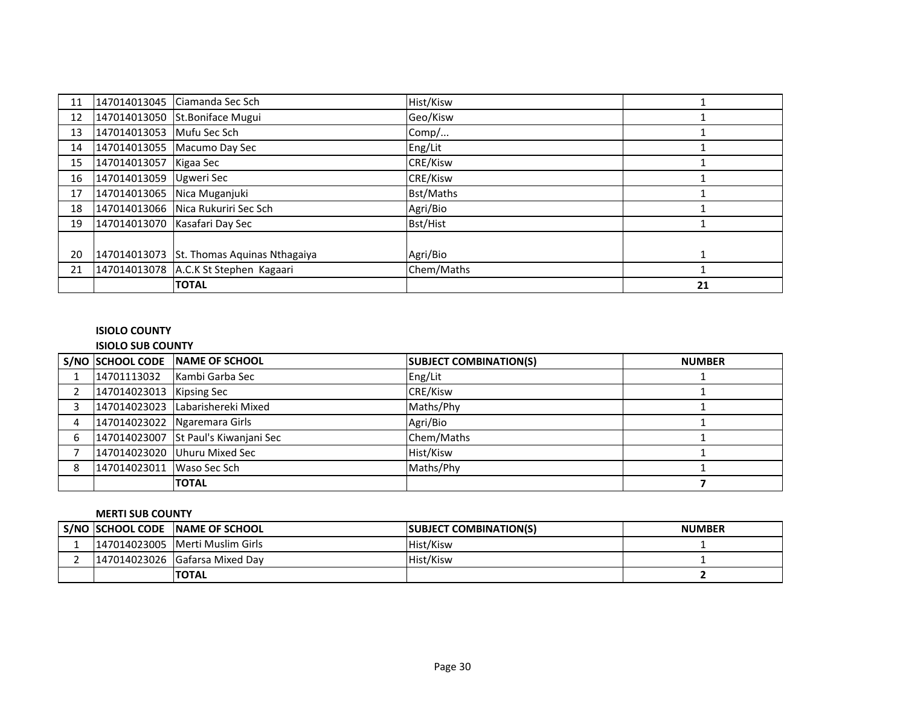| | | | | |
|---|---|---|---|---|
| 11 | 147014013045 | Ciamanda Sec Sch | Hist/Kisw | 1 |
| 12 | 147014013050 | St.Boniface Mugui | Geo/Kisw | 1 |
| 13 | 147014013053 | Mufu Sec Sch | Comp/... | 1 |
| 14 | 147014013055 | Macumo Day Sec | Eng/Lit | 1 |
| 15 | 147014013057 | Kigaa Sec | CRE/Kisw | 1 |
| 16 | 147014013059 | Ugweri Sec | CRE/Kisw | 1 |
| 17 | 147014013065 | Nica Muganjuki | Bst/Maths | 1 |
| 18 | 147014013066 | Nica Rukuriri Sec Sch | Agri/Bio | 1 |
| 19 | 147014013070 | Kasafari Day Sec | Bst/Hist | 1 |
| 20 | 147014013073 | St. Thomas Aquinas Nthagaiya | Agri/Bio | 1 |
| 21 | 147014013078 | A.C.K St Stephen Kagaari | Chem/Maths | 1 |
| | | **TOTAL** | | **21** |

**ISIOLO COUNTY**

**ISIOLO SUB COUNTY**

| S/NO | SCHOOL CODE | NAME OF SCHOOL | SUBJECT COMBINATION(S) | NUMBER |
|---|---|---|---|---|
| 1 | 14701113032 | Kambi Garba Sec | Eng/Lit | 1 |
| 2 | 147014023013 | Kipsing Sec | CRE/Kisw | 1 |
| 3 | 147014023023 | Labarishereki Mixed | Maths/Phy | 1 |
| 4 | 147014023022 | Ngaremara Girls | Agri/Bio | 1 |
| 6 | 147014023007 | St Paul's Kiwanjani Sec | Chem/Maths | 1 |
| 7 | 147014023020 | Uhuru Mixed Sec | Hist/Kisw | 1 |
| 8 | 147014023011 | Waso Sec Sch | Maths/Phy | 1 |
| | | **TOTAL** | | **7** |

**MERTI SUB COUNTY**

| S/NO | SCHOOL CODE | NAME OF SCHOOL | SUBJECT COMBINATION(S) | NUMBER |
|---|---|---|---|---|
| 1 | 147014023005 | Merti Muslim Girls | Hist/Kisw | 1 |
| 2 | 147014023026 | Gafarsa Mixed Day | Hist/Kisw | 1 |
| | | **TOTAL** | | **2** |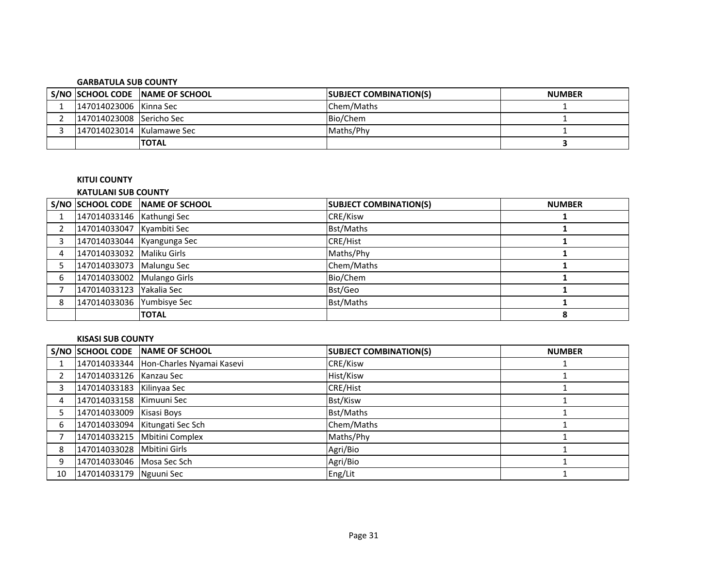**GARBATULA SUB COUNTY**

| S/NO | SCHOOL CODE | NAME OF SCHOOL | SUBJECT COMBINATION(S) | NUMBER |
|---|---|---|---|---|
| 1 | 147014023006 | Kinna Sec | Chem/Maths | 1 |
| 2 | 147014023008 | Sericho Sec | Bio/Chem | 1 |
| 3 | 147014023014 | Kulamawe Sec | Maths/Phy | 1 |
| | | **TOTAL** | | **3** |

**KITUI COUNTY**

**KATULANI SUB COUNTY**

| S/NO | SCHOOL CODE | NAME OF SCHOOL | SUBJECT COMBINATION(S) | NUMBER |
|---|---|---|---|---|
| 1 | 147014033146 | Kathungi Sec | CRE/Kisw | **1** |
| 2 | 147014033047 | Kyambiti Sec | Bst/Maths | **1** |
| 3 | 147014033044 | Kyangunga Sec | CRE/Hist | **1** |
| 4 | 147014033032 | Maliku Girls | Maths/Phy | **1** |
| 5 | 147014033073 | Malungu Sec | Chem/Maths | **1** |
| 6 | 147014033002 | Mulango Girls | Bio/Chem | **1** |
| 7 | 147014033123 | Yakalia Sec | Bst/Geo | **1** |
| 8 | 147014033036 | Yumbisye Sec | Bst/Maths | **1** |
| | | **TOTAL** | | **8** |

**KISASI SUB COUNTY**

| S/NO | SCHOOL CODE | NAME OF SCHOOL | SUBJECT COMBINATION(S) | NUMBER |
|---|---|---|---|---|
| 1 | 147014033344 | Hon-Charles Nyamai Kasevi | CRE/Kisw | 1 |
| 2 | 147014033126 | Kanzau Sec | Hist/Kisw | 1 |
| 3 | 147014033183 | Kilinyaa Sec | CRE/Hist | 1 |
| 4 | 147014033158 | Kimuuni Sec | Bst/Kisw | 1 |
| 5 | 147014033009 | Kisasi Boys | Bst/Maths | 1 |
| 6 | 147014033094 | Kitungati Sec Sch | Chem/Maths | 1 |
| 7 | 147014033215 | Mbitini Complex | Maths/Phy | 1 |
| 8 | 147014033028 | Mbitini Girls | Agri/Bio | 1 |
| 9 | 147014033046 | Mosa Sec Sch | Agri/Bio | 1 |
| 10 | 147014033179 | Nguuni Sec | Eng/Lit | 1 |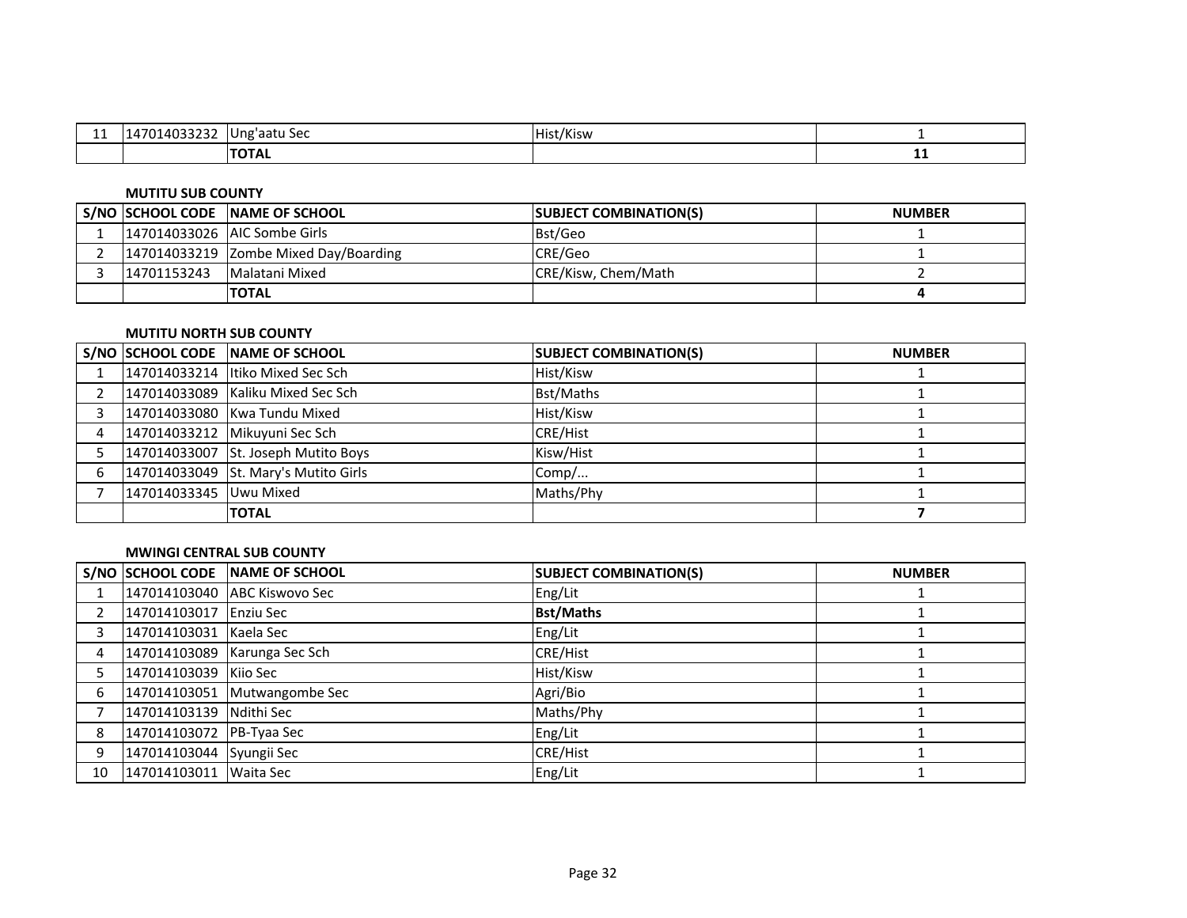| 11 | 147014033232 | Ung'aatu Sec | Hist/Kisw | 1 |
|---|---|---|---|---|
| | | **TOTAL** | | **11** |

**MUTITU SUB COUNTY**

| S/NO | SCHOOL CODE | NAME OF SCHOOL | SUBJECT COMBINATION(S) | NUMBER |
|---|---|---|---|---|
| 1 | 147014033026 | AIC Sombe Girls | Bst/Geo | 1 |
| 2 | 147014033219 | Zombe Mixed Day/Boarding | CRE/Geo | 1 |
| 3 | 14701153243 | Malatani Mixed | CRE/Kisw, Chem/Math | 2 |
| | | **TOTAL** | | **4** |

**MUTITU NORTH SUB COUNTY**

| S/NO | SCHOOL CODE | NAME OF SCHOOL | SUBJECT COMBINATION(S) | NUMBER |
|---|---|---|---|---|
| 1 | 147014033214 | Itiko Mixed Sec Sch | Hist/Kisw | 1 |
| 2 | 147014033089 | Kaliku Mixed Sec Sch | Bst/Maths | 1 |
| 3 | 147014033080 | Kwa Tundu Mixed | Hist/Kisw | 1 |
| 4 | 147014033212 | Mikuyuni Sec Sch | CRE/Hist | 1 |
| 5 | 147014033007 | St. Joseph Mutito Boys | Kisw/Hist | 1 |
| 6 | 147014033049 | St. Mary's Mutito Girls | Comp/... | 1 |
| 7 | 147014033345 | Uwu Mixed | Maths/Phy | 1 |
| | | **TOTAL** | | **7** |

**MWINGI CENTRAL SUB COUNTY**

| S/NO | SCHOOL CODE | NAME OF SCHOOL | SUBJECT COMBINATION(S) | NUMBER |
|---|---|---|---|---|
| 1 | 147014103040 | ABC Kiswovo Sec | Eng/Lit | 1 |
| 2 | 147014103017 | Enziu Sec | **Bst/Maths** | 1 |
| 3 | 147014103031 | Kaela Sec | Eng/Lit | 1 |
| 4 | 147014103089 | Karunga Sec Sch | CRE/Hist | 1 |
| 5 | 147014103039 | Kiio Sec | Hist/Kisw | 1 |
| 6 | 147014103051 | Mutwangombe Sec | Agri/Bio | 1 |
| 7 | 147014103139 | Ndithi Sec | Maths/Phy | 1 |
| 8 | 147014103072 | PB-Tyaa Sec | Eng/Lit | 1 |
| 9 | 147014103044 | Syungii Sec | CRE/Hist | 1 |
| 10 | 147014103011 | Waita Sec | Eng/Lit | 1 |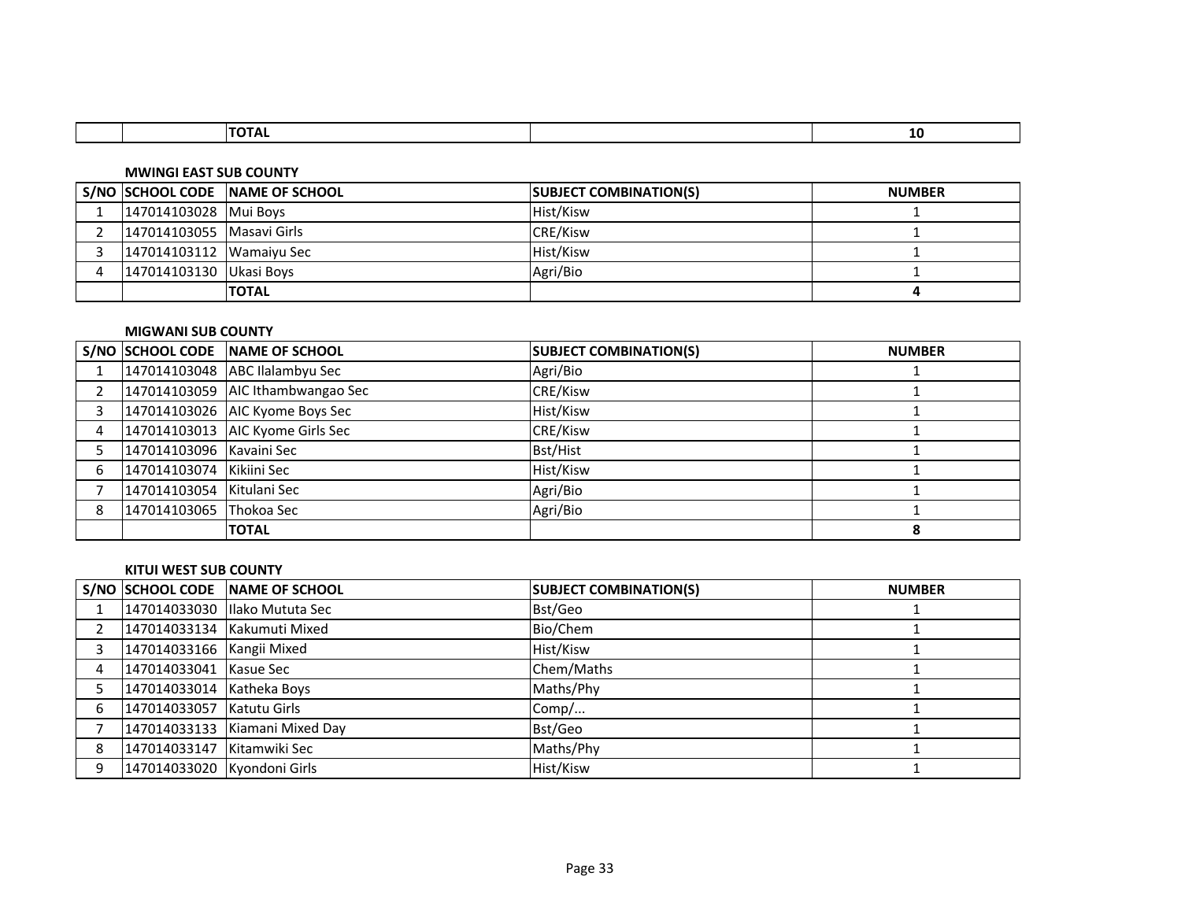| | | TOTAL | | 10 |
|---|---|---|---|---|

**MWINGI EAST SUB COUNTY**

| S/NO | SCHOOL CODE | NAME OF SCHOOL | SUBJECT COMBINATION(S) | NUMBER |
|---|---|---|---|---|
| 1 | 147014103028 | Mui Boys | Hist/Kisw | 1 |
| 2 | 147014103055 | Masavi Girls | CRE/Kisw | 1 |
| 3 | 147014103112 | Wamaiyu Sec | Hist/Kisw | 1 |
| 4 | 147014103130 | Ukasi Boys | Agri/Bio | 1 |
| | | **TOTAL** | | **4** |

**MIGWANI SUB COUNTY**

| S/NO | SCHOOL CODE | NAME OF SCHOOL | SUBJECT COMBINATION(S) | NUMBER |
|---|---|---|---|---|
| 1 | 147014103048 | ABC Ilalambyu Sec | Agri/Bio | 1 |
| 2 | 147014103059 | AIC Ithambwangao Sec | CRE/Kisw | 1 |
| 3 | 147014103026 | AIC Kyome Boys Sec | Hist/Kisw | 1 |
| 4 | 147014103013 | AIC Kyome Girls Sec | CRE/Kisw | 1 |
| 5 | 147014103096 | Kavaini Sec | Bst/Hist | 1 |
| 6 | 147014103074 | Kikiini Sec | Hist/Kisw | 1 |
| 7 | 147014103054 | Kitulani Sec | Agri/Bio | 1 |
| 8 | 147014103065 | Thokoa Sec | Agri/Bio | 1 |
| | | **TOTAL** | | **8** |

**KITUI WEST SUB COUNTY**

| S/NO | SCHOOL CODE | NAME OF SCHOOL | SUBJECT COMBINATION(S) | NUMBER |
|---|---|---|---|---|
| 1 | 147014033030 | Ilako Mututa Sec | Bst/Geo | 1 |
| 2 | 147014033134 | Kakumuti Mixed | Bio/Chem | 1 |
| 3 | 147014033166 | Kangii Mixed | Hist/Kisw | 1 |
| 4 | 147014033041 | Kasue Sec | Chem/Maths | 1 |
| 5 | 147014033014 | Katheka Boys | Maths/Phy | 1 |
| 6 | 147014033057 | Katutu Girls | Comp/... | 1 |
| 7 | 147014033133 | Kiamani Mixed Day | Bst/Geo | 1 |
| 8 | 147014033147 | Kitamwiki Sec | Maths/Phy | 1 |
| 9 | 147014033020 | Kyondoni Girls | Hist/Kisw | 1 |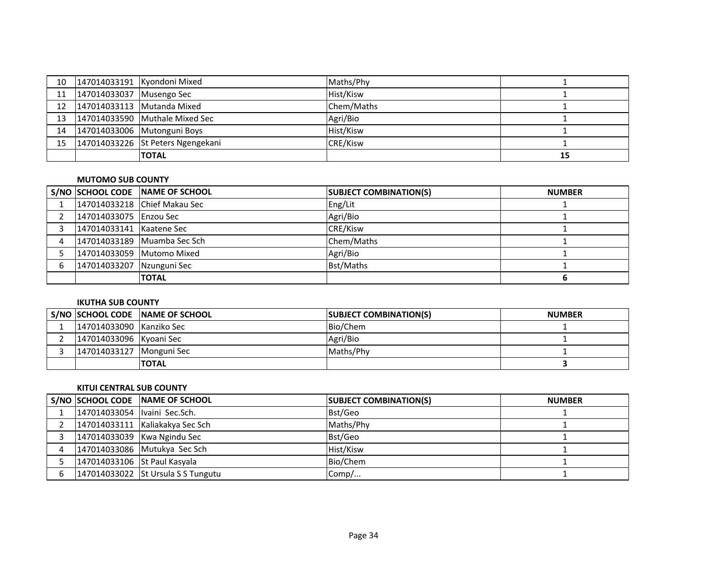| 10 | 147014033191 | Kyondoni Mixed | Maths/Phy | 1 |
|---|---|---|---|---|
| 11 | 147014033037 | Musengo Sec | Hist/Kisw | 1 |
| 12 | 147014033113 | Mutanda Mixed | Chem/Maths | 1 |
| 13 | 147014033590 | Muthale Mixed Sec | Agri/Bio | 1 |
| 14 | 147014033006 | Mutonguni Boys | Hist/Kisw | 1 |
| 15 | 147014033226 | St Peters Ngengekani | CRE/Kisw | 1 |
| | | **TOTAL** | | **15** |

**MUTOMO SUB COUNTY**

| S/NO | SCHOOL CODE | NAME OF SCHOOL | SUBJECT COMBINATION(S) | NUMBER |
|---|---|---|---|---|
| 1 | 147014033218 | Chief Makau Sec | Eng/Lit | 1 |
| 2 | 147014033075 | Enzou Sec | Agri/Bio | 1 |
| 3 | 147014033141 | Kaatene Sec | CRE/Kisw | 1 |
| 4 | 147014033189 | Muamba Sec Sch | Chem/Maths | 1 |
| 5 | 147014033059 | Mutomo Mixed | Agri/Bio | 1 |
| 6 | 147014033207 | Nzunguni Sec | Bst/Maths | 1 |
| | | **TOTAL** | | **6** |

**IKUTHA SUB COUNTY**

| S/NO | SCHOOL CODE | NAME OF SCHOOL | SUBJECT COMBINATION(S) | NUMBER |
|---|---|---|---|---|
| 1 | 147014033090 | Kanziko Sec | Bio/Chem | 1 |
| 2 | 147014033096 | Kyoani Sec | Agri/Bio | 1 |
| 3 | 147014033127 | Monguni Sec | Maths/Phy | 1 |
| | | **TOTAL** | | **3** |

**KITUI CENTRAL SUB COUNTY**

| S/NO | SCHOOL CODE | NAME OF SCHOOL | SUBJECT COMBINATION(S) | NUMBER |
|---|---|---|---|---|
| 1 | 147014033054 | Ivaini Sec.Sch. | Bst/Geo | 1 |
| 2 | 147014033111 | Kaliakakya Sec Sch | Maths/Phy | 1 |
| 3 | 147014033039 | Kwa Ngindu Sec | Bst/Geo | 1 |
| 4 | 147014033086 | Mutukya Sec Sch | Hist/Kisw | 1 |
| 5 | 147014033106 | St Paul Kasyala | Bio/Chem | 1 |
| 6 | 147014033022 | St Ursula S S Tungutu | Comp/... | 1 |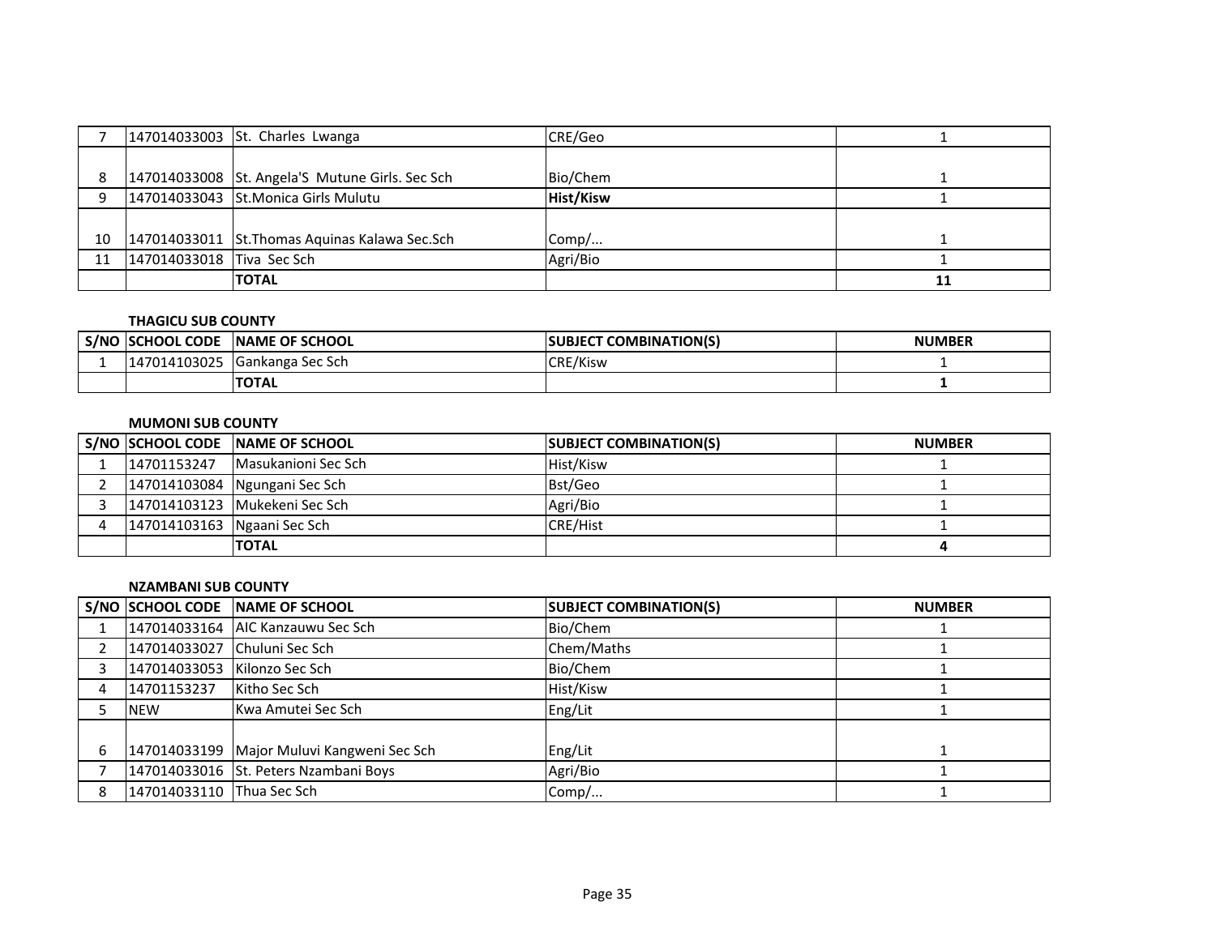| 7 | 147014033003 | St. Charles Lwanga | CRE/Geo | 1 |
|---|---|---|---|---|
| 8 | 147014033008 | St. Angela'S Mutune Girls. Sec Sch | Bio/Chem | 1 |
| 9 | 147014033043 | St.Monica Girls Mulutu | **Hist/Kisw** | 1 |
| 10 | 147014033011 | St.Thomas Aquinas Kalawa Sec.Sch | Comp/... | 1 |
| 11 | 147014033018 | Tiva Sec Sch | Agri/Bio | 1 |
| | | **TOTAL** | | **11** |

**THAGICU SUB COUNTY**

| S/NO | SCHOOL CODE | NAME OF SCHOOL | SUBJECT COMBINATION(S) | NUMBER |
|---|---|---|---|---|
| 1 | 147014103025 | Gankanga Sec Sch | CRE/Kisw | 1 |
| | | **TOTAL** | | **1** |

**MUMONI SUB COUNTY**

| S/NO | SCHOOL CODE | NAME OF SCHOOL | SUBJECT COMBINATION(S) | NUMBER |
|---|---|---|---|---|
| 1 | 14701153247 | Masukanioni Sec Sch | Hist/Kisw | 1 |
| 2 | 147014103084 | Ngungani Sec Sch | Bst/Geo | 1 |
| 3 | 147014103123 | Mukekeni Sec Sch | Agri/Bio | 1 |
| 4 | 147014103163 | Ngaani Sec Sch | CRE/Hist | 1 |
| | | **TOTAL** | | **4** |

**NZAMBANI SUB COUNTY**

| S/NO | SCHOOL CODE | NAME OF SCHOOL | SUBJECT COMBINATION(S) | NUMBER |
|---|---|---|---|---|
| 1 | 147014033164 | AIC Kanzauwu Sec Sch | Bio/Chem | 1 |
| 2 | 147014033027 | Chuluni Sec Sch | Chem/Maths | 1 |
| 3 | 147014033053 | Kilonzo Sec Sch | Bio/Chem | 1 |
| 4 | 14701153237 | Kitho Sec Sch | Hist/Kisw | 1 |
| 5 | NEW | Kwa Amutei Sec Sch | Eng/Lit | 1 |
| 6 | 147014033199 | Major Muluvi Kangweni Sec Sch | Eng/Lit | 1 |
| 7 | 147014033016 | St. Peters Nzambani Boys | Agri/Bio | 1 |
| 8 | 147014033110 | Thua Sec Sch | Comp/... | 1 |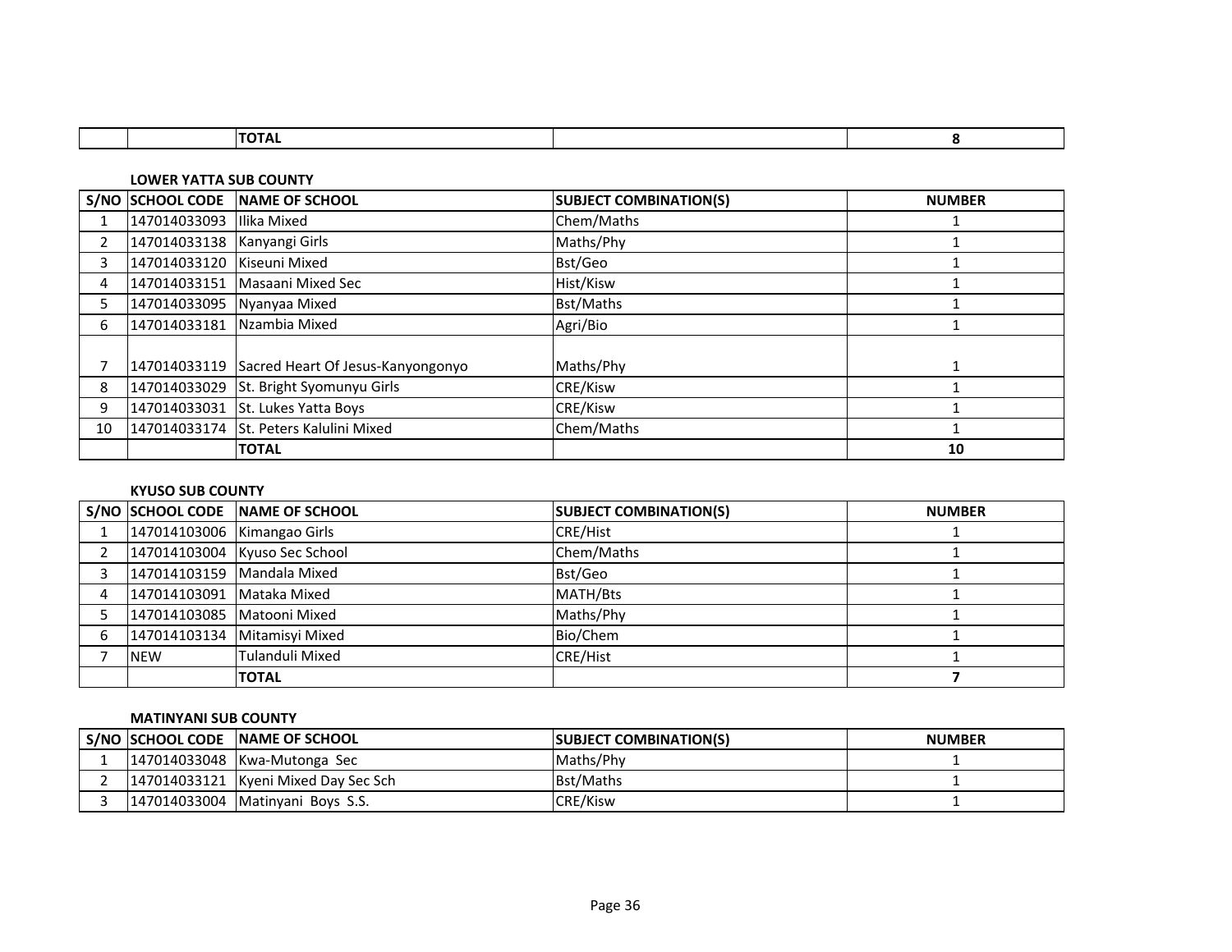| | | TOTAL | | 8 |
|---|---|---|---|---|

**LOWER YATTA SUB COUNTY**

| S/NO | SCHOOL CODE | NAME OF SCHOOL | SUBJECT COMBINATION(S) | NUMBER |
|---|---|---|---|---|
| 1 | 147014033093 | Ilika Mixed | Chem/Maths | 1 |
| 2 | 147014033138 | Kanyangi Girls | Maths/Phy | 1 |
| 3 | 147014033120 | Kiseuni Mixed | Bst/Geo | 1 |
| 4 | 147014033151 | Masaani Mixed Sec | Hist/Kisw | 1 |
| 5 | 147014033095 | Nyanyaa Mixed | Bst/Maths | 1 |
| 6 | 147014033181 | Nzambia Mixed | Agri/Bio | 1 |
| 7 | 147014033119 | Sacred Heart Of Jesus-Kanyongonyo | Maths/Phy | 1 |
| 8 | 147014033029 | St. Bright Syomunyu Girls | CRE/Kisw | 1 |
| 9 | 147014033031 | St. Lukes Yatta Boys | CRE/Kisw | 1 |
| 10 | 147014033174 | St. Peters Kalulini Mixed | Chem/Maths | 1 |
| | | **TOTAL** | | **10** |

**KYUSO SUB COUNTY**

| S/NO | SCHOOL CODE | NAME OF SCHOOL | SUBJECT COMBINATION(S) | NUMBER |
|---|---|---|---|---|
| 1 | 147014103006 | Kimangao Girls | CRE/Hist | 1 |
| 2 | 147014103004 | Kyuso Sec School | Chem/Maths | 1 |
| 3 | 147014103159 | Mandala Mixed | Bst/Geo | 1 |
| 4 | 147014103091 | Mataka Mixed | MATH/Bts | 1 |
| 5 | 147014103085 | Matooni Mixed | Maths/Phy | 1 |
| 6 | 147014103134 | Mitamisyi Mixed | Bio/Chem | 1 |
| 7 | NEW | Tulanduli Mixed | CRE/Hist | 1 |
| | | **TOTAL** | | **7** |

**MATINYANI SUB COUNTY**

| S/NO | SCHOOL CODE | NAME OF SCHOOL | SUBJECT COMBINATION(S) | NUMBER |
|---|---|---|---|---|
| 1 | 147014033048 | Kwa-Mutonga Sec | Maths/Phy | 1 |
| 2 | 147014033121 | Kyeni Mixed Day Sec Sch | Bst/Maths | 1 |
| 3 | 147014033004 | Matinyani Boys S.S. | CRE/Kisw | 1 |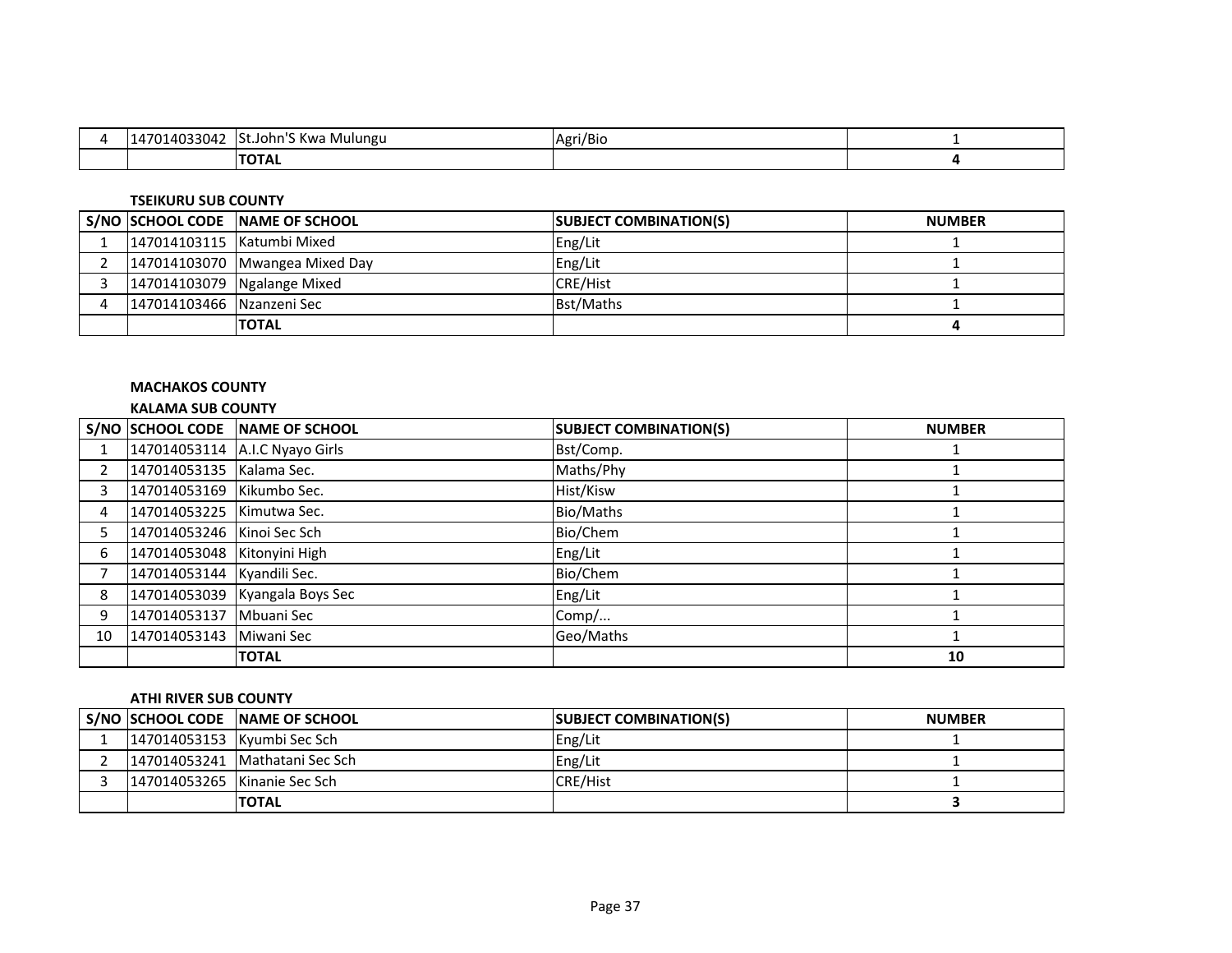| 4 | 147014033042 | St.John'S Kwa Mulungu | Agri/Bio | 1 |
|---|---|---|---|---|
| | | **TOTAL** | | **4** |

**TSEIKURU SUB COUNTY**

| S/NO | SCHOOL CODE | NAME OF SCHOOL | SUBJECT COMBINATION(S) | NUMBER |
|---|---|---|---|---|
| 1 | 147014103115 | Katumbi Mixed | Eng/Lit | 1 |
| 2 | 147014103070 | Mwangea Mixed Day | Eng/Lit | 1 |
| 3 | 147014103079 | Ngalange Mixed | CRE/Hist | 1 |
| 4 | 147014103466 | Nzanzeni Sec | Bst/Maths | 1 |
| | | **TOTAL** | | **4** |

**MACHAKOS COUNTY**

**KALAMA SUB COUNTY**

| S/NO | SCHOOL CODE | NAME OF SCHOOL | SUBJECT COMBINATION(S) | NUMBER |
|---|---|---|---|---|
| 1 | 147014053114 | A.I.C Nyayo Girls | Bst/Comp. | 1 |
| 2 | 147014053135 | Kalama Sec. | Maths/Phy | 1 |
| 3 | 147014053169 | Kikumbo Sec. | Hist/Kisw | 1 |
| 4 | 147014053225 | Kimutwa Sec. | Bio/Maths | 1 |
| 5 | 147014053246 | Kinoi Sec Sch | Bio/Chem | 1 |
| 6 | 147014053048 | Kitonyini High | Eng/Lit | 1 |
| 7 | 147014053144 | Kyandili Sec. | Bio/Chem | 1 |
| 8 | 147014053039 | Kyangala Boys Sec | Eng/Lit | 1 |
| 9 | 147014053137 | Mbuani Sec | Comp/... | 1 |
| 10 | 147014053143 | Miwani Sec | Geo/Maths | 1 |
| | | **TOTAL** | | **10** |

**ATHI RIVER SUB COUNTY**

| S/NO | SCHOOL CODE | NAME OF SCHOOL | SUBJECT COMBINATION(S) | NUMBER |
|---|---|---|---|---|
| 1 | 147014053153 | Kyumbi Sec Sch | Eng/Lit | 1 |
| 2 | 147014053241 | Mathatani Sec Sch | Eng/Lit | 1 |
| 3 | 147014053265 | Kinanie Sec Sch | CRE/Hist | 1 |
| | | **TOTAL** | | **3** |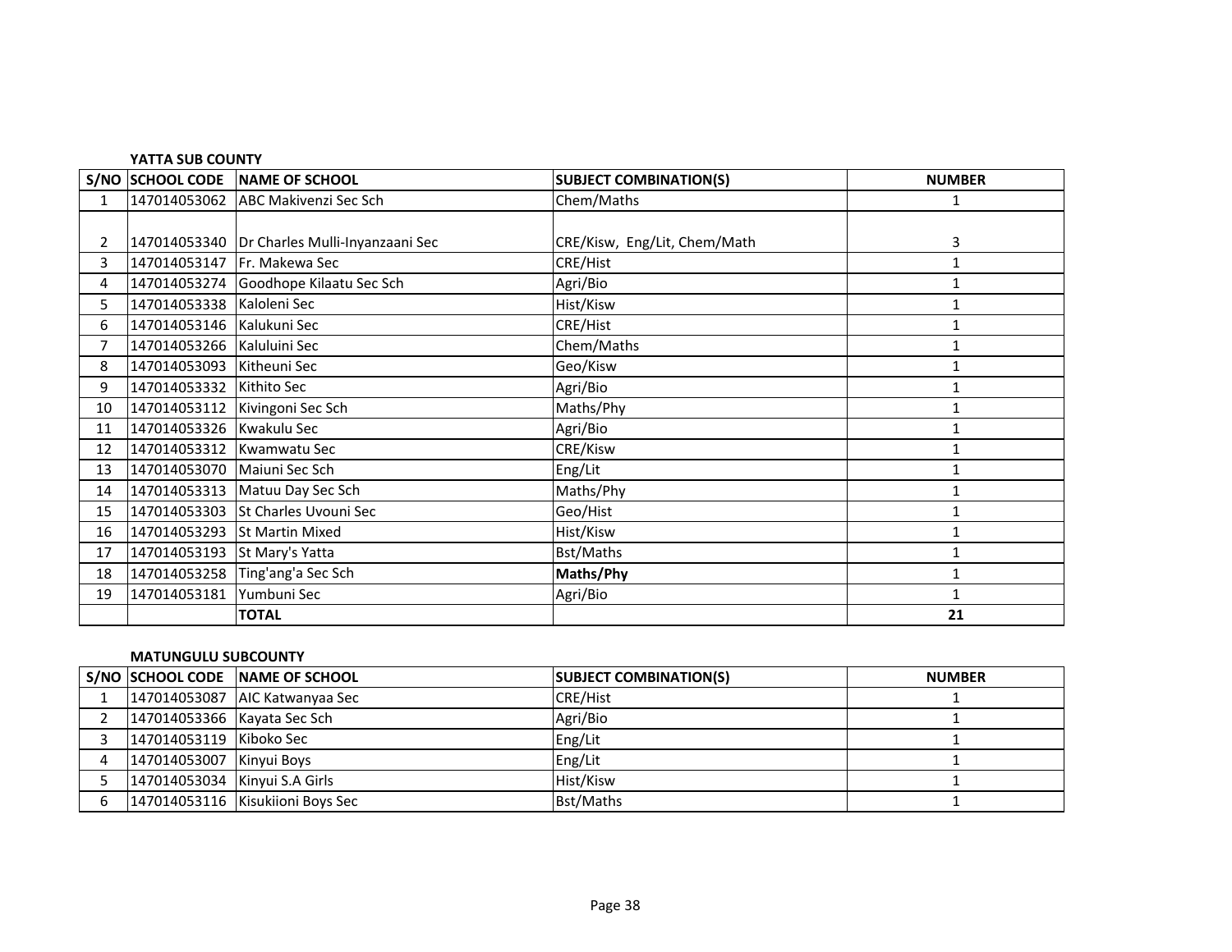**YATTA SUB COUNTY**

| S/NO | SCHOOL CODE | NAME OF SCHOOL | SUBJECT COMBINATION(S) | NUMBER |
|---|---|---|---|---|
| 1 | 147014053062 | ABC Makivenzi Sec Sch | Chem/Maths | 1 |
| 2 | 147014053340 | Dr Charles Mulli-Inyanzaani Sec | CRE/Kisw, Eng/Lit, Chem/Math | 3 |
| 3 | 147014053147 | Fr. Makewa Sec | CRE/Hist | 1 |
| 4 | 147014053274 | Goodhope Kilaatu Sec Sch | Agri/Bio | 1 |
| 5 | 147014053338 | Kaloleni Sec | Hist/Kisw | 1 |
| 6 | 147014053146 | Kalukuni Sec | CRE/Hist | 1 |
| 7 | 147014053266 | Kaluluini Sec | Chem/Maths | 1 |
| 8 | 147014053093 | Kitheuni Sec | Geo/Kisw | 1 |
| 9 | 147014053332 | Kithito Sec | Agri/Bio | 1 |
| 10 | 147014053112 | Kivingoni Sec Sch | Maths/Phy | 1 |
| 11 | 147014053326 | Kwakulu Sec | Agri/Bio | 1 |
| 12 | 147014053312 | Kwamwatu Sec | CRE/Kisw | 1 |
| 13 | 147014053070 | Maiuni Sec Sch | Eng/Lit | 1 |
| 14 | 147014053313 | Matuu Day Sec Sch | Maths/Phy | 1 |
| 15 | 147014053303 | St Charles Uvouni Sec | Geo/Hist | 1 |
| 16 | 147014053293 | St Martin Mixed | Hist/Kisw | 1 |
| 17 | 147014053193 | St Mary's Yatta | Bst/Maths | 1 |
| 18 | 147014053258 | Ting'ang'a Sec Sch | **Maths/Phy** | 1 |
| 19 | 147014053181 | Yumbuni Sec | Agri/Bio | 1 |
| | | **TOTAL** | | **21** |

**MATUNGULU SUBCOUNTY**

| S/NO | SCHOOL CODE | NAME OF SCHOOL | SUBJECT COMBINATION(S) | NUMBER |
|---|---|---|---|---|
| 1 | 147014053087 | AIC Katwanyaa Sec | CRE/Hist | 1 |
| 2 | 147014053366 | Kayata Sec Sch | Agri/Bio | 1 |
| 3 | 147014053119 | Kiboko Sec | Eng/Lit | 1 |
| 4 | 147014053007 | Kinyui Boys | Eng/Lit | 1 |
| 5 | 147014053034 | Kinyui S.A Girls | Hist/Kisw | 1 |
| 6 | 147014053116 | Kisukiioni Boys Sec | Bst/Maths | 1 |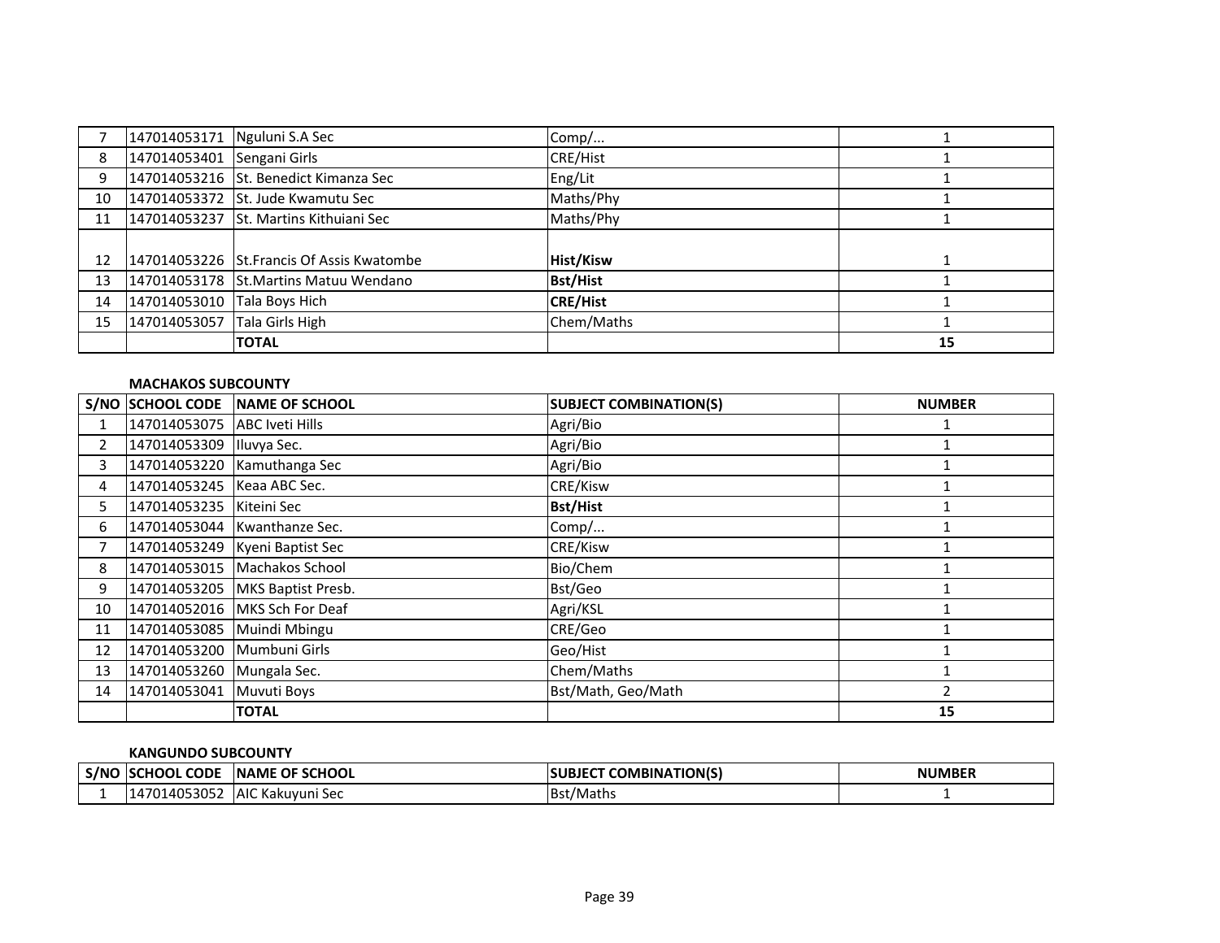| | | | | |
|---|---|---|---|---|
| 7 | 147014053171 | Nguluni S.A Sec | Comp/... | 1 |
| 8 | 147014053401 | Sengani Girls | CRE/Hist | 1 |
| 9 | 147014053216 | St. Benedict Kimanza Sec | Eng/Lit | 1 |
| 10 | 147014053372 | St. Jude Kwamutu Sec | Maths/Phy | 1 |
| 11 | 147014053237 | St. Martins Kithuiani Sec | Maths/Phy | 1 |
| 12 | 147014053226 | St.Francis Of Assis Kwatombe | **Hist/Kisw** | 1 |
| 13 | 147014053178 | St.Martins Matuu Wendano | **Bst/Hist** | 1 |
| 14 | 147014053010 | Tala Boys Hich | **CRE/Hist** | 1 |
| 15 | 147014053057 | Tala Girls High | Chem/Maths | 1 |
| | | **TOTAL** | | **15** |

**MACHAKOS SUBCOUNTY**

| S/NO | SCHOOL CODE | NAME OF SCHOOL | SUBJECT COMBINATION(S) | NUMBER |
|---|---|---|---|---|
| 1 | 147014053075 | ABC Iveti Hills | Agri/Bio | 1 |
| 2 | 147014053309 | Iluvya Sec. | Agri/Bio | 1 |
| 3 | 147014053220 | Kamuthanga Sec | Agri/Bio | 1 |
| 4 | 147014053245 | Keaa ABC Sec. | CRE/Kisw | 1 |
| 5 | 147014053235 | Kiteini Sec | **Bst/Hist** | 1 |
| 6 | 147014053044 | Kwanthanze Sec. | Comp/... | 1 |
| 7 | 147014053249 | Kyeni Baptist Sec | CRE/Kisw | 1 |
| 8 | 147014053015 | Machakos School | Bio/Chem | 1 |
| 9 | 147014053205 | MKS Baptist Presb. | Bst/Geo | 1 |
| 10 | 147014052016 | MKS Sch For Deaf | Agri/KSL | 1 |
| 11 | 147014053085 | Muindi Mbingu | CRE/Geo | 1 |
| 12 | 147014053200 | Mumbuni Girls | Geo/Hist | 1 |
| 13 | 147014053260 | Mungala Sec. | Chem/Maths | 1 |
| 14 | 147014053041 | Muvuti Boys | Bst/Math, Geo/Math | 2 |
| | | **TOTAL** | | **15** |

**KANGUNDO SUBCOUNTY**

| S/NO | SCHOOL CODE | NAME OF SCHOOL | SUBJECT COMBINATION(S) | NUMBER |
|---|---|---|---|---|
| 1 | 147014053052 | AIC Kakuyuni Sec | Bst/Maths | 1 |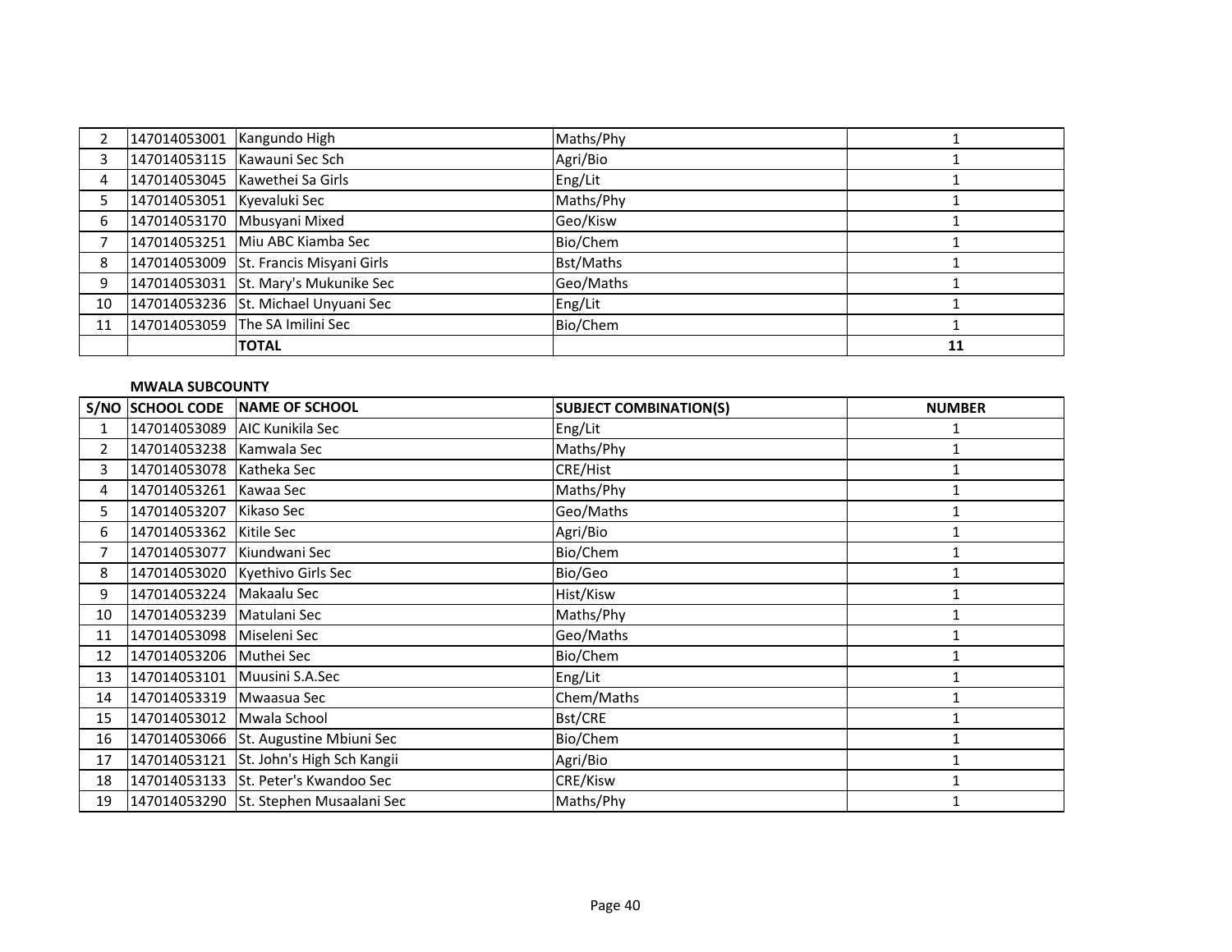| 2 | 147014053001 | Kangundo High | Maths/Phy | 1 |
|---|---|---|---|---|
| 3 | 147014053115 | Kawauni Sec Sch | Agri/Bio | 1 |
| 4 | 147014053045 | Kawethei Sa Girls | Eng/Lit | 1 |
| 5 | 147014053051 | Kyevaluki Sec | Maths/Phy | 1 |
| 6 | 147014053170 | Mbusyani Mixed | Geo/Kisw | 1 |
| 7 | 147014053251 | Miu ABC Kiamba Sec | Bio/Chem | 1 |
| 8 | 147014053009 | St. Francis Misyani Girls | Bst/Maths | 1 |
| 9 | 147014053031 | St. Mary's Mukunike Sec | Geo/Maths | 1 |
| 10 | 147014053236 | St. Michael Unyuani Sec | Eng/Lit | 1 |
| 11 | 147014053059 | The SA Imilini Sec | Bio/Chem | 1 |
| | | **TOTAL** | | **11** |

**MWALA SUBCOUNTY**

| S/NO | SCHOOL CODE | NAME OF SCHOOL | SUBJECT COMBINATION(S) | NUMBER |
|---|---|---|---|---|
| 1 | 147014053089 | AIC Kunikila Sec | Eng/Lit | 1 |
| 2 | 147014053238 | Kamwala Sec | Maths/Phy | 1 |
| 3 | 147014053078 | Katheka Sec | CRE/Hist | 1 |
| 4 | 147014053261 | Kawaa Sec | Maths/Phy | 1 |
| 5 | 147014053207 | Kikaso Sec | Geo/Maths | 1 |
| 6 | 147014053362 | Kitile Sec | Agri/Bio | 1 |
| 7 | 147014053077 | Kiundwani Sec | Bio/Chem | 1 |
| 8 | 147014053020 | Kyethivo Girls Sec | Bio/Geo | 1 |
| 9 | 147014053224 | Makaalu Sec | Hist/Kisw | 1 |
| 10 | 147014053239 | Matulani Sec | Maths/Phy | 1 |
| 11 | 147014053098 | Miseleni Sec | Geo/Maths | 1 |
| 12 | 147014053206 | Muthei Sec | Bio/Chem | 1 |
| 13 | 147014053101 | Muusini S.A.Sec | Eng/Lit | 1 |
| 14 | 147014053319 | Mwaasua Sec | Chem/Maths | 1 |
| 15 | 147014053012 | Mwala School | Bst/CRE | 1 |
| 16 | 147014053066 | St. Augustine Mbiuni Sec | Bio/Chem | 1 |
| 17 | 147014053121 | St. John's High Sch Kangii | Agri/Bio | 1 |
| 18 | 147014053133 | St. Peter's Kwandoo Sec | CRE/Kisw | 1 |
| 19 | 147014053290 | St. Stephen Musaalani Sec | Maths/Phy | 1 |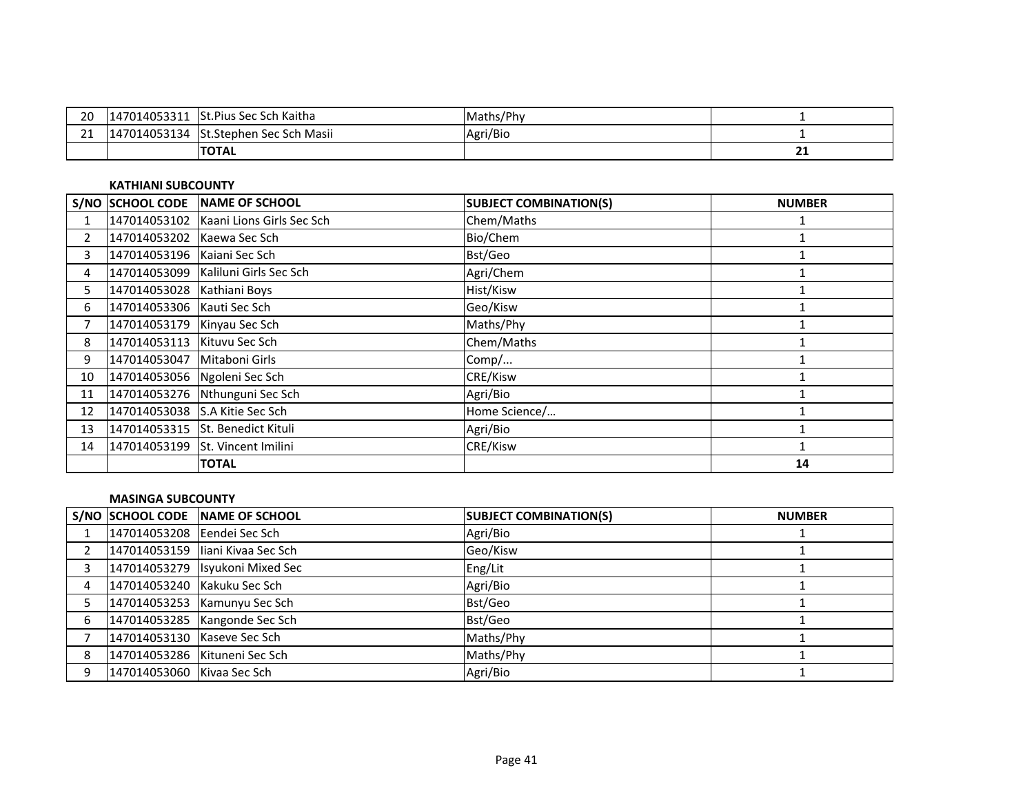| S/NO | SCHOOL CODE | NAME OF SCHOOL | SUBJECT COMBINATION(S) | NUMBER |
|---|---|---|---|---|
| 20 | 147014053311 | St.Pius Sec Sch Kaitha | Maths/Phy | 1 |
| 21 | 147014053134 | St.Stephen Sec Sch Masii | Agri/Bio | 1 |
| | | **TOTAL** | | **21** |

**KATHIANI SUBCOUNTY**

| S/NO | SCHOOL CODE | NAME OF SCHOOL | SUBJECT COMBINATION(S) | NUMBER |
|---|---|---|---|---|
| 1 | 147014053102 | Kaani Lions Girls Sec Sch | Chem/Maths | 1 |
| 2 | 147014053202 | Kaewa Sec Sch | Bio/Chem | 1 |
| 3 | 147014053196 | Kaiani Sec Sch | Bst/Geo | 1 |
| 4 | 147014053099 | Kaliluni Girls Sec Sch | Agri/Chem | 1 |
| 5 | 147014053028 | Kathiani Boys | Hist/Kisw | 1 |
| 6 | 147014053306 | Kauti Sec Sch | Geo/Kisw | 1 |
| 7 | 147014053179 | Kinyau Sec Sch | Maths/Phy | 1 |
| 8 | 147014053113 | Kituvu Sec Sch | Chem/Maths | 1 |
| 9 | 147014053047 | Mitaboni Girls | Comp/... | 1 |
| 10 | 147014053056 | Ngoleni Sec Sch | CRE/Kisw | 1 |
| 11 | 147014053276 | Nthunguni Sec Sch | Agri/Bio | 1 |
| 12 | 147014053038 | S.A Kitie Sec Sch | Home Science/… | 1 |
| 13 | 147014053315 | St. Benedict Kituli | Agri/Bio | 1 |
| 14 | 147014053199 | St. Vincent Imilini | CRE/Kisw | 1 |
| | | **TOTAL** | | **14** |

**MASINGA SUBCOUNTY**

| S/NO | SCHOOL CODE | NAME OF SCHOOL | SUBJECT COMBINATION(S) | NUMBER |
|---|---|---|---|---|
| 1 | 147014053208 | Eendei Sec Sch | Agri/Bio | 1 |
| 2 | 147014053159 | Iiani Kivaa Sec Sch | Geo/Kisw | 1 |
| 3 | 147014053279 | Isyukoni Mixed Sec | Eng/Lit | 1 |
| 4 | 147014053240 | Kakuku Sec Sch | Agri/Bio | 1 |
| 5 | 147014053253 | Kamunyu Sec Sch | Bst/Geo | 1 |
| 6 | 147014053285 | Kangonde Sec Sch | Bst/Geo | 1 |
| 7 | 147014053130 | Kaseve Sec Sch | Maths/Phy | 1 |
| 8 | 147014053286 | Kituneni Sec Sch | Maths/Phy | 1 |
| 9 | 147014053060 | Kivaa Sec Sch | Agri/Bio | 1 |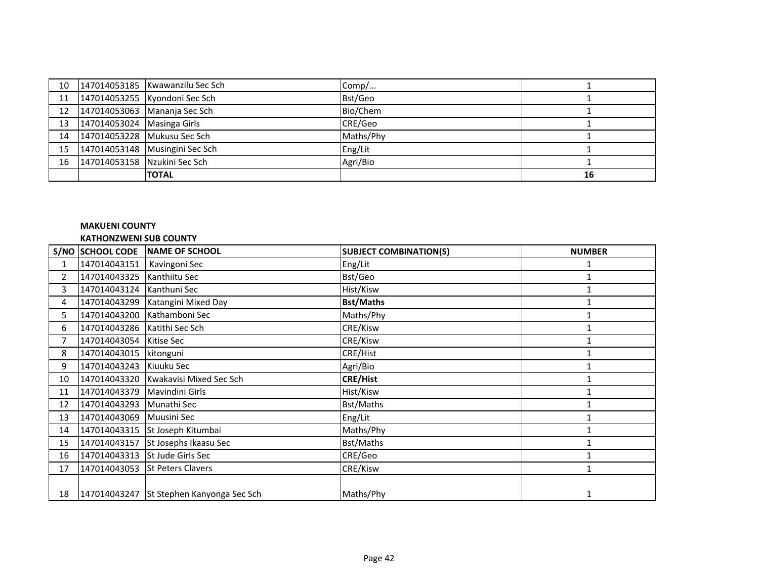| 10 | 147014053185 | Kwawanzilu Sec Sch | Comp/... | 1 |
|---|---|---|---|---|
| 11 | 147014053255 | Kyondoni Sec Sch | Bst/Geo | 1 |
| 12 | 147014053063 | Mananja Sec Sch | Bio/Chem | 1 |
| 13 | 147014053024 | Masinga Girls | CRE/Geo | 1 |
| 14 | 147014053228 | Mukusu Sec Sch | Maths/Phy | 1 |
| 15 | 147014053148 | Musingini Sec Sch | Eng/Lit | 1 |
| 16 | 147014053158 | Nzukini Sec Sch | Agri/Bio | 1 |
| | | **TOTAL** | | **16** |

**MAKUENI COUNTY**

**KATHONZWENI SUB COUNTY**

| S/NO | SCHOOL CODE | NAME OF SCHOOL | SUBJECT COMBINATION(S) | NUMBER |
|---|---|---|---|---|
| 1 | 147014043151 | Kavingoni Sec | Eng/Lit | 1 |
| 2 | 147014043325 | Kanthiitu Sec | Bst/Geo | 1 |
| 3 | 147014043124 | Kanthuni Sec | Hist/Kisw | 1 |
| 4 | 147014043299 | Katangini Mixed Day | **Bst/Maths** | 1 |
| 5 | 147014043200 | Kathamboni Sec | Maths/Phy | 1 |
| 6 | 147014043286 | Katithi Sec Sch | CRE/Kisw | 1 |
| 7 | 147014043054 | Kitise Sec | CRE/Kisw | 1 |
| 8 | 147014043015 | kitonguni | CRE/Hist | 1 |
| 9 | 147014043243 | Kiuuku Sec | Agri/Bio | 1 |
| 10 | 147014043320 | Kwakavisi Mixed Sec Sch | **CRE/Hist** | 1 |
| 11 | 147014043379 | Mavindini Girls | Hist/Kisw | 1 |
| 12 | 147014043293 | Munathi Sec | Bst/Maths | 1 |
| 13 | 147014043069 | Muusini Sec | Eng/Lit | 1 |
| 14 | 147014043315 | St Joseph Kitumbai | Maths/Phy | 1 |
| 15 | 147014043157 | St Josephs Ikaasu Sec | Bst/Maths | 1 |
| 16 | 147014043313 | St Jude Girls Sec | CRE/Geo | 1 |
| 17 | 147014043053 | St Peters Clavers | CRE/Kisw | 1 |
| 18 | 147014043247 | St Stephen Kanyonga Sec Sch | Maths/Phy | 1 |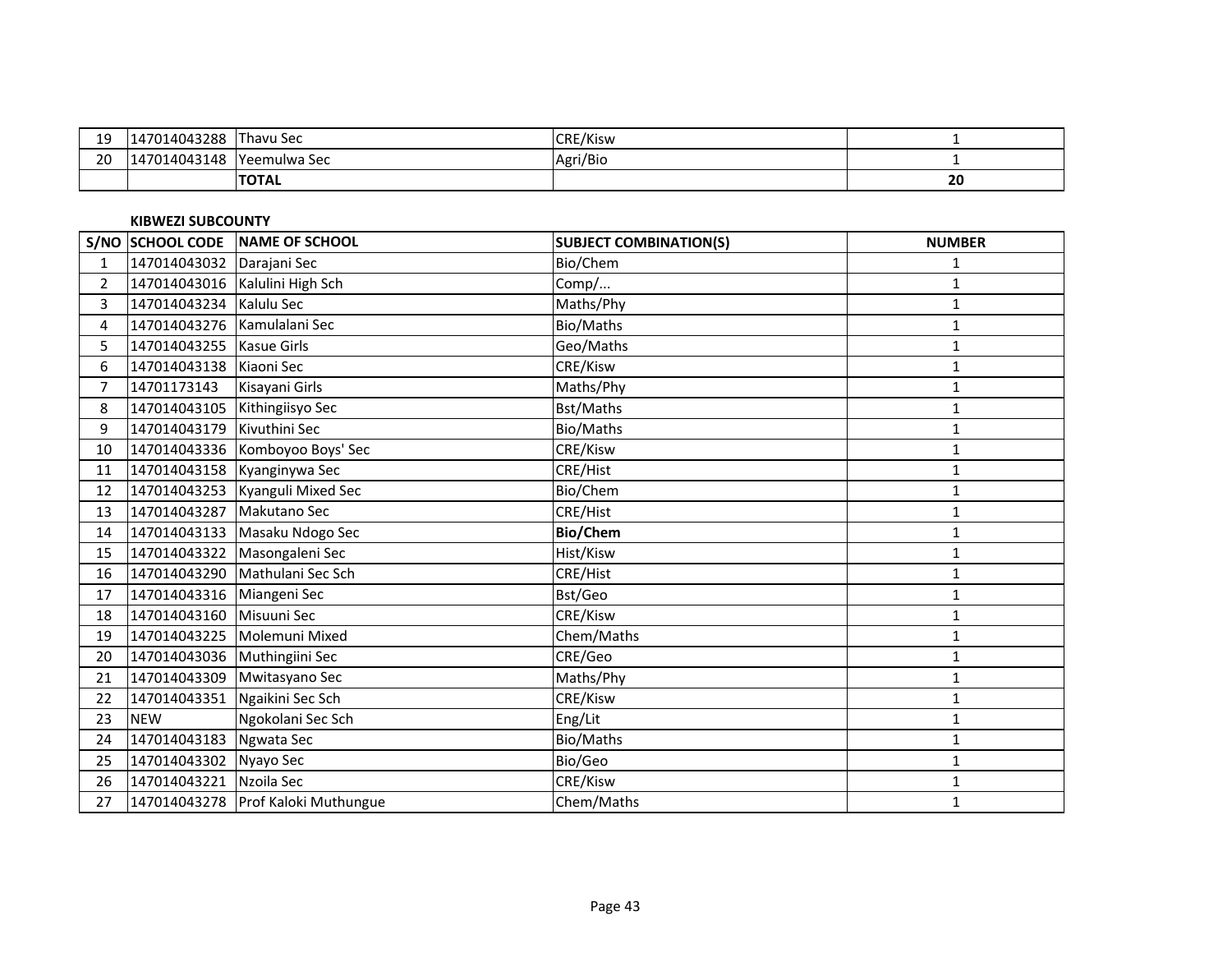| | | | | |
|---|---|---|---|---|
| 19 | 147014043288 | Thavu Sec | CRE/Kisw | 1 |
| 20 | 147014043148 | Yeemulwa Sec | Agri/Bio | 1 |
| | | **TOTAL** | | **20** |

**KIBWEZI SUBCOUNTY**

| S/NO | SCHOOL CODE | NAME OF SCHOOL | SUBJECT COMBINATION(S) | NUMBER |
|---|---|---|---|---|
| 1 | 147014043032 | Darajani Sec | Bio/Chem | 1 |
| 2 | 147014043016 | Kalulini High Sch | Comp/... | 1 |
| 3 | 147014043234 | Kalulu Sec | Maths/Phy | 1 |
| 4 | 147014043276 | Kamulalani Sec | Bio/Maths | 1 |
| 5 | 147014043255 | Kasue Girls | Geo/Maths | 1 |
| 6 | 147014043138 | Kiaoni Sec | CRE/Kisw | 1 |
| 7 | 14701173143 | Kisayani Girls | Maths/Phy | 1 |
| 8 | 147014043105 | Kithingiisyo Sec | Bst/Maths | 1 |
| 9 | 147014043179 | Kivuthini Sec | Bio/Maths | 1 |
| 10 | 147014043336 | Komboyoo Boys' Sec | CRE/Kisw | 1 |
| 11 | 147014043158 | Kyanginywa Sec | CRE/Hist | 1 |
| 12 | 147014043253 | Kyanguli Mixed Sec | Bio/Chem | 1 |
| 13 | 147014043287 | Makutano Sec | CRE/Hist | 1 |
| 14 | 147014043133 | Masaku Ndogo Sec | **Bio/Chem** | 1 |
| 15 | 147014043322 | Masongaleni Sec | Hist/Kisw | 1 |
| 16 | 147014043290 | Mathulani Sec Sch | CRE/Hist | 1 |
| 17 | 147014043316 | Miangeni Sec | Bst/Geo | 1 |
| 18 | 147014043160 | Misuuni Sec | CRE/Kisw | 1 |
| 19 | 147014043225 | Molemuni Mixed | Chem/Maths | 1 |
| 20 | 147014043036 | Muthingiini Sec | CRE/Geo | 1 |
| 21 | 147014043309 | Mwitasyano Sec | Maths/Phy | 1 |
| 22 | 147014043351 | Ngaikini Sec Sch | CRE/Kisw | 1 |
| 23 | NEW | Ngokolani Sec Sch | Eng/Lit | 1 |
| 24 | 147014043183 | Ngwata Sec | Bio/Maths | 1 |
| 25 | 147014043302 | Nyayo Sec | Bio/Geo | 1 |
| 26 | 147014043221 | Nzoila Sec | CRE/Kisw | 1 |
| 27 | 147014043278 | Prof Kaloki Muthungue | Chem/Maths | 1 |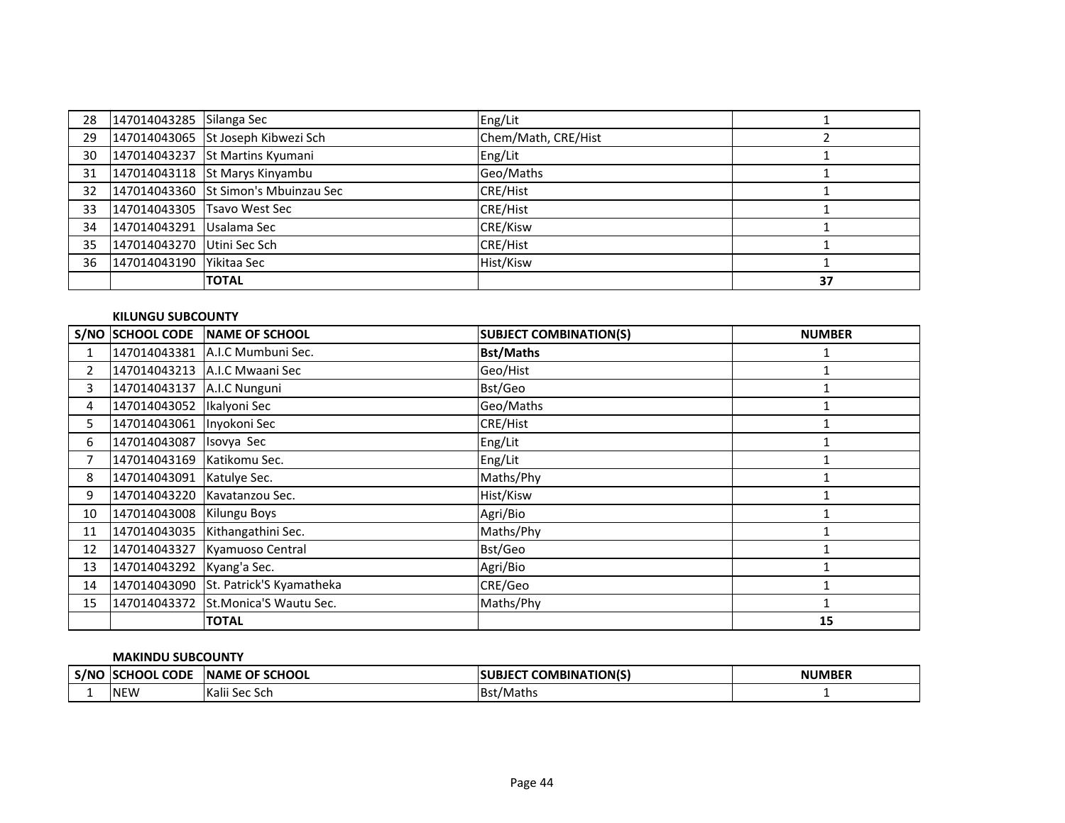| | | | | |
|---|---|---|---|---|
| 28 | 147014043285 | Silanga Sec | Eng/Lit | 1 |
| 29 | 147014043065 | St Joseph Kibwezi Sch | Chem/Math, CRE/Hist | 2 |
| 30 | 147014043237 | St Martins Kyumani | Eng/Lit | 1 |
| 31 | 147014043118 | St Marys Kinyambu | Geo/Maths | 1 |
| 32 | 147014043360 | St Simon's Mbuinzau Sec | CRE/Hist | 1 |
| 33 | 147014043305 | Tsavo West Sec | CRE/Hist | 1 |
| 34 | 147014043291 | Usalama Sec | CRE/Kisw | 1 |
| 35 | 147014043270 | Utini Sec Sch | CRE/Hist | 1 |
| 36 | 147014043190 | Yikitaa Sec | Hist/Kisw | 1 |
| | | **TOTAL** | | **37** |

**KILUNGU SUBCOUNTY**

| S/NO | SCHOOL CODE | NAME OF SCHOOL | SUBJECT COMBINATION(S) | NUMBER |
|---|---|---|---|---|
| 1 | 147014043381 | A.I.C Mumbuni Sec. | **Bst/Maths** | 1 |
| 2 | 147014043213 | A.I.C Mwaani Sec | Geo/Hist | 1 |
| 3 | 147014043137 | A.I.C Nunguni | Bst/Geo | 1 |
| 4 | 147014043052 | Ikalyoni Sec | Geo/Maths | 1 |
| 5 | 147014043061 | Inyokoni Sec | CRE/Hist | 1 |
| 6 | 147014043087 | Isovya Sec | Eng/Lit | 1 |
| 7 | 147014043169 | Katikomu Sec. | Eng/Lit | 1 |
| 8 | 147014043091 | Katulye Sec. | Maths/Phy | 1 |
| 9 | 147014043220 | Kavatanzou Sec. | Hist/Kisw | 1 |
| 10 | 147014043008 | Kilungu Boys | Agri/Bio | 1 |
| 11 | 147014043035 | Kithangathini Sec. | Maths/Phy | 1 |
| 12 | 147014043327 | Kyamuoso Central | Bst/Geo | 1 |
| 13 | 147014043292 | Kyang'a Sec. | Agri/Bio | 1 |
| 14 | 147014043090 | St. Patrick'S Kyamatheka | CRE/Geo | 1 |
| 15 | 147014043372 | St.Monica'S Wautu Sec. | Maths/Phy | 1 |
| | | **TOTAL** | | **15** |

**MAKINDU SUBCOUNTY**

| S/NO | SCHOOL CODE | NAME OF SCHOOL | SUBJECT COMBINATION(S) | NUMBER |
|---|---|---|---|---|
| 1 | NEW | Kalii Sec Sch | Bst/Maths | 1 |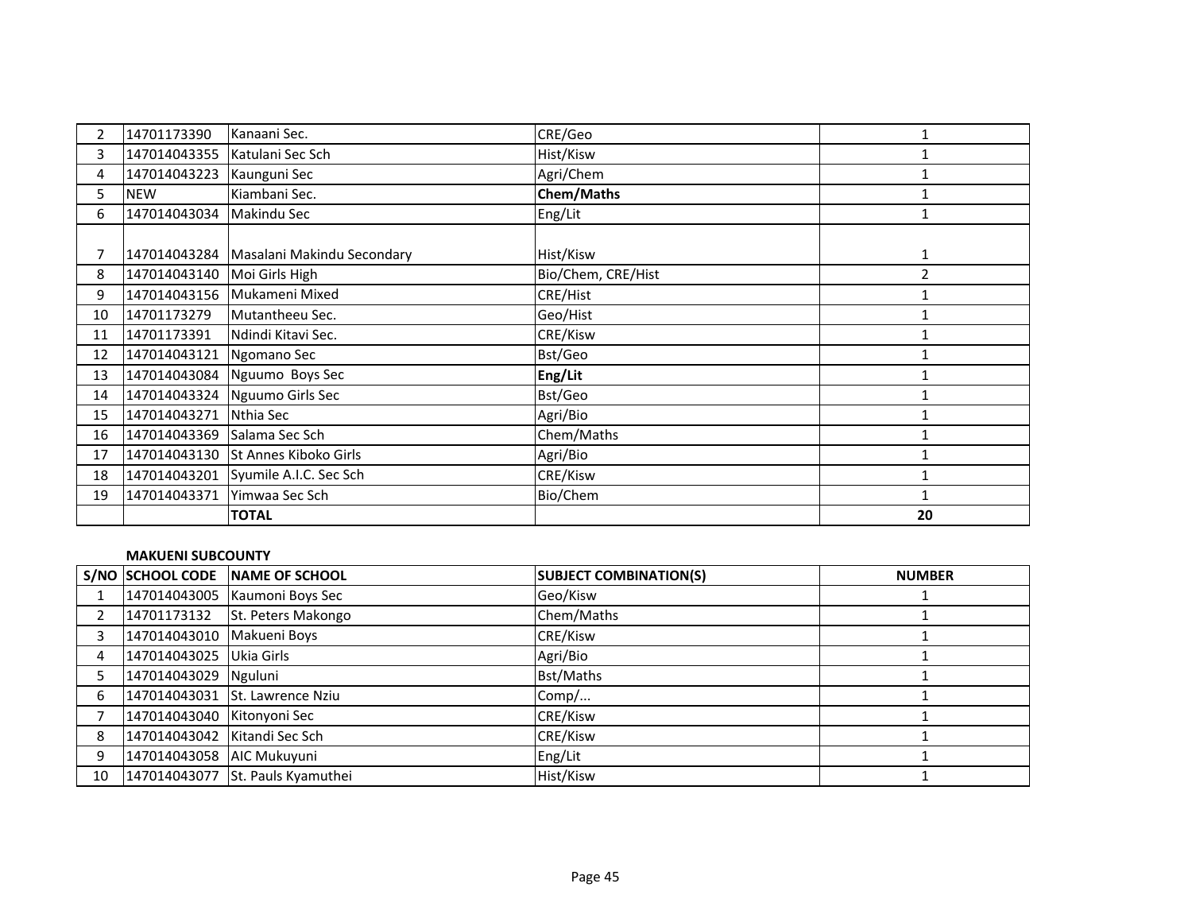| | | | | |
|---|---|---|---|---|
| 2 | 14701173390 | Kanaani Sec. | CRE/Geo | 1 |
| 3 | 147014043355 | Katulani Sec Sch | Hist/Kisw | 1 |
| 4 | 147014043223 | Kaunguni Sec | Agri/Chem | 1 |
| 5 | NEW | Kiambani Sec. | **Chem/Maths** | 1 |
| 6 | 147014043034 | Makindu Sec | Eng/Lit | 1 |
| 7 | 147014043284 | Masalani Makindu Secondary | Hist/Kisw | 1 |
| 8 | 147014043140 | Moi Girls High | Bio/Chem, CRE/Hist | 2 |
| 9 | 147014043156 | Mukameni Mixed | CRE/Hist | 1 |
| 10 | 14701173279 | Mutantheeu Sec. | Geo/Hist | 1 |
| 11 | 14701173391 | Ndindi Kitavi Sec. | CRE/Kisw | 1 |
| 12 | 147014043121 | Ngomano Sec | Bst/Geo | 1 |
| 13 | 147014043084 | Nguumo Boys Sec | **Eng/Lit** | 1 |
| 14 | 147014043324 | Nguumo Girls Sec | Bst/Geo | 1 |
| 15 | 147014043271 | Nthia Sec | Agri/Bio | 1 |
| 16 | 147014043369 | Salama Sec Sch | Chem/Maths | 1 |
| 17 | 147014043130 | St Annes Kiboko Girls | Agri/Bio | 1 |
| 18 | 147014043201 | Syumile A.I.C. Sec Sch | CRE/Kisw | 1 |
| 19 | 147014043371 | Yimwaa Sec Sch | Bio/Chem | 1 |
| | | **TOTAL** | | **20** |

**MAKUENI SUBCOUNTY**

| S/NO | SCHOOL CODE | NAME OF SCHOOL | SUBJECT COMBINATION(S) | NUMBER |
|---|---|---|---|---|
| 1 | 147014043005 | Kaumoni Boys Sec | Geo/Kisw | 1 |
| 2 | 14701173132 | St. Peters Makongo | Chem/Maths | 1 |
| 3 | 147014043010 | Makueni Boys | CRE/Kisw | 1 |
| 4 | 147014043025 | Ukia Girls | Agri/Bio | 1 |
| 5 | 147014043029 | Nguluni | Bst/Maths | 1 |
| 6 | 147014043031 | St. Lawrence Nziu | Comp/... | 1 |
| 7 | 147014043040 | Kitonyoni Sec | CRE/Kisw | 1 |
| 8 | 147014043042 | Kitandi Sec Sch | CRE/Kisw | 1 |
| 9 | 147014043058 | AIC Mukuyuni | Eng/Lit | 1 |
| 10 | 147014043077 | St. Pauls Kyamuthei | Hist/Kisw | 1 |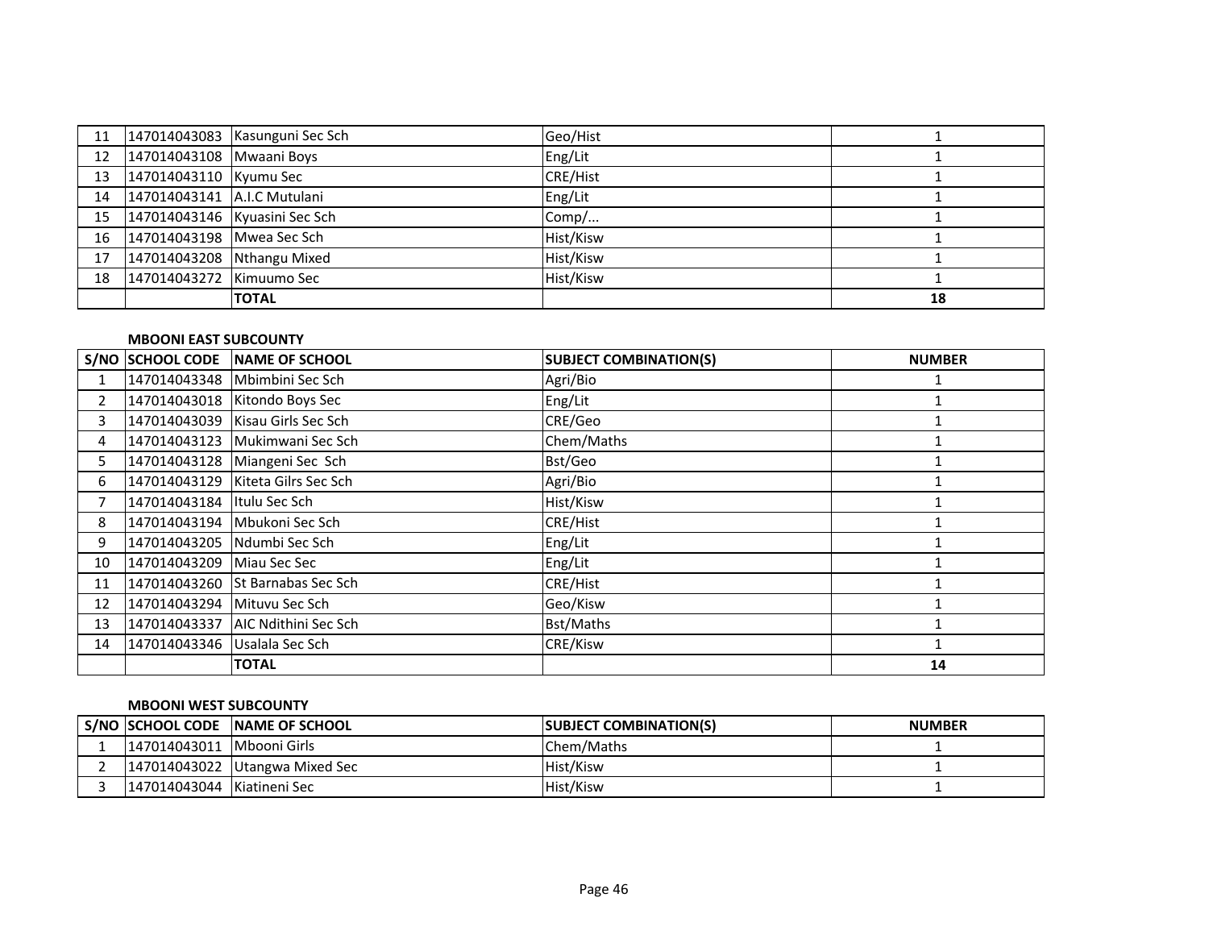| S/NO | SCHOOL CODE | NAME OF SCHOOL | SUBJECT COMBINATION(S) | NUMBER |
|---|---|---|---|---|
| 11 | 147014043083 | Kasunguni Sec Sch | Geo/Hist | 1 |
| 12 | 147014043108 | Mwaani Boys | Eng/Lit | 1 |
| 13 | 147014043110 | Kyumu Sec | CRE/Hist | 1 |
| 14 | 147014043141 | A.I.C Mutulani | Eng/Lit | 1 |
| 15 | 147014043146 | Kyuasini Sec Sch | Comp/... | 1 |
| 16 | 147014043198 | Mwea Sec Sch | Hist/Kisw | 1 |
| 17 | 147014043208 | Nthangu Mixed | Hist/Kisw | 1 |
| 18 | 147014043272 | Kimuumo Sec | Hist/Kisw | 1 |
| | | **TOTAL** | | **18** |

**MBOONI EAST SUBCOUNTY**

| S/NO | SCHOOL CODE | NAME OF SCHOOL | SUBJECT COMBINATION(S) | NUMBER |
|---|---|---|---|---|
| 1 | 147014043348 | Mbimbini Sec Sch | Agri/Bio | 1 |
| 2 | 147014043018 | Kitondo Boys Sec | Eng/Lit | 1 |
| 3 | 147014043039 | Kisau Girls Sec Sch | CRE/Geo | 1 |
| 4 | 147014043123 | Mukimwani Sec Sch | Chem/Maths | 1 |
| 5 | 147014043128 | Miangeni Sec Sch | Bst/Geo | 1 |
| 6 | 147014043129 | Kiteta Gilrs Sec Sch | Agri/Bio | 1 |
| 7 | 147014043184 | Itulu Sec Sch | Hist/Kisw | 1 |
| 8 | 147014043194 | Mbukoni Sec Sch | CRE/Hist | 1 |
| 9 | 147014043205 | Ndumbi Sec Sch | Eng/Lit | 1 |
| 10 | 147014043209 | Miau Sec Sec | Eng/Lit | 1 |
| 11 | 147014043260 | St Barnabas Sec Sch | CRE/Hist | 1 |
| 12 | 147014043294 | Mituvu Sec Sch | Geo/Kisw | 1 |
| 13 | 147014043337 | AIC Ndithini Sec Sch | Bst/Maths | 1 |
| 14 | 147014043346 | Usalala Sec Sch | CRE/Kisw | 1 |
| | | **TOTAL** | | **14** |

**MBOONI WEST SUBCOUNTY**

| S/NO | SCHOOL CODE | NAME OF SCHOOL | SUBJECT COMBINATION(S) | NUMBER |
|---|---|---|---|---|
| 1 | 147014043011 | Mbooni Girls | Chem/Maths | 1 |
| 2 | 147014043022 | Utangwa Mixed Sec | Hist/Kisw | 1 |
| 3 | 147014043044 | Kiatineni Sec | Hist/Kisw | 1 |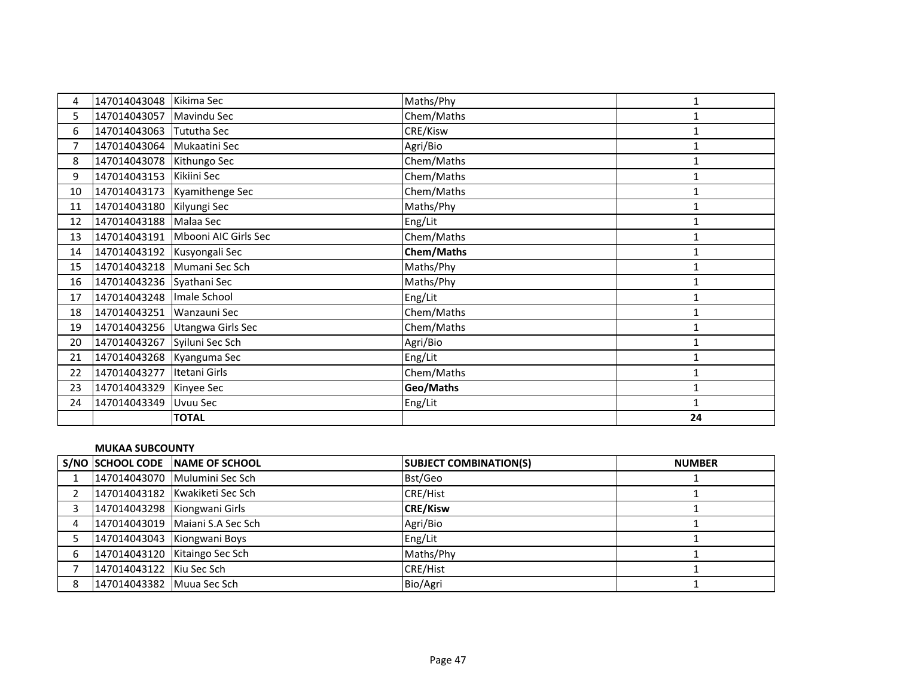| 4 | 147014043048 | Kikima Sec | Maths/Phy | 1 |
|---|---|---|---|---|
| 5 | 147014043057 | Mavindu Sec | Chem/Maths | 1 |
| 6 | 147014043063 | Tututha Sec | CRE/Kisw | 1 |
| 7 | 147014043064 | Mukaatini Sec | Agri/Bio | 1 |
| 8 | 147014043078 | Kithungo Sec | Chem/Maths | 1 |
| 9 | 147014043153 | Kikiini Sec | Chem/Maths | 1 |
| 10 | 147014043173 | Kyamithenge Sec | Chem/Maths | 1 |
| 11 | 147014043180 | Kilyungi Sec | Maths/Phy | 1 |
| 12 | 147014043188 | Malaa Sec | Eng/Lit | 1 |
| 13 | 147014043191 | Mbooni AIC Girls Sec | Chem/Maths | 1 |
| 14 | 147014043192 | Kusyongali Sec | **Chem/Maths** | 1 |
| 15 | 147014043218 | Mumani Sec Sch | Maths/Phy | 1 |
| 16 | 147014043236 | Syathani Sec | Maths/Phy | 1 |
| 17 | 147014043248 | Imale School | Eng/Lit | 1 |
| 18 | 147014043251 | Wanzauni Sec | Chem/Maths | 1 |
| 19 | 147014043256 | Utangwa Girls Sec | Chem/Maths | 1 |
| 20 | 147014043267 | Syiluni Sec Sch | Agri/Bio | 1 |
| 21 | 147014043268 | Kyanguma Sec | Eng/Lit | 1 |
| 22 | 147014043277 | Itetani Girls | Chem/Maths | 1 |
| 23 | 147014043329 | Kinyee Sec | **Geo/Maths** | 1 |
| 24 | 147014043349 | Uvuu Sec | Eng/Lit | 1 |
| | | **TOTAL** | | **24** |

**MUKAA SUBCOUNTY**

| S/NO | SCHOOL CODE | NAME OF SCHOOL | SUBJECT COMBINATION(S) | NUMBER |
|---|---|---|---|---|
| 1 | 147014043070 | Mulumini Sec Sch | Bst/Geo | 1 |
| 2 | 147014043182 | Kwakiketi Sec Sch | CRE/Hist | 1 |
| 3 | 147014043298 | Kiongwani Girls | **CRE/Kisw** | 1 |
| 4 | 147014043019 | Maiani S.A Sec Sch | Agri/Bio | 1 |
| 5 | 147014043043 | Kiongwani Boys | Eng/Lit | 1 |
| 6 | 147014043120 | Kitaingo Sec Sch | Maths/Phy | 1 |
| 7 | 147014043122 | Kiu Sec Sch | CRE/Hist | 1 |
| 8 | 147014043382 | Muua Sec Sch | Bio/Agri | 1 |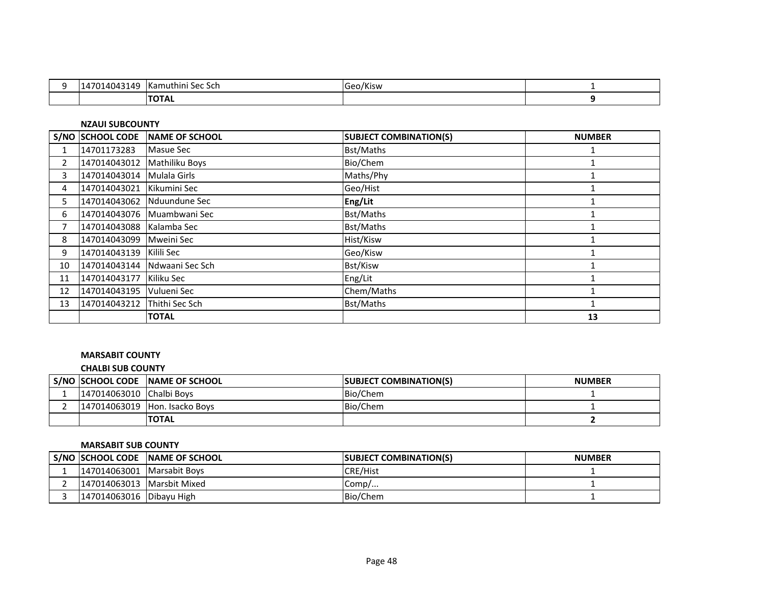| 9 | 147014043149 | Kamuthini Sec Sch | Geo/Kisw | 1 |
|---|---|---|---|---|
| | | **TOTAL** | | **9** |

**NZAUI SUBCOUNTY**

| S/NO | SCHOOL CODE | NAME OF SCHOOL | SUBJECT COMBINATION(S) | NUMBER |
|---|---|---|---|---|
| 1 | 14701173283 | Masue Sec | Bst/Maths | 1 |
| 2 | 147014043012 | Mathiliku Boys | Bio/Chem | 1 |
| 3 | 147014043014 | Mulala Girls | Maths/Phy | 1 |
| 4 | 147014043021 | Kikumini Sec | Geo/Hist | 1 |
| 5 | 147014043062 | Nduundune Sec | **Eng/Lit** | 1 |
| 6 | 147014043076 | Muambwani Sec | Bst/Maths | 1 |
| 7 | 147014043088 | Kalamba Sec | Bst/Maths | 1 |
| 8 | 147014043099 | Mweini Sec | Hist/Kisw | 1 |
| 9 | 147014043139 | Kilili Sec | Geo/Kisw | 1 |
| 10 | 147014043144 | Ndwaani Sec Sch | Bst/Kisw | 1 |
| 11 | 147014043177 | Kiliku Sec | Eng/Lit | 1 |
| 12 | 147014043195 | Vulueni Sec | Chem/Maths | 1 |
| 13 | 147014043212 | Thithi Sec Sch | Bst/Maths | 1 |
| | | **TOTAL** | | **13** |

**MARSABIT COUNTY**

**CHALBI SUB COUNTY**

| S/NO | SCHOOL CODE | NAME OF SCHOOL | SUBJECT COMBINATION(S) | NUMBER |
|---|---|---|---|---|
| 1 | 147014063010 | Chalbi Boys | Bio/Chem | 1 |
| 2 | 147014063019 | Hon. Isacko Boys | Bio/Chem | 1 |
| | | **TOTAL** | | **2** |

**MARSABIT SUB COUNTY**

| S/NO | SCHOOL CODE | NAME OF SCHOOL | SUBJECT COMBINATION(S) | NUMBER |
|---|---|---|---|---|
| 1 | 147014063001 | Marsabit Boys | CRE/Hist | 1 |
| 2 | 147014063013 | Marsbit Mixed | Comp/... | 1 |
| 3 | 147014063016 | Dibayu High | Bio/Chem | 1 |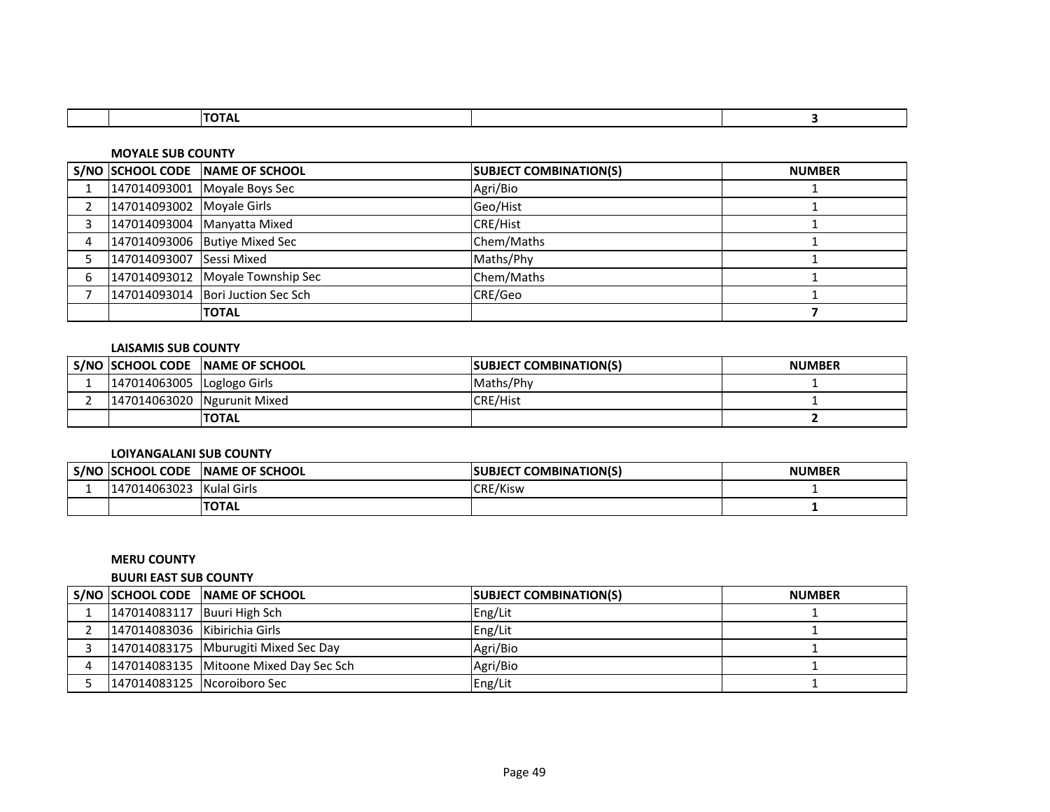| | | TOTAL | | 3 |
|---|---|---|---|---|

**MOYALE SUB COUNTY**

| S/NO | SCHOOL CODE | NAME OF SCHOOL | SUBJECT COMBINATION(S) | NUMBER |
|---|---|---|---|---|
| 1 | 147014093001 | Moyale Boys Sec | Agri/Bio | 1 |
| 2 | 147014093002 | Moyale Girls | Geo/Hist | 1 |
| 3 | 147014093004 | Manyatta Mixed | CRE/Hist | 1 |
| 4 | 147014093006 | Butiye Mixed Sec | Chem/Maths | 1 |
| 5 | 147014093007 | Sessi Mixed | Maths/Phy | 1 |
| 6 | 147014093012 | Moyale Township Sec | Chem/Maths | 1 |
| 7 | 147014093014 | Bori Juction Sec Sch | CRE/Geo | 1 |
| | | **TOTAL** | | **7** |

**LAISAMIS SUB COUNTY**

| S/NO | SCHOOL CODE | NAME OF SCHOOL | SUBJECT COMBINATION(S) | NUMBER |
|---|---|---|---|---|
| 1 | 147014063005 | Loglogo Girls | Maths/Phy | 1 |
| 2 | 147014063020 | Ngurunit Mixed | CRE/Hist | 1 |
| | | **TOTAL** | | **2** |

**LOIYANGALANI SUB COUNTY**

| S/NO | SCHOOL CODE | NAME OF SCHOOL | SUBJECT COMBINATION(S) | NUMBER |
|---|---|---|---|---|
| 1 | 147014063023 | Kulal Girls | CRE/Kisw | 1 |
| | | **TOTAL** | | **1** |

**MERU COUNTY**

**BUURI EAST SUB COUNTY**

| S/NO | SCHOOL CODE | NAME OF SCHOOL | SUBJECT COMBINATION(S) | NUMBER |
|---|---|---|---|---|
| 1 | 147014083117 | Buuri High Sch | Eng/Lit | 1 |
| 2 | 147014083036 | Kibirichia Girls | Eng/Lit | 1 |
| 3 | 147014083175 | Mburugiti Mixed Sec Day | Agri/Bio | 1 |
| 4 | 147014083135 | Mitoone Mixed Day Sec Sch | Agri/Bio | 1 |
| 5 | 147014083125 | Ncoroiboro Sec | Eng/Lit | 1 |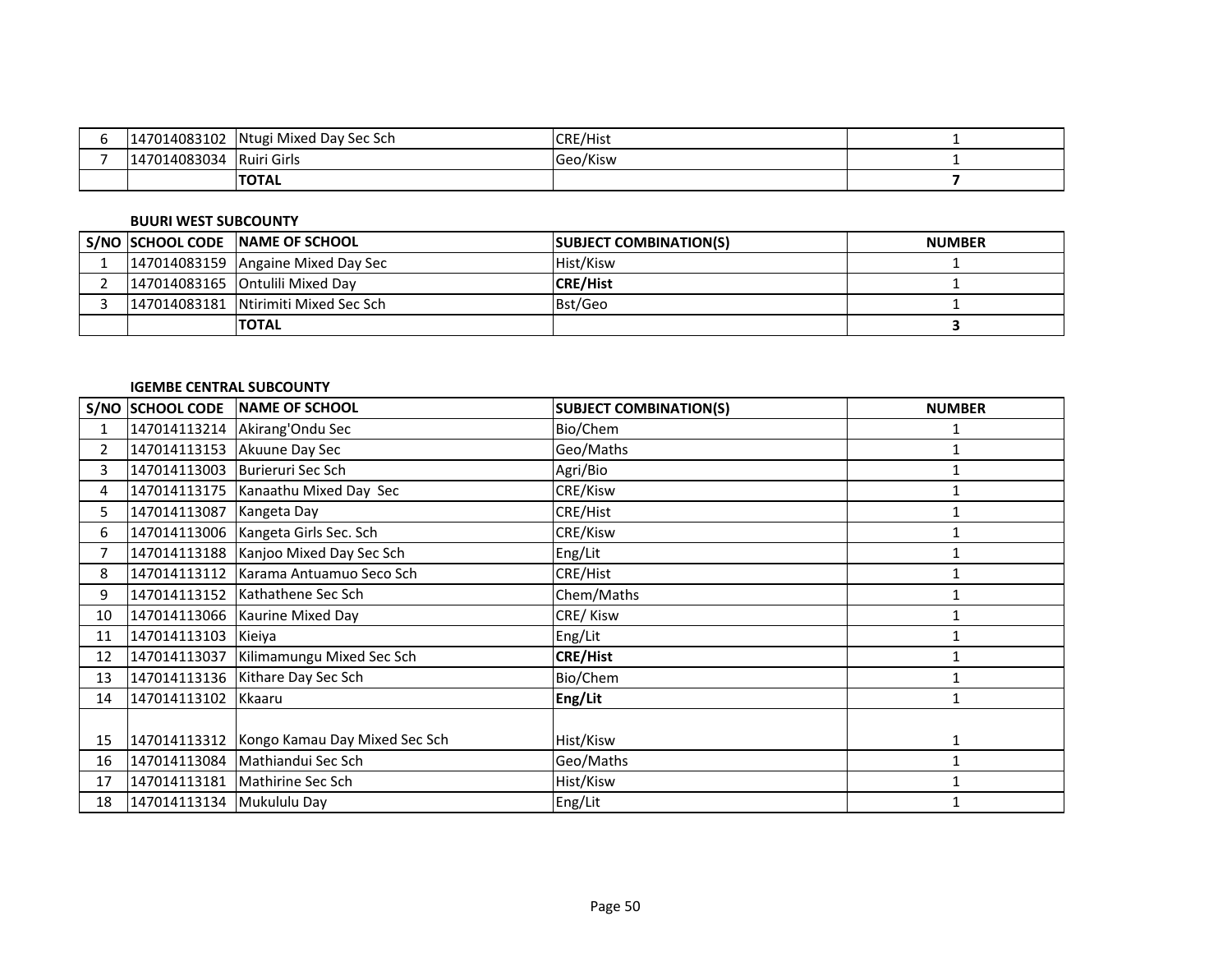| S/NO | SCHOOL CODE | NAME OF SCHOOL | SUBJECT COMBINATION(S) | NUMBER |
|---|---|---|---|---|
| 6 | 147014083102 | Ntugi Mixed Day Sec Sch | CRE/Hist | 1 |
| 7 | 147014083034 | Ruiri Girls | Geo/Kisw | 1 |
| | | **TOTAL** | | **7** |

**BUURI WEST SUBCOUNTY**

| S/NO | SCHOOL CODE | NAME OF SCHOOL | SUBJECT COMBINATION(S) | NUMBER |
|---|---|---|---|---|
| 1 | 147014083159 | Angaine Mixed Day Sec | Hist/Kisw | 1 |
| 2 | 147014083165 | Ontulili Mixed Day | **CRE/Hist** | 1 |
| 3 | 147014083181 | Ntirimiti Mixed Sec Sch | Bst/Geo | 1 |
| | | **TOTAL** | | **3** |

**IGEMBE CENTRAL SUBCOUNTY**

| S/NO | SCHOOL CODE | NAME OF SCHOOL | SUBJECT COMBINATION(S) | NUMBER |
|---|---|---|---|---|
| 1 | 147014113214 | Akirang'Ondu Sec | Bio/Chem | 1 |
| 2 | 147014113153 | Akuune Day Sec | Geo/Maths | 1 |
| 3 | 147014113003 | Burieruri Sec Sch | Agri/Bio | 1 |
| 4 | 147014113175 | Kanaathu Mixed Day Sec | CRE/Kisw | 1 |
| 5 | 147014113087 | Kangeta Day | CRE/Hist | 1 |
| 6 | 147014113006 | Kangeta Girls Sec. Sch | CRE/Kisw | 1 |
| 7 | 147014113188 | Kanjoo Mixed Day Sec Sch | Eng/Lit | 1 |
| 8 | 147014113112 | Karama Antuamuo Seco Sch | CRE/Hist | 1 |
| 9 | 147014113152 | Kathathene Sec Sch | Chem/Maths | 1 |
| 10 | 147014113066 | Kaurine Mixed Day | CRE/ Kisw | 1 |
| 11 | 147014113103 | Kieiya | Eng/Lit | 1 |
| 12 | 147014113037 | Kilimamungu Mixed Sec Sch | **CRE/Hist** | 1 |
| 13 | 147014113136 | Kithare Day Sec Sch | Bio/Chem | 1 |
| 14 | 147014113102 | Kkaaru | **Eng/Lit** | 1 |
| 15 | 147014113312 | Kongo Kamau Day Mixed Sec Sch | Hist/Kisw | 1 |
| 16 | 147014113084 | Mathiandui Sec Sch | Geo/Maths | 1 |
| 17 | 147014113181 | Mathirine Sec Sch | Hist/Kisw | 1 |
| 18 | 147014113134 | Mukululu Day | Eng/Lit | 1 |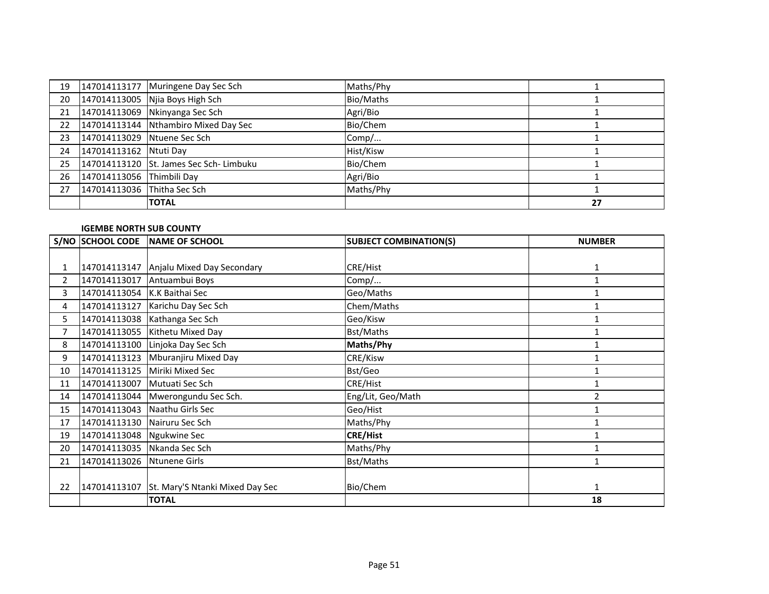| 19 | 147014113177 | Muringene Day Sec Sch | Maths/Phy | 1 |
|---|---|---|---|---|
| 20 | 147014113005 | Njia Boys High Sch | Bio/Maths | 1 |
| 21 | 147014113069 | Nkinyanga Sec Sch | Agri/Bio | 1 |
| 22 | 147014113144 | Nthambiro Mixed Day Sec | Bio/Chem | 1 |
| 23 | 147014113029 | Ntuene Sec Sch | Comp/... | 1 |
| 24 | 147014113162 | Ntuti Day | Hist/Kisw | 1 |
| 25 | 147014113120 | St. James Sec Sch- Limbuku | Bio/Chem | 1 |
| 26 | 147014113056 | Thimbili Day | Agri/Bio | 1 |
| 27 | 147014113036 | Thitha Sec Sch | Maths/Phy | 1 |
| | | **TOTAL** | | **27** |

**IGEMBE NORTH SUB COUNTY**

| S/NO | SCHOOL CODE | NAME OF SCHOOL | SUBJECT COMBINATION(S) | NUMBER |
|---|---|---|---|---|
| 1 | 147014113147 | Anjalu Mixed Day Secondary | CRE/Hist | 1 |
| 2 | 147014113017 | Antuambui Boys | Comp/... | 1 |
| 3 | 147014113054 | K.K Baithai Sec | Geo/Maths | 1 |
| 4 | 147014113127 | Karichu Day Sec Sch | Chem/Maths | 1 |
| 5 | 147014113038 | Kathanga Sec Sch | Geo/Kisw | 1 |
| 7 | 147014113055 | Kithetu Mixed Day | Bst/Maths | 1 |
| 8 | 147014113100 | Linjoka Day Sec Sch | **Maths/Phy** | 1 |
| 9 | 147014113123 | Mburanjiru Mixed Day | CRE/Kisw | 1 |
| 10 | 147014113125 | Miriki Mixed Sec | Bst/Geo | 1 |
| 11 | 147014113007 | Mutuati Sec Sch | CRE/Hist | 1 |
| 14 | 147014113044 | Mwerongundu Sec Sch. | Eng/Lit, Geo/Math | 2 |
| 15 | 147014113043 | Naathu Girls Sec | Geo/Hist | 1 |
| 17 | 147014113130 | Nairuru Sec Sch | Maths/Phy | 1 |
| 19 | 147014113048 | Ngukwine Sec | **CRE/Hist** | 1 |
| 20 | 147014113035 | Nkanda Sec Sch | Maths/Phy | 1 |
| 21 | 147014113026 | Ntunene Girls | Bst/Maths | 1 |
| 22 | 147014113107 | St. Mary'S Ntanki Mixed Day Sec | Bio/Chem | 1 |
| | | **TOTAL** | | **18** |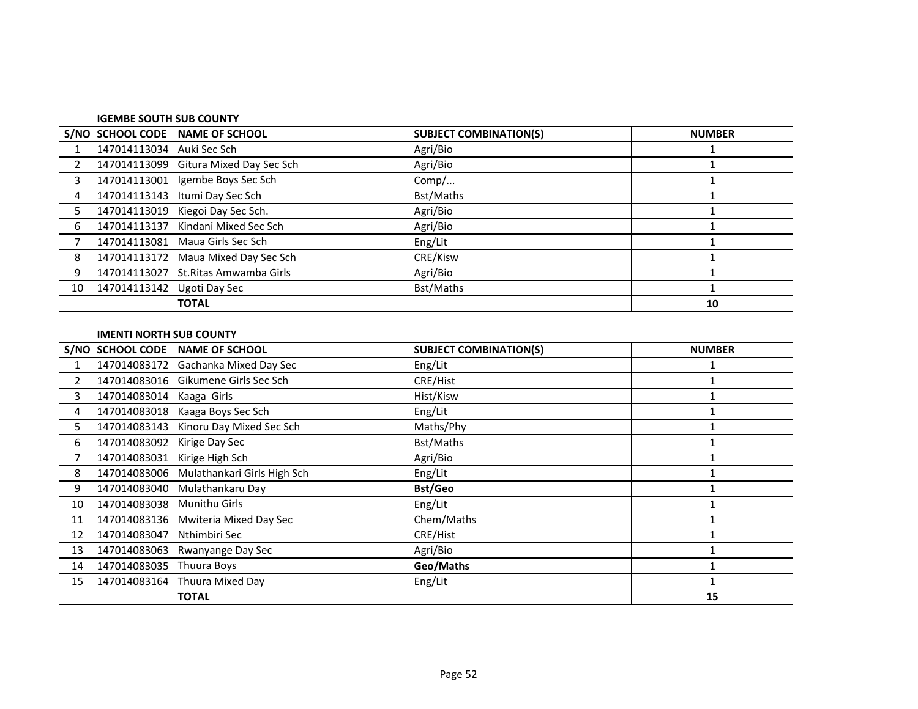**IGEMBE SOUTH SUB COUNTY**

| S/NO | SCHOOL CODE | NAME OF SCHOOL | SUBJECT COMBINATION(S) | NUMBER |
|---|---|---|---|---|
| 1 | 147014113034 | Auki Sec Sch | Agri/Bio | 1 |
| 2 | 147014113099 | Gitura Mixed Day Sec Sch | Agri/Bio | 1 |
| 3 | 147014113001 | Igembe Boys Sec Sch | Comp/... | 1 |
| 4 | 147014113143 | Itumi Day Sec Sch | Bst/Maths | 1 |
| 5 | 147014113019 | Kiegoi Day Sec Sch. | Agri/Bio | 1 |
| 6 | 147014113137 | Kindani Mixed Sec Sch | Agri/Bio | 1 |
| 7 | 147014113081 | Maua Girls Sec Sch | Eng/Lit | 1 |
| 8 | 147014113172 | Maua Mixed Day Sec Sch | CRE/Kisw | 1 |
| 9 | 147014113027 | St.Ritas Amwamba Girls | Agri/Bio | 1 |
| 10 | 147014113142 | Ugoti Day Sec | Bst/Maths | 1 |
| | | **TOTAL** | | **10** |

**IMENTI NORTH SUB COUNTY**

| S/NO | SCHOOL CODE | NAME OF SCHOOL | SUBJECT COMBINATION(S) | NUMBER |
|---|---|---|---|---|
| 1 | 147014083172 | Gachanka Mixed Day Sec | Eng/Lit | 1 |
| 2 | 147014083016 | Gikumene Girls Sec Sch | CRE/Hist | 1 |
| 3 | 147014083014 | Kaaga Girls | Hist/Kisw | 1 |
| 4 | 147014083018 | Kaaga Boys Sec Sch | Eng/Lit | 1 |
| 5 | 147014083143 | Kinoru Day Mixed Sec Sch | Maths/Phy | 1 |
| 6 | 147014083092 | Kirige Day Sec | Bst/Maths | 1 |
| 7 | 147014083031 | Kirige High Sch | Agri/Bio | 1 |
| 8 | 147014083006 | Mulathankari Girls High Sch | Eng/Lit | 1 |
| 9 | 147014083040 | Mulathankaru Day | **Bst/Geo** | 1 |
| 10 | 147014083038 | Munithu Girls | Eng/Lit | 1 |
| 11 | 147014083136 | Mwiteria Mixed Day Sec | Chem/Maths | 1 |
| 12 | 147014083047 | Nthimbiri Sec | CRE/Hist | 1 |
| 13 | 147014083063 | Rwanyange Day Sec | Agri/Bio | 1 |
| 14 | 147014083035 | Thuura Boys | **Geo/Maths** | 1 |
| 15 | 147014083164 | Thuura Mixed Day | Eng/Lit | 1 |
| | | **TOTAL** | | **15** |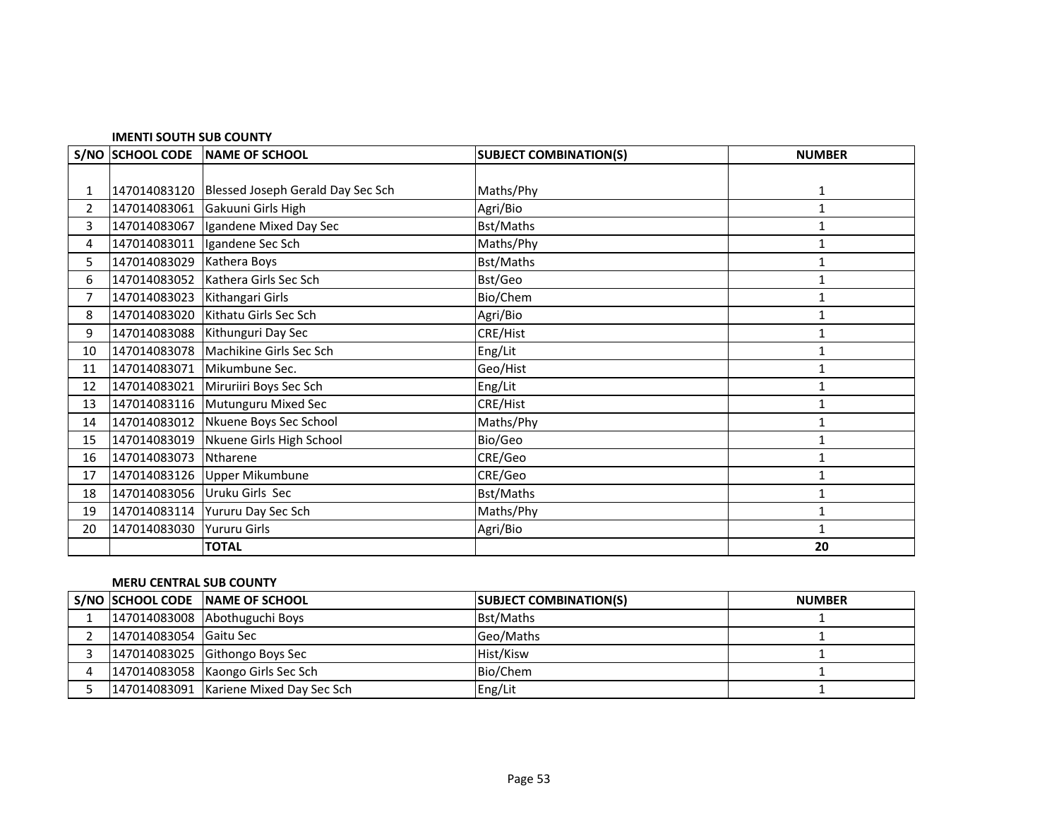**IMENTI SOUTH SUB COUNTY**

| S/NO | SCHOOL CODE | NAME OF SCHOOL | SUBJECT COMBINATION(S) | NUMBER |
|---|---|---|---|---|
| 1 | 147014083120 | Blessed Joseph Gerald Day Sec Sch | Maths/Phy | 1 |
| 2 | 147014083061 | Gakuuni Girls High | Agri/Bio | 1 |
| 3 | 147014083067 | Igandene Mixed Day Sec | Bst/Maths | 1 |
| 4 | 147014083011 | Igandene Sec Sch | Maths/Phy | 1 |
| 5 | 147014083029 | Kathera Boys | Bst/Maths | 1 |
| 6 | 147014083052 | Kathera Girls Sec Sch | Bst/Geo | 1 |
| 7 | 147014083023 | Kithangari Girls | Bio/Chem | 1 |
| 8 | 147014083020 | Kithatu Girls Sec Sch | Agri/Bio | 1 |
| 9 | 147014083088 | Kithunguri Day Sec | CRE/Hist | 1 |
| 10 | 147014083078 | Machikine Girls Sec Sch | Eng/Lit | 1 |
| 11 | 147014083071 | Mikumbune Sec. | Geo/Hist | 1 |
| 12 | 147014083021 | Miruriiri Boys Sec Sch | Eng/Lit | 1 |
| 13 | 147014083116 | Mutunguru Mixed Sec | CRE/Hist | 1 |
| 14 | 147014083012 | Nkuene Boys Sec School | Maths/Phy | 1 |
| 15 | 147014083019 | Nkuene Girls High School | Bio/Geo | 1 |
| 16 | 147014083073 | Ntharene | CRE/Geo | 1 |
| 17 | 147014083126 | Upper Mikumbune | CRE/Geo | 1 |
| 18 | 147014083056 | Uruku Girls Sec | Bst/Maths | 1 |
| 19 | 147014083114 | Yururu Day Sec Sch | Maths/Phy | 1 |
| 20 | 147014083030 | Yururu Girls | Agri/Bio | 1 |
| | | **TOTAL** | | **20** |

**MERU CENTRAL SUB COUNTY**

| S/NO | SCHOOL CODE | NAME OF SCHOOL | SUBJECT COMBINATION(S) | NUMBER |
|---|---|---|---|---|
| 1 | 147014083008 | Abothuguchi Boys | Bst/Maths | 1 |
| 2 | 147014083054 | Gaitu Sec | Geo/Maths | 1 |
| 3 | 147014083025 | Githongo Boys Sec | Hist/Kisw | 1 |
| 4 | 147014083058 | Kaongo Girls Sec Sch | Bio/Chem | 1 |
| 5 | 147014083091 | Kariene Mixed Day Sec Sch | Eng/Lit | 1 |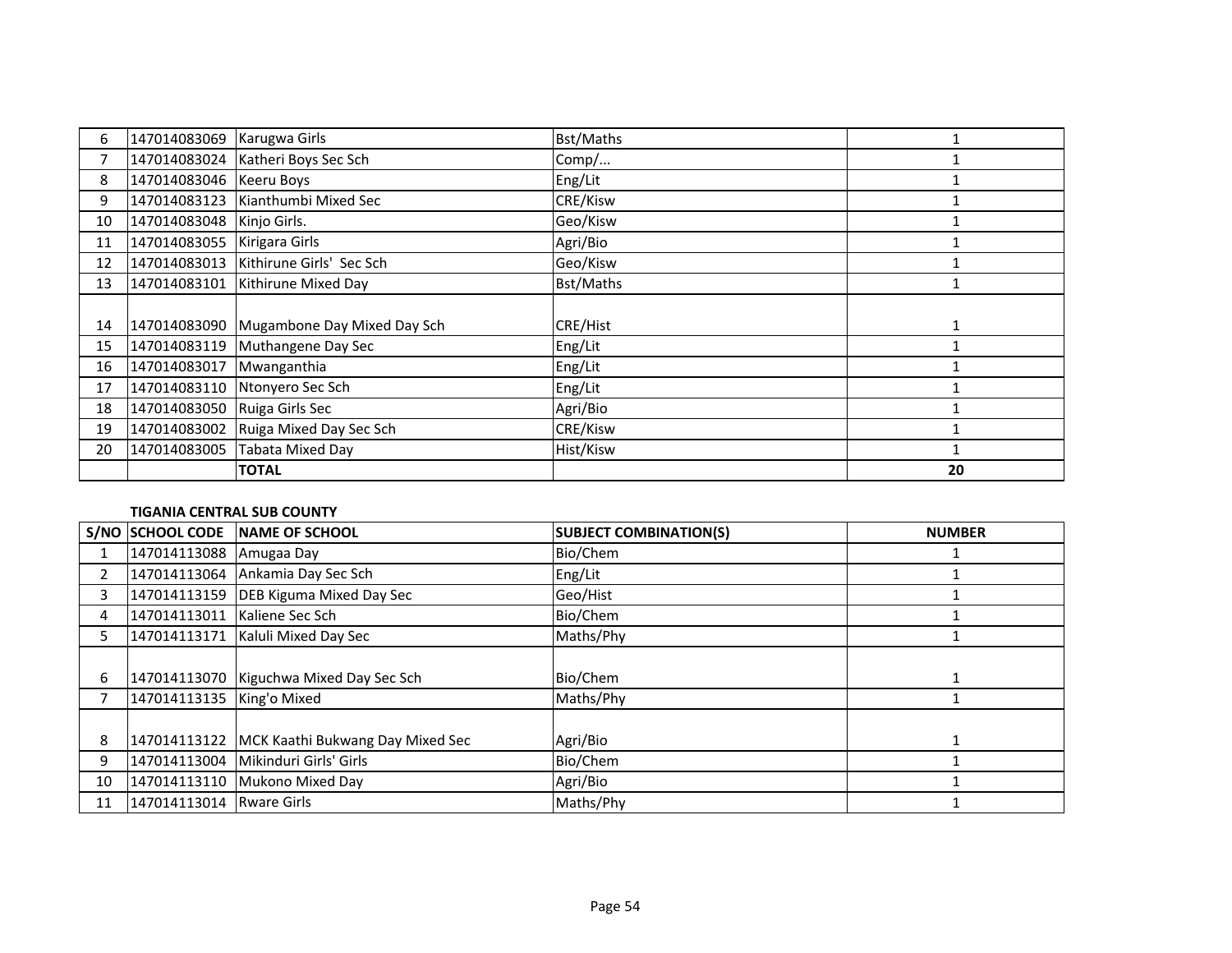| | | | | |
|---|---|---|---|---|
| 6 | 147014083069 | Karugwa Girls | Bst/Maths | 1 |
| 7 | 147014083024 | Katheri Boys Sec Sch | Comp/... | 1 |
| 8 | 147014083046 | Keeru Boys | Eng/Lit | 1 |
| 9 | 147014083123 | Kianthumbi Mixed Sec | CRE/Kisw | 1 |
| 10 | 147014083048 | Kinjo Girls. | Geo/Kisw | 1 |
| 11 | 147014083055 | Kirigara Girls | Agri/Bio | 1 |
| 12 | 147014083013 | Kithirune Girls' Sec Sch | Geo/Kisw | 1 |
| 13 | 147014083101 | Kithirune Mixed Day | Bst/Maths | 1 |
| 14 | 147014083090 | Mugambone Day Mixed Day Sch | CRE/Hist | 1 |
| 15 | 147014083119 | Muthangene Day Sec | Eng/Lit | 1 |
| 16 | 147014083017 | Mwanganthia | Eng/Lit | 1 |
| 17 | 147014083110 | Ntonyero Sec Sch | Eng/Lit | 1 |
| 18 | 147014083050 | Ruiga Girls Sec | Agri/Bio | 1 |
| 19 | 147014083002 | Ruiga Mixed Day Sec Sch | CRE/Kisw | 1 |
| 20 | 147014083005 | Tabata Mixed Day | Hist/Kisw | 1 |
| | | **TOTAL** | | **20** |

**TIGANIA CENTRAL SUB COUNTY**

| S/NO | SCHOOL CODE | NAME OF SCHOOL | SUBJECT COMBINATION(S) | NUMBER |
|---|---|---|---|---|
| 1 | 147014113088 | Amugaa Day | Bio/Chem | 1 |
| 2 | 147014113064 | Ankamia Day Sec Sch | Eng/Lit | 1 |
| 3 | 147014113159 | DEB Kiguma Mixed Day Sec | Geo/Hist | 1 |
| 4 | 147014113011 | Kaliene Sec Sch | Bio/Chem | 1 |
| 5 | 147014113171 | Kaluli Mixed Day Sec | Maths/Phy | 1 |
| 6 | 147014113070 | Kiguchwa Mixed Day Sec Sch | Bio/Chem | 1 |
| 7 | 147014113135 | King'o Mixed | Maths/Phy | 1 |
| 8 | 147014113122 | MCK Kaathi Bukwang Day Mixed Sec | Agri/Bio | 1 |
| 9 | 147014113004 | Mikinduri Girls' Girls | Bio/Chem | 1 |
| 10 | 147014113110 | Mukono Mixed Day | Agri/Bio | 1 |
| 11 | 147014113014 | Rware Girls | Maths/Phy | 1 |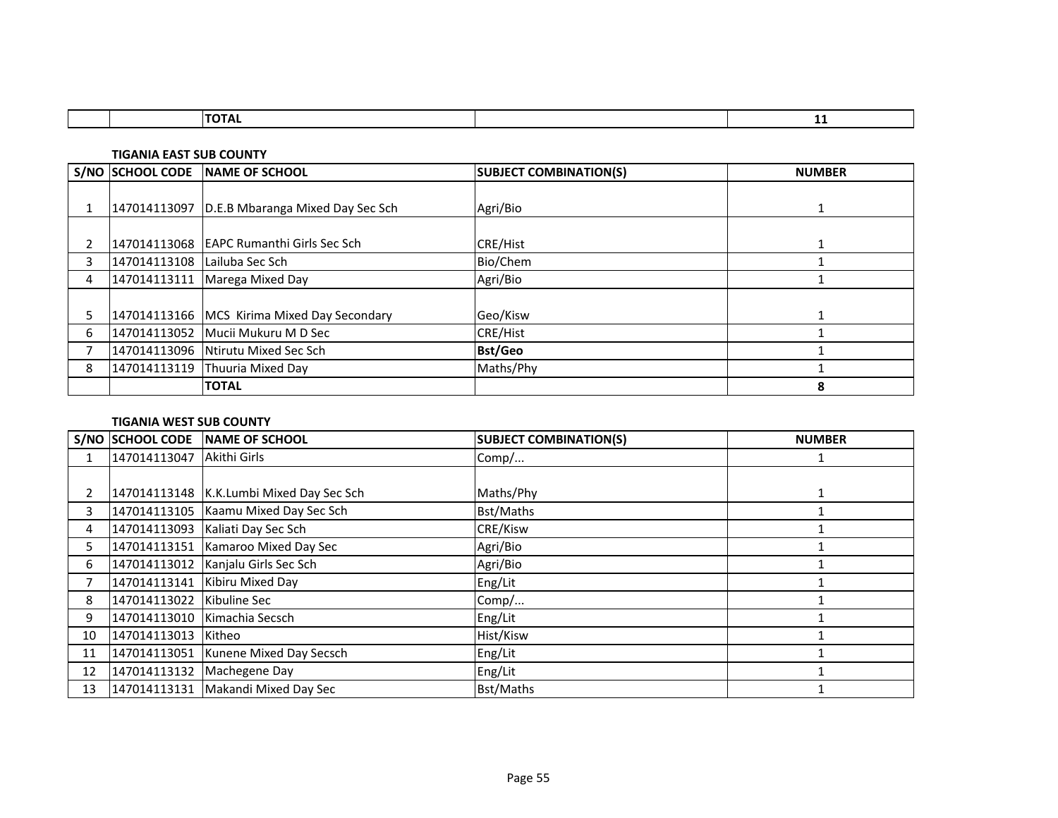| | | TOTAL | | 11 |
|---|---|---|---|---|

**TIGANIA EAST SUB COUNTY**

| S/NO | SCHOOL CODE | NAME OF SCHOOL | SUBJECT COMBINATION(S) | NUMBER |
|---|---|---|---|---|
| 1 | 147014113097 | D.E.B Mbaranga Mixed Day Sec Sch | Agri/Bio | 1 |
| 2 | 147014113068 | EAPC Rumanthi Girls Sec Sch | CRE/Hist | 1 |
| 3 | 147014113108 | Lailuba Sec Sch | Bio/Chem | 1 |
| 4 | 147014113111 | Marega Mixed Day | Agri/Bio | 1 |
| 5 | 147014113166 | MCS Kirima Mixed Day Secondary | Geo/Kisw | 1 |
| 6 | 147014113052 | Mucii Mukuru M D Sec | CRE/Hist | 1 |
| 7 | 147014113096 | Ntirutu Mixed Sec Sch | **Bst/Geo** | 1 |
| 8 | 147014113119 | Thuuria Mixed Day | Maths/Phy | 1 |
| | | **TOTAL** | | **8** |

**TIGANIA WEST SUB COUNTY**

| S/NO | SCHOOL CODE | NAME OF SCHOOL | SUBJECT COMBINATION(S) | NUMBER |
|---|---|---|---|---|
| 1 | 147014113047 | Akithi Girls | Comp/... | 1 |
| 2 | 147014113148 | K.K.Lumbi Mixed Day Sec Sch | Maths/Phy | 1 |
| 3 | 147014113105 | Kaamu Mixed Day Sec Sch | Bst/Maths | 1 |
| 4 | 147014113093 | Kaliati Day Sec Sch | CRE/Kisw | 1 |
| 5 | 147014113151 | Kamaroo Mixed Day Sec | Agri/Bio | 1 |
| 6 | 147014113012 | Kanjalu Girls Sec Sch | Agri/Bio | 1 |
| 7 | 147014113141 | Kibiru Mixed Day | Eng/Lit | 1 |
| 8 | 147014113022 | Kibuline Sec | Comp/... | 1 |
| 9 | 147014113010 | Kimachia Secsch | Eng/Lit | 1 |
| 10 | 147014113013 | Kitheo | Hist/Kisw | 1 |
| 11 | 147014113051 | Kunene Mixed Day Secsch | Eng/Lit | 1 |
| 12 | 147014113132 | Machegene Day | Eng/Lit | 1 |
| 13 | 147014113131 | Makandi Mixed Day Sec | Bst/Maths | 1 |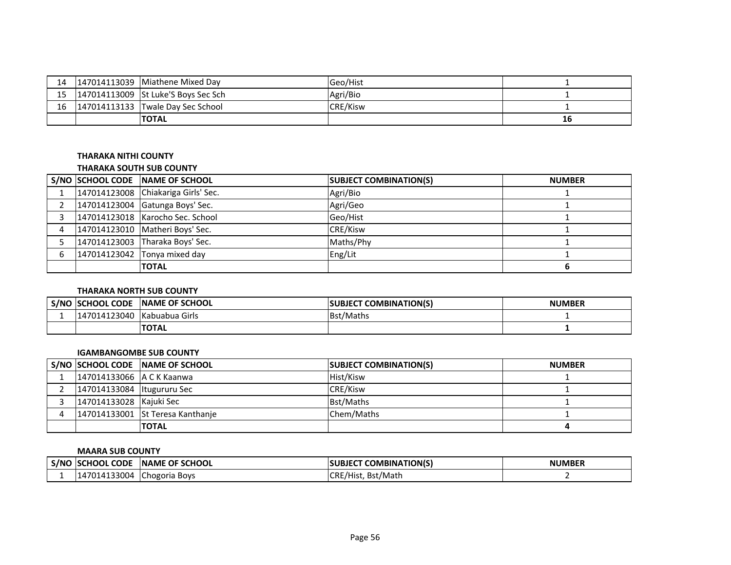| S/NO | SCHOOL CODE | NAME OF SCHOOL | SUBJECT COMBINATION(S) | NUMBER |
|---|---|---|---|---|
| 14 | 147014113039 | Miathene Mixed Day | Geo/Hist | 1 |
| 15 | 147014113009 | St Luke'S Boys Sec Sch | Agri/Bio | 1 |
| 16 | 147014113133 | Twale Day Sec School | CRE/Kisw | 1 |
| | | **TOTAL** | | **16** |

**THARAKA NITHI COUNTY**

**THARAKA SOUTH SUB COUNTY**

| S/NO | SCHOOL CODE | NAME OF SCHOOL | SUBJECT COMBINATION(S) | NUMBER |
|---|---|---|---|---|
| 1 | 147014123008 | Chiakariga Girls' Sec. | Agri/Bio | 1 |
| 2 | 147014123004 | Gatunga Boys' Sec. | Agri/Geo | 1 |
| 3 | 147014123018 | Karocho Sec. School | Geo/Hist | 1 |
| 4 | 147014123010 | Matheri Boys' Sec. | CRE/Kisw | 1 |
| 5 | 147014123003 | Tharaka Boys' Sec. | Maths/Phy | 1 |
| 6 | 147014123042 | Tonya mixed day | Eng/Lit | 1 |
| | | **TOTAL** | | **6** |

**THARAKA NORTH SUB COUNTY**

| S/NO | SCHOOL CODE | NAME OF SCHOOL | SUBJECT COMBINATION(S) | NUMBER |
|---|---|---|---|---|
| 1 | 147014123040 | Kabuabua Girls | Bst/Maths | 1 |
| | | **TOTAL** | | **1** |

**IGAMBANGOMBE SUB COUNTY**

| S/NO | SCHOOL CODE | NAME OF SCHOOL | SUBJECT COMBINATION(S) | NUMBER |
|---|---|---|---|---|
| 1 | 147014133066 | A C K Kaanwa | Hist/Kisw | 1 |
| 2 | 147014133084 | Itugururu Sec | CRE/Kisw | 1 |
| 3 | 147014133028 | Kajuki Sec | Bst/Maths | 1 |
| 4 | 147014133001 | St Teresa Kanthanje | Chem/Maths | 1 |
| | | **TOTAL** | | **4** |

**MAARA SUB COUNTY**

| S/NO | SCHOOL CODE | NAME OF SCHOOL | SUBJECT COMBINATION(S) | NUMBER |
|---|---|---|---|---|
| 1 | 147014133004 | Chogoria Boys | CRE/Hist, Bst/Math | 2 |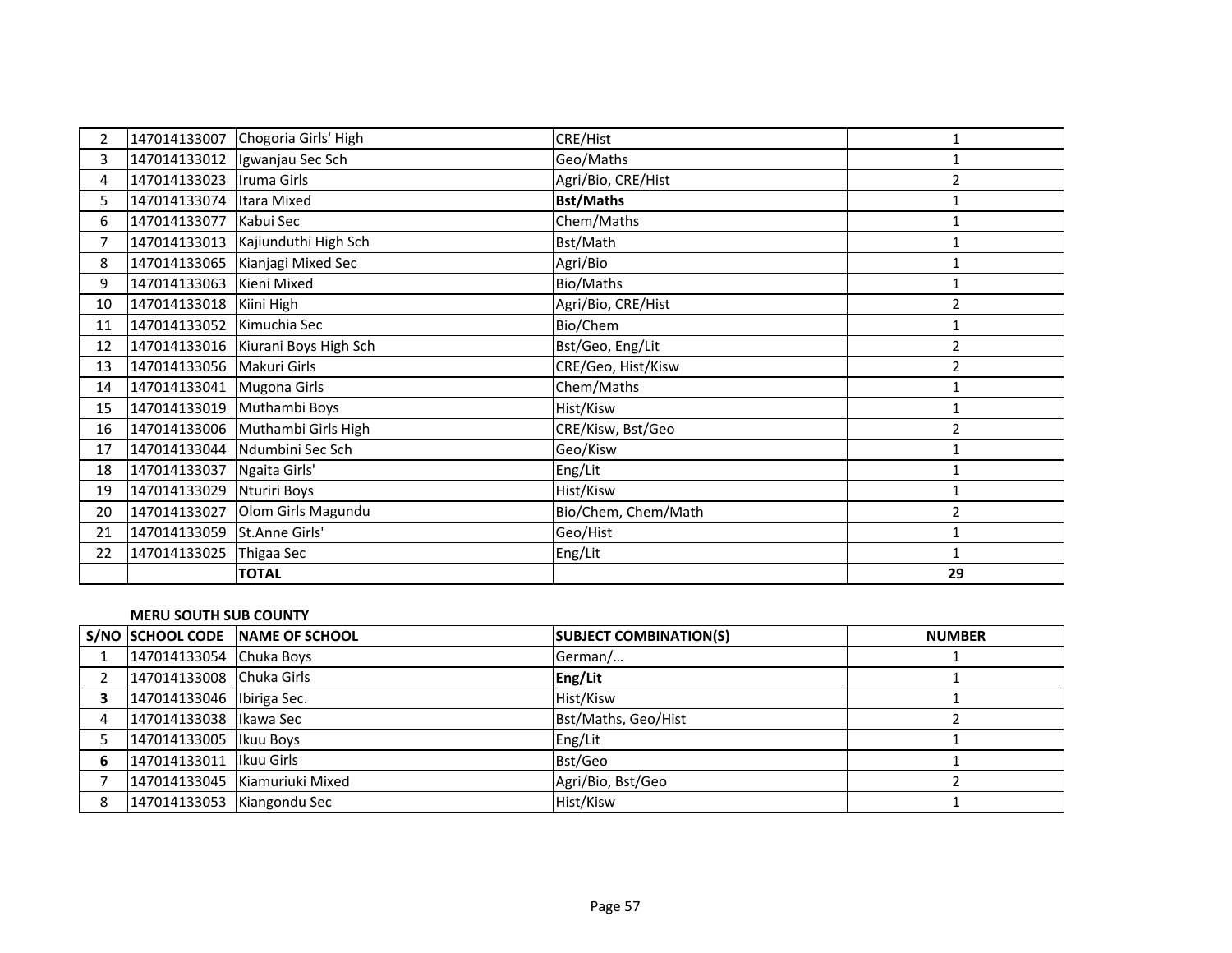| | | | | |
|---|---|---|---|---|
| 2 | 147014133007 | Chogoria Girls' High | CRE/Hist | 1 |
| 3 | 147014133012 | Igwanjau Sec Sch | Geo/Maths | 1 |
| 4 | 147014133023 | Iruma Girls | Agri/Bio, CRE/Hist | 2 |
| 5 | 147014133074 | Itara Mixed | **Bst/Maths** | 1 |
| 6 | 147014133077 | Kabui Sec | Chem/Maths | 1 |
| 7 | 147014133013 | Kajiunduthi High Sch | Bst/Math | 1 |
| 8 | 147014133065 | Kianjagi Mixed Sec | Agri/Bio | 1 |
| 9 | 147014133063 | Kieni Mixed | Bio/Maths | 1 |
| 10 | 147014133018 | Kiini High | Agri/Bio, CRE/Hist | 2 |
| 11 | 147014133052 | Kimuchia Sec | Bio/Chem | 1 |
| 12 | 147014133016 | Kiurani Boys High Sch | Bst/Geo, Eng/Lit | 2 |
| 13 | 147014133056 | Makuri Girls | CRE/Geo, Hist/Kisw | 2 |
| 14 | 147014133041 | Mugona Girls | Chem/Maths | 1 |
| 15 | 147014133019 | Muthambi Boys | Hist/Kisw | 1 |
| 16 | 147014133006 | Muthambi Girls High | CRE/Kisw, Bst/Geo | 2 |
| 17 | 147014133044 | Ndumbini Sec Sch | Geo/Kisw | 1 |
| 18 | 147014133037 | Ngaita Girls' | Eng/Lit | 1 |
| 19 | 147014133029 | Nturiri Boys | Hist/Kisw | 1 |
| 20 | 147014133027 | Olom Girls Magundu | Bio/Chem, Chem/Math | 2 |
| 21 | 147014133059 | St.Anne Girls' | Geo/Hist | 1 |
| 22 | 147014133025 | Thigaa Sec | Eng/Lit | 1 |
| | | **TOTAL** | | **29** |

**MERU SOUTH SUB COUNTY**

| S/NO | SCHOOL CODE | NAME OF SCHOOL | SUBJECT COMBINATION(S) | NUMBER |
|---|---|---|---|---|
| 1 | 147014133054 | Chuka Boys | German/… | 1 |
| 2 | 147014133008 | Chuka Girls | **Eng/Lit** | 1 |
| **3** | 147014133046 | Ibiriga Sec. | Hist/Kisw | 1 |
| 4 | 147014133038 | Ikawa Sec | Bst/Maths, Geo/Hist | 2 |
| 5 | 147014133005 | Ikuu Boys | Eng/Lit | 1 |
| **6** | 147014133011 | Ikuu Girls | Bst/Geo | 1 |
| 7 | 147014133045 | Kiamuriuki Mixed | Agri/Bio, Bst/Geo | 2 |
| 8 | 147014133053 | Kiangondu Sec | Hist/Kisw | 1 |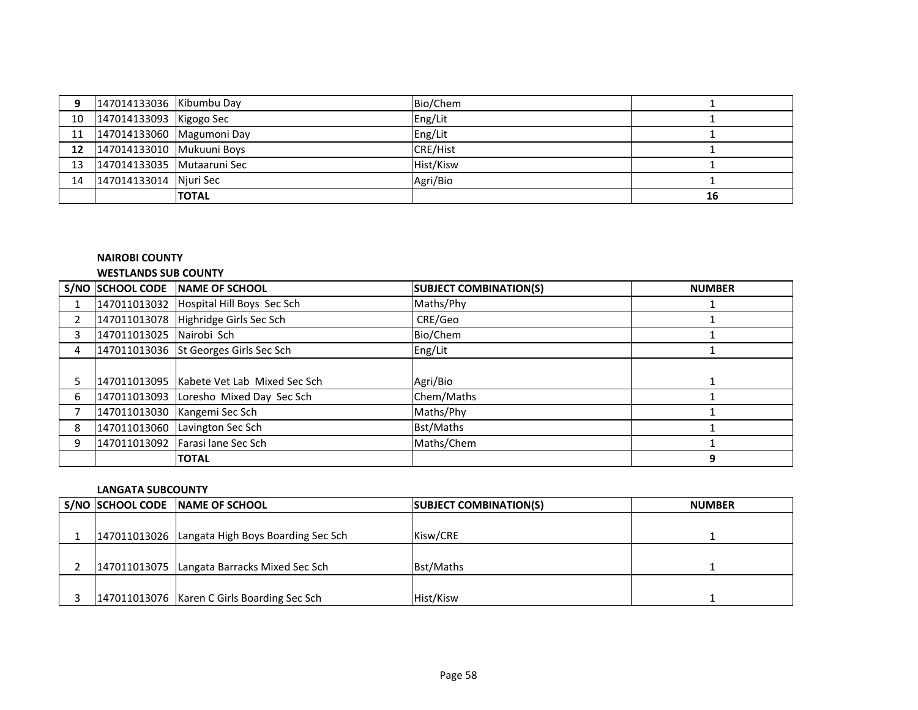| | | | | |
|---|---|---|---|---|
| **9** | 147014133036 | Kibumbu Day | Bio/Chem | 1 |
| 10 | 147014133093 | Kigogo Sec | Eng/Lit | 1 |
| 11 | 147014133060 | Magumoni Day | Eng/Lit | 1 |
| **12** | 147014133010 | Mukuuni Boys | CRE/Hist | 1 |
| 13 | 147014133035 | Mutaaruni Sec | Hist/Kisw | 1 |
| 14 | 147014133014 | Njuri Sec | Agri/Bio | 1 |
| | | **TOTAL** | | **16** |

**NAIROBI COUNTY**

**WESTLANDS SUB COUNTY**

| S/NO | SCHOOL CODE | NAME OF SCHOOL | SUBJECT COMBINATION(S) | NUMBER |
|---|---|---|---|---|
| 1 | 147011013032 | Hospital Hill Boys Sec Sch | Maths/Phy | 1 |
| 2 | 147011013078 | Highridge Girls Sec Sch | CRE/Geo | 1 |
| 3 | 147011013025 | Nairobi Sch | Bio/Chem | 1 |
| 4 | 147011013036 | St Georges Girls Sec Sch | Eng/Lit | 1 |
| 5 | 147011013095 | Kabete Vet Lab Mixed Sec Sch | Agri/Bio | 1 |
| 6 | 147011013093 | Loresho Mixed Day Sec Sch | Chem/Maths | 1 |
| 7 | 147011013030 | Kangemi Sec Sch | Maths/Phy | 1 |
| 8 | 147011013060 | Lavington Sec Sch | Bst/Maths | 1 |
| 9 | 147011013092 | Farasi lane Sec Sch | Maths/Chem | 1 |
| | | **TOTAL** | | **9** |

**LANGATA SUBCOUNTY**

| S/NO | SCHOOL CODE | NAME OF SCHOOL | SUBJECT COMBINATION(S) | NUMBER |
|---|---|---|---|---|
| 1 | 147011013026 | Langata High Boys Boarding Sec Sch | Kisw/CRE | 1 |
| 2 | 147011013075 | Langata Barracks Mixed Sec Sch | Bst/Maths | 1 |
| 3 | 147011013076 | Karen C Girls Boarding Sec Sch | Hist/Kisw | 1 |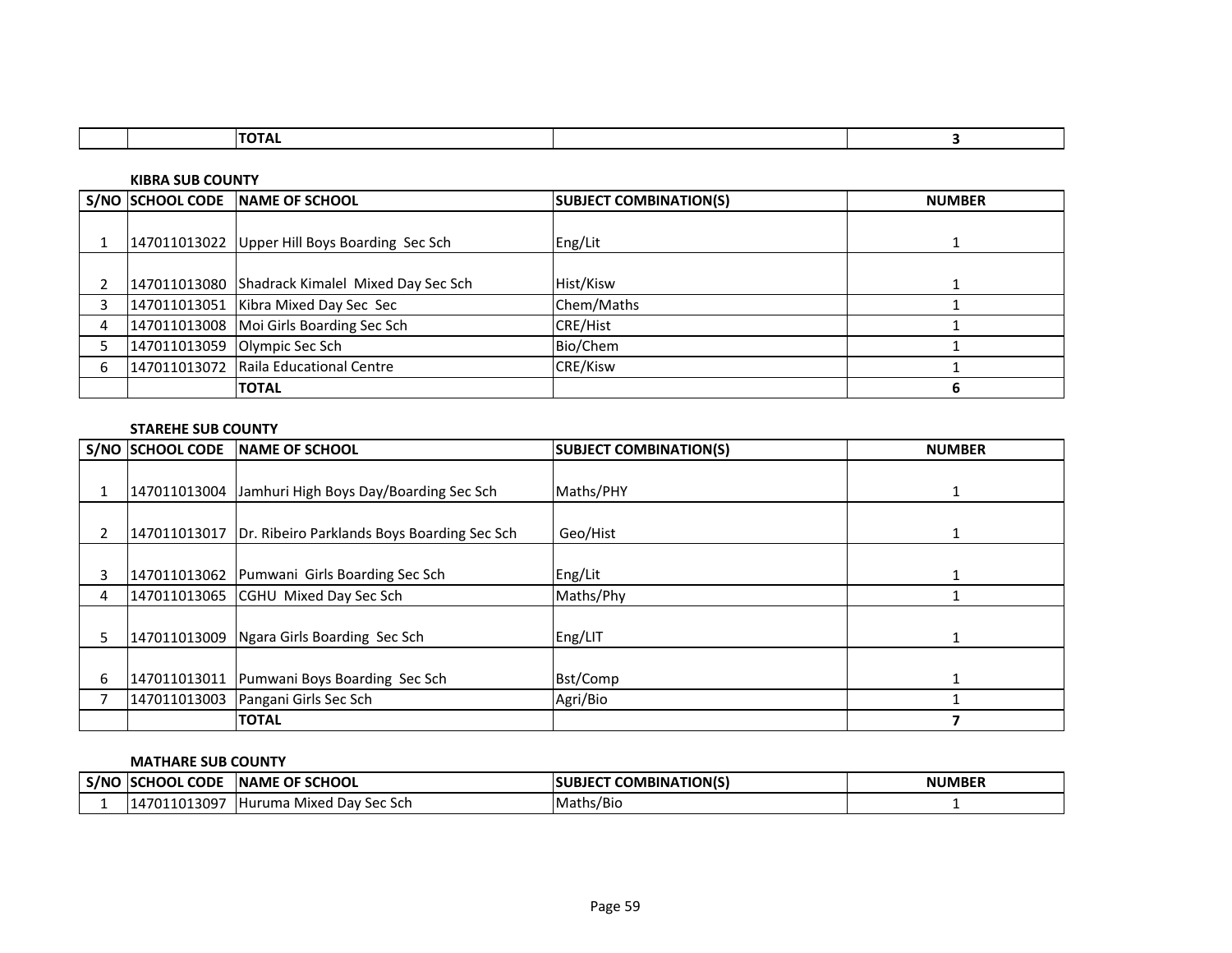| | | TOTAL | | 3 |
|---|---|---|---|---|

**KIBRA SUB COUNTY**

| S/NO | SCHOOL CODE | NAME OF SCHOOL | SUBJECT COMBINATION(S) | NUMBER |
|---|---|---|---|---|
| 1 | 147011013022 | Upper Hill Boys Boarding Sec Sch | Eng/Lit | 1 |
| 2 | 147011013080 | Shadrack Kimalel Mixed Day Sec Sch | Hist/Kisw | 1 |
| 3 | 147011013051 | Kibra Mixed Day Sec Sec | Chem/Maths | 1 |
| 4 | 147011013008 | Moi Girls Boarding Sec Sch | CRE/Hist | 1 |
| 5 | 147011013059 | Olympic Sec Sch | Bio/Chem | 1 |
| 6 | 147011013072 | Raila Educational Centre | CRE/Kisw | 1 |
| | | **TOTAL** | | **6** |

**STAREHE SUB COUNTY**

| S/NO | SCHOOL CODE | NAME OF SCHOOL | SUBJECT COMBINATION(S) | NUMBER |
|---|---|---|---|---|
| 1 | 147011013004 | Jamhuri High Boys Day/Boarding Sec Sch | Maths/PHY | 1 |
| 2 | 147011013017 | Dr. Ribeiro Parklands Boys Boarding Sec Sch | Geo/Hist | 1 |
| 3 | 147011013062 | Pumwani Girls Boarding Sec Sch | Eng/Lit | 1 |
| 4 | 147011013065 | CGHU Mixed Day Sec Sch | Maths/Phy | 1 |
| 5 | 147011013009 | Ngara Girls Boarding Sec Sch | Eng/LIT | 1 |
| 6 | 147011013011 | Pumwani Boys Boarding Sec Sch | Bst/Comp | 1 |
| 7 | 147011013003 | Pangani Girls Sec Sch | Agri/Bio | 1 |
| | | **TOTAL** | | **7** |

**MATHARE SUB COUNTY**

| S/NO | SCHOOL CODE | NAME OF SCHOOL | SUBJECT COMBINATION(S) | NUMBER |
|---|---|---|---|---|
| 1 | 147011013097 | Huruma Mixed Day Sec Sch | Maths/Bio | 1 |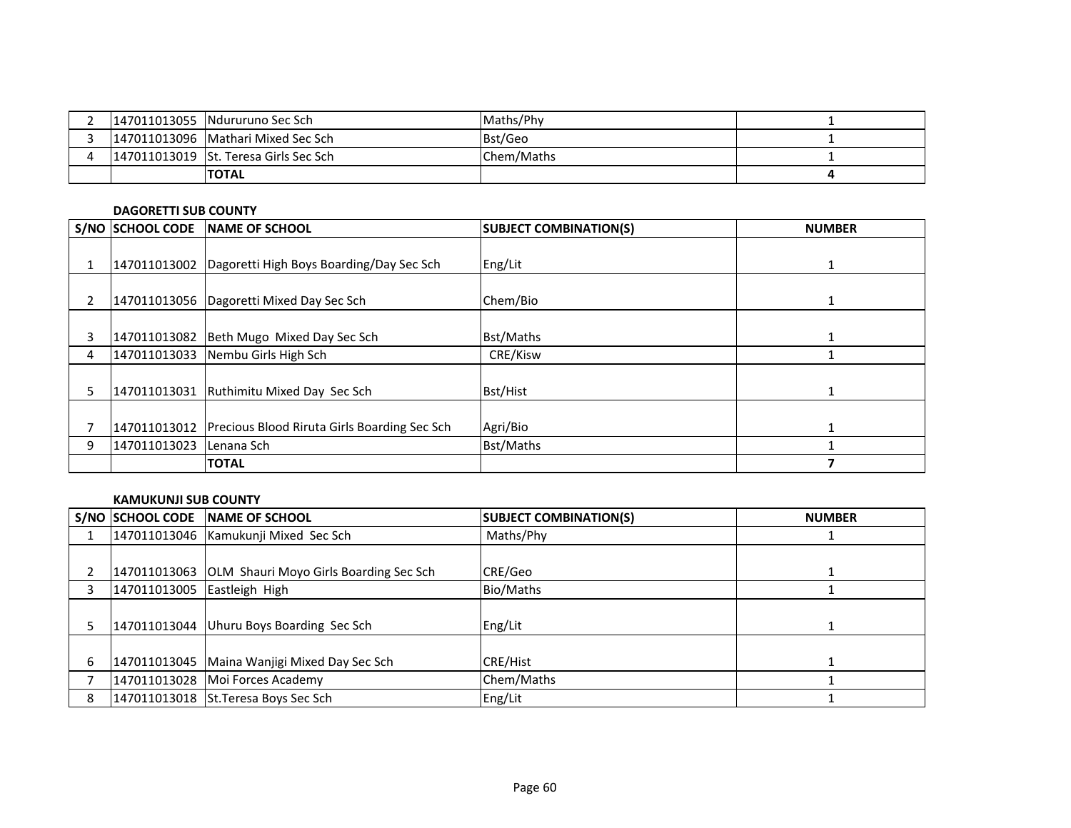| S/NO | SCHOOL CODE | NAME OF SCHOOL | SUBJECT COMBINATION(S) | NUMBER |
|---|---|---|---|---|
| 2 | 147011013055 | Ndururuno Sec Sch | Maths/Phy | 1 |
| 3 | 147011013096 | Mathari Mixed Sec Sch | Bst/Geo | 1 |
| 4 | 147011013019 | St. Teresa Girls Sec Sch | Chem/Maths | 1 |
| | | **TOTAL** | | **4** |

**DAGORETTI SUB COUNTY**

| S/NO | SCHOOL CODE | NAME OF SCHOOL | SUBJECT COMBINATION(S) | NUMBER |
|---|---|---|---|---|
| 1 | 147011013002 | Dagoretti High Boys Boarding/Day Sec Sch | Eng/Lit | 1 |
| 2 | 147011013056 | Dagoretti Mixed Day Sec Sch | Chem/Bio | 1 |
| 3 | 147011013082 | Beth Mugo Mixed Day Sec Sch | Bst/Maths | 1 |
| 4 | 147011013033 | Nembu Girls High Sch | CRE/Kisw | 1 |
| 5 | 147011013031 | Ruthimitu Mixed Day Sec Sch | Bst/Hist | 1 |
| 7 | 147011013012 | Precious Blood Riruta Girls Boarding Sec Sch | Agri/Bio | 1 |
| 9 | 147011013023 | Lenana Sch | Bst/Maths | 1 |
| | | **TOTAL** | | **7** |

**KAMUKUNJI SUB COUNTY**

| S/NO | SCHOOL CODE | NAME OF SCHOOL | SUBJECT COMBINATION(S) | NUMBER |
|---|---|---|---|---|
| 1 | 147011013046 | Kamukunji Mixed Sec Sch | Maths/Phy | 1 |
| 2 | 147011013063 | OLM Shauri Moyo Girls Boarding Sec Sch | CRE/Geo | 1 |
| 3 | 147011013005 | Eastleigh High | Bio/Maths | 1 |
| 5 | 147011013044 | Uhuru Boys Boarding Sec Sch | Eng/Lit | 1 |
| 6 | 147011013045 | Maina Wanjigi Mixed Day Sec Sch | CRE/Hist | 1 |
| 7 | 147011013028 | Moi Forces Academy | Chem/Maths | 1 |
| 8 | 147011013018 | St.Teresa Boys Sec Sch | Eng/Lit | 1 |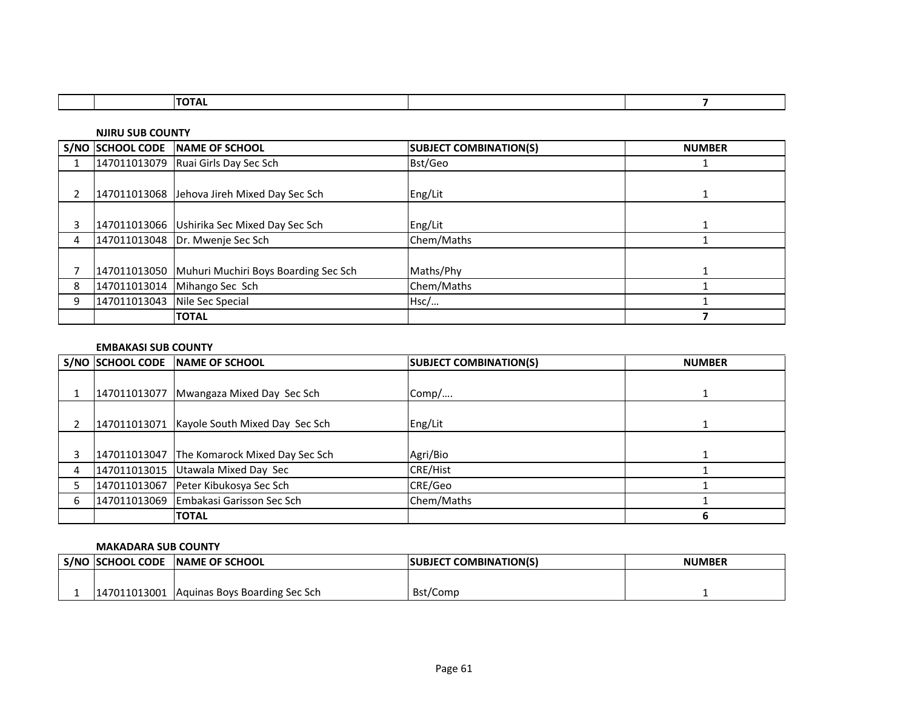| | | TOTAL | | 7 |
|---|---|---|---|---|

**NJIRU SUB COUNTY**

| S/NO | SCHOOL CODE | NAME OF SCHOOL | SUBJECT COMBINATION(S) | NUMBER |
|---|---|---|---|---|
| 1 | 147011013079 | Ruai Girls Day Sec Sch | Bst/Geo | 1 |
| 2 | 147011013068 | Jehova Jireh Mixed Day Sec Sch | Eng/Lit | 1 |
| 3 | 147011013066 | Ushirika Sec Mixed Day Sec Sch | Eng/Lit | 1 |
| 4 | 147011013048 | Dr. Mwenje Sec Sch | Chem/Maths | 1 |
| 7 | 147011013050 | Muhuri Muchiri Boys Boarding Sec Sch | Maths/Phy | 1 |
| 8 | 147011013014 | Mihango Sec Sch | Chem/Maths | 1 |
| 9 | 147011013043 | Nile Sec Special | Hsc/… | 1 |
| | | **TOTAL** | | **7** |

**EMBAKASI SUB COUNTY**

| S/NO | SCHOOL CODE | NAME OF SCHOOL | SUBJECT COMBINATION(S) | NUMBER |
|---|---|---|---|---|
| 1 | 147011013077 | Mwangaza Mixed Day Sec Sch | Comp/…. | 1 |
| 2 | 147011013071 | Kayole South Mixed Day Sec Sch | Eng/Lit | 1 |
| 3 | 147011013047 | The Komarock Mixed Day Sec Sch | Agri/Bio | 1 |
| 4 | 147011013015 | Utawala Mixed Day Sec | CRE/Hist | 1 |
| 5 | 147011013067 | Peter Kibukosya Sec Sch | CRE/Geo | 1 |
| 6 | 147011013069 | Embakasi Garisson Sec Sch | Chem/Maths | 1 |
| | | **TOTAL** | | **6** |

**MAKADARA SUB COUNTY**

| S/NO | SCHOOL CODE | NAME OF SCHOOL | SUBJECT COMBINATION(S) | NUMBER |
|---|---|---|---|---|
| 1 | 147011013001 | Aquinas Boys Boarding Sec Sch | Bst/Comp | 1 |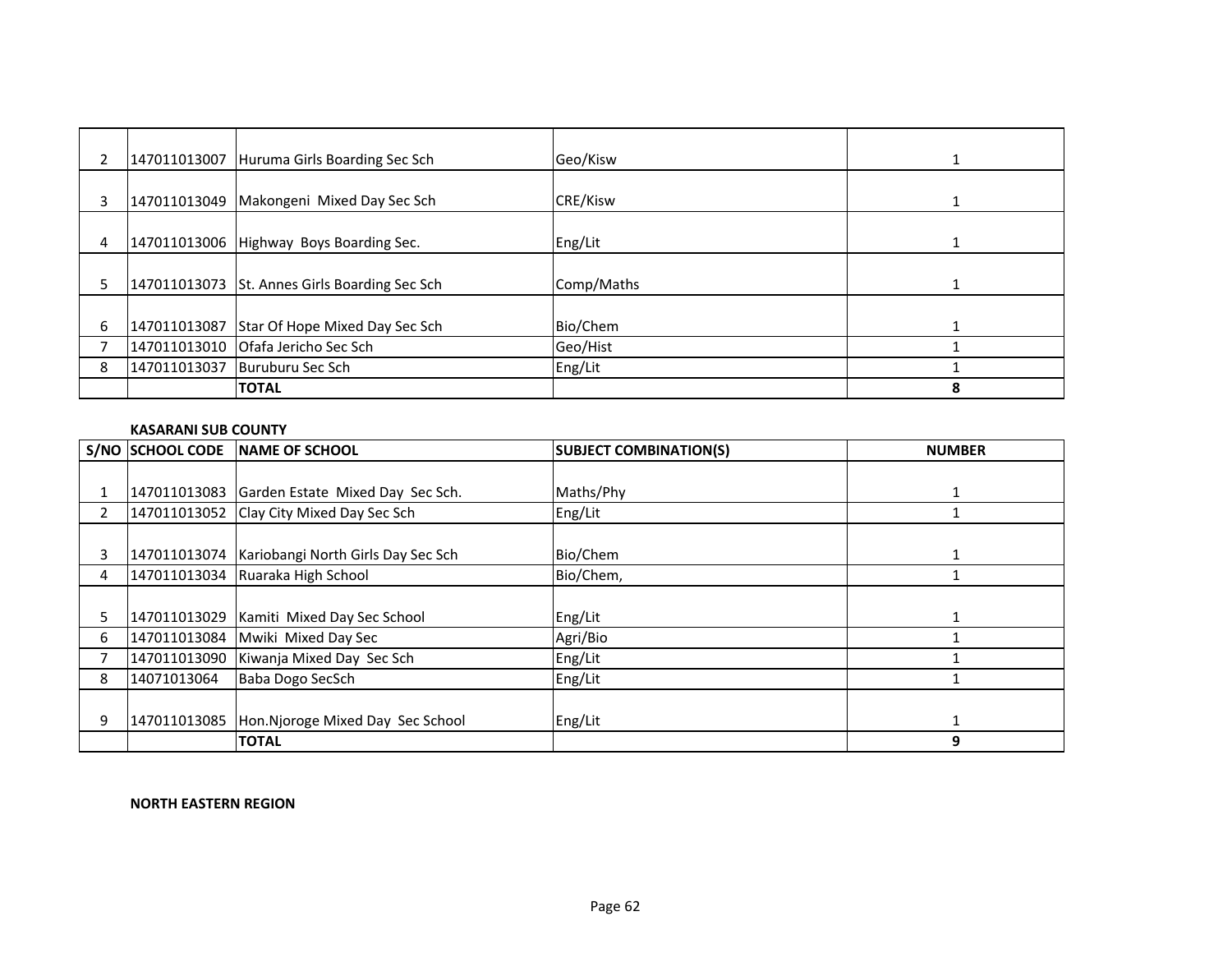| | | | | |
|---|---|---|---|---|
| 2 | 147011013007 | Huruma Girls Boarding Sec Sch | Geo/Kisw | 1 |
| 3 | 147011013049 | Makongeni Mixed Day Sec Sch | CRE/Kisw | 1 |
| 4 | 147011013006 | Highway Boys Boarding Sec. | Eng/Lit | 1 |
| 5 | 147011013073 | St. Annes Girls Boarding Sec Sch | Comp/Maths | 1 |
| 6 | 147011013087 | Star Of Hope Mixed Day Sec Sch | Bio/Chem | 1 |
| 7 | 147011013010 | Ofafa Jericho Sec Sch | Geo/Hist | 1 |
| 8 | 147011013037 | Buruburu Sec Sch | Eng/Lit | 1 |
| | | **TOTAL** | | **8** |

**KASARANI SUB COUNTY**

| S/NO | SCHOOL CODE | NAME OF SCHOOL | SUBJECT COMBINATION(S) | NUMBER |
|---|---|---|---|---|
| 1 | 147011013083 | Garden Estate Mixed Day Sec Sch. | Maths/Phy | 1 |
| 2 | 147011013052 | Clay City Mixed Day Sec Sch | Eng/Lit | 1 |
| 3 | 147011013074 | Kariobangi North Girls Day Sec Sch | Bio/Chem | 1 |
| 4 | 147011013034 | Ruaraka High School | Bio/Chem, | 1 |
| 5 | 147011013029 | Kamiti Mixed Day Sec School | Eng/Lit | 1 |
| 6 | 147011013084 | Mwiki Mixed Day Sec | Agri/Bio | 1 |
| 7 | 147011013090 | Kiwanja Mixed Day Sec Sch | Eng/Lit | 1 |
| 8 | 14071013064 | Baba Dogo SecSch | Eng/Lit | 1 |
| 9 | 147011013085 | Hon.Njoroge Mixed Day Sec School | Eng/Lit | 1 |
| | | **TOTAL** | | **9** |

**NORTH EASTERN REGION**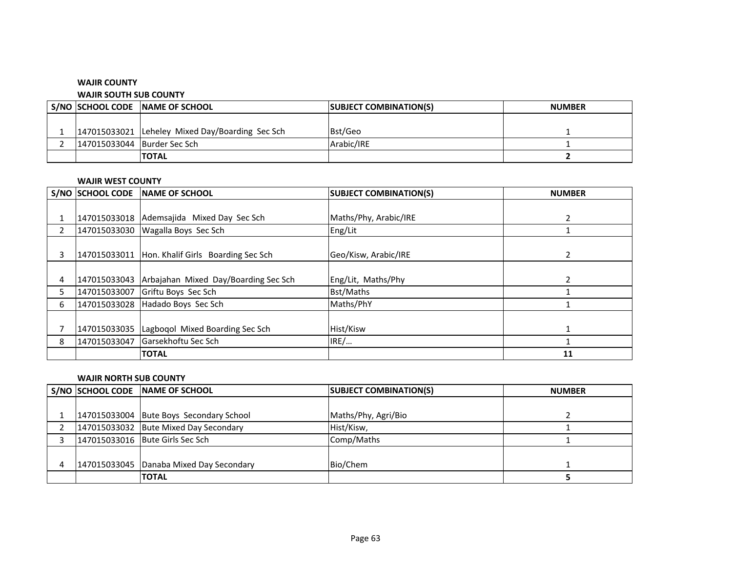**WAJIR COUNTY**

**WAJIR SOUTH SUB COUNTY**

| S/NO | SCHOOL CODE | NAME OF SCHOOL | SUBJECT COMBINATION(S) | NUMBER |
|---|---|---|---|---|
| 1 | 147015033021 | Leheley Mixed Day/Boarding Sec Sch | Bst/Geo | 1 |
| 2 | 147015033044 | Burder Sec Sch | Arabic/IRE | 1 |
| | | **TOTAL** | | **2** |

**WAJIR WEST COUNTY**

| S/NO | SCHOOL CODE | NAME OF SCHOOL | SUBJECT COMBINATION(S) | NUMBER |
|---|---|---|---|---|
| 1 | 147015033018 | Ademsajida Mixed Day Sec Sch | Maths/Phy, Arabic/IRE | 2 |
| 2 | 147015033030 | Wagalla Boys Sec Sch | Eng/Lit | 1 |
| 3 | 147015033011 | Hon. Khalif Girls Boarding Sec Sch | Geo/Kisw, Arabic/IRE | 2 |
| 4 | 147015033043 | Arbajahan Mixed Day/Boarding Sec Sch | Eng/Lit, Maths/Phy | 2 |
| 5 | 147015033007 | Griftu Boys Sec Sch | Bst/Maths | 1 |
| 6 | 147015033028 | Hadado Boys Sec Sch | Maths/PhY | 1 |
| 7 | 147015033035 | Lagboqol Mixed Boarding Sec Sch | Hist/Kisw | 1 |
| 8 | 147015033047 | Garsekhoftu Sec Sch | IRE/… | 1 |
| | | **TOTAL** | | **11** |

**WAJIR NORTH SUB COUNTY**

| S/NO | SCHOOL CODE | NAME OF SCHOOL | SUBJECT COMBINATION(S) | NUMBER |
|---|---|---|---|---|
| 1 | 147015033004 | Bute Boys Secondary School | Maths/Phy, Agri/Bio | 2 |
| 2 | 147015033032 | Bute Mixed Day Secondary | Hist/Kisw, | 1 |
| 3 | 147015033016 | Bute Girls Sec Sch | Comp/Maths | 1 |
| 4 | 147015033045 | Danaba Mixed Day Secondary | Bio/Chem | 1 |
| | | **TOTAL** | | **5** |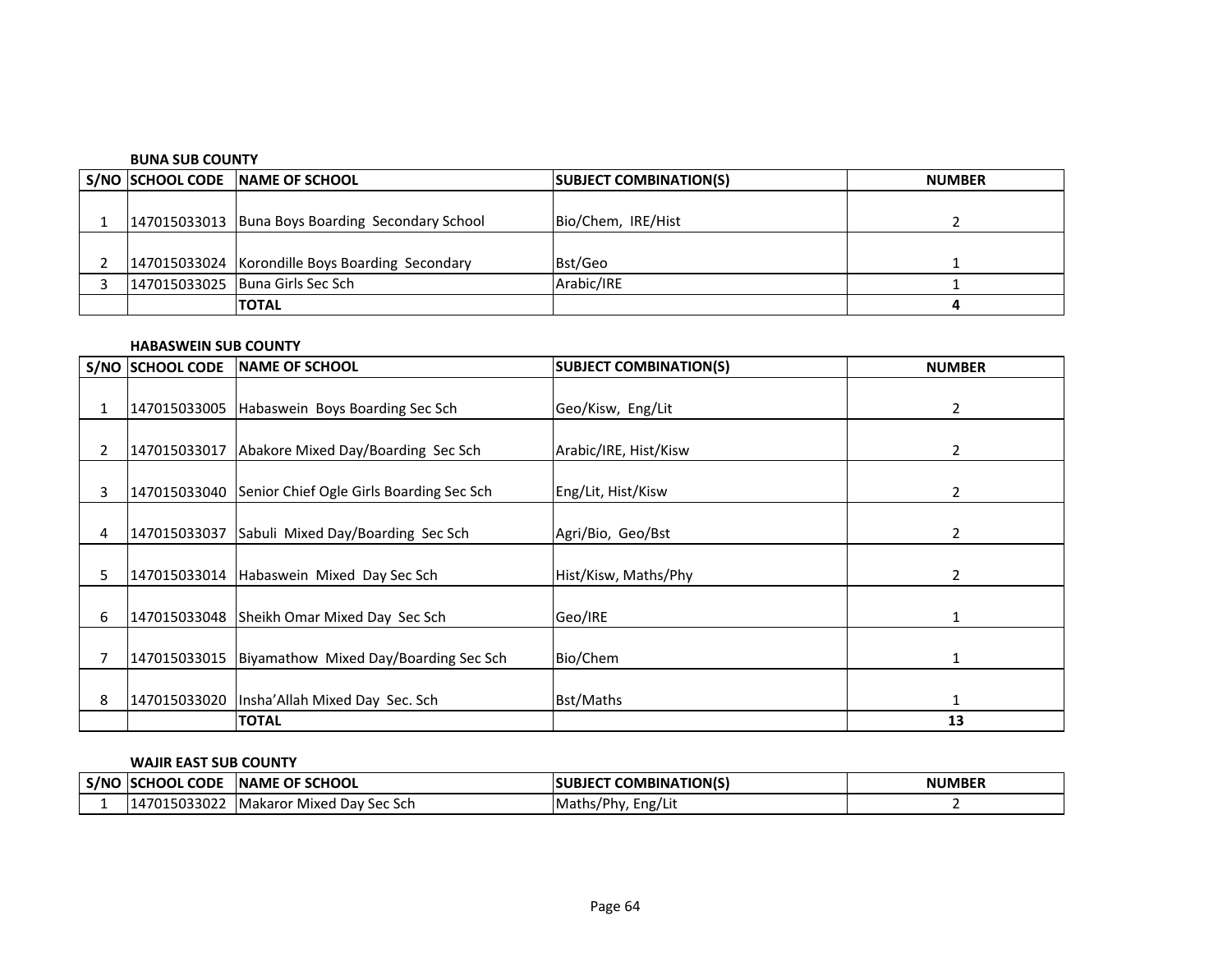**BUNA SUB COUNTY**

| S/NO | SCHOOL CODE | NAME OF SCHOOL | SUBJECT COMBINATION(S) | NUMBER |
|---|---|---|---|---|
| 1 | 147015033013 | Buna Boys Boarding Secondary School | Bio/Chem, IRE/Hist | 2 |
| 2 | 147015033024 | Korondille Boys Boarding Secondary | Bst/Geo | 1 |
| 3 | 147015033025 | Buna Girls Sec Sch | Arabic/IRE | 1 |
| | | **TOTAL** | | **4** |

**HABASWEIN SUB COUNTY**

| S/NO | SCHOOL CODE | NAME OF SCHOOL | SUBJECT COMBINATION(S) | NUMBER |
|---|---|---|---|---|
| 1 | 147015033005 | Habaswein Boys Boarding Sec Sch | Geo/Kisw, Eng/Lit | 2 |
| 2 | 147015033017 | Abakore Mixed Day/Boarding Sec Sch | Arabic/IRE, Hist/Kisw | 2 |
| 3 | 147015033040 | Senior Chief Ogle Girls Boarding Sec Sch | Eng/Lit, Hist/Kisw | 2 |
| 4 | 147015033037 | Sabuli Mixed Day/Boarding Sec Sch | Agri/Bio, Geo/Bst | 2 |
| 5 | 147015033014 | Habaswein Mixed Day Sec Sch | Hist/Kisw, Maths/Phy | 2 |
| 6 | 147015033048 | Sheikh Omar Mixed Day Sec Sch | Geo/IRE | 1 |
| 7 | 147015033015 | Biyamathow Mixed Day/Boarding Sec Sch | Bio/Chem | 1 |
| 8 | 147015033020 | Insha'Allah Mixed Day Sec. Sch | Bst/Maths | 1 |
| | | **TOTAL** | | **13** |

**WAJIR EAST SUB COUNTY**

| S/NO | SCHOOL CODE | NAME OF SCHOOL | SUBJECT COMBINATION(S) | NUMBER |
|---|---|---|---|---|
| 1 | 147015033022 | Makaror Mixed Day Sec Sch | Maths/Phy, Eng/Lit | 2 |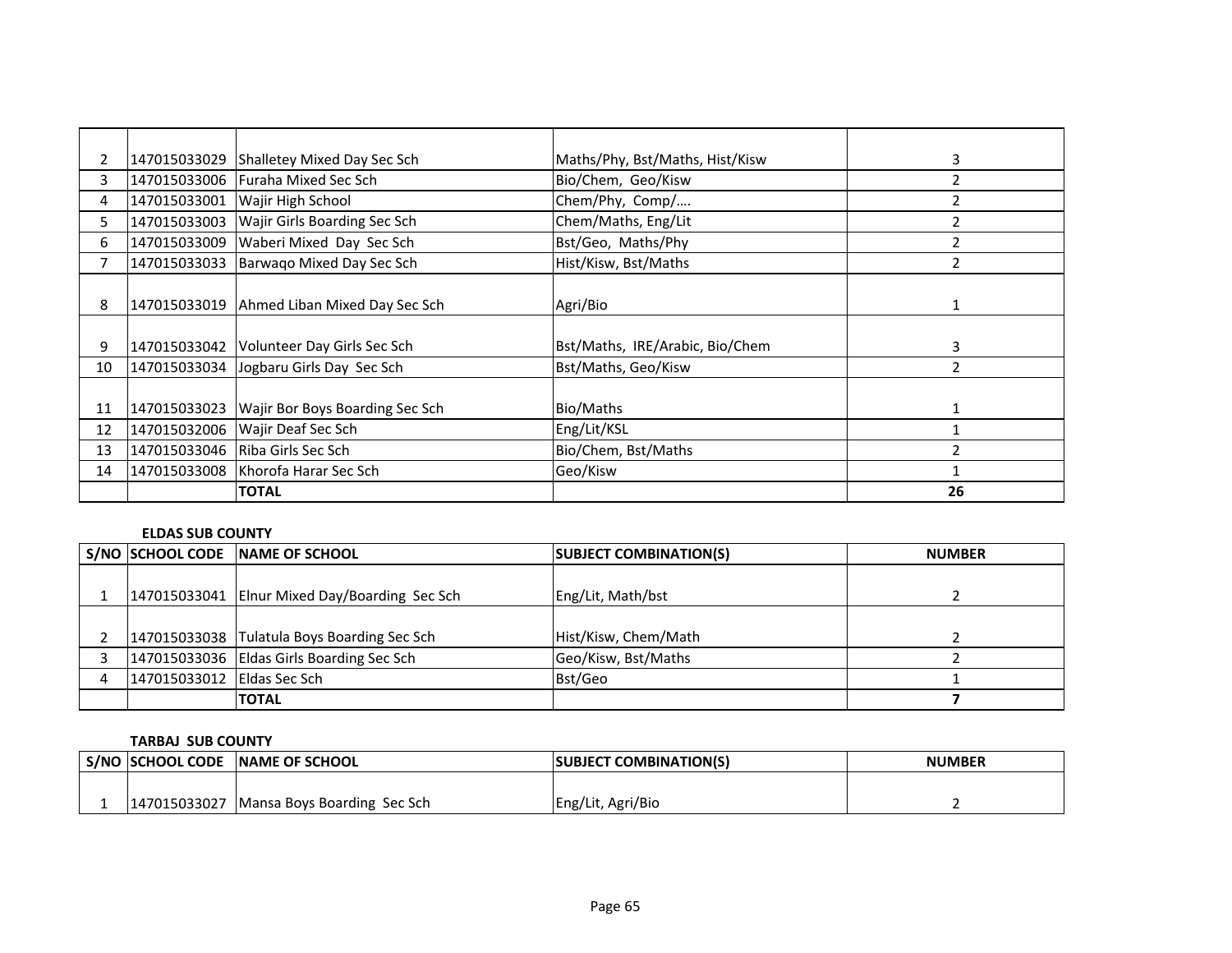| | | | | |
|---|---|---|---|---|
| 2 | 147015033029 | Shalletey Mixed Day Sec Sch | Maths/Phy, Bst/Maths, Hist/Kisw | 3 |
| 3 | 147015033006 | Furaha Mixed Sec Sch | Bio/Chem, Geo/Kisw | 2 |
| 4 | 147015033001 | Wajir High School | Chem/Phy, Comp/…. | 2 |
| 5 | 147015033003 | Wajir Girls Boarding Sec Sch | Chem/Maths, Eng/Lit | 2 |
| 6 | 147015033009 | Waberi Mixed Day Sec Sch | Bst/Geo, Maths/Phy | 2 |
| 7 | 147015033033 | Barwaqo Mixed Day Sec Sch | Hist/Kisw, Bst/Maths | 2 |
| 8 | 147015033019 | Ahmed Liban Mixed Day Sec Sch | Agri/Bio | 1 |
| 9 | 147015033042 | Volunteer Day Girls Sec Sch | Bst/Maths, IRE/Arabic, Bio/Chem | 3 |
| 10 | 147015033034 | Jogbaru Girls Day Sec Sch | Bst/Maths, Geo/Kisw | 2 |
| 11 | 147015033023 | Wajir Bor Boys Boarding Sec Sch | Bio/Maths | 1 |
| 12 | 147015032006 | Wajir Deaf Sec Sch | Eng/Lit/KSL | 1 |
| 13 | 147015033046 | Riba Girls Sec Sch | Bio/Chem, Bst/Maths | 2 |
| 14 | 147015033008 | Khorofa Harar Sec Sch | Geo/Kisw | 1 |
| | | **TOTAL** | | **26** |

**ELDAS SUB COUNTY**

| S/NO | SCHOOL CODE | NAME OF SCHOOL | SUBJECT COMBINATION(S) | NUMBER |
|---|---|---|---|---|
| 1 | 147015033041 | Elnur Mixed Day/Boarding Sec Sch | Eng/Lit, Math/bst | 2 |
| 2 | 147015033038 | Tulatula Boys Boarding Sec Sch | Hist/Kisw, Chem/Math | 2 |
| 3 | 147015033036 | Eldas Girls Boarding Sec Sch | Geo/Kisw, Bst/Maths | 2 |
| 4 | 147015033012 | Eldas Sec Sch | Bst/Geo | 1 |
| | | **TOTAL** | | **7** |

**TARBAJ SUB COUNTY**

| S/NO | SCHOOL CODE | NAME OF SCHOOL | SUBJECT COMBINATION(S) | NUMBER |
|---|---|---|---|---|
| 1 | 147015033027 | Mansa Boys Boarding Sec Sch | Eng/Lit, Agri/Bio | 2 |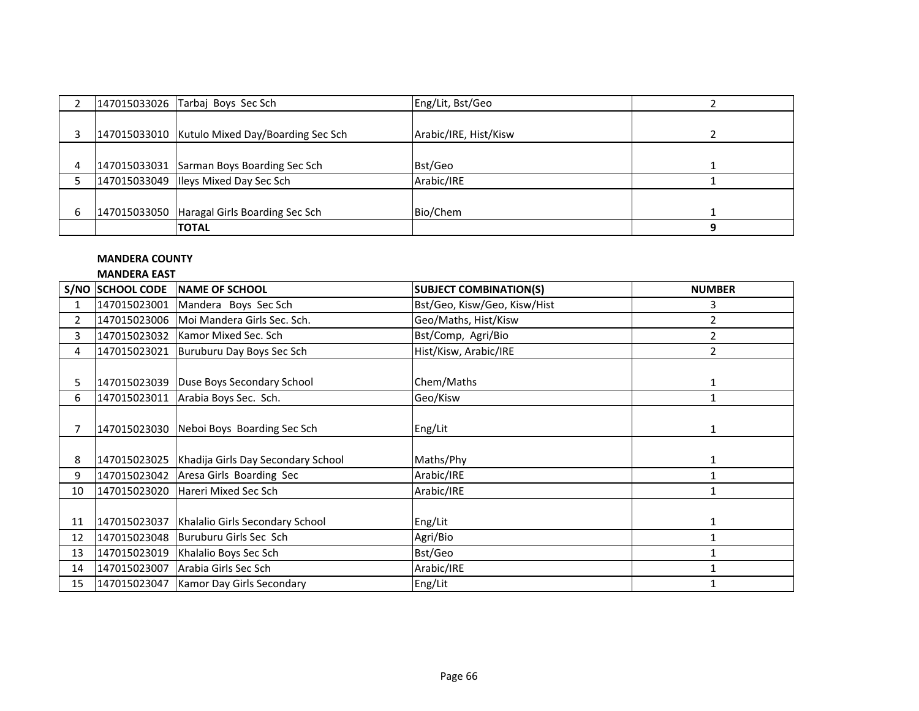| | | | | |
|---|---|---|---|---|
| 2 | 147015033026 | Tarbaj Boys Sec Sch | Eng/Lit, Bst/Geo | 2 |
| 3 | 147015033010 | Kutulo Mixed Day/Boarding Sec Sch | Arabic/IRE, Hist/Kisw | 2 |
| 4 | 147015033031 | Sarman Boys Boarding Sec Sch | Bst/Geo | 1 |
| 5 | 147015033049 | Ileys Mixed Day Sec Sch | Arabic/IRE | 1 |
| 6 | 147015033050 | Haragal Girls Boarding Sec Sch | Bio/Chem | 1 |
| | | **TOTAL** | | **9** |

**MANDERA COUNTY**

**MANDERA EAST**

| S/NO | SCHOOL CODE | NAME OF SCHOOL | SUBJECT COMBINATION(S) | NUMBER |
|---|---|---|---|---|
| 1 | 147015023001 | Mandera Boys Sec Sch | Bst/Geo, Kisw/Geo, Kisw/Hist | 3 |
| 2 | 147015023006 | Moi Mandera Girls Sec. Sch. | Geo/Maths, Hist/Kisw | 2 |
| 3 | 147015023032 | Kamor Mixed Sec. Sch | Bst/Comp, Agri/Bio | 2 |
| 4 | 147015023021 | Buruburu Day Boys Sec Sch | Hist/Kisw, Arabic/IRE | 2 |
| 5 | 147015023039 | Duse Boys Secondary School | Chem/Maths | 1 |
| 6 | 147015023011 | Arabia Boys Sec. Sch. | Geo/Kisw | 1 |
| 7 | 147015023030 | Neboi Boys Boarding Sec Sch | Eng/Lit | 1 |
| 8 | 147015023025 | Khadija Girls Day Secondary School | Maths/Phy | 1 |
| 9 | 147015023042 | Aresa Girls Boarding Sec | Arabic/IRE | 1 |
| 10 | 147015023020 | Hareri Mixed Sec Sch | Arabic/IRE | 1 |
| 11 | 147015023037 | Khalalio Girls Secondary School | Eng/Lit | 1 |
| 12 | 147015023048 | Buruburu Girls Sec Sch | Agri/Bio | 1 |
| 13 | 147015023019 | Khalalio Boys Sec Sch | Bst/Geo | 1 |
| 14 | 147015023007 | Arabia Girls Sec Sch | Arabic/IRE | 1 |
| 15 | 147015023047 | Kamor Day Girls Secondary | Eng/Lit | 1 |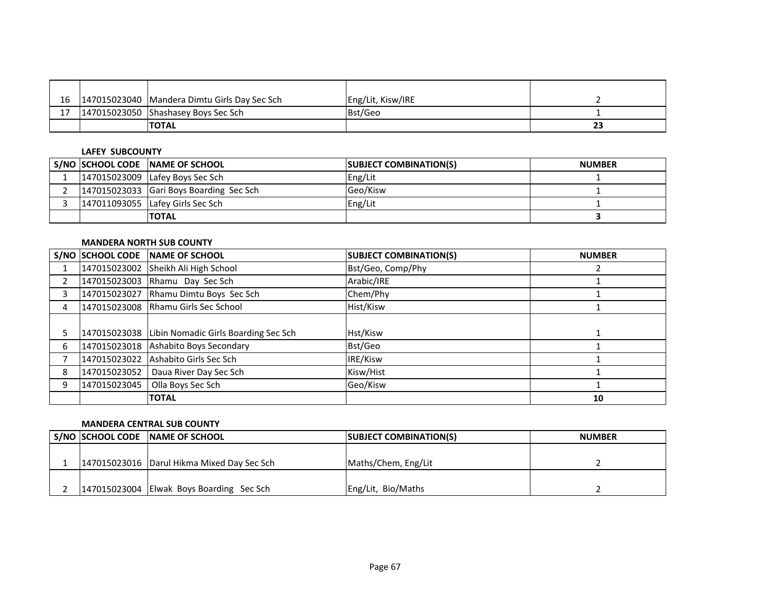| | | | | |
|---|---|---|---|---|
| 16 | 147015023040 | Mandera Dimtu Girls Day Sec Sch | Eng/Lit, Kisw/IRE | 2 |
| 17 | 147015023050 | Shashasey Boys Sec Sch | Bst/Geo | 1 |
| | | **TOTAL** | | **23** |

**LAFEY SUBCOUNTY**

| S/NO | SCHOOL CODE | NAME OF SCHOOL | SUBJECT COMBINATION(S) | NUMBER |
|---|---|---|---|---|
| 1 | 147015023009 | Lafey Boys Sec Sch | Eng/Lit | 1 |
| 2 | 147015023033 | Gari Boys Boarding Sec Sch | Geo/Kisw | 1 |
| 3 | 147011093055 | Lafey Girls Sec Sch | Eng/Lit | 1 |
| | | **TOTAL** | | **3** |

**MANDERA NORTH SUB COUNTY**

| S/NO | SCHOOL CODE | NAME OF SCHOOL | SUBJECT COMBINATION(S) | NUMBER |
|---|---|---|---|---|
| 1 | 147015023002 | Sheikh Ali High School | Bst/Geo, Comp/Phy | 2 |
| 2 | 147015023003 | Rhamu Day Sec Sch | Arabic/IRE | 1 |
| 3 | 147015023027 | Rhamu Dimtu Boys Sec Sch | Chem/Phy | 1 |
| 4 | 147015023008 | Rhamu Girls Sec School | Hist/Kisw | 1 |
| 5 | 147015023038 | Libin Nomadic Girls Boarding Sec Sch | Hst/Kisw | 1 |
| 6 | 147015023018 | Ashabito Boys Secondary | Bst/Geo | 1 |
| 7 | 147015023022 | Ashabito Girls Sec Sch | IRE/Kisw | 1 |
| 8 | 147015023052 | Daua River Day Sec Sch | Kisw/Hist | 1 |
| 9 | 147015023045 | Olla Boys Sec Sch | Geo/Kisw | 1 |
| | | **TOTAL** | | **10** |

**MANDERA CENTRAL SUB COUNTY**

| S/NO | SCHOOL CODE | NAME OF SCHOOL | SUBJECT COMBINATION(S) | NUMBER |
|---|---|---|---|---|
| 1 | 147015023016 | Darul Hikma Mixed Day Sec Sch | Maths/Chem, Eng/Lit | 2 |
| 2 | 147015023004 | Elwak Boys Boarding Sec Sch | Eng/Lit, Bio/Maths | 2 |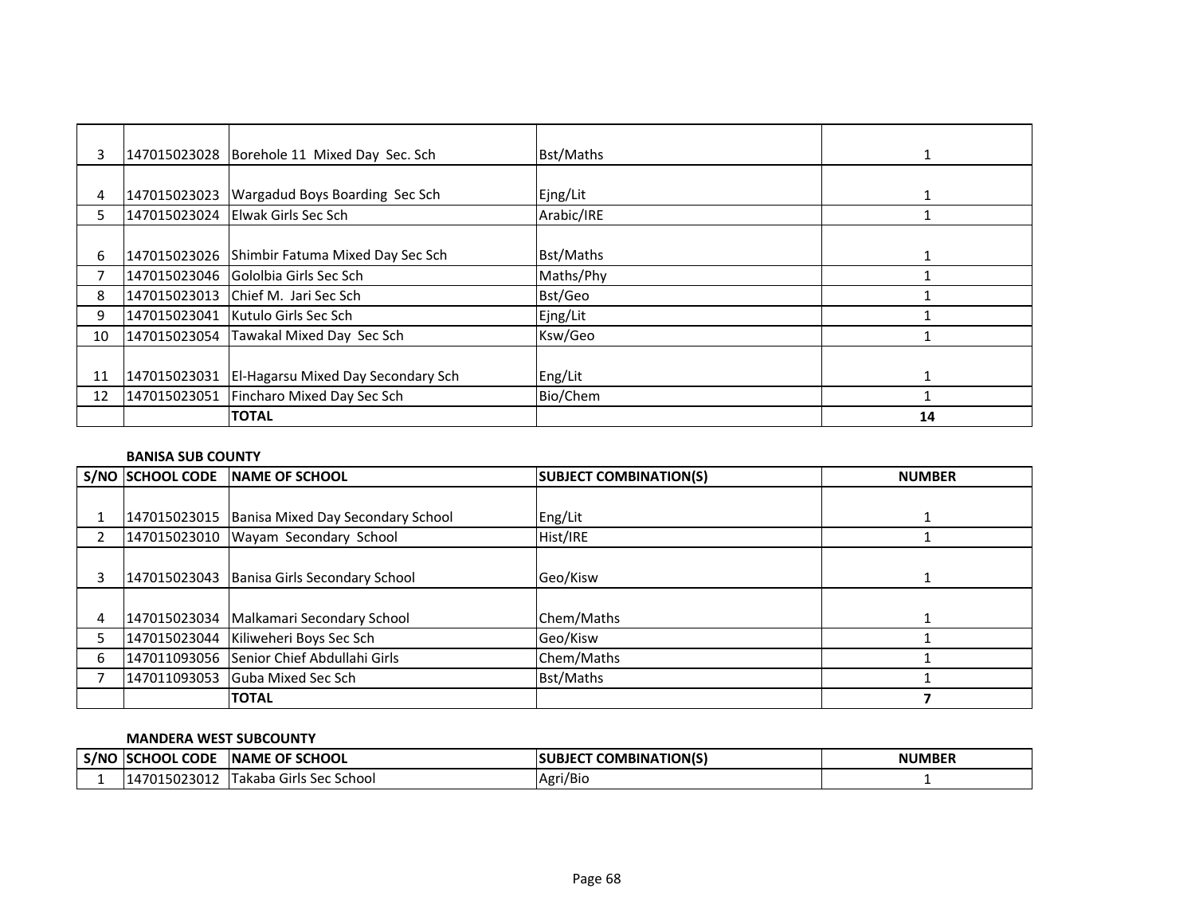| S/NO | SCHOOL CODE | NAME OF SCHOOL | SUBJECT COMBINATION(S) | NUMBER |
|---|---|---|---|---|
| 3 | 147015023028 | Borehole 11 Mixed Day Sec. Sch | Bst/Maths | 1 |
| 4 | 147015023023 | Wargadud Boys Boarding Sec Sch | Ejng/Lit | 1 |
| 5 | 147015023024 | Elwak Girls Sec Sch | Arabic/IRE | 1 |
| 6 | 147015023026 | Shimbir Fatuma Mixed Day Sec Sch | Bst/Maths | 1 |
| 7 | 147015023046 | Gololbia Girls Sec Sch | Maths/Phy | 1 |
| 8 | 147015023013 | Chief M. Jari Sec Sch | Bst/Geo | 1 |
| 9 | 147015023041 | Kutulo Girls Sec Sch | Ejng/Lit | 1 |
| 10 | 147015023054 | Tawakal Mixed Day Sec Sch | Ksw/Geo | 1 |
| 11 | 147015023031 | El-Hagarsu Mixed Day Secondary Sch | Eng/Lit | 1 |
| 12 | 147015023051 | Fincharo Mixed Day Sec Sch | Bio/Chem | 1 |
| | | **TOTAL** | | **14** |

**BANISA SUB COUNTY**

| S/NO | SCHOOL CODE | NAME OF SCHOOL | SUBJECT COMBINATION(S) | NUMBER |
|---|---|---|---|---|
| 1 | 147015023015 | Banisa Mixed Day Secondary School | Eng/Lit | 1 |
| 2 | 147015023010 | Wayam Secondary School | Hist/IRE | 1 |
| 3 | 147015023043 | Banisa Girls Secondary School | Geo/Kisw | 1 |
| 4 | 147015023034 | Malkamari Secondary School | Chem/Maths | 1 |
| 5 | 147015023044 | Kiliweheri Boys Sec Sch | Geo/Kisw | 1 |
| 6 | 147011093056 | Senior Chief Abdullahi Girls | Chem/Maths | 1 |
| 7 | 147011093053 | Guba Mixed Sec Sch | Bst/Maths | 1 |
| | | **TOTAL** | | **7** |

**MANDERA WEST SUBCOUNTY**

| S/NO | SCHOOL CODE | NAME OF SCHOOL | SUBJECT COMBINATION(S) | NUMBER |
|---|---|---|---|---|
| 1 | 147015023012 | Takaba Girls Sec School | Agri/Bio | 1 |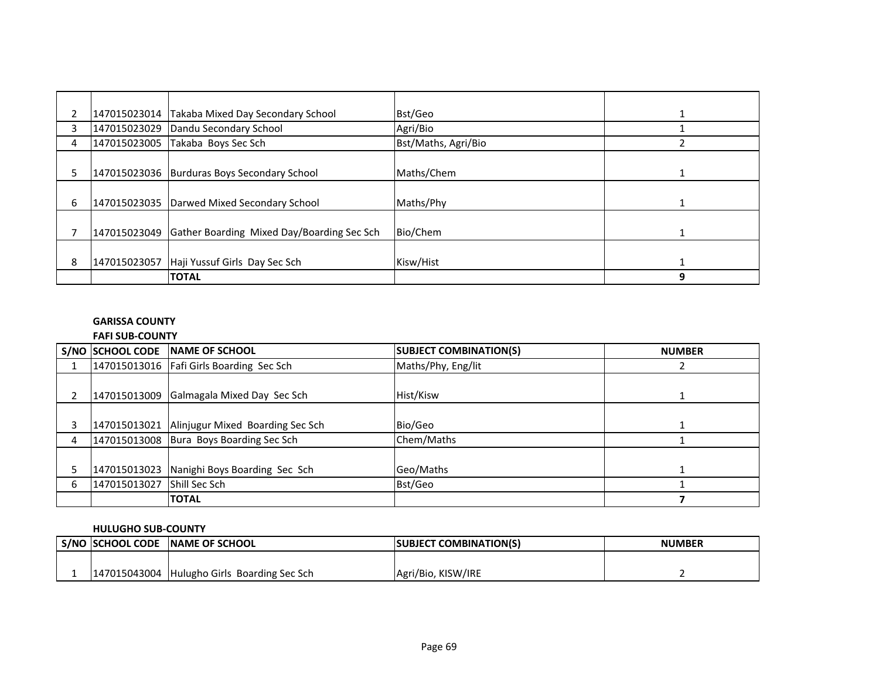| | | | | |
|---|---|---|---|---|
| 2 | 147015023014 | Takaba Mixed Day Secondary School | Bst/Geo | 1 |
| 3 | 147015023029 | Dandu Secondary School | Agri/Bio | 1 |
| 4 | 147015023005 | Takaba Boys Sec Sch | Bst/Maths, Agri/Bio | 2 |
| 5 | 147015023036 | Burduras Boys Secondary School | Maths/Chem | 1 |
| 6 | 147015023035 | Darwed Mixed Secondary School | Maths/Phy | 1 |
| 7 | 147015023049 | Gather Boarding Mixed Day/Boarding Sec Sch | Bio/Chem | 1 |
| 8 | 147015023057 | Haji Yussuf Girls Day Sec Sch | Kisw/Hist | 1 |
| | | **TOTAL** | | **9** |

**GARISSA COUNTY**

**FAFI SUB-COUNTY**

| S/NO | SCHOOL CODE | NAME OF SCHOOL | SUBJECT COMBINATION(S) | NUMBER |
|---|---|---|---|---|
| 1 | 147015013016 | Fafi Girls Boarding Sec Sch | Maths/Phy, Eng/lit | 2 |
| 2 | 147015013009 | Galmagala Mixed Day Sec Sch | Hist/Kisw | 1 |
| 3 | 147015013021 | Alinjugur Mixed Boarding Sec Sch | Bio/Geo | 1 |
| 4 | 147015013008 | Bura Boys Boarding Sec Sch | Chem/Maths | 1 |
| 5 | 147015013023 | Nanighi Boys Boarding Sec Sch | Geo/Maths | 1 |
| 6 | 147015013027 | Shill Sec Sch | Bst/Geo | 1 |
| | | **TOTAL** | | **7** |

**HULUGHO SUB-COUNTY**

| S/NO | SCHOOL CODE | NAME OF SCHOOL | SUBJECT COMBINATION(S) | NUMBER |
|---|---|---|---|---|
| 1 | 147015043004 | Hulugho Girls Boarding Sec Sch | Agri/Bio, KISW/IRE | 2 |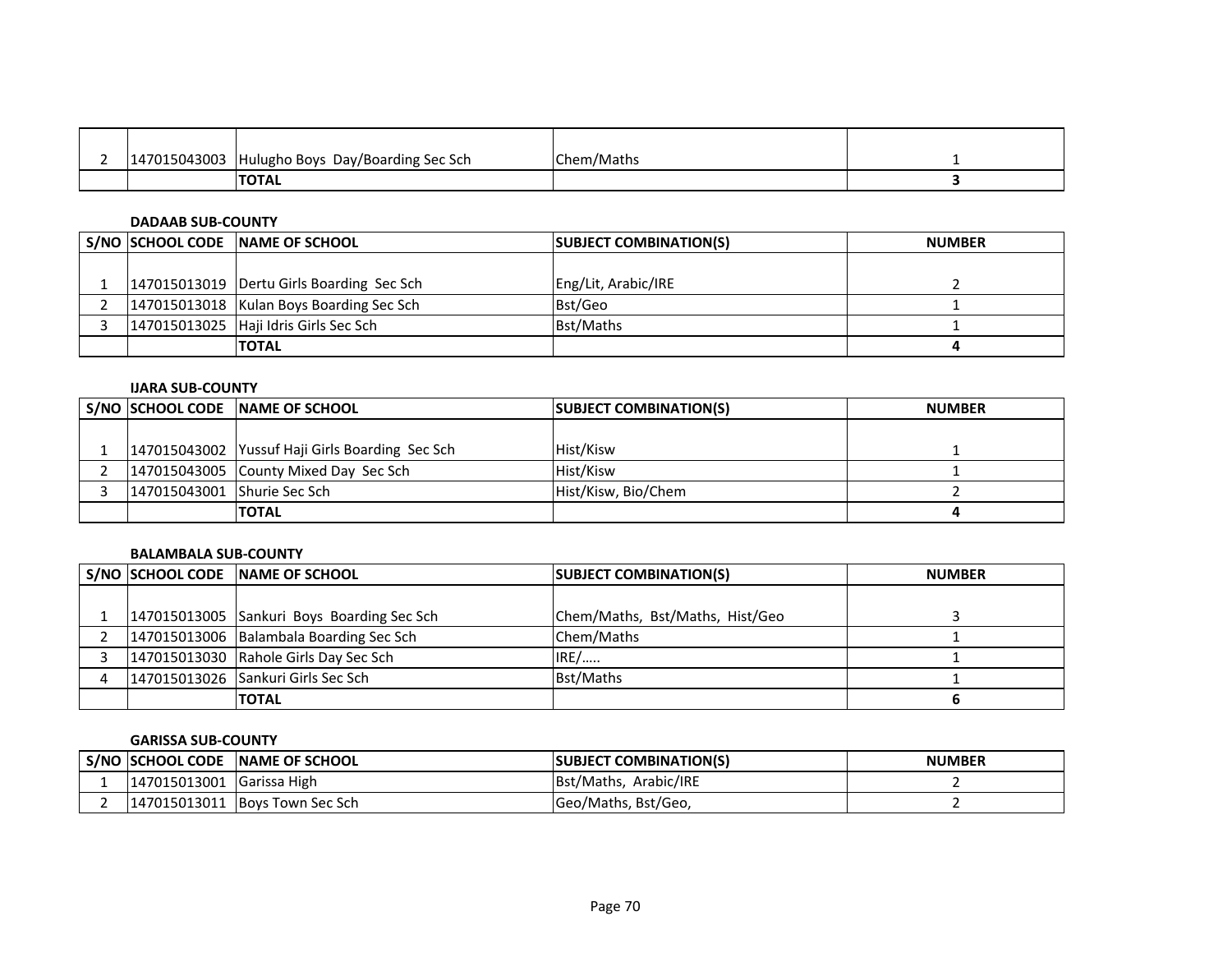| 2 | 147015043003 | Hulugho Boys Day/Boarding Sec Sch | Chem/Maths | 1 |
|---|---|---|---|---|
| | | **TOTAL** | | **3** |

**DADAAB SUB-COUNTY**

| S/NO | SCHOOL CODE | NAME OF SCHOOL | SUBJECT COMBINATION(S) | NUMBER |
|---|---|---|---|---|
| 1 | 147015013019 | Dertu Girls Boarding Sec Sch | Eng/Lit, Arabic/IRE | 2 |
| 2 | 147015013018 | Kulan Boys Boarding Sec Sch | Bst/Geo | 1 |
| 3 | 147015013025 | Haji Idris Girls Sec Sch | Bst/Maths | 1 |
| | | **TOTAL** | | **4** |

**IJARA SUB-COUNTY**

| S/NO | SCHOOL CODE | NAME OF SCHOOL | SUBJECT COMBINATION(S) | NUMBER |
|---|---|---|---|---|
| 1 | 147015043002 | Yussuf Haji Girls Boarding Sec Sch | Hist/Kisw | 1 |
| 2 | 147015043005 | County Mixed Day Sec Sch | Hist/Kisw | 1 |
| 3 | 147015043001 | Shurie Sec Sch | Hist/Kisw, Bio/Chem | 2 |
| | | **TOTAL** | | **4** |

**BALAMBALA SUB-COUNTY**

| S/NO | SCHOOL CODE | NAME OF SCHOOL | SUBJECT COMBINATION(S) | NUMBER |
|---|---|---|---|---|
| 1 | 147015013005 | Sankuri Boys Boarding Sec Sch | Chem/Maths, Bst/Maths, Hist/Geo | 3 |
| 2 | 147015013006 | Balambala Boarding Sec Sch | Chem/Maths | 1 |
| 3 | 147015013030 | Rahole Girls Day Sec Sch | IRE/….. | 1 |
| 4 | 147015013026 | Sankuri Girls Sec Sch | Bst/Maths | 1 |
| | | **TOTAL** | | **6** |

**GARISSA SUB-COUNTY**

| S/NO | SCHOOL CODE | NAME OF SCHOOL | SUBJECT COMBINATION(S) | NUMBER |
|---|---|---|---|---|
| 1 | 147015013001 | Garissa High | Bst/Maths, Arabic/IRE | 2 |
| 2 | 147015013011 | Boys Town Sec Sch | Geo/Maths, Bst/Geo, | 2 |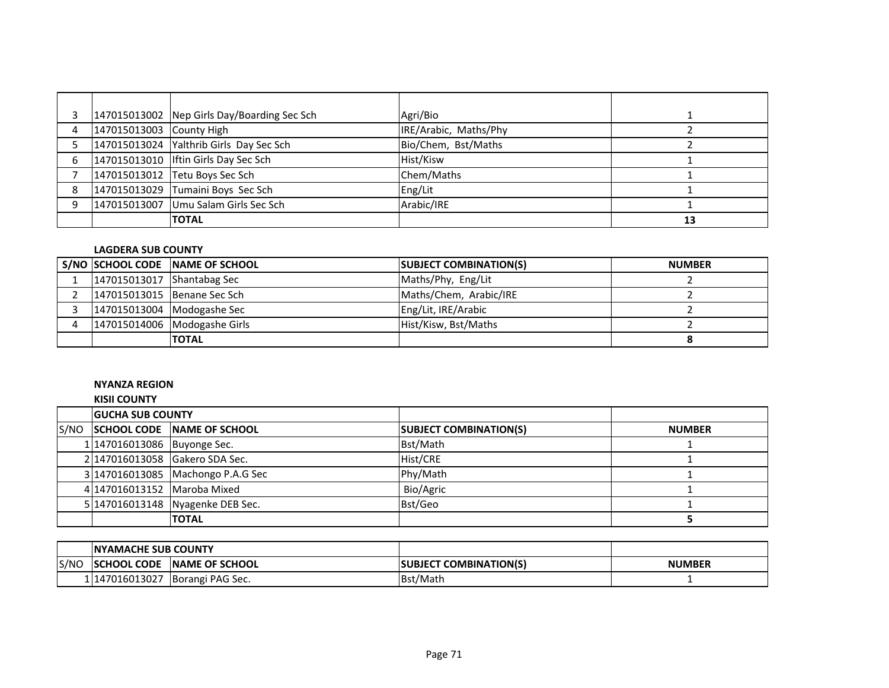| | | | | |
|---|---|---|---|---|
| 3 | 147015013002 | Nep Girls Day/Boarding Sec Sch | Agri/Bio | 1 |
| 4 | 147015013003 | County High | IRE/Arabic, Maths/Phy | 2 |
| 5 | 147015013024 | Yalthrib Girls Day Sec Sch | Bio/Chem, Bst/Maths | 2 |
| 6 | 147015013010 | Iftin Girls Day Sec Sch | Hist/Kisw | 1 |
| 7 | 147015013012 | Tetu Boys Sec Sch | Chem/Maths | 1 |
| 8 | 147015013029 | Tumaini Boys Sec Sch | Eng/Lit | 1 |
| 9 | 147015013007 | Umu Salam Girls Sec Sch | Arabic/IRE | 1 |
| | | **TOTAL** | | **13** |

**LAGDERA SUB COUNTY**

| S/NO | SCHOOL CODE | NAME OF SCHOOL | SUBJECT COMBINATION(S) | NUMBER |
|---|---|---|---|---|
| 1 | 147015013017 | Shantabag Sec | Maths/Phy, Eng/Lit | 2 |
| 2 | 147015013015 | Benane Sec Sch | Maths/Chem, Arabic/IRE | 2 |
| 3 | 147015013004 | Modogashe Sec | Eng/Lit, IRE/Arabic | 2 |
| 4 | 147015014006 | Modogashe Girls | Hist/Kisw, Bst/Maths | 2 |
| | | **TOTAL** | | **8** |

**NYANZA REGION**

**KISII COUNTY**

| | **GUCHA SUB COUNTY** | | | |
|---|---|---|---|---|
| S/NO | **SCHOOL CODE** | **NAME OF SCHOOL** | **SUBJECT COMBINATION(S)** | **NUMBER** |
| 1 | 147016013086 | Buyonge Sec. | Bst/Math | 1 |
| 2 | 147016013058 | Gakero SDA Sec. | Hist/CRE | 1 |
| 3 | 147016013085 | Machongo P.A.G Sec | Phy/Math | 1 |
| 4 | 147016013152 | Maroba Mixed | Bio/Agric | 1 |
| 5 | 147016013148 | Nyagenke DEB Sec. | Bst/Geo | 1 |
| | | **TOTAL** | | **5** |

| | **NYAMACHE SUB COUNTY** | | | |
|---|---|---|---|---|
| S/NO | **SCHOOL CODE** | **NAME OF SCHOOL** | **SUBJECT COMBINATION(S)** | **NUMBER** |
| 1 | 147016013027 | Borangi PAG Sec. | Bst/Math | 1 |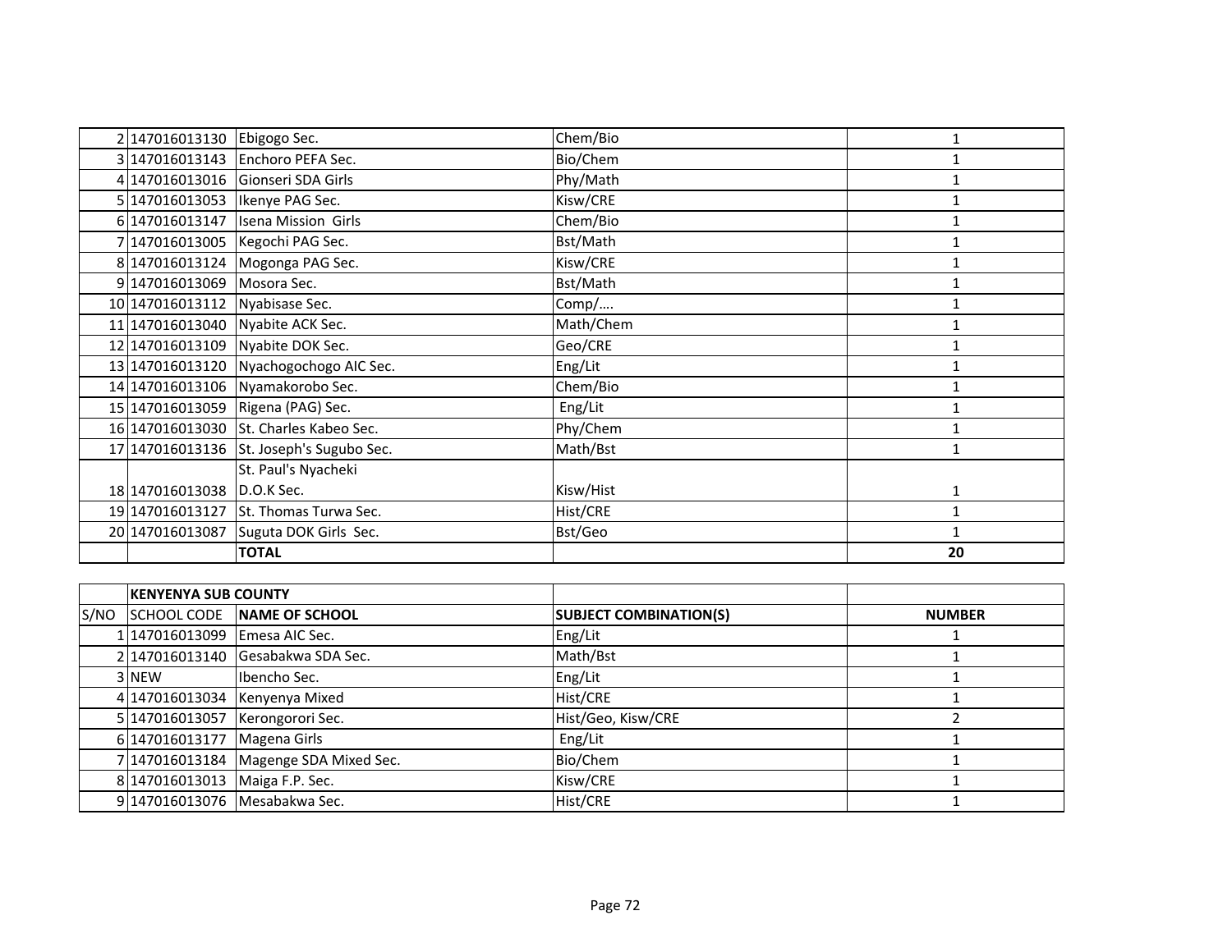| | | | | |
|---|---|---|---|---|
| 2 | 147016013130 | Ebigogo Sec. | Chem/Bio | 1 |
| 3 | 147016013143 | Enchoro PEFA Sec. | Bio/Chem | 1 |
| 4 | 147016013016 | Gionseri SDA Girls | Phy/Math | 1 |
| 5 | 147016013053 | Ikenye PAG Sec. | Kisw/CRE | 1 |
| 6 | 147016013147 | Isena Mission Girls | Chem/Bio | 1 |
| 7 | 147016013005 | Kegochi PAG Sec. | Bst/Math | 1 |
| 8 | 147016013124 | Mogonga PAG Sec. | Kisw/CRE | 1 |
| 9 | 147016013069 | Mosora Sec. | Bst/Math | 1 |
| 10 | 147016013112 | Nyabisase Sec. | Comp/…. | 1 |
| 11 | 147016013040 | Nyabite ACK Sec. | Math/Chem | 1 |
| 12 | 147016013109 | Nyabite DOK Sec. | Geo/CRE | 1 |
| 13 | 147016013120 | Nyachogochogo AIC Sec. | Eng/Lit | 1 |
| 14 | 147016013106 | Nyamakorobo Sec. | Chem/Bio | 1 |
| 15 | 147016013059 | Rigena (PAG) Sec. | Eng/Lit | 1 |
| 16 | 147016013030 | St. Charles Kabeo Sec. | Phy/Chem | 1 |
| 17 | 147016013136 | St. Joseph's Sugubo Sec. | Math/Bst | 1 |
| 18 | 147016013038 | St. Paul's Nyacheki D.O.K Sec. | Kisw/Hist | 1 |
| 19 | 147016013127 | St. Thomas Turwa Sec. | Hist/CRE | 1 |
| 20 | 147016013087 | Suguta DOK Girls Sec. | Bst/Geo | 1 |
| | | **TOTAL** | | **20** |

| | **KENYENYA SUB COUNTY** | | | |
|---|---|---|---|---|
| S/NO | SCHOOL CODE | **NAME OF SCHOOL** | **SUBJECT COMBINATION(S)** | **NUMBER** |
| 1 | 147016013099 | Emesa AIC Sec. | Eng/Lit | 1 |
| 2 | 147016013140 | Gesabakwa SDA Sec. | Math/Bst | 1 |
| 3 | NEW | Ibencho Sec. | Eng/Lit | 1 |
| 4 | 147016013034 | Kenyenya Mixed | Hist/CRE | 1 |
| 5 | 147016013057 | Kerongorori Sec. | Hist/Geo, Kisw/CRE | 2 |
| 6 | 147016013177 | Magena Girls | Eng/Lit | 1 |
| 7 | 147016013184 | Magenge SDA Mixed Sec. | Bio/Chem | 1 |
| 8 | 147016013013 | Maiga F.P. Sec. | Kisw/CRE | 1 |
| 9 | 147016013076 | Mesabakwa Sec. | Hist/CRE | 1 |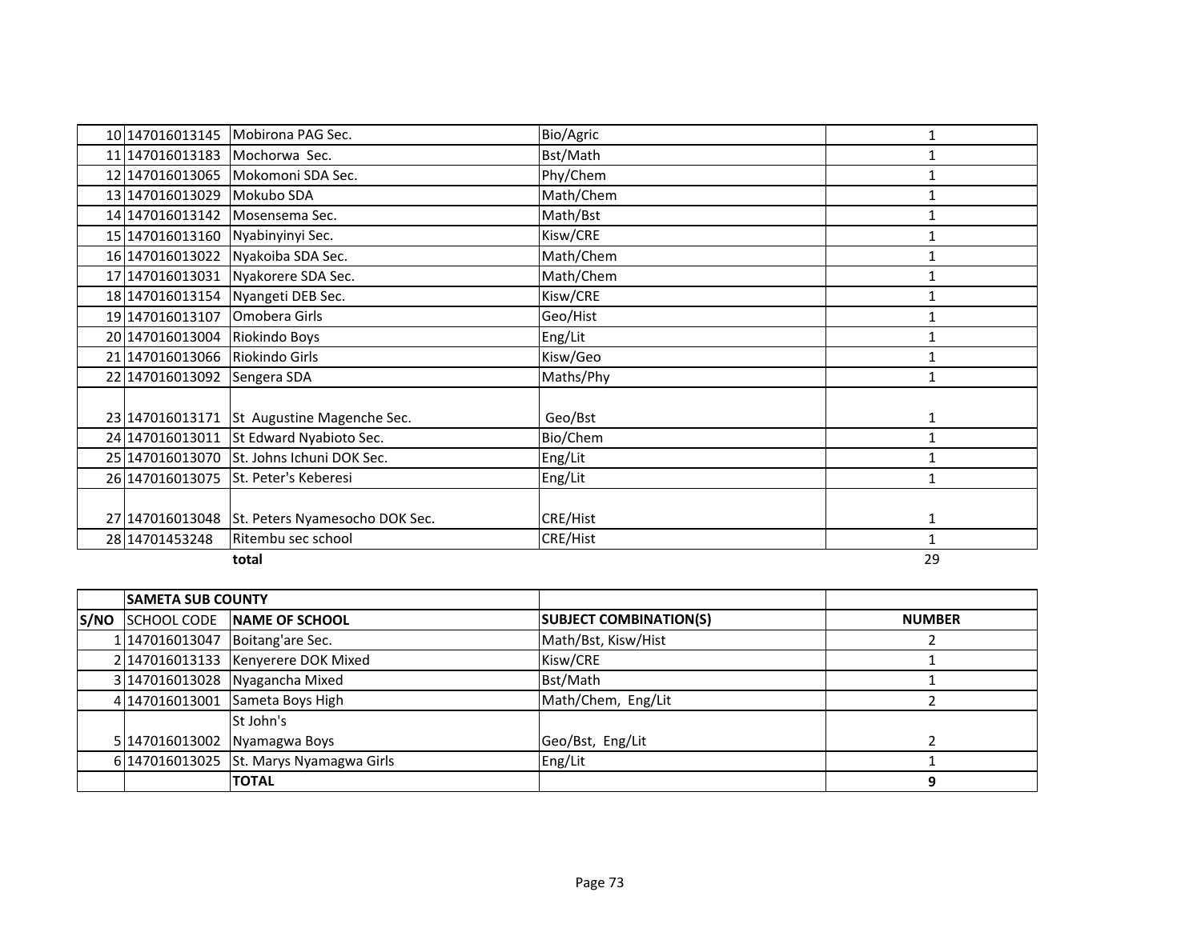| 10 | 147016013145 | Mobirona PAG Sec. | Bio/Agric | 1 |
|---|---|---|---|---|
| 11 | 147016013183 | Mochorwa Sec. | Bst/Math | 1 |
| 12 | 147016013065 | Mokomoni SDA Sec. | Phy/Chem | 1 |
| 13 | 147016013029 | Mokubo SDA | Math/Chem | 1 |
| 14 | 147016013142 | Mosensema Sec. | Math/Bst | 1 |
| 15 | 147016013160 | Nyabinyinyi Sec. | Kisw/CRE | 1 |
| 16 | 147016013022 | Nyakoiba SDA Sec. | Math/Chem | 1 |
| 17 | 147016013031 | Nyakorere SDA Sec. | Math/Chem | 1 |
| 18 | 147016013154 | Nyangeti DEB Sec. | Kisw/CRE | 1 |
| 19 | 147016013107 | Omobera Girls | Geo/Hist | 1 |
| 20 | 147016013004 | Riokindo Boys | Eng/Lit | 1 |
| 21 | 147016013066 | Riokindo Girls | Kisw/Geo | 1 |
| 22 | 147016013092 | Sengera SDA | Maths/Phy | 1 |
| 23 | 147016013171 | St Augustine Magenche Sec. | Geo/Bst | 1 |
| 24 | 147016013011 | St Edward Nyabioto Sec. | Bio/Chem | 1 |
| 25 | 147016013070 | St. Johns Ichuni DOK Sec. | Eng/Lit | 1 |
| 26 | 147016013075 | St. Peter's Keberesi | Eng/Lit | 1 |
| 27 | 147016013048 | St. Peters Nyamesocho DOK Sec. | CRE/Hist | 1 |
| 28 | 14701453248 | Ritembu sec school | CRE/Hist | 1 |
| | | **total** | | 29 |

| | **SAMETA SUB COUNTY** | | | |
|---|---|---|---|---|
| **S/NO** | SCHOOL CODE | **NAME OF SCHOOL** | **SUBJECT COMBINATION(S)** | **NUMBER** |
| 1 | 147016013047 | Boitang'are Sec. | Math/Bst, Kisw/Hist | 2 |
| 2 | 147016013133 | Kenyerere DOK Mixed | Kisw/CRE | 1 |
| 3 | 147016013028 | Nyagancha Mixed | Bst/Math | 1 |
| 4 | 147016013001 | Sameta Boys High | Math/Chem, Eng/Lit | 2 |
| 5 | 147016013002 | St John's Nyamagwa Boys | Geo/Bst, Eng/Lit | 2 |
| 6 | 147016013025 | St. Marys Nyamagwa Girls | Eng/Lit | 1 |
| | | **TOTAL** | | **9** |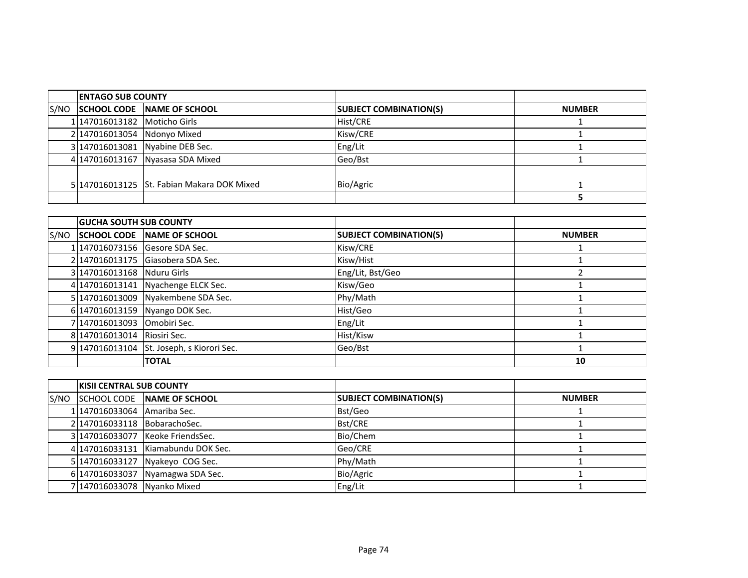| | ENTAGO SUB COUNTY | | | |
|---|---|---|---|---|
| S/NO | SCHOOL CODE | NAME OF SCHOOL | SUBJECT COMBINATION(S) | NUMBER |
| 1 | 147016013182 | Moticho Girls | Hist/CRE | 1 |
| 2 | 147016013054 | Ndonyo Mixed | Kisw/CRE | 1 |
| 3 | 147016013081 | Nyabine DEB Sec. | Eng/Lit | 1 |
| 4 | 147016013167 | Nyasasa SDA Mixed | Geo/Bst | 1 |
| 5 | 147016013125 | St. Fabian Makara DOK Mixed | Bio/Agric | 1 |
| | | | | 5 |

| | GUCHA SOUTH SUB COUNTY | | | |
|---|---|---|---|---|
| S/NO | SCHOOL CODE | NAME OF SCHOOL | SUBJECT COMBINATION(S) | NUMBER |
| 1 | 147016073156 | Gesore SDA Sec. | Kisw/CRE | 1 |
| 2 | 147016013175 | Giasobera SDA Sec. | Kisw/Hist | 1 |
| 3 | 147016013168 | Nduru Girls | Eng/Lit, Bst/Geo | 2 |
| 4 | 147016013141 | Nyachenge ELCK Sec. | Kisw/Geo | 1 |
| 5 | 147016013009 | Nyakembene SDA Sec. | Phy/Math | 1 |
| 6 | 147016013159 | Nyango DOK Sec. | Hist/Geo | 1 |
| 7 | 147016013093 | Omobiri Sec. | Eng/Lit | 1 |
| 8 | 147016013014 | Riosiri Sec. | Hist/Kisw | 1 |
| 9 | 147016013104 | St. Joseph, s Kiorori Sec. | Geo/Bst | 1 |
| | | TOTAL | | 10 |

| | KISII CENTRAL SUB COUNTY | | | |
|---|---|---|---|---|
| S/NO | SCHOOL CODE | NAME OF SCHOOL | SUBJECT COMBINATION(S) | NUMBER |
| 1 | 147016033064 | Amariba Sec. | Bst/Geo | 1 |
| 2 | 147016033118 | BobarachoSec. | Bst/CRE | 1 |
| 3 | 147016033077 | Keoke FriendsSec. | Bio/Chem | 1 |
| 4 | 147016033131 | Kiamabundu DOK Sec. | Geo/CRE | 1 |
| 5 | 147016033127 | Nyakeyo COG Sec. | Phy/Math | 1 |
| 6 | 147016033037 | Nyamagwa SDA Sec. | Bio/Agric | 1 |
| 7 | 147016033078 | Nyanko Mixed | Eng/Lit | 1 |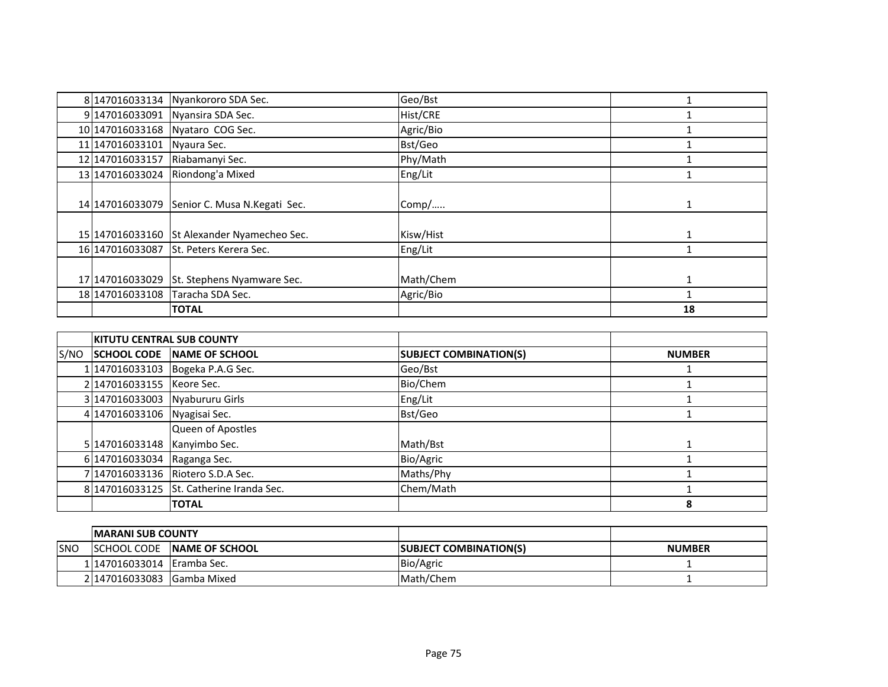| | | | | |
|---|---|---|---|---|
| 8 | 147016033134 | Nyankororo SDA Sec. | Geo/Bst | 1 |
| 9 | 147016033091 | Nyansira SDA Sec. | Hist/CRE | 1 |
| 10 | 147016033168 | Nyataro COG Sec. | Agric/Bio | 1 |
| 11 | 147016033101 | Nyaura Sec. | Bst/Geo | 1 |
| 12 | 147016033157 | Riabamanyi Sec. | Phy/Math | 1 |
| 13 | 147016033024 | Riondong'a Mixed | Eng/Lit | 1 |
| 14 | 147016033079 | Senior C. Musa N.Kegati Sec. | Comp/….. | 1 |
| 15 | 147016033160 | St Alexander Nyamecheo Sec. | Kisw/Hist | 1 |
| 16 | 147016033087 | St. Peters Kerera Sec. | Eng/Lit | 1 |
| 17 | 147016033029 | St. Stephens Nyamware Sec. | Math/Chem | 1 |
| 18 | 147016033108 | Taracha SDA Sec. | Agric/Bio | 1 |
| | | **TOTAL** | | **18** |

| | **KITUTU CENTRAL SUB COUNTY** | | | |
|---|---|---|---|---|
| S/NO | **SCHOOL CODE** | **NAME OF SCHOOL** | **SUBJECT COMBINATION(S)** | **NUMBER** |
| 1 | 147016033103 | Bogeka P.A.G Sec. | Geo/Bst | 1 |
| 2 | 147016033155 | Keore Sec. | Bio/Chem | 1 |
| 3 | 147016033003 | Nyabururu Girls | Eng/Lit | 1 |
| 4 | 147016033106 | Nyagisai Sec. | Bst/Geo | 1 |
| 5 | 147016033148 | Queen of Apostles Kanyimbo Sec. | Math/Bst | 1 |
| 6 | 147016033034 | Raganga Sec. | Bio/Agric | 1 |
| 7 | 147016033136 | Riotero S.D.A Sec. | Maths/Phy | 1 |
| 8 | 147016033125 | St. Catherine Iranda Sec. | Chem/Math | 1 |
| | | **TOTAL** | | **8** |

| | **MARANI SUB COUNTY** | | | |
|---|---|---|---|---|
| SNO | SCHOOL CODE | **NAME OF SCHOOL** | **SUBJECT COMBINATION(S)** | **NUMBER** |
| 1 | 147016033014 | Eramba Sec. | Bio/Agric | 1 |
| 2 | 147016033083 | Gamba Mixed | Math/Chem | 1 |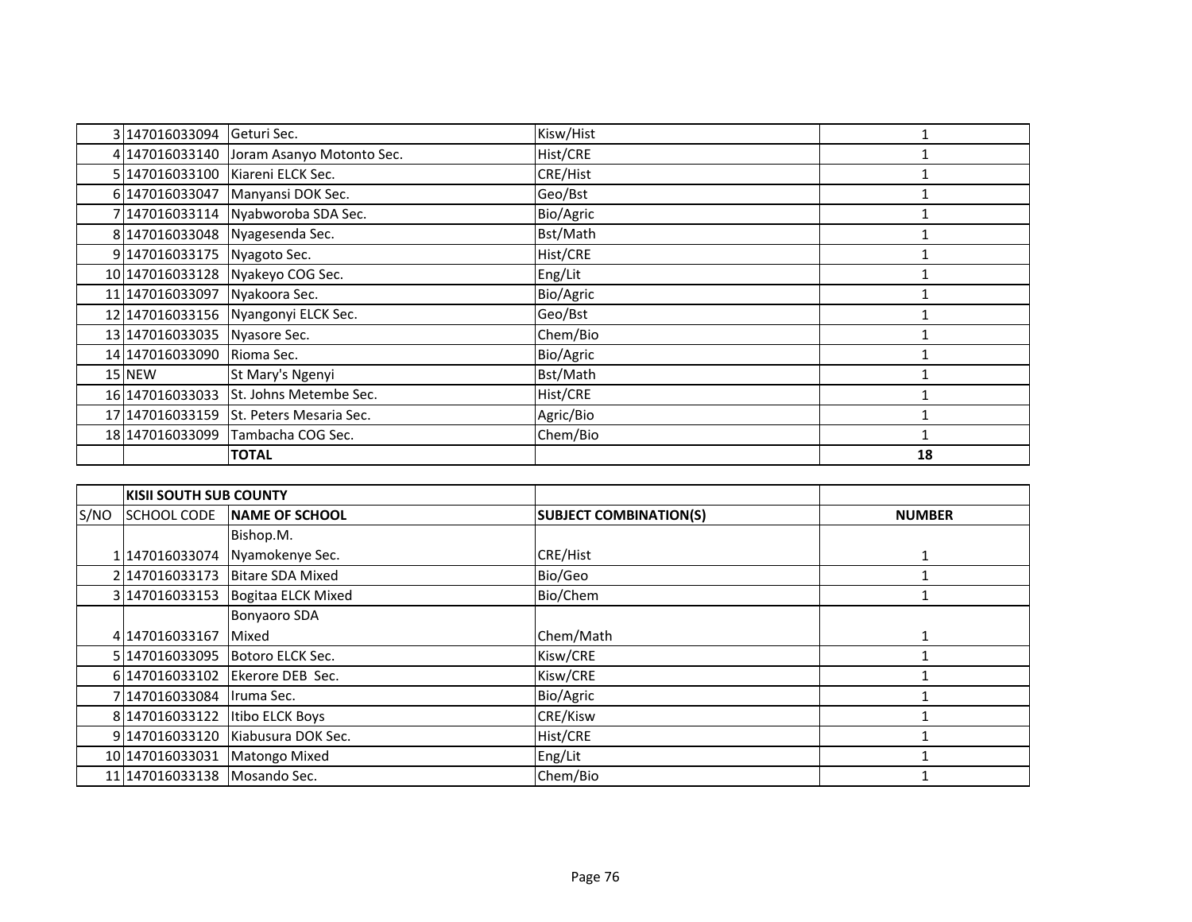| | | | | |
|---|---|---|---|---|
| 3 | 147016033094 | Geturi Sec. | Kisw/Hist | 1 |
| 4 | 147016033140 | Joram Asanyo Motonto Sec. | Hist/CRE | 1 |
| 5 | 147016033100 | Kiareni ELCK Sec. | CRE/Hist | 1 |
| 6 | 147016033047 | Manyansi DOK Sec. | Geo/Bst | 1 |
| 7 | 147016033114 | Nyabworoba SDA Sec. | Bio/Agric | 1 |
| 8 | 147016033048 | Nyagesenda Sec. | Bst/Math | 1 |
| 9 | 147016033175 | Nyagoto Sec. | Hist/CRE | 1 |
| 10 | 147016033128 | Nyakeyo COG Sec. | Eng/Lit | 1 |
| 11 | 147016033097 | Nyakoora Sec. | Bio/Agric | 1 |
| 12 | 147016033156 | Nyangonyi ELCK Sec. | Geo/Bst | 1 |
| 13 | 147016033035 | Nyasore Sec. | Chem/Bio | 1 |
| 14 | 147016033090 | Rioma Sec. | Bio/Agric | 1 |
| 15 | NEW | St Mary's Ngenyi | Bst/Math | 1 |
| 16 | 147016033033 | St. Johns Metembe Sec. | Hist/CRE | 1 |
| 17 | 147016033159 | St. Peters Mesaria Sec. | Agric/Bio | 1 |
| 18 | 147016033099 | Tambacha COG Sec. | Chem/Bio | 1 |
| | | **TOTAL** | | **18** |

| | **KISII SOUTH SUB COUNTY** | | | |
|---|---|---|---|---|
| S/NO | SCHOOL CODE | **NAME OF SCHOOL** | **SUBJECT COMBINATION(S)** | **NUMBER** |
| 1 | 147016033074 | Bishop.M. Nyamokenye Sec. | CRE/Hist | 1 |
| 2 | 147016033173 | Bitare SDA Mixed | Bio/Geo | 1 |
| 3 | 147016033153 | Bogitaa ELCK Mixed | Bio/Chem | 1 |
| 4 | 147016033167 | Bonyaoro SDA Mixed | Chem/Math | 1 |
| 5 | 147016033095 | Botoro ELCK Sec. | Kisw/CRE | 1 |
| 6 | 147016033102 | Ekerore DEB Sec. | Kisw/CRE | 1 |
| 7 | 147016033084 | Iruma Sec. | Bio/Agric | 1 |
| 8 | 147016033122 | Itibo ELCK Boys | CRE/Kisw | 1 |
| 9 | 147016033120 | Kiabusura DOK Sec. | Hist/CRE | 1 |
| 10 | 147016033031 | Matongo Mixed | Eng/Lit | 1 |
| 11 | 147016033138 | Mosando Sec. | Chem/Bio | 1 |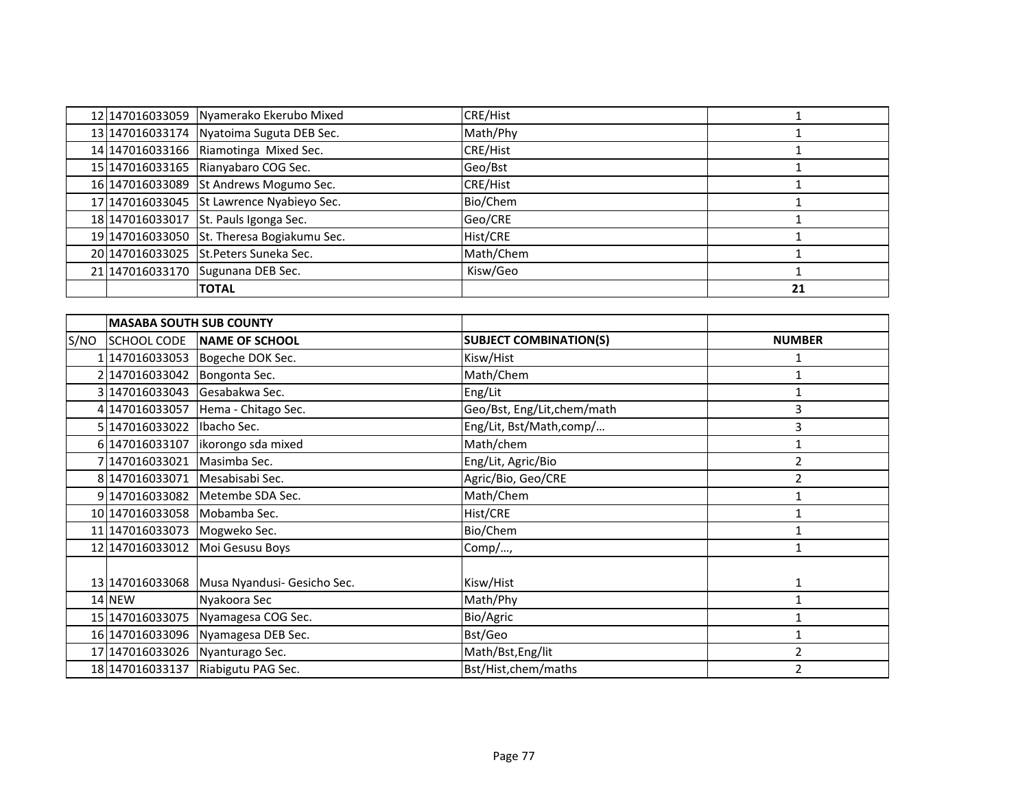| | | | | |
|---|---|---|---|---|
| 12 | 147016033059 | Nyamerako Ekerubo Mixed | CRE/Hist | 1 |
| 13 | 147016033174 | Nyatoima Suguta DEB Sec. | Math/Phy | 1 |
| 14 | 147016033166 | Riamotinga Mixed Sec. | CRE/Hist | 1 |
| 15 | 147016033165 | Rianyabaro COG Sec. | Geo/Bst | 1 |
| 16 | 147016033089 | St Andrews Mogumo Sec. | CRE/Hist | 1 |
| 17 | 147016033045 | St Lawrence Nyabieyo Sec. | Bio/Chem | 1 |
| 18 | 147016033017 | St. Pauls Igonga Sec. | Geo/CRE | 1 |
| 19 | 147016033050 | St. Theresa Bogiakumu Sec. | Hist/CRE | 1 |
| 20 | 147016033025 | St.Peters Suneka Sec. | Math/Chem | 1 |
| 21 | 147016033170 | Sugunana DEB Sec. | Kisw/Geo | 1 |
| | | **TOTAL** | | **21** |

| | **MASABA SOUTH SUB COUNTY** | | | |
|---|---|---|---|---|
| S/NO | SCHOOL CODE | **NAME OF SCHOOL** | **SUBJECT COMBINATION(S)** | **NUMBER** |
| 1 | 147016033053 | Bogeche DOK Sec. | Kisw/Hist | 1 |
| 2 | 147016033042 | Bongonta Sec. | Math/Chem | 1 |
| 3 | 147016033043 | Gesabakwa Sec. | Eng/Lit | 1 |
| 4 | 147016033057 | Hema - Chitago Sec. | Geo/Bst, Eng/Lit,chem/math | 3 |
| 5 | 147016033022 | Ibacho Sec. | Eng/Lit, Bst/Math,comp/… | 3 |
| 6 | 147016033107 | ikorongo sda mixed | Math/chem | 1 |
| 7 | 147016033021 | Masimba Sec. | Eng/Lit, Agric/Bio | 2 |
| 8 | 147016033071 | Mesabisabi Sec. | Agric/Bio, Geo/CRE | 2 |
| 9 | 147016033082 | Metembe SDA Sec. | Math/Chem | 1 |
| 10 | 147016033058 | Mobamba Sec. | Hist/CRE | 1 |
| 11 | 147016033073 | Mogweko Sec. | Bio/Chem | 1 |
| 12 | 147016033012 | Moi Gesusu Boys | Comp/…, | 1 |
| 13 | 147016033068 | Musa Nyandusi- Gesicho Sec. | Kisw/Hist | 1 |
| 14 | NEW | Nyakoora Sec | Math/Phy | 1 |
| 15 | 147016033075 | Nyamagesa COG Sec. | Bio/Agric | 1 |
| 16 | 147016033096 | Nyamagesa DEB Sec. | Bst/Geo | 1 |
| 17 | 147016033026 | Nyanturago Sec. | Math/Bst,Eng/lit | 2 |
| 18 | 147016033137 | Riabigutu PAG Sec. | Bst/Hist,chem/maths | 2 |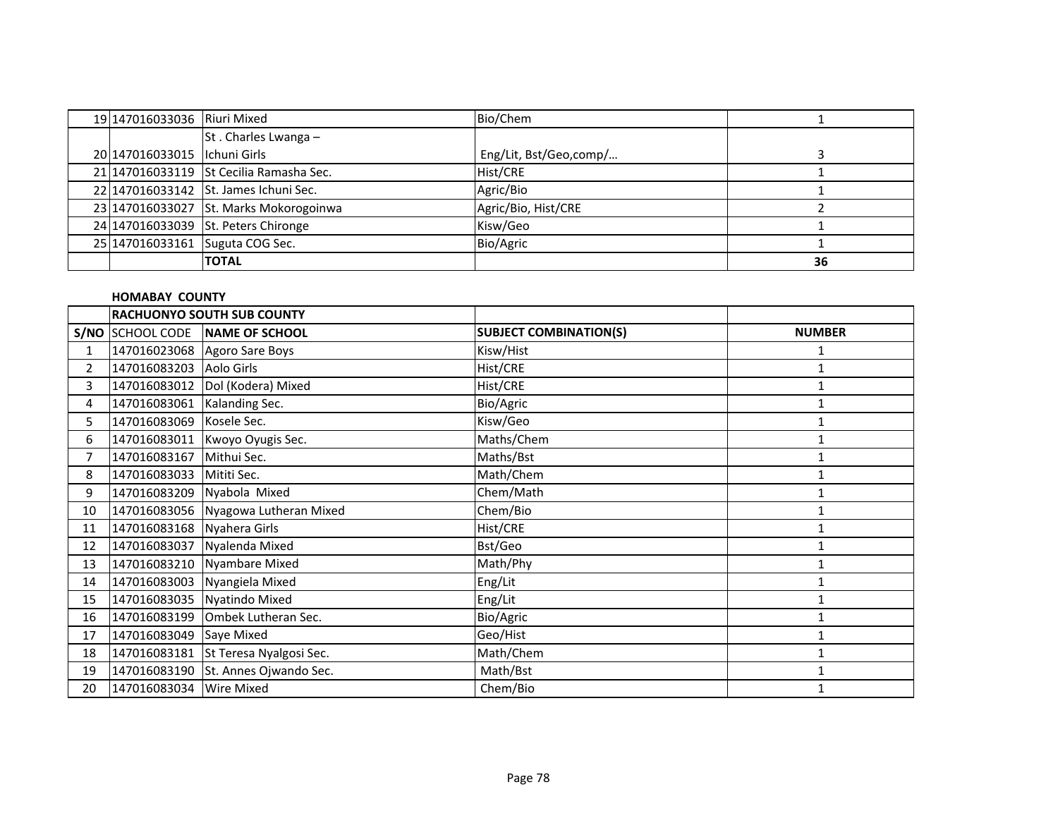| | | | | |
|---|---|---|---|---|
| 19 | 147016033036 | Riuri Mixed | Bio/Chem | 1 |
| 20 | 147016033015 | St . Charles Lwanga – Ichuni Girls | Eng/Lit, Bst/Geo,comp/… | 3 |
| 21 | 147016033119 | St Cecilia Ramasha Sec. | Hist/CRE | 1 |
| 22 | 147016033142 | St. James Ichuni Sec. | Agric/Bio | 1 |
| 23 | 147016033027 | St. Marks Mokorogoinwa | Agric/Bio, Hist/CRE | 2 |
| 24 | 147016033039 | St. Peters Chironge | Kisw/Geo | 1 |
| 25 | 147016033161 | Suguta COG Sec. | Bio/Agric | 1 |
| | | **TOTAL** | | **36** |

**HOMABAY COUNTY**

| | **RACHUONYO SOUTH SUB COUNTY** | | | |
|---|---|---|---|---|
| **S/NO** | SCHOOL CODE | **NAME OF SCHOOL** | **SUBJECT COMBINATION(S)** | **NUMBER** |
| 1 | 147016023068 | Agoro Sare Boys | Kisw/Hist | 1 |
| 2 | 147016083203 | Aolo Girls | Hist/CRE | 1 |
| 3 | 147016083012 | Dol (Kodera) Mixed | Hist/CRE | 1 |
| 4 | 147016083061 | Kalanding Sec. | Bio/Agric | 1 |
| 5 | 147016083069 | Kosele Sec. | Kisw/Geo | 1 |
| 6 | 147016083011 | Kwoyo Oyugis Sec. | Maths/Chem | 1 |
| 7 | 147016083167 | Mithui Sec. | Maths/Bst | 1 |
| 8 | 147016083033 | Mititi Sec. | Math/Chem | 1 |
| 9 | 147016083209 | Nyabola Mixed | Chem/Math | 1 |
| 10 | 147016083056 | Nyagowa Lutheran Mixed | Chem/Bio | 1 |
| 11 | 147016083168 | Nyahera Girls | Hist/CRE | 1 |
| 12 | 147016083037 | Nyalenda Mixed | Bst/Geo | 1 |
| 13 | 147016083210 | Nyambare Mixed | Math/Phy | 1 |
| 14 | 147016083003 | Nyangiela Mixed | Eng/Lit | 1 |
| 15 | 147016083035 | Nyatindo Mixed | Eng/Lit | 1 |
| 16 | 147016083199 | Ombek Lutheran Sec. | Bio/Agric | 1 |
| 17 | 147016083049 | Saye Mixed | Geo/Hist | 1 |
| 18 | 147016083181 | St Teresa Nyalgosi Sec. | Math/Chem | 1 |
| 19 | 147016083190 | St. Annes Ojwando Sec. | Math/Bst | 1 |
| 20 | 147016083034 | Wire Mixed | Chem/Bio | 1 |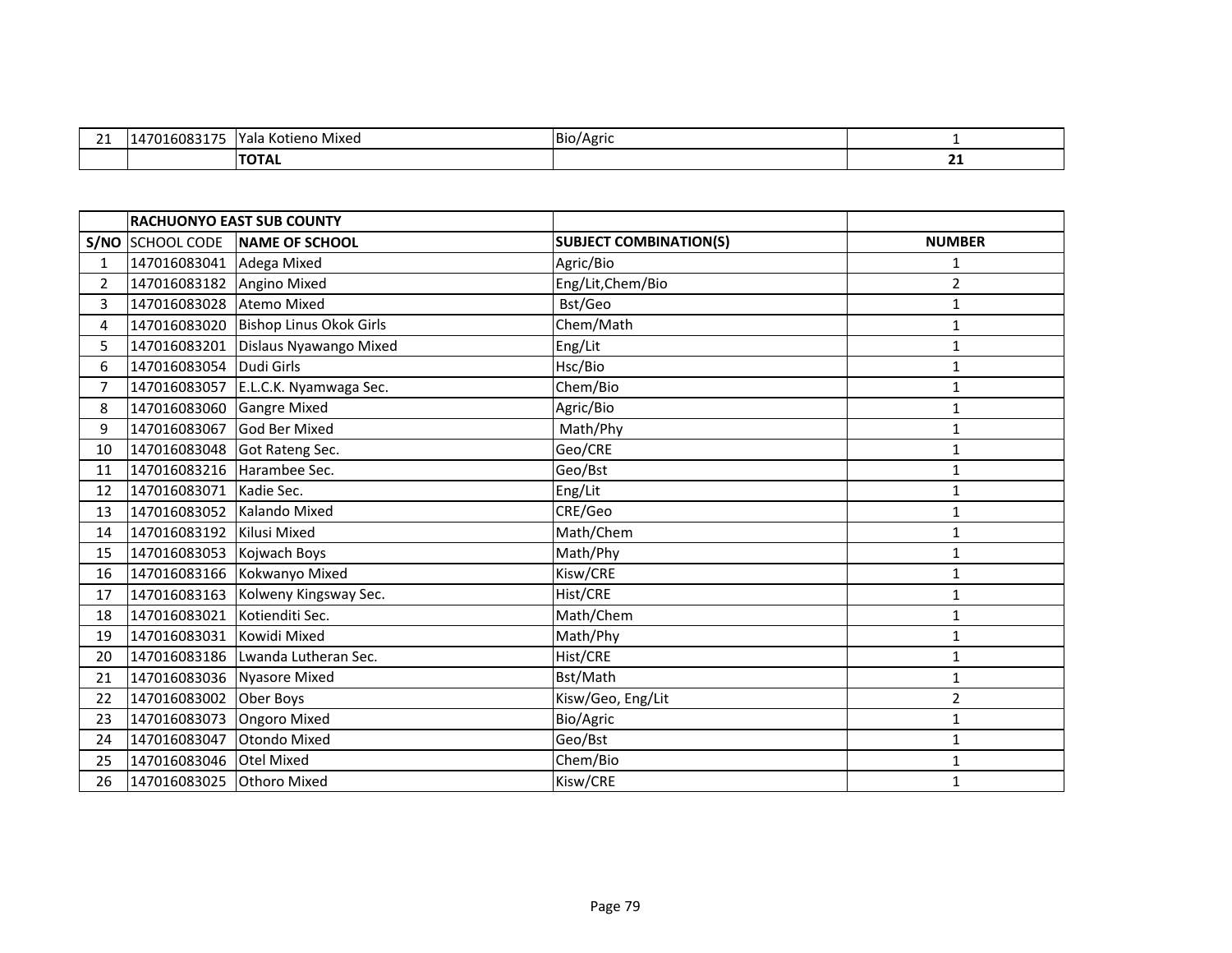| | | | | |
|---|---|---|---|---|
| 21 | 147016083175 | Yala Kotieno Mixed | Bio/Agric | 1 |
| | | **TOTAL** | | **21** |

| | **RACHUONYO EAST SUB COUNTY** | | | |
|---|---|---|---|---|
| **S/NO** | SCHOOL CODE | **NAME OF SCHOOL** | **SUBJECT COMBINATION(S)** | **NUMBER** |
| 1 | 147016083041 | Adega Mixed | Agric/Bio | 1 |
| 2 | 147016083182 | Angino Mixed | Eng/Lit,Chem/Bio | 2 |
| 3 | 147016083028 | Atemo Mixed | Bst/Geo | 1 |
| 4 | 147016083020 | Bishop Linus Okok Girls | Chem/Math | 1 |
| 5 | 147016083201 | Dislaus Nyawango Mixed | Eng/Lit | 1 |
| 6 | 147016083054 | Dudi Girls | Hsc/Bio | 1 |
| 7 | 147016083057 | E.L.C.K. Nyamwaga Sec. | Chem/Bio | 1 |
| 8 | 147016083060 | Gangre Mixed | Agric/Bio | 1 |
| 9 | 147016083067 | God Ber Mixed | Math/Phy | 1 |
| 10 | 147016083048 | Got Rateng Sec. | Geo/CRE | 1 |
| 11 | 147016083216 | Harambee Sec. | Geo/Bst | 1 |
| 12 | 147016083071 | Kadie Sec. | Eng/Lit | 1 |
| 13 | 147016083052 | Kalando Mixed | CRE/Geo | 1 |
| 14 | 147016083192 | Kilusi Mixed | Math/Chem | 1 |
| 15 | 147016083053 | Kojwach Boys | Math/Phy | 1 |
| 16 | 147016083166 | Kokwanyo Mixed | Kisw/CRE | 1 |
| 17 | 147016083163 | Kolweny Kingsway Sec. | Hist/CRE | 1 |
| 18 | 147016083021 | Kotienditi Sec. | Math/Chem | 1 |
| 19 | 147016083031 | Kowidi Mixed | Math/Phy | 1 |
| 20 | 147016083186 | Lwanda Lutheran Sec. | Hist/CRE | 1 |
| 21 | 147016083036 | Nyasore Mixed | Bst/Math | 1 |
| 22 | 147016083002 | Ober Boys | Kisw/Geo, Eng/Lit | 2 |
| 23 | 147016083073 | Ongoro Mixed | Bio/Agric | 1 |
| 24 | 147016083047 | Otondo Mixed | Geo/Bst | 1 |
| 25 | 147016083046 | Otel Mixed | Chem/Bio | 1 |
| 26 | 147016083025 | Othoro Mixed | Kisw/CRE | 1 |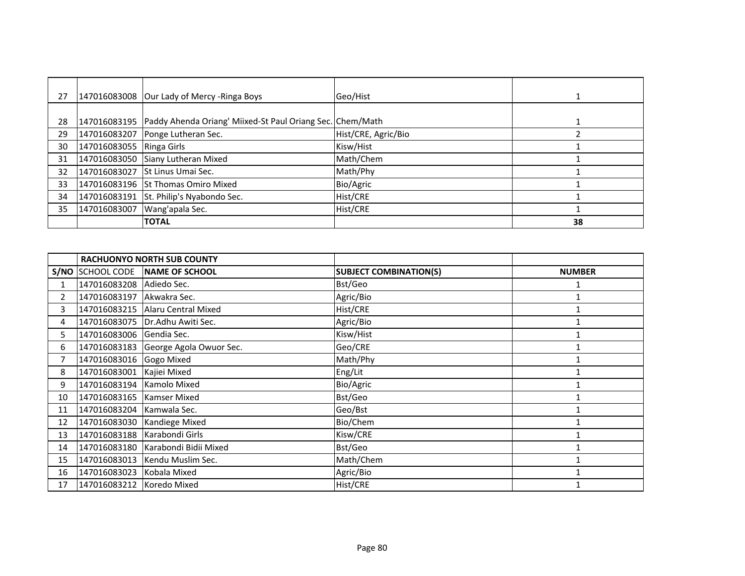| | | | | |
|---|---|---|---|---|
| 27 | 147016083008 | Our Lady of Mercy -Ringa Boys | Geo/Hist | 1 |
| 28 | 147016083195 | Paddy Ahenda Oriang' Miixed-St Paul Oriang Sec. | Chem/Math | 1 |
| 29 | 147016083207 | Ponge Lutheran Sec. | Hist/CRE, Agric/Bio | 2 |
| 30 | 147016083055 | Ringa Girls | Kisw/Hist | 1 |
| 31 | 147016083050 | Siany Lutheran Mixed | Math/Chem | 1 |
| 32 | 147016083027 | St Linus Umai Sec. | Math/Phy | 1 |
| 33 | 147016083196 | St Thomas Omiro Mixed | Bio/Agric | 1 |
| 34 | 147016083191 | St. Philip's Nyabondo Sec. | Hist/CRE | 1 |
| 35 | 147016083007 | Wang'apala Sec. | Hist/CRE | 1 |
| | | **TOTAL** | | **38** |

| | **RACHUONYO NORTH SUB COUNTY** | | | |
|---|---|---|---|---|
| **S/NO** | SCHOOL CODE | **NAME OF SCHOOL** | **SUBJECT COMBINATION(S)** | **NUMBER** |
| 1 | 147016083208 | Adiedo Sec. | Bst/Geo | 1 |
| 2 | 147016083197 | Akwakra Sec. | Agric/Bio | 1 |
| 3 | 147016083215 | Alaru Central Mixed | Hist/CRE | 1 |
| 4 | 147016083075 | Dr.Adhu Awiti Sec. | Agric/Bio | 1 |
| 5 | 147016083006 | Gendia Sec. | Kisw/Hist | 1 |
| 6 | 147016083183 | George Agola Owuor Sec. | Geo/CRE | 1 |
| 7 | 147016083016 | Gogo Mixed | Math/Phy | 1 |
| 8 | 147016083001 | Kajiei Mixed | Eng/Lit | 1 |
| 9 | 147016083194 | Kamolo Mixed | Bio/Agric | 1 |
| 10 | 147016083165 | Kamser Mixed | Bst/Geo | 1 |
| 11 | 147016083204 | Kamwala Sec. | Geo/Bst | 1 |
| 12 | 147016083030 | Kandiege Mixed | Bio/Chem | 1 |
| 13 | 147016083188 | Karabondi Girls | Kisw/CRE | 1 |
| 14 | 147016083180 | Karabondi Bidii Mixed | Bst/Geo | 1 |
| 15 | 147016083013 | Kendu Muslim Sec. | Math/Chem | 1 |
| 16 | 147016083023 | Kobala Mixed | Agric/Bio | 1 |
| 17 | 147016083212 | Koredo Mixed | Hist/CRE | 1 |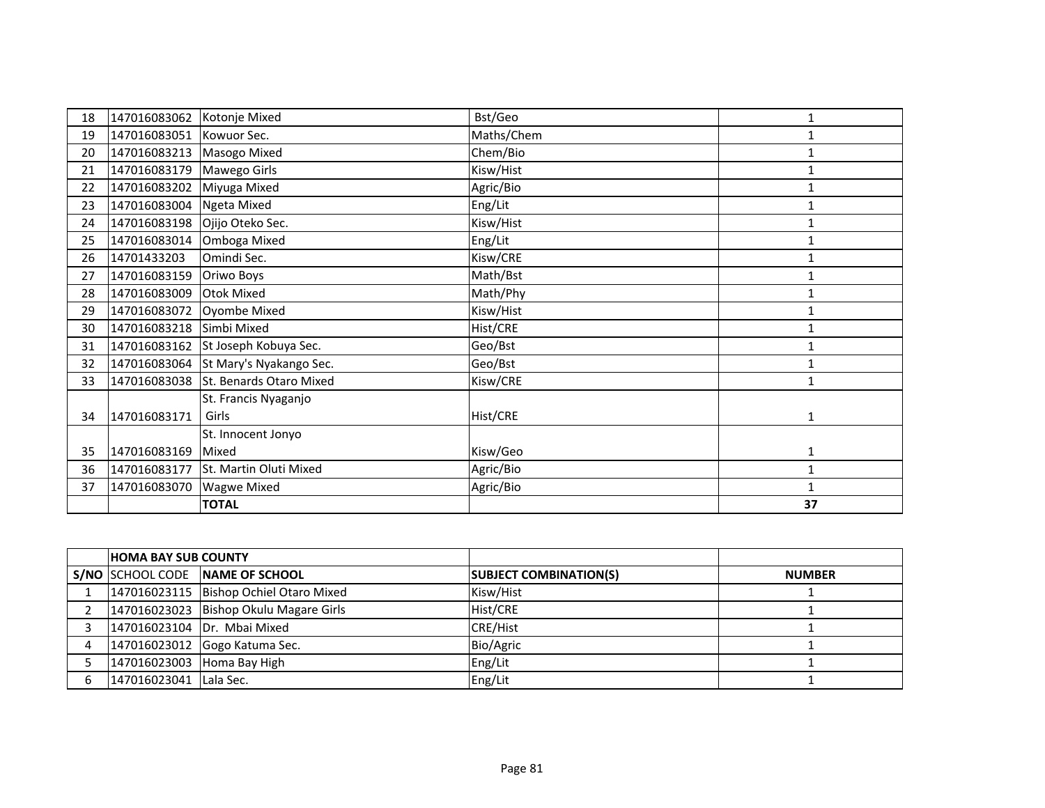| | | | | |
|---|---|---|---|---|
| 18 | 147016083062 | Kotonje Mixed | Bst/Geo | 1 |
| 19 | 147016083051 | Kowuor Sec. | Maths/Chem | 1 |
| 20 | 147016083213 | Masogo Mixed | Chem/Bio | 1 |
| 21 | 147016083179 | Mawego Girls | Kisw/Hist | 1 |
| 22 | 147016083202 | Miyuga Mixed | Agric/Bio | 1 |
| 23 | 147016083004 | Ngeta Mixed | Eng/Lit | 1 |
| 24 | 147016083198 | Ojijo Oteko Sec. | Kisw/Hist | 1 |
| 25 | 147016083014 | Omboga Mixed | Eng/Lit | 1 |
| 26 | 14701433203 | Omindi Sec. | Kisw/CRE | 1 |
| 27 | 147016083159 | Oriwo Boys | Math/Bst | 1 |
| 28 | 147016083009 | Otok Mixed | Math/Phy | 1 |
| 29 | 147016083072 | Oyombe Mixed | Kisw/Hist | 1 |
| 30 | 147016083218 | Simbi Mixed | Hist/CRE | 1 |
| 31 | 147016083162 | St Joseph Kobuya Sec. | Geo/Bst | 1 |
| 32 | 147016083064 | St Mary's Nyakango Sec. | Geo/Bst | 1 |
| 33 | 147016083038 | St. Benards Otaro Mixed | Kisw/CRE | 1 |
| 34 | 147016083171 | St. Francis Nyaganjo Girls | Hist/CRE | 1 |
| 35 | 147016083169 | St. Innocent Jonyo Mixed | Kisw/Geo | 1 |
| 36 | 147016083177 | St. Martin Oluti Mixed | Agric/Bio | 1 |
| 37 | 147016083070 | Wagwe Mixed | Agric/Bio | 1 |
| | | **TOTAL** | | **37** |

| | **HOMA BAY SUB COUNTY** | | | |
|---|---|---|---|---|
| **S/NO** | SCHOOL CODE | **NAME OF SCHOOL** | **SUBJECT COMBINATION(S)** | **NUMBER** |
| 1 | 147016023115 | Bishop Ochiel Otaro Mixed | Kisw/Hist | 1 |
| 2 | 147016023023 | Bishop Okulu Magare Girls | Hist/CRE | 1 |
| 3 | 147016023104 | Dr. Mbai Mixed | CRE/Hist | 1 |
| 4 | 147016023012 | Gogo Katuma Sec. | Bio/Agric | 1 |
| 5 | 147016023003 | Homa Bay High | Eng/Lit | 1 |
| 6 | 147016023041 | Lala Sec. | Eng/Lit | 1 |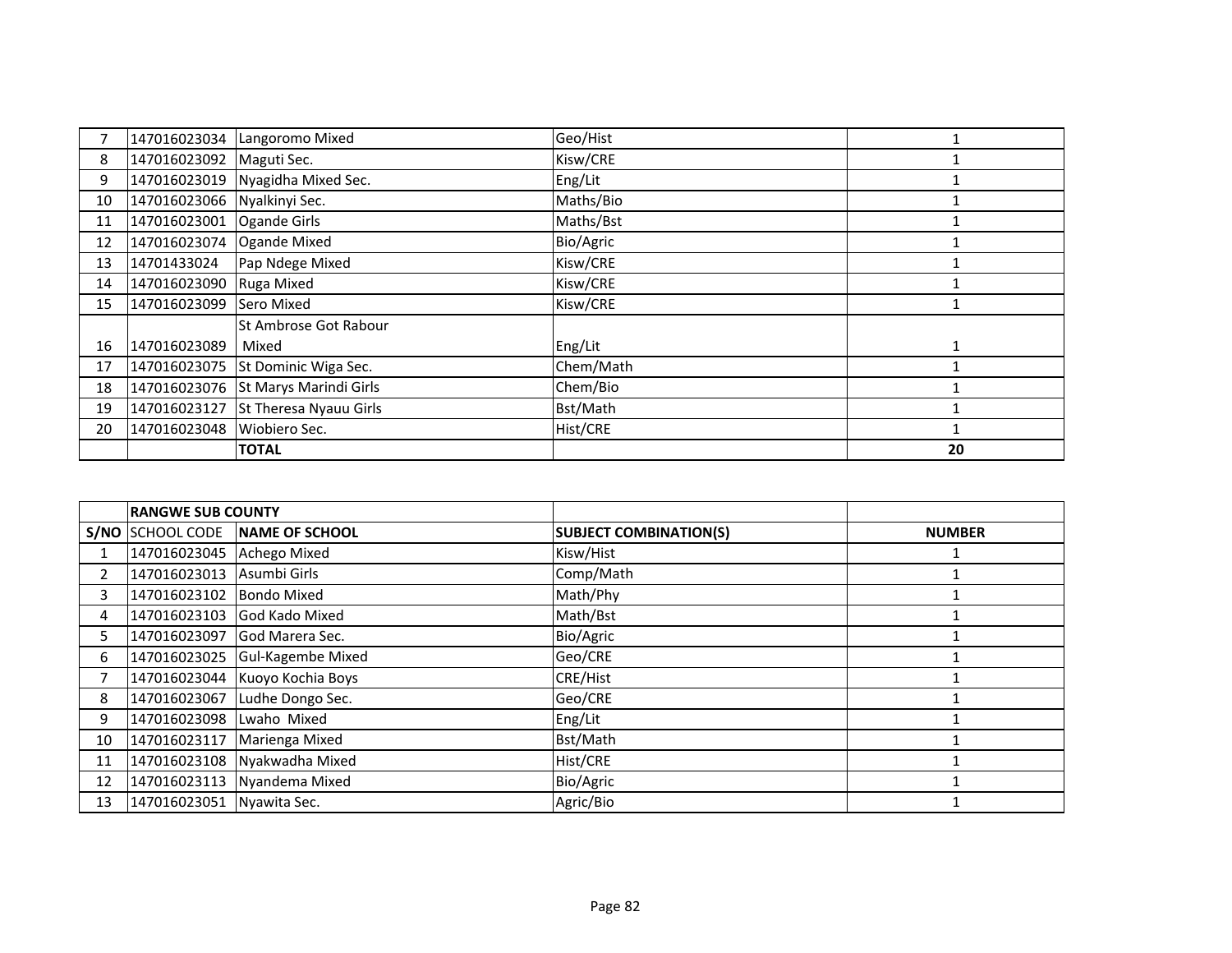| 7 | 147016023034 | Langoromo Mixed | Geo/Hist | 1 |
|---|---|---|---|---|
| 8 | 147016023092 | Maguti Sec. | Kisw/CRE | 1 |
| 9 | 147016023019 | Nyagidha Mixed Sec. | Eng/Lit | 1 |
| 10 | 147016023066 | Nyalkinyi Sec. | Maths/Bio | 1 |
| 11 | 147016023001 | Ogande Girls | Maths/Bst | 1 |
| 12 | 147016023074 | Ogande Mixed | Bio/Agric | 1 |
| 13 | 14701433024 | Pap Ndege Mixed | Kisw/CRE | 1 |
| 14 | 147016023090 | Ruga Mixed | Kisw/CRE | 1 |
| 15 | 147016023099 | Sero Mixed | Kisw/CRE | 1 |
| 16 | 147016023089 | St Ambrose Got Rabour Mixed | Eng/Lit | 1 |
| 17 | 147016023075 | St Dominic Wiga Sec. | Chem/Math | 1 |
| 18 | 147016023076 | St Marys Marindi Girls | Chem/Bio | 1 |
| 19 | 147016023127 | St Theresa Nyauu Girls | Bst/Math | 1 |
| 20 | 147016023048 | Wiobiero Sec. | Hist/CRE | 1 |
| | | **TOTAL** | | **20** |

| | **RANGWE SUB COUNTY** | | | |
|---|---|---|---|---|
| **S/NO** | SCHOOL CODE | **NAME OF SCHOOL** | **SUBJECT COMBINATION(S)** | **NUMBER** |
| 1 | 147016023045 | Achego Mixed | Kisw/Hist | 1 |
| 2 | 147016023013 | Asumbi Girls | Comp/Math | 1 |
| 3 | 147016023102 | Bondo Mixed | Math/Phy | 1 |
| 4 | 147016023103 | God Kado Mixed | Math/Bst | 1 |
| 5 | 147016023097 | God Marera Sec. | Bio/Agric | 1 |
| 6 | 147016023025 | Gul-Kagembe Mixed | Geo/CRE | 1 |
| 7 | 147016023044 | Kuoyo Kochia Boys | CRE/Hist | 1 |
| 8 | 147016023067 | Ludhe Dongo Sec. | Geo/CRE | 1 |
| 9 | 147016023098 | Lwaho Mixed | Eng/Lit | 1 |
| 10 | 147016023117 | Marienga Mixed | Bst/Math | 1 |
| 11 | 147016023108 | Nyakwadha Mixed | Hist/CRE | 1 |
| 12 | 147016023113 | Nyandema Mixed | Bio/Agric | 1 |
| 13 | 147016023051 | Nyawita Sec. | Agric/Bio | 1 |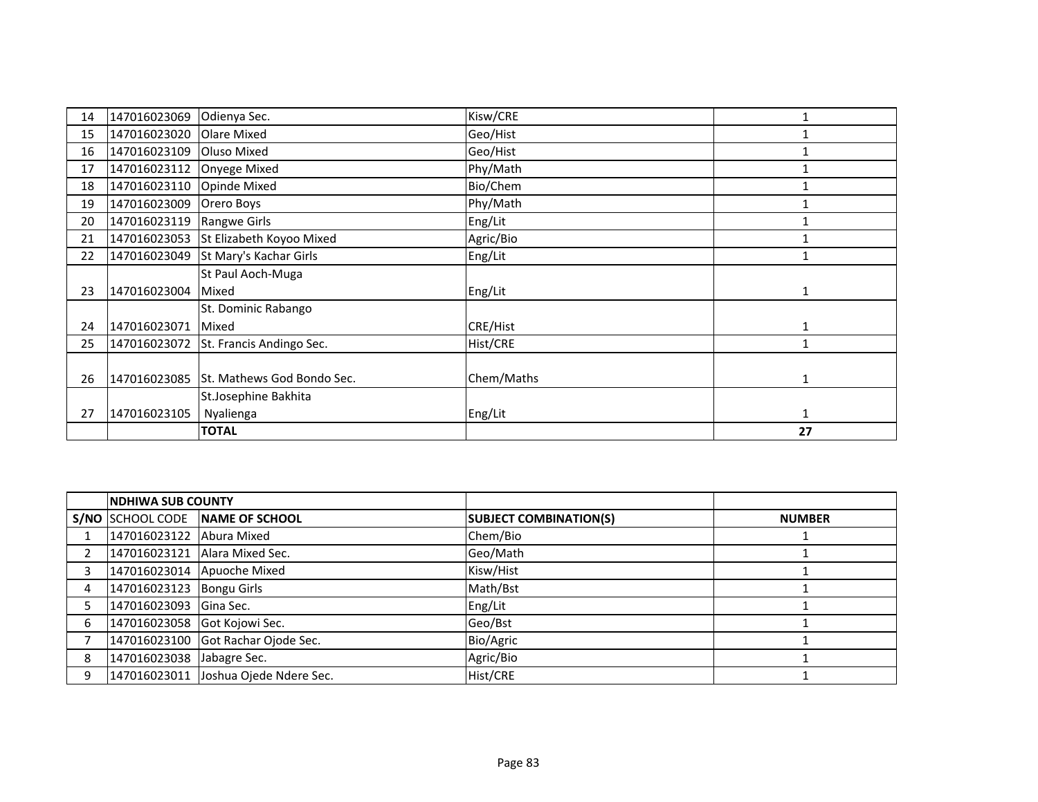| 14 | 147016023069 | Odienya Sec. | Kisw/CRE | 1 |
|---|---|---|---|---|
| 15 | 147016023020 | Olare Mixed | Geo/Hist | 1 |
| 16 | 147016023109 | Oluso Mixed | Geo/Hist | 1 |
| 17 | 147016023112 | Onyege Mixed | Phy/Math | 1 |
| 18 | 147016023110 | Opinde Mixed | Bio/Chem | 1 |
| 19 | 147016023009 | Orero Boys | Phy/Math | 1 |
| 20 | 147016023119 | Rangwe Girls | Eng/Lit | 1 |
| 21 | 147016023053 | St Elizabeth Koyoo Mixed | Agric/Bio | 1 |
| 22 | 147016023049 | St Mary's Kachar Girls | Eng/Lit | 1 |
| 23 | 147016023004 | St Paul Aoch-Muga Mixed | Eng/Lit | 1 |
| 24 | 147016023071 | St. Dominic Rabango Mixed | CRE/Hist | 1 |
| 25 | 147016023072 | St. Francis Andingo Sec. | Hist/CRE | 1 |
| 26 | 147016023085 | St. Mathews God Bondo Sec. | Chem/Maths | 1 |
| 27 | 147016023105 | St.Josephine Bakhita Nyalienga | Eng/Lit | 1 |
| | | **TOTAL** | | **27** |

| | **NDHIWA SUB COUNTY** | | | |
|---|---|---|---|---|
| **S/NO** | SCHOOL CODE | **NAME OF SCHOOL** | **SUBJECT COMBINATION(S)** | **NUMBER** |
| 1 | 147016023122 | Abura Mixed | Chem/Bio | 1 |
| 2 | 147016023121 | Alara Mixed Sec. | Geo/Math | 1 |
| 3 | 147016023014 | Apuoche Mixed | Kisw/Hist | 1 |
| 4 | 147016023123 | Bongu Girls | Math/Bst | 1 |
| 5 | 147016023093 | Gina Sec. | Eng/Lit | 1 |
| 6 | 147016023058 | Got Kojowi Sec. | Geo/Bst | 1 |
| 7 | 147016023100 | Got Rachar Ojode Sec. | Bio/Agric | 1 |
| 8 | 147016023038 | Jabagre Sec. | Agric/Bio | 1 |
| 9 | 147016023011 | Joshua Ojede Ndere Sec. | Hist/CRE | 1 |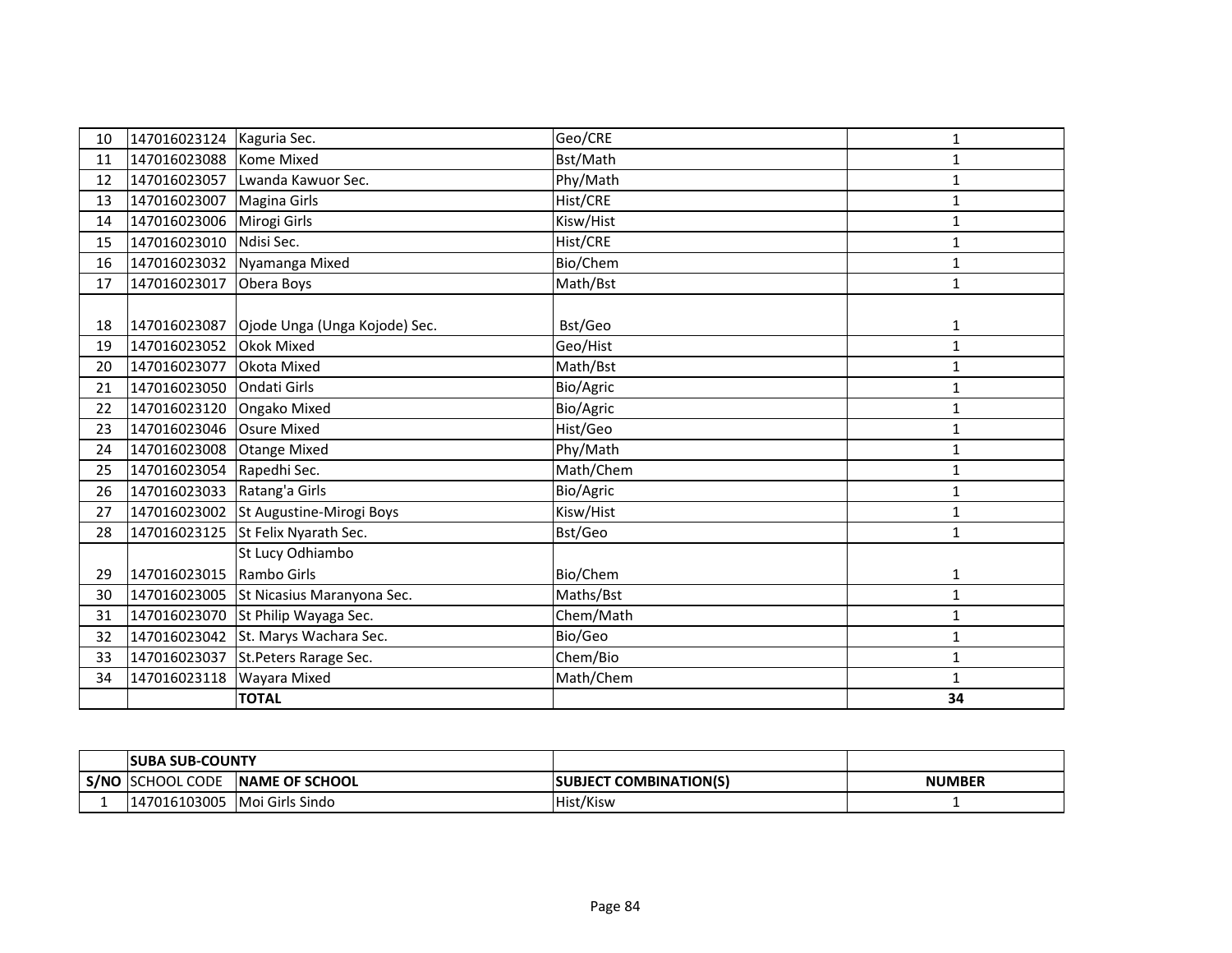| | | | | |
|---|---|---|---|---|
| 10 | 147016023124 | Kaguria Sec. | Geo/CRE | 1 |
| 11 | 147016023088 | Kome Mixed | Bst/Math | 1 |
| 12 | 147016023057 | Lwanda Kawuor Sec. | Phy/Math | 1 |
| 13 | 147016023007 | Magina Girls | Hist/CRE | 1 |
| 14 | 147016023006 | Mirogi Girls | Kisw/Hist | 1 |
| 15 | 147016023010 | Ndisi Sec. | Hist/CRE | 1 |
| 16 | 147016023032 | Nyamanga Mixed | Bio/Chem | 1 |
| 17 | 147016023017 | Obera Boys | Math/Bst | 1 |
| 18 | 147016023087 | Ojode Unga (Unga Kojode) Sec. | Bst/Geo | 1 |
| 19 | 147016023052 | Okok Mixed | Geo/Hist | 1 |
| 20 | 147016023077 | Okota Mixed | Math/Bst | 1 |
| 21 | 147016023050 | Ondati Girls | Bio/Agric | 1 |
| 22 | 147016023120 | Ongako Mixed | Bio/Agric | 1 |
| 23 | 147016023046 | Osure Mixed | Hist/Geo | 1 |
| 24 | 147016023008 | Otange Mixed | Phy/Math | 1 |
| 25 | 147016023054 | Rapedhi Sec. | Math/Chem | 1 |
| 26 | 147016023033 | Ratang'a Girls | Bio/Agric | 1 |
| 27 | 147016023002 | St Augustine-Mirogi Boys | Kisw/Hist | 1 |
| 28 | 147016023125 | St Felix Nyarath Sec. | Bst/Geo | 1 |
| 29 | 147016023015 | St Lucy Odhiambo Rambo Girls | Bio/Chem | 1 |
| 30 | 147016023005 | St Nicasius Maranyona Sec. | Maths/Bst | 1 |
| 31 | 147016023070 | St Philip Wayaga Sec. | Chem/Math | 1 |
| 32 | 147016023042 | St. Marys Wachara Sec. | Bio/Geo | 1 |
| 33 | 147016023037 | St.Peters Rarage Sec. | Chem/Bio | 1 |
| 34 | 147016023118 | Wayara Mixed | Math/Chem | 1 |
| | | **TOTAL** | | **34** |

| | **SUBA SUB-COUNTY** | | | |
|---|---|---|---|---|
| **S/NO** | SCHOOL CODE | **NAME OF SCHOOL** | **SUBJECT COMBINATION(S)** | **NUMBER** |
| 1 | 147016103005 | Moi Girls Sindo | Hist/Kisw | 1 |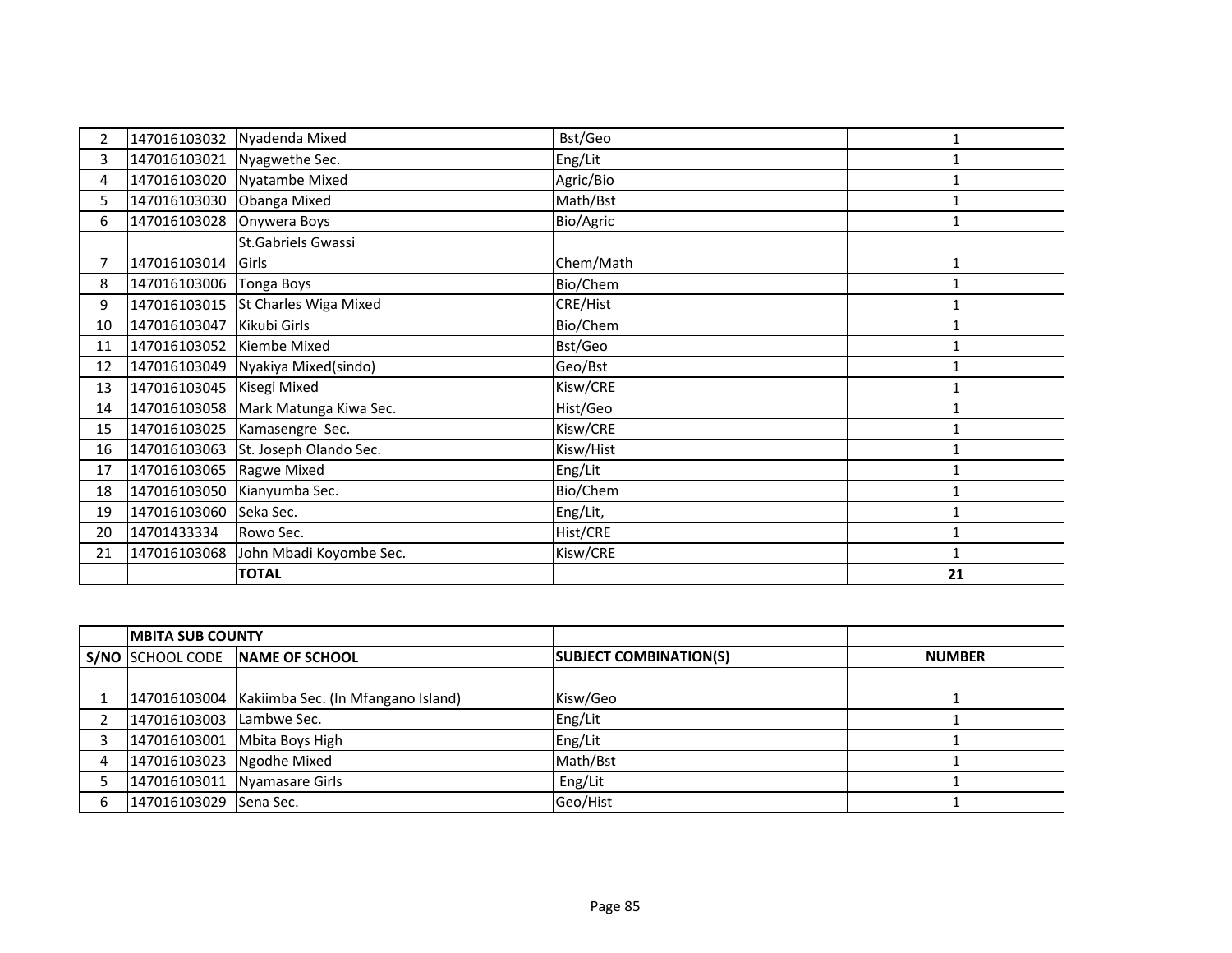| | | | | |
|---|---|---|---|---|
| 2 | 147016103032 | Nyadenda Mixed | Bst/Geo | 1 |
| 3 | 147016103021 | Nyagwethe Sec. | Eng/Lit | 1 |
| 4 | 147016103020 | Nyatambe Mixed | Agric/Bio | 1 |
| 5 | 147016103030 | Obanga Mixed | Math/Bst | 1 |
| 6 | 147016103028 | Onywera Boys | Bio/Agric | 1 |
| 7 | 147016103014 | St.Gabriels Gwassi Girls | Chem/Math | 1 |
| 8 | 147016103006 | Tonga Boys | Bio/Chem | 1 |
| 9 | 147016103015 | St Charles Wiga Mixed | CRE/Hist | 1 |
| 10 | 147016103047 | Kikubi Girls | Bio/Chem | 1 |
| 11 | 147016103052 | Kiembe Mixed | Bst/Geo | 1 |
| 12 | 147016103049 | Nyakiya Mixed(sindo) | Geo/Bst | 1 |
| 13 | 147016103045 | Kisegi Mixed | Kisw/CRE | 1 |
| 14 | 147016103058 | Mark Matunga Kiwa Sec. | Hist/Geo | 1 |
| 15 | 147016103025 | Kamasengre Sec. | Kisw/CRE | 1 |
| 16 | 147016103063 | St. Joseph Olando Sec. | Kisw/Hist | 1 |
| 17 | 147016103065 | Ragwe Mixed | Eng/Lit | 1 |
| 18 | 147016103050 | Kianyumba Sec. | Bio/Chem | 1 |
| 19 | 147016103060 | Seka Sec. | Eng/Lit, | 1 |
| 20 | 14701433334 | Rowo Sec. | Hist/CRE | 1 |
| 21 | 147016103068 | John Mbadi Koyombe Sec. | Kisw/CRE | 1 |
| | | **TOTAL** | | **21** |

| | **MBITA SUB COUNTY** | | | |
|---|---|---|---|---|
| **S/NO** | SCHOOL CODE | **NAME OF SCHOOL** | **SUBJECT COMBINATION(S)** | **NUMBER** |
| 1 | 147016103004 | Kakiimba Sec. (In Mfangano Island) | Kisw/Geo | 1 |
| 2 | 147016103003 | Lambwe Sec. | Eng/Lit | 1 |
| 3 | 147016103001 | Mbita Boys High | Eng/Lit | 1 |
| 4 | 147016103023 | Ngodhe Mixed | Math/Bst | 1 |
| 5 | 147016103011 | Nyamasare Girls | Eng/Lit | 1 |
| 6 | 147016103029 | Sena Sec. | Geo/Hist | 1 |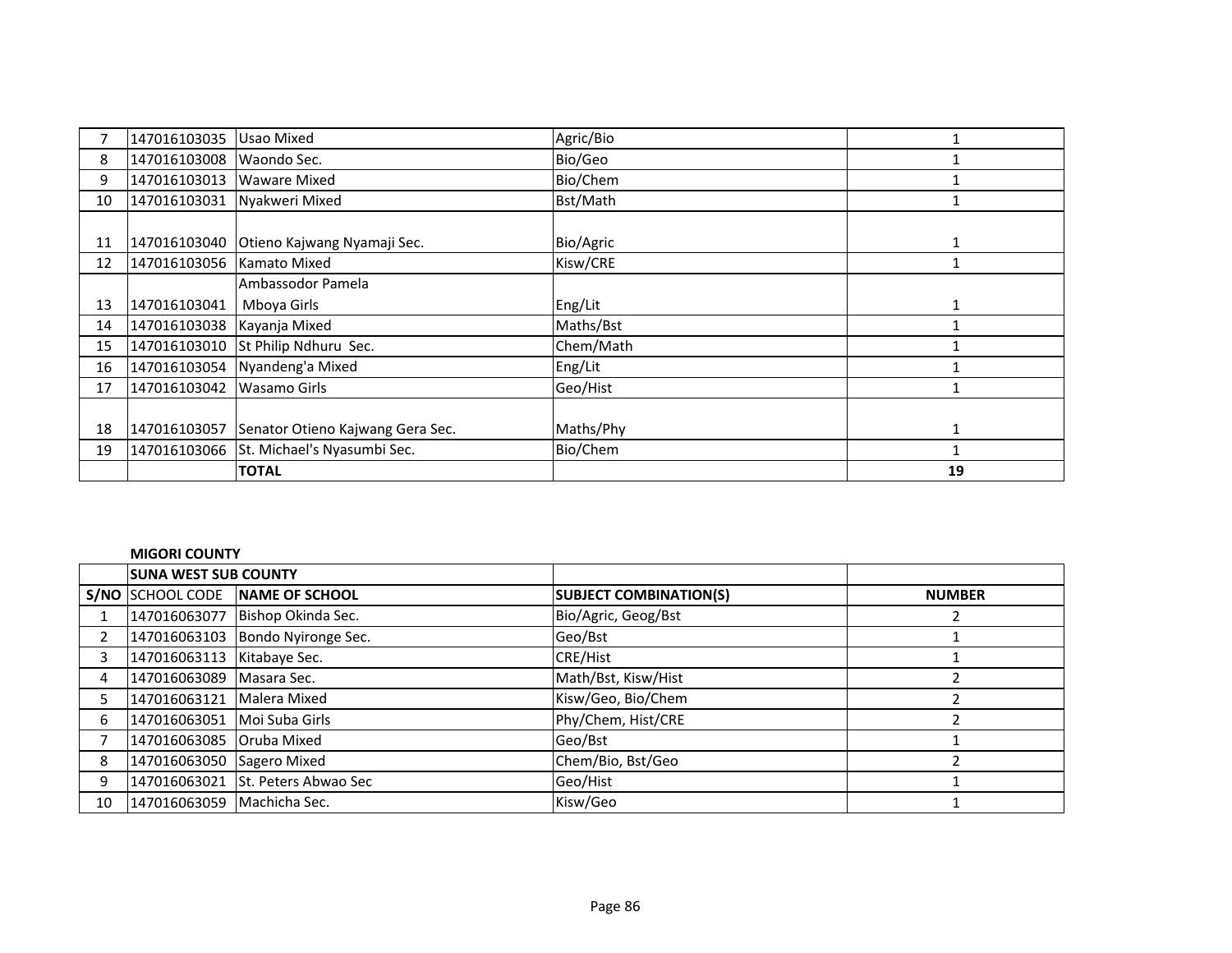| 7 | 147016103035 | Usao Mixed | Agric/Bio | 1 |
|---|---|---|---|---|
| 8 | 147016103008 | Waondo Sec. | Bio/Geo | 1 |
| 9 | 147016103013 | Waware Mixed | Bio/Chem | 1 |
| 10 | 147016103031 | Nyakweri Mixed | Bst/Math | 1 |
| 11 | 147016103040 | Otieno Kajwang Nyamaji Sec. | Bio/Agric | 1 |
| 12 | 147016103056 | Kamato Mixed | Kisw/CRE | 1 |
| 13 | 147016103041 | Ambassodor Pamela Mboya Girls | Eng/Lit | 1 |
| 14 | 147016103038 | Kayanja Mixed | Maths/Bst | 1 |
| 15 | 147016103010 | St Philip Ndhuru Sec. | Chem/Math | 1 |
| 16 | 147016103054 | Nyandeng'a Mixed | Eng/Lit | 1 |
| 17 | 147016103042 | Wasamo Girls | Geo/Hist | 1 |
| 18 | 147016103057 | Senator Otieno Kajwang Gera Sec. | Maths/Phy | 1 |
| 19 | 147016103066 | St. Michael's Nyasumbi Sec. | Bio/Chem | 1 |
| | | **TOTAL** | | **19** |

**MIGORI COUNTY**

| | **SUNA WEST SUB COUNTY** | | | |
|---|---|---|---|---|
| **S/NO** | SCHOOL CODE | **NAME OF SCHOOL** | **SUBJECT COMBINATION(S)** | **NUMBER** |
| 1 | 147016063077 | Bishop Okinda Sec. | Bio/Agric, Geog/Bst | 2 |
| 2 | 147016063103 | Bondo Nyironge Sec. | Geo/Bst | 1 |
| 3 | 147016063113 | Kitabaye Sec. | CRE/Hist | 1 |
| 4 | 147016063089 | Masara Sec. | Math/Bst, Kisw/Hist | 2 |
| 5 | 147016063121 | Malera Mixed | Kisw/Geo, Bio/Chem | 2 |
| 6 | 147016063051 | Moi Suba Girls | Phy/Chem, Hist/CRE | 2 |
| 7 | 147016063085 | Oruba Mixed | Geo/Bst | 1 |
| 8 | 147016063050 | Sagero Mixed | Chem/Bio, Bst/Geo | 2 |
| 9 | 147016063021 | St. Peters Abwao Sec | Geo/Hist | 1 |
| 10 | 147016063059 | Machicha Sec. | Kisw/Geo | 1 |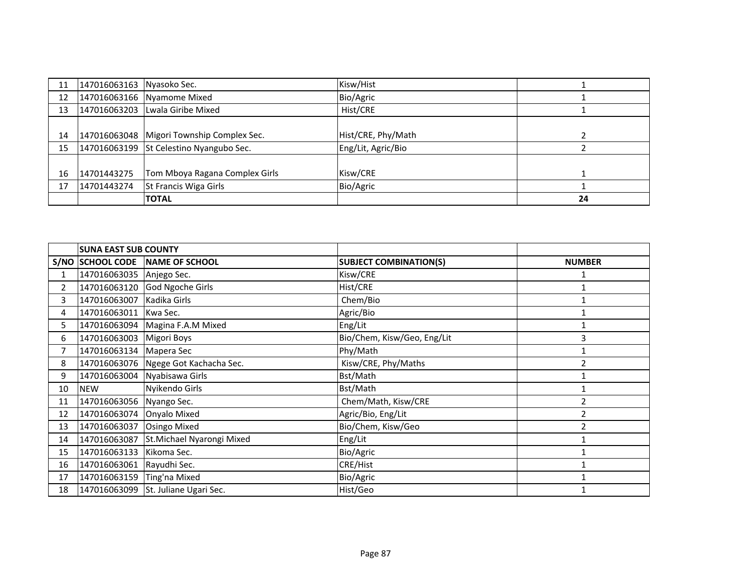| | | | | |
|---|---|---|---|---|
| 11 | 147016063163 | Nyasoko Sec. | Kisw/Hist | 1 |
| 12 | 147016063166 | Nyamome Mixed | Bio/Agric | 1 |
| 13 | 147016063203 | Lwala Giribe Mixed | Hist/CRE | 1 |
| 14 | 147016063048 | Migori Township Complex Sec. | Hist/CRE, Phy/Math | 2 |
| 15 | 147016063199 | St Celestino Nyangubo Sec. | Eng/Lit, Agric/Bio | 2 |
| 16 | 14701443275 | Tom Mboya Ragana Complex Girls | Kisw/CRE | 1 |
| 17 | 14701443274 | St Francis Wiga Girls | Bio/Agric | 1 |
| | | **TOTAL** | | **24** |

| | **SUNA EAST SUB COUNTY** | | | |
|---|---|---|---|---|
| **S/NO** | **SCHOOL CODE** | **NAME OF SCHOOL** | **SUBJECT COMBINATION(S)** | **NUMBER** |
| 1 | 147016063035 | Anjego Sec. | Kisw/CRE | 1 |
| 2 | 147016063120 | God Ngoche Girls | Hist/CRE | 1 |
| 3 | 147016063007 | Kadika Girls | Chem/Bio | 1 |
| 4 | 147016063011 | Kwa Sec. | Agric/Bio | 1 |
| 5 | 147016063094 | Magina F.A.M Mixed | Eng/Lit | 1 |
| 6 | 147016063003 | Migori Boys | Bio/Chem, Kisw/Geo, Eng/Lit | 3 |
| 7 | 147016063134 | Mapera Sec | Phy/Math | 1 |
| 8 | 147016063076 | Ngege Got Kachacha Sec. | Kisw/CRE, Phy/Maths | 2 |
| 9 | 147016063004 | Nyabisawa Girls | Bst/Math | 1 |
| 10 | NEW | Nyikendo Girls | Bst/Math | 1 |
| 11 | 147016063056 | Nyango Sec. | Chem/Math, Kisw/CRE | 2 |
| 12 | 147016063074 | Onyalo Mixed | Agric/Bio, Eng/Lit | 2 |
| 13 | 147016063037 | Osingo Mixed | Bio/Chem, Kisw/Geo | 2 |
| 14 | 147016063087 | St.Michael Nyarongi Mixed | Eng/Lit | 1 |
| 15 | 147016063133 | Kikoma Sec. | Bio/Agric | 1 |
| 16 | 147016063061 | Rayudhi Sec. | CRE/Hist | 1 |
| 17 | 147016063159 | Ting'na Mixed | Bio/Agric | 1 |
| 18 | 147016063099 | St. Juliane Ugari Sec. | Hist/Geo | 1 |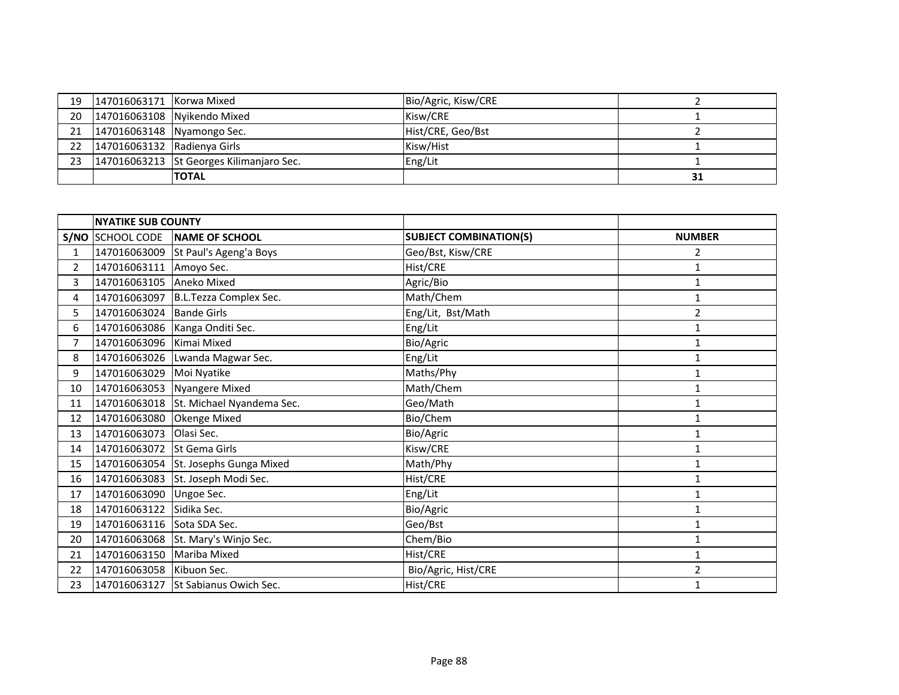| 19 | 147016063171 | Korwa Mixed | Bio/Agric, Kisw/CRE | 2 |
|---|---|---|---|---|
| 20 | 147016063108 | Nyikendo Mixed | Kisw/CRE | 1 |
| 21 | 147016063148 | Nyamongo Sec. | Hist/CRE, Geo/Bst | 2 |
| 22 | 147016063132 | Radienya Girls | Kisw/Hist | 1 |
| 23 | 147016063213 | St Georges Kilimanjaro Sec. | Eng/Lit | 1 |
| | | **TOTAL** | | **31** |

| | **NYATIKE SUB COUNTY** | | | |
|---|---|---|---|---|
| **S/NO** | SCHOOL CODE | **NAME OF SCHOOL** | **SUBJECT COMBINATION(S)** | **NUMBER** |
| 1 | 147016063009 | St Paul's Ageng'a Boys | Geo/Bst, Kisw/CRE | 2 |
| 2 | 147016063111 | Amoyo Sec. | Hist/CRE | 1 |
| 3 | 147016063105 | Aneko Mixed | Agric/Bio | 1 |
| 4 | 147016063097 | B.L.Tezza Complex Sec. | Math/Chem | 1 |
| 5 | 147016063024 | Bande Girls | Eng/Lit, Bst/Math | 2 |
| 6 | 147016063086 | Kanga Onditi Sec. | Eng/Lit | 1 |
| 7 | 147016063096 | Kimai Mixed | Bio/Agric | 1 |
| 8 | 147016063026 | Lwanda Magwar Sec. | Eng/Lit | 1 |
| 9 | 147016063029 | Moi Nyatike | Maths/Phy | 1 |
| 10 | 147016063053 | Nyangere Mixed | Math/Chem | 1 |
| 11 | 147016063018 | St. Michael Nyandema Sec. | Geo/Math | 1 |
| 12 | 147016063080 | Okenge Mixed | Bio/Chem | 1 |
| 13 | 147016063073 | Olasi Sec. | Bio/Agric | 1 |
| 14 | 147016063072 | St Gema Girls | Kisw/CRE | 1 |
| 15 | 147016063054 | St. Josephs Gunga Mixed | Math/Phy | 1 |
| 16 | 147016063083 | St. Joseph Modi Sec. | Hist/CRE | 1 |
| 17 | 147016063090 | Ungoe Sec. | Eng/Lit | 1 |
| 18 | 147016063122 | Sidika Sec. | Bio/Agric | 1 |
| 19 | 147016063116 | Sota SDA Sec. | Geo/Bst | 1 |
| 20 | 147016063068 | St. Mary's Winjo Sec. | Chem/Bio | 1 |
| 21 | 147016063150 | Mariba Mixed | Hist/CRE | 1 |
| 22 | 147016063058 | Kibuon Sec. | Bio/Agric, Hist/CRE | 2 |
| 23 | 147016063127 | St Sabianus Owich Sec. | Hist/CRE | 1 |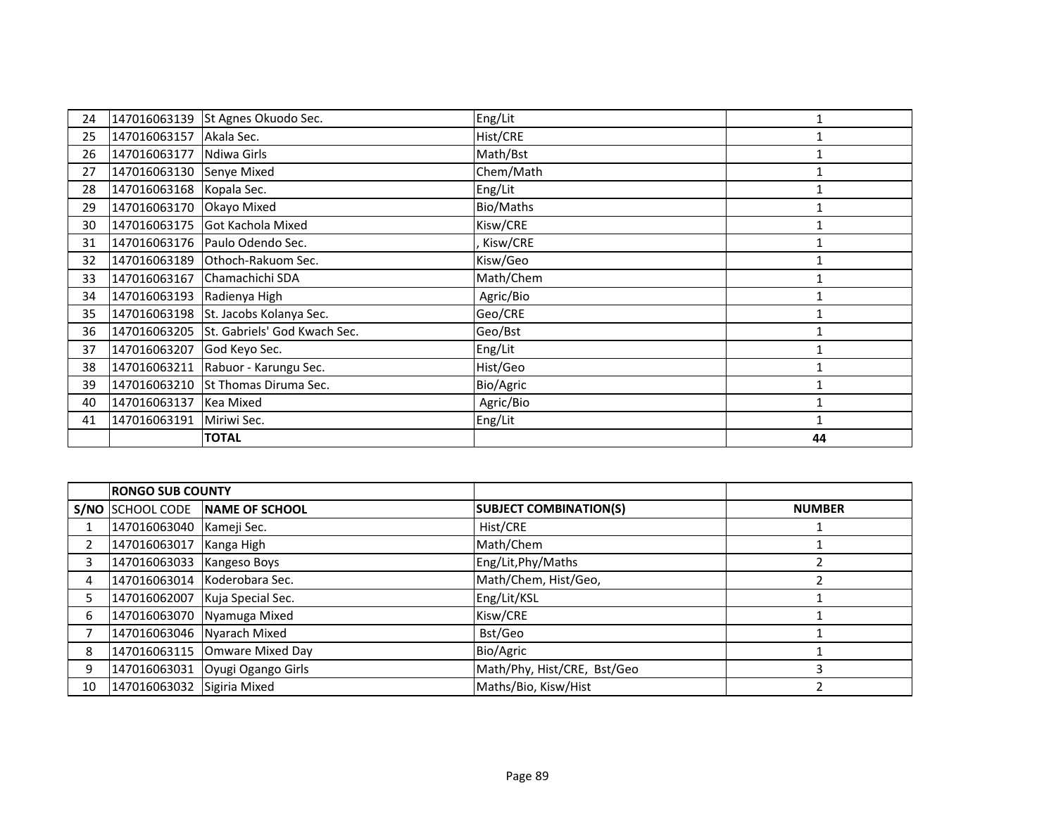| | | | | |
|---|---|---|---|---|
| 24 | 147016063139 | St Agnes Okuodo Sec. | Eng/Lit | 1 |
| 25 | 147016063157 | Akala Sec. | Hist/CRE | 1 |
| 26 | 147016063177 | Ndiwa Girls | Math/Bst | 1 |
| 27 | 147016063130 | Senye Mixed | Chem/Math | 1 |
| 28 | 147016063168 | Kopala Sec. | Eng/Lit | 1 |
| 29 | 147016063170 | Okayo Mixed | Bio/Maths | 1 |
| 30 | 147016063175 | Got Kachola Mixed | Kisw/CRE | 1 |
| 31 | 147016063176 | Paulo Odendo Sec. | , Kisw/CRE | 1 |
| 32 | 147016063189 | Othoch-Rakuom Sec. | Kisw/Geo | 1 |
| 33 | 147016063167 | Chamachichi SDA | Math/Chem | 1 |
| 34 | 147016063193 | Radienya High | Agric/Bio | 1 |
| 35 | 147016063198 | St. Jacobs Kolanya Sec. | Geo/CRE | 1 |
| 36 | 147016063205 | St. Gabriels' God Kwach Sec. | Geo/Bst | 1 |
| 37 | 147016063207 | God Keyo Sec. | Eng/Lit | 1 |
| 38 | 147016063211 | Rabuor - Karungu Sec. | Hist/Geo | 1 |
| 39 | 147016063210 | St Thomas Diruma Sec. | Bio/Agric | 1 |
| 40 | 147016063137 | Kea Mixed | Agric/Bio | 1 |
| 41 | 147016063191 | Miriwi Sec. | Eng/Lit | 1 |
| | | **TOTAL** | | **44** |

| | **RONGO SUB COUNTY** | | | |
|---|---|---|---|---|
| **S/NO** | SCHOOL CODE | **NAME OF SCHOOL** | **SUBJECT COMBINATION(S)** | **NUMBER** |
| 1 | 147016063040 | Kameji Sec. | Hist/CRE | 1 |
| 2 | 147016063017 | Kanga High | Math/Chem | 1 |
| 3 | 147016063033 | Kangeso Boys | Eng/Lit,Phy/Maths | 2 |
| 4 | 147016063014 | Koderobara Sec. | Math/Chem, Hist/Geo, | 2 |
| 5 | 147016062007 | Kuja Special Sec. | Eng/Lit/KSL | 1 |
| 6 | 147016063070 | Nyamuga Mixed | Kisw/CRE | 1 |
| 7 | 147016063046 | Nyarach Mixed | Bst/Geo | 1 |
| 8 | 147016063115 | Omware Mixed Day | Bio/Agric | 1 |
| 9 | 147016063031 | Oyugi Ogango Girls | Math/Phy, Hist/CRE, Bst/Geo | 3 |
| 10 | 147016063032 | Sigiria Mixed | Maths/Bio, Kisw/Hist | 2 |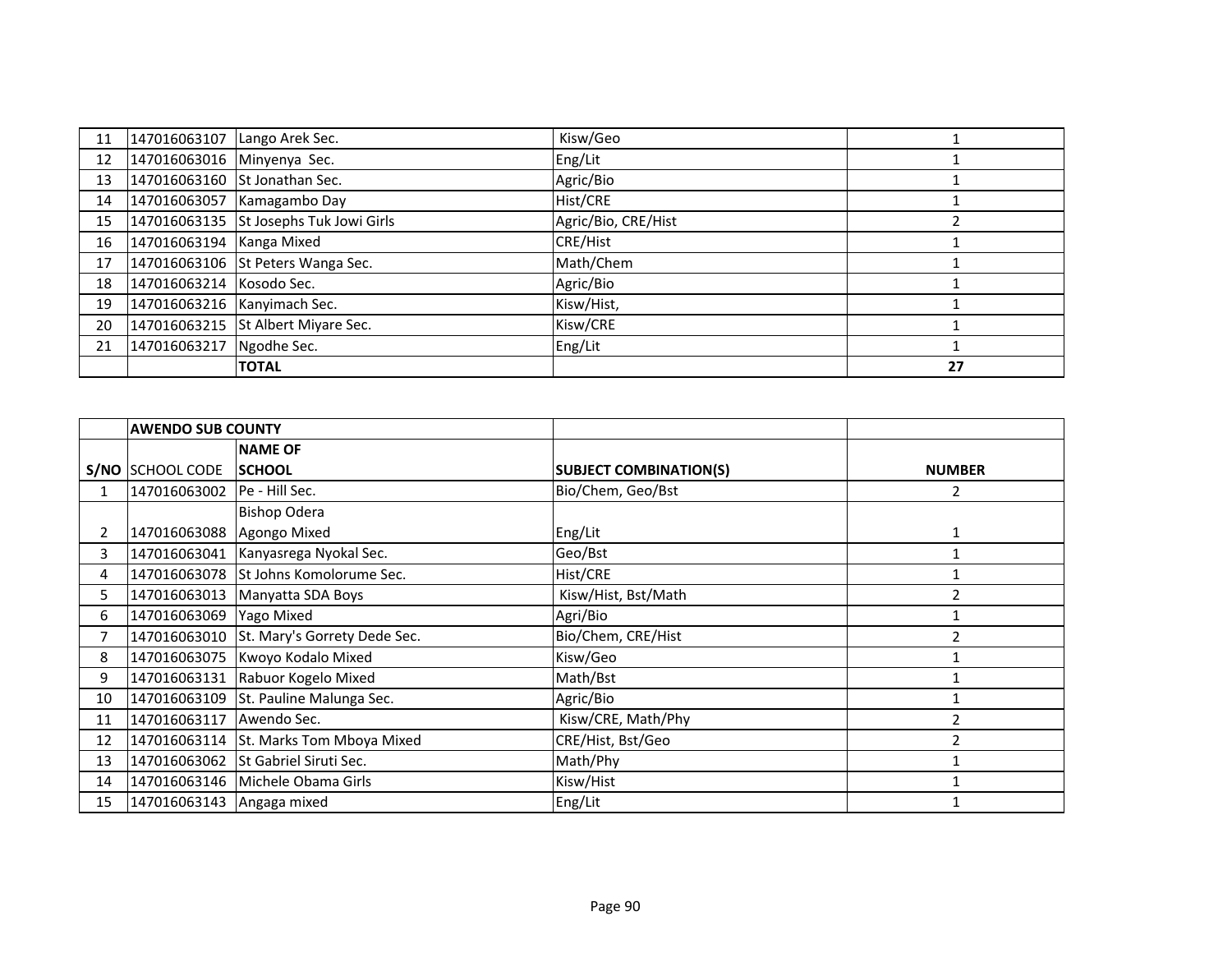| | | | | |
|---|---|---|---|---|
| 11 | 147016063107 | Lango Arek Sec. | Kisw/Geo | 1 |
| 12 | 147016063016 | Minyenya Sec. | Eng/Lit | 1 |
| 13 | 147016063160 | St Jonathan Sec. | Agric/Bio | 1 |
| 14 | 147016063057 | Kamagambo Day | Hist/CRE | 1 |
| 15 | 147016063135 | St Josephs Tuk Jowi Girls | Agric/Bio, CRE/Hist | 2 |
| 16 | 147016063194 | Kanga Mixed | CRE/Hist | 1 |
| 17 | 147016063106 | St Peters Wanga Sec. | Math/Chem | 1 |
| 18 | 147016063214 | Kosodo Sec. | Agric/Bio | 1 |
| 19 | 147016063216 | Kanyimach Sec. | Kisw/Hist, | 1 |
| 20 | 147016063215 | St Albert Miyare Sec. | Kisw/CRE | 1 |
| 21 | 147016063217 | Ngodhe Sec. | Eng/Lit | 1 |
| | | **TOTAL** | | **27** |

| | **AWENDO SUB COUNTY** | | | |
|---|---|---|---|---|
| **S/NO** | **SCHOOL CODE** | **NAME OF SCHOOL** | **SUBJECT COMBINATION(S)** | **NUMBER** |
| 1 | 147016063002 | Pe - Hill Sec. | Bio/Chem, Geo/Bst | 2 |
| 2 | 147016063088 | Bishop Odera Agongo Mixed | Eng/Lit | 1 |
| 3 | 147016063041 | Kanyasrega Nyokal Sec. | Geo/Bst | 1 |
| 4 | 147016063078 | St Johns Komolorume Sec. | Hist/CRE | 1 |
| 5 | 147016063013 | Manyatta SDA Boys | Kisw/Hist, Bst/Math | 2 |
| 6 | 147016063069 | Yago Mixed | Agri/Bio | 1 |
| 7 | 147016063010 | St. Mary's Gorrety Dede Sec. | Bio/Chem, CRE/Hist | 2 |
| 8 | 147016063075 | Kwoyo Kodalo Mixed | Kisw/Geo | 1 |
| 9 | 147016063131 | Rabuor Kogelo Mixed | Math/Bst | 1 |
| 10 | 147016063109 | St. Pauline Malunga Sec. | Agric/Bio | 1 |
| 11 | 147016063117 | Awendo Sec. | Kisw/CRE, Math/Phy | 2 |
| 12 | 147016063114 | St. Marks Tom Mboya Mixed | CRE/Hist, Bst/Geo | 2 |
| 13 | 147016063062 | St Gabriel Siruti Sec. | Math/Phy | 1 |
| 14 | 147016063146 | Michele Obama Girls | Kisw/Hist | 1 |
| 15 | 147016063143 | Angaga mixed | Eng/Lit | 1 |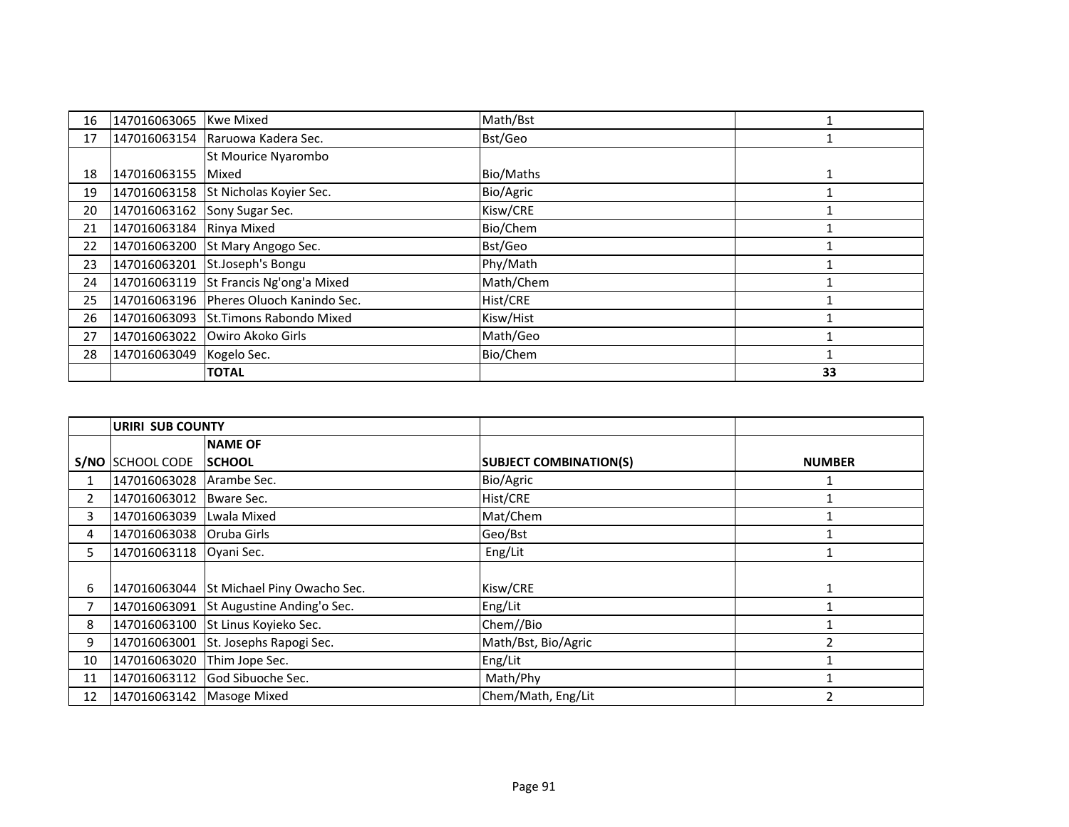| 16 | 147016063065 | Kwe Mixed | Math/Bst | 1 |
|---|---|---|---|---|
| 17 | 147016063154 | Raruowa Kadera Sec. | Bst/Geo | 1 |
| 18 | 147016063155 | St Mourice Nyarombo Mixed | Bio/Maths | 1 |
| 19 | 147016063158 | St Nicholas Koyier Sec. | Bio/Agric | 1 |
| 20 | 147016063162 | Sony Sugar Sec. | Kisw/CRE | 1 |
| 21 | 147016063184 | Rinya Mixed | Bio/Chem | 1 |
| 22 | 147016063200 | St Mary Angogo Sec. | Bst/Geo | 1 |
| 23 | 147016063201 | St.Joseph's Bongu | Phy/Math | 1 |
| 24 | 147016063119 | St Francis Ng'ong'a Mixed | Math/Chem | 1 |
| 25 | 147016063196 | Pheres Oluoch Kanindo Sec. | Hist/CRE | 1 |
| 26 | 147016063093 | St.Timons Rabondo Mixed | Kisw/Hist | 1 |
| 27 | 147016063022 | Owiro Akoko Girls | Math/Geo | 1 |
| 28 | 147016063049 | Kogelo Sec. | Bio/Chem | 1 |
| | | **TOTAL** | | **33** |

| | **URIRI SUB COUNTY** | | | |
|---|---|---|---|---|
| **S/NO** | SCHOOL CODE | **NAME OF SCHOOL** | **SUBJECT COMBINATION(S)** | **NUMBER** |
| 1 | 147016063028 | Arambe Sec. | Bio/Agric | 1 |
| 2 | 147016063012 | Bware Sec. | Hist/CRE | 1 |
| 3 | 147016063039 | Lwala Mixed | Mat/Chem | 1 |
| 4 | 147016063038 | Oruba Girls | Geo/Bst | 1 |
| 5 | 147016063118 | Oyani Sec. | Eng/Lit | 1 |
| 6 | 147016063044 | St Michael Piny Owacho Sec. | Kisw/CRE | 1 |
| 7 | 147016063091 | St Augustine Anding'o Sec. | Eng/Lit | 1 |
| 8 | 147016063100 | St Linus Koyieko Sec. | Chem//Bio | 1 |
| 9 | 147016063001 | St. Josephs Rapogi Sec. | Math/Bst, Bio/Agric | 2 |
| 10 | 147016063020 | Thim Jope Sec. | Eng/Lit | 1 |
| 11 | 147016063112 | God Sibuoche Sec. | Math/Phy | 1 |
| 12 | 147016063142 | Masoge Mixed | Chem/Math, Eng/Lit | 2 |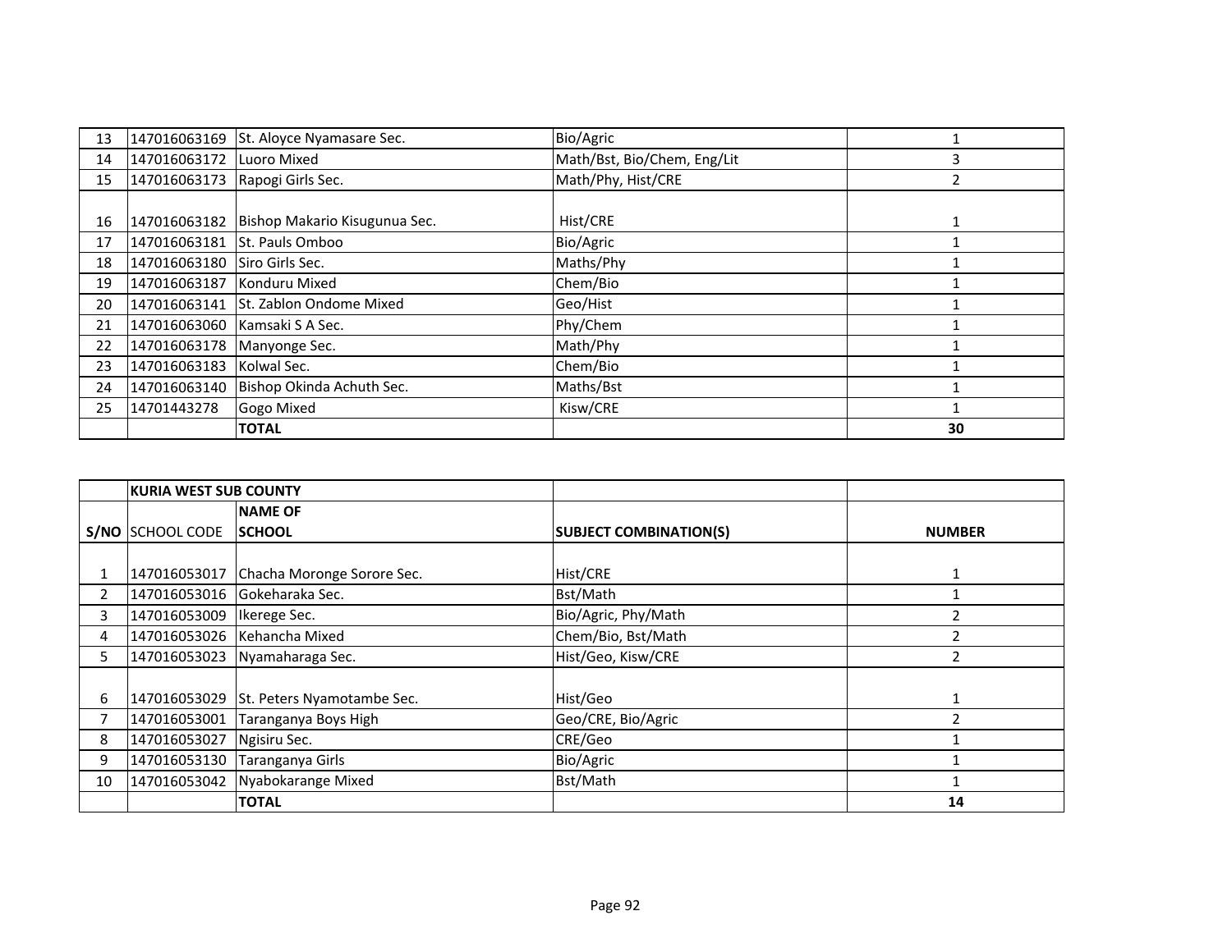| | | | | |
|---|---|---|---|---|
| 13 | 147016063169 | St. Aloyce Nyamasare Sec. | Bio/Agric | 1 |
| 14 | 147016063172 | Luoro Mixed | Math/Bst, Bio/Chem, Eng/Lit | 3 |
| 15 | 147016063173 | Rapogi Girls Sec. | Math/Phy, Hist/CRE | 2 |
| 16 | 147016063182 | Bishop Makario Kisugunua Sec. | Hist/CRE | 1 |
| 17 | 147016063181 | St. Pauls Omboo | Bio/Agric | 1 |
| 18 | 147016063180 | Siro Girls Sec. | Maths/Phy | 1 |
| 19 | 147016063187 | Konduru Mixed | Chem/Bio | 1 |
| 20 | 147016063141 | St. Zablon Ondome Mixed | Geo/Hist | 1 |
| 21 | 147016063060 | Kamsaki S A Sec. | Phy/Chem | 1 |
| 22 | 147016063178 | Manyonge Sec. | Math/Phy | 1 |
| 23 | 147016063183 | Kolwal Sec. | Chem/Bio | 1 |
| 24 | 147016063140 | Bishop Okinda Achuth Sec. | Maths/Bst | 1 |
| 25 | 14701443278 | Gogo Mixed | Kisw/CRE | 1 |
| | | **TOTAL** | | **30** |

| | **KURIA WEST SUB COUNTY** | | | |
|---|---|---|---|---|
| **S/NO** | SCHOOL CODE | **NAME OF SCHOOL** | **SUBJECT COMBINATION(S)** | **NUMBER** |
| 1 | 147016053017 | Chacha Moronge Sorore Sec. | Hist/CRE | 1 |
| 2 | 147016053016 | Gokeharaka Sec. | Bst/Math | 1 |
| 3 | 147016053009 | Ikerege Sec. | Bio/Agric, Phy/Math | 2 |
| 4 | 147016053026 | Kehancha Mixed | Chem/Bio, Bst/Math | 2 |
| 5 | 147016053023 | Nyamaharaga Sec. | Hist/Geo, Kisw/CRE | 2 |
| 6 | 147016053029 | St. Peters Nyamotambe Sec. | Hist/Geo | 1 |
| 7 | 147016053001 | Taranganya Boys High | Geo/CRE, Bio/Agric | 2 |
| 8 | 147016053027 | Ngisiru Sec. | CRE/Geo | 1 |
| 9 | 147016053130 | Taranganya Girls | Bio/Agric | 1 |
| 10 | 147016053042 | Nyabokarange Mixed | Bst/Math | 1 |
| | | **TOTAL** | | **14** |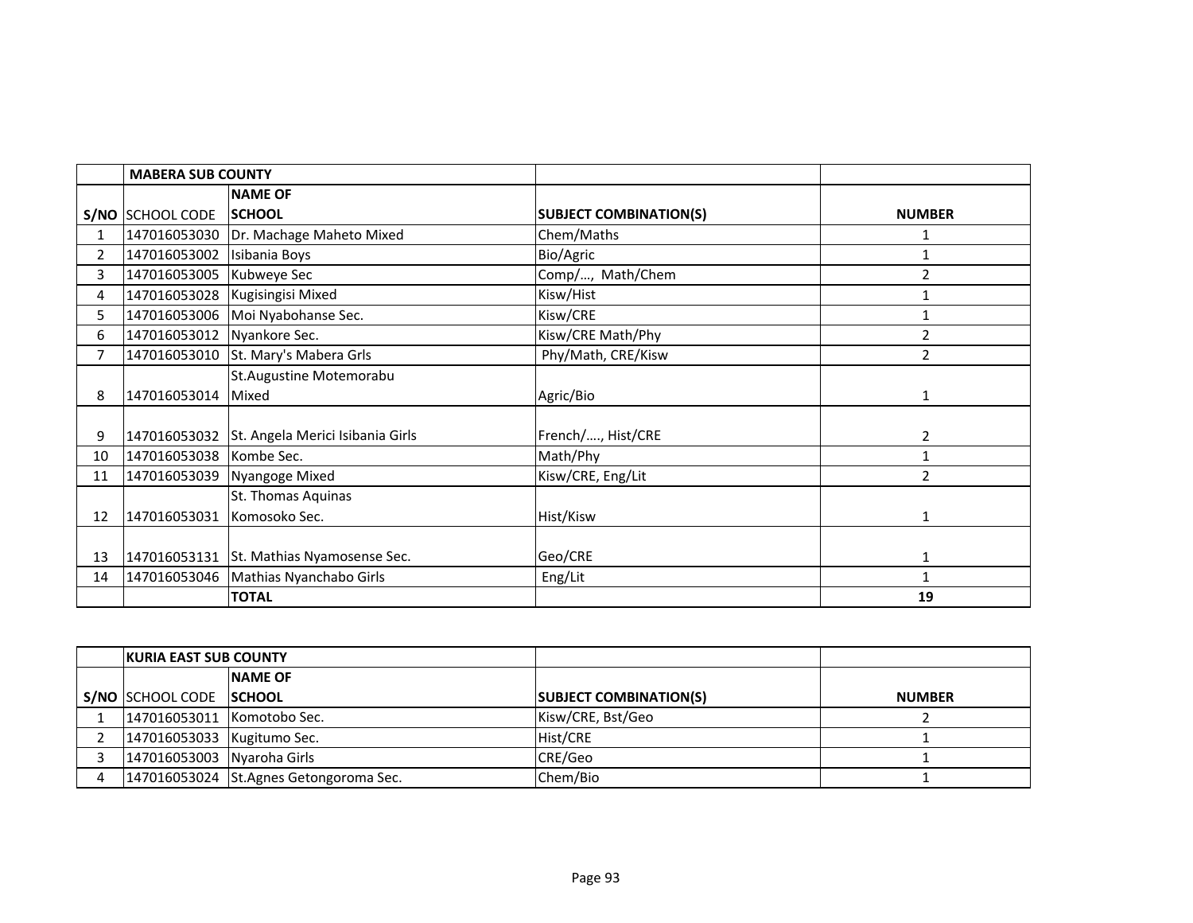| | MABERA SUB COUNTY | | | |
|---|---|---|---|---|
| S/NO | SCHOOL CODE | NAME OF SCHOOL | SUBJECT COMBINATION(S) | NUMBER |
| 1 | 147016053030 | Dr. Machage Maheto Mixed | Chem/Maths | 1 |
| 2 | 147016053002 | Isibania Boys | Bio/Agric | 1 |
| 3 | 147016053005 | Kubweye Sec | Comp/…, Math/Chem | 2 |
| 4 | 147016053028 | Kugisingisi Mixed | Kisw/Hist | 1 |
| 5 | 147016053006 | Moi Nyabohanse Sec. | Kisw/CRE | 1 |
| 6 | 147016053012 | Nyankore Sec. | Kisw/CRE Math/Phy | 2 |
| 7 | 147016053010 | St. Mary's Mabera Grls | Phy/Math, CRE/Kisw | 2 |
| 8 | 147016053014 | St.Augustine Motemorabu Mixed | Agric/Bio | 1 |
| 9 | 147016053032 | St. Angela Merici Isibania Girls | French/…., Hist/CRE | 2 |
| 10 | 147016053038 | Kombe Sec. | Math/Phy | 1 |
| 11 | 147016053039 | Nyangoge Mixed | Kisw/CRE, Eng/Lit | 2 |
| 12 | 147016053031 | St. Thomas Aquinas Komosoko Sec. | Hist/Kisw | 1 |
| 13 | 147016053131 | St. Mathias Nyamosense Sec. | Geo/CRE | 1 |
| 14 | 147016053046 | Mathias Nyanchabo Girls | Eng/Lit | 1 |
| | | **TOTAL** | | **19** |

| | KURIA EAST SUB COUNTY | | | |
|---|---|---|---|---|
| S/NO | SCHOOL CODE | NAME OF SCHOOL | SUBJECT COMBINATION(S) | NUMBER |
| 1 | 147016053011 | Komotobo Sec. | Kisw/CRE, Bst/Geo | 2 |
| 2 | 147016053033 | Kugitumo Sec. | Hist/CRE | 1 |
| 3 | 147016053003 | Nyaroha Girls | CRE/Geo | 1 |
| 4 | 147016053024 | St.Agnes Getongoroma Sec. | Chem/Bio | 1 |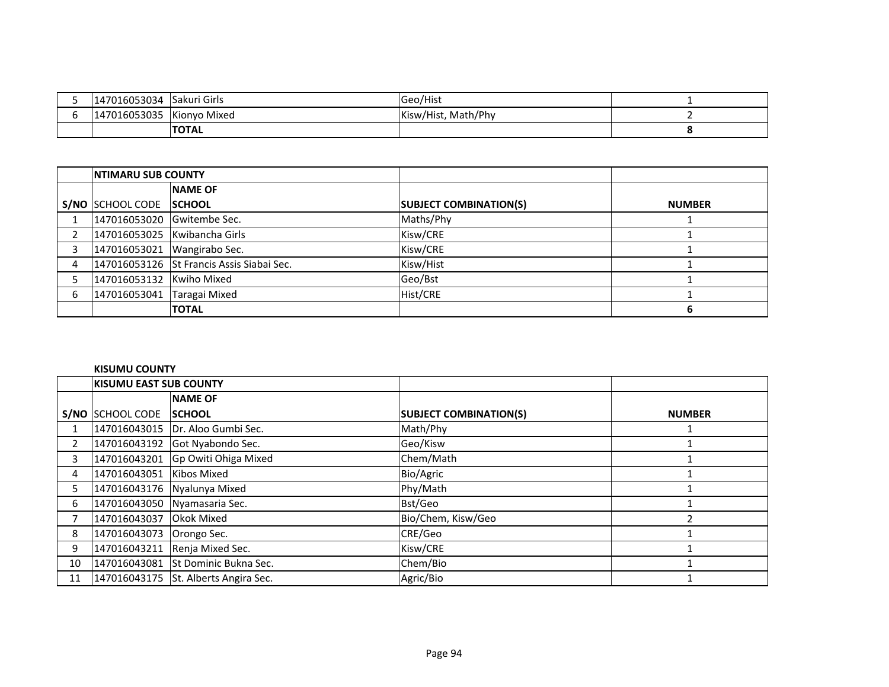| 5 | 147016053034 | Sakuri Girls | Geo/Hist | 1 |
|---|---|---|---|---|
| 6 | 147016053035 | Kionyo Mixed | Kisw/Hist, Math/Phy | 2 |
| | | **TOTAL** | | **8** |

| | **NTIMARU SUB COUNTY** | | | |
|---|---|---|---|---|
| **S/NO** | SCHOOL CODE | **NAME OF SCHOOL** | **SUBJECT COMBINATION(S)** | **NUMBER** |
| 1 | 147016053020 | Gwitembe Sec. | Maths/Phy | 1 |
| 2 | 147016053025 | Kwibancha Girls | Kisw/CRE | 1 |
| 3 | 147016053021 | Wangirabo Sec. | Kisw/CRE | 1 |
| 4 | 147016053126 | St Francis Assis Siabai Sec. | Kisw/Hist | 1 |
| 5 | 147016053132 | Kwiho Mixed | Geo/Bst | 1 |
| 6 | 147016053041 | Taragai Mixed | Hist/CRE | 1 |
| | | **TOTAL** | | **6** |

**KISUMU COUNTY**

| | **KISUMU EAST SUB COUNTY** | | | |
|---|---|---|---|---|
| **S/NO** | SCHOOL CODE | **NAME OF SCHOOL** | **SUBJECT COMBINATION(S)** | **NUMBER** |
| 1 | 147016043015 | Dr. Aloo Gumbi Sec. | Math/Phy | 1 |
| 2 | 147016043192 | Got Nyabondo Sec. | Geo/Kisw | 1 |
| 3 | 147016043201 | Gp Owiti Ohiga Mixed | Chem/Math | 1 |
| 4 | 147016043051 | Kibos Mixed | Bio/Agric | 1 |
| 5 | 147016043176 | Nyalunya Mixed | Phy/Math | 1 |
| 6 | 147016043050 | Nyamasaria Sec. | Bst/Geo | 1 |
| 7 | 147016043037 | Okok Mixed | Bio/Chem, Kisw/Geo | 2 |
| 8 | 147016043073 | Orongo Sec. | CRE/Geo | 1 |
| 9 | 147016043211 | Renja Mixed Sec. | Kisw/CRE | 1 |
| 10 | 147016043081 | St Dominic Bukna Sec. | Chem/Bio | 1 |
| 11 | 147016043175 | St. Alberts Angira Sec. | Agric/Bio | 1 |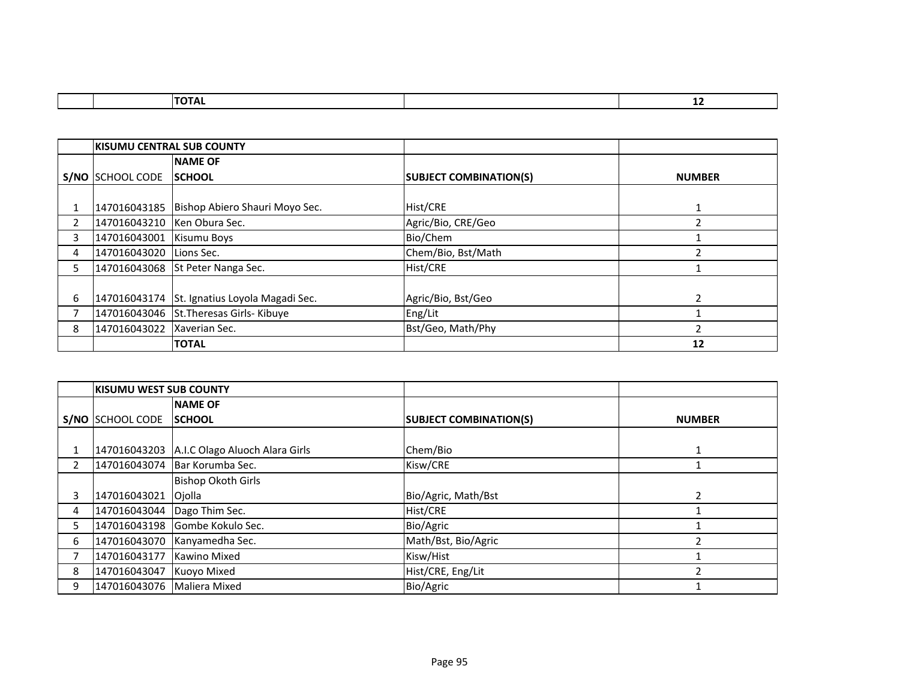| | | TOTAL | | 12 |
|---|---|---|---|---|

| | KISUMU CENTRAL SUB COUNTY | | | |
|---|---|---|---|---|
| S/NO | SCHOOL CODE | NAME OF SCHOOL | SUBJECT COMBINATION(S) | NUMBER |
| 1 | 147016043185 | Bishop Abiero Shauri Moyo Sec. | Hist/CRE | 1 |
| 2 | 147016043210 | Ken Obura Sec. | Agric/Bio, CRE/Geo | 2 |
| 3 | 147016043001 | Kisumu Boys | Bio/Chem | 1 |
| 4 | 147016043020 | Lions Sec. | Chem/Bio, Bst/Math | 2 |
| 5 | 147016043068 | St Peter Nanga Sec. | Hist/CRE | 1 |
| 6 | 147016043174 | St. Ignatius Loyola Magadi Sec. | Agric/Bio, Bst/Geo | 2 |
| 7 | 147016043046 | St.Theresas Girls- Kibuye | Eng/Lit | 1 |
| 8 | 147016043022 | Xaverian Sec. | Bst/Geo, Math/Phy | 2 |
| | | TOTAL | | 12 |

| | KISUMU WEST SUB COUNTY | | | |
|---|---|---|---|---|
| S/NO | SCHOOL CODE | NAME OF SCHOOL | SUBJECT COMBINATION(S) | NUMBER |
| 1 | 147016043203 | A.I.C Olago Aluoch Alara Girls | Chem/Bio | 1 |
| 2 | 147016043074 | Bar Korumba Sec. | Kisw/CRE | 1 |
| 3 | 147016043021 | Bishop Okoth Girls Ojolla | Bio/Agric, Math/Bst | 2 |
| 4 | 147016043044 | Dago Thim Sec. | Hist/CRE | 1 |
| 5 | 147016043198 | Gombe Kokulo Sec. | Bio/Agric | 1 |
| 6 | 147016043070 | Kanyamedha Sec. | Math/Bst, Bio/Agric | 2 |
| 7 | 147016043177 | Kawino Mixed | Kisw/Hist | 1 |
| 8 | 147016043047 | Kuoyo Mixed | Hist/CRE, Eng/Lit | 2 |
| 9 | 147016043076 | Maliera Mixed | Bio/Agric | 1 |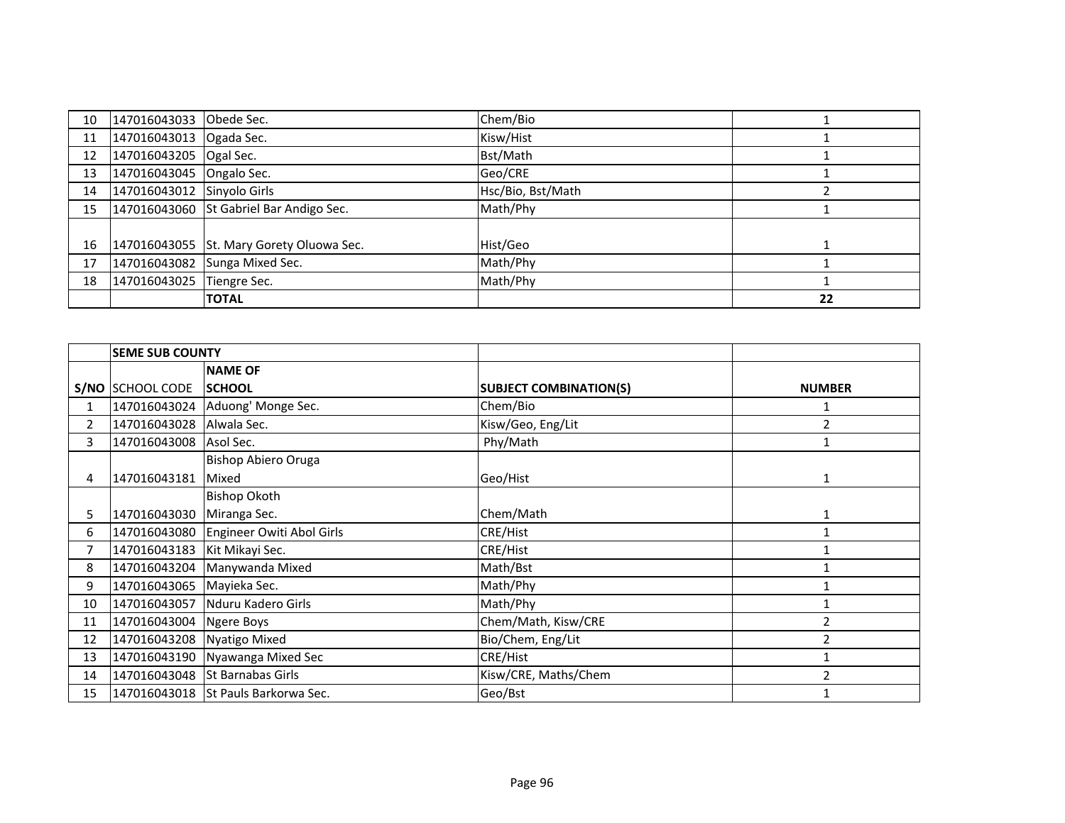| 10 | 147016043033 | Obede Sec. | Chem/Bio | 1 |
|---|---|---|---|---|
| 11 | 147016043013 | Ogada Sec. | Kisw/Hist | 1 |
| 12 | 147016043205 | Ogal Sec. | Bst/Math | 1 |
| 13 | 147016043045 | Ongalo Sec. | Geo/CRE | 1 |
| 14 | 147016043012 | Sinyolo Girls | Hsc/Bio, Bst/Math | 2 |
| 15 | 147016043060 | St Gabriel Bar Andigo Sec. | Math/Phy | 1 |
| 16 | 147016043055 | St. Mary Gorety Oluowa Sec. | Hist/Geo | 1 |
| 17 | 147016043082 | Sunga Mixed Sec. | Math/Phy | 1 |
| 18 | 147016043025 | Tiengre Sec. | Math/Phy | 1 |
| | | **TOTAL** | | **22** |

| | **SEME SUB COUNTY** | | | |
|---|---|---|---|---|
| **S/NO** | SCHOOL CODE | **NAME OF SCHOOL** | **SUBJECT COMBINATION(S)** | **NUMBER** |
| 1 | 147016043024 | Aduong' Monge Sec. | Chem/Bio | 1 |
| 2 | 147016043028 | Alwala Sec. | Kisw/Geo, Eng/Lit | 2 |
| 3 | 147016043008 | Asol Sec. | Phy/Math | 1 |
| 4 | 147016043181 | Bishop Abiero Oruga Mixed | Geo/Hist | 1 |
| 5 | 147016043030 | Bishop Okoth Miranga Sec. | Chem/Math | 1 |
| 6 | 147016043080 | Engineer Owiti Abol Girls | CRE/Hist | 1 |
| 7 | 147016043183 | Kit Mikayi Sec. | CRE/Hist | 1 |
| 8 | 147016043204 | Manywanda Mixed | Math/Bst | 1 |
| 9 | 147016043065 | Mayieka Sec. | Math/Phy | 1 |
| 10 | 147016043057 | Nduru Kadero Girls | Math/Phy | 1 |
| 11 | 147016043004 | Ngere Boys | Chem/Math, Kisw/CRE | 2 |
| 12 | 147016043208 | Nyatigo Mixed | Bio/Chem, Eng/Lit | 2 |
| 13 | 147016043190 | Nyawanga Mixed Sec | CRE/Hist | 1 |
| 14 | 147016043048 | St Barnabas Girls | Kisw/CRE, Maths/Chem | 2 |
| 15 | 147016043018 | St Pauls Barkorwa Sec. | Geo/Bst | 1 |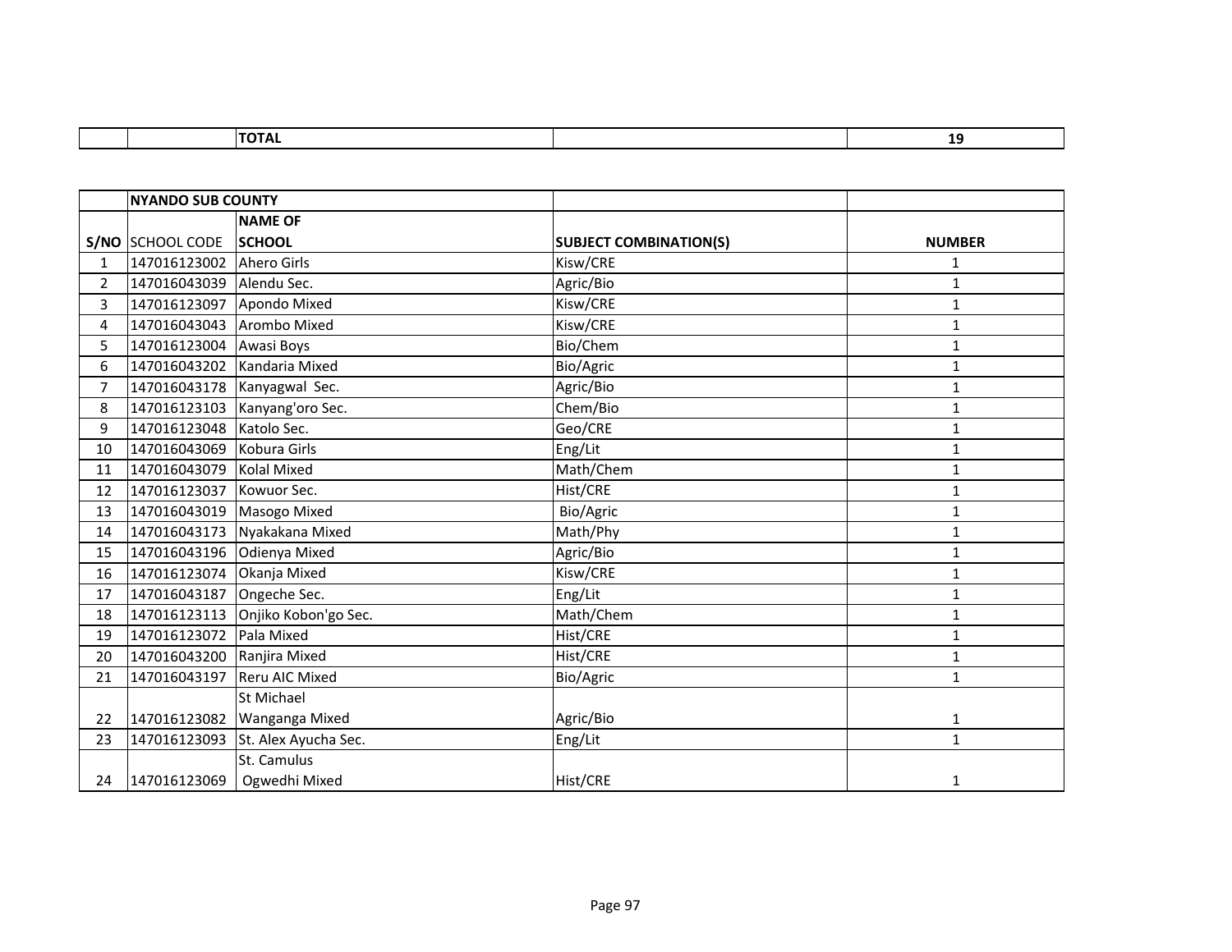| | | TOTAL | | 19 |
|---|---|---|---|---|

| | NYANDO SUB COUNTY | | | |
|---|---|---|---|---|
| S/NO | SCHOOL CODE | NAME OF SCHOOL | SUBJECT COMBINATION(S) | NUMBER |
| 1 | 147016123002 | Ahero Girls | Kisw/CRE | 1 |
| 2 | 147016043039 | Alendu Sec. | Agric/Bio | 1 |
| 3 | 147016123097 | Apondo Mixed | Kisw/CRE | 1 |
| 4 | 147016043043 | Arombo Mixed | Kisw/CRE | 1 |
| 5 | 147016123004 | Awasi Boys | Bio/Chem | 1 |
| 6 | 147016043202 | Kandaria Mixed | Bio/Agric | 1 |
| 7 | 147016043178 | Kanyagwal Sec. | Agric/Bio | 1 |
| 8 | 147016123103 | Kanyang'oro Sec. | Chem/Bio | 1 |
| 9 | 147016123048 | Katolo Sec. | Geo/CRE | 1 |
| 10 | 147016043069 | Kobura Girls | Eng/Lit | 1 |
| 11 | 147016043079 | Kolal Mixed | Math/Chem | 1 |
| 12 | 147016123037 | Kowuor Sec. | Hist/CRE | 1 |
| 13 | 147016043019 | Masogo Mixed | Bio/Agric | 1 |
| 14 | 147016043173 | Nyakakana Mixed | Math/Phy | 1 |
| 15 | 147016043196 | Odienya Mixed | Agric/Bio | 1 |
| 16 | 147016123074 | Okanja Mixed | Kisw/CRE | 1 |
| 17 | 147016043187 | Ongeche Sec. | Eng/Lit | 1 |
| 18 | 147016123113 | Onjiko Kobon'go Sec. | Math/Chem | 1 |
| 19 | 147016123072 | Pala Mixed | Hist/CRE | 1 |
| 20 | 147016043200 | Ranjira Mixed | Hist/CRE | 1 |
| 21 | 147016043197 | Reru AIC Mixed | Bio/Agric | 1 |
| 22 | 147016123082 | St Michael Wanganga Mixed | Agric/Bio | 1 |
| 23 | 147016123093 | St. Alex Ayucha Sec. | Eng/Lit | 1 |
| 24 | 147016123069 | St. Camulus Ogwedhi Mixed | Hist/CRE | 1 |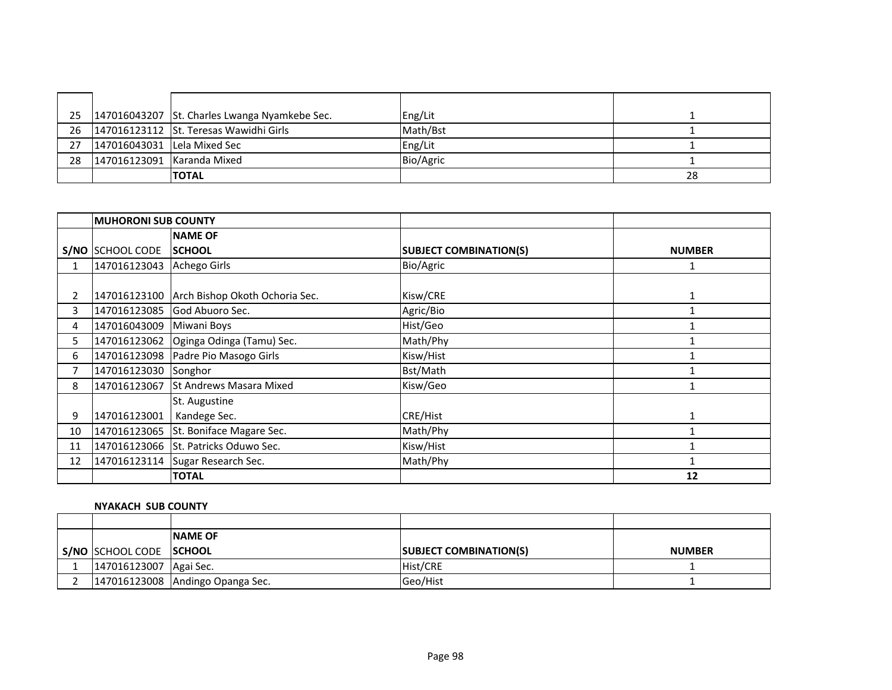| | | | | |
|---|---|---|---|---|
| 25 | 147016043207 | St. Charles Lwanga Nyamkebe Sec. | Eng/Lit | 1 |
| 26 | 147016123112 | St. Teresas Wawidhi Girls | Math/Bst | 1 |
| 27 | 147016043031 | Lela Mixed Sec | Eng/Lit | 1 |
| 28 | 147016123091 | Karanda Mixed | Bio/Agric | 1 |
| | | **TOTAL** | | 28 |

| | **MUHORONI SUB COUNTY** | | | |
|---|---|---|---|---|
| **S/NO** | SCHOOL CODE | **NAME OF SCHOOL** | **SUBJECT COMBINATION(S)** | **NUMBER** |
| 1 | 147016123043 | Achego Girls | Bio/Agric | 1 |
| 2 | 147016123100 | Arch Bishop Okoth Ochoria Sec. | Kisw/CRE | 1 |
| 3 | 147016123085 | God Abuoro Sec. | Agric/Bio | 1 |
| 4 | 147016043009 | Miwani Boys | Hist/Geo | 1 |
| 5 | 147016123062 | Oginga Odinga (Tamu) Sec. | Math/Phy | 1 |
| 6 | 147016123098 | Padre Pio Masogo Girls | Kisw/Hist | 1 |
| 7 | 147016123030 | Songhor | Bst/Math | 1 |
| 8 | 147016123067 | St Andrews Masara Mixed | Kisw/Geo | 1 |
| 9 | 147016123001 | St. Augustine Kandege Sec. | CRE/Hist | 1 |
| 10 | 147016123065 | St. Boniface Magare Sec. | Math/Phy | 1 |
| 11 | 147016123066 | St. Patricks Oduwo Sec. | Kisw/Hist | 1 |
| 12 | 147016123114 | Sugar Research Sec. | Math/Phy | 1 |
| | | **TOTAL** | | **12** |

**NYAKACH SUB COUNTY**

| **S/NO** | SCHOOL CODE | **NAME OF SCHOOL** | **SUBJECT COMBINATION(S)** | **NUMBER** |
|---|---|---|---|---|
| 1 | 147016123007 | Agai Sec. | Hist/CRE | 1 |
| 2 | 147016123008 | Andingo Opanga Sec. | Geo/Hist | 1 |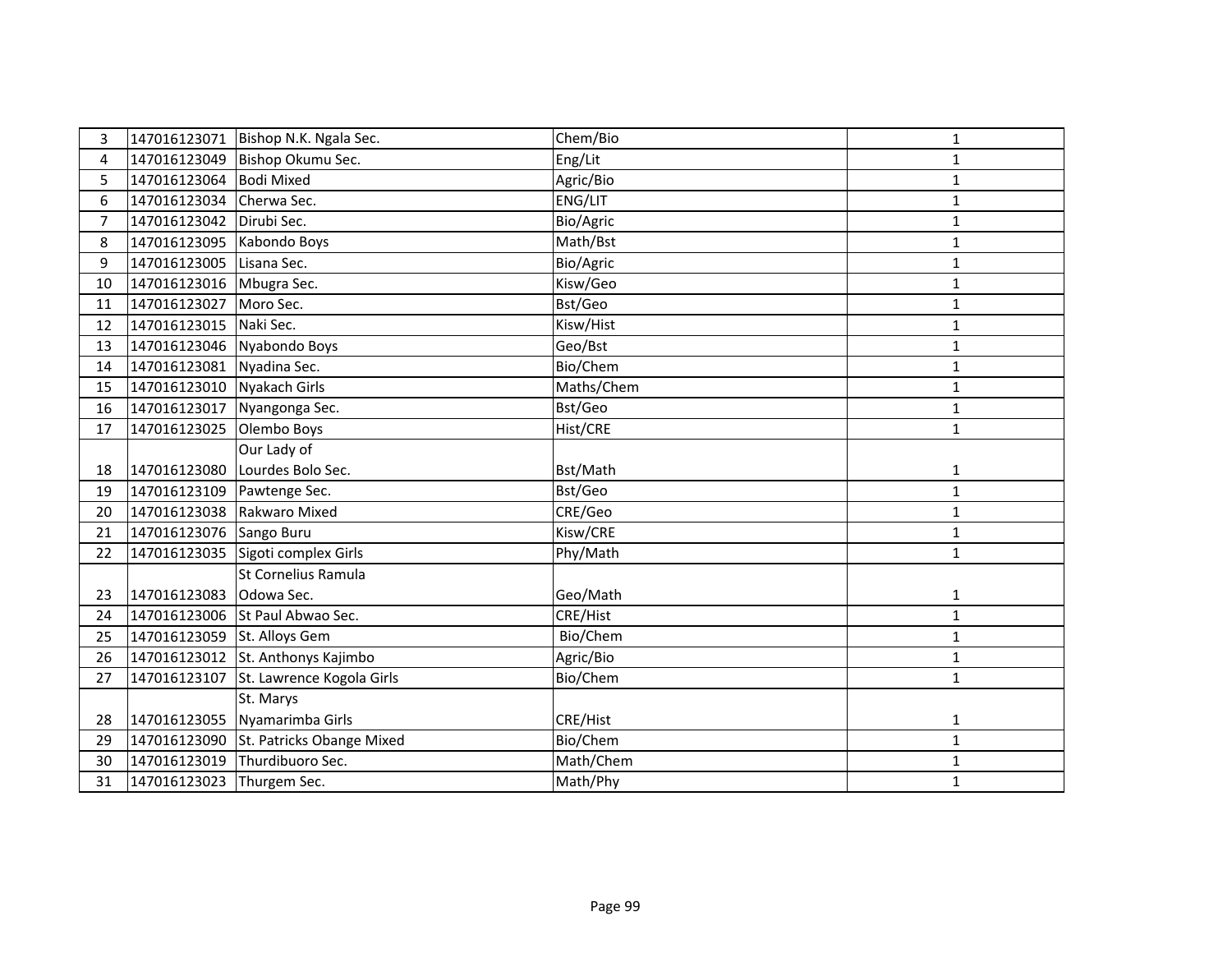| 3 | 147016123071 | Bishop N.K. Ngala Sec. | Chem/Bio | 1 |
|---|---|---|---|---|
| 4 | 147016123049 | Bishop Okumu Sec. | Eng/Lit | 1 |
| 5 | 147016123064 | Bodi Mixed | Agric/Bio | 1 |
| 6 | 147016123034 | Cherwa Sec. | ENG/LIT | 1 |
| 7 | 147016123042 | Dirubi Sec. | Bio/Agric | 1 |
| 8 | 147016123095 | Kabondo Boys | Math/Bst | 1 |
| 9 | 147016123005 | Lisana Sec. | Bio/Agric | 1 |
| 10 | 147016123016 | Mbugra Sec. | Kisw/Geo | 1 |
| 11 | 147016123027 | Moro Sec. | Bst/Geo | 1 |
| 12 | 147016123015 | Naki Sec. | Kisw/Hist | 1 |
| 13 | 147016123046 | Nyabondo Boys | Geo/Bst | 1 |
| 14 | 147016123081 | Nyadina Sec. | Bio/Chem | 1 |
| 15 | 147016123010 | Nyakach Girls | Maths/Chem | 1 |
| 16 | 147016123017 | Nyangonga Sec. | Bst/Geo | 1 |
| 17 | 147016123025 | Olembo Boys | Hist/CRE | 1 |
| 18 | 147016123080 | Our Lady of Lourdes Bolo Sec. | Bst/Math | 1 |
| 19 | 147016123109 | Pawtenge Sec. | Bst/Geo | 1 |
| 20 | 147016123038 | Rakwaro Mixed | CRE/Geo | 1 |
| 21 | 147016123076 | Sango Buru | Kisw/CRE | 1 |
| 22 | 147016123035 | Sigoti complex Girls | Phy/Math | 1 |
| 23 | 147016123083 | St Cornelius Ramula Odowa Sec. | Geo/Math | 1 |
| 24 | 147016123006 | St Paul Abwao Sec. | CRE/Hist | 1 |
| 25 | 147016123059 | St. Alloys Gem | Bio/Chem | 1 |
| 26 | 147016123012 | St. Anthonys Kajimbo | Agric/Bio | 1 |
| 27 | 147016123107 | St. Lawrence Kogola Girls | Bio/Chem | 1 |
| 28 | 147016123055 | St. Marys Nyamarimba Girls | CRE/Hist | 1 |
| 29 | 147016123090 | St. Patricks Obange Mixed | Bio/Chem | 1 |
| 30 | 147016123019 | Thurdibuoro Sec. | Math/Chem | 1 |
| 31 | 147016123023 | Thurgem Sec. | Math/Phy | 1 |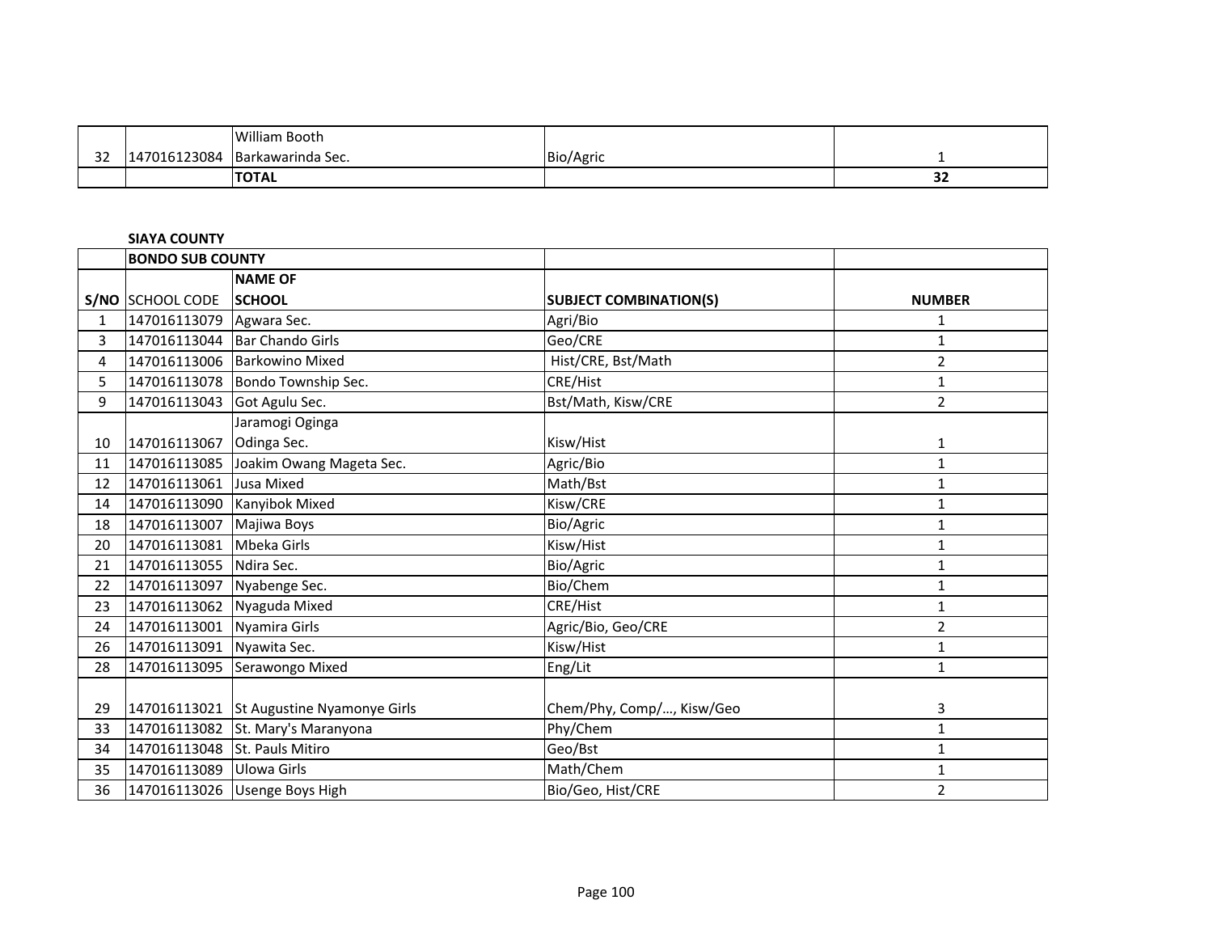|  |  |  |  |  |
|---|---|---|---|---|
| 32 | 147016123084 | William Booth Barkawarinda Sec. | Bio/Agric | 1 |
|  |  | **TOTAL** |  | **32** |

**SIAYA COUNTY**

| | **BONDO SUB COUNTY** | | | |
|---|---|---|---|---|
| **S/NO** | SCHOOL CODE | **NAME OF SCHOOL** | **SUBJECT COMBINATION(S)** | **NUMBER** |
| 1 | 147016113079 | Agwara Sec. | Agri/Bio | 1 |
| 3 | 147016113044 | Bar Chando Girls | Geo/CRE | 1 |
| 4 | 147016113006 | Barkowino Mixed | Hist/CRE, Bst/Math | 2 |
| 5 | 147016113078 | Bondo Township Sec. | CRE/Hist | 1 |
| 9 | 147016113043 | Got Agulu Sec. | Bst/Math, Kisw/CRE | 2 |
| 10 | 147016113067 | Jaramogi Oginga Odinga Sec. | Kisw/Hist | 1 |
| 11 | 147016113085 | Joakim Owang Mageta Sec. | Agric/Bio | 1 |
| 12 | 147016113061 | Jusa Mixed | Math/Bst | 1 |
| 14 | 147016113090 | Kanyibok Mixed | Kisw/CRE | 1 |
| 18 | 147016113007 | Majiwa Boys | Bio/Agric | 1 |
| 20 | 147016113081 | Mbeka Girls | Kisw/Hist | 1 |
| 21 | 147016113055 | Ndira Sec. | Bio/Agric | 1 |
| 22 | 147016113097 | Nyabenge Sec. | Bio/Chem | 1 |
| 23 | 147016113062 | Nyaguda Mixed | CRE/Hist | 1 |
| 24 | 147016113001 | Nyamira Girls | Agric/Bio, Geo/CRE | 2 |
| 26 | 147016113091 | Nyawita Sec. | Kisw/Hist | 1 |
| 28 | 147016113095 | Serawongo Mixed | Eng/Lit | 1 |
| 29 | 147016113021 | St Augustine Nyamonye Girls | Chem/Phy, Comp/…, Kisw/Geo | 3 |
| 33 | 147016113082 | St. Mary's Maranyona | Phy/Chem | 1 |
| 34 | 147016113048 | St. Pauls Mitiro | Geo/Bst | 1 |
| 35 | 147016113089 | Ulowa Girls | Math/Chem | 1 |
| 36 | 147016113026 | Usenge Boys High | Bio/Geo, Hist/CRE | 2 |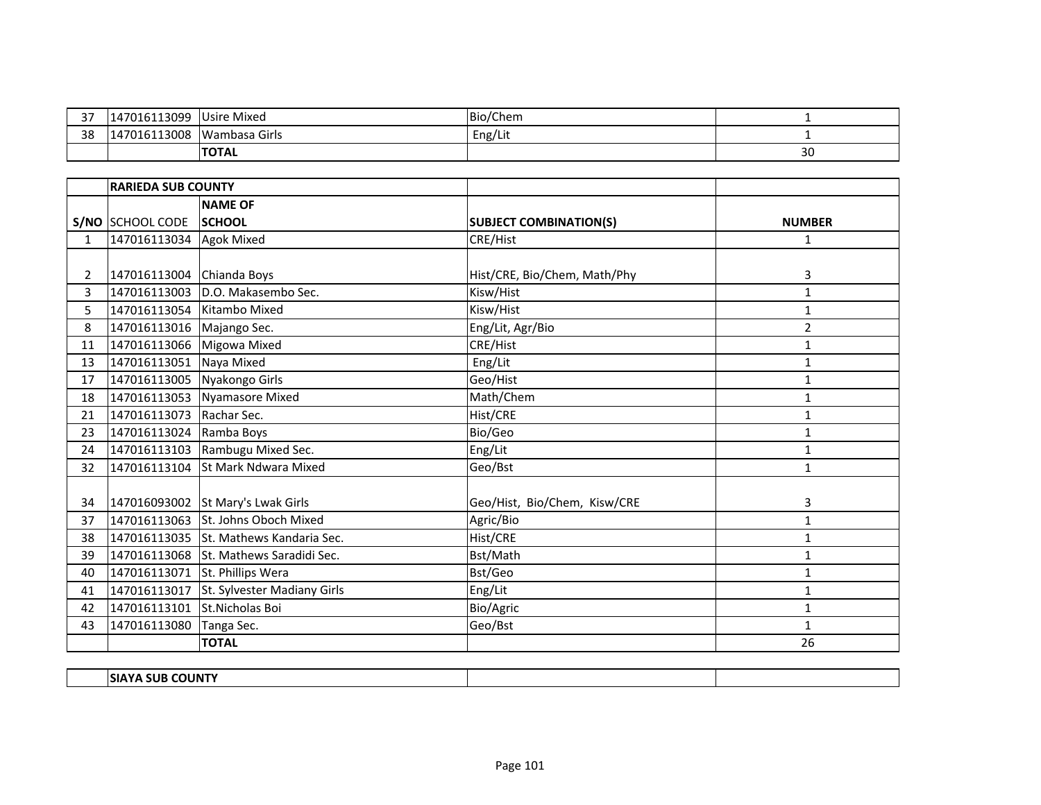| 37 | 147016113099 | Usire Mixed | Bio/Chem | 1 |
|---|---|---|---|---|
| 38 | 147016113008 | Wambasa Girls | Eng/Lit | 1 |
| | | **TOTAL** | | 30 |

| | **RARIEDA SUB COUNTY** | | | |
|---|---|---|---|---|
| **S/NO** | SCHOOL CODE | **NAME OF SCHOOL** | **SUBJECT COMBINATION(S)** | **NUMBER** |
| 1 | 147016113034 | Agok Mixed | CRE/Hist | 1 |
| 2 | 147016113004 | Chianda Boys | Hist/CRE, Bio/Chem, Math/Phy | 3 |
| 3 | 147016113003 | D.O. Makasembo Sec. | Kisw/Hist | 1 |
| 5 | 147016113054 | Kitambo Mixed | Kisw/Hist | 1 |
| 8 | 147016113016 | Majango Sec. | Eng/Lit, Agr/Bio | 2 |
| 11 | 147016113066 | Migowa Mixed | CRE/Hist | 1 |
| 13 | 147016113051 | Naya Mixed | Eng/Lit | 1 |
| 17 | 147016113005 | Nyakongo Girls | Geo/Hist | 1 |
| 18 | 147016113053 | Nyamasore Mixed | Math/Chem | 1 |
| 21 | 147016113073 | Rachar Sec. | Hist/CRE | 1 |
| 23 | 147016113024 | Ramba Boys | Bio/Geo | 1 |
| 24 | 147016113103 | Rambugu Mixed Sec. | Eng/Lit | 1 |
| 32 | 147016113104 | St Mark Ndwara Mixed | Geo/Bst | 1 |
| 34 | 147016093002 | St Mary's Lwak Girls | Geo/Hist, Bio/Chem, Kisw/CRE | 3 |
| 37 | 147016113063 | St. Johns Oboch Mixed | Agric/Bio | 1 |
| 38 | 147016113035 | St. Mathews Kandaria Sec. | Hist/CRE | 1 |
| 39 | 147016113068 | St. Mathews Saradidi Sec. | Bst/Math | 1 |
| 40 | 147016113071 | St. Phillips Wera | Bst/Geo | 1 |
| 41 | 147016113017 | St. Sylvester Madiany Girls | Eng/Lit | 1 |
| 42 | 147016113101 | St.Nicholas Boi | Bio/Agric | 1 |
| 43 | 147016113080 | Tanga Sec. | Geo/Bst | 1 |
| | | **TOTAL** | | 26 |

| | **SIAYA SUB COUNTY** | | | |
|---|---|---|---|---|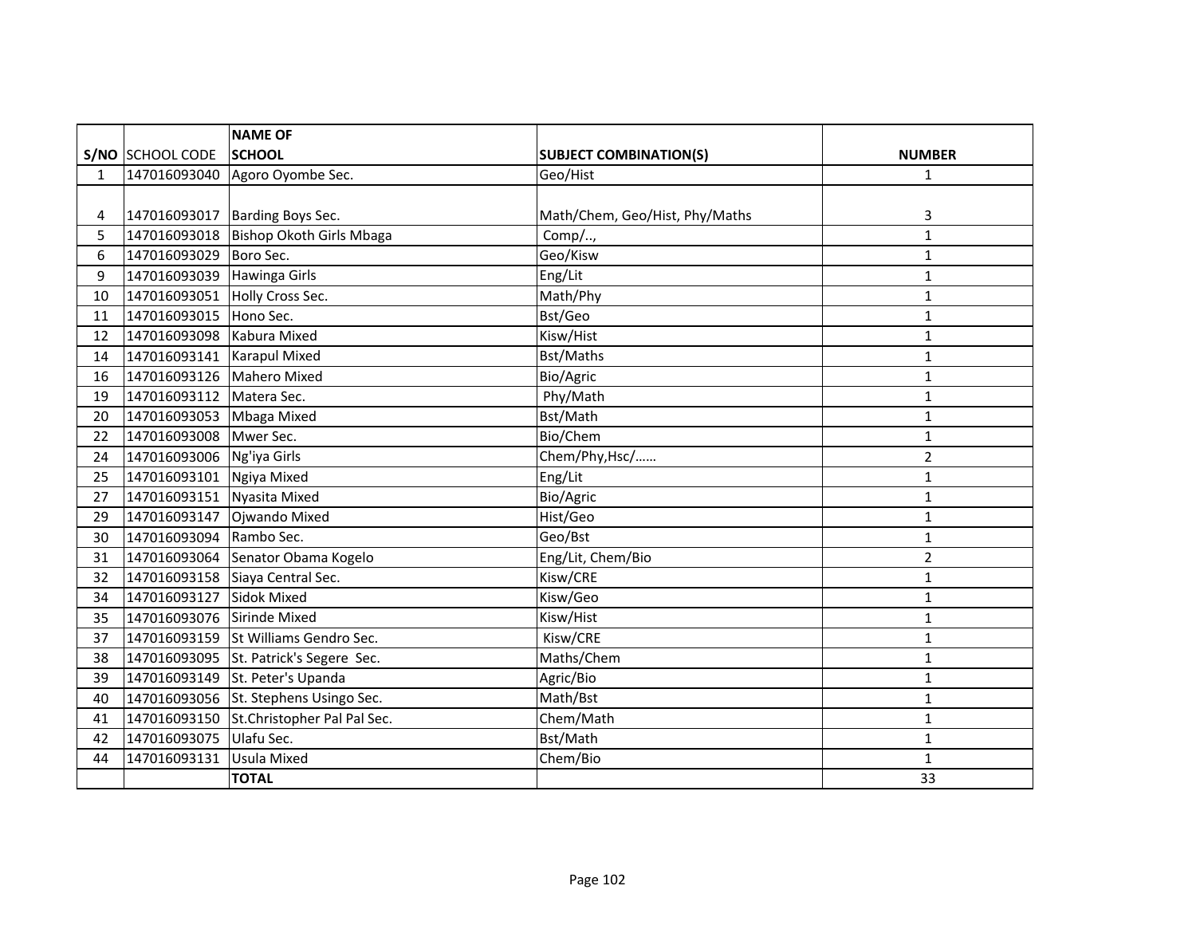| S/NO | SCHOOL CODE | NAME OF SCHOOL | SUBJECT COMBINATION(S) | NUMBER |
|---|---|---|---|---|
| 1 | 147016093040 | Agoro Oyombe Sec. | Geo/Hist | 1 |
| | | | | |
| 4 | 147016093017 | Barding Boys Sec. | Math/Chem, Geo/Hist, Phy/Maths | 3 |
| 5 | 147016093018 | Bishop Okoth Girls Mbaga | Comp/.., | 1 |
| 6 | 147016093029 | Boro Sec. | Geo/Kisw | 1 |
| 9 | 147016093039 | Hawinga Girls | Eng/Lit | 1 |
| 10 | 147016093051 | Holly Cross Sec. | Math/Phy | 1 |
| 11 | 147016093015 | Hono Sec. | Bst/Geo | 1 |
| 12 | 147016093098 | Kabura Mixed | Kisw/Hist | 1 |
| 14 | 147016093141 | Karapul Mixed | Bst/Maths | 1 |
| 16 | 147016093126 | Mahero Mixed | Bio/Agric | 1 |
| 19 | 147016093112 | Matera Sec. | Phy/Math | 1 |
| 20 | 147016093053 | Mbaga Mixed | Bst/Math | 1 |
| 22 | 147016093008 | Mwer Sec. | Bio/Chem | 1 |
| 24 | 147016093006 | Ng'iya Girls | Chem/Phy,Hsc/…… | 2 |
| 25 | 147016093101 | Ngiya Mixed | Eng/Lit | 1 |
| 27 | 147016093151 | Nyasita Mixed | Bio/Agric | 1 |
| 29 | 147016093147 | Ojwando Mixed | Hist/Geo | 1 |
| 30 | 147016093094 | Rambo Sec. | Geo/Bst | 1 |
| 31 | 147016093064 | Senator Obama Kogelo | Eng/Lit, Chem/Bio | 2 |
| 32 | 147016093158 | Siaya Central Sec. | Kisw/CRE | 1 |
| 34 | 147016093127 | Sidok Mixed | Kisw/Geo | 1 |
| 35 | 147016093076 | Sirinde Mixed | Kisw/Hist | 1 |
| 37 | 147016093159 | St Williams Gendro Sec. | Kisw/CRE | 1 |
| 38 | 147016093095 | St. Patrick's Segere Sec. | Maths/Chem | 1 |
| 39 | 147016093149 | St. Peter's Upanda | Agric/Bio | 1 |
| 40 | 147016093056 | St. Stephens Usingo Sec. | Math/Bst | 1 |
| 41 | 147016093150 | St.Christopher Pal Pal Sec. | Chem/Math | 1 |
| 42 | 147016093075 | Ulafu Sec. | Bst/Math | 1 |
| 44 | 147016093131 | Usula Mixed | Chem/Bio | 1 |
| | | **TOTAL** | | 33 |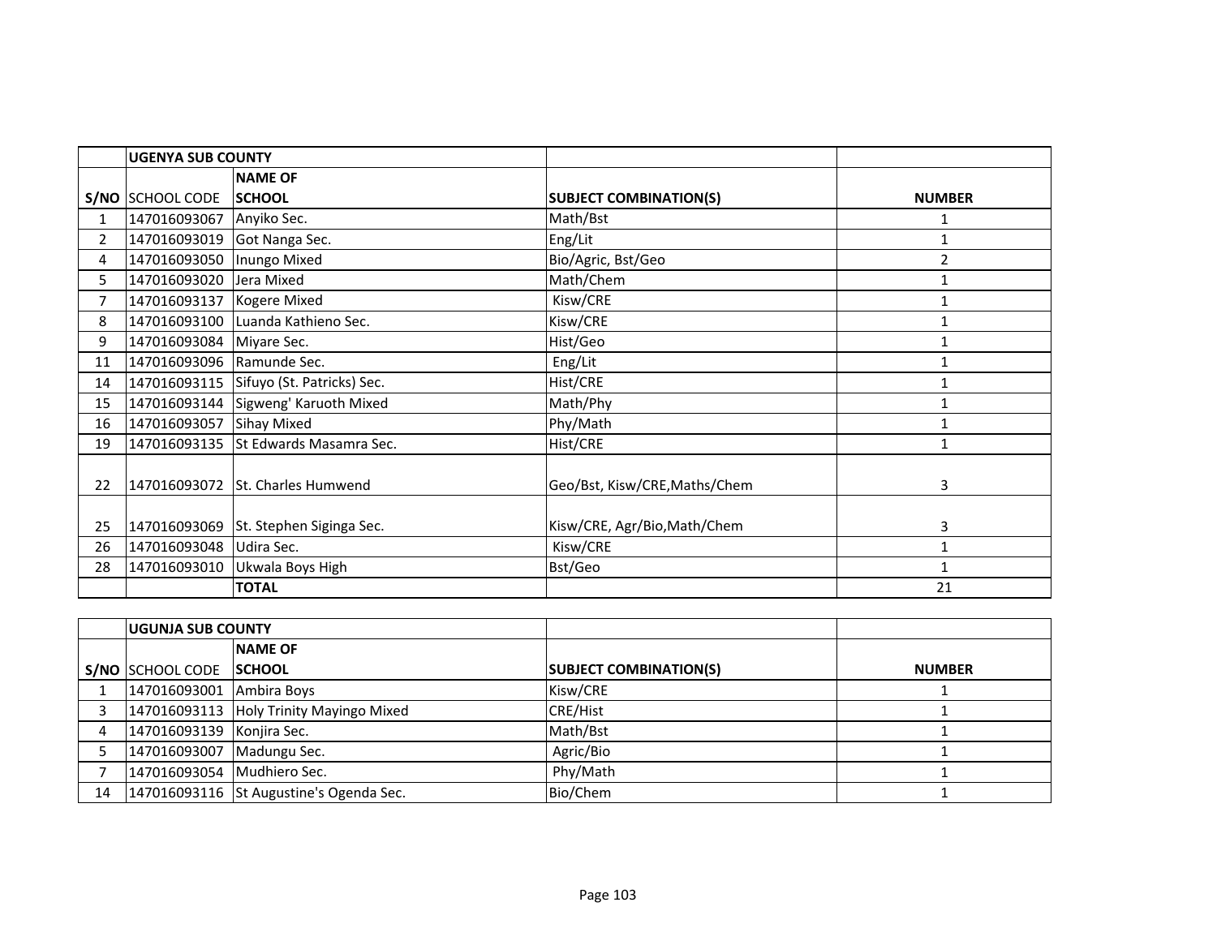| | UGENYA SUB COUNTY | | | |
|---|---|---|---|---|
| S/NO | SCHOOL CODE | NAME OF SCHOOL | SUBJECT COMBINATION(S) | NUMBER |
| 1 | 147016093067 | Anyiko Sec. | Math/Bst | 1 |
| 2 | 147016093019 | Got Nanga Sec. | Eng/Lit | 1 |
| 4 | 147016093050 | Inungo Mixed | Bio/Agric, Bst/Geo | 2 |
| 5 | 147016093020 | Jera Mixed | Math/Chem | 1 |
| 7 | 147016093137 | Kogere Mixed | Kisw/CRE | 1 |
| 8 | 147016093100 | Luanda Kathieno Sec. | Kisw/CRE | 1 |
| 9 | 147016093084 | Miyare Sec. | Hist/Geo | 1 |
| 11 | 147016093096 | Ramunde Sec. | Eng/Lit | 1 |
| 14 | 147016093115 | Sifuyo (St. Patricks) Sec. | Hist/CRE | 1 |
| 15 | 147016093144 | Sigweng' Karuoth Mixed | Math/Phy | 1 |
| 16 | 147016093057 | Sihay Mixed | Phy/Math | 1 |
| 19 | 147016093135 | St Edwards Masamra Sec. | Hist/CRE | 1 |
| 22 | 147016093072 | St. Charles Humwend | Geo/Bst, Kisw/CRE,Maths/Chem | 3 |
| 25 | 147016093069 | St. Stephen Siginga Sec. | Kisw/CRE, Agr/Bio,Math/Chem | 3 |
| 26 | 147016093048 | Udira Sec. | Kisw/CRE | 1 |
| 28 | 147016093010 | Ukwala Boys High | Bst/Geo | 1 |
| | | TOTAL | | 21 |

| | UGUNJA SUB COUNTY | | | |
|---|---|---|---|---|
| S/NO | SCHOOL CODE | NAME OF SCHOOL | SUBJECT COMBINATION(S) | NUMBER |
| 1 | 147016093001 | Ambira Boys | Kisw/CRE | 1 |
| 3 | 147016093113 | Holy Trinity Mayingo Mixed | CRE/Hist | 1 |
| 4 | 147016093139 | Konjira Sec. | Math/Bst | 1 |
| 5 | 147016093007 | Madungu Sec. | Agric/Bio | 1 |
| 7 | 147016093054 | Mudhiero Sec. | Phy/Math | 1 |
| 14 | 147016093116 | St Augustine's Ogenda Sec. | Bio/Chem | 1 |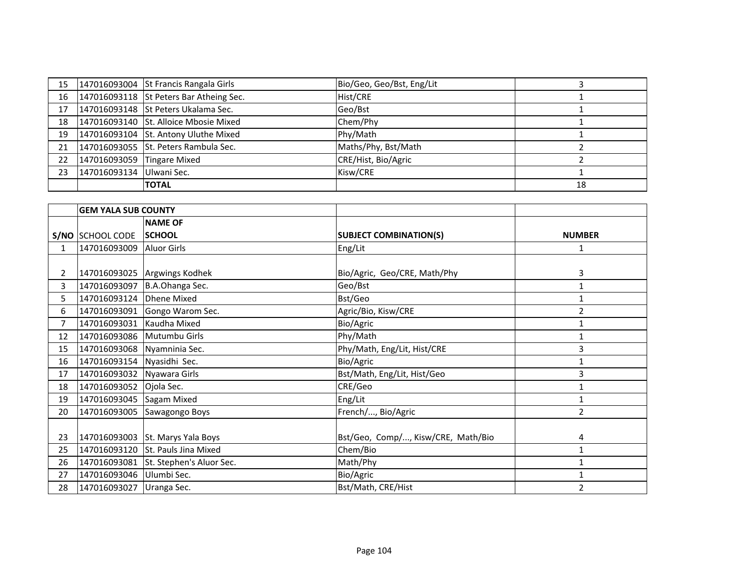| | | | | |
|---|---|---|---|---|
| 15 | 147016093004 | St Francis Rangala Girls | Bio/Geo, Geo/Bst, Eng/Lit | 3 |
| 16 | 147016093118 | St Peters Bar Atheing Sec. | Hist/CRE | 1 |
| 17 | 147016093148 | St Peters Ukalama Sec. | Geo/Bst | 1 |
| 18 | 147016093140 | St. Alloice Mbosie Mixed | Chem/Phy | 1 |
| 19 | 147016093104 | St. Antony Uluthe Mixed | Phy/Math | 1 |
| 21 | 147016093055 | St. Peters Rambula Sec. | Maths/Phy, Bst/Math | 2 |
| 22 | 147016093059 | Tingare Mixed | CRE/Hist, Bio/Agric | 2 |
| 23 | 147016093134 | Ulwani Sec. | Kisw/CRE | 1 |
| | | **TOTAL** | | 18 |

| | **GEM YALA SUB COUNTY** | | | |
|---|---|---|---|---|
| **S/NO** | SCHOOL CODE | **NAME OF SCHOOL** | **SUBJECT COMBINATION(S)** | **NUMBER** |
| 1 | 147016093009 | Aluor Girls | Eng/Lit | 1 |
| 2 | 147016093025 | Argwings Kodhek | Bio/Agric, Geo/CRE, Math/Phy | 3 |
| 3 | 147016093097 | B.A.Ohanga Sec. | Geo/Bst | 1 |
| 5 | 147016093124 | Dhene Mixed | Bst/Geo | 1 |
| 6 | 147016093091 | Gongo Warom Sec. | Agric/Bio, Kisw/CRE | 2 |
| 7 | 147016093031 | Kaudha Mixed | Bio/Agric | 1 |
| 12 | 147016093086 | Mutumbu Girls | Phy/Math | 1 |
| 15 | 147016093068 | Nyamninia Sec. | Phy/Math, Eng/Lit, Hist/CRE | 3 |
| 16 | 147016093154 | Nyasidhi Sec. | Bio/Agric | 1 |
| 17 | 147016093032 | Nyawara Girls | Bst/Math, Eng/Lit, Hist/Geo | 3 |
| 18 | 147016093052 | Ojola Sec. | CRE/Geo | 1 |
| 19 | 147016093045 | Sagam Mixed | Eng/Lit | 1 |
| 20 | 147016093005 | Sawagongo Boys | French/..., Bio/Agric | 2 |
| 23 | 147016093003 | St. Marys Yala Boys | Bst/Geo, Comp/..., Kisw/CRE, Math/Bio | 4 |
| 25 | 147016093120 | St. Pauls Jina Mixed | Chem/Bio | 1 |
| 26 | 147016093081 | St. Stephen's Aluor Sec. | Math/Phy | 1 |
| 27 | 147016093046 | Ulumbi Sec. | Bio/Agric | 1 |
| 28 | 147016093027 | Uranga Sec. | Bst/Math, CRE/Hist | 2 |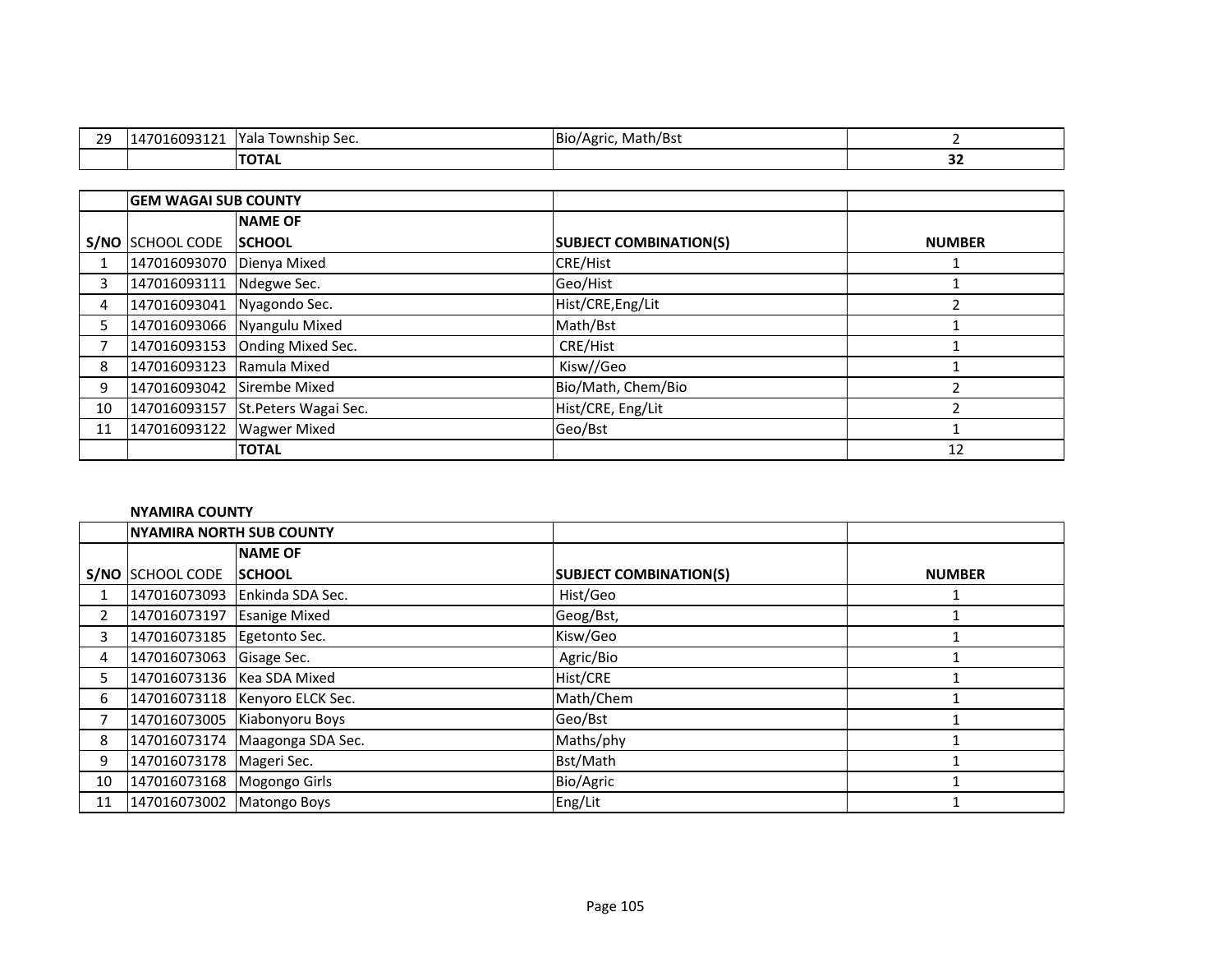| 29 | 147016093121 | Yala Township Sec. | Bio/Agric, Math/Bst | 2 |
|---|---|---|---|---|
| | | **TOTAL** | | **32** |

| | **GEM WAGAI SUB COUNTY** | | | |
|---|---|---|---|---|
| **S/NO** | SCHOOL CODE | **NAME OF SCHOOL** | **SUBJECT COMBINATION(S)** | **NUMBER** |
| 1 | 147016093070 | Dienya Mixed | CRE/Hist | 1 |
| 3 | 147016093111 | Ndegwe Sec. | Geo/Hist | 1 |
| 4 | 147016093041 | Nyagondo Sec. | Hist/CRE,Eng/Lit | 2 |
| 5 | 147016093066 | Nyangulu Mixed | Math/Bst | 1 |
| 7 | 147016093153 | Onding Mixed Sec. | CRE/Hist | 1 |
| 8 | 147016093123 | Ramula Mixed | Kisw//Geo | 1 |
| 9 | 147016093042 | Sirembe Mixed | Bio/Math, Chem/Bio | 2 |
| 10 | 147016093157 | St.Peters Wagai Sec. | Hist/CRE, Eng/Lit | 2 |
| 11 | 147016093122 | Wagwer Mixed | Geo/Bst | 1 |
| | | **TOTAL** | | 12 |

**NYAMIRA COUNTY**

| | **NYAMIRA NORTH SUB COUNTY** | | | |
|---|---|---|---|---|
| **S/NO** | SCHOOL CODE | **NAME OF SCHOOL** | **SUBJECT COMBINATION(S)** | **NUMBER** |
| 1 | 147016073093 | Enkinda SDA Sec. | Hist/Geo | 1 |
| 2 | 147016073197 | Esanige Mixed | Geog/Bst, | 1 |
| 3 | 147016073185 | Egetonto Sec. | Kisw/Geo | 1 |
| 4 | 147016073063 | Gisage Sec. | Agric/Bio | 1 |
| 5 | 147016073136 | Kea SDA Mixed | Hist/CRE | 1 |
| 6 | 147016073118 | Kenyoro ELCK Sec. | Math/Chem | 1 |
| 7 | 147016073005 | Kiabonyoru Boys | Geo/Bst | 1 |
| 8 | 147016073174 | Maagonga SDA Sec. | Maths/phy | 1 |
| 9 | 147016073178 | Mageri Sec. | Bst/Math | 1 |
| 10 | 147016073168 | Mogongo Girls | Bio/Agric | 1 |
| 11 | 147016073002 | Matongo Boys | Eng/Lit | 1 |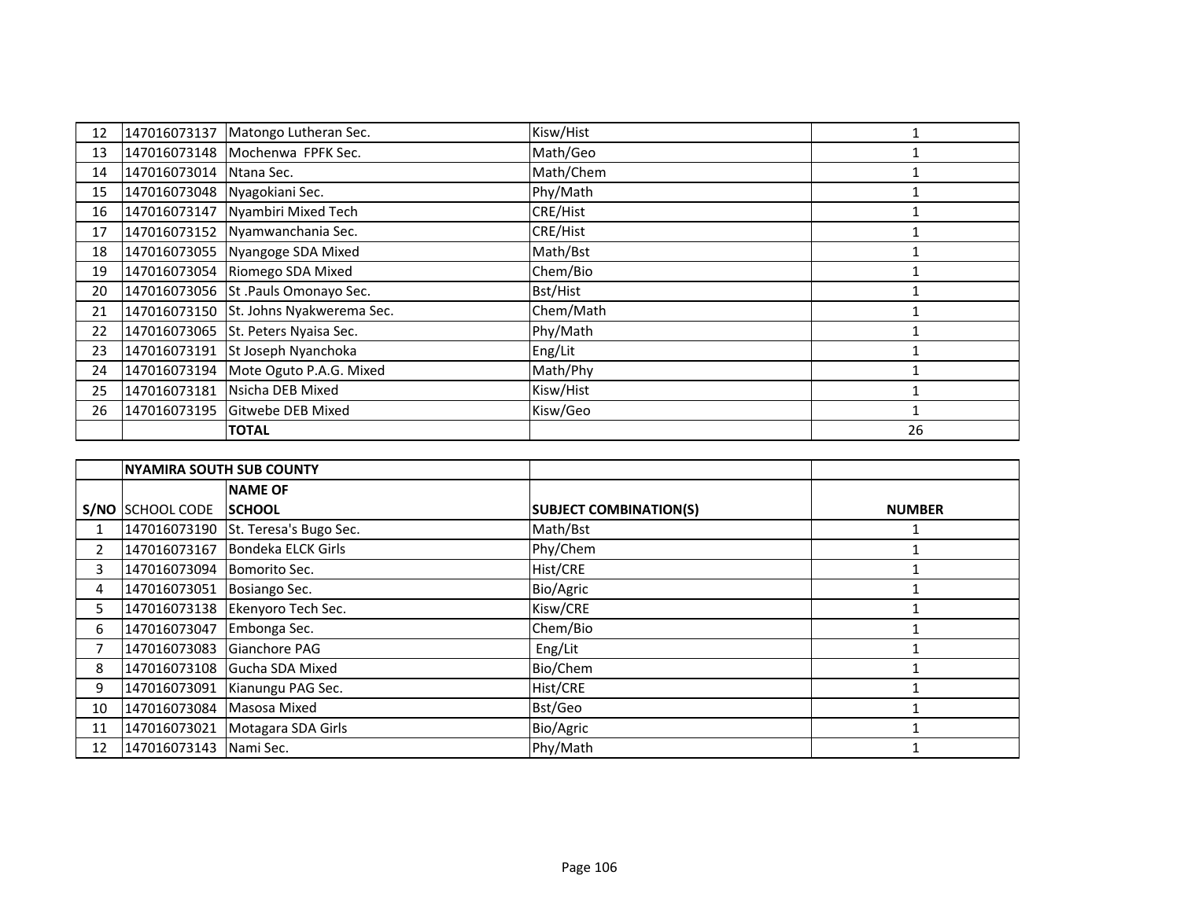| | | | | |
|---|---|---|---|---|
| 12 | 147016073137 | Matongo Lutheran Sec. | Kisw/Hist | 1 |
| 13 | 147016073148 | Mochenwa FPFK Sec. | Math/Geo | 1 |
| 14 | 147016073014 | Ntana Sec. | Math/Chem | 1 |
| 15 | 147016073048 | Nyagokiani Sec. | Phy/Math | 1 |
| 16 | 147016073147 | Nyambiri Mixed Tech | CRE/Hist | 1 |
| 17 | 147016073152 | Nyamwanchania Sec. | CRE/Hist | 1 |
| 18 | 147016073055 | Nyangoge SDA Mixed | Math/Bst | 1 |
| 19 | 147016073054 | Riomego SDA Mixed | Chem/Bio | 1 |
| 20 | 147016073056 | St .Pauls Omonayo Sec. | Bst/Hist | 1 |
| 21 | 147016073150 | St. Johns Nyakwerema Sec. | Chem/Math | 1 |
| 22 | 147016073065 | St. Peters Nyaisa Sec. | Phy/Math | 1 |
| 23 | 147016073191 | St Joseph Nyanchoka | Eng/Lit | 1 |
| 24 | 147016073194 | Mote Oguto P.A.G. Mixed | Math/Phy | 1 |
| 25 | 147016073181 | Nsicha DEB Mixed | Kisw/Hist | 1 |
| 26 | 147016073195 | Gitwebe DEB Mixed | Kisw/Geo | 1 |
| | | **TOTAL** | | 26 |

| | **NYAMIRA SOUTH SUB COUNTY** | | | |
|---|---|---|---|---|
| **S/NO** | SCHOOL CODE | **NAME OF SCHOOL** | **SUBJECT COMBINATION(S)** | **NUMBER** |
| 1 | 147016073190 | St. Teresa's Bugo Sec. | Math/Bst | 1 |
| 2 | 147016073167 | Bondeka ELCK Girls | Phy/Chem | 1 |
| 3 | 147016073094 | Bomorito Sec. | Hist/CRE | 1 |
| 4 | 147016073051 | Bosiango Sec. | Bio/Agric | 1 |
| 5 | 147016073138 | Ekenyoro Tech Sec. | Kisw/CRE | 1 |
| 6 | 147016073047 | Embonga Sec. | Chem/Bio | 1 |
| 7 | 147016073083 | Gianchore PAG | Eng/Lit | 1 |
| 8 | 147016073108 | Gucha SDA Mixed | Bio/Chem | 1 |
| 9 | 147016073091 | Kianungu PAG Sec. | Hist/CRE | 1 |
| 10 | 147016073084 | Masosa Mixed | Bst/Geo | 1 |
| 11 | 147016073021 | Motagara SDA Girls | Bio/Agric | 1 |
| 12 | 147016073143 | Nami Sec. | Phy/Math | 1 |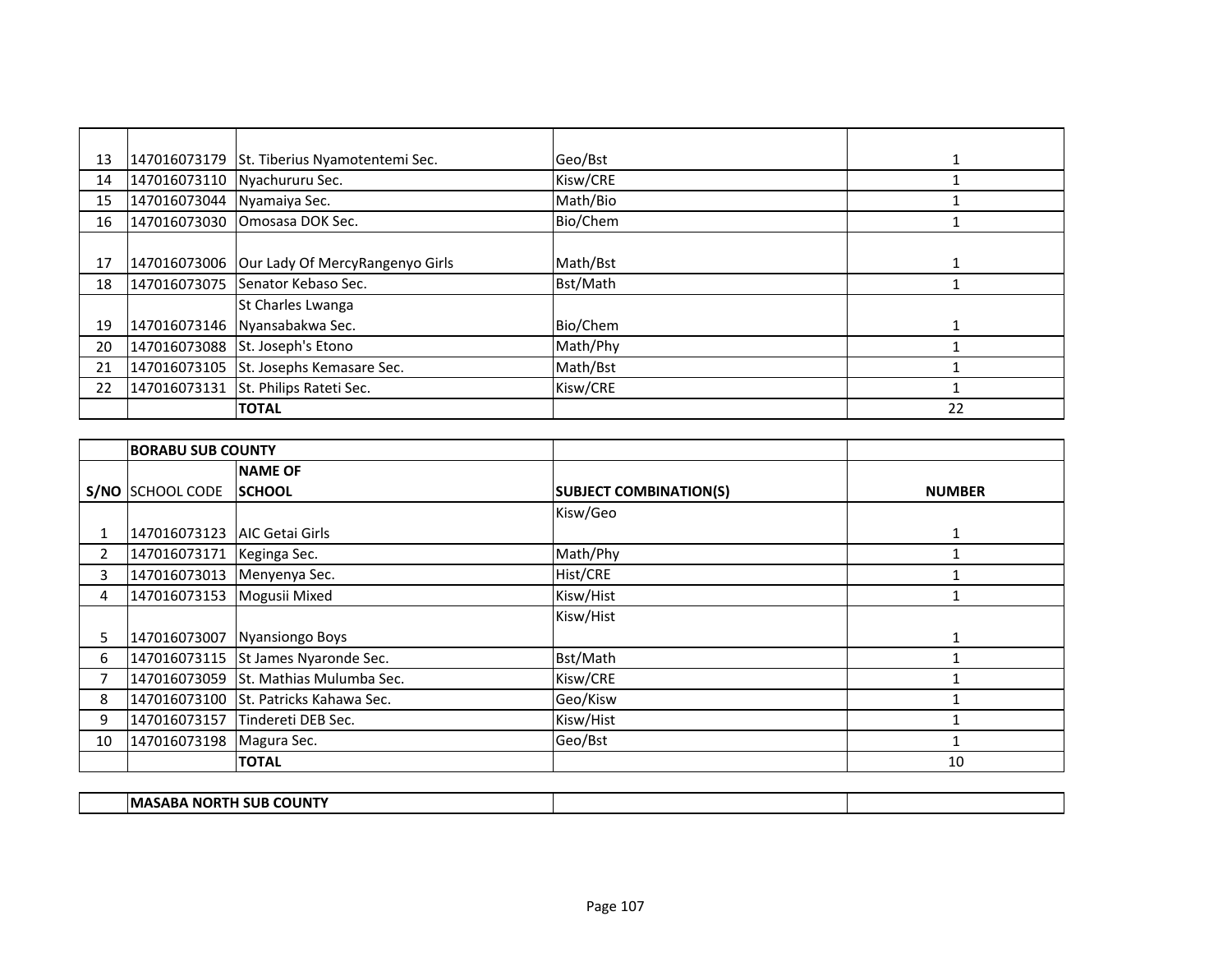| | | | | |
|---|---|---|---|---|
| 13 | 147016073179 | St. Tiberius Nyamotentemi Sec. | Geo/Bst | 1 |
| 14 | 147016073110 | Nyachururu Sec. | Kisw/CRE | 1 |
| 15 | 147016073044 | Nyamaiya Sec. | Math/Bio | 1 |
| 16 | 147016073030 | Omosasa DOK Sec. | Bio/Chem | 1 |
| 17 | 147016073006 | Our Lady Of MercyRangenyo Girls | Math/Bst | 1 |
| 18 | 147016073075 | Senator Kebaso Sec. | Bst/Math | 1 |
| 19 | 147016073146 | St Charles Lwanga Nyansabakwa Sec. | Bio/Chem | 1 |
| 20 | 147016073088 | St. Joseph's Etono | Math/Phy | 1 |
| 21 | 147016073105 | St. Josephs Kemasare Sec. | Math/Bst | 1 |
| 22 | 147016073131 | St. Philips Rateti Sec. | Kisw/CRE | 1 |
| | | **TOTAL** | | 22 |

| | **BORABU SUB COUNTY** | | | |
|---|---|---|---|---|
| **S/NO** | SCHOOL CODE | **NAME OF SCHOOL** | **SUBJECT COMBINATION(S)** | **NUMBER** |
| 1 | 147016073123 | AIC Getai Girls | Kisw/Geo | 1 |
| 2 | 147016073171 | Keginga Sec. | Math/Phy | 1 |
| 3 | 147016073013 | Menyenya Sec. | Hist/CRE | 1 |
| 4 | 147016073153 | Mogusii Mixed | Kisw/Hist | 1 |
| 5 | 147016073007 | Nyansiongo Boys | Kisw/Hist | 1 |
| 6 | 147016073115 | St James Nyaronde Sec. | Bst/Math | 1 |
| 7 | 147016073059 | St. Mathias Mulumba Sec. | Kisw/CRE | 1 |
| 8 | 147016073100 | St. Patricks Kahawa Sec. | Geo/Kisw | 1 |
| 9 | 147016073157 | Tindereti DEB Sec. | Kisw/Hist | 1 |
| 10 | 147016073198 | Magura Sec. | Geo/Bst | 1 |
| | | **TOTAL** | | 10 |

| | **MASABA NORTH SUB COUNTY** | | | |
|---|---|---|---|---|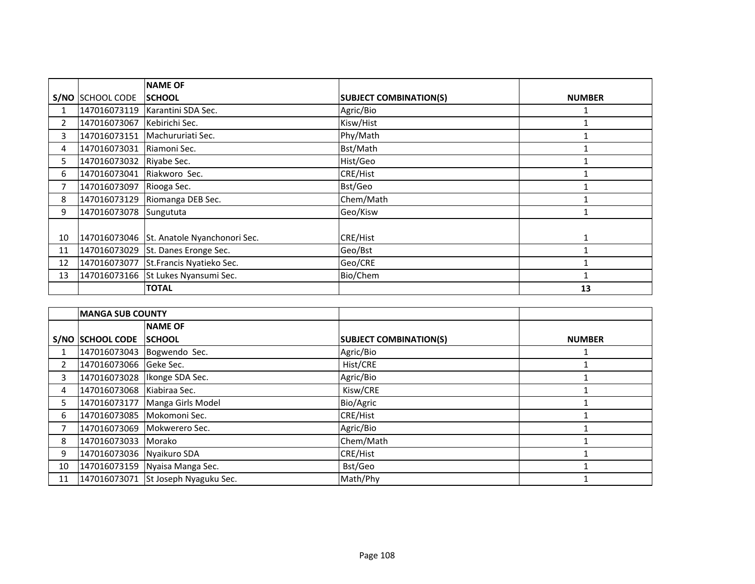| S/NO | SCHOOL CODE | NAME OF SCHOOL | SUBJECT COMBINATION(S) | NUMBER |
|---|---|---|---|---|
| 1 | 147016073119 | Karantini SDA Sec. | Agric/Bio | 1 |
| 2 | 147016073067 | Kebirichi Sec. | Kisw/Hist | 1 |
| 3 | 147016073151 | Machururiati Sec. | Phy/Math | 1 |
| 4 | 147016073031 | Riamoni Sec. | Bst/Math | 1 |
| 5 | 147016073032 | Riyabe Sec. | Hist/Geo | 1 |
| 6 | 147016073041 | Riakworo Sec. | CRE/Hist | 1 |
| 7 | 147016073097 | Riooga Sec. | Bst/Geo | 1 |
| 8 | 147016073129 | Riomanga DEB Sec. | Chem/Math | 1 |
| 9 | 147016073078 | Sungututa | Geo/Kisw | 1 |
| 10 | 147016073046 | St. Anatole Nyanchonori Sec. | CRE/Hist | 1 |
| 11 | 147016073029 | St. Danes Eronge Sec. | Geo/Bst | 1 |
| 12 | 147016073077 | St.Francis Nyatieko Sec. | Geo/CRE | 1 |
| 13 | 147016073166 | St Lukes Nyansumi Sec. | Bio/Chem | 1 |
| | | **TOTAL** | | **13** |

| | **MANGA SUB COUNTY** | | | |
|---|---|---|---|---|
| **S/NO** | **SCHOOL CODE** | **NAME OF SCHOOL** | **SUBJECT COMBINATION(S)** | **NUMBER** |
| 1 | 147016073043 | Bogwendo Sec. | Agric/Bio | 1 |
| 2 | 147016073066 | Geke Sec. | Hist/CRE | 1 |
| 3 | 147016073028 | Ikonge SDA Sec. | Agric/Bio | 1 |
| 4 | 147016073068 | Kiabiraa Sec. | Kisw/CRE | 1 |
| 5 | 147016073177 | Manga Girls Model | Bio/Agric | 1 |
| 6 | 147016073085 | Mokomoni Sec. | CRE/Hist | 1 |
| 7 | 147016073069 | Mokwerero Sec. | Agric/Bio | 1 |
| 8 | 147016073033 | Morako | Chem/Math | 1 |
| 9 | 147016073036 | Nyaikuro SDA | CRE/Hist | 1 |
| 10 | 147016073159 | Nyaisa Manga Sec. | Bst/Geo | 1 |
| 11 | 147016073071 | St Joseph Nyaguku Sec. | Math/Phy | 1 |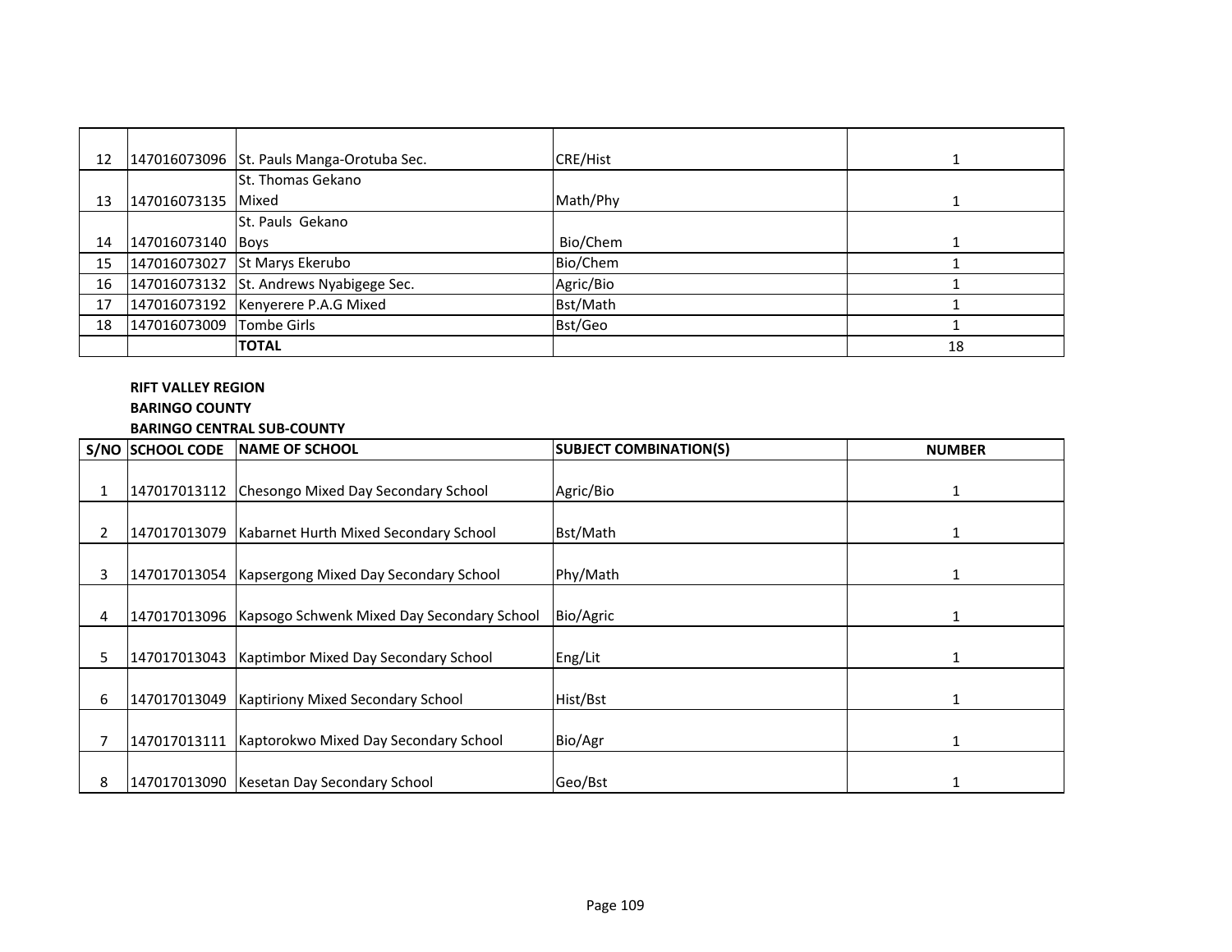| | | | | |
|---|---|---|---|---|
| 12 | 147016073096 | St. Pauls Manga-Orotuba Sec. | CRE/Hist | 1 |
| 13 | 147016073135 | St. Thomas Gekano Mixed | Math/Phy | 1 |
| 14 | 147016073140 | St. Pauls Gekano Boys | Bio/Chem | 1 |
| 15 | 147016073027 | St Marys Ekerubo | Bio/Chem | 1 |
| 16 | 147016073132 | St. Andrews Nyabigege Sec. | Agric/Bio | 1 |
| 17 | 147016073192 | Kenyerere P.A.G Mixed | Bst/Math | 1 |
| 18 | 147016073009 | Tombe Girls | Bst/Geo | 1 |
| | | **TOTAL** | | 18 |

**RIFT VALLEY REGION**

**BARINGO COUNTY**

**BARINGO CENTRAL SUB-COUNTY**

| S/NO | SCHOOL CODE | NAME OF SCHOOL | SUBJECT COMBINATION(S) | NUMBER |
|---|---|---|---|---|
| 1 | 147017013112 | Chesongo Mixed Day Secondary School | Agric/Bio | 1 |
| 2 | 147017013079 | Kabarnet Hurth Mixed Secondary School | Bst/Math | 1 |
| 3 | 147017013054 | Kapsergong Mixed Day Secondary School | Phy/Math | 1 |
| 4 | 147017013096 | Kapsogo Schwenk Mixed Day Secondary School | Bio/Agric | 1 |
| 5 | 147017013043 | Kaptimbor Mixed Day Secondary School | Eng/Lit | 1 |
| 6 | 147017013049 | Kaptiriony Mixed Secondary School | Hist/Bst | 1 |
| 7 | 147017013111 | Kaptorokwo Mixed Day Secondary School | Bio/Agr | 1 |
| 8 | 147017013090 | Kesetan Day Secondary School | Geo/Bst | 1 |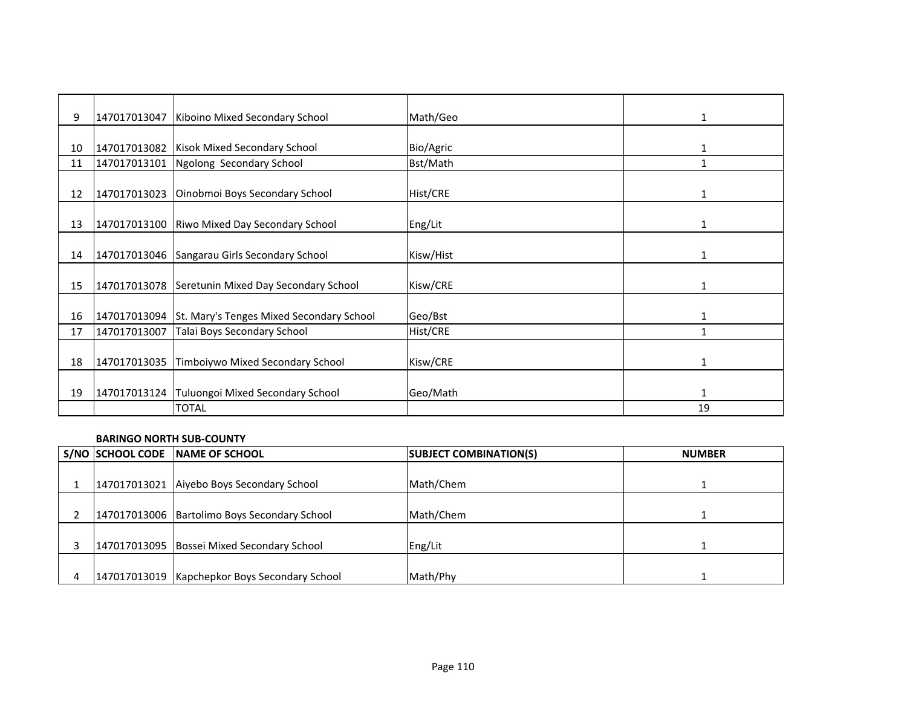| 9 | 147017013047 | Kiboino Mixed Secondary School | Math/Geo | 1 |
|---|---|---|---|---|
| 10 | 147017013082 | Kisok Mixed Secondary School | Bio/Agric | 1 |
| 11 | 147017013101 | Ngolong  Secondary School | Bst/Math | 1 |
| 12 | 147017013023 | Oinobmoi Boys Secondary School | Hist/CRE | 1 |
| 13 | 147017013100 | Riwo Mixed Day Secondary School | Eng/Lit | 1 |
| 14 | 147017013046 | Sangarau Girls Secondary School | Kisw/Hist | 1 |
| 15 | 147017013078 | Seretunin Mixed Day Secondary School | Kisw/CRE | 1 |
| 16 | 147017013094 | St. Mary's Tenges Mixed Secondary School | Geo/Bst | 1 |
| 17 | 147017013007 | Talai Boys Secondary School | Hist/CRE | 1 |
| 18 | 147017013035 | Timboiywo Mixed Secondary School | Kisw/CRE | 1 |
| 19 | 147017013124 | Tuluongoi Mixed Secondary School | Geo/Math | 1 |
| | | TOTAL | | 19 |

**BARINGO NORTH SUB-COUNTY**

| S/NO | SCHOOL CODE | NAME OF SCHOOL | SUBJECT COMBINATION(S) | NUMBER |
|---|---|---|---|---|
| 1 | 147017013021 | Aiyebo Boys Secondary School | Math/Chem | 1 |
| 2 | 147017013006 | Bartolimo Boys Secondary School | Math/Chem | 1 |
| 3 | 147017013095 | Bossei Mixed Secondary School | Eng/Lit | 1 |
| 4 | 147017013019 | Kapchepkor Boys Secondary School | Math/Phy | 1 |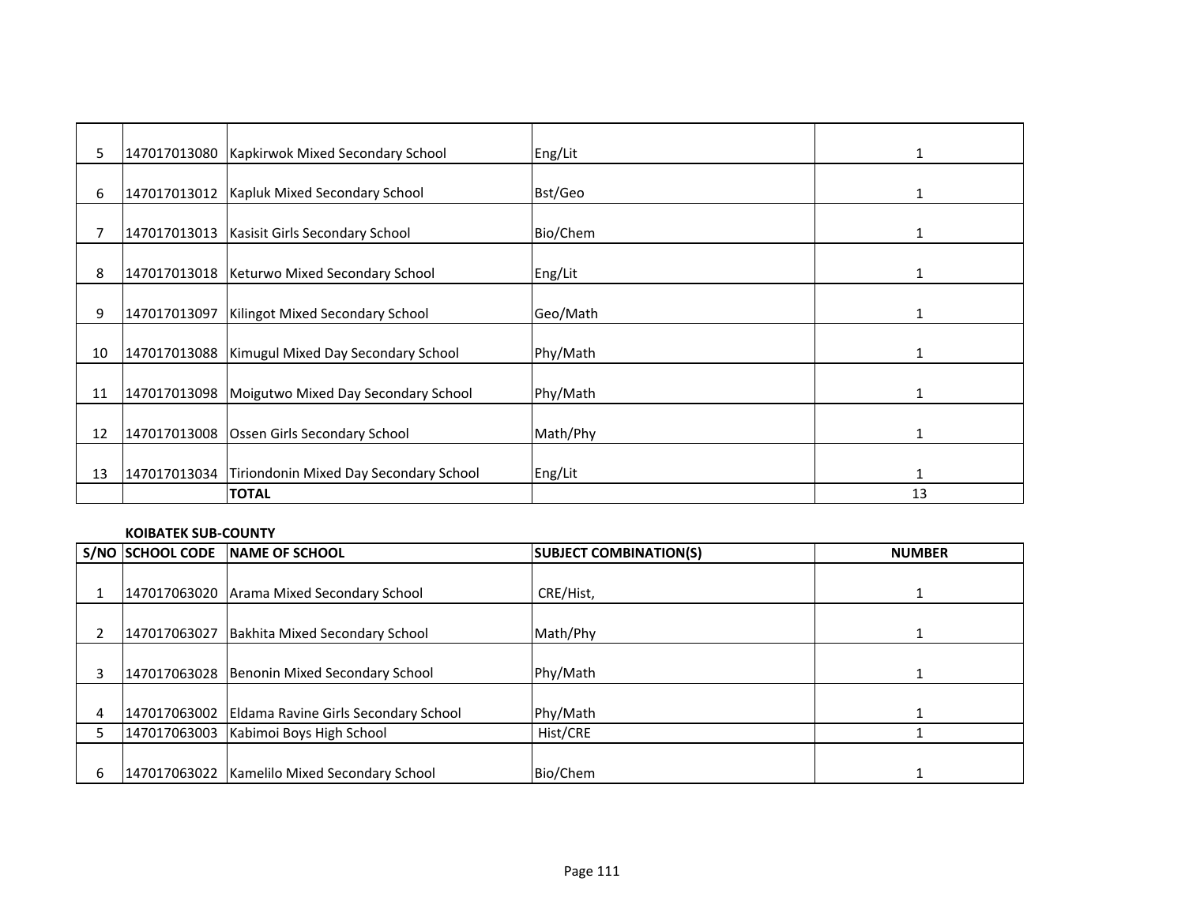| | | | | |
|---|---|---|---|---|
| 5 | 147017013080 | Kapkirwok Mixed Secondary School | Eng/Lit | 1 |
| 6 | 147017013012 | Kapluk Mixed Secondary School | Bst/Geo | 1 |
| 7 | 147017013013 | Kasisit Girls Secondary School | Bio/Chem | 1 |
| 8 | 147017013018 | Keturwo Mixed Secondary School | Eng/Lit | 1 |
| 9 | 147017013097 | Kilingot Mixed Secondary School | Geo/Math | 1 |
| 10 | 147017013088 | Kimugul Mixed Day Secondary School | Phy/Math | 1 |
| 11 | 147017013098 | Moigutwo Mixed Day Secondary School | Phy/Math | 1 |
| 12 | 147017013008 | Ossen Girls Secondary School | Math/Phy | 1 |
| 13 | 147017013034 | Tiriondonin Mixed Day Secondary School | Eng/Lit | 1 |
| | | **TOTAL** | | 13 |

**KOIBATEK SUB-COUNTY**

| S/NO | SCHOOL CODE | NAME OF SCHOOL | SUBJECT COMBINATION(S) | NUMBER |
|---|---|---|---|---|
| 1 | 147017063020 | Arama Mixed Secondary School | CRE/Hist, | 1 |
| 2 | 147017063027 | Bakhita Mixed Secondary School | Math/Phy | 1 |
| 3 | 147017063028 | Benonin Mixed Secondary School | Phy/Math | 1 |
| 4 | 147017063002 | Eldama Ravine Girls Secondary School | Phy/Math | 1 |
| 5 | 147017063003 | Kabimoi Boys High School | Hist/CRE | 1 |
| 6 | 147017063022 | Kamelilo Mixed Secondary School | Bio/Chem | 1 |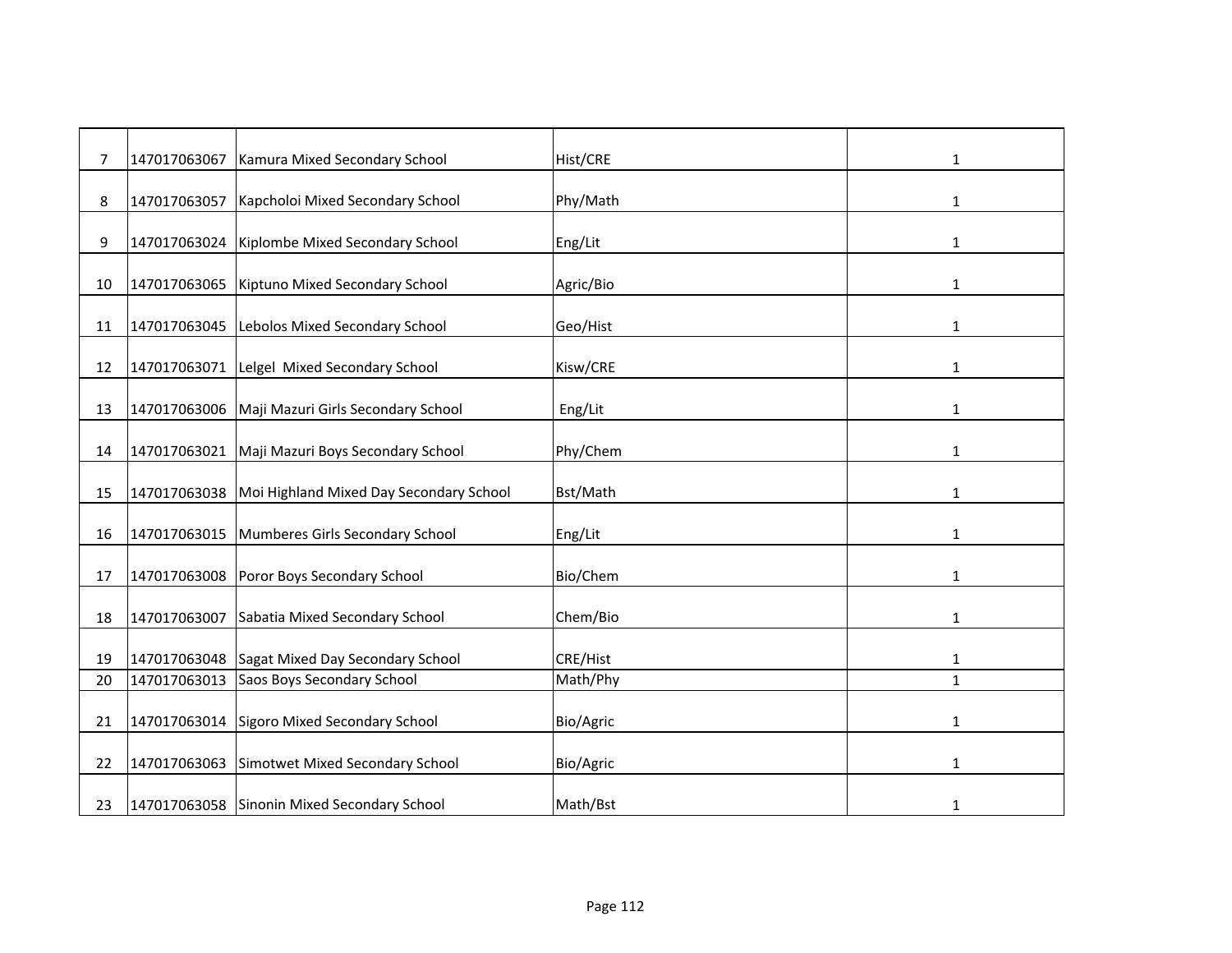| | | | | |
|---|---|---|---|---|
| 7 | 147017063067 | Kamura Mixed Secondary School | Hist/CRE | 1 |
| 8 | 147017063057 | Kapcholoi Mixed Secondary School | Phy/Math | 1 |
| 9 | 147017063024 | Kiplombe Mixed Secondary School | Eng/Lit | 1 |
| 10 | 147017063065 | Kiptuno Mixed Secondary School | Agric/Bio | 1 |
| 11 | 147017063045 | Lebolos Mixed Secondary School | Geo/Hist | 1 |
| 12 | 147017063071 | Lelgel  Mixed Secondary School | Kisw/CRE | 1 |
| 13 | 147017063006 | Maji Mazuri Girls Secondary School | Eng/Lit | 1 |
| 14 | 147017063021 | Maji Mazuri Boys Secondary School | Phy/Chem | 1 |
| 15 | 147017063038 | Moi Highland Mixed Day Secondary School | Bst/Math | 1 |
| 16 | 147017063015 | Mumberes Girls Secondary School | Eng/Lit | 1 |
| 17 | 147017063008 | Poror Boys Secondary School | Bio/Chem | 1 |
| 18 | 147017063007 | Sabatia Mixed Secondary School | Chem/Bio | 1 |
| 19 | 147017063048 | Sagat Mixed Day Secondary School | CRE/Hist | 1 |
| 20 | 147017063013 | Saos Boys Secondary School | Math/Phy | 1 |
| 21 | 147017063014 | Sigoro Mixed Secondary School | Bio/Agric | 1 |
| 22 | 147017063063 | Simotwet Mixed Secondary School | Bio/Agric | 1 |
| 23 | 147017063058 | Sinonin Mixed Secondary School | Math/Bst | 1 |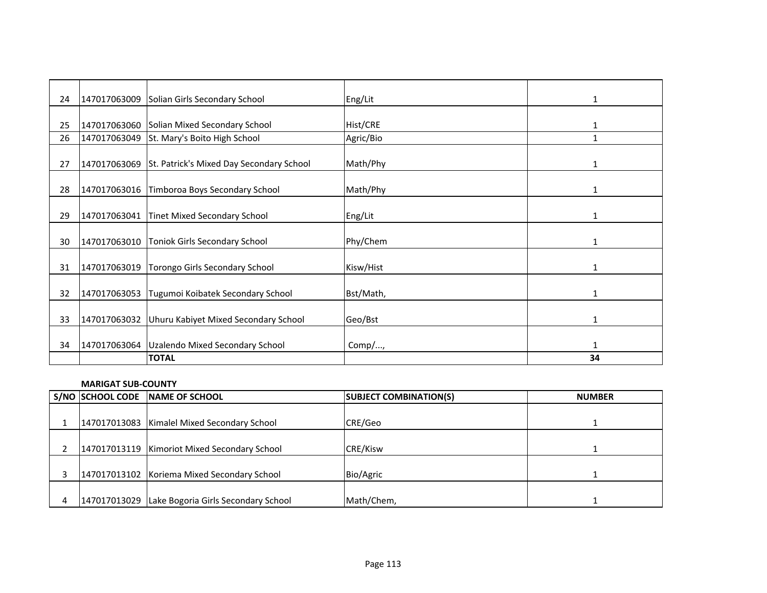| | | | | |
|---|---|---|---|---|
| 24 | 147017063009 | Solian Girls Secondary School | Eng/Lit | 1 |
| 25 | 147017063060 | Solian Mixed Secondary School | Hist/CRE | 1 |
| 26 | 147017063049 | St. Mary's Boito High School | Agric/Bio | 1 |
| 27 | 147017063069 | St. Patrick's Mixed Day Secondary School | Math/Phy | 1 |
| 28 | 147017063016 | Timboroa Boys Secondary School | Math/Phy | 1 |
| 29 | 147017063041 | Tinet Mixed Secondary School | Eng/Lit | 1 |
| 30 | 147017063010 | Toniok Girls Secondary School | Phy/Chem | 1 |
| 31 | 147017063019 | Torongo Girls Secondary School | Kisw/Hist | 1 |
| 32 | 147017063053 | Tugumoi Koibatek Secondary School | Bst/Math, | 1 |
| 33 | 147017063032 | Uhuru Kabiyet Mixed Secondary School | Geo/Bst | 1 |
| 34 | 147017063064 | Uzalendo Mixed Secondary School | Comp/..., | 1 |
| | | **TOTAL** | | **34** |

**MARIGAT SUB-COUNTY**

| S/NO | SCHOOL CODE | NAME OF SCHOOL | SUBJECT COMBINATION(S) | NUMBER |
|---|---|---|---|---|
| 1 | 147017013083 | Kimalel Mixed Secondary School | CRE/Geo | 1 |
| 2 | 147017013119 | Kimoriot Mixed Secondary School | CRE/Kisw | 1 |
| 3 | 147017013102 | Koriema Mixed Secondary School | Bio/Agric | 1 |
| 4 | 147017013029 | Lake Bogoria Girls Secondary School | Math/Chem, | 1 |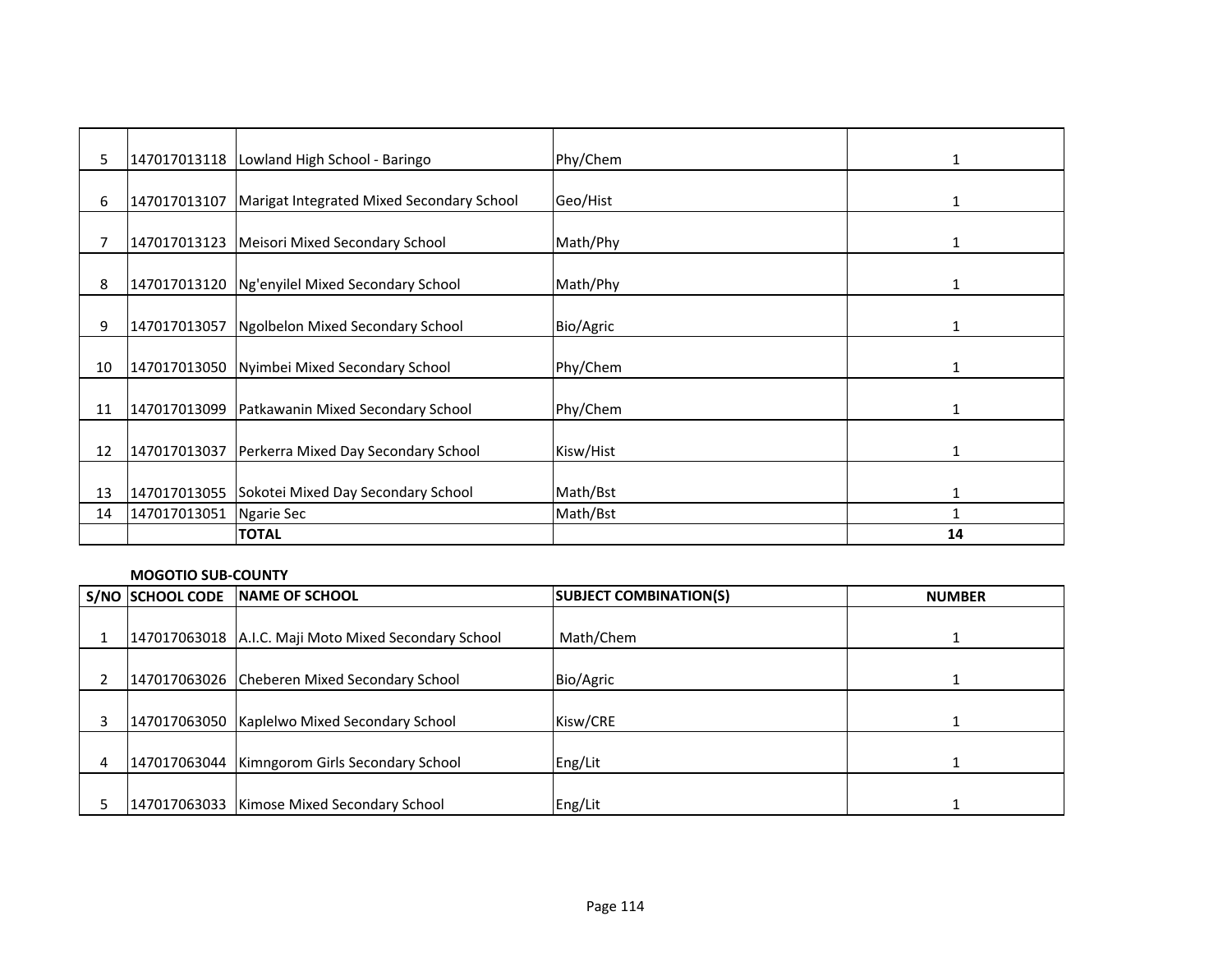| | | | | |
|---|---|---|---|---|
| 5 | 147017013118 | Lowland High School - Baringo | Phy/Chem | 1 |
| 6 | 147017013107 | Marigat Integrated Mixed Secondary School | Geo/Hist | 1 |
| 7 | 147017013123 | Meisori Mixed Secondary School | Math/Phy | 1 |
| 8 | 147017013120 | Ng'enyilel Mixed Secondary School | Math/Phy | 1 |
| 9 | 147017013057 | Ngolbelon Mixed Secondary School | Bio/Agric | 1 |
| 10 | 147017013050 | Nyimbei Mixed Secondary School | Phy/Chem | 1 |
| 11 | 147017013099 | Patkawanin Mixed Secondary School | Phy/Chem | 1 |
| 12 | 147017013037 | Perkerra Mixed Day Secondary School | Kisw/Hist | 1 |
| 13 | 147017013055 | Sokotei Mixed Day Secondary School | Math/Bst | 1 |
| 14 | 147017013051 | Ngarie Sec | Math/Bst | 1 |
| | | **TOTAL** | | **14** |

**MOGOTIO SUB-COUNTY**

| S/NO | SCHOOL CODE | NAME OF SCHOOL | SUBJECT COMBINATION(S) | NUMBER |
|---|---|---|---|---|
| 1 | 147017063018 | A.I.C. Maji Moto Mixed Secondary School | Math/Chem | 1 |
| 2 | 147017063026 | Cheberen Mixed Secondary School | Bio/Agric | 1 |
| 3 | 147017063050 | Kaplelwo Mixed Secondary School | Kisw/CRE | 1 |
| 4 | 147017063044 | Kimngorom Girls Secondary School | Eng/Lit | 1 |
| 5 | 147017063033 | Kimose Mixed Secondary School | Eng/Lit | 1 |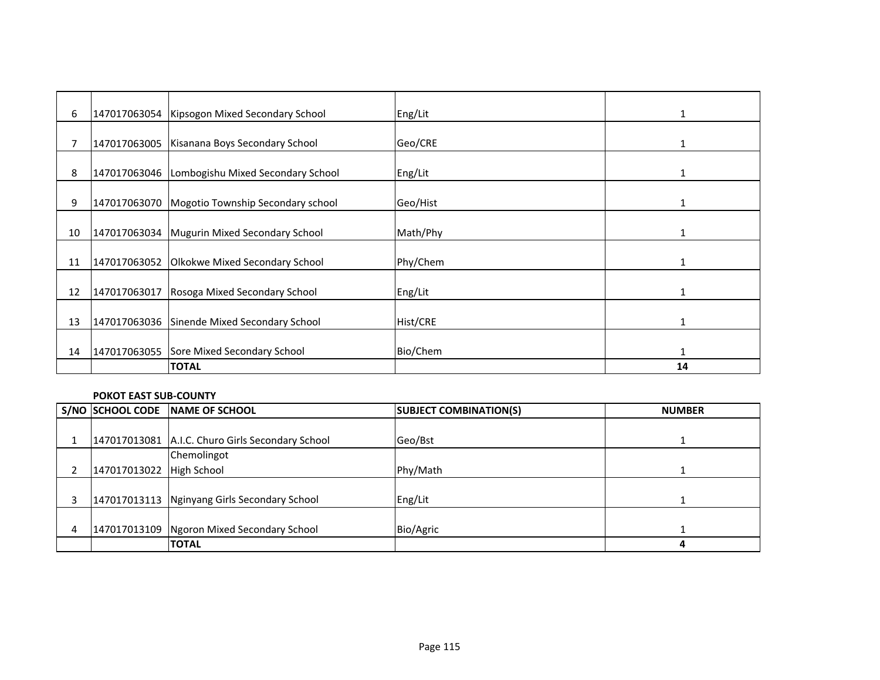| 6 | 147017063054 | Kipsogon Mixed Secondary School | Eng/Lit | 1 |
|---|---|---|---|---|
| 7 | 147017063005 | Kisanana Boys Secondary School | Geo/CRE | 1 |
| 8 | 147017063046 | Lombogishu Mixed Secondary School | Eng/Lit | 1 |
| 9 | 147017063070 | Mogotio Township Secondary school | Geo/Hist | 1 |
| 10 | 147017063034 | Mugurin Mixed Secondary School | Math/Phy | 1 |
| 11 | 147017063052 | Olkokwe Mixed Secondary School | Phy/Chem | 1 |
| 12 | 147017063017 | Rosoga Mixed Secondary School | Eng/Lit | 1 |
| 13 | 147017063036 | Sinende Mixed Secondary School | Hist/CRE | 1 |
| 14 | 147017063055 | Sore Mixed Secondary School | Bio/Chem | 1 |
| | | **TOTAL** | | **14** |

**POKOT EAST SUB-COUNTY**

| S/NO | SCHOOL CODE | NAME OF SCHOOL | SUBJECT COMBINATION(S) | NUMBER |
|---|---|---|---|---|
| 1 | 147017013081 | A.I.C. Churo Girls Secondary School | Geo/Bst | 1 |
| 2 | 147017013022 | Chemolingot High School | Phy/Math | 1 |
| 3 | 147017013113 | Nginyang Girls Secondary School | Eng/Lit | 1 |
| 4 | 147017013109 | Ngoron Mixed Secondary School | Bio/Agric | 1 |
| | | **TOTAL** | | **4** |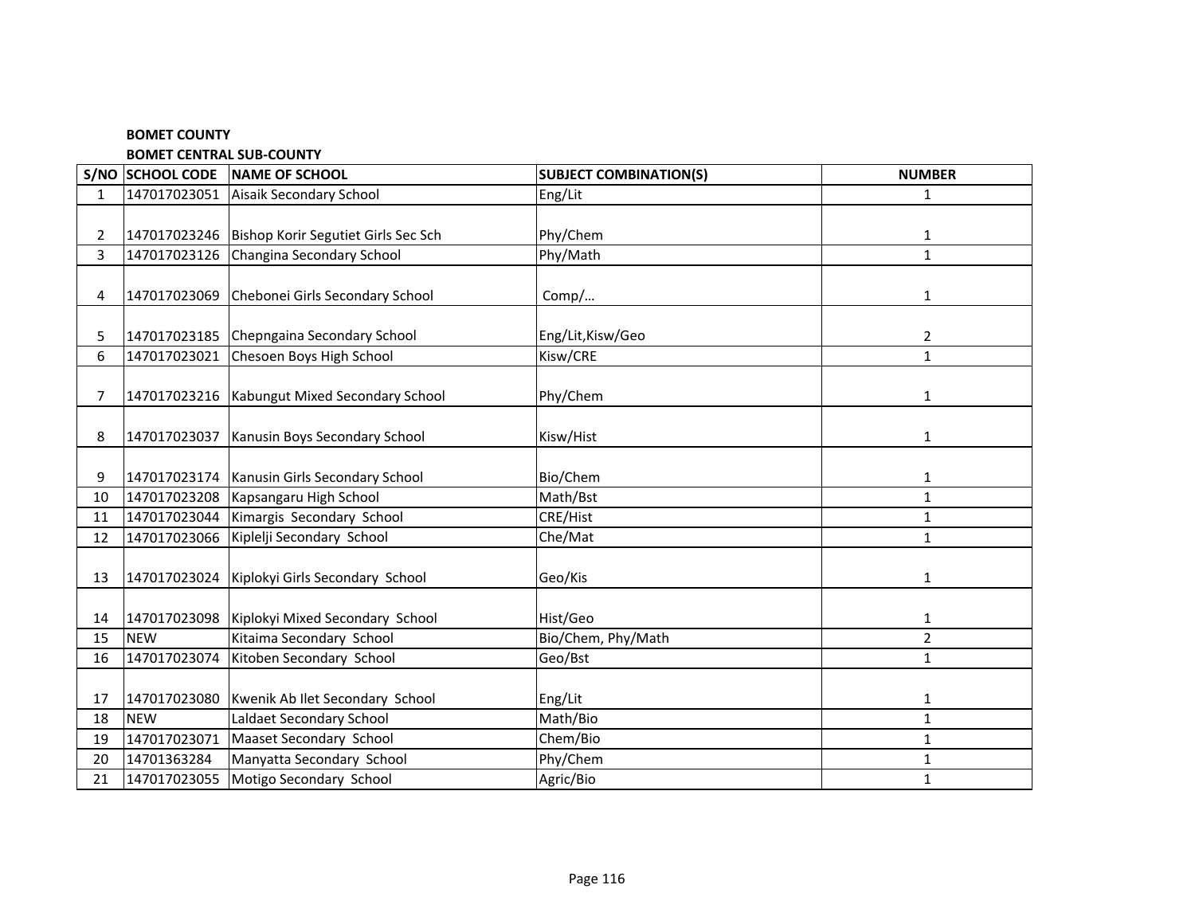**BOMET COUNTY**

**BOMET CENTRAL SUB-COUNTY**

| S/NO | SCHOOL CODE | NAME OF SCHOOL | SUBJECT COMBINATION(S) | NUMBER |
|---|---|---|---|---|
| 1 | 147017023051 | Aisaik Secondary School | Eng/Lit | 1 |
| 2 | 147017023246 | Bishop Korir Segutiet Girls Sec Sch | Phy/Chem | 1 |
| 3 | 147017023126 | Changina Secondary School | Phy/Math | 1 |
| 4 | 147017023069 | Chebonei Girls Secondary School | Comp/… | 1 |
| 5 | 147017023185 | Chepngaina Secondary School | Eng/Lit,Kisw/Geo | 2 |
| 6 | 147017023021 | Chesoen Boys High School | Kisw/CRE | 1 |
| 7 | 147017023216 | Kabungut Mixed Secondary School | Phy/Chem | 1 |
| 8 | 147017023037 | Kanusin Boys Secondary School | Kisw/Hist | 1 |
| 9 | 147017023174 | Kanusin Girls Secondary School | Bio/Chem | 1 |
| 10 | 147017023208 | Kapsangaru High School | Math/Bst | 1 |
| 11 | 147017023044 | Kimargis Secondary School | CRE/Hist | 1 |
| 12 | 147017023066 | Kiplelji Secondary School | Che/Mat | 1 |
| 13 | 147017023024 | Kiplokyi Girls Secondary School | Geo/Kis | 1 |
| 14 | 147017023098 | Kiplokyi Mixed Secondary School | Hist/Geo | 1 |
| 15 | NEW | Kitaima Secondary School | Bio/Chem, Phy/Math | 2 |
| 16 | 147017023074 | Kitoben Secondary School | Geo/Bst | 1 |
| 17 | 147017023080 | Kwenik Ab Ilet Secondary School | Eng/Lit | 1 |
| 18 | NEW | Laldaet Secondary School | Math/Bio | 1 |
| 19 | 147017023071 | Maaset Secondary School | Chem/Bio | 1 |
| 20 | 14701363284 | Manyatta Secondary School | Phy/Chem | 1 |
| 21 | 147017023055 | Motigo Secondary School | Agric/Bio | 1 |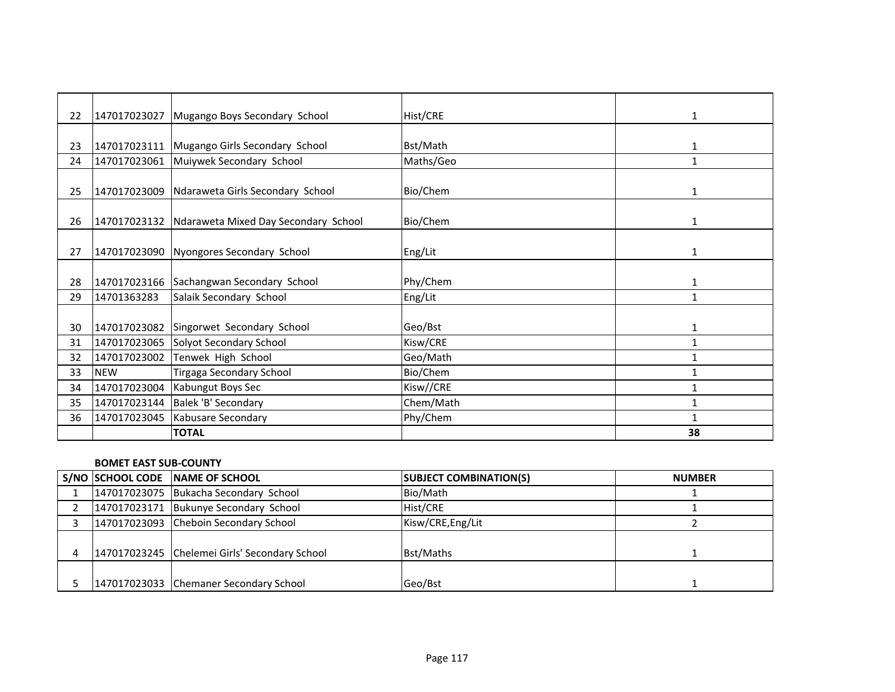| | | | | |
|---|---|---|---|---|
| 22 | 147017023027 | Mugango Boys Secondary School | Hist/CRE | 1 |
| 23 | 147017023111 | Mugango Girls Secondary School | Bst/Math | 1 |
| 24 | 147017023061 | Muiywek Secondary School | Maths/Geo | 1 |
| 25 | 147017023009 | Ndaraweta Girls Secondary School | Bio/Chem | 1 |
| 26 | 147017023132 | Ndaraweta Mixed Day Secondary School | Bio/Chem | 1 |
| 27 | 147017023090 | Nyongores Secondary School | Eng/Lit | 1 |
| 28 | 147017023166 | Sachangwan Secondary School | Phy/Chem | 1 |
| 29 | 14701363283 | Salaik Secondary School | Eng/Lit | 1 |
| 30 | 147017023082 | Singorwet Secondary School | Geo/Bst | 1 |
| 31 | 147017023065 | Solyot Secondary School | Kisw/CRE | 1 |
| 32 | 147017023002 | Tenwek High School | Geo/Math | 1 |
| 33 | NEW | Tirgaga Secondary School | Bio/Chem | 1 |
| 34 | 147017023004 | Kabungut Boys Sec | Kisw//CRE | 1 |
| 35 | 147017023144 | Balek 'B' Secondary | Chem/Math | 1 |
| 36 | 147017023045 | Kabusare Secondary | Phy/Chem | 1 |
| | | **TOTAL** | | **38** |

**BOMET EAST SUB-COUNTY**

| S/NO | SCHOOL CODE | NAME OF SCHOOL | SUBJECT COMBINATION(S) | NUMBER |
|---|---|---|---|---|
| 1 | 147017023075 | Bukacha Secondary School | Bio/Math | 1 |
| 2 | 147017023171 | Bukunye Secondary School | Hist/CRE | 1 |
| 3 | 147017023093 | Cheboin Secondary School | Kisw/CRE,Eng/Lit | 2 |
| 4 | 147017023245 | Chelemei Girls' Secondary School | Bst/Maths | 1 |
| 5 | 147017023033 | Chemaner Secondary School | Geo/Bst | 1 |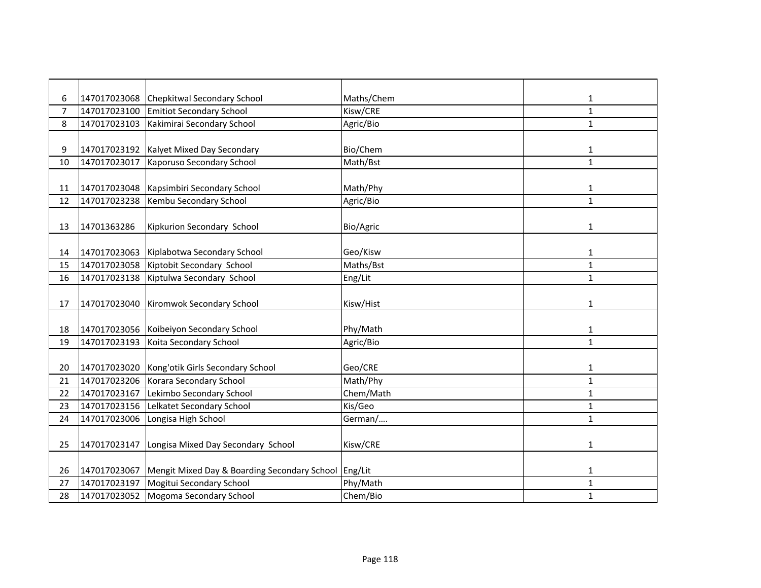| | | | | |
|---|---|---|---|---|
| 6 | 147017023068 | Chepkitwal Secondary School | Maths/Chem | 1 |
| 7 | 147017023100 | Emitiot Secondary School | Kisw/CRE | 1 |
| 8 | 147017023103 | Kakimirai Secondary School | Agric/Bio | 1 |
| 9 | 147017023192 | Kalyet Mixed Day Secondary | Bio/Chem | 1 |
| 10 | 147017023017 | Kaporuso Secondary School | Math/Bst | 1 |
| 11 | 147017023048 | Kapsimbiri Secondary School | Math/Phy | 1 |
| 12 | 147017023238 | Kembu Secondary School | Agric/Bio | 1 |
| 13 | 14701363286 | Kipkurion Secondary School | Bio/Agric | 1 |
| 14 | 147017023063 | Kiplabotwa Secondary School | Geo/Kisw | 1 |
| 15 | 147017023058 | Kiptobit Secondary School | Maths/Bst | 1 |
| 16 | 147017023138 | Kiptulwa Secondary School | Eng/Lit | 1 |
| 17 | 147017023040 | Kiromwok Secondary School | Kisw/Hist | 1 |
| 18 | 147017023056 | Koibeiyon Secondary School | Phy/Math | 1 |
| 19 | 147017023193 | Koita Secondary School | Agric/Bio | 1 |
| 20 | 147017023020 | Kong'otik Girls Secondary School | Geo/CRE | 1 |
| 21 | 147017023206 | Korara Secondary School | Math/Phy | 1 |
| 22 | 147017023167 | Lekimbo Secondary School | Chem/Math | 1 |
| 23 | 147017023156 | Lelkatet Secondary School | Kis/Geo | 1 |
| 24 | 147017023006 | Longisa High School | German/…. | 1 |
| 25 | 147017023147 | Longisa Mixed Day Secondary School | Kisw/CRE | 1 |
| 26 | 147017023067 | Mengit Mixed Day & Boarding Secondary School | Eng/Lit | 1 |
| 27 | 147017023197 | Mogitui Secondary School | Phy/Math | 1 |
| 28 | 147017023052 | Mogoma Secondary School | Chem/Bio | 1 |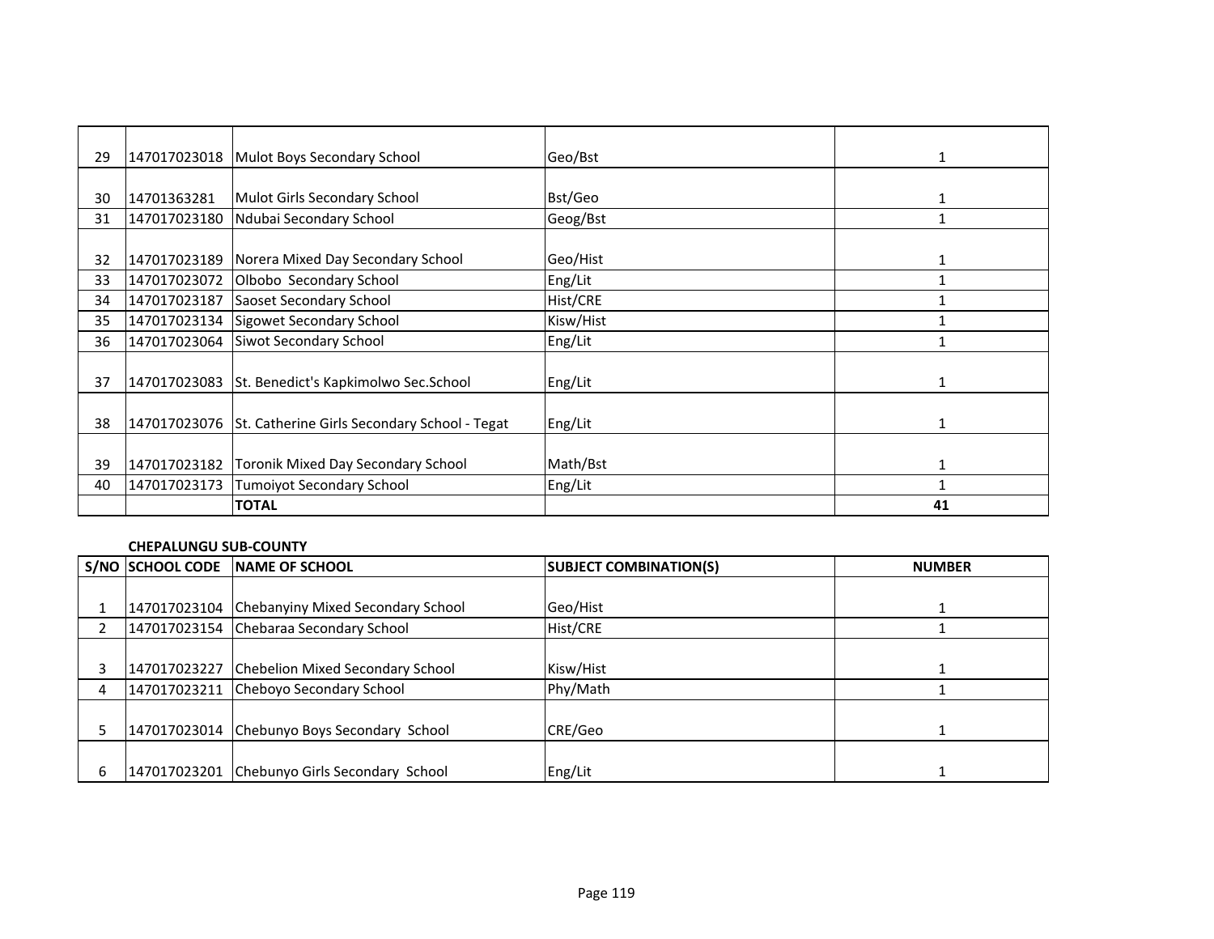| | | | | |
|---|---|---|---|---|
| 29 | 147017023018 | Mulot Boys Secondary School | Geo/Bst | 1 |
| 30 | 14701363281 | Mulot Girls Secondary School | Bst/Geo | 1 |
| 31 | 147017023180 | Ndubai Secondary School | Geog/Bst | 1 |
| 32 | 147017023189 | Norera Mixed Day Secondary School | Geo/Hist | 1 |
| 33 | 147017023072 | Olbobo Secondary School | Eng/Lit | 1 |
| 34 | 147017023187 | Saoset Secondary School | Hist/CRE | 1 |
| 35 | 147017023134 | Sigowet Secondary School | Kisw/Hist | 1 |
| 36 | 147017023064 | Siwot Secondary School | Eng/Lit | 1 |
| 37 | 147017023083 | St. Benedict's Kapkimolwo Sec.School | Eng/Lit | 1 |
| 38 | 147017023076 | St. Catherine Girls Secondary School - Tegat | Eng/Lit | 1 |
| 39 | 147017023182 | Toronik Mixed Day Secondary School | Math/Bst | 1 |
| 40 | 147017023173 | Tumoiyot Secondary School | Eng/Lit | 1 |
| | | **TOTAL** | | **41** |

**CHEPALUNGU SUB-COUNTY**

| S/NO | SCHOOL CODE | NAME OF SCHOOL | SUBJECT COMBINATION(S) | NUMBER |
|---|---|---|---|---|
| 1 | 147017023104 | Chebanyiny Mixed Secondary School | Geo/Hist | 1 |
| 2 | 147017023154 | Chebaraa Secondary School | Hist/CRE | 1 |
| 3 | 147017023227 | Chebelion Mixed Secondary School | Kisw/Hist | 1 |
| 4 | 147017023211 | Cheboyo Secondary School | Phy/Math | 1 |
| 5 | 147017023014 | Chebunyo Boys Secondary School | CRE/Geo | 1 |
| 6 | 147017023201 | Chebunyo Girls Secondary School | Eng/Lit | 1 |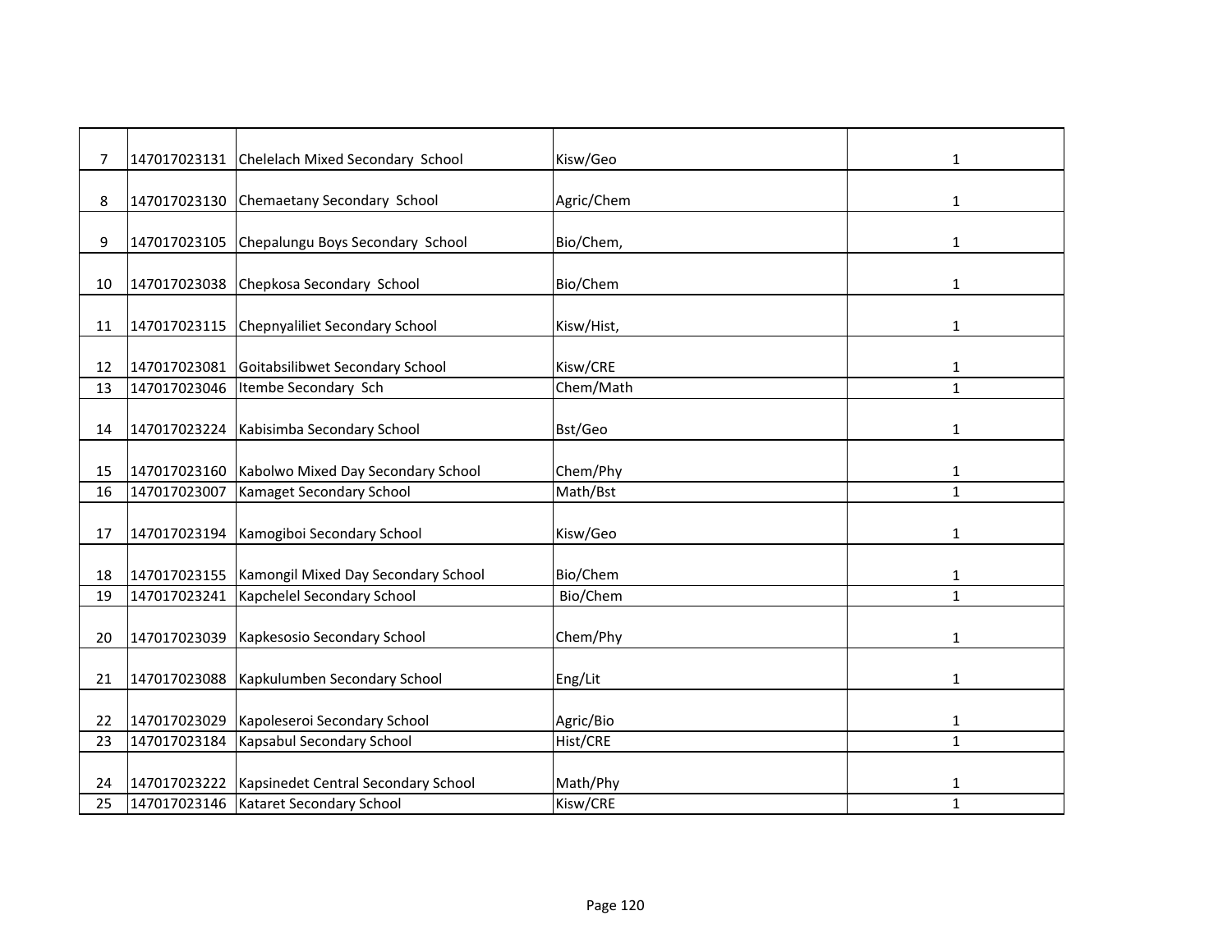| | | | | |
|---|---|---|---|---|
| 7 | 147017023131 | Chelelach Mixed Secondary School | Kisw/Geo | 1 |
| 8 | 147017023130 | Chemaetany Secondary School | Agric/Chem | 1 |
| 9 | 147017023105 | Chepalungu Boys Secondary School | Bio/Chem, | 1 |
| 10 | 147017023038 | Chepkosa Secondary School | Bio/Chem | 1 |
| 11 | 147017023115 | Chepnyaliliet Secondary School | Kisw/Hist, | 1 |
| 12 | 147017023081 | Goitabsilibwet Secondary School | Kisw/CRE | 1 |
| 13 | 147017023046 | Itembe Secondary Sch | Chem/Math | 1 |
| 14 | 147017023224 | Kabisimba Secondary School | Bst/Geo | 1 |
| 15 | 147017023160 | Kabolwo Mixed Day Secondary School | Chem/Phy | 1 |
| 16 | 147017023007 | Kamaget Secondary School | Math/Bst | 1 |
| 17 | 147017023194 | Kamogiboi Secondary School | Kisw/Geo | 1 |
| 18 | 147017023155 | Kamongil Mixed Day Secondary School | Bio/Chem | 1 |
| 19 | 147017023241 | Kapchelel Secondary School | Bio/Chem | 1 |
| 20 | 147017023039 | Kapkesosio Secondary School | Chem/Phy | 1 |
| 21 | 147017023088 | Kapkulumben Secondary School | Eng/Lit | 1 |
| 22 | 147017023029 | Kapoleseroi Secondary School | Agric/Bio | 1 |
| 23 | 147017023184 | Kapsabul Secondary School | Hist/CRE | 1 |
| 24 | 147017023222 | Kapsinedet Central Secondary School | Math/Phy | 1 |
| 25 | 147017023146 | Kataret Secondary School | Kisw/CRE | 1 |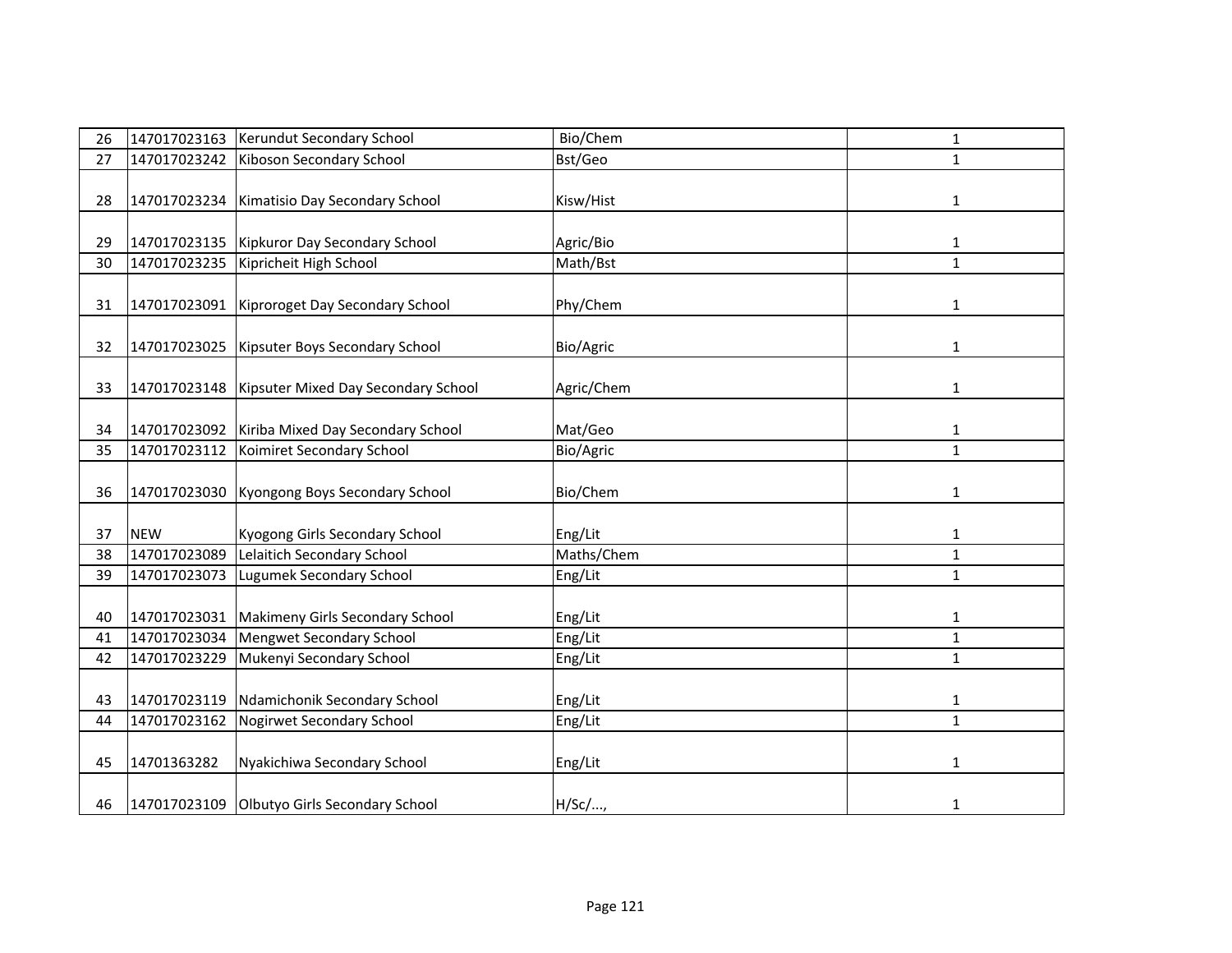| | | | | |
|---|---|---|---|---|
| 26 | 147017023163 | Kerundut Secondary School | Bio/Chem | 1 |
| 27 | 147017023242 | Kiboson Secondary School | Bst/Geo | 1 |
| 28 | 147017023234 | Kimatisio Day Secondary School | Kisw/Hist | 1 |
| 29 | 147017023135 | Kipkuror Day Secondary School | Agric/Bio | 1 |
| 30 | 147017023235 | Kipricheit High School | Math/Bst | 1 |
| 31 | 147017023091 | Kiproroget Day Secondary School | Phy/Chem | 1 |
| 32 | 147017023025 | Kipsuter Boys Secondary School | Bio/Agric | 1 |
| 33 | 147017023148 | Kipsuter Mixed Day Secondary School | Agric/Chem | 1 |
| 34 | 147017023092 | Kiriba Mixed Day Secondary School | Mat/Geo | 1 |
| 35 | 147017023112 | Koimiret Secondary School | Bio/Agric | 1 |
| 36 | 147017023030 | Kyongong Boys Secondary School | Bio/Chem | 1 |
| 37 | NEW | Kyogong Girls Secondary School | Eng/Lit | 1 |
| 38 | 147017023089 | Lelaitich Secondary School | Maths/Chem | 1 |
| 39 | 147017023073 | Lugumek Secondary School | Eng/Lit | 1 |
| 40 | 147017023031 | Makimeny Girls Secondary School | Eng/Lit | 1 |
| 41 | 147017023034 | Mengwet Secondary School | Eng/Lit | 1 |
| 42 | 147017023229 | Mukenyi Secondary School | Eng/Lit | 1 |
| 43 | 147017023119 | Ndamichonik Secondary School | Eng/Lit | 1 |
| 44 | 147017023162 | Nogirwet Secondary School | Eng/Lit | 1 |
| 45 | 14701363282 | Nyakichiwa Secondary School | Eng/Lit | 1 |
| 46 | 147017023109 | Olbutyo Girls Secondary School | H/Sc/..., | 1 |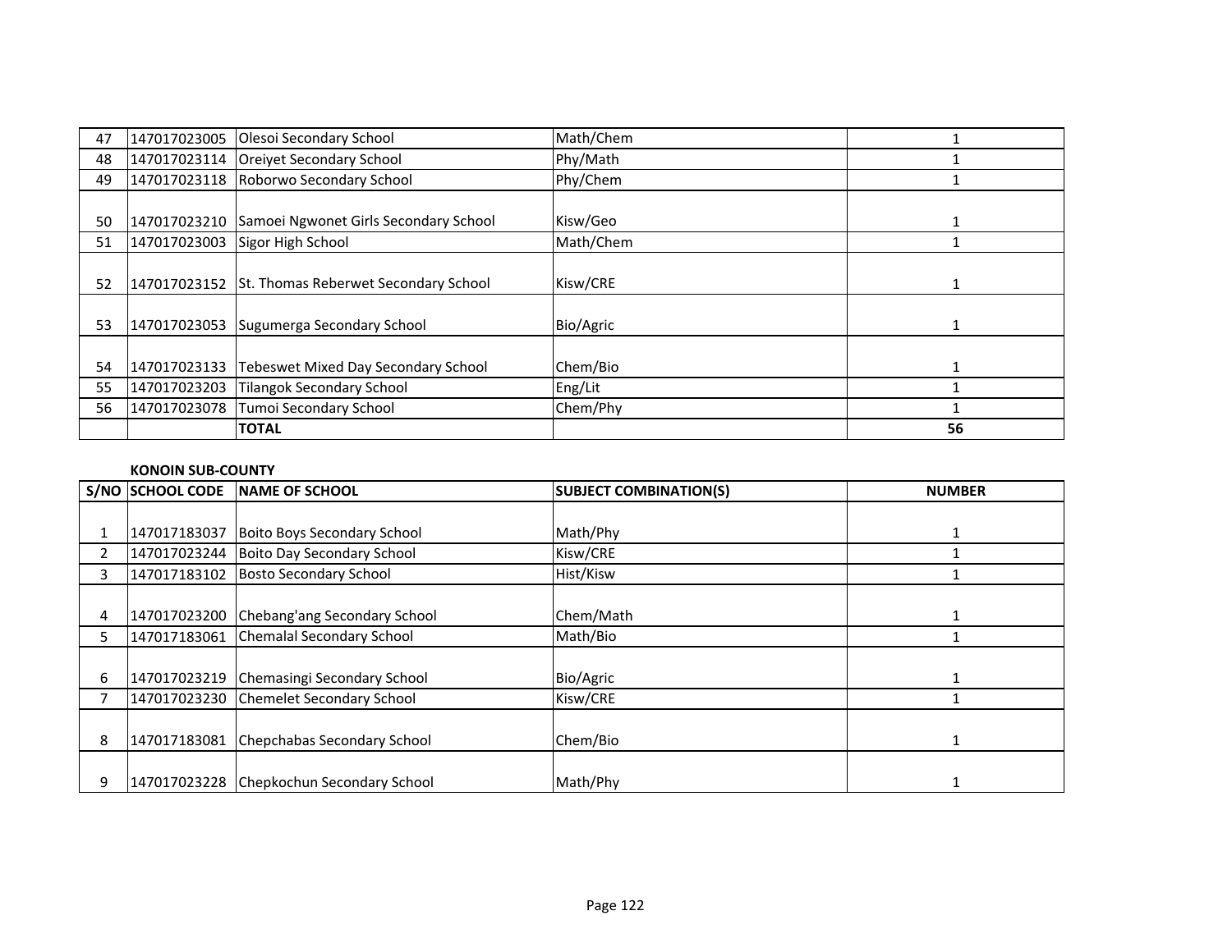| | | | | |
|---|---|---|---|---|
| 47 | 147017023005 | Olesoi Secondary School | Math/Chem | 1 |
| 48 | 147017023114 | Oreiyet Secondary School | Phy/Math | 1 |
| 49 | 147017023118 | Roborwo Secondary School | Phy/Chem | 1 |
| 50 | 147017023210 | Samoei Ngwonet Girls Secondary School | Kisw/Geo | 1 |
| 51 | 147017023003 | Sigor High School | Math/Chem | 1 |
| 52 | 147017023152 | St. Thomas Reberwet Secondary School | Kisw/CRE | 1 |
| 53 | 147017023053 | Sugumerga Secondary School | Bio/Agric | 1 |
| 54 | 147017023133 | Tebeswet Mixed Day Secondary School | Chem/Bio | 1 |
| 55 | 147017023203 | Tilangok Secondary School | Eng/Lit | 1 |
| 56 | 147017023078 | Tumoi Secondary School | Chem/Phy | 1 |
| | | **TOTAL** | | **56** |

**KONOIN SUB-COUNTY**

| S/NO | SCHOOL CODE | NAME OF SCHOOL | SUBJECT COMBINATION(S) | NUMBER |
|---|---|---|---|---|
| 1 | 147017183037 | Boito Boys Secondary School | Math/Phy | 1 |
| 2 | 147017023244 | Boito Day Secondary School | Kisw/CRE | 1 |
| 3 | 147017183102 | Bosto Secondary School | Hist/Kisw | 1 |
| 4 | 147017023200 | Chebang'ang Secondary School | Chem/Math | 1 |
| 5 | 147017183061 | Chemalal Secondary School | Math/Bio | 1 |
| 6 | 147017023219 | Chemasingi Secondary School | Bio/Agric | 1 |
| 7 | 147017023230 | Chemelet Secondary School | Kisw/CRE | 1 |
| 8 | 147017183081 | Chepchabas Secondary School | Chem/Bio | 1 |
| 9 | 147017023228 | Chepkochun Secondary School | Math/Phy | 1 |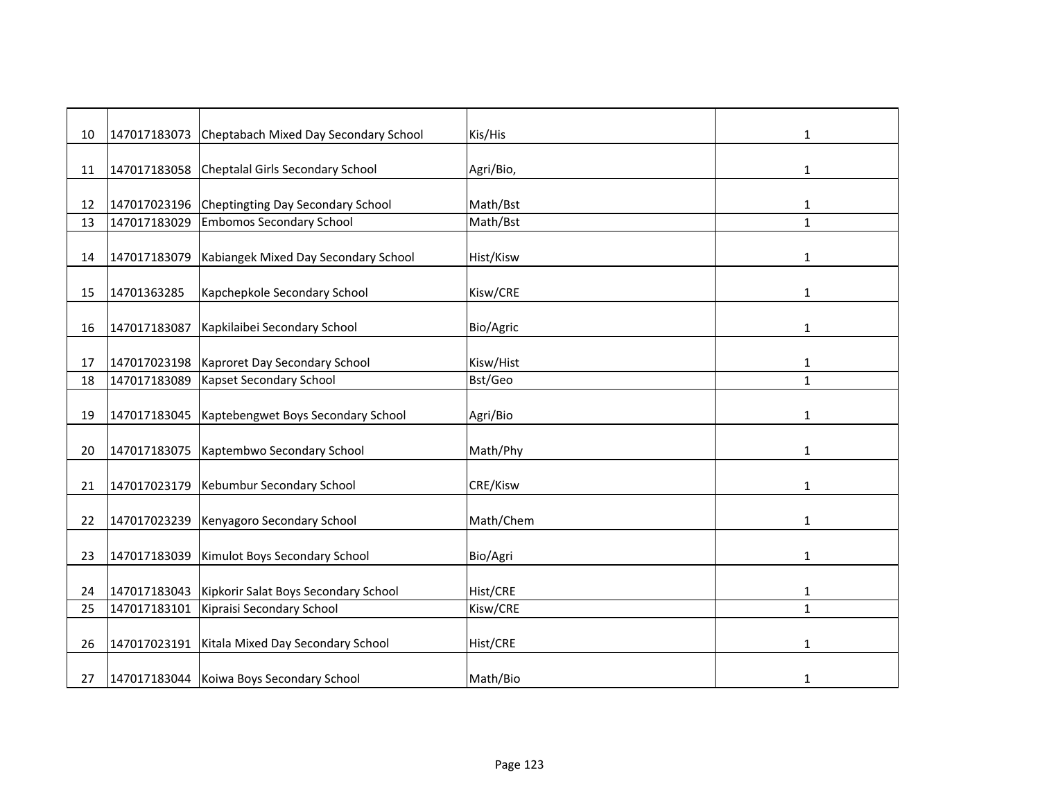| | | | | |
|---|---|---|---|---|
| 10 | 147017183073 | Cheptabach Mixed Day Secondary School | Kis/His | 1 |
| 11 | 147017183058 | Cheptalal Girls Secondary School | Agri/Bio, | 1 |
| 12 | 147017023196 | Cheptingting Day Secondary School | Math/Bst | 1 |
| 13 | 147017183029 | Embomos Secondary School | Math/Bst | 1 |
| 14 | 147017183079 | Kabiangek Mixed Day Secondary School | Hist/Kisw | 1 |
| 15 | 14701363285 | Kapchepkole Secondary School | Kisw/CRE | 1 |
| 16 | 147017183087 | Kapkilaibei Secondary School | Bio/Agric | 1 |
| 17 | 147017023198 | Kaproret Day Secondary School | Kisw/Hist | 1 |
| 18 | 147017183089 | Kapset Secondary School | Bst/Geo | 1 |
| 19 | 147017183045 | Kaptebengwet Boys Secondary School | Agri/Bio | 1 |
| 20 | 147017183075 | Kaptembwo Secondary School | Math/Phy | 1 |
| 21 | 147017023179 | Kebumbur Secondary School | CRE/Kisw | 1 |
| 22 | 147017023239 | Kenyagoro Secondary School | Math/Chem | 1 |
| 23 | 147017183039 | Kimulot Boys Secondary School | Bio/Agri | 1 |
| 24 | 147017183043 | Kipkorir Salat Boys Secondary School | Hist/CRE | 1 |
| 25 | 147017183101 | Kipraisi Secondary School | Kisw/CRE | 1 |
| 26 | 147017023191 | Kitala Mixed Day Secondary School | Hist/CRE | 1 |
| 27 | 147017183044 | Koiwa Boys Secondary School | Math/Bio | 1 |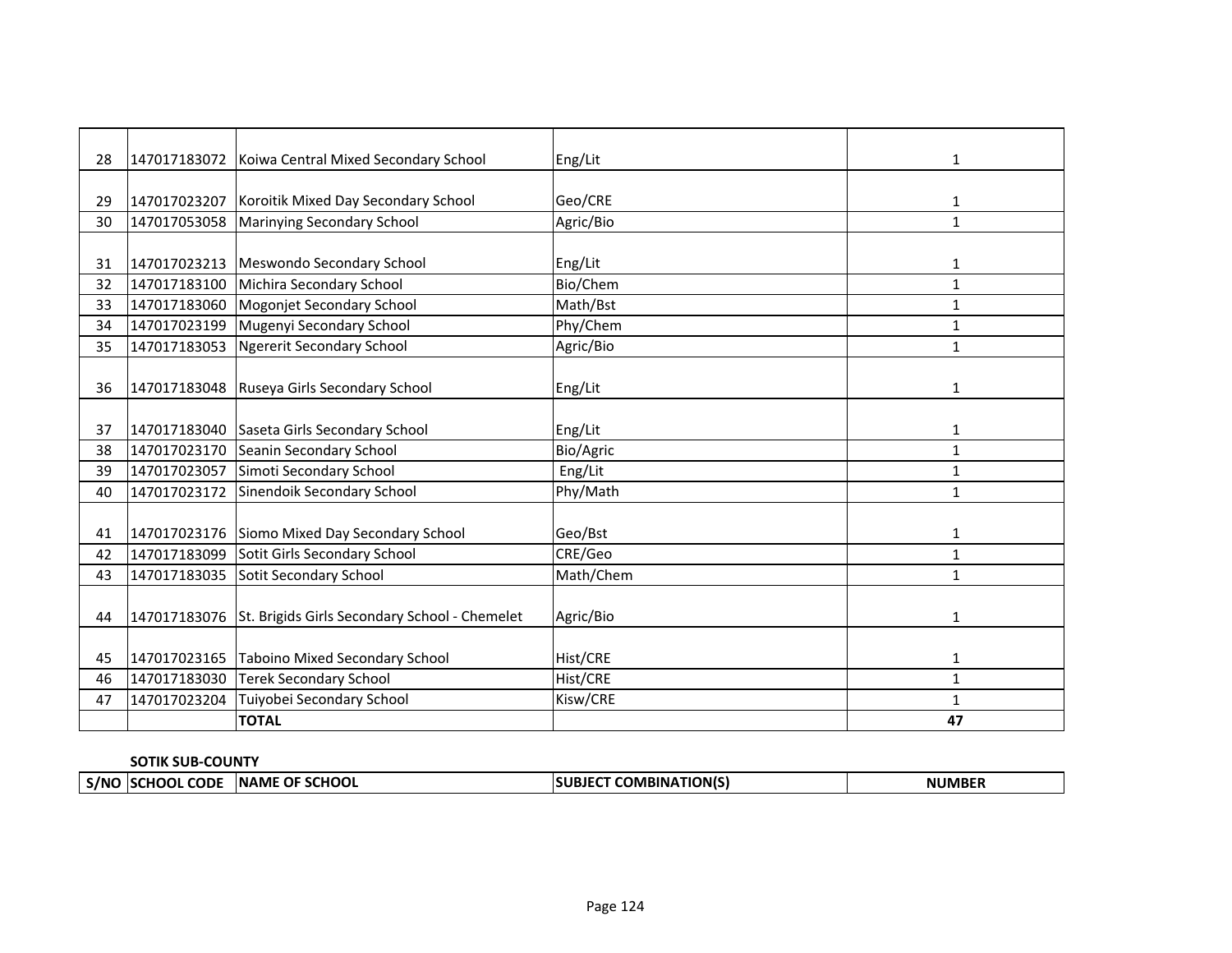| | | | | |
|---|---|---|---|---|
| 28 | 147017183072 | Koiwa Central Mixed Secondary School | Eng/Lit | 1 |
| 29 | 147017023207 | Koroitik Mixed Day Secondary School | Geo/CRE | 1 |
| 30 | 147017053058 | Marinying Secondary School | Agric/Bio | 1 |
| 31 | 147017023213 | Meswondo Secondary School | Eng/Lit | 1 |
| 32 | 147017183100 | Michira Secondary School | Bio/Chem | 1 |
| 33 | 147017183060 | Mogonjet Secondary School | Math/Bst | 1 |
| 34 | 147017023199 | Mugenyi Secondary School | Phy/Chem | 1 |
| 35 | 147017183053 | Ngererit Secondary School | Agric/Bio | 1 |
| 36 | 147017183048 | Ruseya Girls Secondary School | Eng/Lit | 1 |
| 37 | 147017183040 | Saseta Girls Secondary School | Eng/Lit | 1 |
| 38 | 147017023170 | Seanin Secondary School | Bio/Agric | 1 |
| 39 | 147017023057 | Simoti Secondary School | Eng/Lit | 1 |
| 40 | 147017023172 | Sinendoik Secondary School | Phy/Math | 1 |
| 41 | 147017023176 | Siomo Mixed Day Secondary School | Geo/Bst | 1 |
| 42 | 147017183099 | Sotit Girls Secondary School | CRE/Geo | 1 |
| 43 | 147017183035 | Sotit Secondary School | Math/Chem | 1 |
| 44 | 147017183076 | St. Brigids Girls Secondary School - Chemelet | Agric/Bio | 1 |
| 45 | 147017023165 | Taboino Mixed Secondary School | Hist/CRE | 1 |
| 46 | 147017183030 | Terek Secondary School | Hist/CRE | 1 |
| 47 | 147017023204 | Tuiyobei Secondary School | Kisw/CRE | 1 |
| | | **TOTAL** | | **47** |

**SOTIK SUB-COUNTY**

| S/NO | SCHOOL CODE | NAME OF SCHOOL | SUBJECT COMBINATION(S) | NUMBER |
|---|---|---|---|---|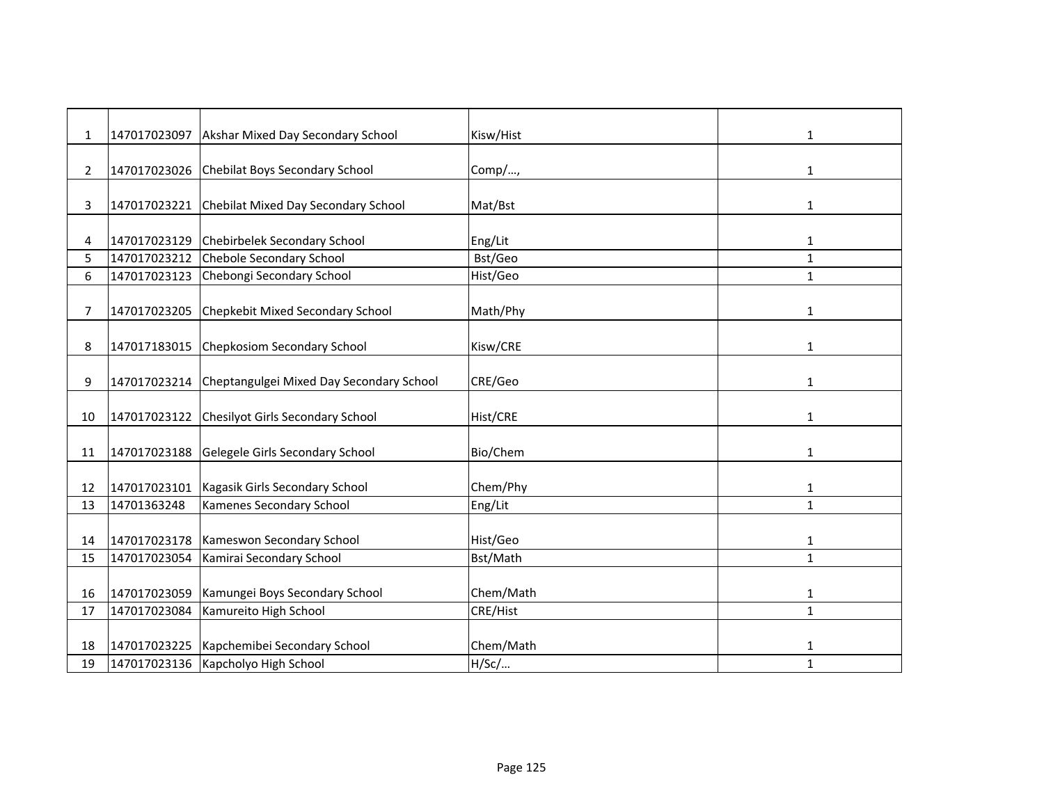| | | | | |
|---|---|---|---|---|
| 1 | 147017023097 | Akshar Mixed Day Secondary School | Kisw/Hist | 1 |
| 2 | 147017023026 | Chebilat Boys Secondary School | Comp/…, | 1 |
| 3 | 147017023221 | Chebilat Mixed Day Secondary School | Mat/Bst | 1 |
| 4 | 147017023129 | Chebirbelek Secondary School | Eng/Lit | 1 |
| 5 | 147017023212 | Chebole Secondary School | Bst/Geo | 1 |
| 6 | 147017023123 | Chebongi Secondary School | Hist/Geo | 1 |
| 7 | 147017023205 | Chepkebit Mixed Secondary School | Math/Phy | 1 |
| 8 | 147017183015 | Chepkosiom Secondary School | Kisw/CRE | 1 |
| 9 | 147017023214 | Cheptangulgei Mixed Day Secondary School | CRE/Geo | 1 |
| 10 | 147017023122 | Chesilyot Girls Secondary School | Hist/CRE | 1 |
| 11 | 147017023188 | Gelegele Girls Secondary School | Bio/Chem | 1 |
| 12 | 147017023101 | Kagasik Girls Secondary School | Chem/Phy | 1 |
| 13 | 14701363248 | Kamenes Secondary School | Eng/Lit | 1 |
| 14 | 147017023178 | Kameswon Secondary School | Hist/Geo | 1 |
| 15 | 147017023054 | Kamirai Secondary School | Bst/Math | 1 |
| 16 | 147017023059 | Kamungei Boys Secondary School | Chem/Math | 1 |
| 17 | 147017023084 | Kamureito High School | CRE/Hist | 1 |
| 18 | 147017023225 | Kapchemibei Secondary School | Chem/Math | 1 |
| 19 | 147017023136 | Kapcholyo High School | H/Sc/… | 1 |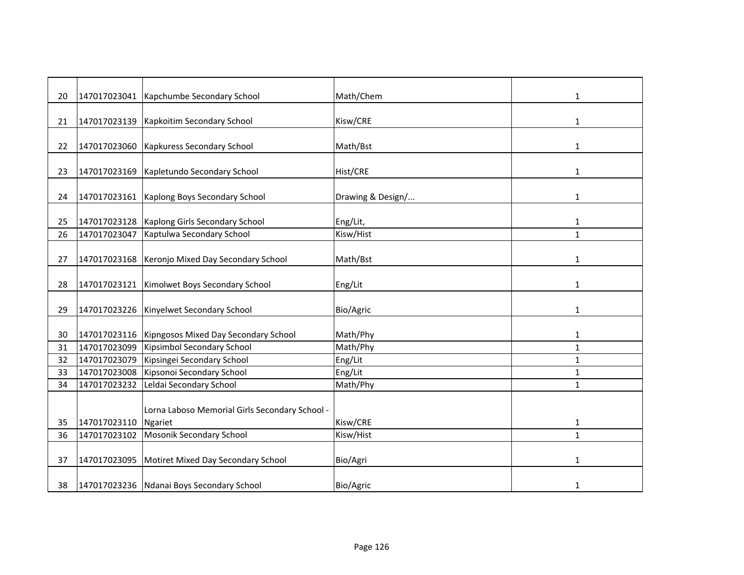| | | | | |
|---|---|---|---|---|
| 20 | 147017023041 | Kapchumbe Secondary School | Math/Chem | 1 |
| 21 | 147017023139 | Kapkoitim Secondary School | Kisw/CRE | 1 |
| 22 | 147017023060 | Kapkuress Secondary School | Math/Bst | 1 |
| 23 | 147017023169 | Kapletundo Secondary School | Hist/CRE | 1 |
| 24 | 147017023161 | Kaplong Boys Secondary School | Drawing & Design/... | 1 |
| 25 | 147017023128 | Kaplong Girls Secondary School | Eng/Lit, | 1 |
| 26 | 147017023047 | Kaptulwa Secondary School | Kisw/Hist | 1 |
| 27 | 147017023168 | Keronjo Mixed Day Secondary School | Math/Bst | 1 |
| 28 | 147017023121 | Kimolwet Boys Secondary School | Eng/Lit | 1 |
| 29 | 147017023226 | Kinyelwet Secondary School | Bio/Agric | 1 |
| 30 | 147017023116 | Kipngosos Mixed Day Secondary School | Math/Phy | 1 |
| 31 | 147017023099 | Kipsimbol Secondary School | Math/Phy | 1 |
| 32 | 147017023079 | Kipsingei Secondary School | Eng/Lit | 1 |
| 33 | 147017023008 | Kipsonoi Secondary School | Eng/Lit | 1 |
| 34 | 147017023232 | Leldai Secondary School | Math/Phy | 1 |
| 35 | 147017023110 | Lorna Laboso Memorial Girls Secondary School - Ngariet | Kisw/CRE | 1 |
| 36 | 147017023102 | Mosonik Secondary School | Kisw/Hist | 1 |
| 37 | 147017023095 | Motiret Mixed Day Secondary School | Bio/Agri | 1 |
| 38 | 147017023236 | Ndanai Boys Secondary School | Bio/Agric | 1 |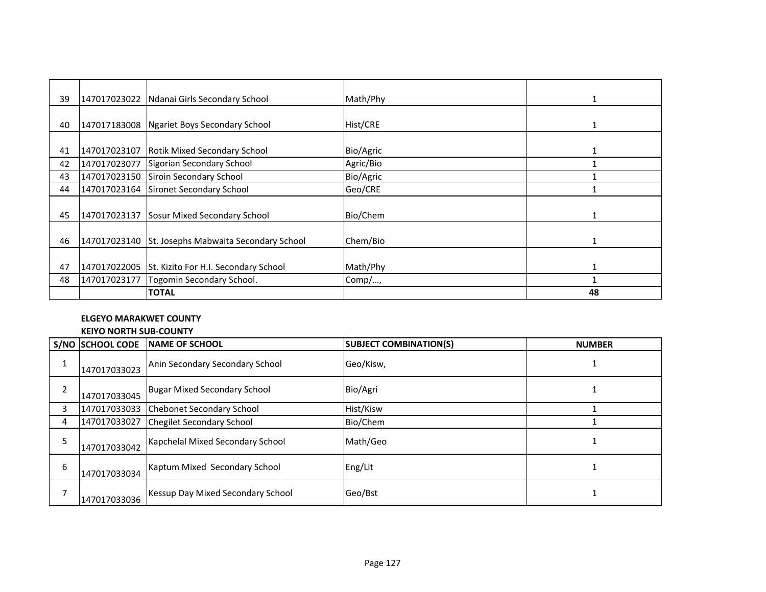| | | | | |
|---|---|---|---|---|
| 39 | 147017023022 | Ndanai Girls Secondary School | Math/Phy | 1 |
| 40 | 147017183008 | Ngariet Boys Secondary School | Hist/CRE | 1 |
| 41 | 147017023107 | Rotik Mixed Secondary School | Bio/Agric | 1 |
| 42 | 147017023077 | Sigorian Secondary School | Agric/Bio | 1 |
| 43 | 147017023150 | Siroin Secondary School | Bio/Agric | 1 |
| 44 | 147017023164 | Sironet Secondary School | Geo/CRE | 1 |
| 45 | 147017023137 | Sosur Mixed Secondary School | Bio/Chem | 1 |
| 46 | 147017023140 | St. Josephs Mabwaita Secondary School | Chem/Bio | 1 |
| 47 | 147017022005 | St. Kizito For H.I. Secondary School | Math/Phy | 1 |
| 48 | 147017023177 | Togomin Secondary School. | Comp/…, | 1 |
| | | **TOTAL** | | **48** |

**ELGEYO MARAKWET COUNTY**

**KEIYO NORTH SUB-COUNTY**

| S/NO | SCHOOL CODE | NAME OF SCHOOL | SUBJECT COMBINATION(S) | NUMBER |
|---|---|---|---|---|
| 1 | 147017033023 | Anin Secondary Secondary School | Geo/Kisw, | 1 |
| 2 | 147017033045 | Bugar Mixed Secondary School | Bio/Agri | 1 |
| 3 | 147017033033 | Chebonet Secondary School | Hist/Kisw | 1 |
| 4 | 147017033027 | Chegilet Secondary School | Bio/Chem | 1 |
| 5 | 147017033042 | Kapchelal Mixed Secondary School | Math/Geo | 1 |
| 6 | 147017033034 | Kaptum Mixed Secondary School | Eng/Lit | 1 |
| 7 | 147017033036 | Kessup Day Mixed Secondary School | Geo/Bst | 1 |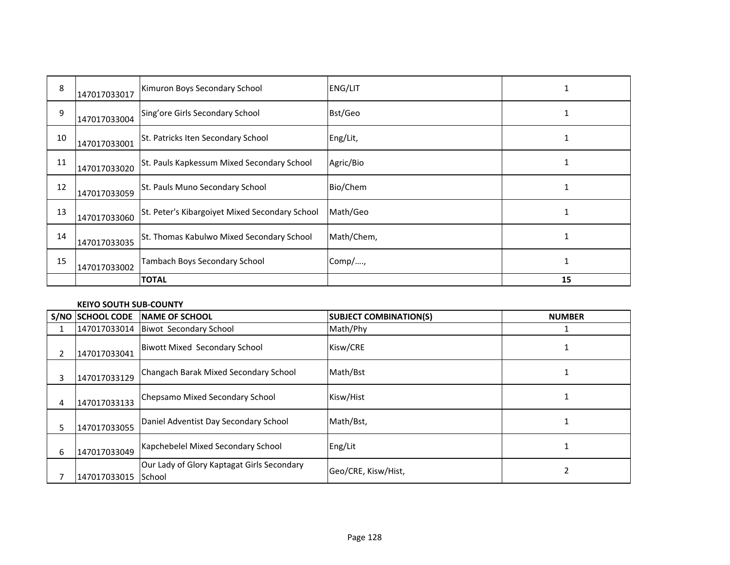| S/NO | SCHOOL CODE | NAME OF SCHOOL | SUBJECT COMBINATION(S) | NUMBER |
|---|---|---|---|---|
| 8 | 147017033017 | Kimuron Boys Secondary School | ENG/LIT | 1 |
| 9 | 147017033004 | Sing'ore Girls Secondary School | Bst/Geo | 1 |
| 10 | 147017033001 | St. Patricks Iten Secondary School | Eng/Lit, | 1 |
| 11 | 147017033020 | St. Pauls Kapkessum Mixed Secondary School | Agric/Bio | 1 |
| 12 | 147017033059 | St. Pauls Muno Secondary School | Bio/Chem | 1 |
| 13 | 147017033060 | St. Peter's Kibargoiyet Mixed Secondary School | Math/Geo | 1 |
| 14 | 147017033035 | St. Thomas Kabulwo Mixed Secondary School | Math/Chem, | 1 |
| 15 | 147017033002 | Tambach Boys Secondary School | Comp/…., | 1 |
| | | **TOTAL** | | **15** |

**KEIYO SOUTH SUB-COUNTY**

| S/NO | SCHOOL CODE | NAME OF SCHOOL | SUBJECT COMBINATION(S) | NUMBER |
|---|---|---|---|---|
| 1 | 147017033014 | Biwot Secondary School | Math/Phy | 1 |
| 2 | 147017033041 | Biwott Mixed Secondary School | Kisw/CRE | 1 |
| 3 | 147017033129 | Changach Barak Mixed Secondary School | Math/Bst | 1 |
| 4 | 147017033133 | Chepsamo Mixed Secondary School | Kisw/Hist | 1 |
| 5 | 147017033055 | Daniel Adventist Day Secondary School | Math/Bst, | 1 |
| 6 | 147017033049 | Kapchebelel Mixed Secondary School | Eng/Lit | 1 |
| 7 | 147017033015 | Our Lady of Glory Kaptagat Girls Secondary School | Geo/CRE, Kisw/Hist, | 2 |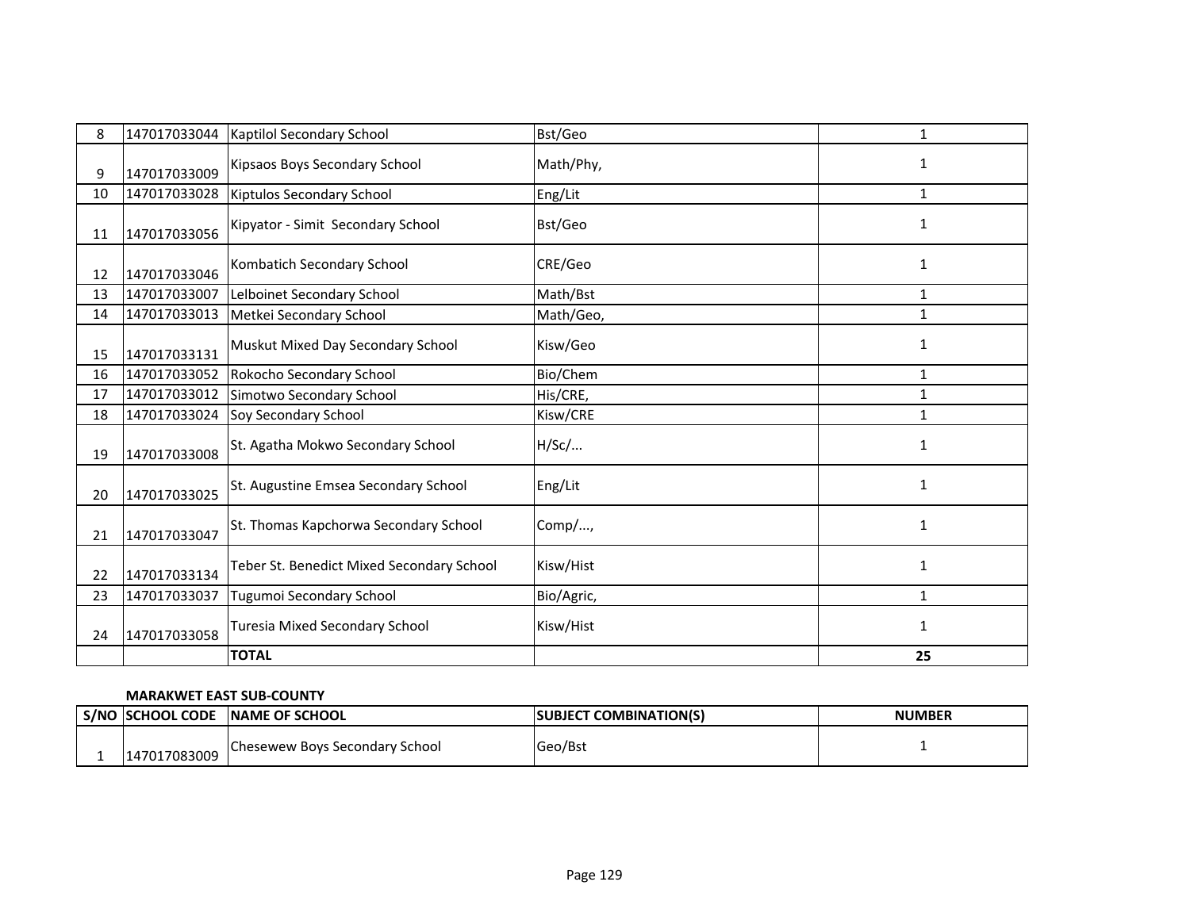| | | | | |
|---|---|---|---|---|
| 8 | 147017033044 | Kaptilol Secondary School | Bst/Geo | 1 |
| 9 | 147017033009 | Kipsaos Boys Secondary School | Math/Phy, | 1 |
| 10 | 147017033028 | Kiptulos Secondary School | Eng/Lit | 1 |
| 11 | 147017033056 | Kipyator - Simit Secondary School | Bst/Geo | 1 |
| 12 | 147017033046 | Kombatich Secondary School | CRE/Geo | 1 |
| 13 | 147017033007 | Lelboinet Secondary School | Math/Bst | 1 |
| 14 | 147017033013 | Metkei Secondary School | Math/Geo, | 1 |
| 15 | 147017033131 | Muskut Mixed Day Secondary School | Kisw/Geo | 1 |
| 16 | 147017033052 | Rokocho Secondary School | Bio/Chem | 1 |
| 17 | 147017033012 | Simotwo Secondary School | His/CRE, | 1 |
| 18 | 147017033024 | Soy Secondary School | Kisw/CRE | 1 |
| 19 | 147017033008 | St. Agatha Mokwo Secondary School | H/Sc/... | 1 |
| 20 | 147017033025 | St. Augustine Emsea Secondary School | Eng/Lit | 1 |
| 21 | 147017033047 | St. Thomas Kapchorwa Secondary School | Comp/..., | 1 |
| 22 | 147017033134 | Teber St. Benedict Mixed Secondary School | Kisw/Hist | 1 |
| 23 | 147017033037 | Tugumoi Secondary School | Bio/Agric, | 1 |
| 24 | 147017033058 | Turesia Mixed Secondary School | Kisw/Hist | 1 |
| | | **TOTAL** | | **25** |

**MARAKWET EAST SUB-COUNTY**

| S/NO | SCHOOL CODE | NAME OF SCHOOL | SUBJECT COMBINATION(S) | NUMBER |
|---|---|---|---|---|
| 1 | 147017083009 | Chesewew Boys Secondary School | Geo/Bst | 1 |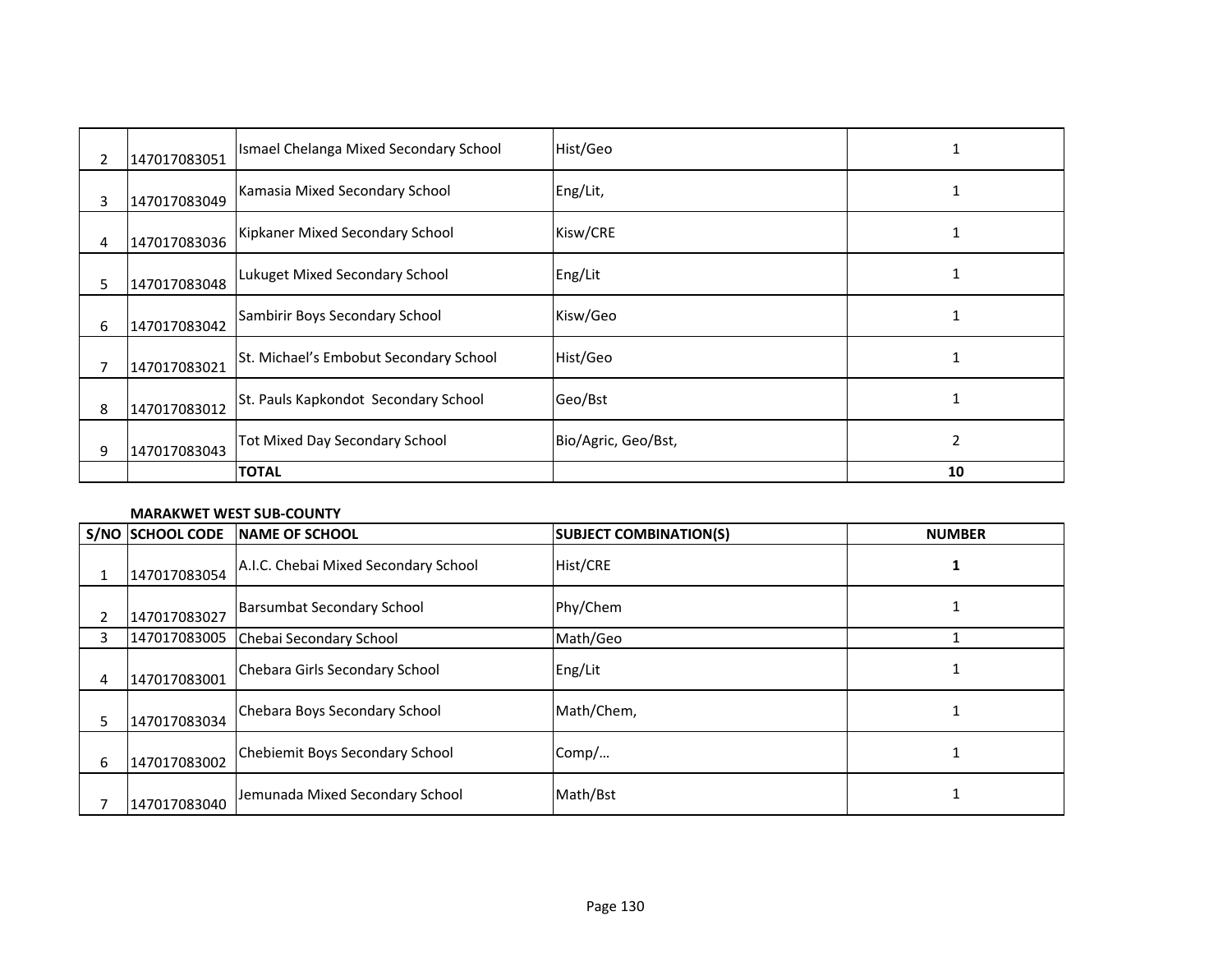| | | | | |
|---|---|---|---|---|
| 2 | 147017083051 | Ismael Chelanga Mixed Secondary School | Hist/Geo | 1 |
| 3 | 147017083049 | Kamasia Mixed Secondary School | Eng/Lit, | 1 |
| 4 | 147017083036 | Kipkaner Mixed Secondary School | Kisw/CRE | 1 |
| 5 | 147017083048 | Lukuget Mixed Secondary School | Eng/Lit | 1 |
| 6 | 147017083042 | Sambirir Boys Secondary School | Kisw/Geo | 1 |
| 7 | 147017083021 | St. Michael's Embobut Secondary School | Hist/Geo | 1 |
| 8 | 147017083012 | St. Pauls Kapkondot Secondary School | Geo/Bst | 1 |
| 9 | 147017083043 | Tot Mixed Day Secondary School | Bio/Agric, Geo/Bst, | 2 |
| | | **TOTAL** | | **10** |

**MARAKWET WEST SUB-COUNTY**

| S/NO | SCHOOL CODE | NAME OF SCHOOL | SUBJECT COMBINATION(S) | NUMBER |
|---|---|---|---|---|
| 1 | 147017083054 | A.I.C. Chebai Mixed Secondary School | Hist/CRE | **1** |
| 2 | 147017083027 | Barsumbat Secondary School | Phy/Chem | 1 |
| 3 | 147017083005 | Chebai Secondary School | Math/Geo | 1 |
| 4 | 147017083001 | Chebara Girls Secondary School | Eng/Lit | 1 |
| 5 | 147017083034 | Chebara Boys Secondary School | Math/Chem, | 1 |
| 6 | 147017083002 | Chebiemit Boys Secondary School | Comp/… | 1 |
| 7 | 147017083040 | Jemunada Mixed Secondary School | Math/Bst | 1 |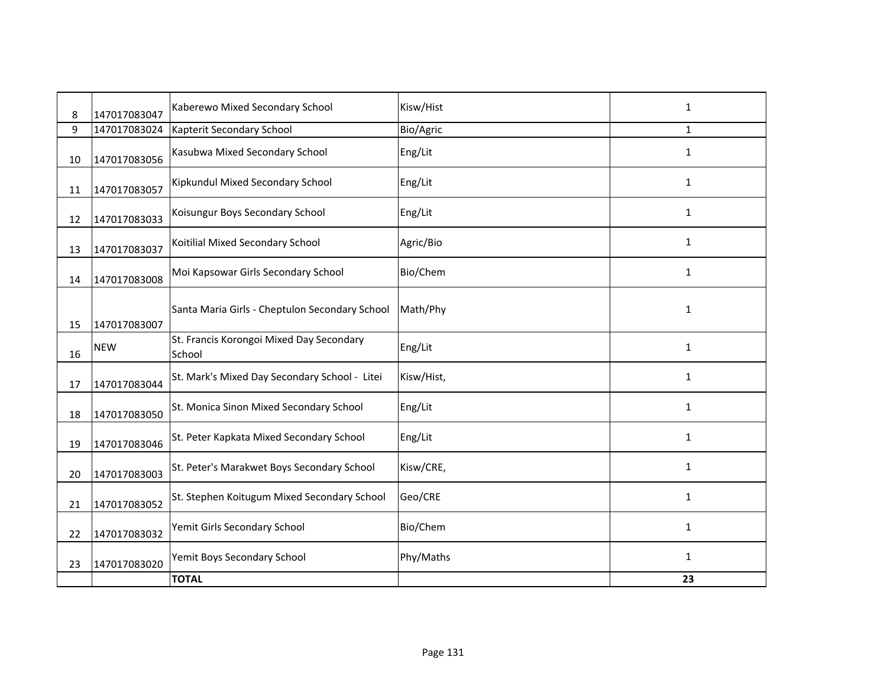| 8 | 147017083047 | Kaberewo Mixed Secondary School | Kisw/Hist | 1 |
|---|---|---|---|---|
| 9 | 147017083024 | Kapterit Secondary School | Bio/Agric | 1 |
| 10 | 147017083056 | Kasubwa Mixed Secondary School | Eng/Lit | 1 |
| 11 | 147017083057 | Kipkundul Mixed Secondary School | Eng/Lit | 1 |
| 12 | 147017083033 | Koisungur Boys Secondary School | Eng/Lit | 1 |
| 13 | 147017083037 | Koitilial Mixed Secondary School | Agric/Bio | 1 |
| 14 | 147017083008 | Moi Kapsowar Girls Secondary School | Bio/Chem | 1 |
| 15 | 147017083007 | Santa Maria Girls - Cheptulon Secondary School | Math/Phy | 1 |
| 16 | NEW | St. Francis Korongoi Mixed Day Secondary School | Eng/Lit | 1 |
| 17 | 147017083044 | St. Mark's Mixed Day Secondary School - Litei | Kisw/Hist, | 1 |
| 18 | 147017083050 | St. Monica Sinon Mixed Secondary School | Eng/Lit | 1 |
| 19 | 147017083046 | St. Peter Kapkata Mixed Secondary School | Eng/Lit | 1 |
| 20 | 147017083003 | St. Peter's Marakwet Boys Secondary School | Kisw/CRE, | 1 |
| 21 | 147017083052 | St. Stephen Koitugum Mixed Secondary School | Geo/CRE | 1 |
| 22 | 147017083032 | Yemit Girls Secondary School | Bio/Chem | 1 |
| 23 | 147017083020 | Yemit Boys Secondary School | Phy/Maths | 1 |
| | | **TOTAL** | | **23** |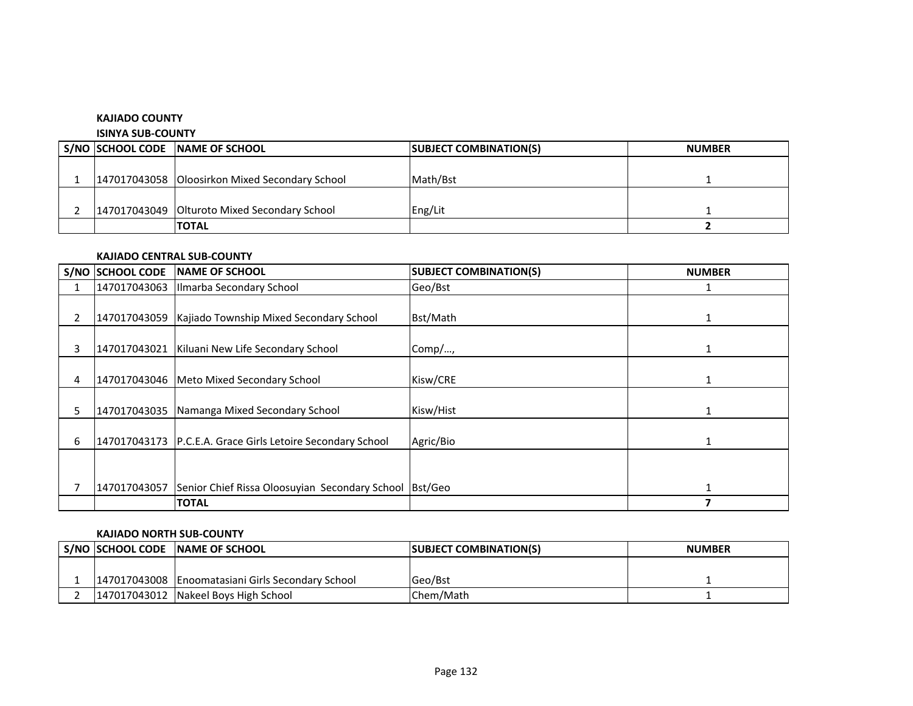**KAJIADO COUNTY**

**ISINYA SUB-COUNTY**

| S/NO | SCHOOL CODE | NAME OF SCHOOL | SUBJECT COMBINATION(S) | NUMBER |
|---|---|---|---|---|
| 1 | 147017043058 | Oloosirkon Mixed Secondary School | Math/Bst | 1 |
| 2 | 147017043049 | Olturoto Mixed Secondary School | Eng/Lit | 1 |
| | | **TOTAL** | | **2** |

**KAJIADO CENTRAL SUB-COUNTY**

| S/NO | SCHOOL CODE | NAME OF SCHOOL | SUBJECT COMBINATION(S) | NUMBER |
|---|---|---|---|---|
| 1 | 147017043063 | Ilmarba Secondary School | Geo/Bst | 1 |
| 2 | 147017043059 | Kajiado Township Mixed Secondary School | Bst/Math | 1 |
| 3 | 147017043021 | Kiluani New Life Secondary School | Comp/…, | 1 |
| 4 | 147017043046 | Meto Mixed Secondary School | Kisw/CRE | 1 |
| 5 | 147017043035 | Namanga Mixed Secondary School | Kisw/Hist | 1 |
| 6 | 147017043173 | P.C.E.A. Grace Girls Letoire Secondary School | Agric/Bio | 1 |
| 7 | 147017043057 | Senior Chief Rissa Oloosuyian Secondary School | Bst/Geo | 1 |
| | | **TOTAL** | | **7** |

**KAJIADO NORTH SUB-COUNTY**

| S/NO | SCHOOL CODE | NAME OF SCHOOL | SUBJECT COMBINATION(S) | NUMBER |
|---|---|---|---|---|
| 1 | 147017043008 | Enoomatasiani Girls Secondary School | Geo/Bst | 1 |
| 2 | 147017043012 | Nakeel Boys High School | Chem/Math | 1 |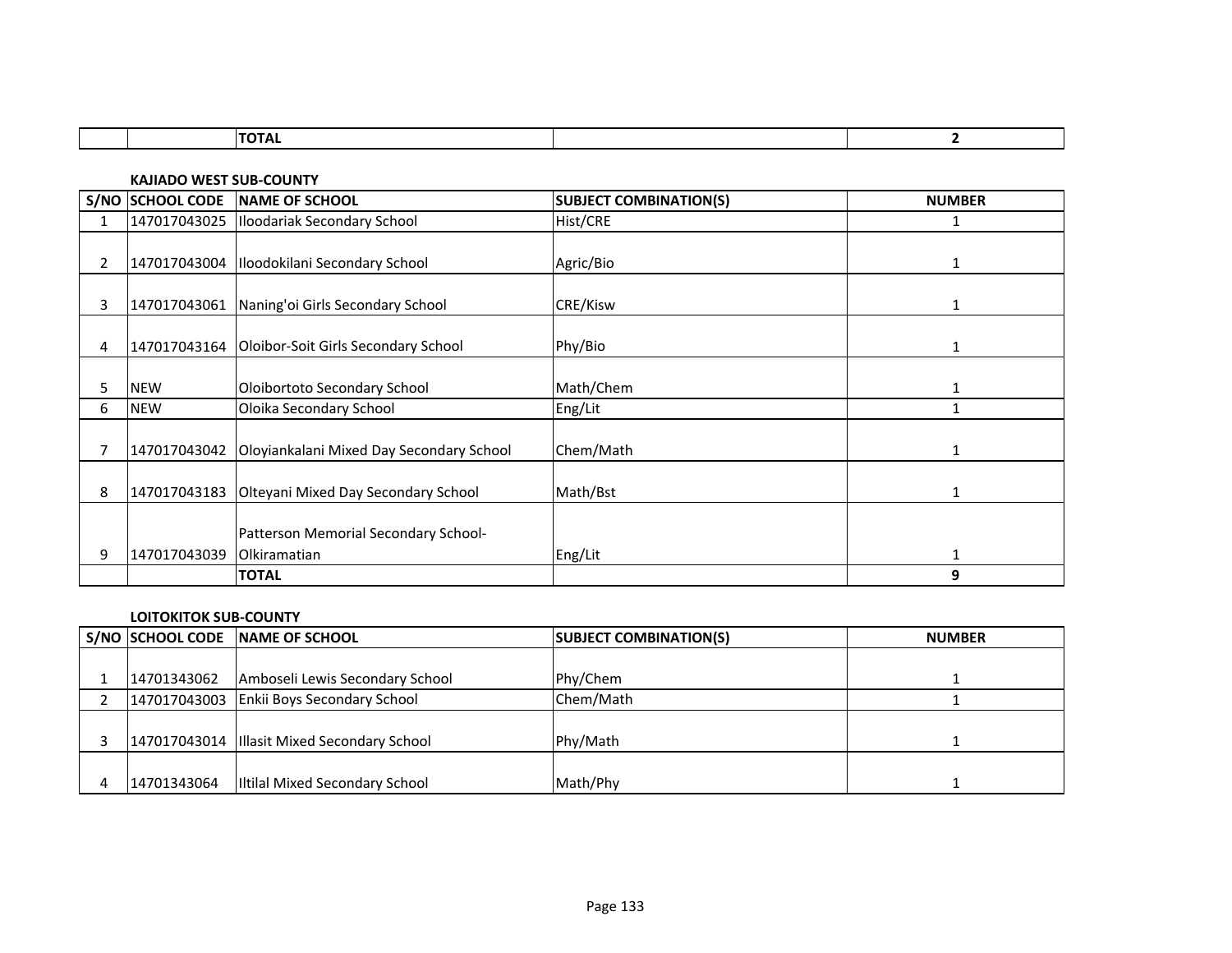| | | TOTAL | | 2 |
|---|---|---|---|---|

**KAJIADO WEST SUB-COUNTY**

| S/NO | SCHOOL CODE | NAME OF SCHOOL | SUBJECT COMBINATION(S) | NUMBER |
|---|---|---|---|---|
| 1 | 147017043025 | Iloodariak Secondary School | Hist/CRE | 1 |
| 2 | 147017043004 | Iloodokilani Secondary School | Agric/Bio | 1 |
| 3 | 147017043061 | Naning'oi Girls Secondary School | CRE/Kisw | 1 |
| 4 | 147017043164 | Oloibor-Soit Girls Secondary School | Phy/Bio | 1 |
| 5 | NEW | Oloibortoto Secondary School | Math/Chem | 1 |
| 6 | NEW | Oloika Secondary School | Eng/Lit | 1 |
| 7 | 147017043042 | Oloyiankalani Mixed Day Secondary School | Chem/Math | 1 |
| 8 | 147017043183 | Olteyani Mixed Day Secondary School | Math/Bst | 1 |
| 9 | 147017043039 | Patterson Memorial Secondary School-Olkiramatian | Eng/Lit | 1 |
| | | TOTAL | | 9 |

**LOITOKITOK SUB-COUNTY**

| S/NO | SCHOOL CODE | NAME OF SCHOOL | SUBJECT COMBINATION(S) | NUMBER |
|---|---|---|---|---|
| 1 | 14701343062 | Amboseli Lewis Secondary School | Phy/Chem | 1 |
| 2 | 147017043003 | Enkii Boys Secondary School | Chem/Math | 1 |
| 3 | 147017043014 | Illasit Mixed Secondary School | Phy/Math | 1 |
| 4 | 14701343064 | Iltilal Mixed Secondary School | Math/Phy | 1 |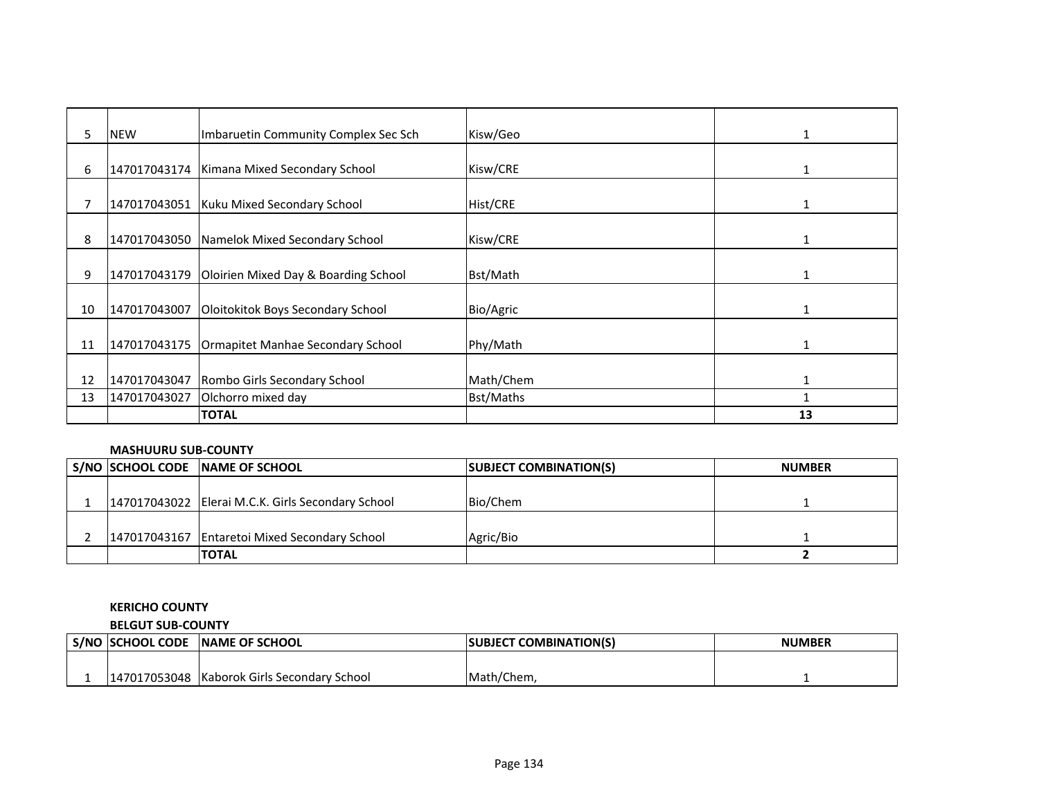| S/NO | SCHOOL CODE | NAME OF SCHOOL | SUBJECT COMBINATION(S) | NUMBER |
|---|---|---|---|---|
| 5 | NEW | Imbaruetin Community Complex Sec Sch | Kisw/Geo | 1 |
| 6 | 147017043174 | Kimana Mixed Secondary School | Kisw/CRE | 1 |
| 7 | 147017043051 | Kuku Mixed Secondary School | Hist/CRE | 1 |
| 8 | 147017043050 | Namelok Mixed Secondary School | Kisw/CRE | 1 |
| 9 | 147017043179 | Oloirien Mixed Day & Boarding School | Bst/Math | 1 |
| 10 | 147017043007 | Oloitokitok Boys Secondary School | Bio/Agric | 1 |
| 11 | 147017043175 | Ormapitet Manhae Secondary School | Phy/Math | 1 |
| 12 | 147017043047 | Rombo Girls Secondary School | Math/Chem | 1 |
| 13 | 147017043027 | Olchorro mixed day | Bst/Maths | 1 |
| | | **TOTAL** | | **13** |

**MASHUURU SUB-COUNTY**

| S/NO | SCHOOL CODE | NAME OF SCHOOL | SUBJECT COMBINATION(S) | NUMBER |
|---|---|---|---|---|
| 1 | 147017043022 | Elerai M.C.K. Girls Secondary School | Bio/Chem | 1 |
| 2 | 147017043167 | Entaretoi Mixed Secondary School | Agric/Bio | 1 |
| | | **TOTAL** | | **2** |

**KERICHO COUNTY**

**BELGUT SUB-COUNTY**

| S/NO | SCHOOL CODE | NAME OF SCHOOL | SUBJECT COMBINATION(S) | NUMBER |
|---|---|---|---|---|
| 1 | 147017053048 | Kaborok Girls Secondary School | Math/Chem, | 1 |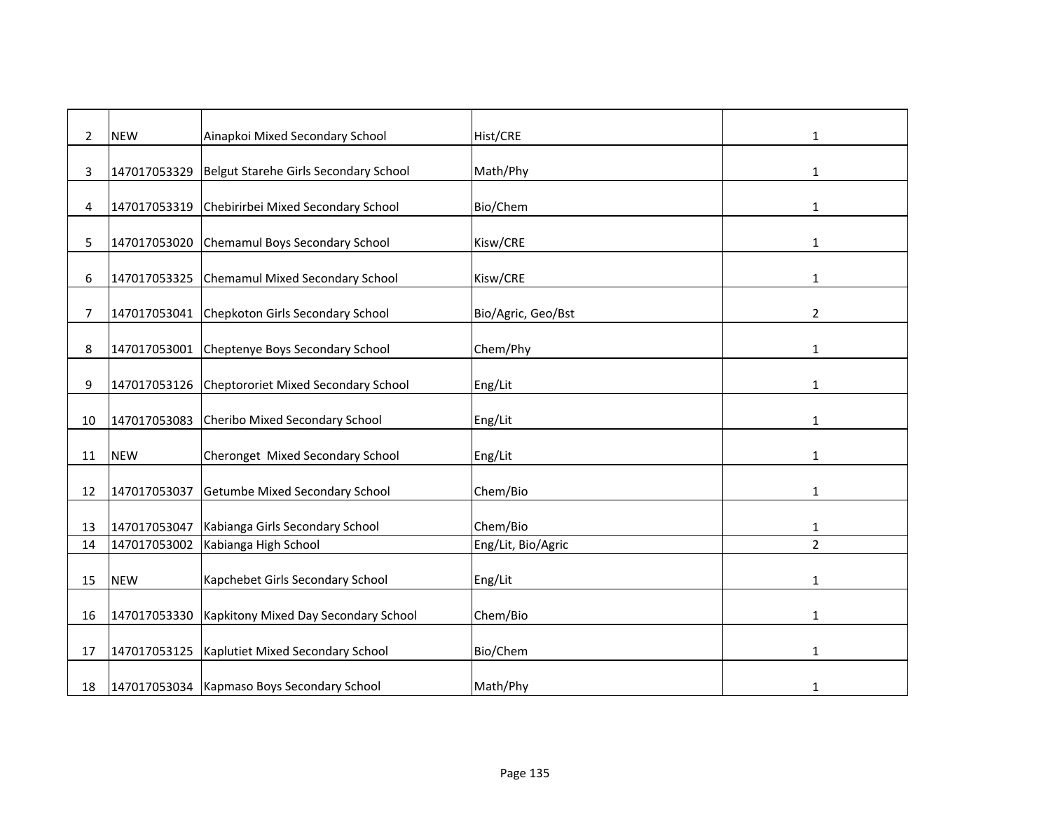| | | | | |
|---|---|---|---|---|
| 2 | NEW | Ainapkoi Mixed Secondary School | Hist/CRE | 1 |
| 3 | 147017053329 | Belgut Starehe Girls Secondary School | Math/Phy | 1 |
| 4 | 147017053319 | Chebirirbei Mixed Secondary School | Bio/Chem | 1 |
| 5 | 147017053020 | Chemamul Boys Secondary School | Kisw/CRE | 1 |
| 6 | 147017053325 | Chemamul Mixed Secondary School | Kisw/CRE | 1 |
| 7 | 147017053041 | Chepkoton Girls Secondary School | Bio/Agric, Geo/Bst | 2 |
| 8 | 147017053001 | Cheptenye Boys Secondary School | Chem/Phy | 1 |
| 9 | 147017053126 | Cheptororiet Mixed Secondary School | Eng/Lit | 1 |
| 10 | 147017053083 | Cheribo Mixed Secondary School | Eng/Lit | 1 |
| 11 | NEW | Cheronget Mixed Secondary School | Eng/Lit | 1 |
| 12 | 147017053037 | Getumbe Mixed Secondary School | Chem/Bio | 1 |
| 13 | 147017053047 | Kabianga Girls Secondary School | Chem/Bio | 1 |
| 14 | 147017053002 | Kabianga High School | Eng/Lit, Bio/Agric | 2 |
| 15 | NEW | Kapchebet Girls Secondary School | Eng/Lit | 1 |
| 16 | 147017053330 | Kapkitony Mixed Day Secondary School | Chem/Bio | 1 |
| 17 | 147017053125 | Kaplutiet Mixed Secondary School | Bio/Chem | 1 |
| 18 | 147017053034 | Kapmaso Boys Secondary School | Math/Phy | 1 |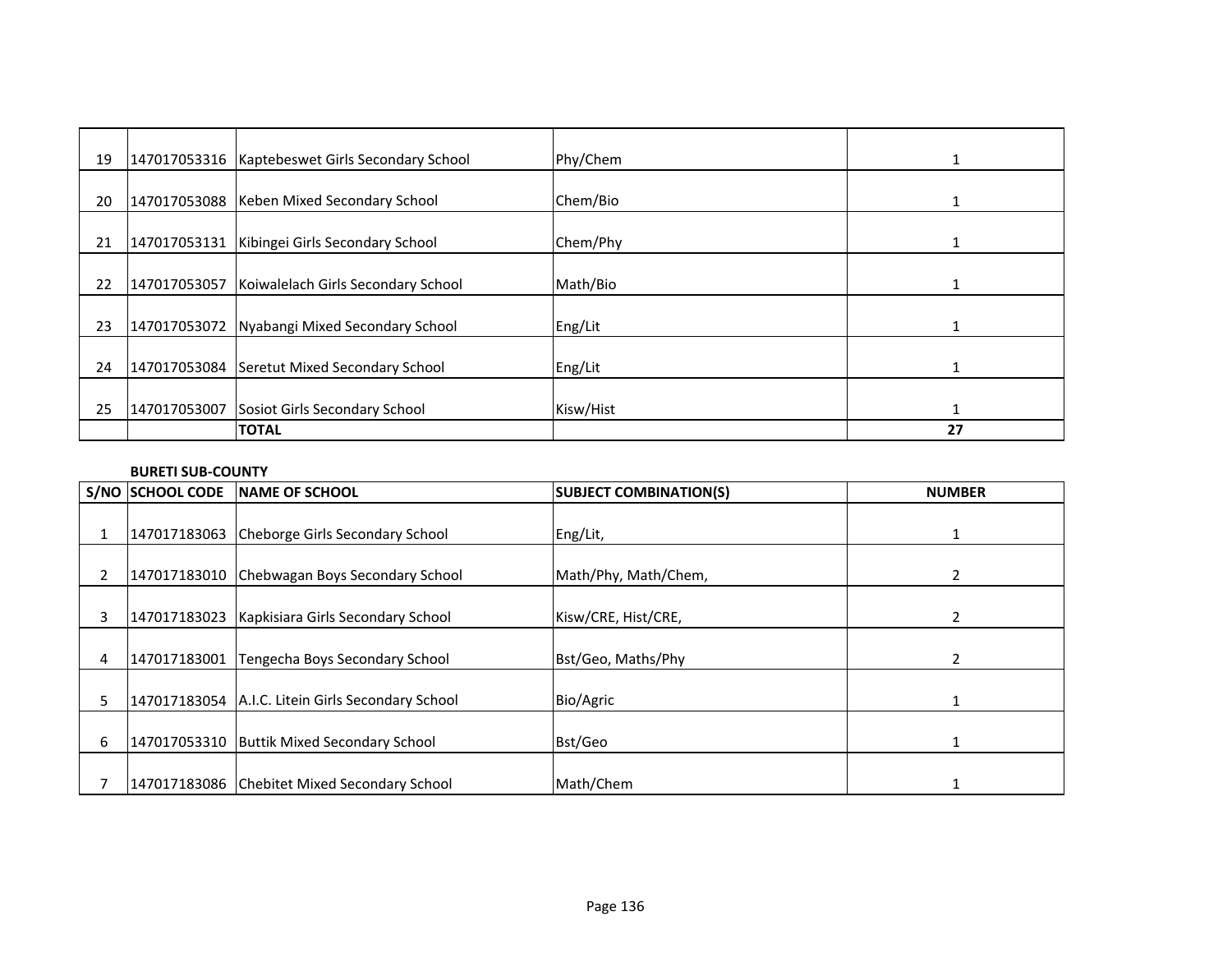| | | | | |
|---|---|---|---|---|
| 19 | 147017053316 | Kaptebeswet Girls Secondary School | Phy/Chem | 1 |
| 20 | 147017053088 | Keben Mixed Secondary School | Chem/Bio | 1 |
| 21 | 147017053131 | Kibingei Girls Secondary School | Chem/Phy | 1 |
| 22 | 147017053057 | Koiwalelach Girls Secondary School | Math/Bio | 1 |
| 23 | 147017053072 | Nyabangi Mixed Secondary School | Eng/Lit | 1 |
| 24 | 147017053084 | Seretut Mixed Secondary School | Eng/Lit | 1 |
| 25 | 147017053007 | Sosiot Girls Secondary School | Kisw/Hist | 1 |
| | | **TOTAL** | | **27** |

**BURETI SUB-COUNTY**

| S/NO | SCHOOL CODE | NAME OF SCHOOL | SUBJECT COMBINATION(S) | NUMBER |
|---|---|---|---|---|
| 1 | 147017183063 | Cheborge Girls Secondary School | Eng/Lit, | 1 |
| 2 | 147017183010 | Chebwagan Boys Secondary School | Math/Phy, Math/Chem, | 2 |
| 3 | 147017183023 | Kapkisiara Girls Secondary School | Kisw/CRE, Hist/CRE, | 2 |
| 4 | 147017183001 | Tengecha Boys Secondary School | Bst/Geo, Maths/Phy | 2 |
| 5 | 147017183054 | A.I.C. Litein Girls Secondary School | Bio/Agric | 1 |
| 6 | 147017053310 | Buttik Mixed Secondary School | Bst/Geo | 1 |
| 7 | 147017183086 | Chebitet Mixed Secondary School | Math/Chem | 1 |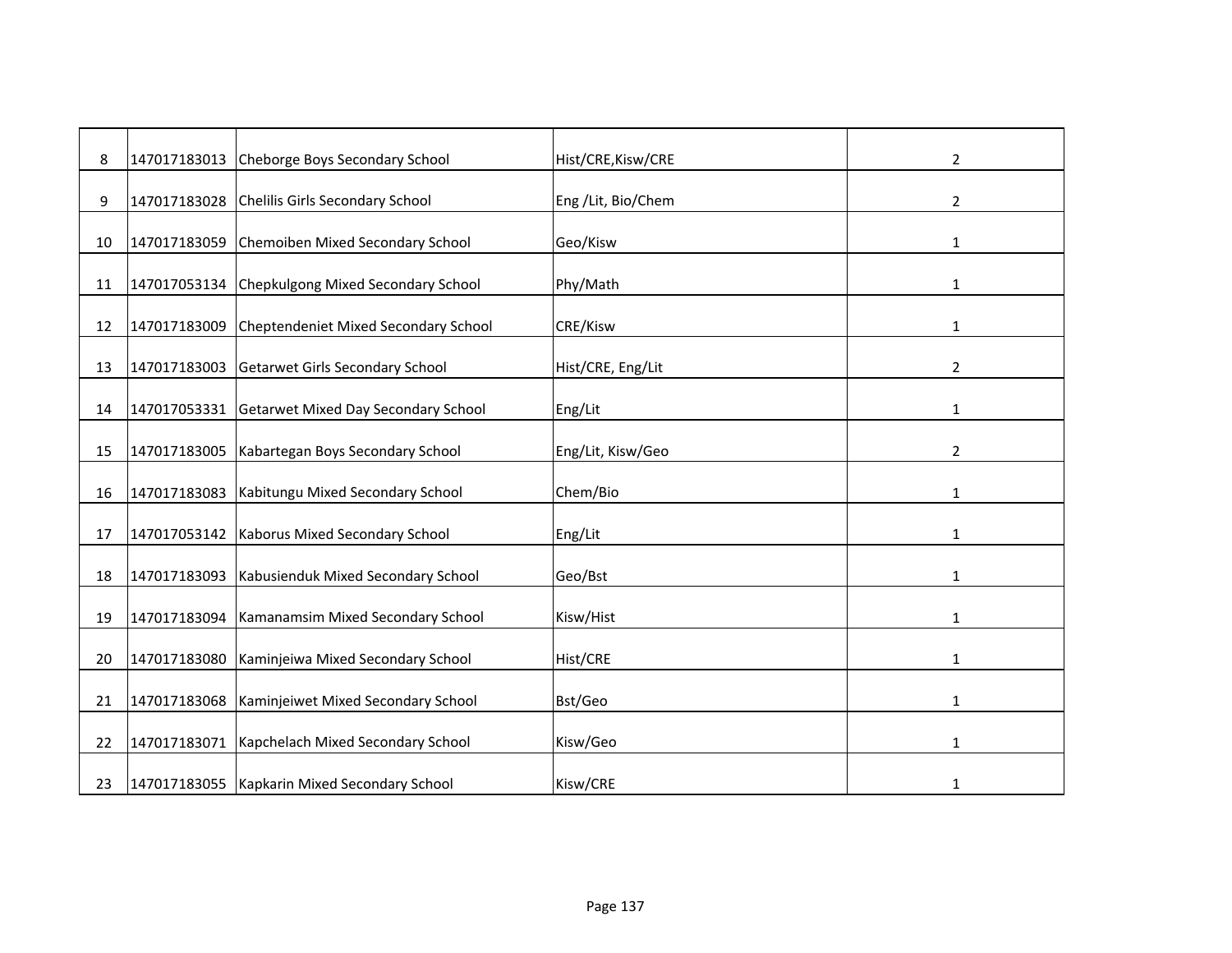| | | | | |
|---|---|---|---|---|
| 8 | 147017183013 | Cheborge Boys Secondary School | Hist/CRE,Kisw/CRE | 2 |
| 9 | 147017183028 | Chelilis Girls Secondary School | Eng /Lit, Bio/Chem | 2 |
| 10 | 147017183059 | Chemoiben Mixed Secondary School | Geo/Kisw | 1 |
| 11 | 147017053134 | Chepkulgong Mixed Secondary School | Phy/Math | 1 |
| 12 | 147017183009 | Cheptendeniet Mixed Secondary School | CRE/Kisw | 1 |
| 13 | 147017183003 | Getarwet Girls Secondary School | Hist/CRE, Eng/Lit | 2 |
| 14 | 147017053331 | Getarwet Mixed Day Secondary School | Eng/Lit | 1 |
| 15 | 147017183005 | Kabartegan Boys Secondary School | Eng/Lit, Kisw/Geo | 2 |
| 16 | 147017183083 | Kabitungu Mixed Secondary School | Chem/Bio | 1 |
| 17 | 147017053142 | Kaborus Mixed Secondary School | Eng/Lit | 1 |
| 18 | 147017183093 | Kabusienduk Mixed Secondary School | Geo/Bst | 1 |
| 19 | 147017183094 | Kamanamsim Mixed Secondary School | Kisw/Hist | 1 |
| 20 | 147017183080 | Kaminjeiwa Mixed Secondary School | Hist/CRE | 1 |
| 21 | 147017183068 | Kaminjeiwet Mixed Secondary School | Bst/Geo | 1 |
| 22 | 147017183071 | Kapchelach Mixed Secondary School | Kisw/Geo | 1 |
| 23 | 147017183055 | Kapkarin Mixed Secondary School | Kisw/CRE | 1 |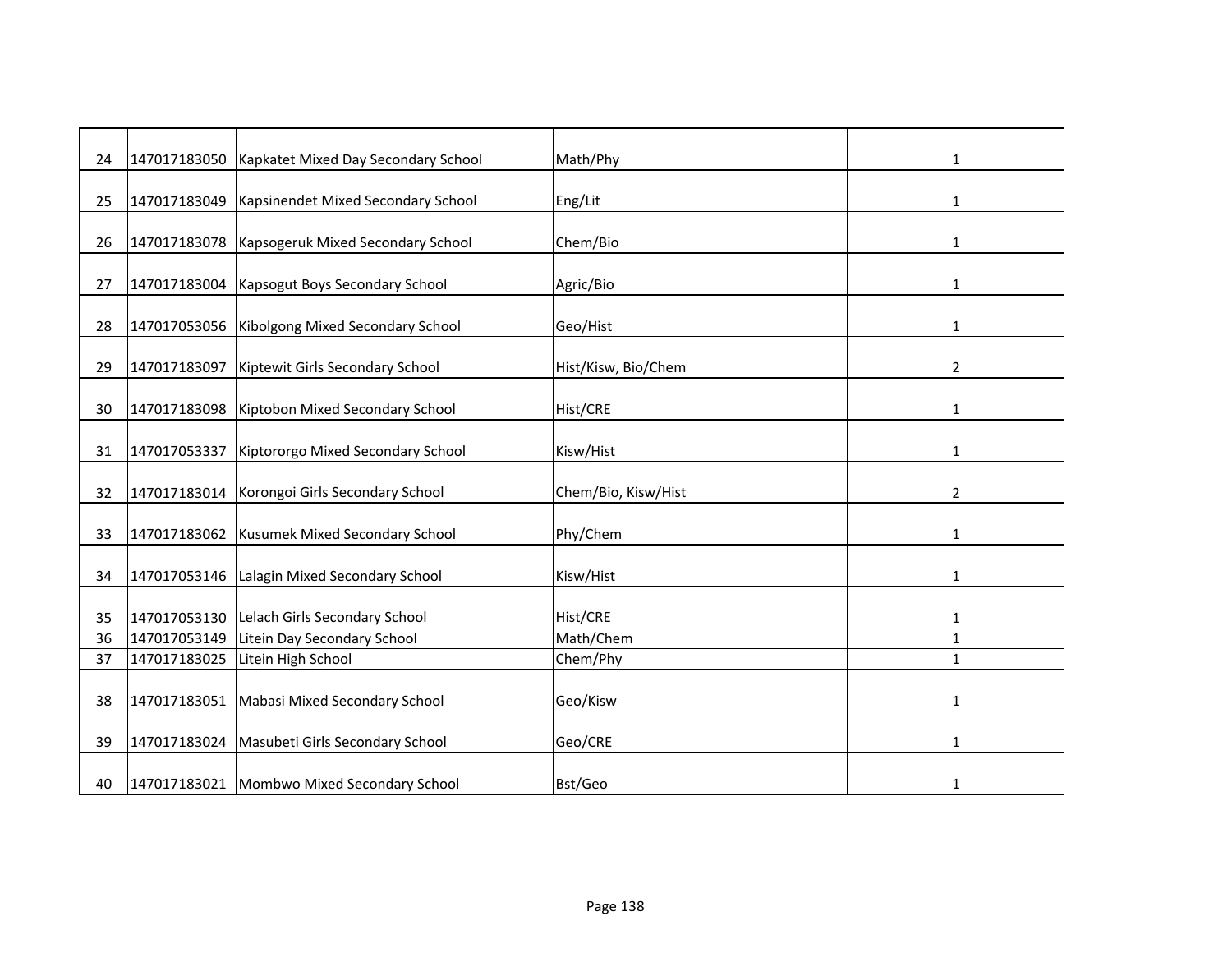| | | | | |
|---|---|---|---|---|
| 24 | 147017183050 | Kapkatet Mixed Day Secondary School | Math/Phy | 1 |
| 25 | 147017183049 | Kapsinendet Mixed Secondary School | Eng/Lit | 1 |
| 26 | 147017183078 | Kapsogeruk Mixed Secondary School | Chem/Bio | 1 |
| 27 | 147017183004 | Kapsogut Boys Secondary School | Agric/Bio | 1 |
| 28 | 147017053056 | Kibolgong Mixed Secondary School | Geo/Hist | 1 |
| 29 | 147017183097 | Kiptewit Girls Secondary School | Hist/Kisw, Bio/Chem | 2 |
| 30 | 147017183098 | Kiptobon Mixed Secondary School | Hist/CRE | 1 |
| 31 | 147017053337 | Kiptororgo Mixed Secondary School | Kisw/Hist | 1 |
| 32 | 147017183014 | Korongoi Girls Secondary School | Chem/Bio, Kisw/Hist | 2 |
| 33 | 147017183062 | Kusumek Mixed Secondary School | Phy/Chem | 1 |
| 34 | 147017053146 | Lalagin Mixed Secondary School | Kisw/Hist | 1 |
| 35 | 147017053130 | Lelach Girls Secondary School | Hist/CRE | 1 |
| 36 | 147017053149 | Litein Day Secondary School | Math/Chem | 1 |
| 37 | 147017183025 | Litein High School | Chem/Phy | 1 |
| 38 | 147017183051 | Mabasi Mixed Secondary School | Geo/Kisw | 1 |
| 39 | 147017183024 | Masubeti Girls Secondary School | Geo/CRE | 1 |
| 40 | 147017183021 | Mombwo Mixed Secondary School | Bst/Geo | 1 |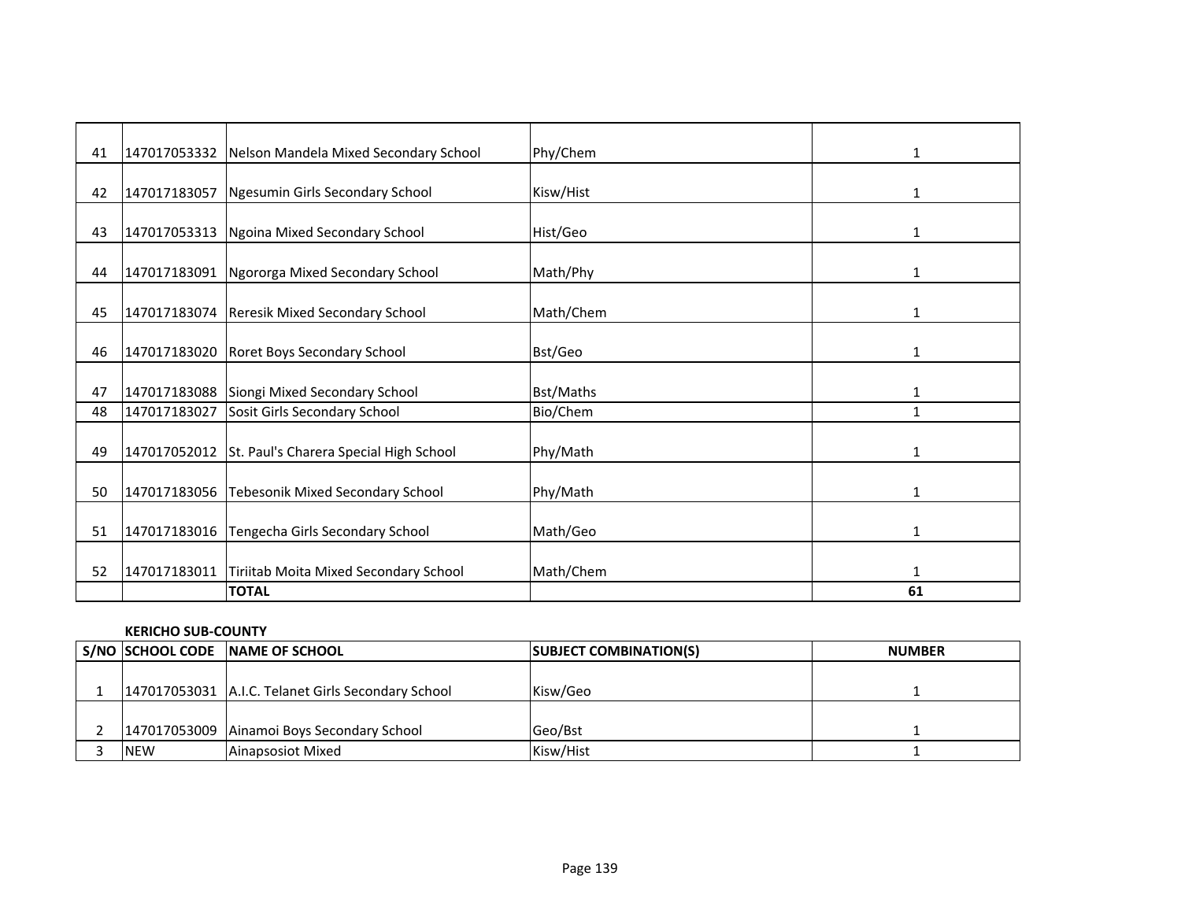| 41 | 147017053332 | Nelson Mandela Mixed Secondary School | Phy/Chem | 1 |
|---|---|---|---|---|
| 42 | 147017183057 | Ngesumin Girls Secondary School | Kisw/Hist | 1 |
| 43 | 147017053313 | Ngoina Mixed Secondary School | Hist/Geo | 1 |
| 44 | 147017183091 | Ngororga Mixed Secondary School | Math/Phy | 1 |
| 45 | 147017183074 | Reresik Mixed Secondary School | Math/Chem | 1 |
| 46 | 147017183020 | Roret Boys Secondary School | Bst/Geo | 1 |
| 47 | 147017183088 | Siongi Mixed Secondary School | Bst/Maths | 1 |
| 48 | 147017183027 | Sosit Girls Secondary School | Bio/Chem | 1 |
| 49 | 147017052012 | St. Paul's Charera Special High School | Phy/Math | 1 |
| 50 | 147017183056 | Tebesonik Mixed Secondary School | Phy/Math | 1 |
| 51 | 147017183016 | Tengecha Girls Secondary School | Math/Geo | 1 |
| 52 | 147017183011 | Tiriitab Moita Mixed Secondary School | Math/Chem | 1 |
| | | **TOTAL** | | **61** |

**KERICHO SUB-COUNTY**

| S/NO | SCHOOL CODE | NAME OF SCHOOL | SUBJECT COMBINATION(S) | NUMBER |
|---|---|---|---|---|
| 1 | 147017053031 | A.I.C. Telanet Girls Secondary School | Kisw/Geo | 1 |
| 2 | 147017053009 | Ainamoi Boys Secondary School | Geo/Bst | 1 |
| 3 | NEW | Ainapsosiot Mixed | Kisw/Hist | 1 |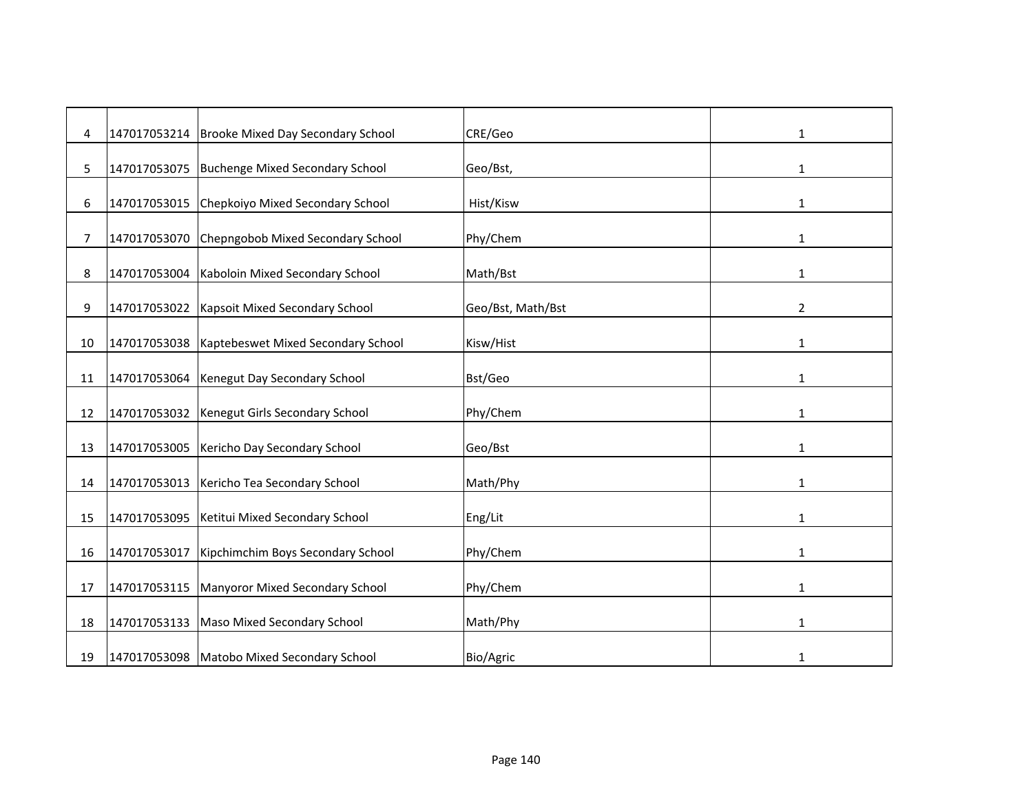| | | | | |
|---|---|---|---|---|
| 4 | 147017053214 | Brooke Mixed Day Secondary School | CRE/Geo | 1 |
| 5 | 147017053075 | Buchenge Mixed Secondary School | Geo/Bst, | 1 |
| 6 | 147017053015 | Chepkoiyo Mixed Secondary School | Hist/Kisw | 1 |
| 7 | 147017053070 | Chepngobob Mixed Secondary School | Phy/Chem | 1 |
| 8 | 147017053004 | Kaboloin Mixed Secondary School | Math/Bst | 1 |
| 9 | 147017053022 | Kapsoit Mixed Secondary School | Geo/Bst, Math/Bst | 2 |
| 10 | 147017053038 | Kaptebeswet Mixed Secondary School | Kisw/Hist | 1 |
| 11 | 147017053064 | Kenegut Day Secondary School | Bst/Geo | 1 |
| 12 | 147017053032 | Kenegut Girls Secondary School | Phy/Chem | 1 |
| 13 | 147017053005 | Kericho Day Secondary School | Geo/Bst | 1 |
| 14 | 147017053013 | Kericho Tea Secondary School | Math/Phy | 1 |
| 15 | 147017053095 | Ketitui Mixed Secondary School | Eng/Lit | 1 |
| 16 | 147017053017 | Kipchimchim Boys Secondary School | Phy/Chem | 1 |
| 17 | 147017053115 | Manyoror Mixed Secondary School | Phy/Chem | 1 |
| 18 | 147017053133 | Maso Mixed Secondary School | Math/Phy | 1 |
| 19 | 147017053098 | Matobo Mixed Secondary School | Bio/Agric | 1 |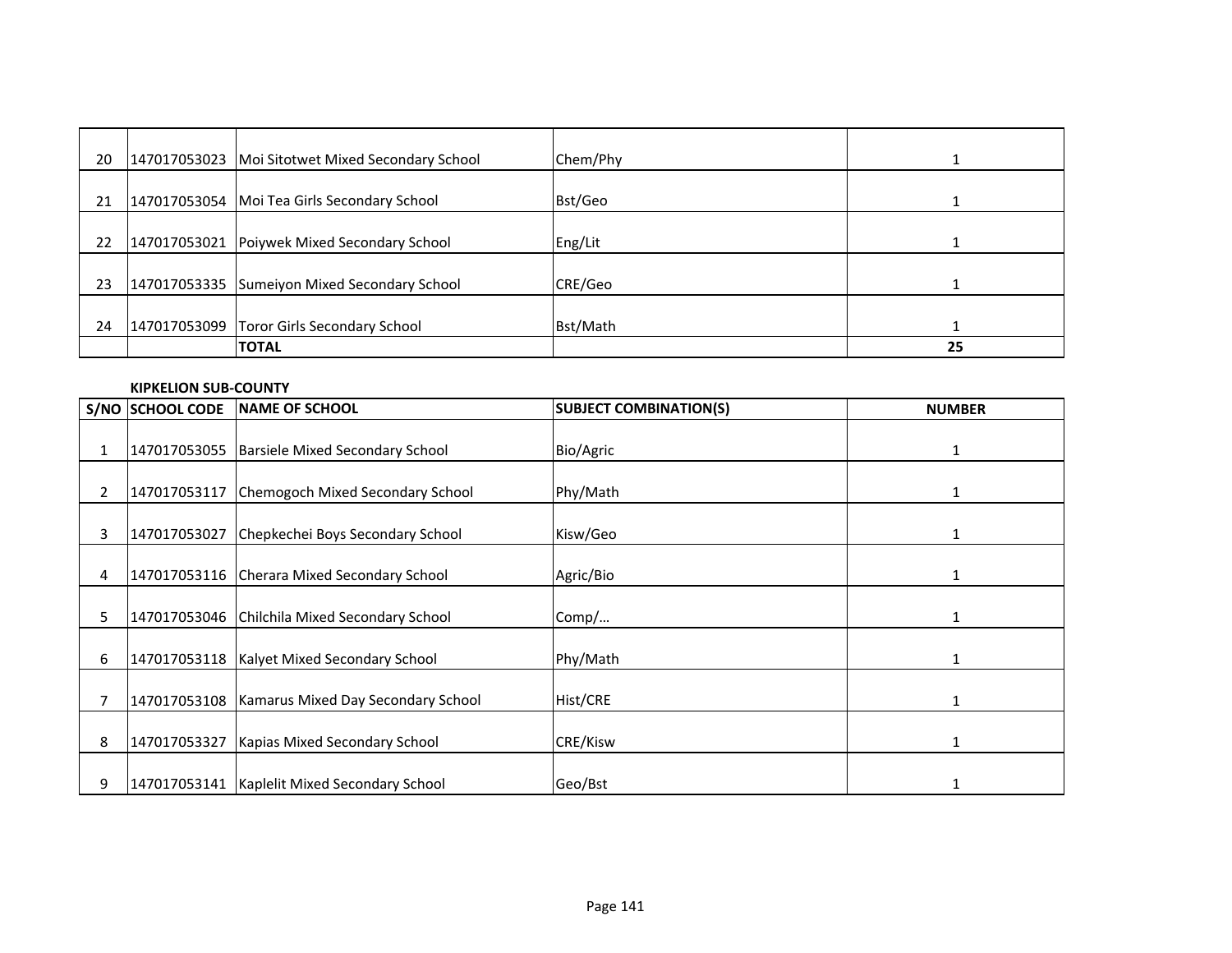| | | | | |
|---|---|---|---|---|
| 20 | 147017053023 | Moi Sitotwet Mixed Secondary School | Chem/Phy | 1 |
| 21 | 147017053054 | Moi Tea Girls Secondary School | Bst/Geo | 1 |
| 22 | 147017053021 | Poiywek Mixed Secondary School | Eng/Lit | 1 |
| 23 | 147017053335 | Sumeiyon Mixed Secondary School | CRE/Geo | 1 |
| 24 | 147017053099 | Toror Girls Secondary School | Bst/Math | 1 |
| | | **TOTAL** | | **25** |

**KIPKELION SUB-COUNTY**

| S/NO | SCHOOL CODE | NAME OF SCHOOL | SUBJECT COMBINATION(S) | NUMBER |
|---|---|---|---|---|
| 1 | 147017053055 | Barsiele Mixed Secondary School | Bio/Agric | 1 |
| 2 | 147017053117 | Chemogoch Mixed Secondary School | Phy/Math | 1 |
| 3 | 147017053027 | Chepkechei Boys Secondary School | Kisw/Geo | 1 |
| 4 | 147017053116 | Cherara Mixed Secondary School | Agric/Bio | 1 |
| 5 | 147017053046 | Chilchila Mixed Secondary School | Comp/… | 1 |
| 6 | 147017053118 | Kalyet Mixed Secondary School | Phy/Math | 1 |
| 7 | 147017053108 | Kamarus Mixed Day Secondary School | Hist/CRE | 1 |
| 8 | 147017053327 | Kapias Mixed Secondary School | CRE/Kisw | 1 |
| 9 | 147017053141 | Kaplelit Mixed Secondary School | Geo/Bst | 1 |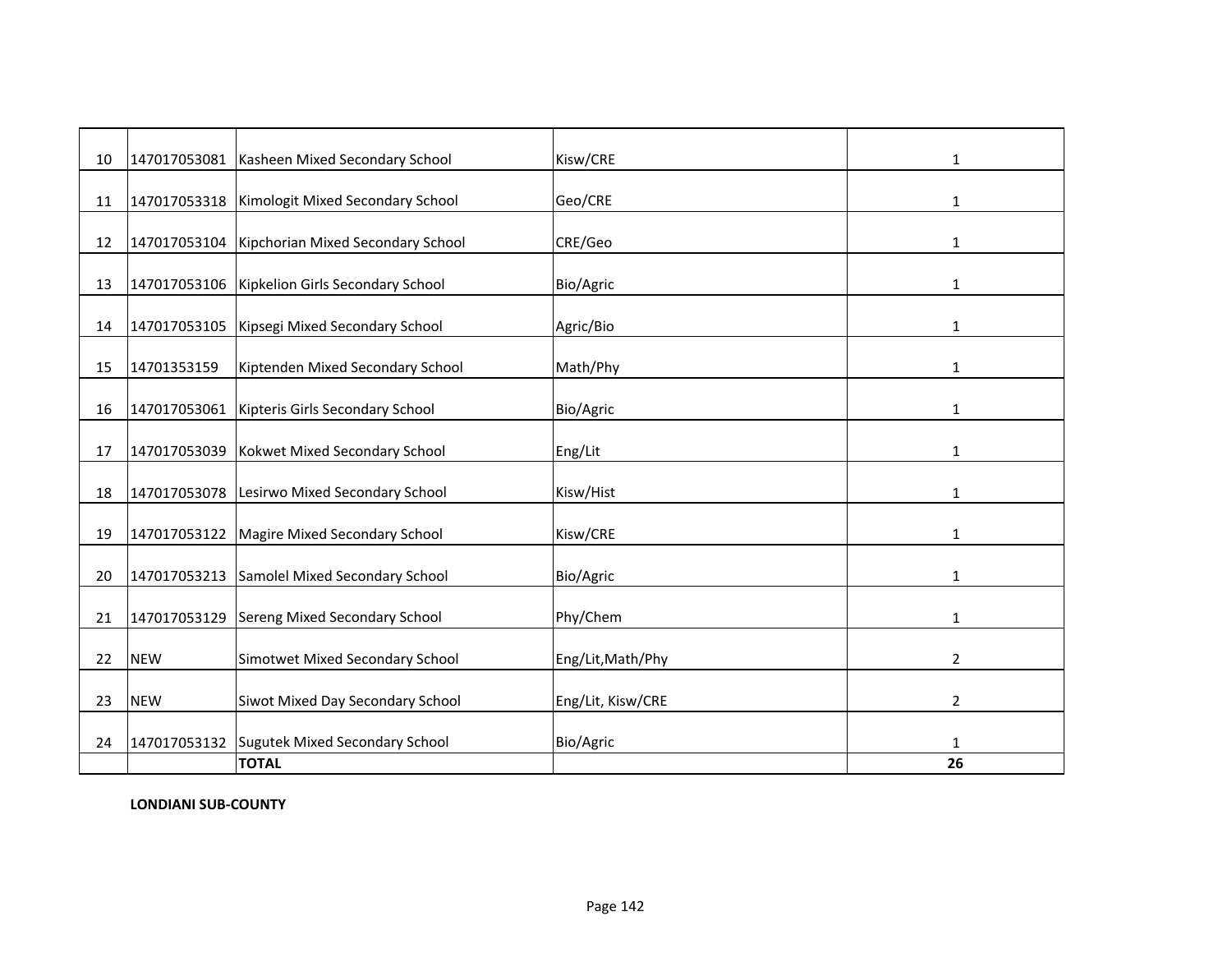| | | | | |
|---|---|---|---|---|
| 10 | 147017053081 | Kasheen Mixed Secondary School | Kisw/CRE | 1 |
| 11 | 147017053318 | Kimologit Mixed Secondary School | Geo/CRE | 1 |
| 12 | 147017053104 | Kipchorian Mixed Secondary School | CRE/Geo | 1 |
| 13 | 147017053106 | Kipkelion Girls Secondary School | Bio/Agric | 1 |
| 14 | 147017053105 | Kipsegi Mixed Secondary School | Agric/Bio | 1 |
| 15 | 14701353159 | Kiptenden Mixed Secondary School | Math/Phy | 1 |
| 16 | 147017053061 | Kipteris Girls Secondary School | Bio/Agric | 1 |
| 17 | 147017053039 | Kokwet Mixed Secondary School | Eng/Lit | 1 |
| 18 | 147017053078 | Lesirwo Mixed Secondary School | Kisw/Hist | 1 |
| 19 | 147017053122 | Magire Mixed Secondary School | Kisw/CRE | 1 |
| 20 | 147017053213 | Samolel Mixed Secondary School | Bio/Agric | 1 |
| 21 | 147017053129 | Sereng Mixed Secondary School | Phy/Chem | 1 |
| 22 | NEW | Simotwet Mixed Secondary School | Eng/Lit,Math/Phy | 2 |
| 23 | NEW | Siwot Mixed Day Secondary School | Eng/Lit, Kisw/CRE | 2 |
| 24 | 147017053132 | Sugutek Mixed Secondary School | Bio/Agric | 1 |
| | | **TOTAL** | | **26** |

**LONDIANI SUB-COUNTY**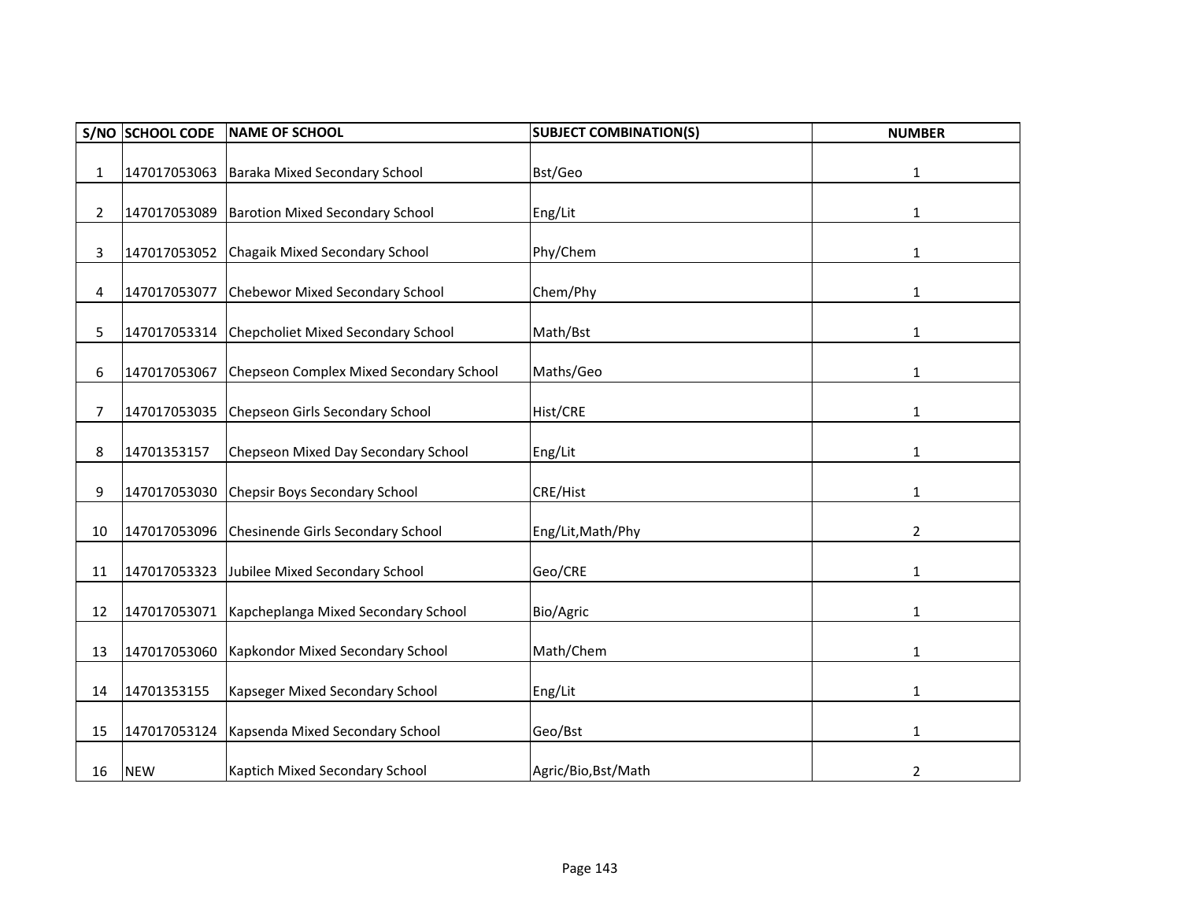| S/NO | SCHOOL CODE | NAME OF SCHOOL | SUBJECT COMBINATION(S) | NUMBER |
|---|---|---|---|---|
| 1 | 147017053063 | Baraka Mixed Secondary School | Bst/Geo | 1 |
| 2 | 147017053089 | Barotion Mixed Secondary School | Eng/Lit | 1 |
| 3 | 147017053052 | Chagaik Mixed Secondary School | Phy/Chem | 1 |
| 4 | 147017053077 | Chebewor Mixed Secondary School | Chem/Phy | 1 |
| 5 | 147017053314 | Chepcholiet Mixed Secondary School | Math/Bst | 1 |
| 6 | 147017053067 | Chepseon Complex Mixed Secondary School | Maths/Geo | 1 |
| 7 | 147017053035 | Chepseon Girls Secondary School | Hist/CRE | 1 |
| 8 | 14701353157 | Chepseon Mixed Day Secondary School | Eng/Lit | 1 |
| 9 | 147017053030 | Chepsir Boys Secondary School | CRE/Hist | 1 |
| 10 | 147017053096 | Chesinende Girls Secondary School | Eng/Lit,Math/Phy | 2 |
| 11 | 147017053323 | Jubilee Mixed Secondary School | Geo/CRE | 1 |
| 12 | 147017053071 | Kapcheplanga Mixed Secondary School | Bio/Agric | 1 |
| 13 | 147017053060 | Kapkondor Mixed Secondary School | Math/Chem | 1 |
| 14 | 14701353155 | Kapseger Mixed Secondary School | Eng/Lit | 1 |
| 15 | 147017053124 | Kapsenda Mixed Secondary School | Geo/Bst | 1 |
| 16 | NEW | Kaptich Mixed Secondary School | Agric/Bio,Bst/Math | 2 |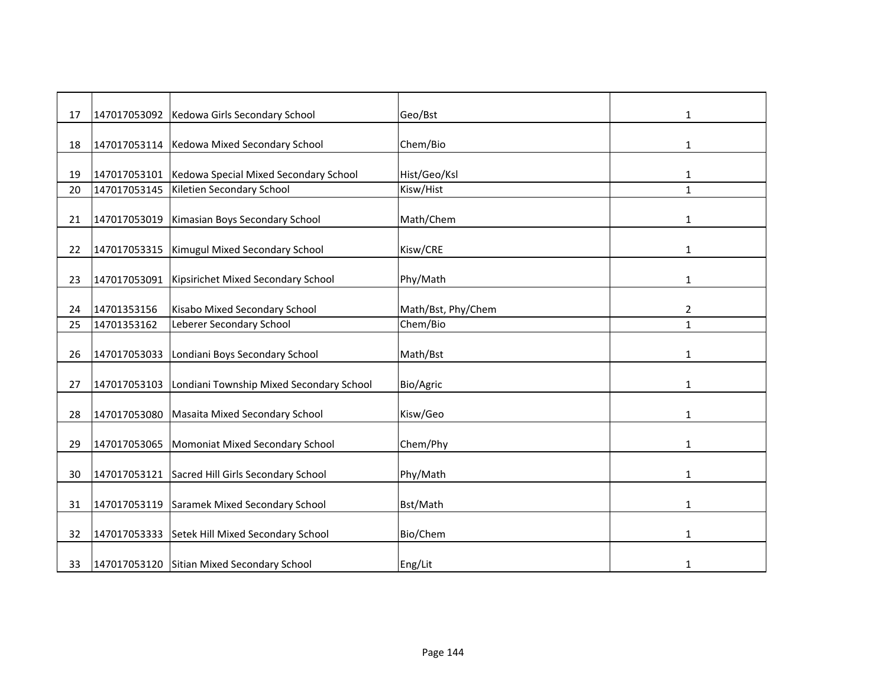| | | | | |
|---|---|---|---|---|
| 17 | 147017053092 | Kedowa Girls Secondary School | Geo/Bst | 1 |
| 18 | 147017053114 | Kedowa Mixed Secondary School | Chem/Bio | 1 |
| 19 | 147017053101 | Kedowa Special Mixed Secondary School | Hist/Geo/Ksl | 1 |
| 20 | 147017053145 | Kiletien Secondary School | Kisw/Hist | 1 |
| 21 | 147017053019 | Kimasian Boys Secondary School | Math/Chem | 1 |
| 22 | 147017053315 | Kimugul Mixed Secondary School | Kisw/CRE | 1 |
| 23 | 147017053091 | Kipsirichet Mixed Secondary School | Phy/Math | 1 |
| 24 | 14701353156 | Kisabo Mixed Secondary School | Math/Bst, Phy/Chem | 2 |
| 25 | 14701353162 | Leberer Secondary School | Chem/Bio | 1 |
| 26 | 147017053033 | Londiani Boys Secondary School | Math/Bst | 1 |
| 27 | 147017053103 | Londiani Township Mixed Secondary School | Bio/Agric | 1 |
| 28 | 147017053080 | Masaita Mixed Secondary School | Kisw/Geo | 1 |
| 29 | 147017053065 | Momoniat Mixed Secondary School | Chem/Phy | 1 |
| 30 | 147017053121 | Sacred Hill Girls Secondary School | Phy/Math | 1 |
| 31 | 147017053119 | Saramek Mixed Secondary School | Bst/Math | 1 |
| 32 | 147017053333 | Setek Hill Mixed Secondary School | Bio/Chem | 1 |
| 33 | 147017053120 | Sitian Mixed Secondary School | Eng/Lit | 1 |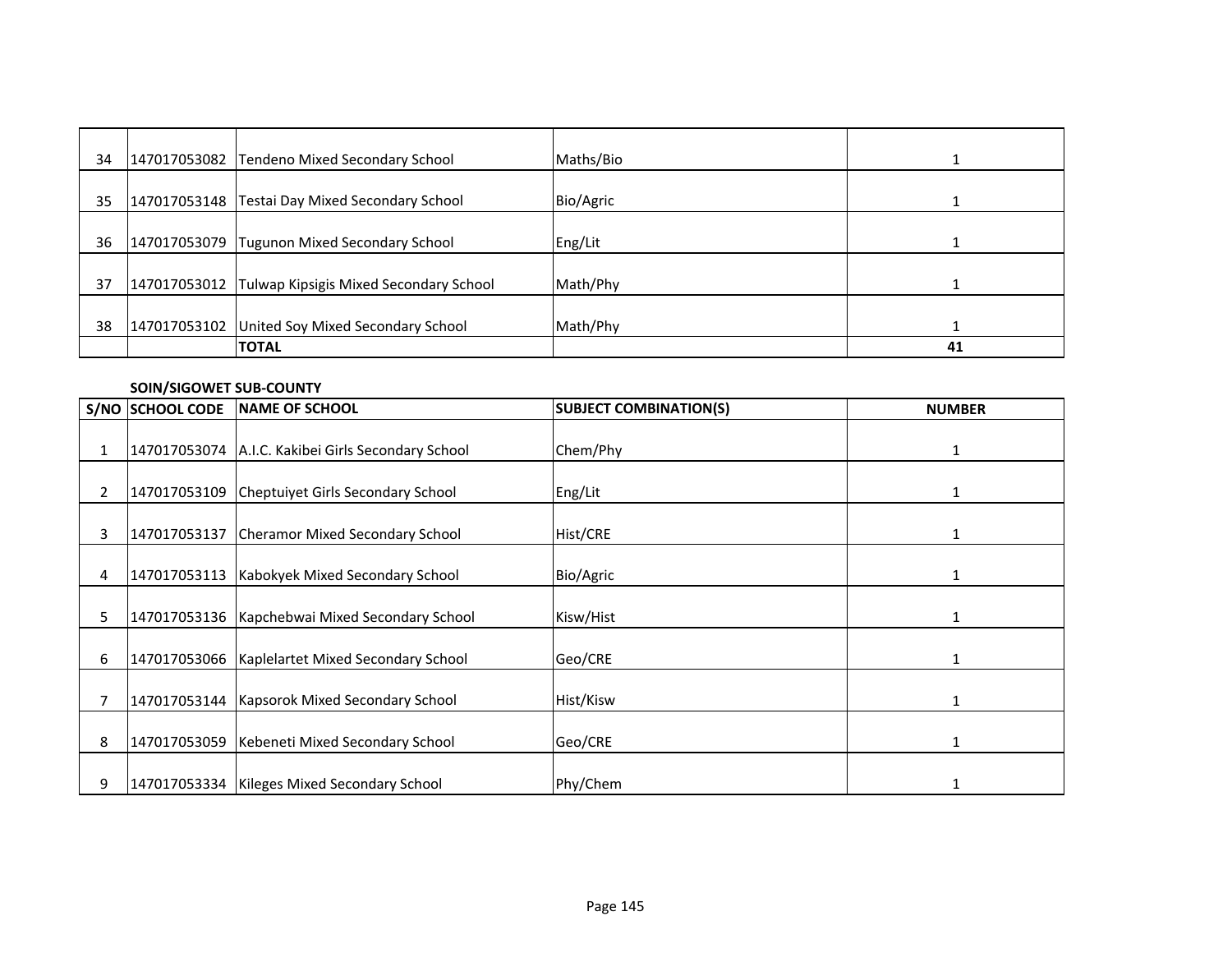| | | | | |
|---|---|---|---|---|
| 34 | 147017053082 | Tendeno Mixed Secondary School | Maths/Bio | 1 |
| 35 | 147017053148 | Testai Day Mixed Secondary School | Bio/Agric | 1 |
| 36 | 147017053079 | Tugunon Mixed Secondary School | Eng/Lit | 1 |
| 37 | 147017053012 | Tulwap Kipsigis Mixed Secondary School | Math/Phy | 1 |
| 38 | 147017053102 | United Soy Mixed Secondary School | Math/Phy | 1 |
| | | **TOTAL** | | **41** |

**SOIN/SIGOWET SUB-COUNTY**

| S/NO | SCHOOL CODE | NAME OF SCHOOL | SUBJECT COMBINATION(S) | NUMBER |
|---|---|---|---|---|
| 1 | 147017053074 | A.I.C. Kakibei Girls Secondary School | Chem/Phy | 1 |
| 2 | 147017053109 | Cheptuiyet Girls Secondary School | Eng/Lit | 1 |
| 3 | 147017053137 | Cheramor Mixed Secondary School | Hist/CRE | 1 |
| 4 | 147017053113 | Kabokyek Mixed Secondary School | Bio/Agric | 1 |
| 5 | 147017053136 | Kapchebwai Mixed Secondary School | Kisw/Hist | 1 |
| 6 | 147017053066 | Kaplelartet Mixed Secondary School | Geo/CRE | 1 |
| 7 | 147017053144 | Kapsorok Mixed Secondary School | Hist/Kisw | 1 |
| 8 | 147017053059 | Kebeneti Mixed Secondary School | Geo/CRE | 1 |
| 9 | 147017053334 | Kileges Mixed Secondary School | Phy/Chem | 1 |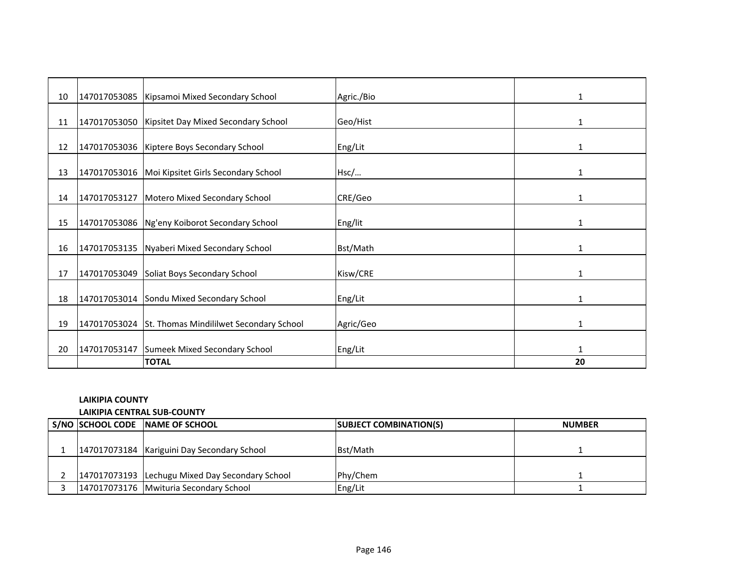| | | | | |
|---|---|---|---|---|
| 10 | 147017053085 | Kipsamoi Mixed Secondary School | Agric./Bio | 1 |
| 11 | 147017053050 | Kipsitet Day Mixed Secondary School | Geo/Hist | 1 |
| 12 | 147017053036 | Kiptere Boys Secondary School | Eng/Lit | 1 |
| 13 | 147017053016 | Moi Kipsitet Girls Secondary School | Hsc/… | 1 |
| 14 | 147017053127 | Motero Mixed Secondary School | CRE/Geo | 1 |
| 15 | 147017053086 | Ng'eny Koiborot Secondary School | Eng/lit | 1 |
| 16 | 147017053135 | Nyaberi Mixed Secondary School | Bst/Math | 1 |
| 17 | 147017053049 | Soliat Boys Secondary School | Kisw/CRE | 1 |
| 18 | 147017053014 | Sondu Mixed Secondary School | Eng/Lit | 1 |
| 19 | 147017053024 | St. Thomas Mindililwet Secondary School | Agric/Geo | 1 |
| 20 | 147017053147 | Sumeek Mixed Secondary School | Eng/Lit | 1 |
| | | **TOTAL** | | **20** |

**LAIKIPIA COUNTY**

**LAIKIPIA CENTRAL SUB-COUNTY**

| S/NO | SCHOOL CODE | NAME OF SCHOOL | SUBJECT COMBINATION(S) | NUMBER |
|---|---|---|---|---|
| 1 | 147017073184 | Kariguini Day Secondary School | Bst/Math | 1 |
| 2 | 147017073193 | Lechugu Mixed Day Secondary School | Phy/Chem | 1 |
| 3 | 147017073176 | Mwituria Secondary School | Eng/Lit | 1 |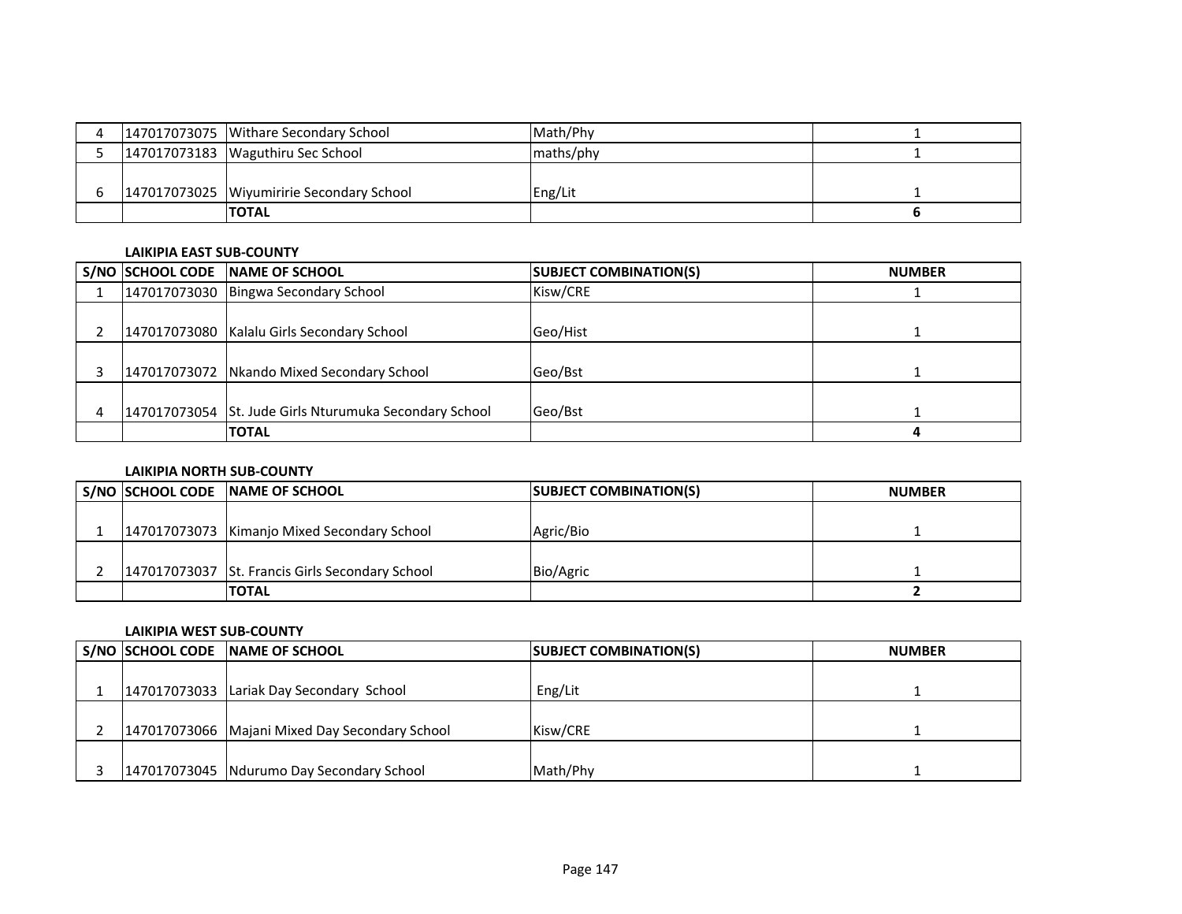| S/NO | SCHOOL CODE | NAME OF SCHOOL | SUBJECT COMBINATION(S) | NUMBER |
|---|---|---|---|---|
| 4 | 147017073075 | Withare Secondary School | Math/Phy | 1 |
| 5 | 147017073183 | Waguthiru Sec School | maths/phy | 1 |
| 6 | 147017073025 | Wiyumiririe Secondary School | Eng/Lit | 1 |
| | | **TOTAL** | | **6** |

**LAIKIPIA EAST SUB-COUNTY**

| S/NO | SCHOOL CODE | NAME OF SCHOOL | SUBJECT COMBINATION(S) | NUMBER |
|---|---|---|---|---|
| 1 | 147017073030 | Bingwa Secondary School | Kisw/CRE | 1 |
| 2 | 147017073080 | Kalalu Girls Secondary School | Geo/Hist | 1 |
| 3 | 147017073072 | Nkando Mixed Secondary School | Geo/Bst | 1 |
| 4 | 147017073054 | St. Jude Girls Nturumuka Secondary School | Geo/Bst | 1 |
| | | **TOTAL** | | **4** |

**LAIKIPIA NORTH SUB-COUNTY**

| S/NO | SCHOOL CODE | NAME OF SCHOOL | SUBJECT COMBINATION(S) | NUMBER |
|---|---|---|---|---|
| 1 | 147017073073 | Kimanjo Mixed Secondary School | Agric/Bio | 1 |
| 2 | 147017073037 | St. Francis Girls Secondary School | Bio/Agric | 1 |
| | | **TOTAL** | | **2** |

**LAIKIPIA WEST SUB-COUNTY**

| S/NO | SCHOOL CODE | NAME OF SCHOOL | SUBJECT COMBINATION(S) | NUMBER |
|---|---|---|---|---|
| 1 | 147017073033 | Lariak Day Secondary School | Eng/Lit | 1 |
| 2 | 147017073066 | Majani Mixed Day Secondary School | Kisw/CRE | 1 |
| 3 | 147017073045 | Ndurumo Day Secondary School | Math/Phy | 1 |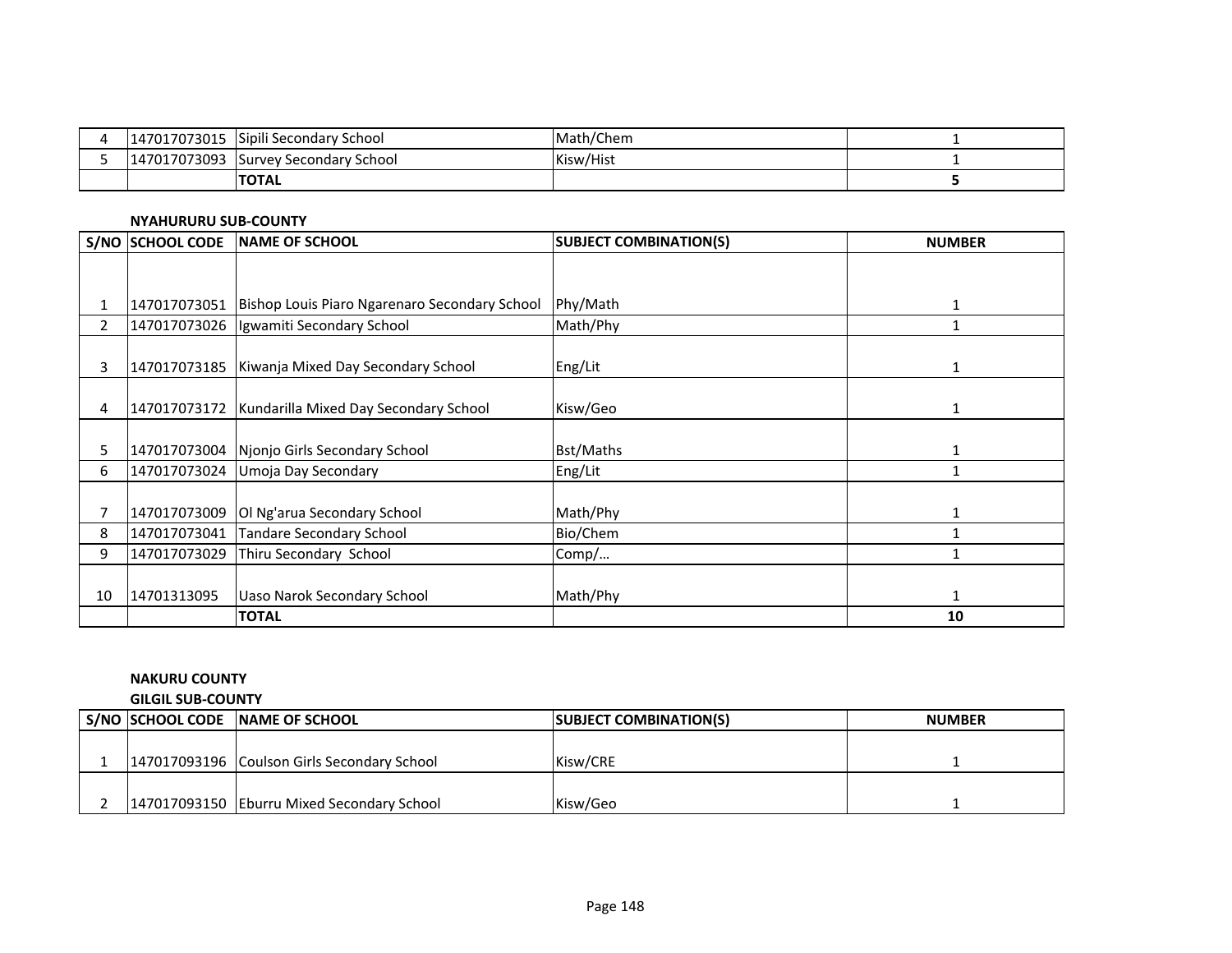| 4 | 147017073015 | Sipili Secondary School | Math/Chem | 1 |
|---|---|---|---|---|
| 5 | 147017073093 | Survey Secondary School | Kisw/Hist | 1 |
| | | **TOTAL** | | **5** |

**NYAHURURU SUB-COUNTY**

| S/NO | SCHOOL CODE | NAME OF SCHOOL | SUBJECT COMBINATION(S) | NUMBER |
|---|---|---|---|---|
| 1 | 147017073051 | Bishop Louis Piaro Ngarenaro Secondary School | Phy/Math | 1 |
| 2 | 147017073026 | Igwamiti Secondary School | Math/Phy | 1 |
| 3 | 147017073185 | Kiwanja Mixed Day Secondary School | Eng/Lit | 1 |
| 4 | 147017073172 | Kundarilla Mixed Day Secondary School | Kisw/Geo | 1 |
| 5 | 147017073004 | Njonjo Girls Secondary School | Bst/Maths | 1 |
| 6 | 147017073024 | Umoja Day Secondary | Eng/Lit | 1 |
| 7 | 147017073009 | Ol Ng'arua Secondary School | Math/Phy | 1 |
| 8 | 147017073041 | Tandare Secondary School | Bio/Chem | 1 |
| 9 | 147017073029 | Thiru Secondary School | Comp/… | 1 |
| 10 | 14701313095 | Uaso Narok Secondary School | Math/Phy | 1 |
| | | **TOTAL** | | **10** |

**NAKURU COUNTY**

**GILGIL SUB-COUNTY**

| S/NO | SCHOOL CODE | NAME OF SCHOOL | SUBJECT COMBINATION(S) | NUMBER |
|---|---|---|---|---|
| 1 | 147017093196 | Coulson Girls Secondary School | Kisw/CRE | 1 |
| 2 | 147017093150 | Eburru Mixed Secondary School | Kisw/Geo | 1 |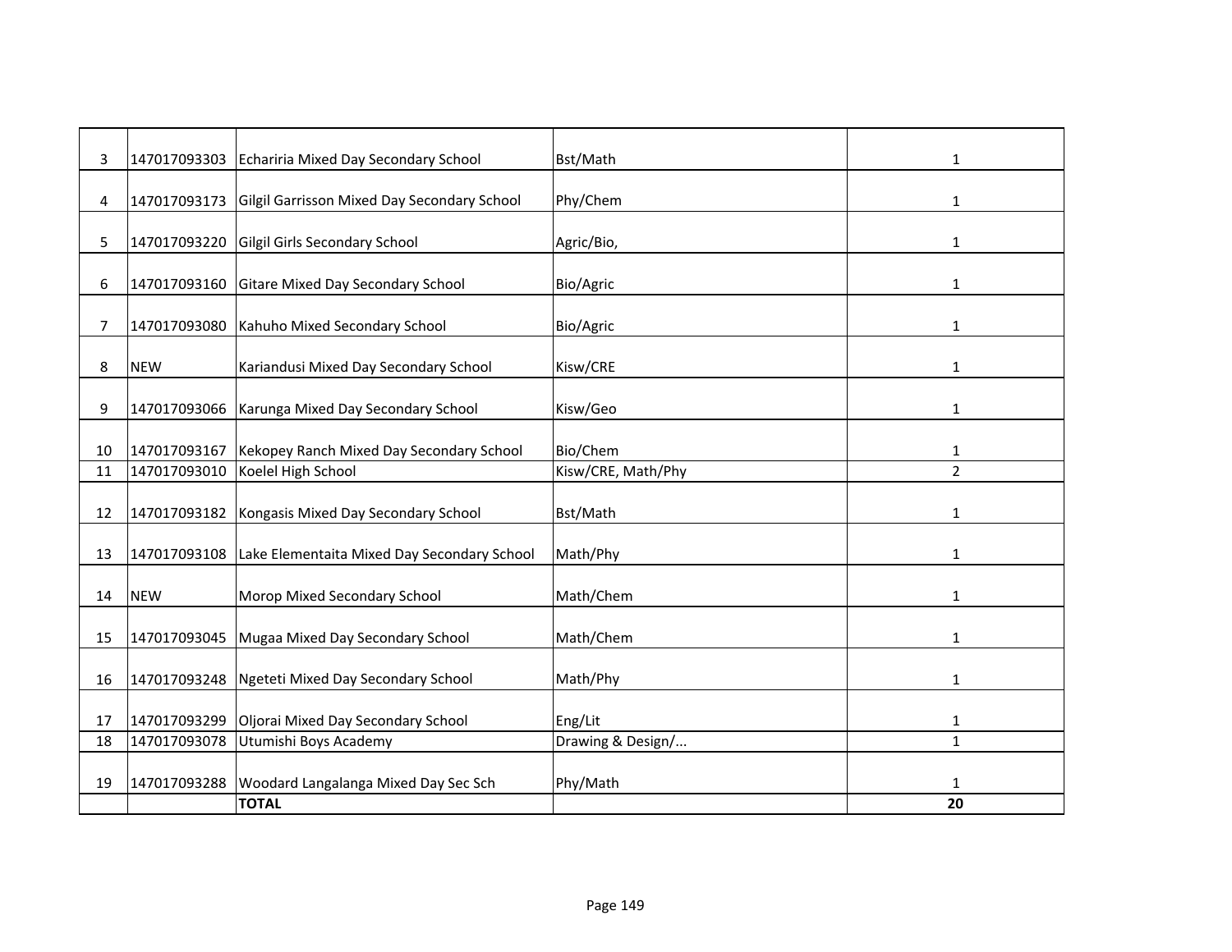| | | | | |
|---|---|---|---|---|
| 3 | 147017093303 | Echariria Mixed Day Secondary School | Bst/Math | 1 |
| 4 | 147017093173 | Gilgil Garrisson Mixed Day Secondary School | Phy/Chem | 1 |
| 5 | 147017093220 | Gilgil Girls Secondary School | Agric/Bio, | 1 |
| 6 | 147017093160 | Gitare Mixed Day Secondary School | Bio/Agric | 1 |
| 7 | 147017093080 | Kahuho Mixed Secondary School | Bio/Agric | 1 |
| 8 | NEW | Kariandusi Mixed Day Secondary School | Kisw/CRE | 1 |
| 9 | 147017093066 | Karunga Mixed Day Secondary School | Kisw/Geo | 1 |
| 10 | 147017093167 | Kekopey Ranch Mixed Day Secondary School | Bio/Chem | 1 |
| 11 | 147017093010 | Koelel High School | Kisw/CRE, Math/Phy | 2 |
| 12 | 147017093182 | Kongasis Mixed Day Secondary School | Bst/Math | 1 |
| 13 | 147017093108 | Lake Elementaita Mixed Day Secondary School | Math/Phy | 1 |
| 14 | NEW | Morop Mixed Secondary School | Math/Chem | 1 |
| 15 | 147017093045 | Mugaa Mixed Day Secondary School | Math/Chem | 1 |
| 16 | 147017093248 | Ngeteti Mixed Day Secondary School | Math/Phy | 1 |
| 17 | 147017093299 | Oljorai Mixed Day Secondary School | Eng/Lit | 1 |
| 18 | 147017093078 | Utumishi Boys Academy | Drawing & Design/... | 1 |
| 19 | 147017093288 | Woodard Langalanga Mixed Day Sec Sch | Phy/Math | 1 |
| | | **TOTAL** | | **20** |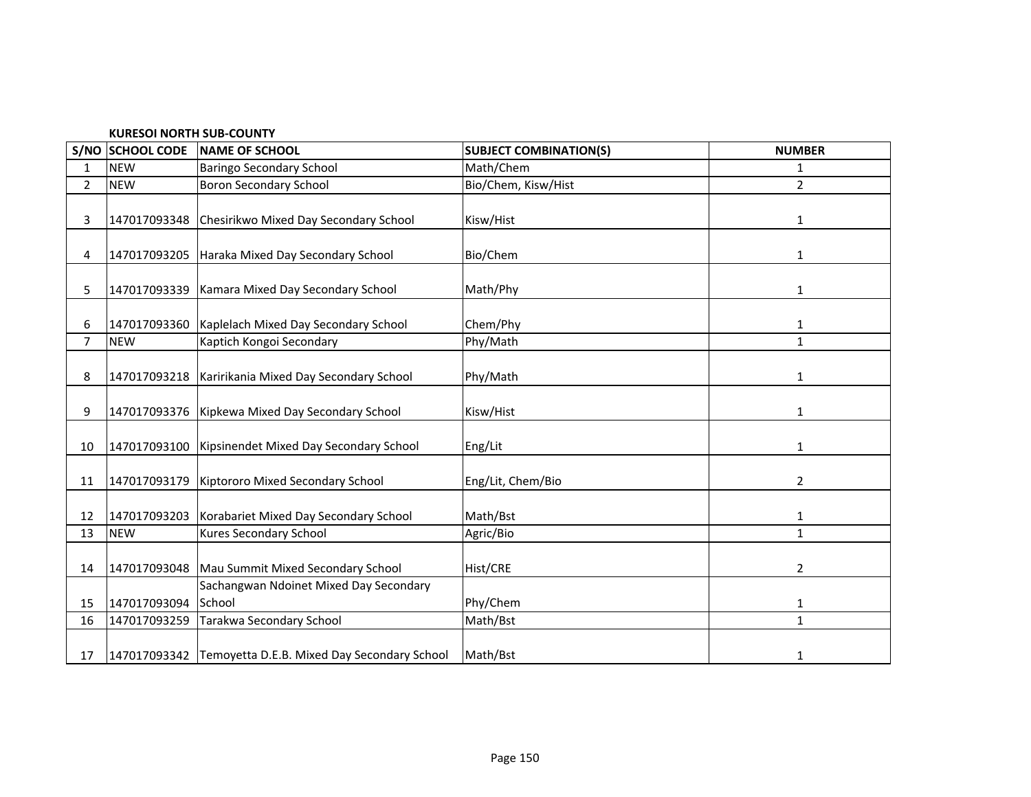**KURESOI NORTH SUB-COUNTY**

| S/NO | SCHOOL CODE | NAME OF SCHOOL | SUBJECT COMBINATION(S) | NUMBER |
|---|---|---|---|---|
| 1 | NEW | Baringo Secondary School | Math/Chem | 1 |
| 2 | NEW | Boron Secondary School | Bio/Chem, Kisw/Hist | 2 |
| 3 | 147017093348 | Chesirikwo Mixed Day Secondary School | Kisw/Hist | 1 |
| 4 | 147017093205 | Haraka Mixed Day Secondary School | Bio/Chem | 1 |
| 5 | 147017093339 | Kamara Mixed Day Secondary School | Math/Phy | 1 |
| 6 | 147017093360 | Kaplelach Mixed Day Secondary School | Chem/Phy | 1 |
| 7 | NEW | Kaptich Kongoi Secondary | Phy/Math | 1 |
| 8 | 147017093218 | Karirikania Mixed Day Secondary School | Phy/Math | 1 |
| 9 | 147017093376 | Kipkewa Mixed Day Secondary School | Kisw/Hist | 1 |
| 10 | 147017093100 | Kipsinendet Mixed Day Secondary School | Eng/Lit | 1 |
| 11 | 147017093179 | Kiptororo Mixed Secondary School | Eng/Lit, Chem/Bio | 2 |
| 12 | 147017093203 | Korabariet Mixed Day Secondary School | Math/Bst | 1 |
| 13 | NEW | Kures Secondary School | Agric/Bio | 1 |
| 14 | 147017093048 | Mau Summit Mixed Secondary School | Hist/CRE | 2 |
| 15 | 147017093094 | Sachangwan Ndoinet Mixed Day Secondary School | Phy/Chem | 1 |
| 16 | 147017093259 | Tarakwa Secondary School | Math/Bst | 1 |
| 17 | 147017093342 | Temoyetta D.E.B. Mixed Day Secondary School | Math/Bst | 1 |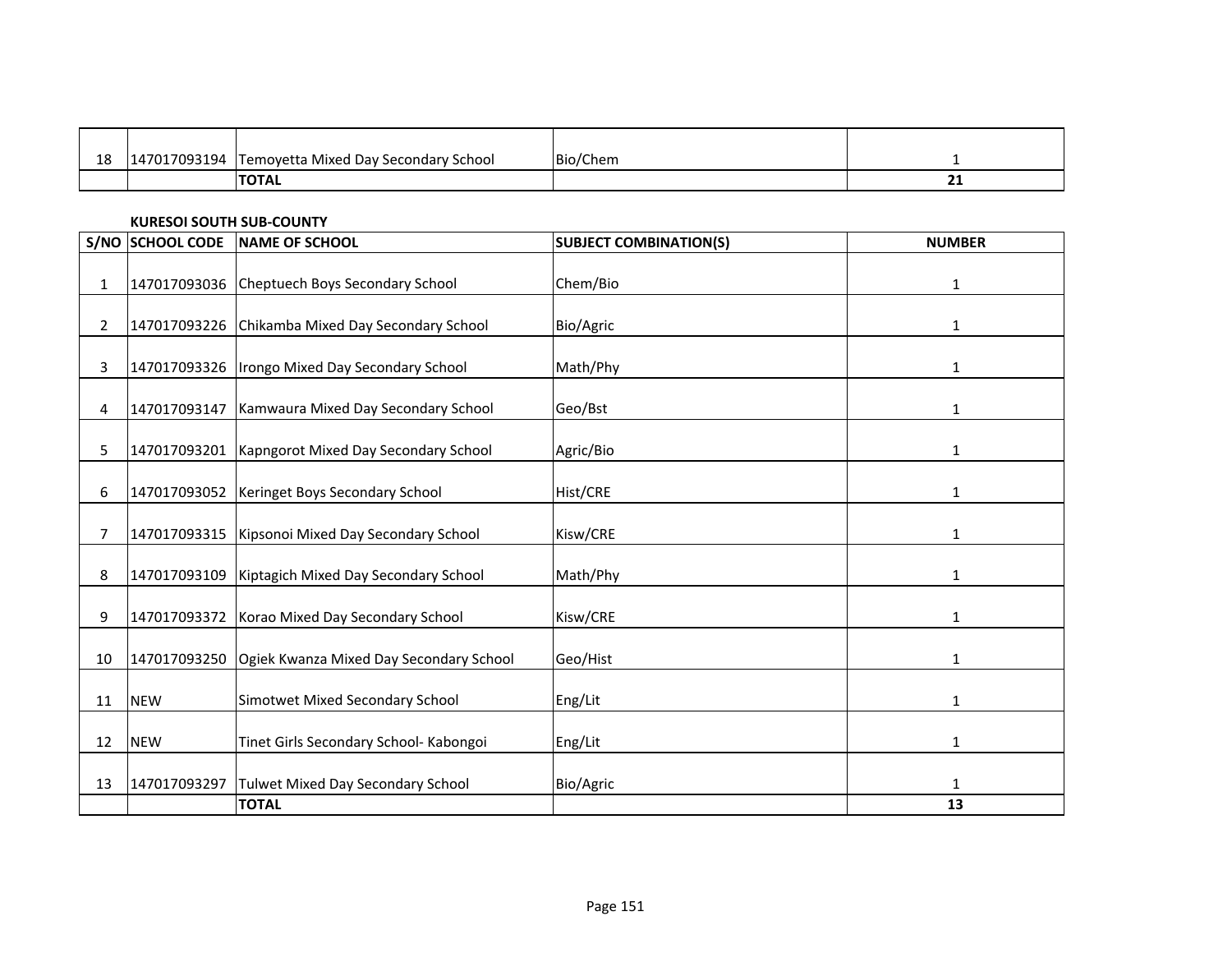| 18 | 147017093194 | Temoyetta Mixed Day Secondary School | Bio/Chem | 1 |
|---|---|---|---|---|
| | | **TOTAL** | | **21** |

**KURESOI SOUTH SUB-COUNTY**

| S/NO | SCHOOL CODE | NAME OF SCHOOL | SUBJECT COMBINATION(S) | NUMBER |
|---|---|---|---|---|
| 1 | 147017093036 | Cheptuech Boys Secondary School | Chem/Bio | 1 |
| 2 | 147017093226 | Chikamba Mixed Day Secondary School | Bio/Agric | 1 |
| 3 | 147017093326 | Irongo Mixed Day Secondary School | Math/Phy | 1 |
| 4 | 147017093147 | Kamwaura Mixed Day Secondary School | Geo/Bst | 1 |
| 5 | 147017093201 | Kapngorot Mixed Day Secondary School | Agric/Bio | 1 |
| 6 | 147017093052 | Keringet Boys Secondary School | Hist/CRE | 1 |
| 7 | 147017093315 | Kipsonoi Mixed Day Secondary School | Kisw/CRE | 1 |
| 8 | 147017093109 | Kiptagich Mixed Day Secondary School | Math/Phy | 1 |
| 9 | 147017093372 | Korao Mixed Day Secondary School | Kisw/CRE | 1 |
| 10 | 147017093250 | Ogiek Kwanza Mixed Day Secondary School | Geo/Hist | 1 |
| 11 | NEW | Simotwet Mixed Secondary School | Eng/Lit | 1 |
| 12 | NEW | Tinet Girls Secondary School- Kabongoi | Eng/Lit | 1 |
| 13 | 147017093297 | Tulwet Mixed Day Secondary School | Bio/Agric | 1 |
| | | **TOTAL** | | **13** |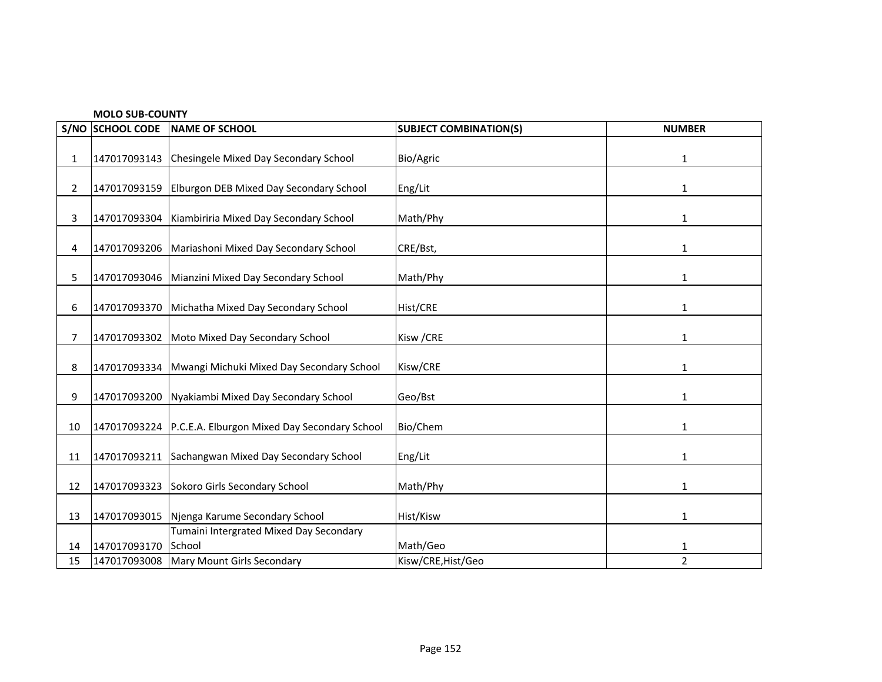**MOLO SUB-COUNTY**

| S/NO | SCHOOL CODE | NAME OF SCHOOL | SUBJECT COMBINATION(S) | NUMBER |
|---|---|---|---|---|
| 1 | 147017093143 | Chesingele Mixed Day Secondary School | Bio/Agric | 1 |
| 2 | 147017093159 | Elburgon DEB Mixed Day Secondary School | Eng/Lit | 1 |
| 3 | 147017093304 | Kiambiriria Mixed Day Secondary School | Math/Phy | 1 |
| 4 | 147017093206 | Mariashoni Mixed Day Secondary School | CRE/Bst, | 1 |
| 5 | 147017093046 | Mianzini Mixed Day Secondary School | Math/Phy | 1 |
| 6 | 147017093370 | Michatha Mixed Day Secondary School | Hist/CRE | 1 |
| 7 | 147017093302 | Moto Mixed Day Secondary School | Kisw /CRE | 1 |
| 8 | 147017093334 | Mwangi Michuki Mixed Day Secondary School | Kisw/CRE | 1 |
| 9 | 147017093200 | Nyakiambi Mixed Day Secondary School | Geo/Bst | 1 |
| 10 | 147017093224 | P.C.E.A. Elburgon Mixed Day Secondary School | Bio/Chem | 1 |
| 11 | 147017093211 | Sachangwan Mixed Day Secondary School | Eng/Lit | 1 |
| 12 | 147017093323 | Sokoro Girls Secondary School | Math/Phy | 1 |
| 13 | 147017093015 | Njenga Karume Secondary School | Hist/Kisw | 1 |
| 14 | 147017093170 | Tumaini Intergrated Mixed Day Secondary School | Math/Geo | 1 |
| 15 | 147017093008 | Mary Mount Girls Secondary | Kisw/CRE,Hist/Geo | 2 |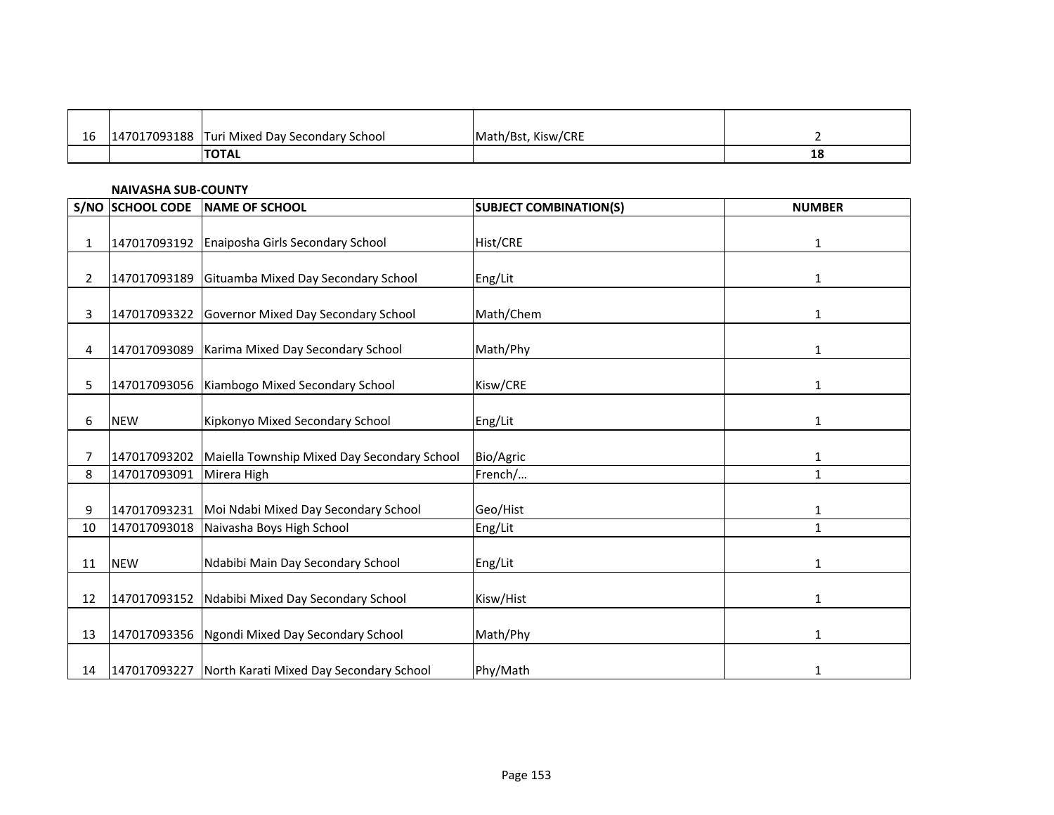| | | | | |
|---|---|---|---|---|
| 16 | 147017093188 | Turi Mixed Day Secondary School | Math/Bst, Kisw/CRE | 2 |
| | | **TOTAL** | | **18** |

**NAIVASHA SUB-COUNTY**

| S/NO | SCHOOL CODE | NAME OF SCHOOL | SUBJECT COMBINATION(S) | NUMBER |
|---|---|---|---|---|
| 1 | 147017093192 | Enaiposha Girls Secondary School | Hist/CRE | 1 |
| 2 | 147017093189 | Gituamba Mixed Day Secondary School | Eng/Lit | 1 |
| 3 | 147017093322 | Governor Mixed Day Secondary School | Math/Chem | 1 |
| 4 | 147017093089 | Karima Mixed Day Secondary School | Math/Phy | 1 |
| 5 | 147017093056 | Kiambogo Mixed Secondary School | Kisw/CRE | 1 |
| 6 | NEW | Kipkonyo Mixed Secondary School | Eng/Lit | 1 |
| 7 | 147017093202 | Maiella Township Mixed Day Secondary School | Bio/Agric | 1 |
| 8 | 147017093091 | Mirera High | French/… | 1 |
| 9 | 147017093231 | Moi Ndabi Mixed Day Secondary School | Geo/Hist | 1 |
| 10 | 147017093018 | Naivasha Boys High School | Eng/Lit | 1 |
| 11 | NEW | Ndabibi Main Day Secondary School | Eng/Lit | 1 |
| 12 | 147017093152 | Ndabibi Mixed Day Secondary School | Kisw/Hist | 1 |
| 13 | 147017093356 | Ngondi Mixed Day Secondary School | Math/Phy | 1 |
| 14 | 147017093227 | North Karati Mixed Day Secondary School | Phy/Math | 1 |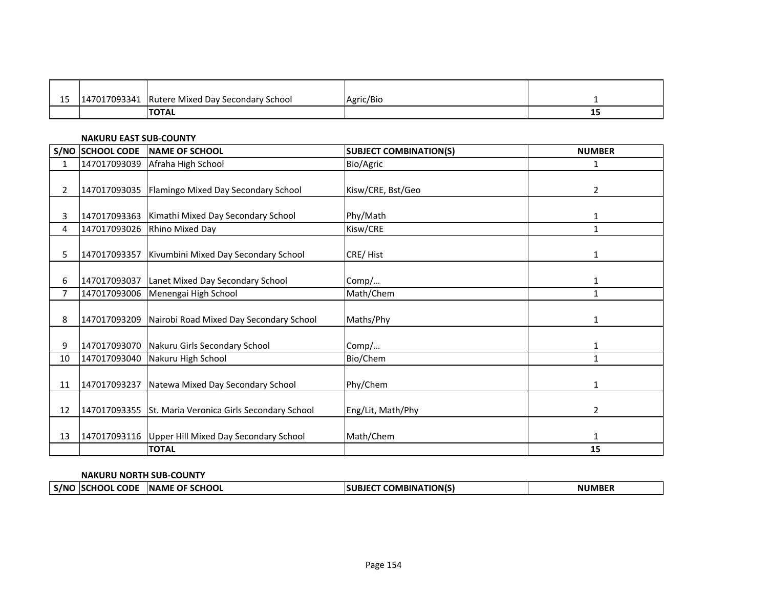| | | | | |
|---|---|---|---|---|
| 15 | 147017093341 | Rutere Mixed Day Secondary School | Agric/Bio | 1 |
| | | **TOTAL** | | **15** |

**NAKURU EAST SUB-COUNTY**

| S/NO | SCHOOL CODE | NAME OF SCHOOL | SUBJECT COMBINATION(S) | NUMBER |
|---|---|---|---|---|
| 1 | 147017093039 | Afraha High School | Bio/Agric | 1 |
| 2 | 147017093035 | Flamingo Mixed Day Secondary School | Kisw/CRE, Bst/Geo | 2 |
| 3 | 147017093363 | Kimathi Mixed Day Secondary School | Phy/Math | 1 |
| 4 | 147017093026 | Rhino Mixed Day | Kisw/CRE | 1 |
| 5 | 147017093357 | Kivumbini Mixed Day Secondary School | CRE/ Hist | 1 |
| 6 | 147017093037 | Lanet Mixed Day Secondary School | Comp/… | 1 |
| 7 | 147017093006 | Menengai High School | Math/Chem | 1 |
| 8 | 147017093209 | Nairobi Road Mixed Day Secondary School | Maths/Phy | 1 |
| 9 | 147017093070 | Nakuru Girls Secondary School | Comp/… | 1 |
| 10 | 147017093040 | Nakuru High School | Bio/Chem | 1 |
| 11 | 147017093237 | Natewa Mixed Day Secondary School | Phy/Chem | 1 |
| 12 | 147017093355 | St. Maria Veronica Girls Secondary School | Eng/Lit, Math/Phy | 2 |
| 13 | 147017093116 | Upper Hill Mixed Day Secondary School | Math/Chem | 1 |
| | | **TOTAL** | | **15** |

**NAKURU NORTH SUB-COUNTY**

| S/NO | SCHOOL CODE | NAME OF SCHOOL | SUBJECT COMBINATION(S) | NUMBER |
|---|---|---|---|---|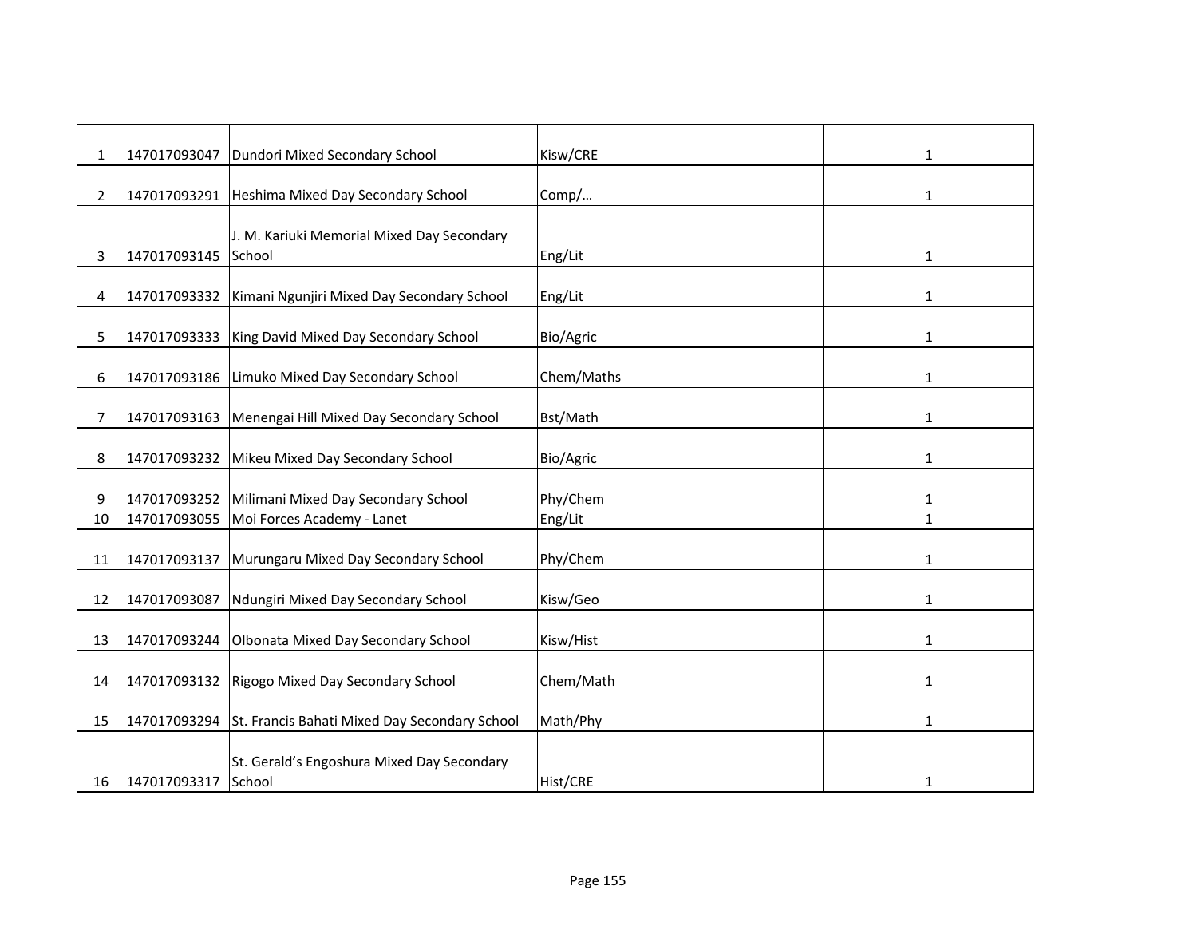| | | | | |
|---|---|---|---|---|
| 1 | 147017093047 | Dundori Mixed Secondary School | Kisw/CRE | 1 |
| 2 | 147017093291 | Heshima Mixed Day Secondary School | Comp/… | 1 |
| 3 | 147017093145 | J. M. Kariuki Memorial Mixed Day Secondary School | Eng/Lit | 1 |
| 4 | 147017093332 | Kimani Ngunjiri Mixed Day Secondary School | Eng/Lit | 1 |
| 5 | 147017093333 | King David Mixed Day Secondary School | Bio/Agric | 1 |
| 6 | 147017093186 | Limuko Mixed Day Secondary School | Chem/Maths | 1 |
| 7 | 147017093163 | Menengai Hill Mixed Day Secondary School | Bst/Math | 1 |
| 8 | 147017093232 | Mikeu Mixed Day Secondary School | Bio/Agric | 1 |
| 9 | 147017093252 | Milimani Mixed Day Secondary School | Phy/Chem | 1 |
| 10 | 147017093055 | Moi Forces Academy - Lanet | Eng/Lit | 1 |
| 11 | 147017093137 | Murungaru Mixed Day Secondary School | Phy/Chem | 1 |
| 12 | 147017093087 | Ndungiri Mixed Day Secondary School | Kisw/Geo | 1 |
| 13 | 147017093244 | Olbonata Mixed Day Secondary School | Kisw/Hist | 1 |
| 14 | 147017093132 | Rigogo Mixed Day Secondary School | Chem/Math | 1 |
| 15 | 147017093294 | St. Francis Bahati Mixed Day Secondary School | Math/Phy | 1 |
| 16 | 147017093317 | St. Gerald's Engoshura Mixed Day Secondary School | Hist/CRE | 1 |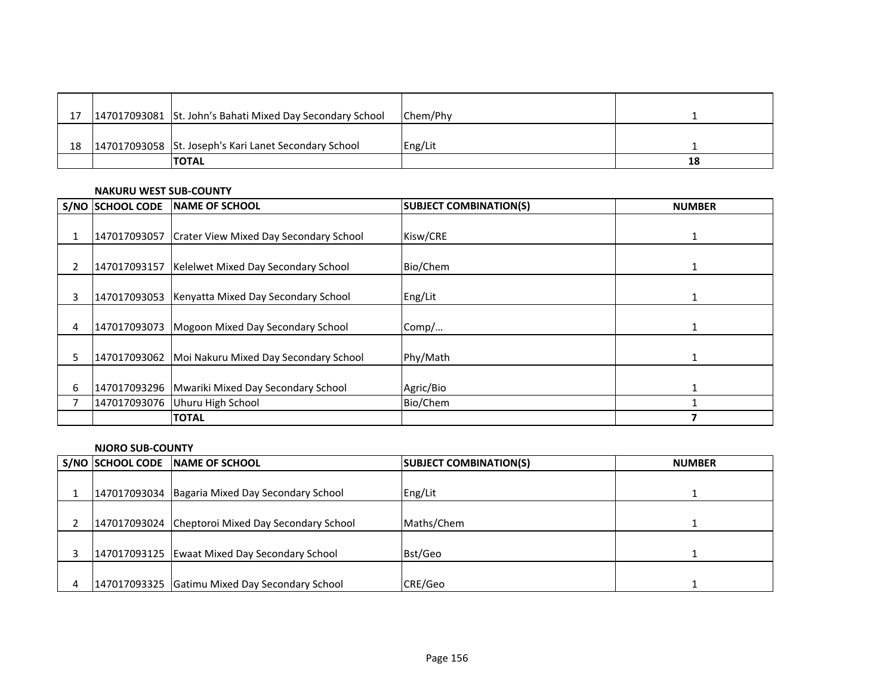| | | | | |
|---|---|---|---|---|
| 17 | 147017093081 | St. John's Bahati Mixed Day Secondary School | Chem/Phy | 1 |
| 18 | 147017093058 | St. Joseph's Kari Lanet Secondary School | Eng/Lit | 1 |
| | | **TOTAL** | | **18** |

**NAKURU WEST SUB-COUNTY**

| S/NO | SCHOOL CODE | NAME OF SCHOOL | SUBJECT COMBINATION(S) | NUMBER |
|---|---|---|---|---|
| 1 | 147017093057 | Crater View Mixed Day Secondary School | Kisw/CRE | 1 |
| 2 | 147017093157 | Kelelwet Mixed Day Secondary School | Bio/Chem | 1 |
| 3 | 147017093053 | Kenyatta Mixed Day Secondary School | Eng/Lit | 1 |
| 4 | 147017093073 | Mogoon Mixed Day Secondary School | Comp/… | 1 |
| 5 | 147017093062 | Moi Nakuru Mixed Day Secondary School | Phy/Math | 1 |
| 6 | 147017093296 | Mwariki Mixed Day Secondary School | Agric/Bio | 1 |
| 7 | 147017093076 | Uhuru High School | Bio/Chem | 1 |
| | | **TOTAL** | | **7** |

**NJORO SUB-COUNTY**

| S/NO | SCHOOL CODE | NAME OF SCHOOL | SUBJECT COMBINATION(S) | NUMBER |
|---|---|---|---|---|
| 1 | 147017093034 | Bagaria Mixed Day Secondary School | Eng/Lit | 1 |
| 2 | 147017093024 | Cheptoroi Mixed Day Secondary School | Maths/Chem | 1 |
| 3 | 147017093125 | Ewaat Mixed Day Secondary School | Bst/Geo | 1 |
| 4 | 147017093325 | Gatimu Mixed Day Secondary School | CRE/Geo | 1 |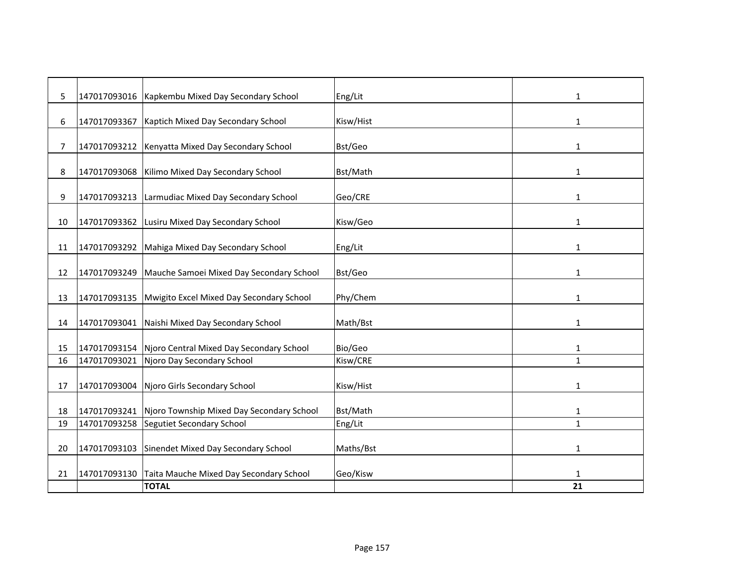| | | | | |
|---|---|---|---|---|
| 5 | 147017093016 | Kapkembu Mixed Day Secondary School | Eng/Lit | 1 |
| 6 | 147017093367 | Kaptich Mixed Day Secondary School | Kisw/Hist | 1 |
| 7 | 147017093212 | Kenyatta Mixed Day Secondary School | Bst/Geo | 1 |
| 8 | 147017093068 | Kilimo Mixed Day Secondary School | Bst/Math | 1 |
| 9 | 147017093213 | Larmudiac Mixed Day Secondary School | Geo/CRE | 1 |
| 10 | 147017093362 | Lusiru Mixed Day Secondary School | Kisw/Geo | 1 |
| 11 | 147017093292 | Mahiga Mixed Day Secondary School | Eng/Lit | 1 |
| 12 | 147017093249 | Mauche Samoei Mixed Day Secondary School | Bst/Geo | 1 |
| 13 | 147017093135 | Mwigito Excel Mixed Day Secondary School | Phy/Chem | 1 |
| 14 | 147017093041 | Naishi Mixed Day Secondary School | Math/Bst | 1 |
| 15 | 147017093154 | Njoro Central Mixed Day Secondary School | Bio/Geo | 1 |
| 16 | 147017093021 | Njoro Day Secondary School | Kisw/CRE | 1 |
| 17 | 147017093004 | Njoro Girls Secondary School | Kisw/Hist | 1 |
| 18 | 147017093241 | Njoro Township Mixed Day Secondary School | Bst/Math | 1 |
| 19 | 147017093258 | Segutiet Secondary School | Eng/Lit | 1 |
| 20 | 147017093103 | Sinendet Mixed Day Secondary School | Maths/Bst | 1 |
| 21 | 147017093130 | Taita Mauche Mixed Day Secondary School | Geo/Kisw | 1 |
| | | **TOTAL** | | **21** |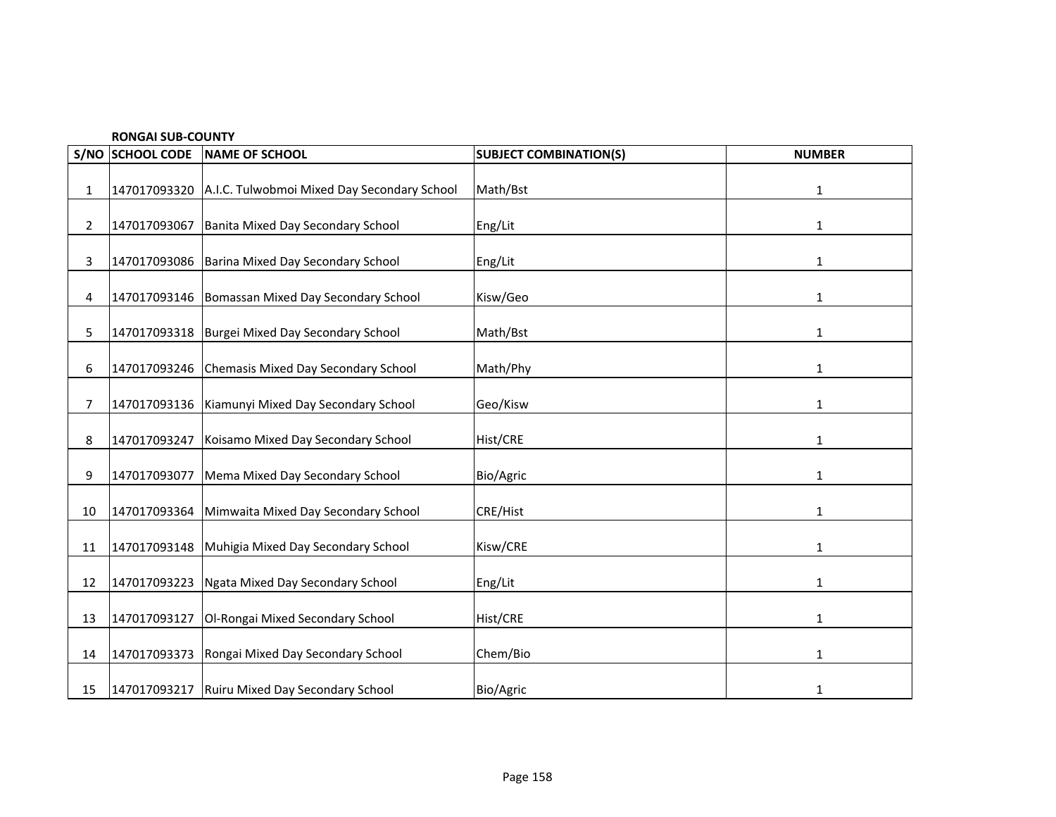**RONGAI SUB-COUNTY**

| S/NO | SCHOOL CODE | NAME OF SCHOOL | SUBJECT COMBINATION(S) | NUMBER |
|---|---|---|---|---|
| 1 | 147017093320 | A.I.C. Tulwobmoi Mixed Day Secondary School | Math/Bst | 1 |
| 2 | 147017093067 | Banita Mixed Day Secondary School | Eng/Lit | 1 |
| 3 | 147017093086 | Barina Mixed Day Secondary School | Eng/Lit | 1 |
| 4 | 147017093146 | Bomassan Mixed Day Secondary School | Kisw/Geo | 1 |
| 5 | 147017093318 | Burgei Mixed Day Secondary School | Math/Bst | 1 |
| 6 | 147017093246 | Chemasis Mixed Day Secondary School | Math/Phy | 1 |
| 7 | 147017093136 | Kiamunyi Mixed Day Secondary School | Geo/Kisw | 1 |
| 8 | 147017093247 | Koisamo Mixed Day Secondary School | Hist/CRE | 1 |
| 9 | 147017093077 | Mema Mixed Day Secondary School | Bio/Agric | 1 |
| 10 | 147017093364 | Mimwaita Mixed Day Secondary School | CRE/Hist | 1 |
| 11 | 147017093148 | Muhigia Mixed Day Secondary School | Kisw/CRE | 1 |
| 12 | 147017093223 | Ngata Mixed Day Secondary School | Eng/Lit | 1 |
| 13 | 147017093127 | Ol-Rongai Mixed Secondary School | Hist/CRE | 1 |
| 14 | 147017093373 | Rongai Mixed Day Secondary School | Chem/Bio | 1 |
| 15 | 147017093217 | Ruiru Mixed Day Secondary School | Bio/Agric | 1 |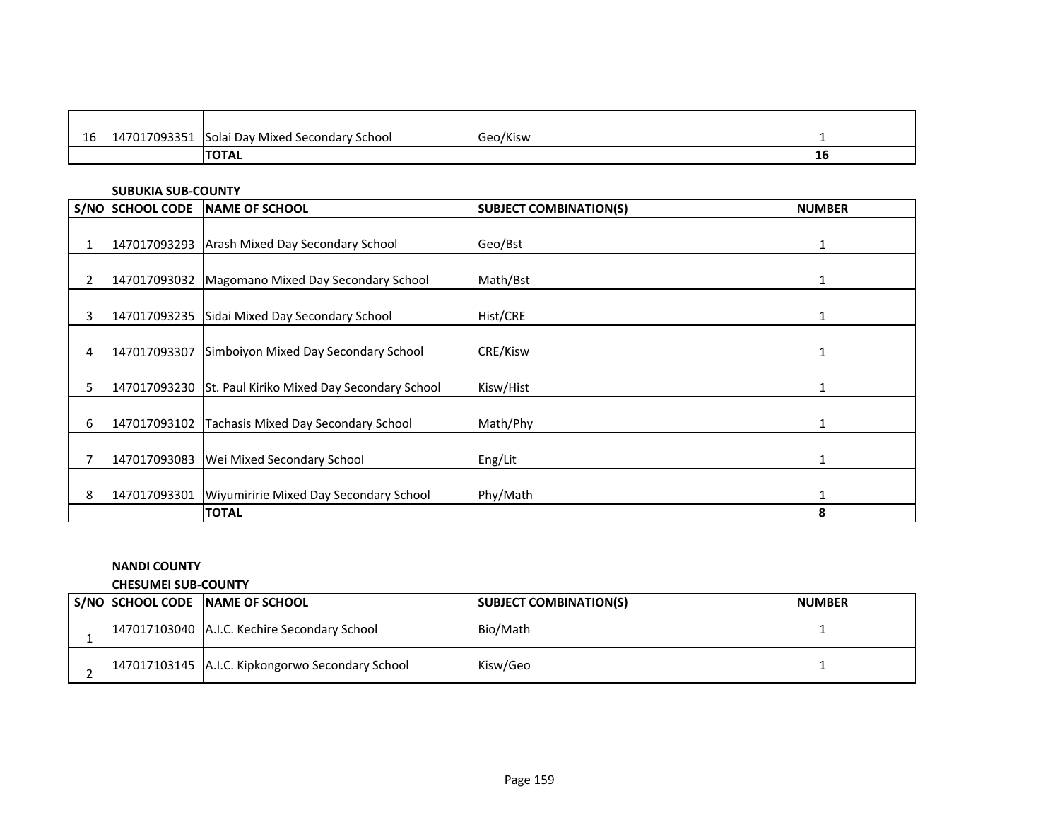| | | | | |
|---|---|---|---|---|
| 16 | 147017093351 | Solai Day Mixed Secondary School | Geo/Kisw | 1 |
| | | **TOTAL** | | **16** |

**SUBUKIA SUB-COUNTY**

| S/NO | SCHOOL CODE | NAME OF SCHOOL | SUBJECT COMBINATION(S) | NUMBER |
|---|---|---|---|---|
| 1 | 147017093293 | Arash Mixed Day Secondary School | Geo/Bst | 1 |
| 2 | 147017093032 | Magomano Mixed Day Secondary School | Math/Bst | 1 |
| 3 | 147017093235 | Sidai Mixed Day Secondary School | Hist/CRE | 1 |
| 4 | 147017093307 | Simboiyon Mixed Day Secondary School | CRE/Kisw | 1 |
| 5 | 147017093230 | St. Paul Kiriko Mixed Day Secondary School | Kisw/Hist | 1 |
| 6 | 147017093102 | Tachasis Mixed Day Secondary School | Math/Phy | 1 |
| 7 | 147017093083 | Wei Mixed Secondary School | Eng/Lit | 1 |
| 8 | 147017093301 | Wiyumiririe Mixed Day Secondary School | Phy/Math | 1 |
| | | **TOTAL** | | **8** |

**NANDI COUNTY**

**CHESUMEI SUB-COUNTY**

| S/NO | SCHOOL CODE | NAME OF SCHOOL | SUBJECT COMBINATION(S) | NUMBER |
|---|---|---|---|---|
| 1 | 147017103040 | A.I.C. Kechire Secondary School | Bio/Math | 1 |
| 2 | 147017103145 | A.I.C. Kipkongorwo Secondary School | Kisw/Geo | 1 |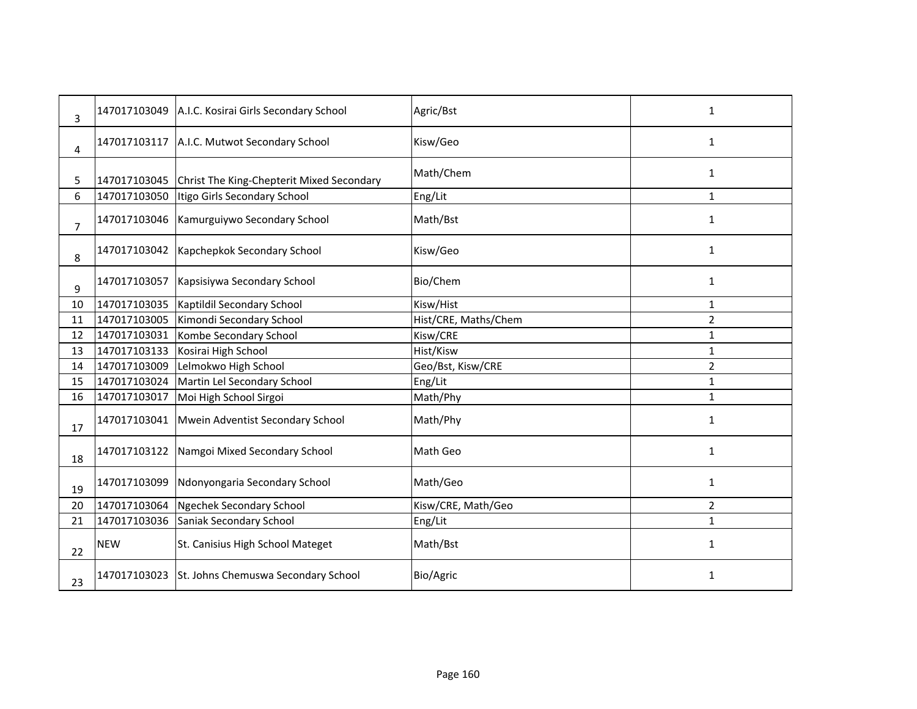| | | | | |
|---|---|---|---|---|
| 3 | 147017103049 | A.I.C. Kosirai Girls Secondary School | Agric/Bst | 1 |
| 4 | 147017103117 | A.I.C. Mutwot Secondary School | Kisw/Geo | 1 |
| 5 | 147017103045 | Christ The King-Chepterit Mixed Secondary | Math/Chem | 1 |
| 6 | 147017103050 | Itigo Girls Secondary School | Eng/Lit | 1 |
| 7 | 147017103046 | Kamurguiywo Secondary School | Math/Bst | 1 |
| 8 | 147017103042 | Kapchepkok Secondary School | Kisw/Geo | 1 |
| 9 | 147017103057 | Kapsisiywa Secondary School | Bio/Chem | 1 |
| 10 | 147017103035 | Kaptildil Secondary School | Kisw/Hist | 1 |
| 11 | 147017103005 | Kimondi Secondary School | Hist/CRE, Maths/Chem | 2 |
| 12 | 147017103031 | Kombe Secondary School | Kisw/CRE | 1 |
| 13 | 147017103133 | Kosirai High School | Hist/Kisw | 1 |
| 14 | 147017103009 | Lelmokwo High School | Geo/Bst, Kisw/CRE | 2 |
| 15 | 147017103024 | Martin Lel Secondary School | Eng/Lit | 1 |
| 16 | 147017103017 | Moi High School Sirgoi | Math/Phy | 1 |
| 17 | 147017103041 | Mwein Adventist Secondary School | Math/Phy | 1 |
| 18 | 147017103122 | Namgoi Mixed Secondary School | Math Geo | 1 |
| 19 | 147017103099 | Ndonyongaria Secondary School | Math/Geo | 1 |
| 20 | 147017103064 | Ngechek Secondary School | Kisw/CRE, Math/Geo | 2 |
| 21 | 147017103036 | Saniak Secondary School | Eng/Lit | 1 |
| 22 | NEW | St. Canisius High School Mateget | Math/Bst | 1 |
| 23 | 147017103023 | St. Johns Chemuswa Secondary School | Bio/Agric | 1 |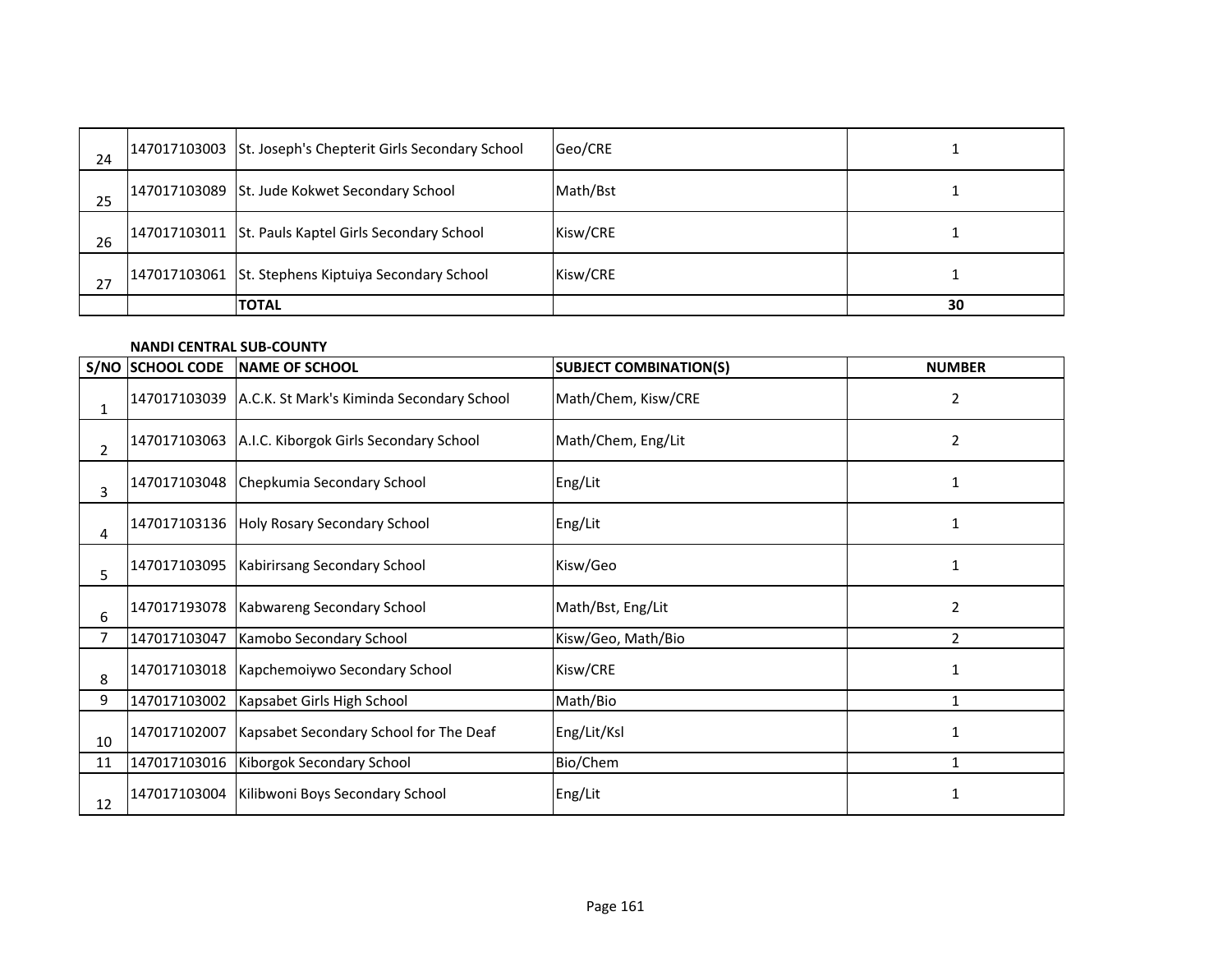| | | | | |
|---|---|---|---|---|
| 24 | 147017103003 | St. Joseph's Chepterit Girls Secondary School | Geo/CRE | 1 |
| 25 | 147017103089 | St. Jude Kokwet Secondary School | Math/Bst | 1 |
| 26 | 147017103011 | St. Pauls Kaptel Girls Secondary School | Kisw/CRE | 1 |
| 27 | 147017103061 | St. Stephens Kiptuiya Secondary School | Kisw/CRE | 1 |
| | | **TOTAL** | | **30** |

**NANDI CENTRAL SUB-COUNTY**

| S/NO | SCHOOL CODE | NAME OF SCHOOL | SUBJECT COMBINATION(S) | NUMBER |
|---|---|---|---|---|
| 1 | 147017103039 | A.C.K. St Mark's Kiminda Secondary School | Math/Chem, Kisw/CRE | 2 |
| 2 | 147017103063 | A.I.C. Kiborgok Girls Secondary School | Math/Chem, Eng/Lit | 2 |
| 3 | 147017103048 | Chepkumia Secondary School | Eng/Lit | 1 |
| 4 | 147017103136 | Holy Rosary Secondary School | Eng/Lit | 1 |
| 5 | 147017103095 | Kabirirsang Secondary School | Kisw/Geo | 1 |
| 6 | 147017193078 | Kabwareng Secondary School | Math/Bst, Eng/Lit | 2 |
| 7 | 147017103047 | Kamobo Secondary School | Kisw/Geo, Math/Bio | 2 |
| 8 | 147017103018 | Kapchemoiywo Secondary School | Kisw/CRE | 1 |
| 9 | 147017103002 | Kapsabet Girls High School | Math/Bio | 1 |
| 10 | 147017102007 | Kapsabet Secondary School for The Deaf | Eng/Lit/Ksl | 1 |
| 11 | 147017103016 | Kiborgok Secondary School | Bio/Chem | 1 |
| 12 | 147017103004 | Kilibwoni Boys Secondary School | Eng/Lit | 1 |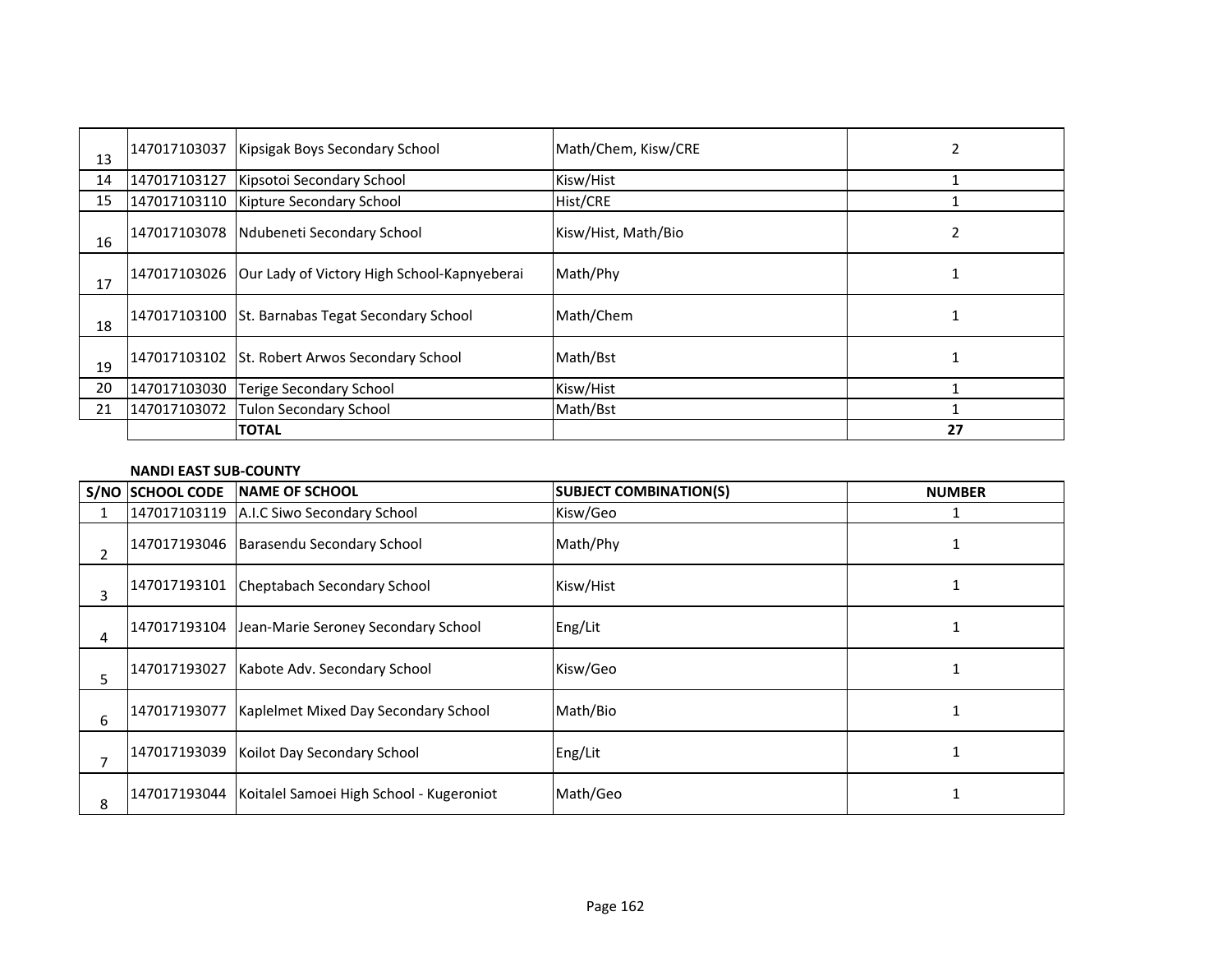| | | | | |
|---|---|---|---|---|
| 13 | 147017103037 | Kipsigak Boys Secondary School | Math/Chem, Kisw/CRE | 2 |
| 14 | 147017103127 | Kipsotoi Secondary School | Kisw/Hist | 1 |
| 15 | 147017103110 | Kipture Secondary School | Hist/CRE | 1 |
| 16 | 147017103078 | Ndubeneti Secondary School | Kisw/Hist, Math/Bio | 2 |
| 17 | 147017103026 | Our Lady of Victory High School-Kapnyeberai | Math/Phy | 1 |
| 18 | 147017103100 | St. Barnabas Tegat Secondary School | Math/Chem | 1 |
| 19 | 147017103102 | St. Robert Arwos Secondary School | Math/Bst | 1 |
| 20 | 147017103030 | Terige Secondary School | Kisw/Hist | 1 |
| 21 | 147017103072 | Tulon Secondary School | Math/Bst | 1 |
| | | **TOTAL** | | **27** |

**NANDI EAST SUB-COUNTY**

| S/NO | SCHOOL CODE | NAME OF SCHOOL | SUBJECT COMBINATION(S) | NUMBER |
|---|---|---|---|---|
| 1 | 147017103119 | A.I.C Siwo Secondary School | Kisw/Geo | 1 |
| 2 | 147017193046 | Barasendu Secondary School | Math/Phy | 1 |
| 3 | 147017193101 | Cheptabach Secondary School | Kisw/Hist | 1 |
| 4 | 147017193104 | Jean-Marie Seroney Secondary School | Eng/Lit | 1 |
| 5 | 147017193027 | Kabote Adv. Secondary School | Kisw/Geo | 1 |
| 6 | 147017193077 | Kaplelmet Mixed Day Secondary School | Math/Bio | 1 |
| 7 | 147017193039 | Koilot Day Secondary School | Eng/Lit | 1 |
| 8 | 147017193044 | Koitalel Samoei High School - Kugeroniot | Math/Geo | 1 |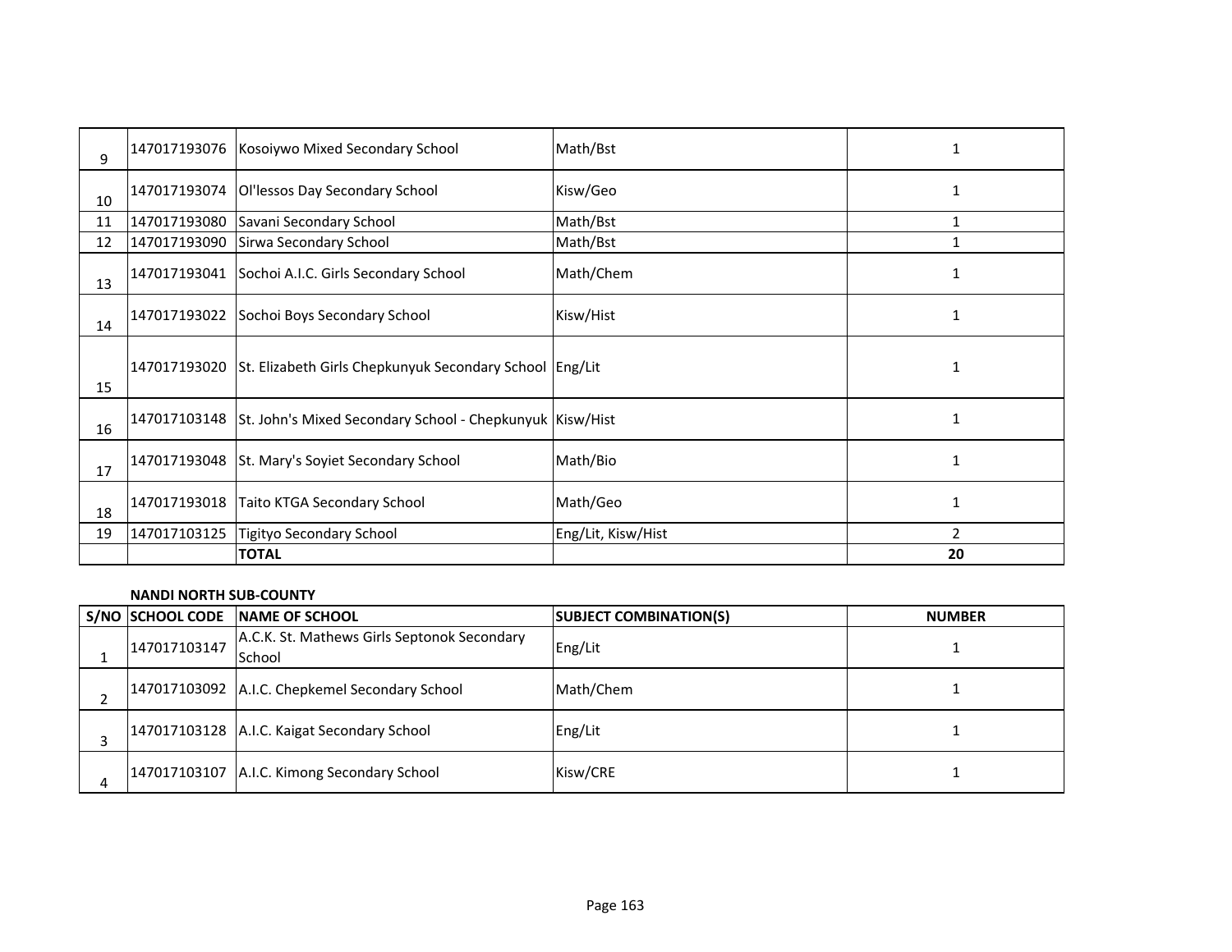| S/NO | SCHOOL CODE | NAME OF SCHOOL | SUBJECT COMBINATION(S) | NUMBER |
|---|---|---|---|---|
| 9 | 147017193076 | Kosoiywo Mixed Secondary School | Math/Bst | 1 |
| 10 | 147017193074 | Ol'lessos Day Secondary School | Kisw/Geo | 1 |
| 11 | 147017193080 | Savani Secondary School | Math/Bst | 1 |
| 12 | 147017193090 | Sirwa Secondary School | Math/Bst | 1 |
| 13 | 147017193041 | Sochoi A.I.C. Girls Secondary School | Math/Chem | 1 |
| 14 | 147017193022 | Sochoi Boys Secondary School | Kisw/Hist | 1 |
| 15 | 147017193020 | St. Elizabeth Girls Chepkunyuk Secondary School | Eng/Lit | 1 |
| 16 | 147017103148 | St. John's Mixed Secondary School - Chepkunyuk | Kisw/Hist | 1 |
| 17 | 147017193048 | St. Mary's Soyiet Secondary School | Math/Bio | 1 |
| 18 | 147017193018 | Taito KTGA Secondary School | Math/Geo | 1 |
| 19 | 147017103125 | Tigityo Secondary School | Eng/Lit, Kisw/Hist | 2 |
| | | **TOTAL** | | **20** |

**NANDI NORTH SUB-COUNTY**

| S/NO | SCHOOL CODE | NAME OF SCHOOL | SUBJECT COMBINATION(S) | NUMBER |
|---|---|---|---|---|
| 1 | 147017103147 | A.C.K. St. Mathews Girls Septonok Secondary School | Eng/Lit | 1 |
| 2 | 147017103092 | A.I.C. Chepkemel Secondary School | Math/Chem | 1 |
| 3 | 147017103128 | A.I.C. Kaigat Secondary School | Eng/Lit | 1 |
| 4 | 147017103107 | A.I.C. Kimong Secondary School | Kisw/CRE | 1 |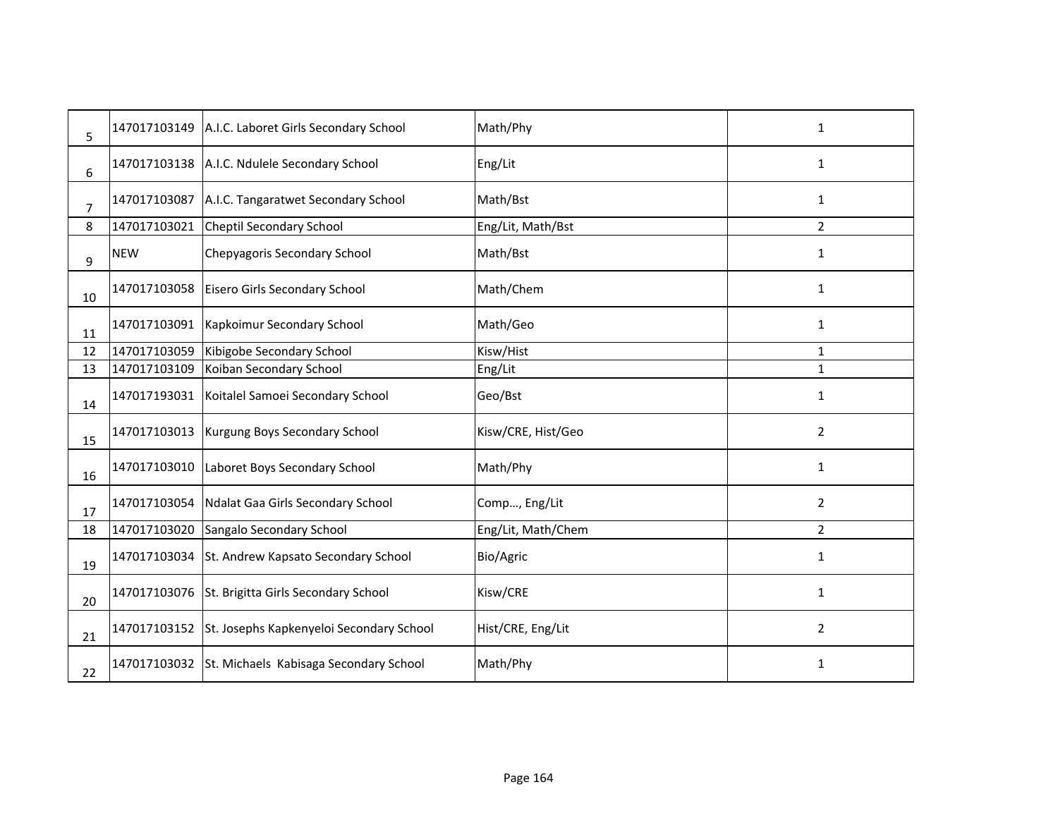| | | | | |
|---|---|---|---|---|
| 5 | 147017103149 | A.I.C. Laboret Girls Secondary School | Math/Phy | 1 |
| 6 | 147017103138 | A.I.C. Ndulele Secondary School | Eng/Lit | 1 |
| 7 | 147017103087 | A.I.C. Tangaratwet Secondary School | Math/Bst | 1 |
| 8 | 147017103021 | Cheptil Secondary School | Eng/Lit, Math/Bst | 2 |
| 9 | NEW | Chepyagoris Secondary School | Math/Bst | 1 |
| 10 | 147017103058 | Eisero Girls Secondary School | Math/Chem | 1 |
| 11 | 147017103091 | Kapkoimur Secondary School | Math/Geo | 1 |
| 12 | 147017103059 | Kibigobe Secondary School | Kisw/Hist | 1 |
| 13 | 147017103109 | Koiban Secondary School | Eng/Lit | 1 |
| 14 | 147017193031 | Koitalel Samoei Secondary School | Geo/Bst | 1 |
| 15 | 147017103013 | Kurgung Boys Secondary School | Kisw/CRE, Hist/Geo | 2 |
| 16 | 147017103010 | Laboret Boys Secondary School | Math/Phy | 1 |
| 17 | 147017103054 | Ndalat Gaa Girls Secondary School | Comp…, Eng/Lit | 2 |
| 18 | 147017103020 | Sangalo Secondary School | Eng/Lit, Math/Chem | 2 |
| 19 | 147017103034 | St. Andrew Kapsato Secondary School | Bio/Agric | 1 |
| 20 | 147017103076 | St. Brigitta Girls Secondary School | Kisw/CRE | 1 |
| 21 | 147017103152 | St. Josephs Kapkenyeloi Secondary School | Hist/CRE, Eng/Lit | 2 |
| 22 | 147017103032 | St. Michaels Kabisaga Secondary School | Math/Phy | 1 |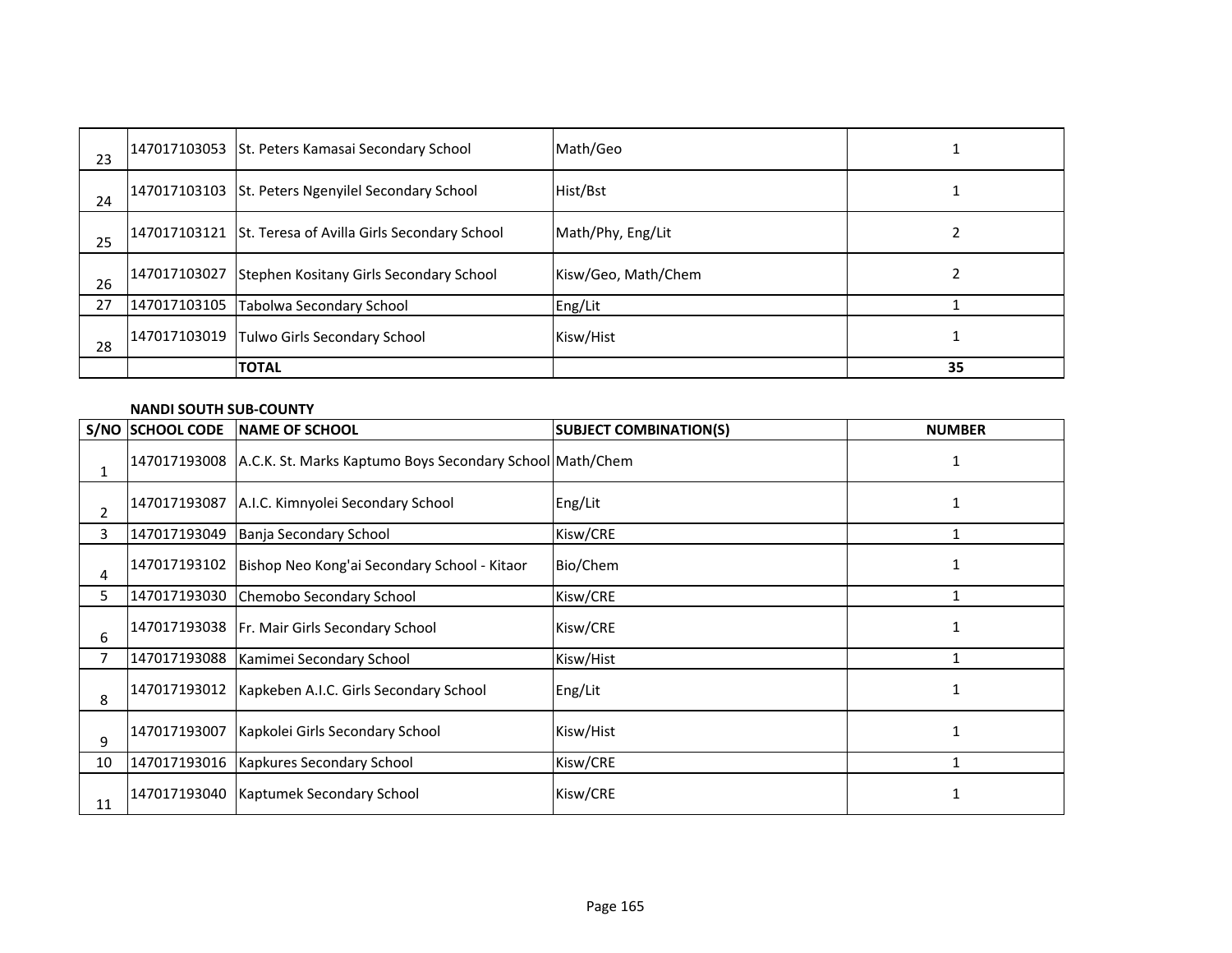| 23 | 147017103053 | St. Peters Kamasai Secondary School | Math/Geo | 1 |
|---|---|---|---|---|
| 24 | 147017103103 | St. Peters Ngenyilel Secondary School | Hist/Bst | 1 |
| 25 | 147017103121 | St. Teresa of Avilla Girls Secondary School | Math/Phy, Eng/Lit | 2 |
| 26 | 147017103027 | Stephen Kositany Girls Secondary School | Kisw/Geo, Math/Chem | 2 |
| 27 | 147017103105 | Tabolwa Secondary School | Eng/Lit | 1 |
| 28 | 147017103019 | Tulwo Girls Secondary School | Kisw/Hist | 1 |
| | | **TOTAL** | | **35** |

**NANDI SOUTH SUB-COUNTY**

| S/NO | SCHOOL CODE | NAME OF SCHOOL | SUBJECT COMBINATION(S) | NUMBER |
|---|---|---|---|---|
| 1 | 147017193008 | A.C.K. St. Marks Kaptumo Boys Secondary School | Math/Chem | 1 |
| 2 | 147017193087 | A.I.C. Kimnyolei Secondary School | Eng/Lit | 1 |
| 3 | 147017193049 | Banja Secondary School | Kisw/CRE | 1 |
| 4 | 147017193102 | Bishop Neo Kong'ai Secondary School - Kitaor | Bio/Chem | 1 |
| 5 | 147017193030 | Chemobo Secondary School | Kisw/CRE | 1 |
| 6 | 147017193038 | Fr. Mair Girls Secondary School | Kisw/CRE | 1 |
| 7 | 147017193088 | Kamimei Secondary School | Kisw/Hist | 1 |
| 8 | 147017193012 | Kapkeben A.I.C. Girls Secondary School | Eng/Lit | 1 |
| 9 | 147017193007 | Kapkolei Girls Secondary School | Kisw/Hist | 1 |
| 10 | 147017193016 | Kapkures Secondary School | Kisw/CRE | 1 |
| 11 | 147017193040 | Kaptumek Secondary School | Kisw/CRE | 1 |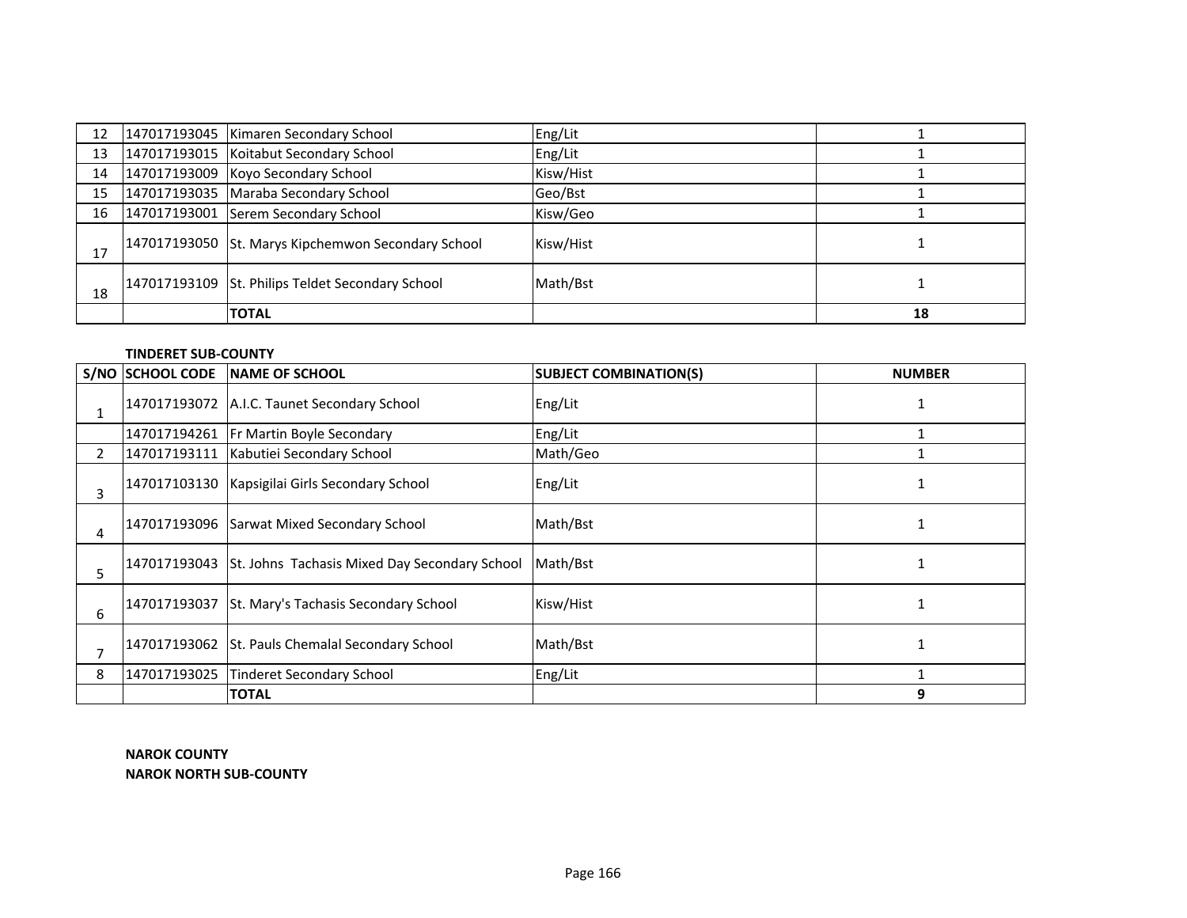| | | | | |
|---|---|---|---|---|
| 12 | 147017193045 | Kimaren Secondary School | Eng/Lit | 1 |
| 13 | 147017193015 | Koitabut Secondary School | Eng/Lit | 1 |
| 14 | 147017193009 | Koyo Secondary School | Kisw/Hist | 1 |
| 15 | 147017193035 | Maraba Secondary School | Geo/Bst | 1 |
| 16 | 147017193001 | Serem Secondary School | Kisw/Geo | 1 |
| 17 | 147017193050 | St. Marys Kipchemwon Secondary School | Kisw/Hist | 1 |
| 18 | 147017193109 | St. Philips Teldet Secondary School | Math/Bst | 1 |
| | | **TOTAL** | | **18** |

**TINDERET SUB-COUNTY**

| S/NO | SCHOOL CODE | NAME OF SCHOOL | SUBJECT COMBINATION(S) | NUMBER |
|---|---|---|---|---|
| 1 | 147017193072 | A.I.C. Taunet Secondary School | Eng/Lit | 1 |
| | 147017194261 | Fr Martin Boyle Secondary | Eng/Lit | 1 |
| 2 | 147017193111 | Kabutiei Secondary School | Math/Geo | 1 |
| 3 | 147017103130 | Kapsigilai Girls Secondary School | Eng/Lit | 1 |
| 4 | 147017193096 | Sarwat Mixed Secondary School | Math/Bst | 1 |
| 5 | 147017193043 | St. Johns Tachasis Mixed Day Secondary School | Math/Bst | 1 |
| 6 | 147017193037 | St. Mary's Tachasis Secondary School | Kisw/Hist | 1 |
| 7 | 147017193062 | St. Pauls Chemalal Secondary School | Math/Bst | 1 |
| 8 | 147017193025 | Tinderet Secondary School | Eng/Lit | 1 |
| | | **TOTAL** | | **9** |

**NAROK COUNTY**

**NAROK NORTH SUB-COUNTY**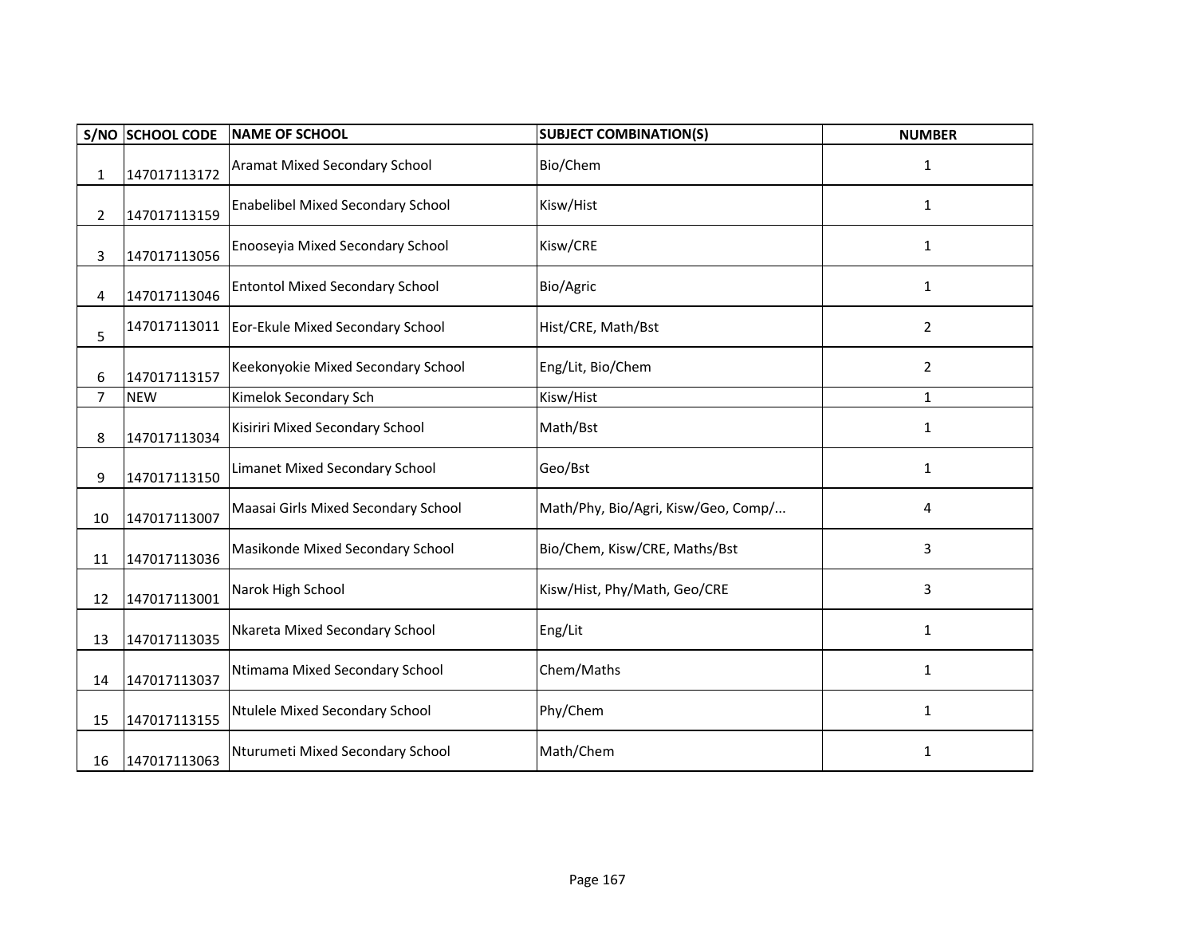| S/NO | SCHOOL CODE | NAME OF SCHOOL | SUBJECT COMBINATION(S) | NUMBER |
|---|---|---|---|---|
| 1 | 147017113172 | Aramat Mixed Secondary School | Bio/Chem | 1 |
| 2 | 147017113159 | Enabelibel Mixed Secondary School | Kisw/Hist | 1 |
| 3 | 147017113056 | Enooseyia Mixed Secondary School | Kisw/CRE | 1 |
| 4 | 147017113046 | Entontol Mixed Secondary School | Bio/Agric | 1 |
| 5 | 147017113011 | Eor-Ekule Mixed Secondary School | Hist/CRE, Math/Bst | 2 |
| 6 | 147017113157 | Keekonyokie Mixed Secondary School | Eng/Lit, Bio/Chem | 2 |
| 7 | NEW | Kimelok Secondary Sch | Kisw/Hist | 1 |
| 8 | 147017113034 | Kisiriri Mixed Secondary School | Math/Bst | 1 |
| 9 | 147017113150 | Limanet Mixed Secondary School | Geo/Bst | 1 |
| 10 | 147017113007 | Maasai Girls Mixed Secondary School | Math/Phy, Bio/Agri, Kisw/Geo, Comp/... | 4 |
| 11 | 147017113036 | Masikonde Mixed Secondary School | Bio/Chem, Kisw/CRE, Maths/Bst | 3 |
| 12 | 147017113001 | Narok High School | Kisw/Hist, Phy/Math, Geo/CRE | 3 |
| 13 | 147017113035 | Nkareta Mixed Secondary School | Eng/Lit | 1 |
| 14 | 147017113037 | Ntimama Mixed Secondary School | Chem/Maths | 1 |
| 15 | 147017113155 | Ntulele Mixed Secondary School | Phy/Chem | 1 |
| 16 | 147017113063 | Nturumeti Mixed Secondary School | Math/Chem | 1 |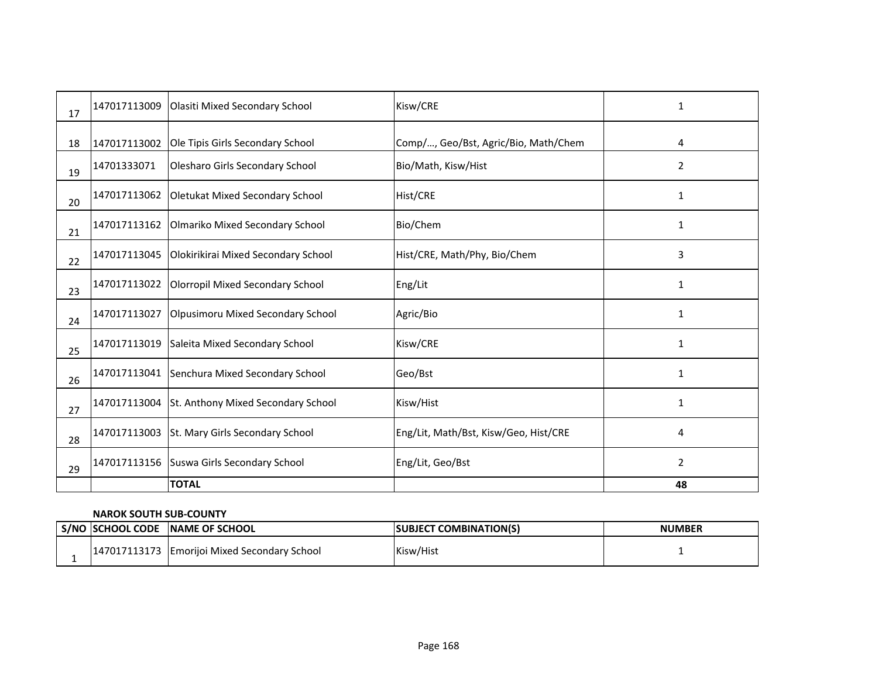| | | | | |
|---|---|---|---|---|
| 17 | 147017113009 | Olasiti Mixed Secondary School | Kisw/CRE | 1 |
| 18 | 147017113002 | Ole Tipis Girls Secondary School | Comp/..., Geo/Bst, Agric/Bio, Math/Chem | 4 |
| 19 | 14701333071 | Olesharo Girls Secondary School | Bio/Math, Kisw/Hist | 2 |
| 20 | 147017113062 | Oletukat Mixed Secondary School | Hist/CRE | 1 |
| 21 | 147017113162 | Olmariko Mixed Secondary School | Bio/Chem | 1 |
| 22 | 147017113045 | Olokirikirai Mixed Secondary School | Hist/CRE, Math/Phy, Bio/Chem | 3 |
| 23 | 147017113022 | Olorropil Mixed Secondary School | Eng/Lit | 1 |
| 24 | 147017113027 | Olpusimoru Mixed Secondary School | Agric/Bio | 1 |
| 25 | 147017113019 | Saleita Mixed Secondary School | Kisw/CRE | 1 |
| 26 | 147017113041 | Senchura Mixed Secondary School | Geo/Bst | 1 |
| 27 | 147017113004 | St. Anthony Mixed Secondary School | Kisw/Hist | 1 |
| 28 | 147017113003 | St. Mary Girls Secondary School | Eng/Lit, Math/Bst, Kisw/Geo, Hist/CRE | 4 |
| 29 | 147017113156 | Suswa Girls Secondary School | Eng/Lit, Geo/Bst | 2 |
| | | **TOTAL** | | **48** |

**NAROK SOUTH SUB-COUNTY**

| S/NO | SCHOOL CODE | NAME OF SCHOOL | SUBJECT COMBINATION(S) | NUMBER |
|---|---|---|---|---|
| 1 | 147017113173 | Emorijoi Mixed Secondary School | Kisw/Hist | 1 |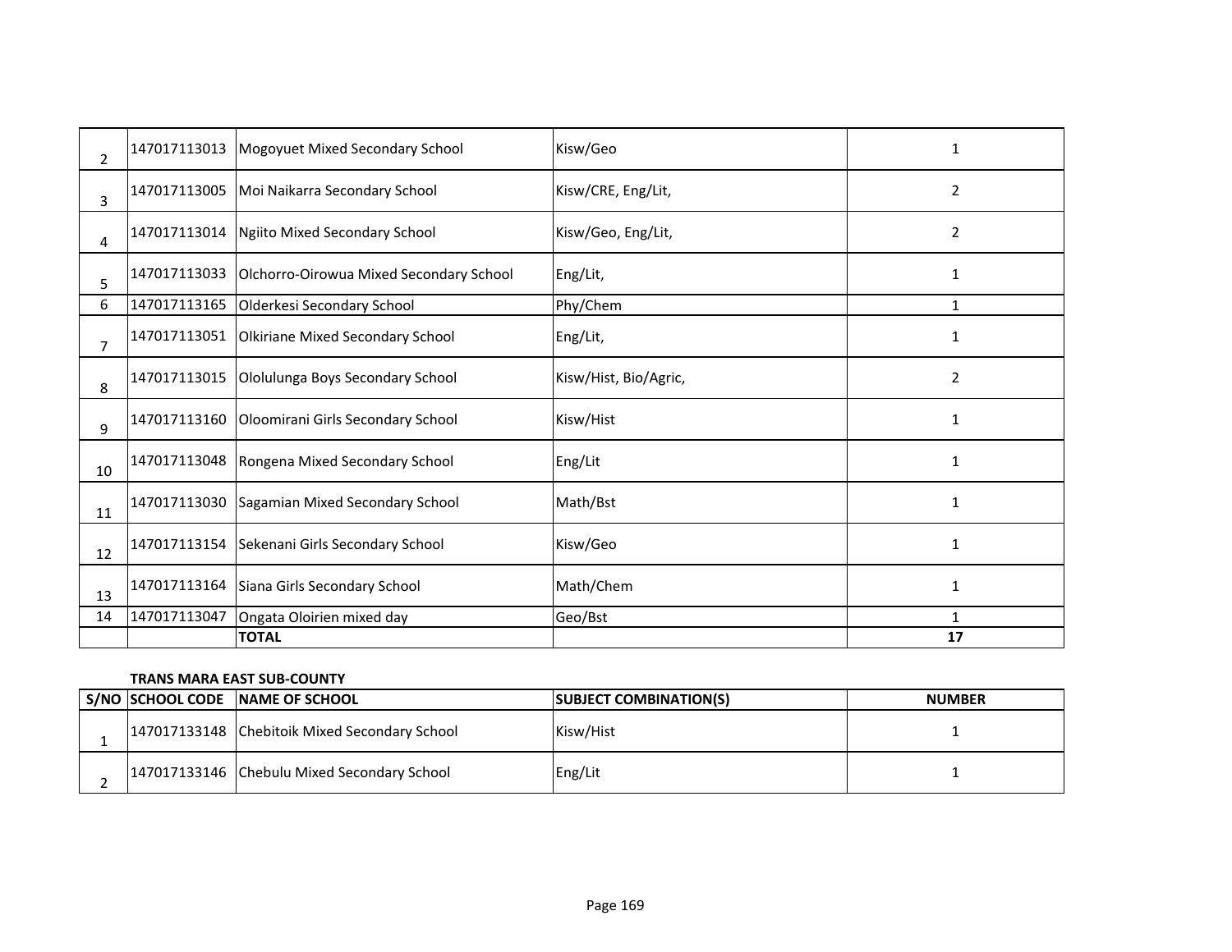| | | | | |
|---|---|---|---|---|
| 2 | 147017113013 | Mogoyuet Mixed Secondary School | Kisw/Geo | 1 |
| 3 | 147017113005 | Moi Naikarra Secondary School | Kisw/CRE, Eng/Lit, | 2 |
| 4 | 147017113014 | Ngiito Mixed Secondary School | Kisw/Geo, Eng/Lit, | 2 |
| 5 | 147017113033 | Olchorro-Oirowua Mixed Secondary School | Eng/Lit, | 1 |
| 6 | 147017113165 | Olderkesi Secondary School | Phy/Chem | 1 |
| 7 | 147017113051 | Olkiriane Mixed Secondary School | Eng/Lit, | 1 |
| 8 | 147017113015 | Ololulunga Boys Secondary School | Kisw/Hist, Bio/Agric, | 2 |
| 9 | 147017113160 | Oloomirani Girls Secondary School | Kisw/Hist | 1 |
| 10 | 147017113048 | Rongena Mixed Secondary School | Eng/Lit | 1 |
| 11 | 147017113030 | Sagamian Mixed Secondary School | Math/Bst | 1 |
| 12 | 147017113154 | Sekenani Girls Secondary School | Kisw/Geo | 1 |
| 13 | 147017113164 | Siana Girls Secondary School | Math/Chem | 1 |
| 14 | 147017113047 | Ongata Oloirien mixed day | Geo/Bst | 1 |
| | | **TOTAL** | | **17** |

**TRANS MARA EAST SUB-COUNTY**

| S/NO | SCHOOL CODE | NAME OF SCHOOL | SUBJECT COMBINATION(S) | NUMBER |
|---|---|---|---|---|
| 1 | 147017133148 | Chebitoik Mixed Secondary School | Kisw/Hist | 1 |
| 2 | 147017133146 | Chebulu Mixed Secondary School | Eng/Lit | 1 |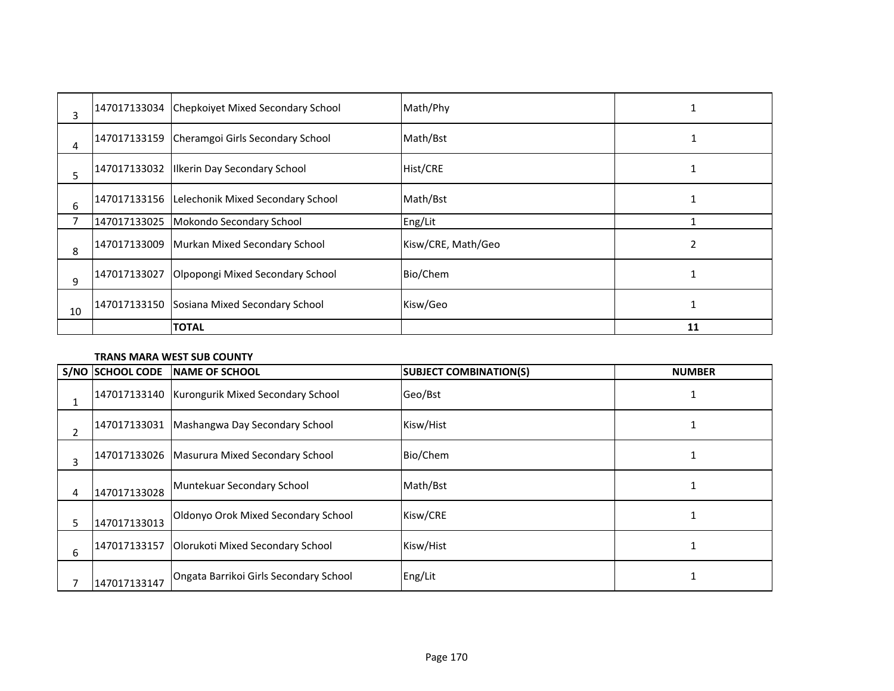| | | | | |
|---|---|---|---|---|
| 3 | 147017133034 | Chepkoiyet Mixed Secondary School | Math/Phy | 1 |
| 4 | 147017133159 | Cheramgoi Girls Secondary School | Math/Bst | 1 |
| 5 | 147017133032 | Ilkerin Day Secondary School | Hist/CRE | 1 |
| 6 | 147017133156 | Lelechonik Mixed Secondary School | Math/Bst | 1 |
| 7 | 147017133025 | Mokondo Secondary School | Eng/Lit | 1 |
| 8 | 147017133009 | Murkan Mixed Secondary School | Kisw/CRE, Math/Geo | 2 |
| 9 | 147017133027 | Olpopongi Mixed Secondary School | Bio/Chem | 1 |
| 10 | 147017133150 | Sosiana Mixed Secondary School | Kisw/Geo | 1 |
| | | **TOTAL** | | **11** |

**TRANS MARA WEST SUB COUNTY**

| S/NO | SCHOOL CODE | NAME OF SCHOOL | SUBJECT COMBINATION(S) | NUMBER |
|---|---|---|---|---|
| 1 | 147017133140 | Kurongurik Mixed Secondary School | Geo/Bst | 1 |
| 2 | 147017133031 | Mashangwa Day Secondary School | Kisw/Hist | 1 |
| 3 | 147017133026 | Masurura Mixed Secondary School | Bio/Chem | 1 |
| 4 | 147017133028 | Muntekuar Secondary School | Math/Bst | 1 |
| 5 | 147017133013 | Oldonyo Orok Mixed Secondary School | Kisw/CRE | 1 |
| 6 | 147017133157 | Olorukoti Mixed Secondary School | Kisw/Hist | 1 |
| 7 | 147017133147 | Ongata Barrikoi Girls Secondary School | Eng/Lit | 1 |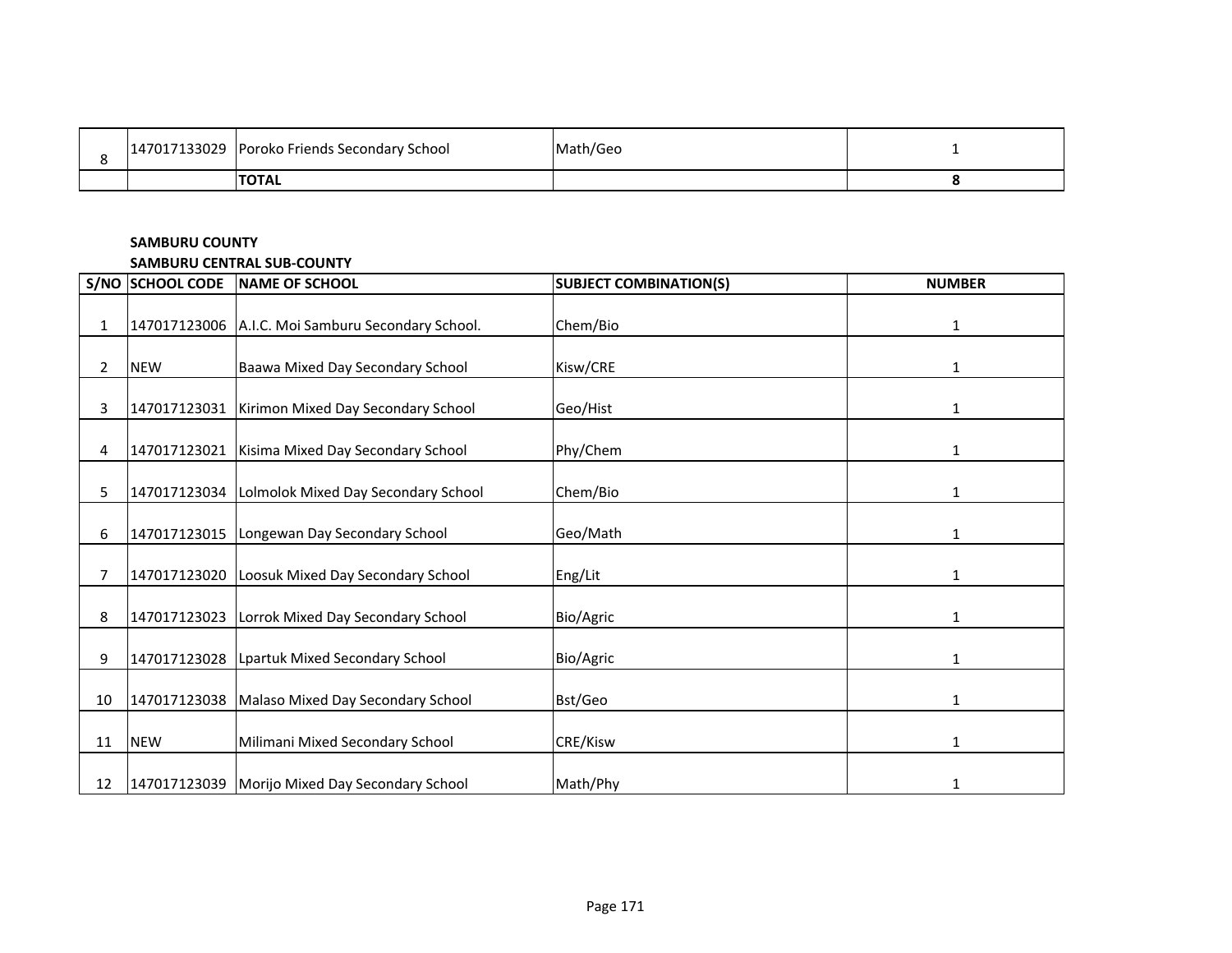| | | | | |
|---|---|---|---|---|
| 8 | 147017133029 | Poroko Friends Secondary School | Math/Geo | 1 |
| | | **TOTAL** | | **8** |

**SAMBURU COUNTY**

**SAMBURU CENTRAL SUB-COUNTY**

| S/NO | SCHOOL CODE | NAME OF SCHOOL | SUBJECT COMBINATION(S) | NUMBER |
|---|---|---|---|---|
| 1 | 147017123006 | A.I.C. Moi Samburu Secondary School. | Chem/Bio | 1 |
| 2 | NEW | Baawa Mixed Day Secondary School | Kisw/CRE | 1 |
| 3 | 147017123031 | Kirimon Mixed Day Secondary School | Geo/Hist | 1 |
| 4 | 147017123021 | Kisima Mixed Day Secondary School | Phy/Chem | 1 |
| 5 | 147017123034 | Lolmolok Mixed Day Secondary School | Chem/Bio | 1 |
| 6 | 147017123015 | Longewan Day Secondary School | Geo/Math | 1 |
| 7 | 147017123020 | Loosuk Mixed Day Secondary School | Eng/Lit | 1 |
| 8 | 147017123023 | Lorrok Mixed Day Secondary School | Bio/Agric | 1 |
| 9 | 147017123028 | Lpartuk Mixed Secondary School | Bio/Agric | 1 |
| 10 | 147017123038 | Malaso Mixed Day Secondary School | Bst/Geo | 1 |
| 11 | NEW | Milimani Mixed Secondary School | CRE/Kisw | 1 |
| 12 | 147017123039 | Morijo Mixed Day Secondary School | Math/Phy | 1 |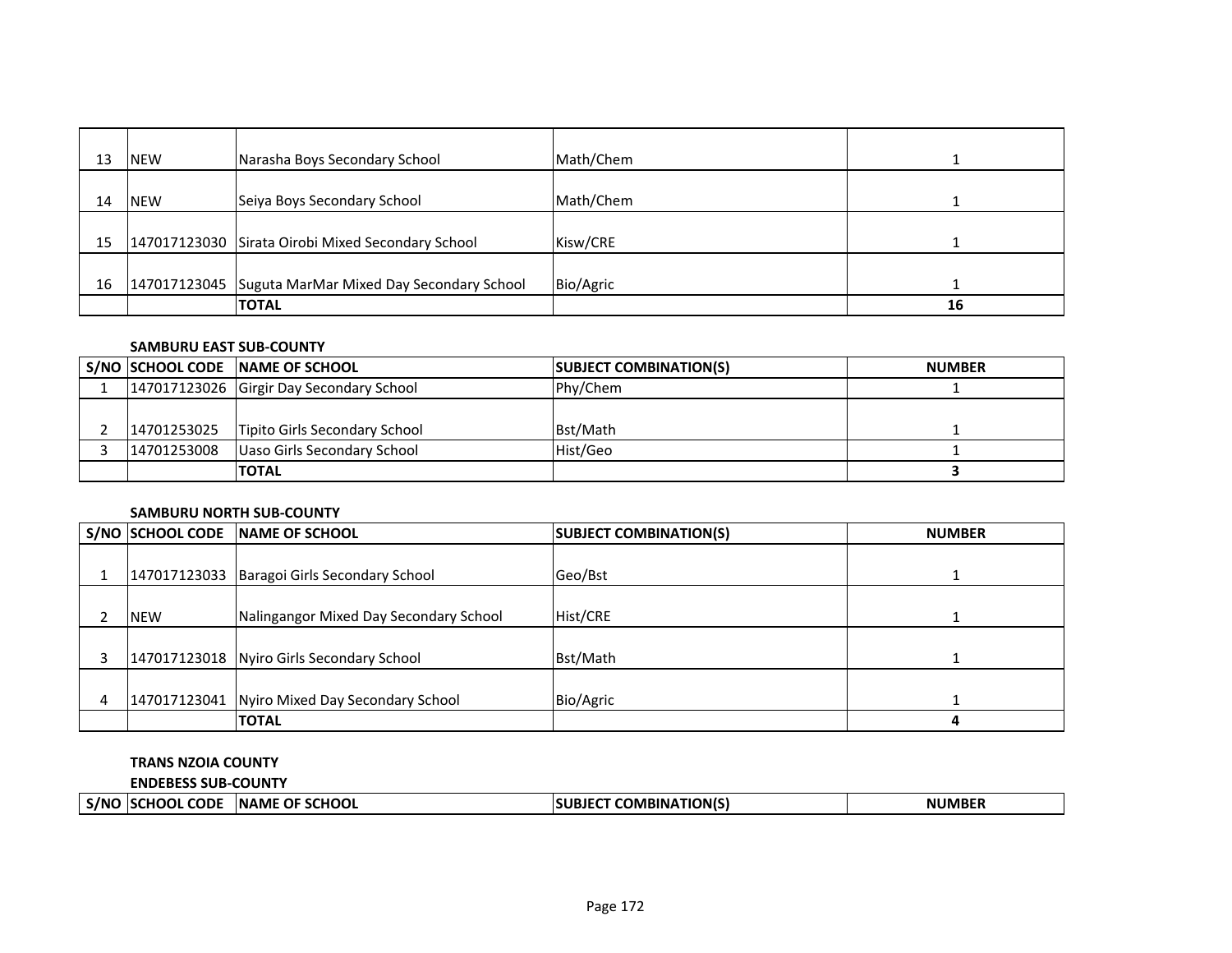| S/NO | SCHOOL CODE | NAME OF SCHOOL | SUBJECT COMBINATION(S) | NUMBER |
|---|---|---|---|---|
| 13 | NEW | Narasha Boys Secondary School | Math/Chem | 1 |
| 14 | NEW | Seiya Boys Secondary School | Math/Chem | 1 |
| 15 | 147017123030 | Sirata Oirobi Mixed Secondary School | Kisw/CRE | 1 |
| 16 | 147017123045 | Suguta MarMar Mixed Day Secondary School | Bio/Agric | 1 |
| | | **TOTAL** | | **16** |

**SAMBURU EAST SUB-COUNTY**

| S/NO | SCHOOL CODE | NAME OF SCHOOL | SUBJECT COMBINATION(S) | NUMBER |
|---|---|---|---|---|
| 1 | 147017123026 | Girgir Day Secondary School | Phy/Chem | 1 |
| 2 | 14701253025 | Tipito Girls Secondary School | Bst/Math | 1 |
| 3 | 14701253008 | Uaso Girls Secondary School | Hist/Geo | 1 |
| | | **TOTAL** | | **3** |

**SAMBURU NORTH SUB-COUNTY**

| S/NO | SCHOOL CODE | NAME OF SCHOOL | SUBJECT COMBINATION(S) | NUMBER |
|---|---|---|---|---|
| 1 | 147017123033 | Baragoi Girls Secondary School | Geo/Bst | 1 |
| 2 | NEW | Nalingangor Mixed Day Secondary School | Hist/CRE | 1 |
| 3 | 147017123018 | Nyiro Girls Secondary School | Bst/Math | 1 |
| 4 | 147017123041 | Nyiro Mixed Day Secondary School | Bio/Agric | 1 |
| | | **TOTAL** | | **4** |

**TRANS NZOIA COUNTY**

**ENDEBESS SUB-COUNTY**

| S/NO | SCHOOL CODE | NAME OF SCHOOL | SUBJECT COMBINATION(S) | NUMBER |
|---|---|---|---|---|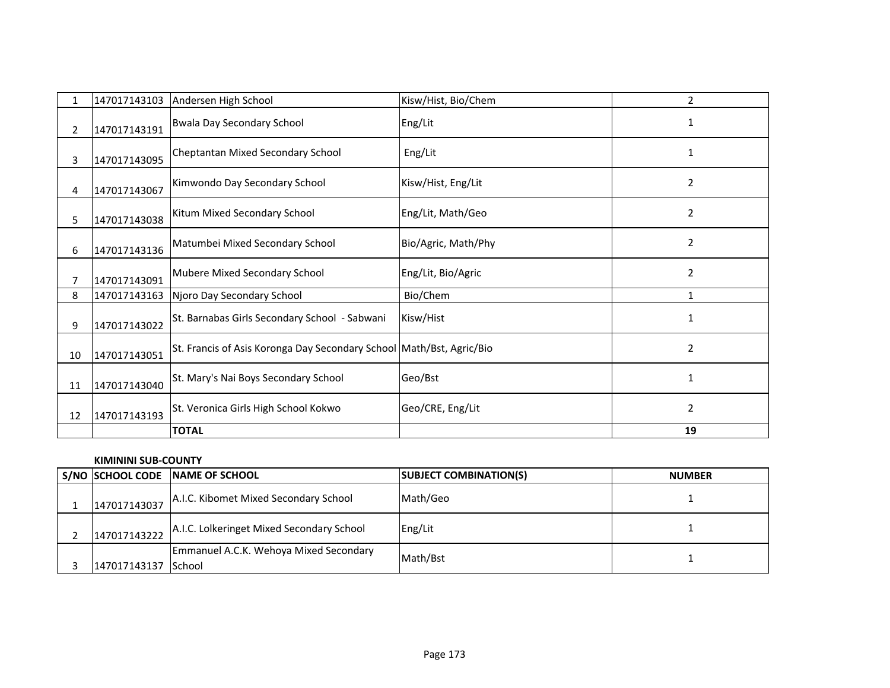| | | | | |
|---|---|---|---|---|
| 1 | 147017143103 | Andersen High School | Kisw/Hist, Bio/Chem | 2 |
| 2 | 147017143191 | Bwala Day Secondary School | Eng/Lit | 1 |
| 3 | 147017143095 | Cheptantan Mixed Secondary School | Eng/Lit | 1 |
| 4 | 147017143067 | Kimwondo Day Secondary School | Kisw/Hist, Eng/Lit | 2 |
| 5 | 147017143038 | Kitum Mixed Secondary School | Eng/Lit, Math/Geo | 2 |
| 6 | 147017143136 | Matumbei Mixed Secondary School | Bio/Agric, Math/Phy | 2 |
| 7 | 147017143091 | Mubere Mixed Secondary School | Eng/Lit, Bio/Agric | 2 |
| 8 | 147017143163 | Njoro Day Secondary School | Bio/Chem | 1 |
| 9 | 147017143022 | St. Barnabas Girls Secondary School - Sabwani | Kisw/Hist | 1 |
| 10 | 147017143051 | St. Francis of Asis Koronga Day Secondary School | Math/Bst, Agric/Bio | 2 |
| 11 | 147017143040 | St. Mary's Nai Boys Secondary School | Geo/Bst | 1 |
| 12 | 147017143193 | St. Veronica Girls High School Kokwo | Geo/CRE, Eng/Lit | 2 |
| | | **TOTAL** | | **19** |

**KIMININI SUB-COUNTY**

| S/NO | SCHOOL CODE | NAME OF SCHOOL | SUBJECT COMBINATION(S) | NUMBER |
|---|---|---|---|---|
| 1 | 147017143037 | A.I.C. Kibomet Mixed Secondary School | Math/Geo | 1 |
| 2 | 147017143222 | A.I.C. Lolkeringet Mixed Secondary School | Eng/Lit | 1 |
| 3 | 147017143137 | Emmanuel A.C.K. Wehoya Mixed Secondary School | Math/Bst | 1 |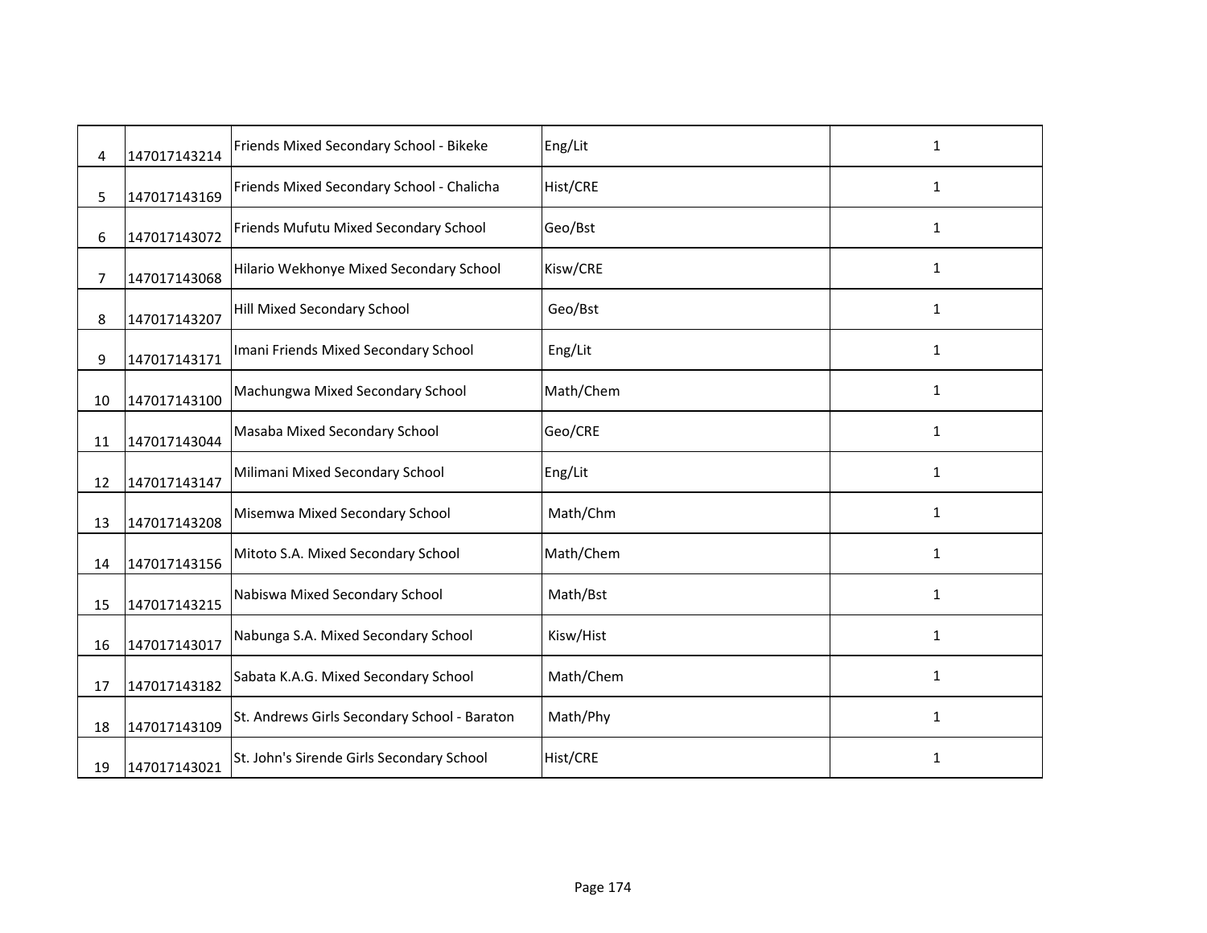| | | | | |
|---|---|---|---|---|
| 4 | 147017143214 | Friends Mixed Secondary School - Bikeke | Eng/Lit | 1 |
| 5 | 147017143169 | Friends Mixed Secondary School - Chalicha | Hist/CRE | 1 |
| 6 | 147017143072 | Friends Mufutu Mixed Secondary School | Geo/Bst | 1 |
| 7 | 147017143068 | Hilario Wekhonye Mixed Secondary School | Kisw/CRE | 1 |
| 8 | 147017143207 | Hill Mixed Secondary School | Geo/Bst | 1 |
| 9 | 147017143171 | Imani Friends Mixed Secondary School | Eng/Lit | 1 |
| 10 | 147017143100 | Machungwa Mixed Secondary School | Math/Chem | 1 |
| 11 | 147017143044 | Masaba Mixed Secondary School | Geo/CRE | 1 |
| 12 | 147017143147 | Milimani Mixed Secondary School | Eng/Lit | 1 |
| 13 | 147017143208 | Misemwa Mixed Secondary School | Math/Chm | 1 |
| 14 | 147017143156 | Mitoto S.A. Mixed Secondary School | Math/Chem | 1 |
| 15 | 147017143215 | Nabiswa Mixed Secondary School | Math/Bst | 1 |
| 16 | 147017143017 | Nabunga S.A. Mixed Secondary School | Kisw/Hist | 1 |
| 17 | 147017143182 | Sabata K.A.G. Mixed Secondary School | Math/Chem | 1 |
| 18 | 147017143109 | St. Andrews Girls Secondary School - Baraton | Math/Phy | 1 |
| 19 | 147017143021 | St. John's Sirende Girls Secondary School | Hist/CRE | 1 |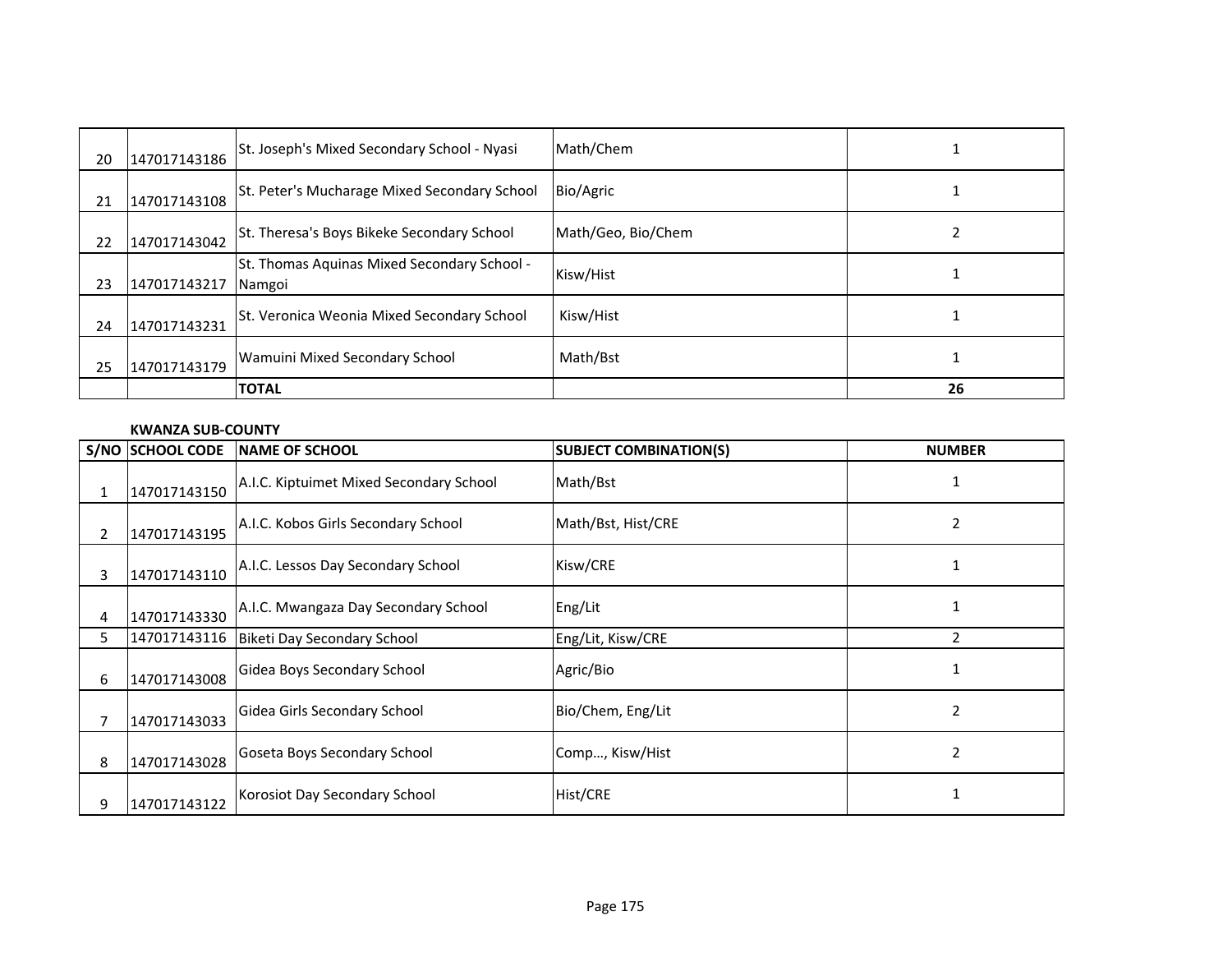| 20 | 147017143186 | St. Joseph's Mixed Secondary School - Nyasi | Math/Chem | 1 |
|---|---|---|---|---|
| 21 | 147017143108 | St. Peter's Mucharage Mixed Secondary School | Bio/Agric | 1 |
| 22 | 147017143042 | St. Theresa's Boys Bikeke Secondary School | Math/Geo, Bio/Chem | 2 |
| 23 | 147017143217 | St. Thomas Aquinas Mixed Secondary School - Namgoi | Kisw/Hist | 1 |
| 24 | 147017143231 | St. Veronica Weonia Mixed Secondary School | Kisw/Hist | 1 |
| 25 | 147017143179 | Wamuini Mixed Secondary School | Math/Bst | 1 |
| | | **TOTAL** | | **26** |

**KWANZA SUB-COUNTY**

| S/NO | SCHOOL CODE | NAME OF SCHOOL | SUBJECT COMBINATION(S) | NUMBER |
|---|---|---|---|---|
| 1 | 147017143150 | A.I.C. Kiptuimet Mixed Secondary School | Math/Bst | 1 |
| 2 | 147017143195 | A.I.C. Kobos Girls Secondary School | Math/Bst, Hist/CRE | 2 |
| 3 | 147017143110 | A.I.C. Lessos Day Secondary School | Kisw/CRE | 1 |
| 4 | 147017143330 | A.I.C. Mwangaza Day Secondary School | Eng/Lit | 1 |
| 5 | 147017143116 | Biketi Day Secondary School | Eng/Lit, Kisw/CRE | 2 |
| 6 | 147017143008 | Gidea Boys Secondary School | Agric/Bio | 1 |
| 7 | 147017143033 | Gidea Girls Secondary School | Bio/Chem, Eng/Lit | 2 |
| 8 | 147017143028 | Goseta Boys Secondary School | Comp..., Kisw/Hist | 2 |
| 9 | 147017143122 | Korosiot Day Secondary School | Hist/CRE | 1 |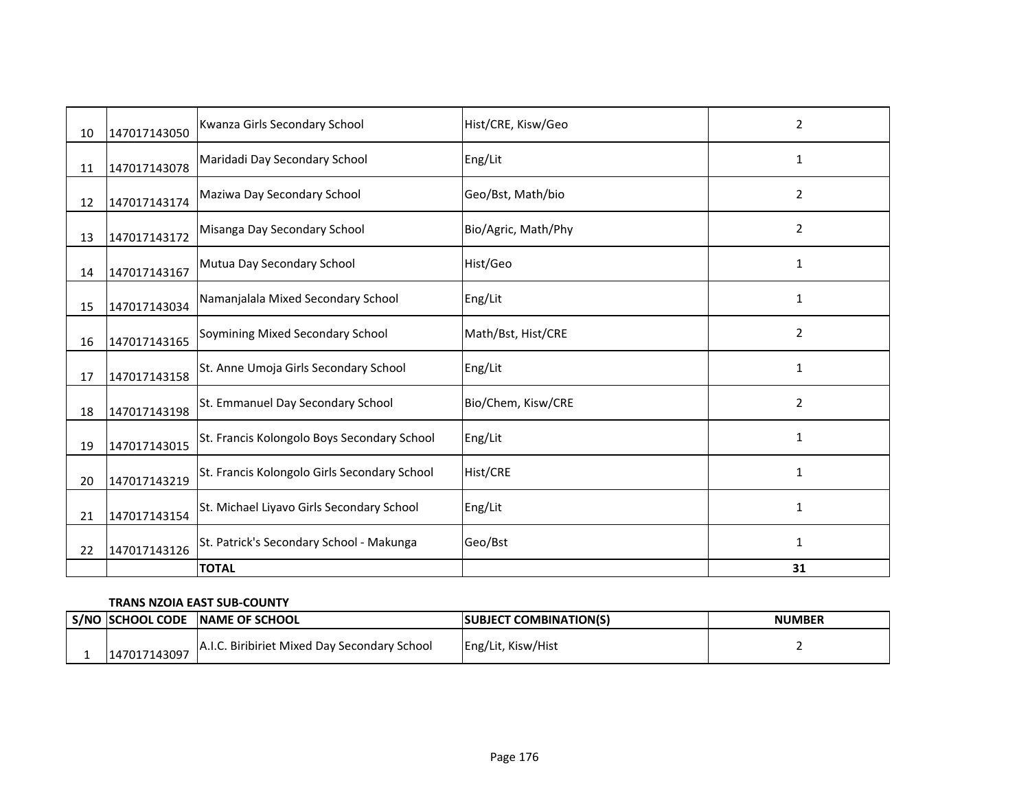| | | | | |
|---|---|---|---|---|
| 10 | 147017143050 | Kwanza Girls Secondary School | Hist/CRE, Kisw/Geo | 2 |
| 11 | 147017143078 | Maridadi Day Secondary School | Eng/Lit | 1 |
| 12 | 147017143174 | Maziwa Day Secondary School | Geo/Bst, Math/bio | 2 |
| 13 | 147017143172 | Misanga Day Secondary School | Bio/Agric, Math/Phy | 2 |
| 14 | 147017143167 | Mutua Day Secondary School | Hist/Geo | 1 |
| 15 | 147017143034 | Namanjalala Mixed Secondary School | Eng/Lit | 1 |
| 16 | 147017143165 | Soymining Mixed Secondary School | Math/Bst, Hist/CRE | 2 |
| 17 | 147017143158 | St. Anne Umoja Girls Secondary School | Eng/Lit | 1 |
| 18 | 147017143198 | St. Emmanuel Day Secondary School | Bio/Chem, Kisw/CRE | 2 |
| 19 | 147017143015 | St. Francis Kolongolo Boys Secondary School | Eng/Lit | 1 |
| 20 | 147017143219 | St. Francis Kolongolo Girls Secondary School | Hist/CRE | 1 |
| 21 | 147017143154 | St. Michael Liyavo Girls Secondary School | Eng/Lit | 1 |
| 22 | 147017143126 | St. Patrick's Secondary School - Makunga | Geo/Bst | 1 |
| | | **TOTAL** | | **31** |

**TRANS NZOIA EAST SUB-COUNTY**

| S/NO | SCHOOL CODE | NAME OF SCHOOL | SUBJECT COMBINATION(S) | NUMBER |
|---|---|---|---|---|
| 1 | 147017143097 | A.I.C. Biribiriet Mixed Day Secondary School | Eng/Lit, Kisw/Hist | 2 |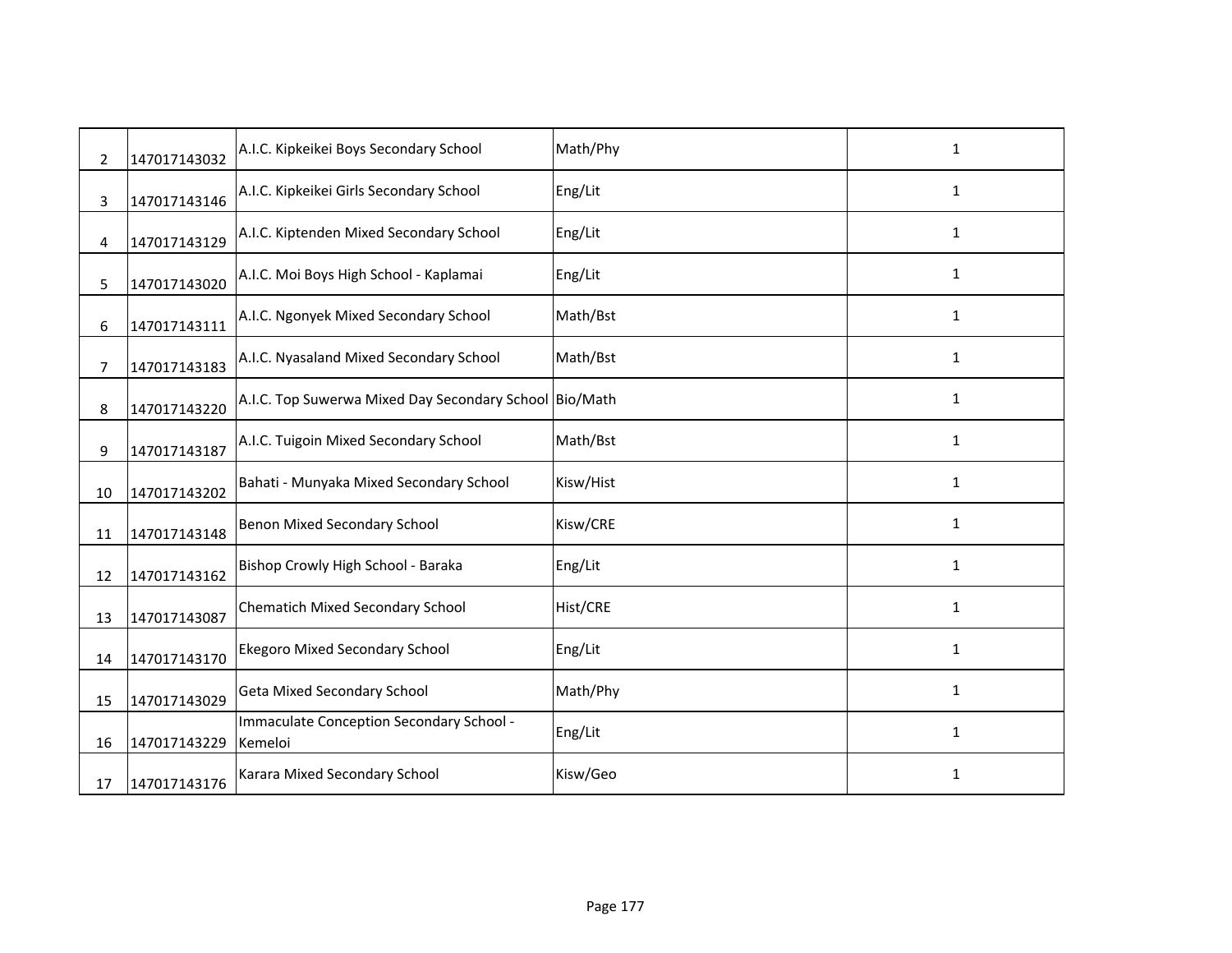| | | | | |
|---|---|---|---|---|
| 2 | 147017143032 | A.I.C. Kipkeikei Boys Secondary School | Math/Phy | 1 |
| 3 | 147017143146 | A.I.C. Kipkeikei Girls Secondary School | Eng/Lit | 1 |
| 4 | 147017143129 | A.I.C. Kiptenden Mixed Secondary School | Eng/Lit | 1 |
| 5 | 147017143020 | A.I.C. Moi Boys High School - Kaplamai | Eng/Lit | 1 |
| 6 | 147017143111 | A.I.C. Ngonyek Mixed Secondary School | Math/Bst | 1 |
| 7 | 147017143183 | A.I.C. Nyasaland Mixed Secondary School | Math/Bst | 1 |
| 8 | 147017143220 | A.I.C. Top Suwerwa Mixed Day Secondary School | Bio/Math | 1 |
| 9 | 147017143187 | A.I.C. Tuigoin Mixed Secondary School | Math/Bst | 1 |
| 10 | 147017143202 | Bahati - Munyaka Mixed Secondary School | Kisw/Hist | 1 |
| 11 | 147017143148 | Benon Mixed Secondary School | Kisw/CRE | 1 |
| 12 | 147017143162 | Bishop Crowly High School - Baraka | Eng/Lit | 1 |
| 13 | 147017143087 | Chematich Mixed Secondary School | Hist/CRE | 1 |
| 14 | 147017143170 | Ekegoro Mixed Secondary School | Eng/Lit | 1 |
| 15 | 147017143029 | Geta Mixed Secondary School | Math/Phy | 1 |
| 16 | 147017143229 | Immaculate Conception Secondary School - Kemeloi | Eng/Lit | 1 |
| 17 | 147017143176 | Karara Mixed Secondary School | Kisw/Geo | 1 |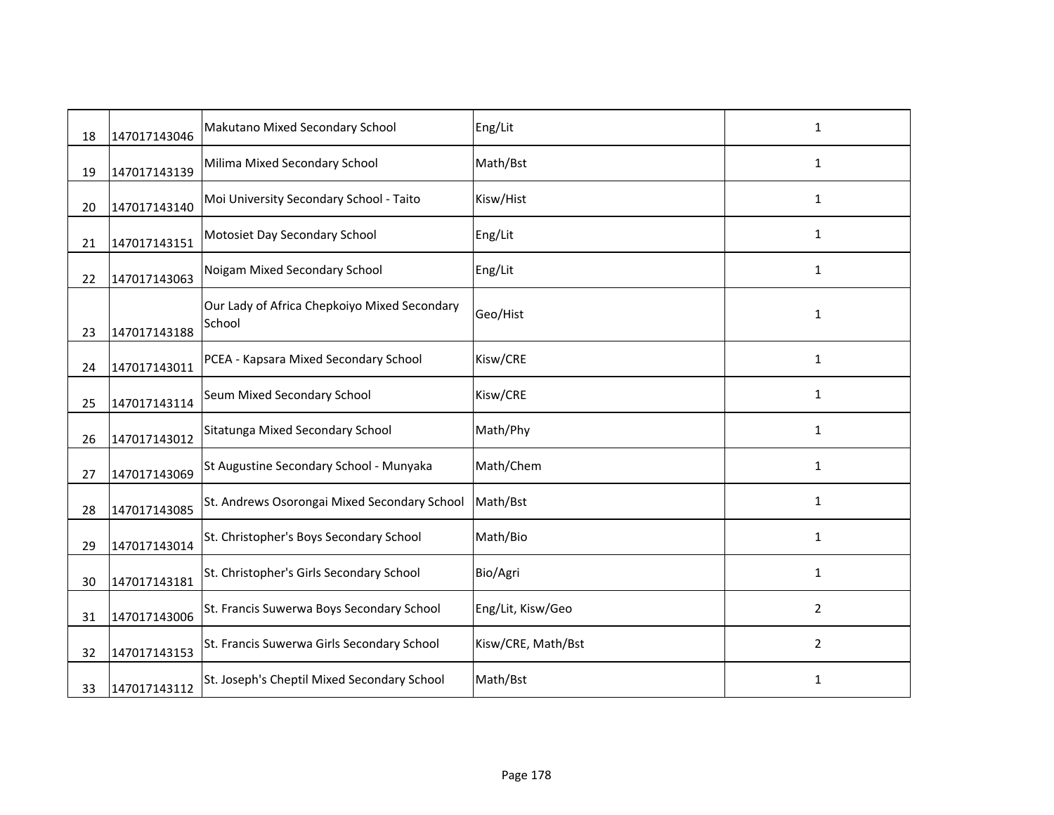| | | | | |
|---|---|---|---|---|
| 18 | 147017143046 | Makutano Mixed Secondary School | Eng/Lit | 1 |
| 19 | 147017143139 | Milima Mixed Secondary School | Math/Bst | 1 |
| 20 | 147017143140 | Moi University Secondary School - Taito | Kisw/Hist | 1 |
| 21 | 147017143151 | Motosiet Day Secondary School | Eng/Lit | 1 |
| 22 | 147017143063 | Noigam Mixed Secondary School | Eng/Lit | 1 |
| 23 | 147017143188 | Our Lady of Africa Chepkoiyo Mixed Secondary School | Geo/Hist | 1 |
| 24 | 147017143011 | PCEA - Kapsara Mixed Secondary School | Kisw/CRE | 1 |
| 25 | 147017143114 | Seum Mixed Secondary School | Kisw/CRE | 1 |
| 26 | 147017143012 | Sitatunga Mixed Secondary School | Math/Phy | 1 |
| 27 | 147017143069 | St Augustine Secondary School - Munyaka | Math/Chem | 1 |
| 28 | 147017143085 | St. Andrews Osorongai Mixed Secondary School | Math/Bst | 1 |
| 29 | 147017143014 | St. Christopher's Boys Secondary School | Math/Bio | 1 |
| 30 | 147017143181 | St. Christopher's Girls Secondary School | Bio/Agri | 1 |
| 31 | 147017143006 | St. Francis Suwerwa Boys Secondary School | Eng/Lit, Kisw/Geo | 2 |
| 32 | 147017143153 | St. Francis Suwerwa Girls Secondary School | Kisw/CRE, Math/Bst | 2 |
| 33 | 147017143112 | St. Joseph's Cheptil Mixed Secondary School | Math/Bst | 1 |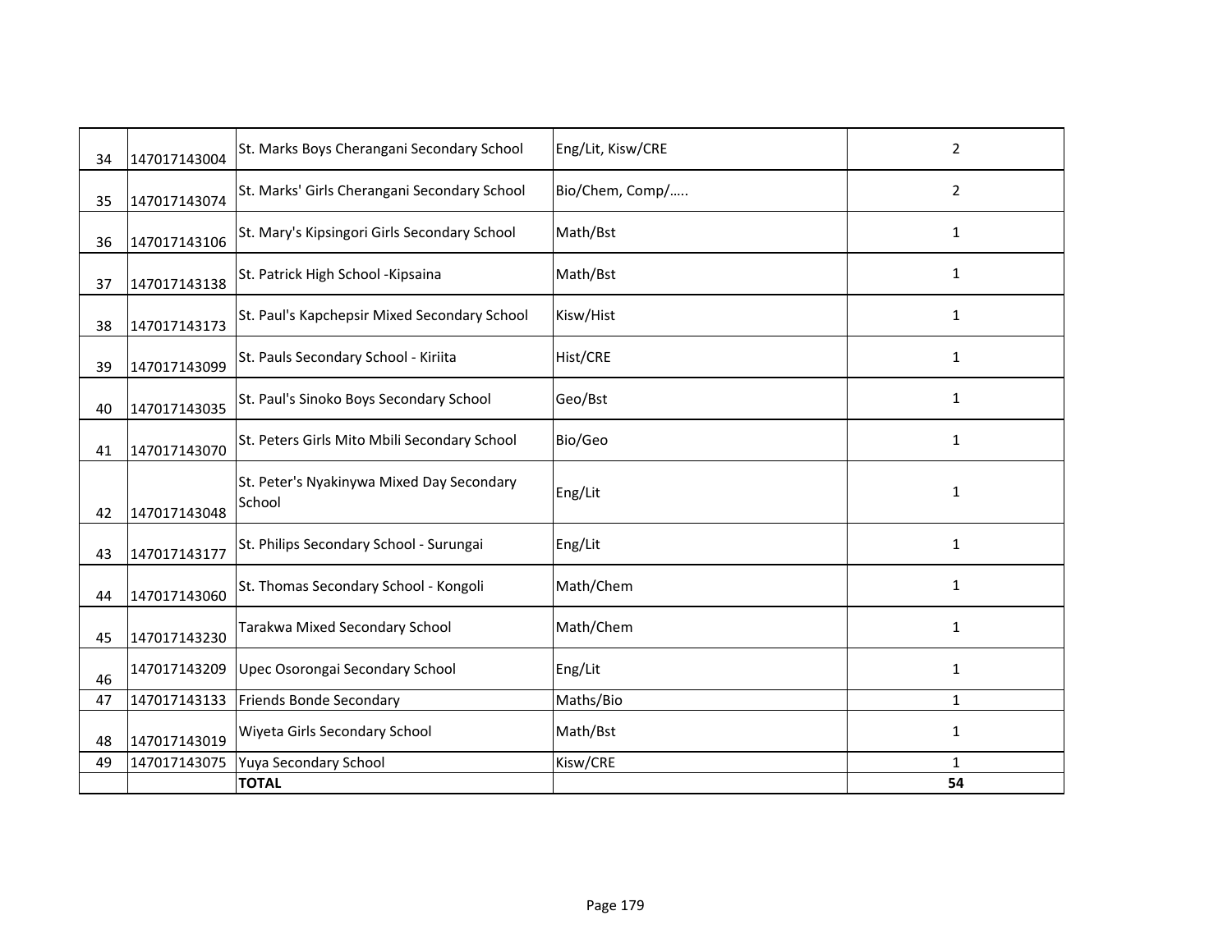| 34 | 147017143004 | St. Marks Boys Cherangani Secondary School | Eng/Lit, Kisw/CRE | 2 |
|---|---|---|---|---|
| 35 | 147017143074 | St. Marks' Girls Cherangani Secondary School | Bio/Chem, Comp/….. | 2 |
| 36 | 147017143106 | St. Mary's Kipsingori Girls Secondary School | Math/Bst | 1 |
| 37 | 147017143138 | St. Patrick High School -Kipsaina | Math/Bst | 1 |
| 38 | 147017143173 | St. Paul's Kapchepsir Mixed Secondary School | Kisw/Hist | 1 |
| 39 | 147017143099 | St. Pauls Secondary School - Kiriita | Hist/CRE | 1 |
| 40 | 147017143035 | St. Paul's Sinoko Boys Secondary School | Geo/Bst | 1 |
| 41 | 147017143070 | St. Peters Girls Mito Mbili Secondary School | Bio/Geo | 1 |
| 42 | 147017143048 | St. Peter's Nyakinywa Mixed Day Secondary School | Eng/Lit | 1 |
| 43 | 147017143177 | St. Philips Secondary School - Surungai | Eng/Lit | 1 |
| 44 | 147017143060 | St. Thomas Secondary School - Kongoli | Math/Chem | 1 |
| 45 | 147017143230 | Tarakwa Mixed Secondary School | Math/Chem | 1 |
| 46 | 147017143209 | Upec Osorongai Secondary School | Eng/Lit | 1 |
| 47 | 147017143133 | Friends Bonde Secondary | Maths/Bio | 1 |
| 48 | 147017143019 | Wiyeta Girls Secondary School | Math/Bst | 1 |
| 49 | 147017143075 | Yuya Secondary School | Kisw/CRE | 1 |
| | | **TOTAL** | | **54** |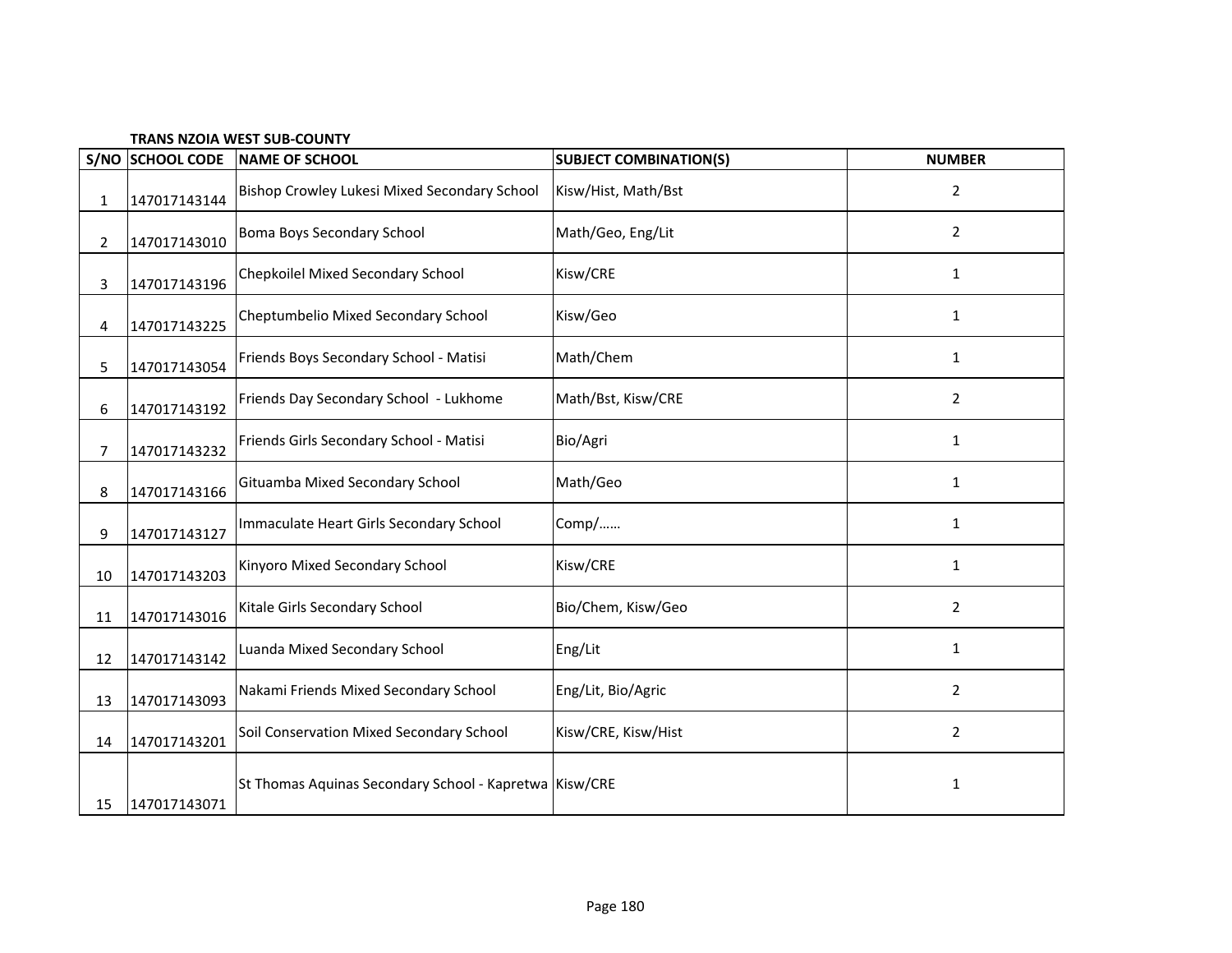**TRANS NZOIA WEST SUB-COUNTY**

| S/NO | SCHOOL CODE | NAME OF SCHOOL | SUBJECT COMBINATION(S) | NUMBER |
|---|---|---|---|---|
| 1 | 147017143144 | Bishop Crowley Lukesi Mixed Secondary School | Kisw/Hist, Math/Bst | 2 |
| 2 | 147017143010 | Boma Boys Secondary School | Math/Geo, Eng/Lit | 2 |
| 3 | 147017143196 | Chepkoilel Mixed Secondary School | Kisw/CRE | 1 |
| 4 | 147017143225 | Cheptumbelio Mixed Secondary School | Kisw/Geo | 1 |
| 5 | 147017143054 | Friends Boys Secondary School - Matisi | Math/Chem | 1 |
| 6 | 147017143192 | Friends Day Secondary School - Lukhome | Math/Bst, Kisw/CRE | 2 |
| 7 | 147017143232 | Friends Girls Secondary School - Matisi | Bio/Agri | 1 |
| 8 | 147017143166 | Gituamba Mixed Secondary School | Math/Geo | 1 |
| 9 | 147017143127 | Immaculate Heart Girls Secondary School | Comp/…… | 1 |
| 10 | 147017143203 | Kinyoro Mixed Secondary School | Kisw/CRE | 1 |
| 11 | 147017143016 | Kitale Girls Secondary School | Bio/Chem, Kisw/Geo | 2 |
| 12 | 147017143142 | Luanda Mixed Secondary School | Eng/Lit | 1 |
| 13 | 147017143093 | Nakami Friends Mixed Secondary School | Eng/Lit, Bio/Agric | 2 |
| 14 | 147017143201 | Soil Conservation Mixed Secondary School | Kisw/CRE, Kisw/Hist | 2 |
| 15 | 147017143071 | St Thomas Aquinas Secondary School - Kapretwa | Kisw/CRE | 1 |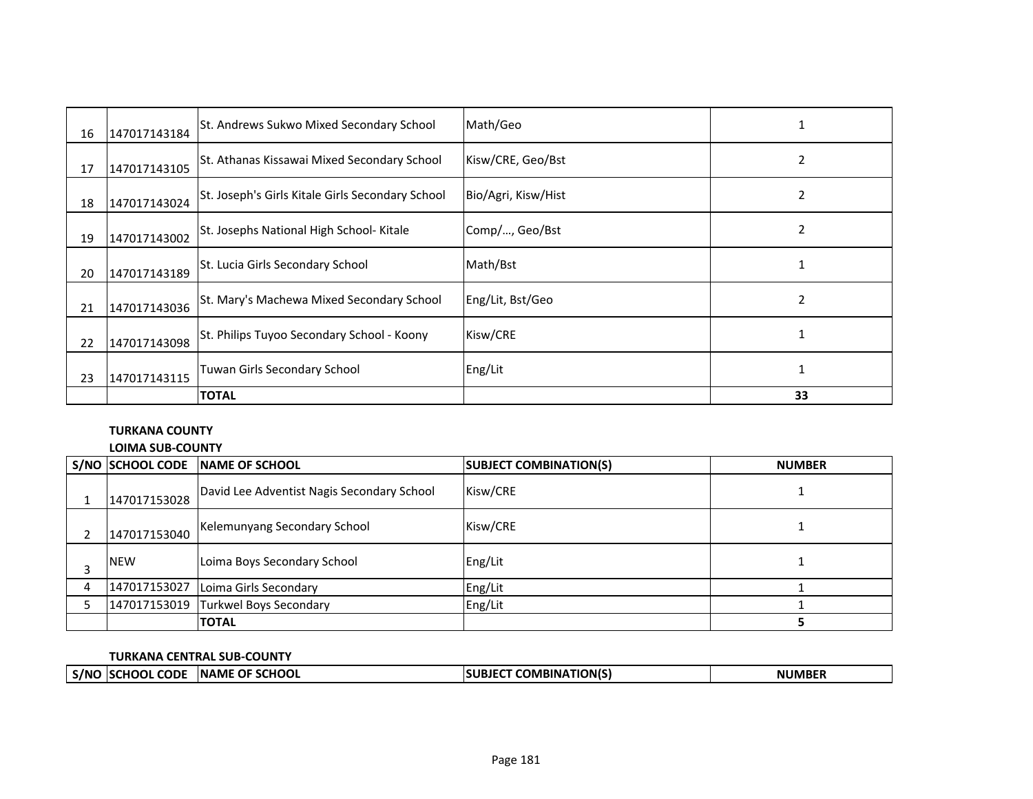| S/NO | SCHOOL CODE | NAME OF SCHOOL | SUBJECT COMBINATION(S) | NUMBER |
|---|---|---|---|---|
| 16 | 147017143184 | St. Andrews Sukwo Mixed Secondary School | Math/Geo | 1 |
| 17 | 147017143105 | St. Athanas Kissawai Mixed Secondary School | Kisw/CRE, Geo/Bst | 2 |
| 18 | 147017143024 | St. Joseph's Girls Kitale Girls Secondary School | Bio/Agri, Kisw/Hist | 2 |
| 19 | 147017143002 | St. Josephs National High School- Kitale | Comp/…, Geo/Bst | 2 |
| 20 | 147017143189 | St. Lucia Girls Secondary School | Math/Bst | 1 |
| 21 | 147017143036 | St. Mary's Machewa Mixed Secondary School | Eng/Lit, Bst/Geo | 2 |
| 22 | 147017143098 | St. Philips Tuyoo Secondary School - Koony | Kisw/CRE | 1 |
| 23 | 147017143115 | Tuwan Girls Secondary School | Eng/Lit | 1 |
| | | **TOTAL** | | **33** |

**TURKANA COUNTY**

**LOIMA SUB-COUNTY**

| S/NO | SCHOOL CODE | NAME OF SCHOOL | SUBJECT COMBINATION(S) | NUMBER |
|---|---|---|---|---|
| 1 | 147017153028 | David Lee Adventist Nagis Secondary School | Kisw/CRE | 1 |
| 2 | 147017153040 | Kelemunyang Secondary School | Kisw/CRE | 1 |
| 3 | NEW | Loima Boys Secondary School | Eng/Lit | 1 |
| 4 | 147017153027 | Loima Girls Secondary | Eng/Lit | 1 |
| 5 | 147017153019 | Turkwel Boys Secondary | Eng/Lit | 1 |
| | | **TOTAL** | | **5** |

**TURKANA CENTRAL SUB-COUNTY**

| S/NO | SCHOOL CODE | NAME OF SCHOOL | SUBJECT COMBINATION(S) | NUMBER |
|---|---|---|---|---|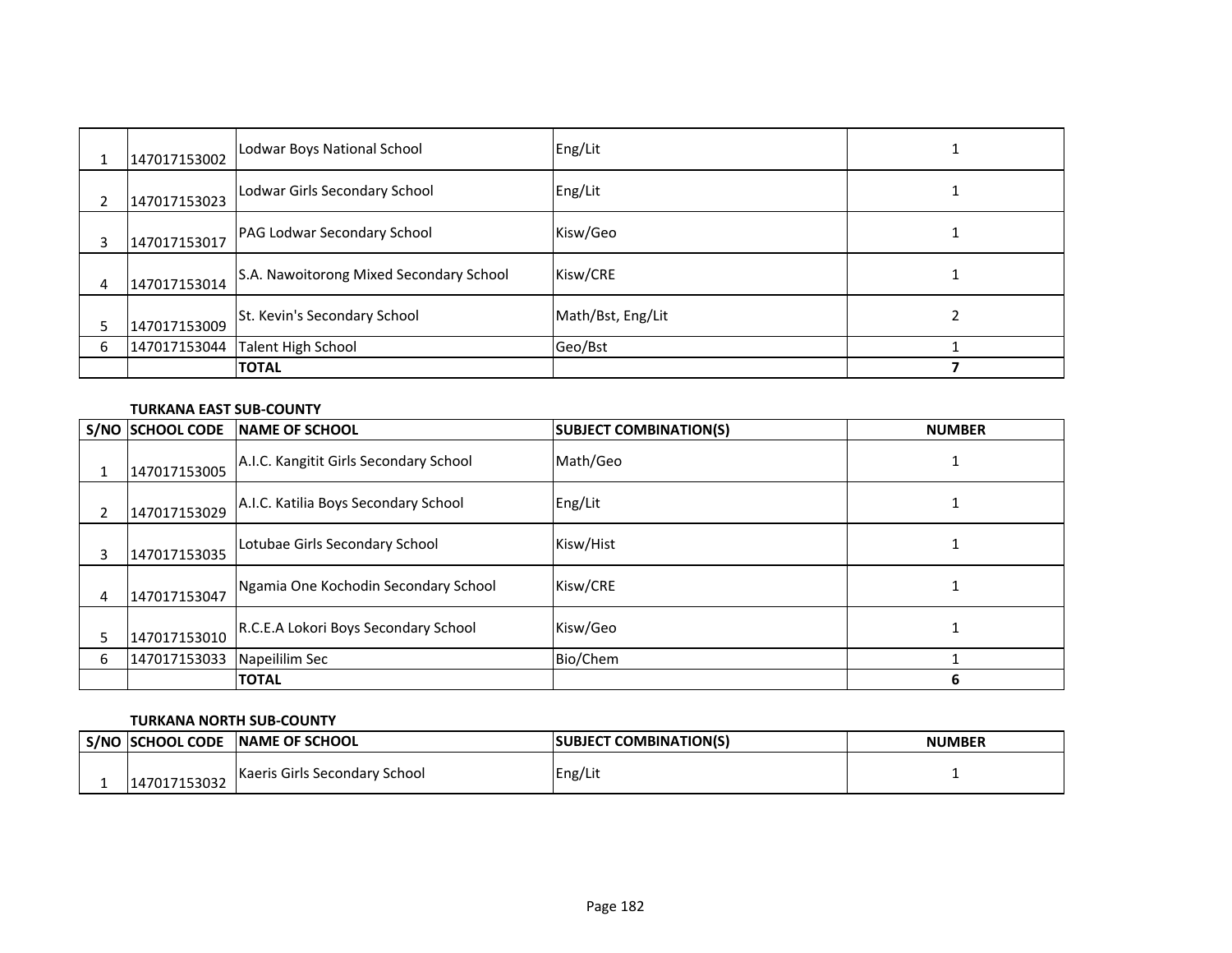| | | | | |
|---|---|---|---|---|
| 1 | 147017153002 | Lodwar Boys National School | Eng/Lit | 1 |
| 2 | 147017153023 | Lodwar Girls Secondary School | Eng/Lit | 1 |
| 3 | 147017153017 | PAG Lodwar Secondary School | Kisw/Geo | 1 |
| 4 | 147017153014 | S.A. Nawoitorong Mixed Secondary School | Kisw/CRE | 1 |
| 5 | 147017153009 | St. Kevin's Secondary School | Math/Bst, Eng/Lit | 2 |
| 6 | 147017153044 | Talent High School | Geo/Bst | 1 |
| | | **TOTAL** | | **7** |

**TURKANA EAST SUB-COUNTY**

| S/NO | SCHOOL CODE | NAME OF SCHOOL | SUBJECT COMBINATION(S) | NUMBER |
|---|---|---|---|---|
| 1 | 147017153005 | A.I.C. Kangitit Girls Secondary School | Math/Geo | 1 |
| 2 | 147017153029 | A.I.C. Katilia Boys Secondary School | Eng/Lit | 1 |
| 3 | 147017153035 | Lotubae Girls Secondary School | Kisw/Hist | 1 |
| 4 | 147017153047 | Ngamia One Kochodin Secondary School | Kisw/CRE | 1 |
| 5 | 147017153010 | R.C.E.A Lokori Boys Secondary School | Kisw/Geo | 1 |
| 6 | 147017153033 | Napeililim Sec | Bio/Chem | 1 |
| | | **TOTAL** | | **6** |

**TURKANA NORTH SUB-COUNTY**

| S/NO | SCHOOL CODE | NAME OF SCHOOL | SUBJECT COMBINATION(S) | NUMBER |
|---|---|---|---|---|
| 1 | 147017153032 | Kaeris Girls Secondary School | Eng/Lit | 1 |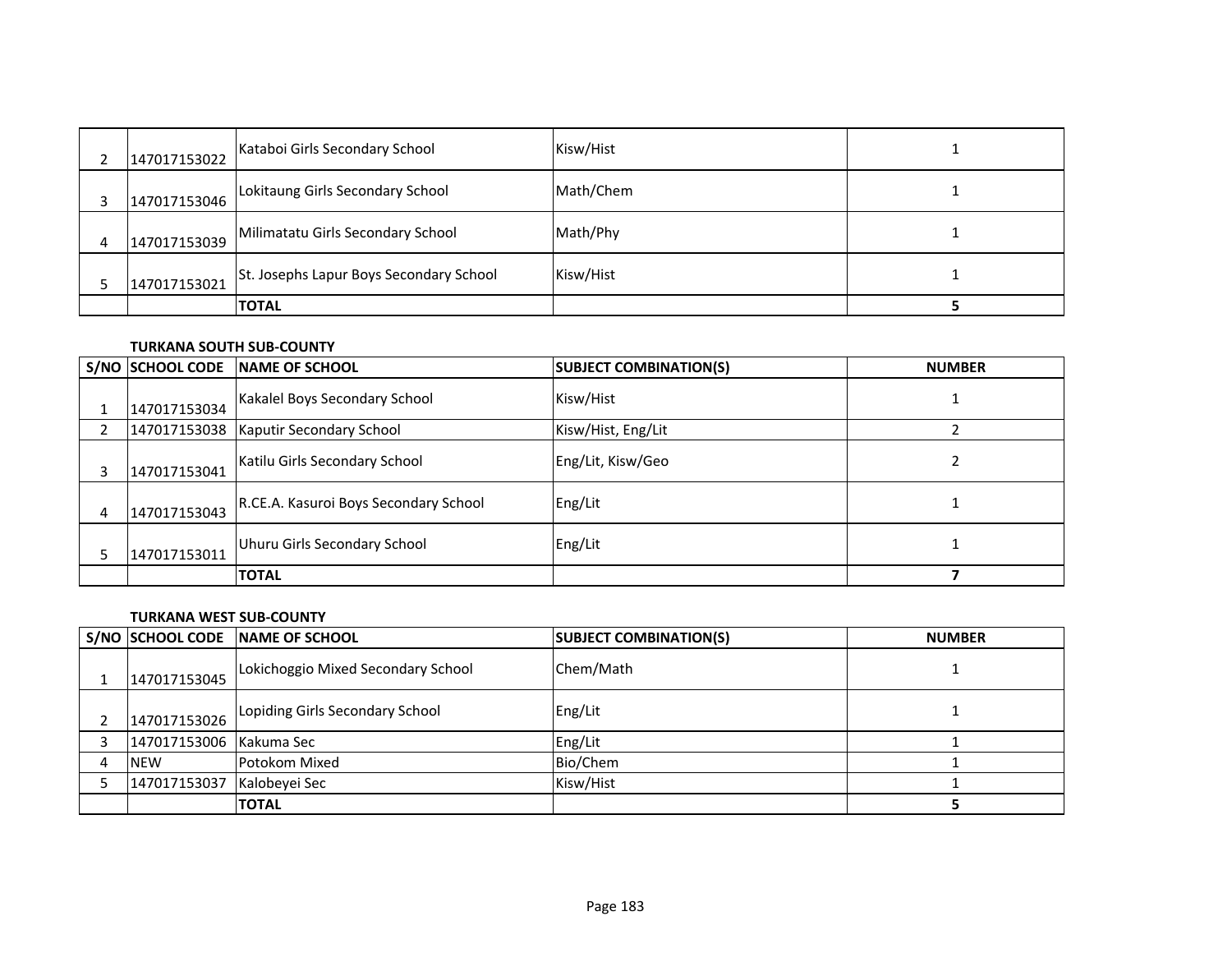| S/NO | SCHOOL CODE | NAME OF SCHOOL | SUBJECT COMBINATION(S) | NUMBER |
|---|---|---|---|---|
| 2 | 147017153022 | Kataboi Girls Secondary School | Kisw/Hist | 1 |
| 3 | 147017153046 | Lokitaung Girls Secondary School | Math/Chem | 1 |
| 4 | 147017153039 | Milimatatu Girls Secondary School | Math/Phy | 1 |
| 5 | 147017153021 | St. Josephs Lapur Boys Secondary School | Kisw/Hist | 1 |
| | | **TOTAL** | | **5** |

**TURKANA SOUTH SUB-COUNTY**

| S/NO | SCHOOL CODE | NAME OF SCHOOL | SUBJECT COMBINATION(S) | NUMBER |
|---|---|---|---|---|
| 1 | 147017153034 | Kakalel Boys Secondary School | Kisw/Hist | 1 |
| 2 | 147017153038 | Kaputir Secondary School | Kisw/Hist, Eng/Lit | 2 |
| 3 | 147017153041 | Katilu Girls Secondary School | Eng/Lit, Kisw/Geo | 2 |
| 4 | 147017153043 | R.CE.A. Kasuroi Boys Secondary School | Eng/Lit | 1 |
| 5 | 147017153011 | Uhuru Girls Secondary School | Eng/Lit | 1 |
| | | **TOTAL** | | **7** |

**TURKANA WEST SUB-COUNTY**

| S/NO | SCHOOL CODE | NAME OF SCHOOL | SUBJECT COMBINATION(S) | NUMBER |
|---|---|---|---|---|
| 1 | 147017153045 | Lokichoggio Mixed Secondary School | Chem/Math | 1 |
| 2 | 147017153026 | Lopiding Girls Secondary School | Eng/Lit | 1 |
| 3 | 147017153006 | Kakuma Sec | Eng/Lit | 1 |
| 4 | NEW | Potokom Mixed | Bio/Chem | 1 |
| 5 | 147017153037 | Kalobeyei Sec | Kisw/Hist | 1 |
| | | **TOTAL** | | **5** |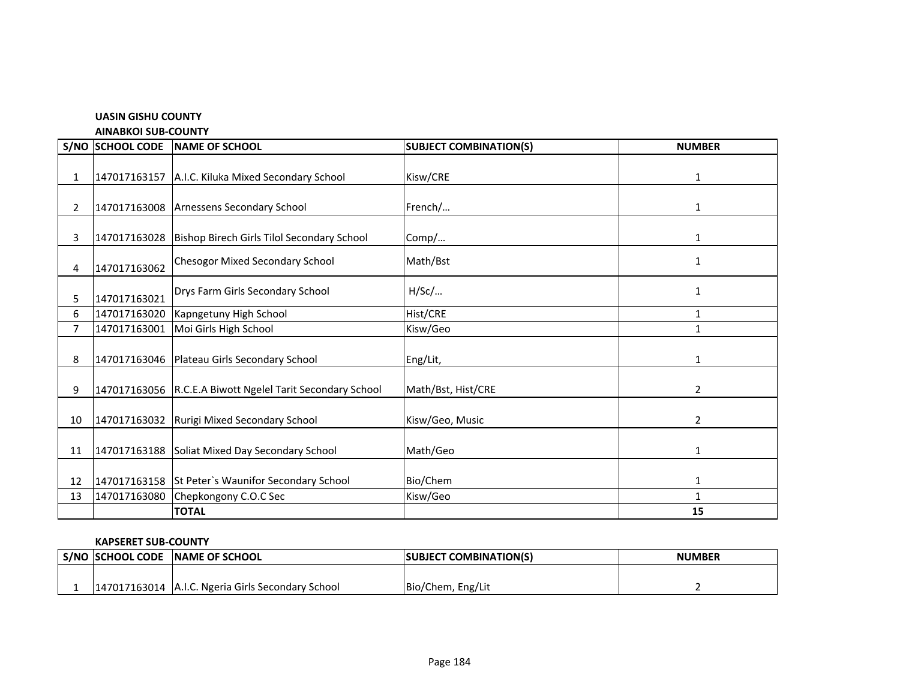**UASIN GISHU COUNTY**

**AINABKOI SUB-COUNTY**

| S/NO | SCHOOL CODE | NAME OF SCHOOL | SUBJECT COMBINATION(S) | NUMBER |
|---|---|---|---|---|
| 1 | 147017163157 | A.I.C. Kiluka Mixed Secondary School | Kisw/CRE | 1 |
| 2 | 147017163008 | Arnessens Secondary School | French/… | 1 |
| 3 | 147017163028 | Bishop Birech Girls Tilol Secondary School | Comp/… | 1 |
| 4 | 147017163062 | Chesogor Mixed Secondary School | Math/Bst | 1 |
| 5 | 147017163021 | Drys Farm Girls Secondary School | H/Sc/… | 1 |
| 6 | 147017163020 | Kapngetuny High School | Hist/CRE | 1 |
| 7 | 147017163001 | Moi Girls High School | Kisw/Geo | 1 |
| 8 | 147017163046 | Plateau Girls Secondary School | Eng/Lit, | 1 |
| 9 | 147017163056 | R.C.E.A Biwott Ngelel Tarit Secondary School | Math/Bst, Hist/CRE | 2 |
| 10 | 147017163032 | Rurigi Mixed Secondary School | Kisw/Geo, Music | 2 |
| 11 | 147017163188 | Soliat Mixed Day Secondary School | Math/Geo | 1 |
| 12 | 147017163158 | St Peter`s Waunifor Secondary School | Bio/Chem | 1 |
| 13 | 147017163080 | Chepkongony C.O.C Sec | Kisw/Geo | 1 |
| | | **TOTAL** | | **15** |

**KAPSERET SUB-COUNTY**

| S/NO | SCHOOL CODE | NAME OF SCHOOL | SUBJECT COMBINATION(S) | NUMBER |
|---|---|---|---|---|
| 1 | 147017163014 | A.I.C. Ngeria Girls Secondary School | Bio/Chem, Eng/Lit | 2 |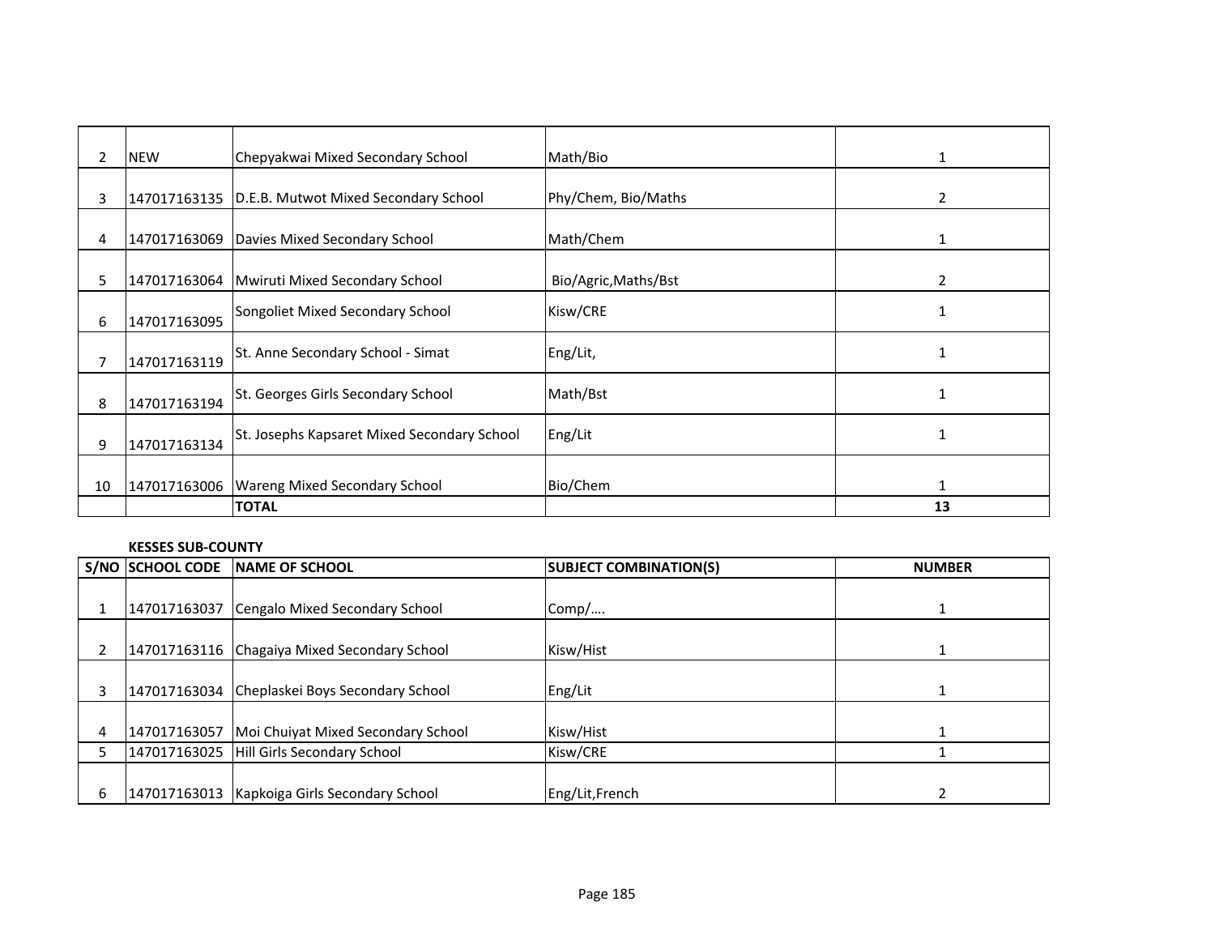| | | | | |
|---|---|---|---|---|
| 2 | NEW | Chepyakwai Mixed Secondary School | Math/Bio | 1 |
| 3 | 147017163135 | D.E.B. Mutwot Mixed Secondary School | Phy/Chem, Bio/Maths | 2 |
| 4 | 147017163069 | Davies Mixed Secondary School | Math/Chem | 1 |
| 5 | 147017163064 | Mwiruti Mixed Secondary School | Bio/Agric,Maths/Bst | 2 |
| 6 | 147017163095 | Songoliet Mixed Secondary School | Kisw/CRE | 1 |
| 7 | 147017163119 | St. Anne Secondary School - Simat | Eng/Lit, | 1 |
| 8 | 147017163194 | St. Georges Girls Secondary School | Math/Bst | 1 |
| 9 | 147017163134 | St. Josephs Kapsaret Mixed Secondary School | Eng/Lit | 1 |
| 10 | 147017163006 | Wareng Mixed Secondary School | Bio/Chem | 1 |
| | | **TOTAL** | | **13** |

**KESSES SUB-COUNTY**

| S/NO | SCHOOL CODE | NAME OF SCHOOL | SUBJECT COMBINATION(S) | NUMBER |
|---|---|---|---|---|
| 1 | 147017163037 | Cengalo Mixed Secondary School | Comp/…. | 1 |
| 2 | 147017163116 | Chagaiya Mixed Secondary School | Kisw/Hist | 1 |
| 3 | 147017163034 | Cheplaskei Boys Secondary School | Eng/Lit | 1 |
| 4 | 147017163057 | Moi Chuiyat Mixed Secondary School | Kisw/Hist | 1 |
| 5 | 147017163025 | Hill Girls Secondary School | Kisw/CRE | 1 |
| 6 | 147017163013 | Kapkoiga Girls Secondary School | Eng/Lit,French | 2 |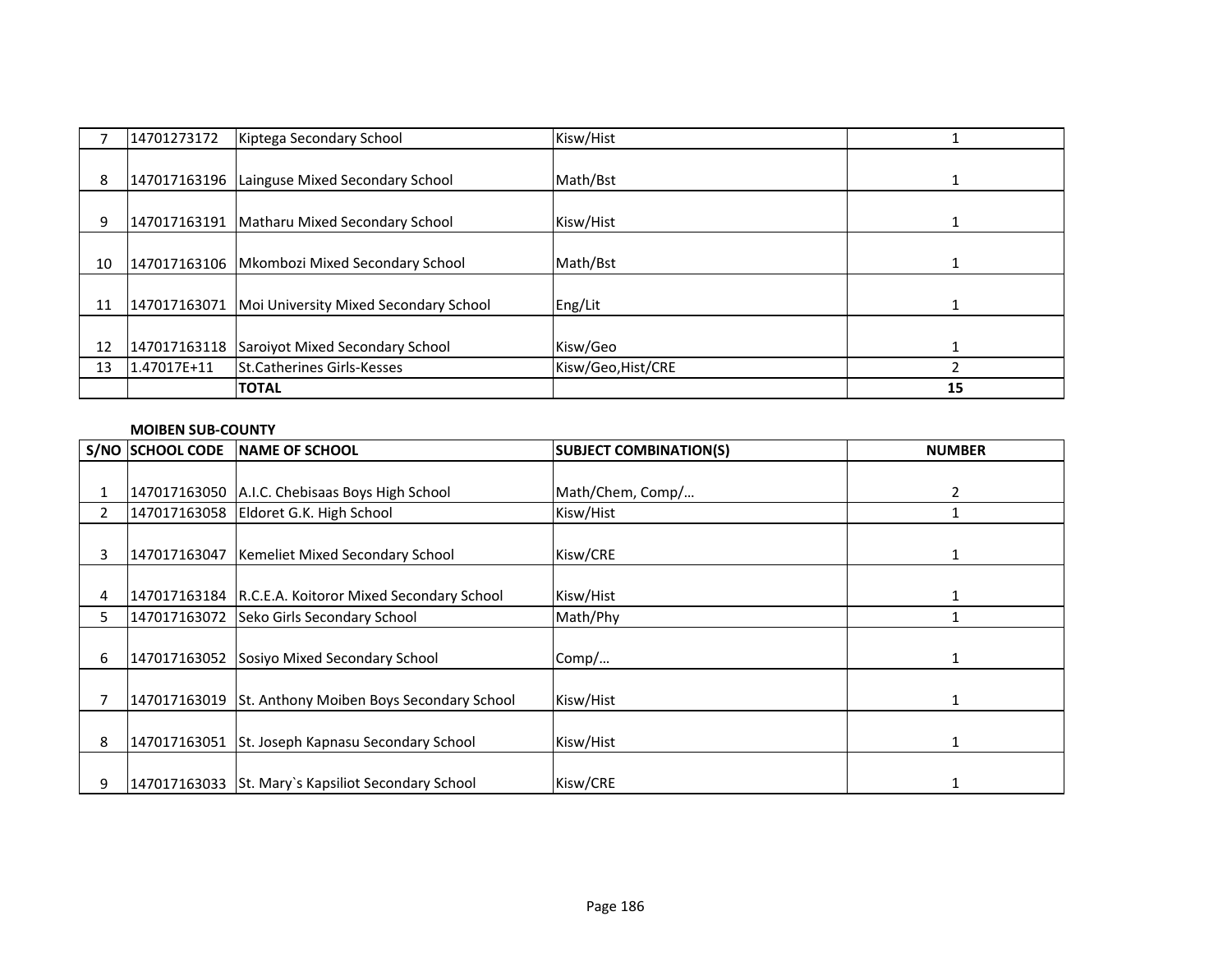| | | | | |
|---|---|---|---|---|
| 7 | 14701273172 | Kiptega Secondary School | Kisw/Hist | 1 |
| 8 | 147017163196 | Lainguse Mixed Secondary School | Math/Bst | 1 |
| 9 | 147017163191 | Matharu Mixed Secondary School | Kisw/Hist | 1 |
| 10 | 147017163106 | Mkombozi Mixed Secondary School | Math/Bst | 1 |
| 11 | 147017163071 | Moi University Mixed Secondary School | Eng/Lit | 1 |
| 12 | 147017163118 | Saroiyot Mixed Secondary School | Kisw/Geo | 1 |
| 13 | 1.47017E+11 | St.Catherines Girls-Kesses | Kisw/Geo,Hist/CRE | 2 |
| | | **TOTAL** | | **15** |

**MOIBEN SUB-COUNTY**

| S/NO | SCHOOL CODE | NAME OF SCHOOL | SUBJECT COMBINATION(S) | NUMBER |
|---|---|---|---|---|
| 1 | 147017163050 | A.I.C. Chebisaas Boys High School | Math/Chem, Comp/… | 2 |
| 2 | 147017163058 | Eldoret G.K. High School | Kisw/Hist | 1 |
| 3 | 147017163047 | Kemeliet Mixed Secondary School | Kisw/CRE | 1 |
| 4 | 147017163184 | R.C.E.A. Koitoror Mixed Secondary School | Kisw/Hist | 1 |
| 5 | 147017163072 | Seko Girls Secondary School | Math/Phy | 1 |
| 6 | 147017163052 | Sosiyo Mixed Secondary School | Comp/… | 1 |
| 7 | 147017163019 | St. Anthony Moiben Boys Secondary School | Kisw/Hist | 1 |
| 8 | 147017163051 | St. Joseph Kapnasu Secondary School | Kisw/Hist | 1 |
| 9 | 147017163033 | St. Mary`s Kapsiliot Secondary School | Kisw/CRE | 1 |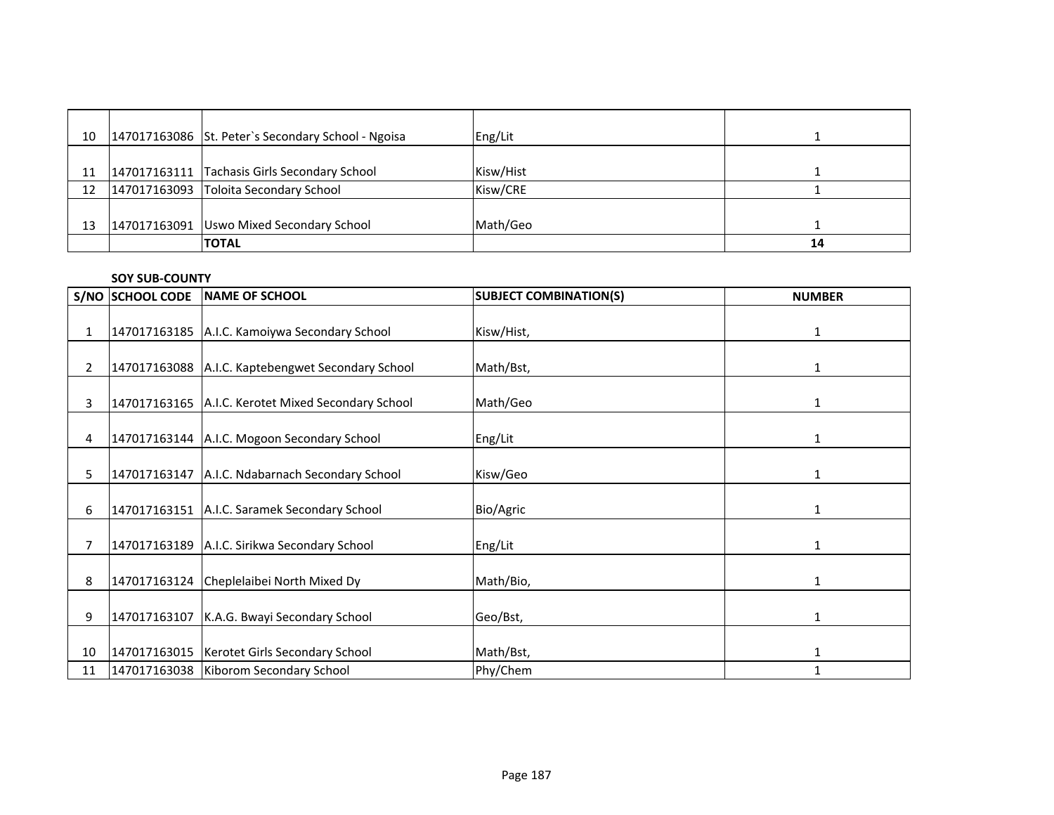| | | | | |
|---|---|---|---|---|
| 10 | 147017163086 | St. Peter`s Secondary School - Ngoisa | Eng/Lit | 1 |
| 11 | 147017163111 | Tachasis Girls Secondary School | Kisw/Hist | 1 |
| 12 | 147017163093 | Toloita Secondary School | Kisw/CRE | 1 |
| 13 | 147017163091 | Uswo Mixed Secondary School | Math/Geo | 1 |
| | | **TOTAL** | | **14** |

**SOY SUB-COUNTY**

| S/NO | SCHOOL CODE | NAME OF SCHOOL | SUBJECT COMBINATION(S) | NUMBER |
|---|---|---|---|---|
| 1 | 147017163185 | A.I.C. Kamoiywa Secondary School | Kisw/Hist, | 1 |
| 2 | 147017163088 | A.I.C. Kaptebengwet Secondary School | Math/Bst, | 1 |
| 3 | 147017163165 | A.I.C. Kerotet Mixed Secondary School | Math/Geo | 1 |
| 4 | 147017163144 | A.I.C. Mogoon Secondary School | Eng/Lit | 1 |
| 5 | 147017163147 | A.I.C. Ndabarnach Secondary School | Kisw/Geo | 1 |
| 6 | 147017163151 | A.I.C. Saramek Secondary School | Bio/Agric | 1 |
| 7 | 147017163189 | A.I.C. Sirikwa Secondary School | Eng/Lit | 1 |
| 8 | 147017163124 | Cheplelaibei North Mixed Dy | Math/Bio, | 1 |
| 9 | 147017163107 | K.A.G. Bwayi Secondary School | Geo/Bst, | 1 |
| 10 | 147017163015 | Kerotet Girls Secondary School | Math/Bst, | 1 |
| 11 | 147017163038 | Kiborom Secondary School | Phy/Chem | 1 |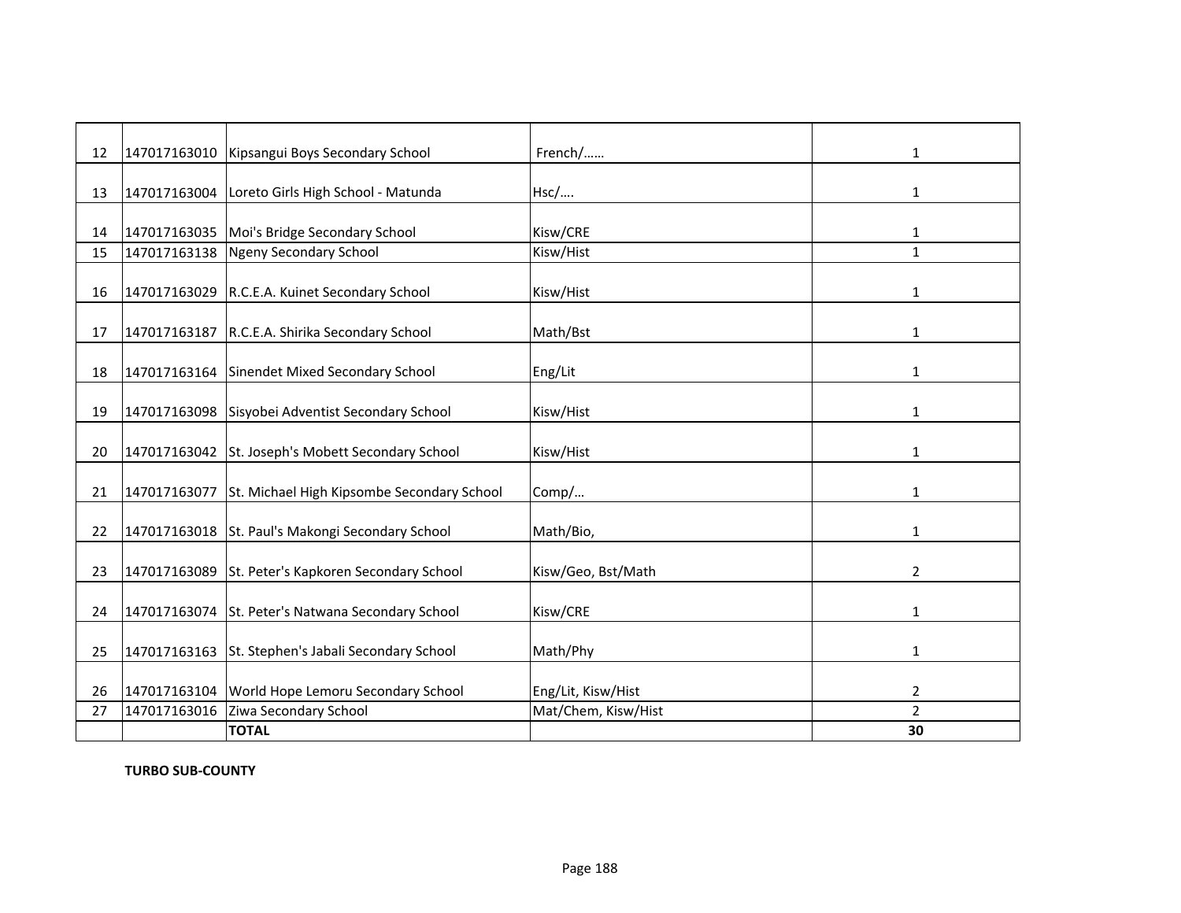| 12 | 147017163010 | Kipsangui Boys Secondary School | French/…… | 1 |
|---|---|---|---|---|
| 13 | 147017163004 | Loreto Girls High School - Matunda | Hsc/…. | 1 |
| 14 | 147017163035 | Moi's Bridge Secondary School | Kisw/CRE | 1 |
| 15 | 147017163138 | Ngeny Secondary School | Kisw/Hist | 1 |
| 16 | 147017163029 | R.C.E.A. Kuinet Secondary School | Kisw/Hist | 1 |
| 17 | 147017163187 | R.C.E.A. Shirika Secondary School | Math/Bst | 1 |
| 18 | 147017163164 | Sinendet Mixed Secondary School | Eng/Lit | 1 |
| 19 | 147017163098 | Sisyobei Adventist Secondary School | Kisw/Hist | 1 |
| 20 | 147017163042 | St. Joseph's Mobett Secondary School | Kisw/Hist | 1 |
| 21 | 147017163077 | St. Michael High Kipsombe Secondary School | Comp/… | 1 |
| 22 | 147017163018 | St. Paul's Makongi Secondary School | Math/Bio, | 1 |
| 23 | 147017163089 | St. Peter's Kapkoren Secondary School | Kisw/Geo, Bst/Math | 2 |
| 24 | 147017163074 | St. Peter's Natwana Secondary School | Kisw/CRE | 1 |
| 25 | 147017163163 | St. Stephen's Jabali Secondary School | Math/Phy | 1 |
| 26 | 147017163104 | World Hope Lemoru Secondary School | Eng/Lit, Kisw/Hist | 2 |
| 27 | 147017163016 | Ziwa Secondary School | Mat/Chem, Kisw/Hist | 2 |
| | | **TOTAL** | | **30** |

**TURBO SUB-COUNTY**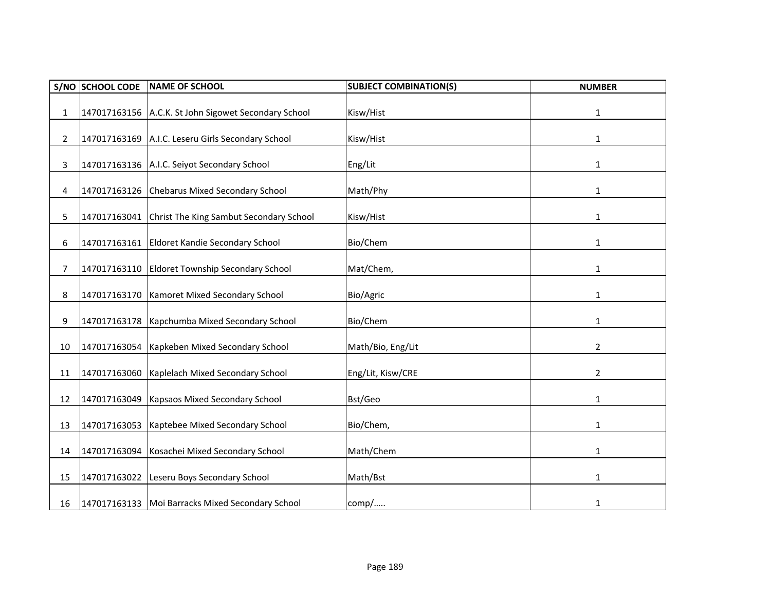| S/NO | SCHOOL CODE | NAME OF SCHOOL | SUBJECT COMBINATION(S) | NUMBER |
| --- | --- | --- | --- | --- |
| 1 | 147017163156 | A.C.K. St John Sigowet Secondary School | Kisw/Hist | 1 |
| 2 | 147017163169 | A.I.C. Leseru Girls Secondary School | Kisw/Hist | 1 |
| 3 | 147017163136 | A.I.C. Seiyot Secondary School | Eng/Lit | 1 |
| 4 | 147017163126 | Chebarus Mixed Secondary School | Math/Phy | 1 |
| 5 | 147017163041 | Christ The King Sambut Secondary School | Kisw/Hist | 1 |
| 6 | 147017163161 | Eldoret Kandie Secondary School | Bio/Chem | 1 |
| 7 | 147017163110 | Eldoret Township Secondary School | Mat/Chem, | 1 |
| 8 | 147017163170 | Kamoret Mixed Secondary School | Bio/Agric | 1 |
| 9 | 147017163178 | Kapchumba Mixed Secondary School | Bio/Chem | 1 |
| 10 | 147017163054 | Kapkeben Mixed Secondary School | Math/Bio, Eng/Lit | 2 |
| 11 | 147017163060 | Kaplelach Mixed Secondary School | Eng/Lit, Kisw/CRE | 2 |
| 12 | 147017163049 | Kapsaos Mixed Secondary School | Bst/Geo | 1 |
| 13 | 147017163053 | Kaptebee Mixed Secondary School | Bio/Chem, | 1 |
| 14 | 147017163094 | Kosachei Mixed Secondary School | Math/Chem | 1 |
| 15 | 147017163022 | Leseru Boys Secondary School | Math/Bst | 1 |
| 16 | 147017163133 | Moi Barracks Mixed Secondary School | comp/….. | 1 |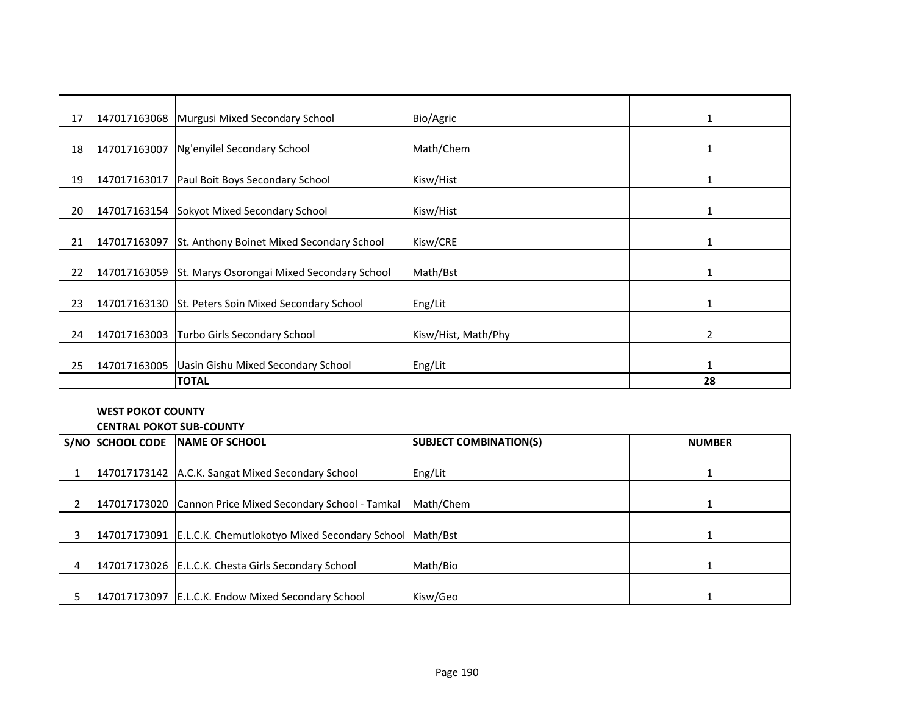| S/NO | SCHOOL CODE | NAME OF SCHOOL | SUBJECT COMBINATION(S) | NUMBER |
|---|---|---|---|---|
| 17 | 147017163068 | Murgusi Mixed Secondary School | Bio/Agric | 1 |
| 18 | 147017163007 | Ng'enyilel Secondary School | Math/Chem | 1 |
| 19 | 147017163017 | Paul Boit Boys Secondary School | Kisw/Hist | 1 |
| 20 | 147017163154 | Sokyot Mixed Secondary School | Kisw/Hist | 1 |
| 21 | 147017163097 | St. Anthony Boinet Mixed Secondary School | Kisw/CRE | 1 |
| 22 | 147017163059 | St. Marys Osorongai Mixed Secondary School | Math/Bst | 1 |
| 23 | 147017163130 | St. Peters Soin Mixed Secondary School | Eng/Lit | 1 |
| 24 | 147017163003 | Turbo Girls Secondary School | Kisw/Hist, Math/Phy | 2 |
| 25 | 147017163005 | Uasin Gishu Mixed Secondary School | Eng/Lit | 1 |
| | | **TOTAL** | | **28** |

**WEST POKOT COUNTY**

**CENTRAL POKOT SUB-COUNTY**

| S/NO | SCHOOL CODE | NAME OF SCHOOL | SUBJECT COMBINATION(S) | NUMBER |
|---|---|---|---|---|
| 1 | 147017173142 | A.C.K. Sangat Mixed Secondary School | Eng/Lit | 1 |
| 2 | 147017173020 | Cannon Price Mixed Secondary School - Tamkal | Math/Chem | 1 |
| 3 | 147017173091 | E.L.C.K. Chemutlokotyo Mixed Secondary School | Math/Bst | 1 |
| 4 | 147017173026 | E.L.C.K. Chesta Girls Secondary School | Math/Bio | 1 |
| 5 | 147017173097 | E.L.C.K. Endow Mixed Secondary School | Kisw/Geo | 1 |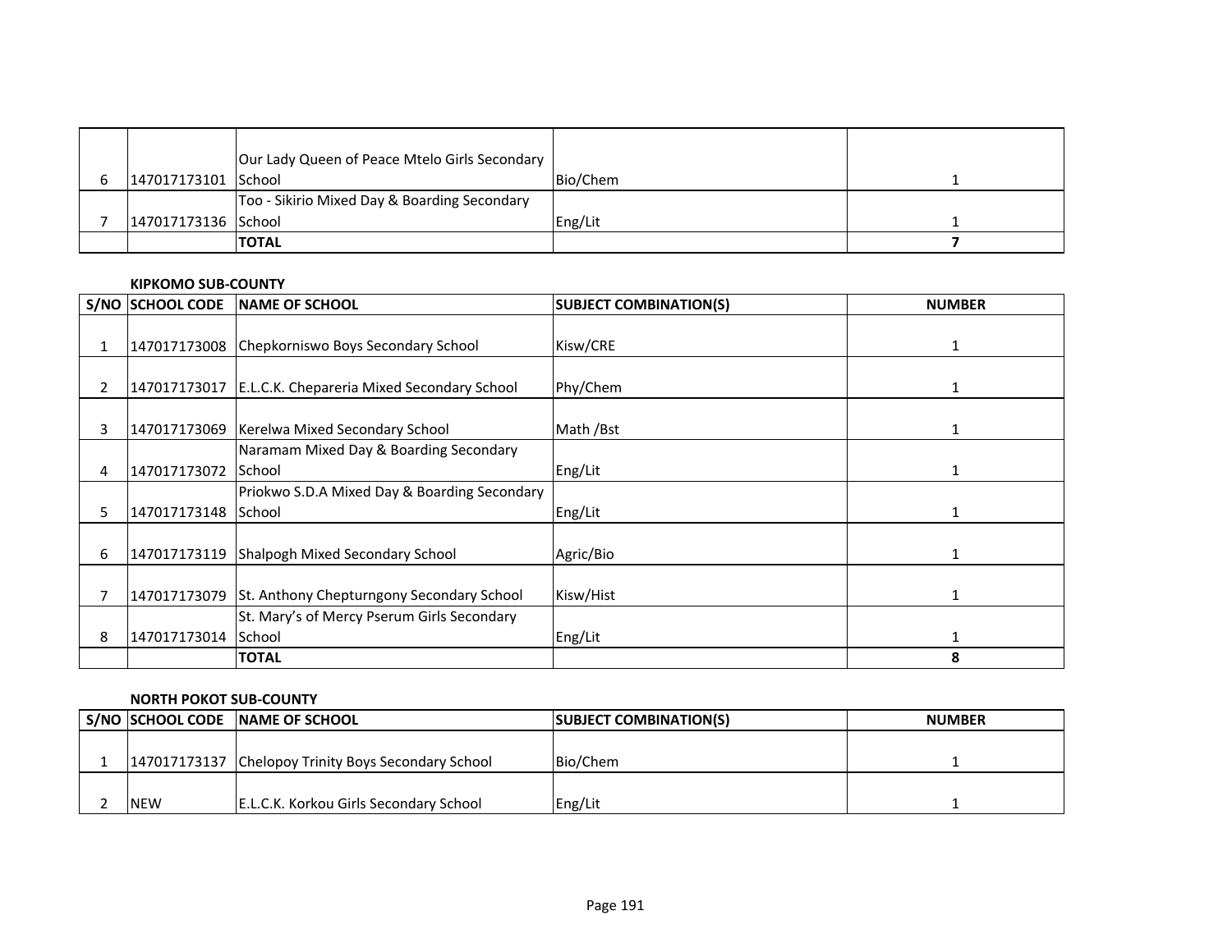| S/NO | SCHOOL CODE | NAME OF SCHOOL | SUBJECT COMBINATION(S) | NUMBER |
|---|---|---|---|---|
| 6 | 147017173101 | Our Lady Queen of Peace Mtelo Girls Secondary School | Bio/Chem | 1 |
| 7 | 147017173136 | Too - Sikirio Mixed Day & Boarding Secondary School | Eng/Lit | 1 |
| | | **TOTAL** | | **7** |

**KIPKOMO SUB-COUNTY**

| S/NO | SCHOOL CODE | NAME OF SCHOOL | SUBJECT COMBINATION(S) | NUMBER |
|---|---|---|---|---|
| 1 | 147017173008 | Chepkorniswo Boys Secondary School | Kisw/CRE | 1 |
| 2 | 147017173017 | E.L.C.K. Chepareria Mixed Secondary School | Phy/Chem | 1 |
| 3 | 147017173069 | Kerelwa Mixed Secondary School | Math /Bst | 1 |
| 4 | 147017173072 | Naramam Mixed Day & Boarding Secondary School | Eng/Lit | 1 |
| 5 | 147017173148 | Priokwo S.D.A Mixed Day & Boarding Secondary School | Eng/Lit | 1 |
| 6 | 147017173119 | Shalpogh Mixed Secondary School | Agric/Bio | 1 |
| 7 | 147017173079 | St. Anthony Chepturngony Secondary School | Kisw/Hist | 1 |
| 8 | 147017173014 | St. Mary's of Mercy Pserum Girls Secondary School | Eng/Lit | 1 |
| | | **TOTAL** | | **8** |

**NORTH POKOT SUB-COUNTY**

| S/NO | SCHOOL CODE | NAME OF SCHOOL | SUBJECT COMBINATION(S) | NUMBER |
|---|---|---|---|---|
| 1 | 147017173137 | Chelopoy Trinity Boys Secondary School | Bio/Chem | 1 |
| 2 | NEW | E.L.C.K. Korkou Girls Secondary School | Eng/Lit | 1 |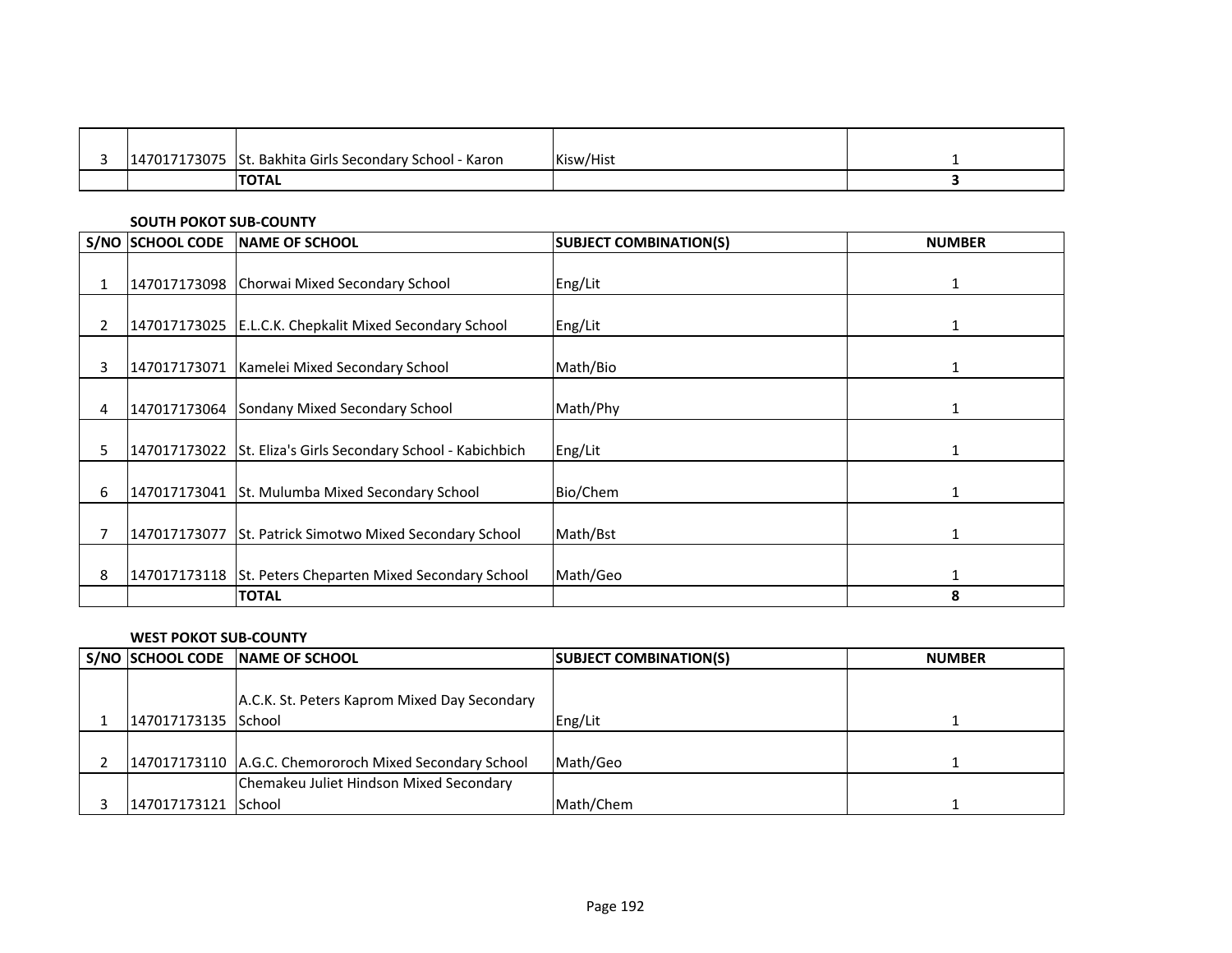| | | | | |
|---|---|---|---|---|
| 3 | 147017173075 | St. Bakhita Girls Secondary School - Karon | Kisw/Hist | 1 |
| | | **TOTAL** | | **3** |

**SOUTH POKOT SUB-COUNTY**

| S/NO | SCHOOL CODE | NAME OF SCHOOL | SUBJECT COMBINATION(S) | NUMBER |
|---|---|---|---|---|
| 1 | 147017173098 | Chorwai Mixed Secondary School | Eng/Lit | 1 |
| 2 | 147017173025 | E.L.C.K. Chepkalit Mixed Secondary School | Eng/Lit | 1 |
| 3 | 147017173071 | Kamelei Mixed Secondary School | Math/Bio | 1 |
| 4 | 147017173064 | Sondany Mixed Secondary School | Math/Phy | 1 |
| 5 | 147017173022 | St. Eliza's Girls Secondary School - Kabichbich | Eng/Lit | 1 |
| 6 | 147017173041 | St. Mulumba Mixed Secondary School | Bio/Chem | 1 |
| 7 | 147017173077 | St. Patrick Simotwo Mixed Secondary School | Math/Bst | 1 |
| 8 | 147017173118 | St. Peters Cheparten Mixed Secondary School | Math/Geo | 1 |
| | | **TOTAL** | | **8** |

**WEST POKOT SUB-COUNTY**

| S/NO | SCHOOL CODE | NAME OF SCHOOL | SUBJECT COMBINATION(S) | NUMBER |
|---|---|---|---|---|
| 1 | 147017173135 | A.C.K. St. Peters Kaprom Mixed Day Secondary School | Eng/Lit | 1 |
| 2 | 147017173110 | A.G.C. Chemororoch Mixed Secondary School | Math/Geo | 1 |
| 3 | 147017173121 | Chemakeu Juliet Hindson Mixed Secondary School | Math/Chem | 1 |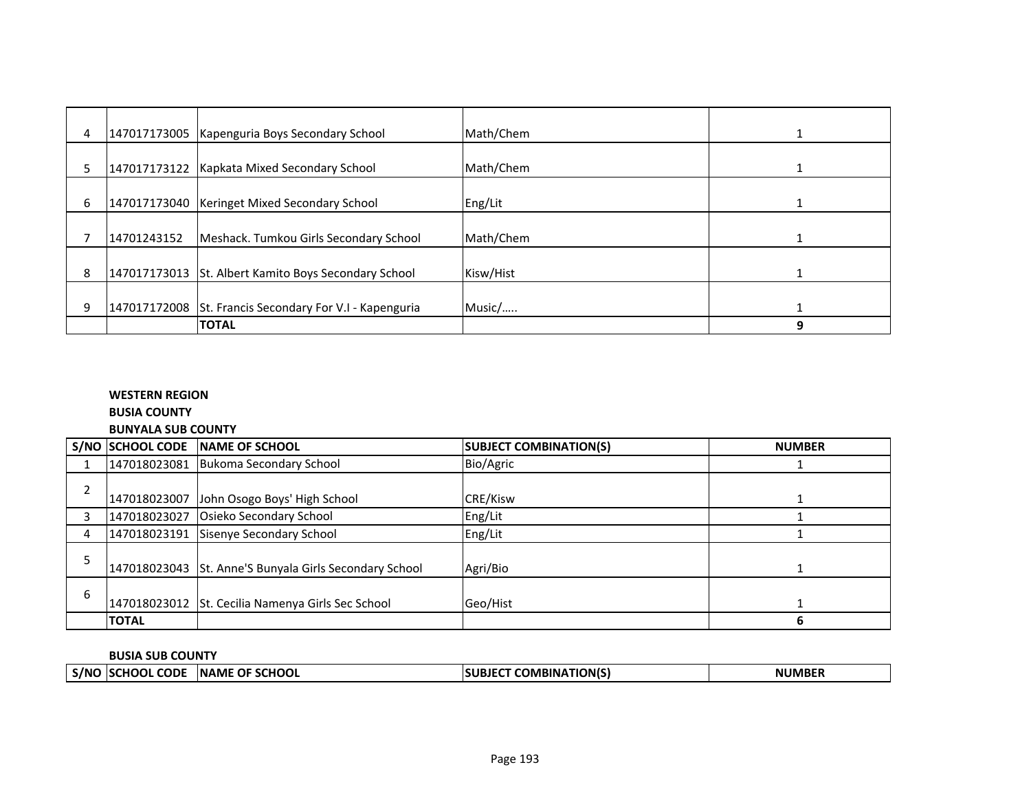| | | | | |
|---|---|---|---|---|
| 4 | 147017173005 | Kapenguria Boys Secondary School | Math/Chem | 1 |
| 5 | 147017173122 | Kapkata Mixed Secondary School | Math/Chem | 1 |
| 6 | 147017173040 | Keringet Mixed Secondary School | Eng/Lit | 1 |
| 7 | 14701243152 | Meshack. Tumkou Girls Secondary School | Math/Chem | 1 |
| 8 | 147017173013 | St. Albert Kamito Boys Secondary School | Kisw/Hist | 1 |
| 9 | 147017172008 | St. Francis Secondary For V.I - Kapenguria | Music/….. | 1 |
| | | **TOTAL** | | **9** |

**WESTERN REGION**

**BUSIA COUNTY**

**BUNYALA SUB COUNTY**

| S/NO | SCHOOL CODE | NAME OF SCHOOL | SUBJECT COMBINATION(S) | NUMBER |
|---|---|---|---|---|
| 1 | 147018023081 | Bukoma Secondary School | Bio/Agric | 1 |
| 2 | 147018023007 | John Osogo Boys' High School | CRE/Kisw | 1 |
| 3 | 147018023027 | Osieko Secondary School | Eng/Lit | 1 |
| 4 | 147018023191 | Sisenye Secondary School | Eng/Lit | 1 |
| 5 | 147018023043 | St. Anne'S Bunyala Girls Secondary School | Agri/Bio | 1 |
| 6 | 147018023012 | St. Cecilia Namenya Girls Sec School | Geo/Hist | 1 |
| | **TOTAL** | | | **6** |

**BUSIA SUB COUNTY**

| S/NO | SCHOOL CODE | NAME OF SCHOOL | SUBJECT COMBINATION(S) | NUMBER |
|---|---|---|---|---|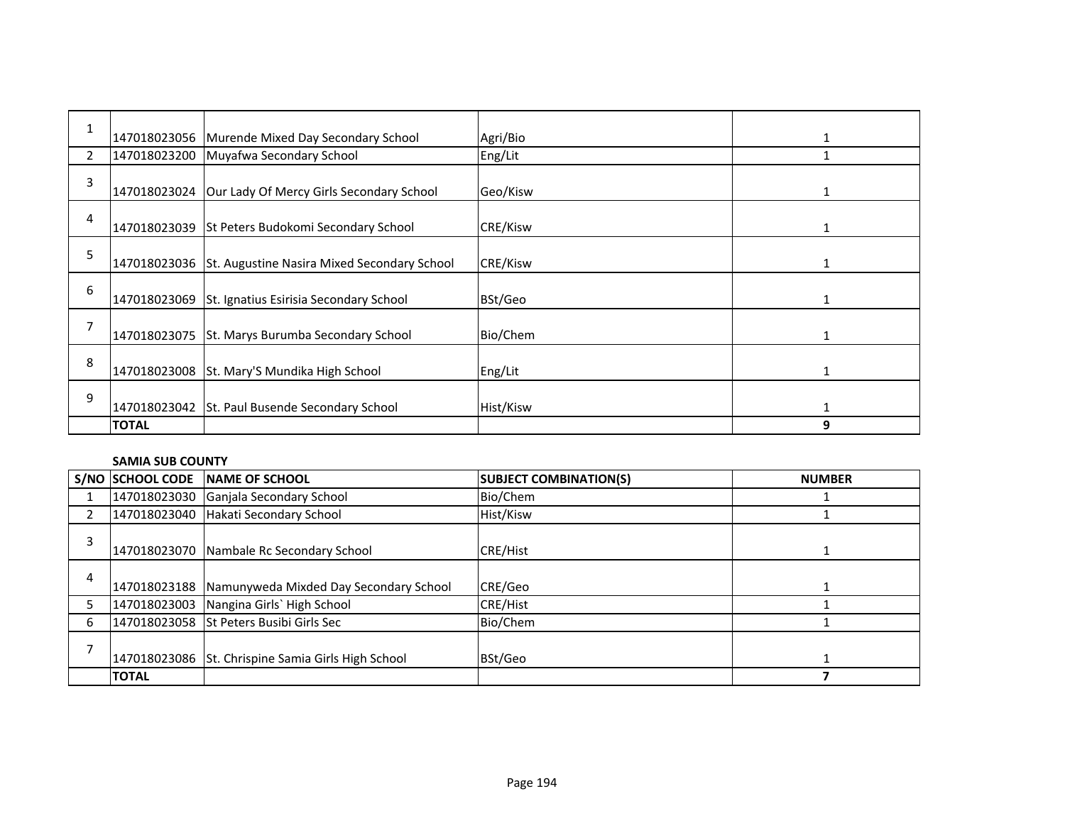| S/NO | SCHOOL CODE | NAME OF SCHOOL | SUBJECT COMBINATION(S) | NUMBER |
|---|---|---|---|---|
| 1 | 147018023056 | Murende Mixed Day Secondary School | Agri/Bio | 1 |
| 2 | 147018023200 | Muyafwa Secondary School | Eng/Lit | 1 |
| 3 | 147018023024 | Our Lady Of Mercy Girls Secondary School | Geo/Kisw | 1 |
| 4 | 147018023039 | St Peters Budokomi Secondary School | CRE/Kisw | 1 |
| 5 | 147018023036 | St. Augustine Nasira Mixed Secondary School | CRE/Kisw | 1 |
| 6 | 147018023069 | St. Ignatius Esirisia Secondary School | BSt/Geo | 1 |
| 7 | 147018023075 | St. Marys Burumba Secondary School | Bio/Chem | 1 |
| 8 | 147018023008 | St. Mary'S Mundika High School | Eng/Lit | 1 |
| 9 | 147018023042 | St. Paul Busende Secondary School | Hist/Kisw | 1 |
| | **TOTAL** | | | **9** |

**SAMIA SUB COUNTY**

| S/NO | SCHOOL CODE | NAME OF SCHOOL | SUBJECT COMBINATION(S) | NUMBER |
|---|---|---|---|---|
| 1 | 147018023030 | Ganjala Secondary School | Bio/Chem | 1 |
| 2 | 147018023040 | Hakati Secondary School | Hist/Kisw | 1 |
| 3 | 147018023070 | Nambale Rc Secondary School | CRE/Hist | 1 |
| 4 | 147018023188 | Namunyweda Mixded Day Secondary School | CRE/Geo | 1 |
| 5 | 147018023003 | Nangina Girls` High School | CRE/Hist | 1 |
| 6 | 147018023058 | St Peters Busibi Girls Sec | Bio/Chem | 1 |
| 7 | 147018023086 | St. Chrispine Samia Girls High School | BSt/Geo | 1 |
| | **TOTAL** | | | **7** |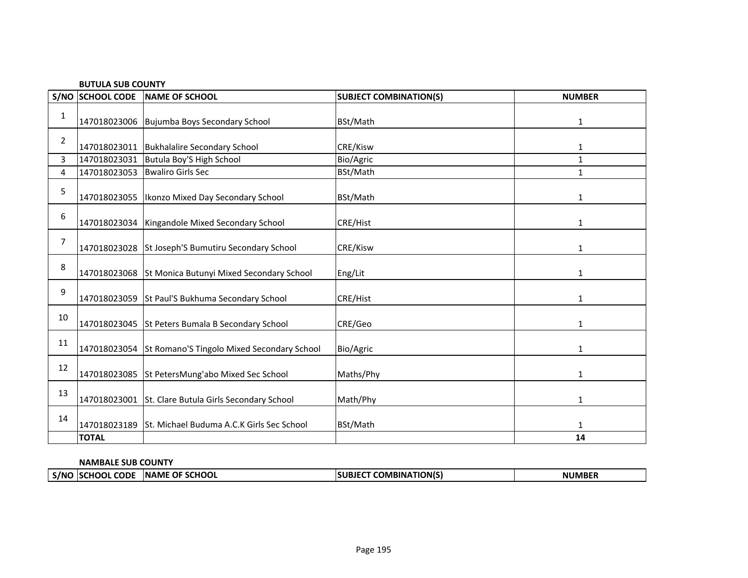**BUTULA SUB COUNTY**

| S/NO | SCHOOL CODE | NAME OF SCHOOL | SUBJECT COMBINATION(S) | NUMBER |
|---|---|---|---|---|
| 1 | 147018023006 | Bujumba Boys Secondary School | BSt/Math | 1 |
| 2 | 147018023011 | Bukhalalire Secondary School | CRE/Kisw | 1 |
| 3 | 147018023031 | Butula Boy'S High School | Bio/Agric | 1 |
| 4 | 147018023053 | Bwaliro Girls Sec | BSt/Math | 1 |
| 5 | 147018023055 | Ikonzo Mixed Day Secondary School | BSt/Math | 1 |
| 6 | 147018023034 | Kingandole Mixed Secondary School | CRE/Hist | 1 |
| 7 | 147018023028 | St Joseph'S Bumutiru Secondary School | CRE/Kisw | 1 |
| 8 | 147018023068 | St Monica Butunyi Mixed Secondary School | Eng/Lit | 1 |
| 9 | 147018023059 | St Paul'S Bukhuma Secondary School | CRE/Hist | 1 |
| 10 | 147018023045 | St Peters Bumala B Secondary School | CRE/Geo | 1 |
| 11 | 147018023054 | St Romano'S Tingolo Mixed Secondary School | Bio/Agric | 1 |
| 12 | 147018023085 | St PetersMung'abo Mixed Sec School | Maths/Phy | 1 |
| 13 | 147018023001 | St. Clare Butula Girls Secondary School | Math/Phy | 1 |
| 14 | 147018023189 | St. Michael Buduma A.C.K Girls Sec School | BSt/Math | 1 |
| | **TOTAL** | | | **14** |

**NAMBALE SUB COUNTY**

| S/NO | SCHOOL CODE | NAME OF SCHOOL | SUBJECT COMBINATION(S) | NUMBER |
|---|---|---|---|---|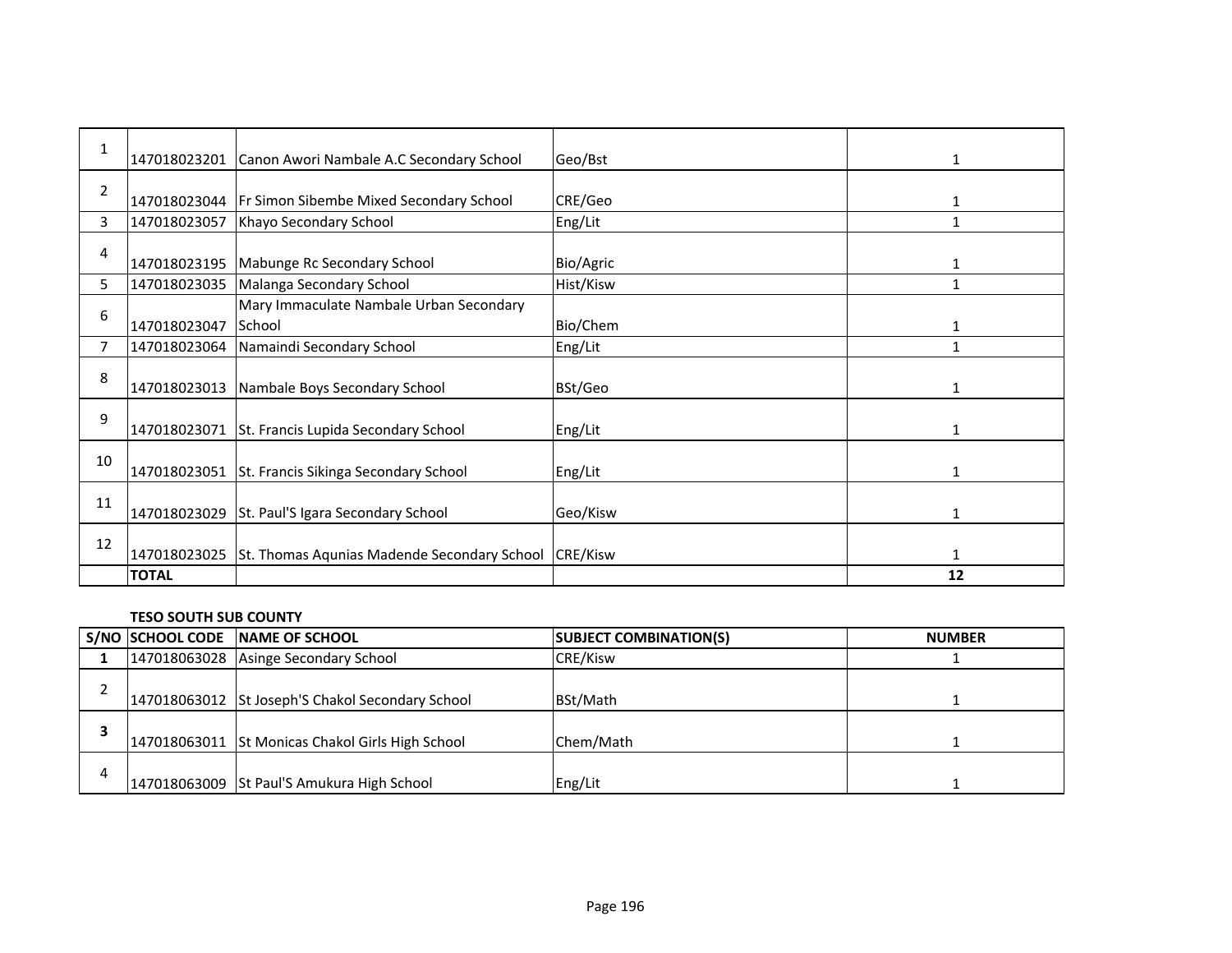| | | | | |
|---|---|---|---|---|
| 1 | 147018023201 | Canon Awori Nambale A.C Secondary School | Geo/Bst | 1 |
| 2 | 147018023044 | Fr Simon Sibembe Mixed Secondary School | CRE/Geo | 1 |
| 3 | 147018023057 | Khayo Secondary School | Eng/Lit | 1 |
| 4 | 147018023195 | Mabunge Rc Secondary School | Bio/Agric | 1 |
| 5 | 147018023035 | Malanga Secondary School | Hist/Kisw | 1 |
| 6 | 147018023047 | Mary Immaculate Nambale Urban Secondary School | Bio/Chem | 1 |
| 7 | 147018023064 | Namaindi Secondary School | Eng/Lit | 1 |
| 8 | 147018023013 | Nambale Boys Secondary School | BSt/Geo | 1 |
| 9 | 147018023071 | St. Francis Lupida Secondary School | Eng/Lit | 1 |
| 10 | 147018023051 | St. Francis Sikinga Secondary School | Eng/Lit | 1 |
| 11 | 147018023029 | St. Paul'S Igara Secondary School | Geo/Kisw | 1 |
| 12 | 147018023025 | St. Thomas Aqunias Madende Secondary School | CRE/Kisw | 1 |
| | **TOTAL** | | | **12** |

**TESO SOUTH SUB COUNTY**

| S/NO | SCHOOL CODE | NAME OF SCHOOL | SUBJECT COMBINATION(S) | NUMBER |
|---|---|---|---|---|
| **1** | 147018063028 | Asinge Secondary School | CRE/Kisw | 1 |
| 2 | 147018063012 | St Joseph'S Chakol Secondary School | BSt/Math | 1 |
| **3** | 147018063011 | St Monicas Chakol Girls High School | Chem/Math | 1 |
| 4 | 147018063009 | St Paul'S Amukura High School | Eng/Lit | 1 |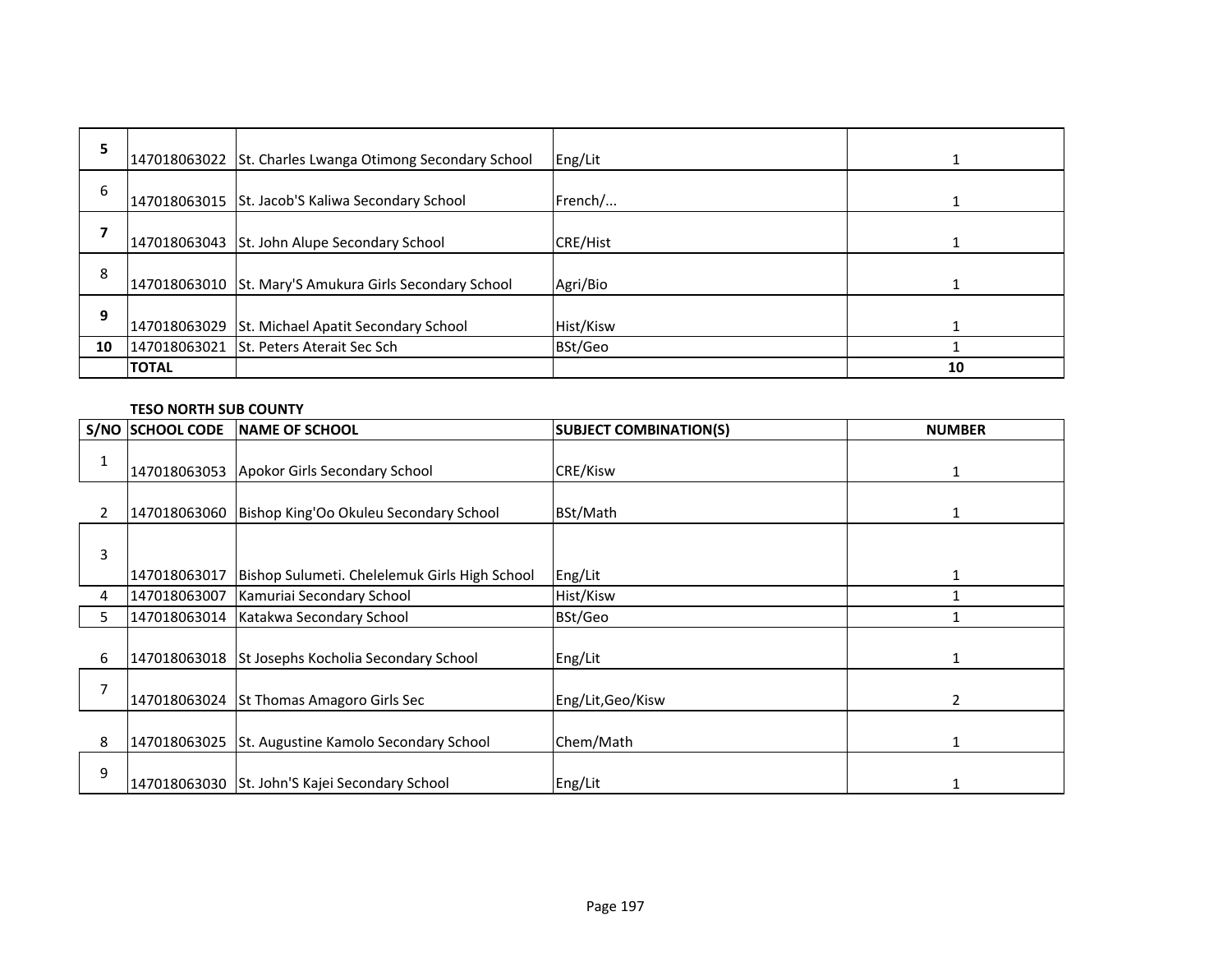| | | | | |
|---|---|---|---|---|
| **5** | 147018063022 | St. Charles Lwanga Otimong Secondary School | Eng/Lit | 1 |
| 6 | 147018063015 | St. Jacob'S Kaliwa Secondary School | French/... | 1 |
| **7** | 147018063043 | St. John Alupe Secondary School | CRE/Hist | 1 |
| 8 | 147018063010 | St. Mary'S Amukura Girls Secondary School | Agri/Bio | 1 |
| **9** | 147018063029 | St. Michael Apatit Secondary School | Hist/Kisw | 1 |
| **10** | 147018063021 | St. Peters Aterait Sec Sch | BSt/Geo | 1 |
| | **TOTAL** | | | **10** |

**TESO NORTH SUB COUNTY**

| S/NO | SCHOOL CODE | NAME OF SCHOOL | SUBJECT COMBINATION(S) | NUMBER |
|---|---|---|---|---|
| 1 | 147018063053 | Apokor Girls Secondary School | CRE/Kisw | 1 |
| 2 | 147018063060 | Bishop King'Oo Okuleu Secondary School | BSt/Math | 1 |
| 3 | 147018063017 | Bishop Sulumeti. Chelelemuk Girls High School | Eng/Lit | 1 |
| 4 | 147018063007 | Kamuriai Secondary School | Hist/Kisw | 1 |
| 5 | 147018063014 | Katakwa Secondary School | BSt/Geo | 1 |
| 6 | 147018063018 | St Josephs Kocholia Secondary School | Eng/Lit | 1 |
| 7 | 147018063024 | St Thomas Amagoro Girls Sec | Eng/Lit,Geo/Kisw | 2 |
| 8 | 147018063025 | St. Augustine Kamolo Secondary School | Chem/Math | 1 |
| 9 | 147018063030 | St. John'S Kajei Secondary School | Eng/Lit | 1 |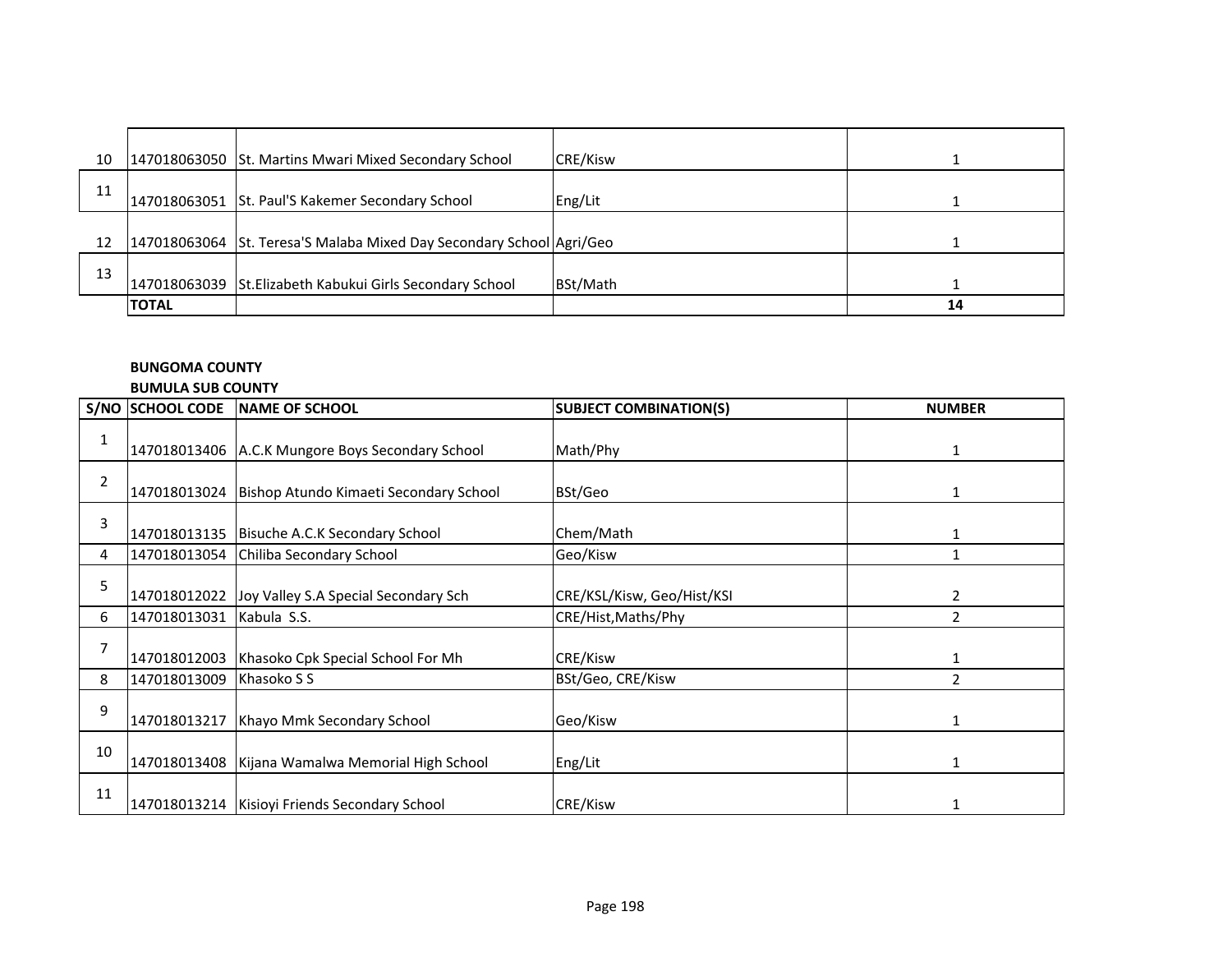| | | | | |
|---|---|---|---|---|
| 10 | 147018063050 | St. Martins Mwari Mixed Secondary School | CRE/Kisw | 1 |
| 11 | 147018063051 | St. Paul'S Kakemer Secondary School | Eng/Lit | 1 |
| 12 | 147018063064 | St. Teresa'S Malaba Mixed Day Secondary School | Agri/Geo | 1 |
| 13 | 147018063039 | St.Elizabeth Kabukui Girls Secondary School | BSt/Math | 1 |
| | **TOTAL** | | | **14** |

**BUNGOMA COUNTY**

**BUMULA SUB COUNTY**

| S/NO | SCHOOL CODE | NAME OF SCHOOL | SUBJECT COMBINATION(S) | NUMBER |
|---|---|---|---|---|
| 1 | 147018013406 | A.C.K Mungore Boys Secondary School | Math/Phy | 1 |
| 2 | 147018013024 | Bishop Atundo Kimaeti Secondary School | BSt/Geo | 1 |
| 3 | 147018013135 | Bisuche A.C.K Secondary School | Chem/Math | 1 |
| 4 | 147018013054 | Chiliba Secondary School | Geo/Kisw | 1 |
| 5 | 147018012022 | Joy Valley S.A Special Secondary Sch | CRE/KSL/Kisw, Geo/Hist/KSI | 2 |
| 6 | 147018013031 | Kabula S.S. | CRE/Hist,Maths/Phy | 2 |
| 7 | 147018012003 | Khasoko Cpk Special School For Mh | CRE/Kisw | 1 |
| 8 | 147018013009 | Khasoko S S | BSt/Geo, CRE/Kisw | 2 |
| 9 | 147018013217 | Khayo Mmk Secondary School | Geo/Kisw | 1 |
| 10 | 147018013408 | Kijana Wamalwa Memorial High School | Eng/Lit | 1 |
| 11 | 147018013214 | Kisioyi Friends Secondary School | CRE/Kisw | 1 |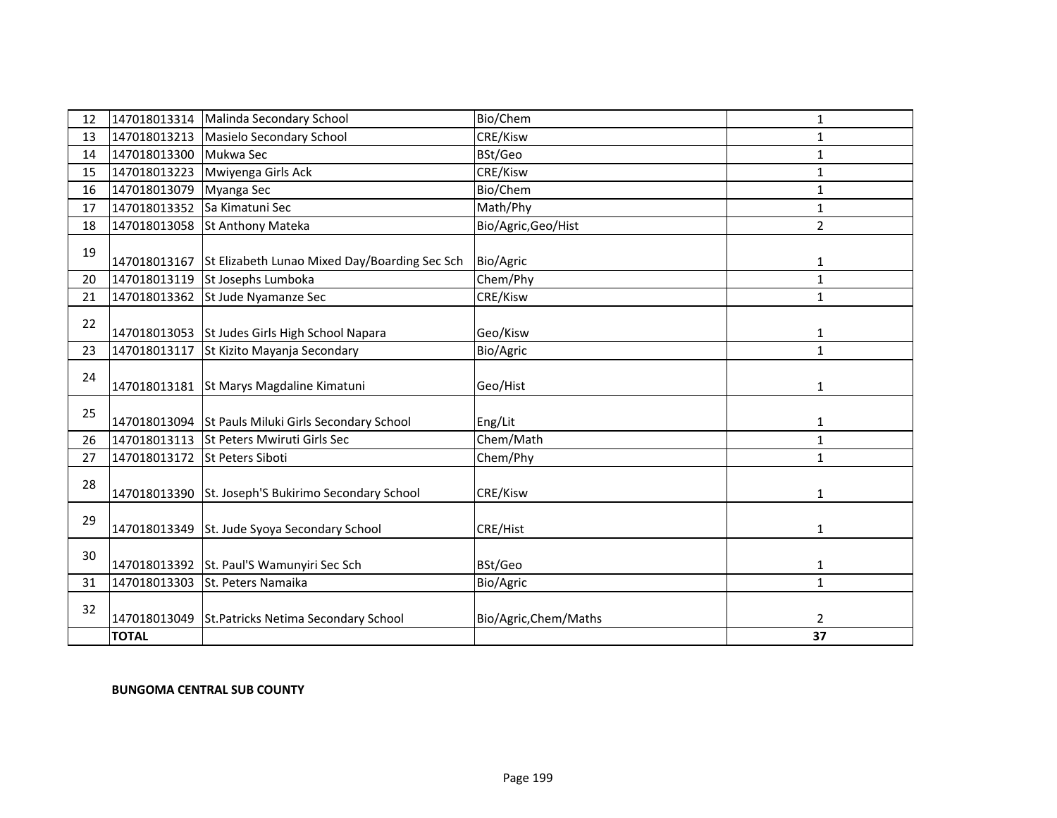| 12 | 147018013314 | Malinda Secondary School | Bio/Chem | 1 |
|---|---|---|---|---|
| 13 | 147018013213 | Masielo Secondary School | CRE/Kisw | 1 |
| 14 | 147018013300 | Mukwa Sec | BSt/Geo | 1 |
| 15 | 147018013223 | Mwiyenga Girls Ack | CRE/Kisw | 1 |
| 16 | 147018013079 | Myanga Sec | Bio/Chem | 1 |
| 17 | 147018013352 | Sa Kimatuni Sec | Math/Phy | 1 |
| 18 | 147018013058 | St Anthony Mateka | Bio/Agric,Geo/Hist | 2 |
| 19 | 147018013167 | St Elizabeth Lunao Mixed Day/Boarding Sec Sch | Bio/Agric | 1 |
| 20 | 147018013119 | St Josephs Lumboka | Chem/Phy | 1 |
| 21 | 147018013362 | St Jude Nyamanze Sec | CRE/Kisw | 1 |
| 22 | 147018013053 | St Judes Girls High School Napara | Geo/Kisw | 1 |
| 23 | 147018013117 | St Kizito Mayanja Secondary | Bio/Agric | 1 |
| 24 | 147018013181 | St Marys Magdaline Kimatuni | Geo/Hist | 1 |
| 25 | 147018013094 | St Pauls Miluki Girls Secondary School | Eng/Lit | 1 |
| 26 | 147018013113 | St Peters Mwiruti Girls Sec | Chem/Math | 1 |
| 27 | 147018013172 | St Peters Siboti | Chem/Phy | 1 |
| 28 | 147018013390 | St. Joseph'S Bukirimo Secondary School | CRE/Kisw | 1 |
| 29 | 147018013349 | St. Jude Syoya Secondary School | CRE/Hist | 1 |
| 30 | 147018013392 | St. Paul'S Wamunyiri Sec Sch | BSt/Geo | 1 |
| 31 | 147018013303 | St. Peters Namaika | Bio/Agric | 1 |
| 32 | 147018013049 | St.Patricks Netima Secondary School | Bio/Agric,Chem/Maths | 2 |
| | **TOTAL** | | | **37** |

**BUNGOMA CENTRAL SUB COUNTY**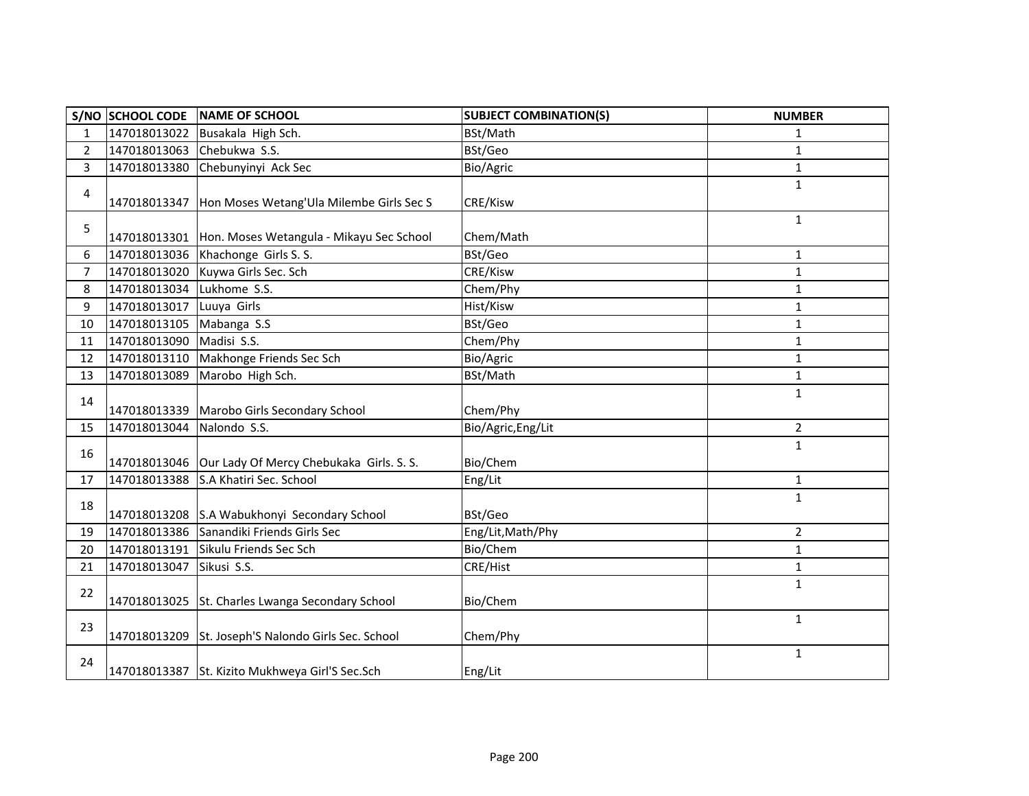| S/NO | SCHOOL CODE | NAME OF SCHOOL | SUBJECT COMBINATION(S) | NUMBER |
|---|---|---|---|---|
| 1 | 147018013022 | Busakala High Sch. | BSt/Math | 1 |
| 2 | 147018013063 | Chebukwa S.S. | BSt/Geo | 1 |
| 3 | 147018013380 | Chebunyinyi Ack Sec | Bio/Agric | 1 |
| 4 | 147018013347 | Hon Moses Wetang'Ula Milembe Girls Sec S | CRE/Kisw | 1 |
| 5 | 147018013301 | Hon. Moses Wetangula - Mikayu Sec School | Chem/Math | 1 |
| 6 | 147018013036 | Khachonge Girls S. S. | BSt/Geo | 1 |
| 7 | 147018013020 | Kuywa Girls Sec. Sch | CRE/Kisw | 1 |
| 8 | 147018013034 | Lukhome S.S. | Chem/Phy | 1 |
| 9 | 147018013017 | Luuya Girls | Hist/Kisw | 1 |
| 10 | 147018013105 | Mabanga S.S | BSt/Geo | 1 |
| 11 | 147018013090 | Madisi S.S. | Chem/Phy | 1 |
| 12 | 147018013110 | Makhonge Friends Sec Sch | Bio/Agric | 1 |
| 13 | 147018013089 | Marobo High Sch. | BSt/Math | 1 |
| 14 | 147018013339 | Marobo Girls Secondary School | Chem/Phy | 1 |
| 15 | 147018013044 | Nalondo S.S. | Bio/Agric,Eng/Lit | 2 |
| 16 | 147018013046 | Our Lady Of Mercy Chebukaka Girls. S. S. | Bio/Chem | 1 |
| 17 | 147018013388 | S.A Khatiri Sec. School | Eng/Lit | 1 |
| 18 | 147018013208 | S.A Wabukhonyi Secondary School | BSt/Geo | 1 |
| 19 | 147018013386 | Sanandiki Friends Girls Sec | Eng/Lit,Math/Phy | 2 |
| 20 | 147018013191 | Sikulu Friends Sec Sch | Bio/Chem | 1 |
| 21 | 147018013047 | Sikusi S.S. | CRE/Hist | 1 |
| 22 | 147018013025 | St. Charles Lwanga Secondary School | Bio/Chem | 1 |
| 23 | 147018013209 | St. Joseph'S Nalondo Girls Sec. School | Chem/Phy | 1 |
| 24 | 147018013387 | St. Kizito Mukhweya Girl'S Sec.Sch | Eng/Lit | 1 |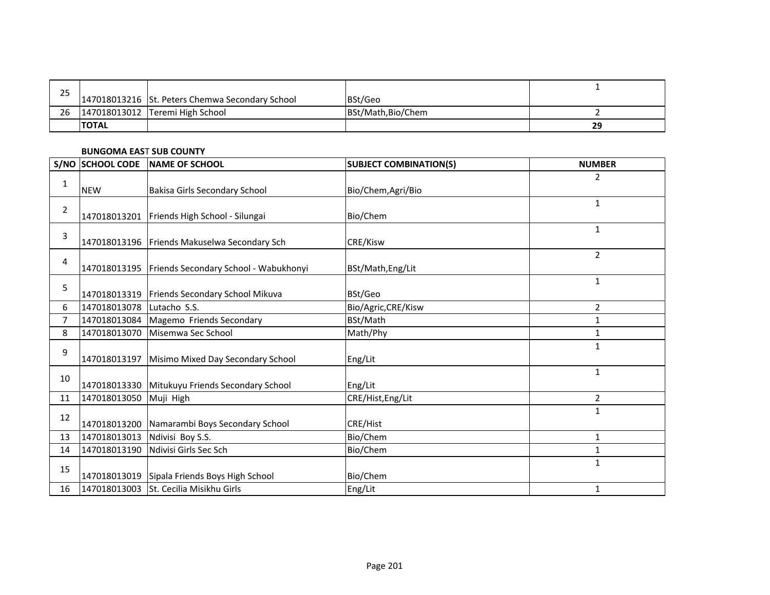| | | | | |
|---|---|---|---|---|
| 25 | 147018013216 | St. Peters Chemwa Secondary School | BSt/Geo | 1 |
| 26 | 147018013012 | Teremi High School | BSt/Math,Bio/Chem | 2 |
| | **TOTAL** | | | **29** |

**BUNGOMA EAST SUB COUNTY**

| S/NO | SCHOOL CODE | NAME OF SCHOOL | SUBJECT COMBINATION(S) | NUMBER |
|---|---|---|---|---|
| 1 | NEW | Bakisa Girls Secondary School | Bio/Chem,Agri/Bio | 2 |
| 2 | 147018013201 | Friends High School - Silungai | Bio/Chem | 1 |
| 3 | 147018013196 | Friends Makuselwa Secondary Sch | CRE/Kisw | 1 |
| 4 | 147018013195 | Friends Secondary School - Wabukhonyi | BSt/Math,Eng/Lit | 2 |
| 5 | 147018013319 | Friends Secondary School Mikuva | BSt/Geo | 1 |
| 6 | 147018013078 | Lutacho S.S. | Bio/Agric,CRE/Kisw | 2 |
| 7 | 147018013084 | Magemo Friends Secondary | BSt/Math | 1 |
| 8 | 147018013070 | Misemwa Sec School | Math/Phy | 1 |
| 9 | 147018013197 | Misimo Mixed Day Secondary School | Eng/Lit | 1 |
| 10 | 147018013330 | Mitukuyu Friends Secondary School | Eng/Lit | 1 |
| 11 | 147018013050 | Muji High | CRE/Hist,Eng/Lit | 2 |
| 12 | 147018013200 | Namarambi Boys Secondary School | CRE/Hist | 1 |
| 13 | 147018013013 | Ndivisi Boy S.S. | Bio/Chem | 1 |
| 14 | 147018013190 | Ndivisi Girls Sec Sch | Bio/Chem | 1 |
| 15 | 147018013019 | Sipala Friends Boys High School | Bio/Chem | 1 |
| 16 | 147018013003 | St. Cecilia Misikhu Girls | Eng/Lit | 1 |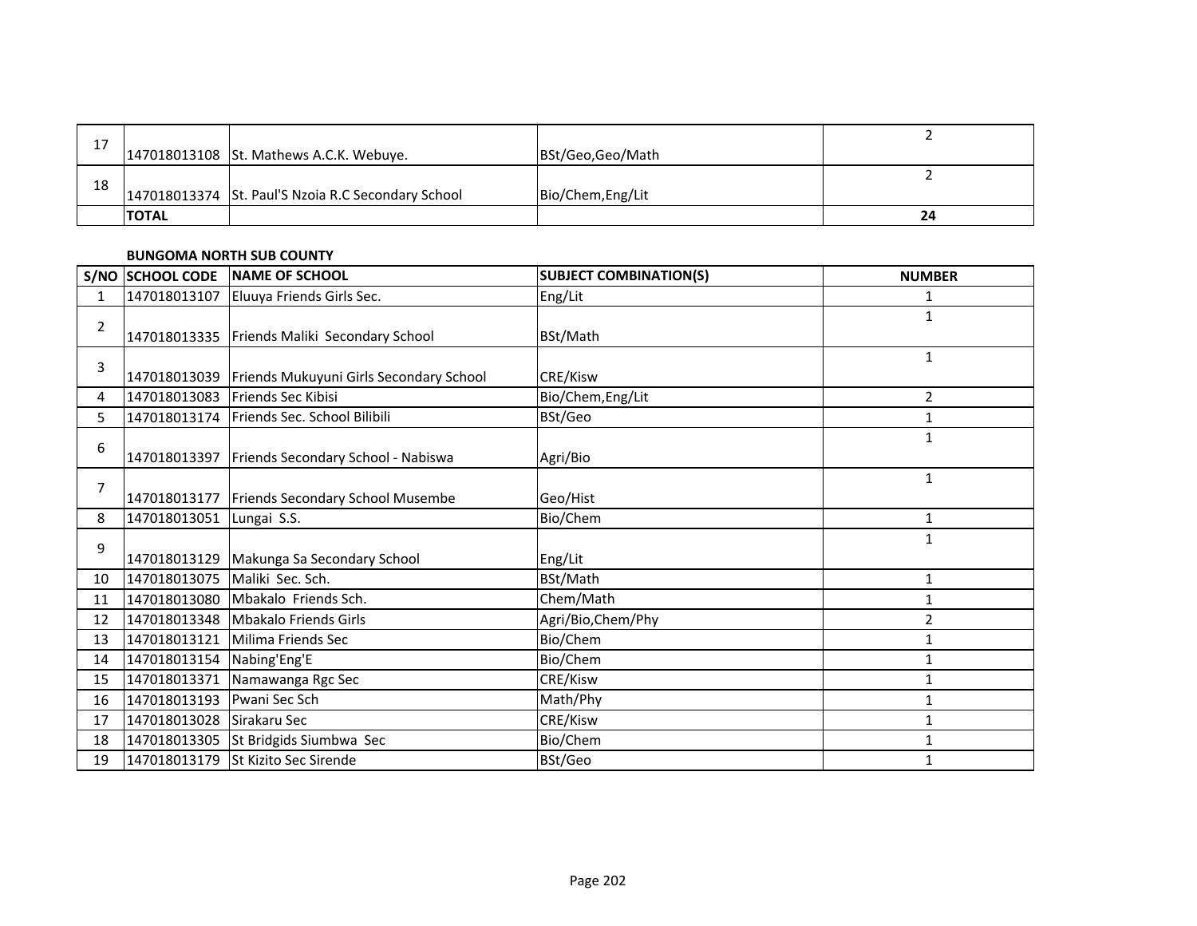| | | | | |
|---|---|---|---|---|
| 17 | 147018013108 | St. Mathews A.C.K. Webuye. | BSt/Geo,Geo/Math | 2 |
| 18 | 147018013374 | St. Paul'S Nzoia R.C Secondary School | Bio/Chem,Eng/Lit | 2 |
| | **TOTAL** | | | **24** |

**BUNGOMA NORTH SUB COUNTY**

| S/NO | SCHOOL CODE | NAME OF SCHOOL | SUBJECT COMBINATION(S) | NUMBER |
|---|---|---|---|---|
| 1 | 147018013107 | Eluuya Friends Girls Sec. | Eng/Lit | 1 |
| 2 | 147018013335 | Friends Maliki Secondary School | BSt/Math | 1 |
| 3 | 147018013039 | Friends Mukuyuni Girls Secondary School | CRE/Kisw | 1 |
| 4 | 147018013083 | Friends Sec Kibisi | Bio/Chem,Eng/Lit | 2 |
| 5 | 147018013174 | Friends Sec. School Bilibili | BSt/Geo | 1 |
| 6 | 147018013397 | Friends Secondary School - Nabiswa | Agri/Bio | 1 |
| 7 | 147018013177 | Friends Secondary School Musembe | Geo/Hist | 1 |
| 8 | 147018013051 | Lungai S.S. | Bio/Chem | 1 |
| 9 | 147018013129 | Makunga Sa Secondary School | Eng/Lit | 1 |
| 10 | 147018013075 | Maliki Sec. Sch. | BSt/Math | 1 |
| 11 | 147018013080 | Mbakalo Friends Sch. | Chem/Math | 1 |
| 12 | 147018013348 | Mbakalo Friends Girls | Agri/Bio,Chem/Phy | 2 |
| 13 | 147018013121 | Milima Friends Sec | Bio/Chem | 1 |
| 14 | 147018013154 | Nabing'Eng'E | Bio/Chem | 1 |
| 15 | 147018013371 | Namawanga Rgc Sec | CRE/Kisw | 1 |
| 16 | 147018013193 | Pwani Sec Sch | Math/Phy | 1 |
| 17 | 147018013028 | Sirakaru Sec | CRE/Kisw | 1 |
| 18 | 147018013305 | St Bridgids Siumbwa Sec | Bio/Chem | 1 |
| 19 | 147018013179 | St Kizito Sec Sirende | BSt/Geo | 1 |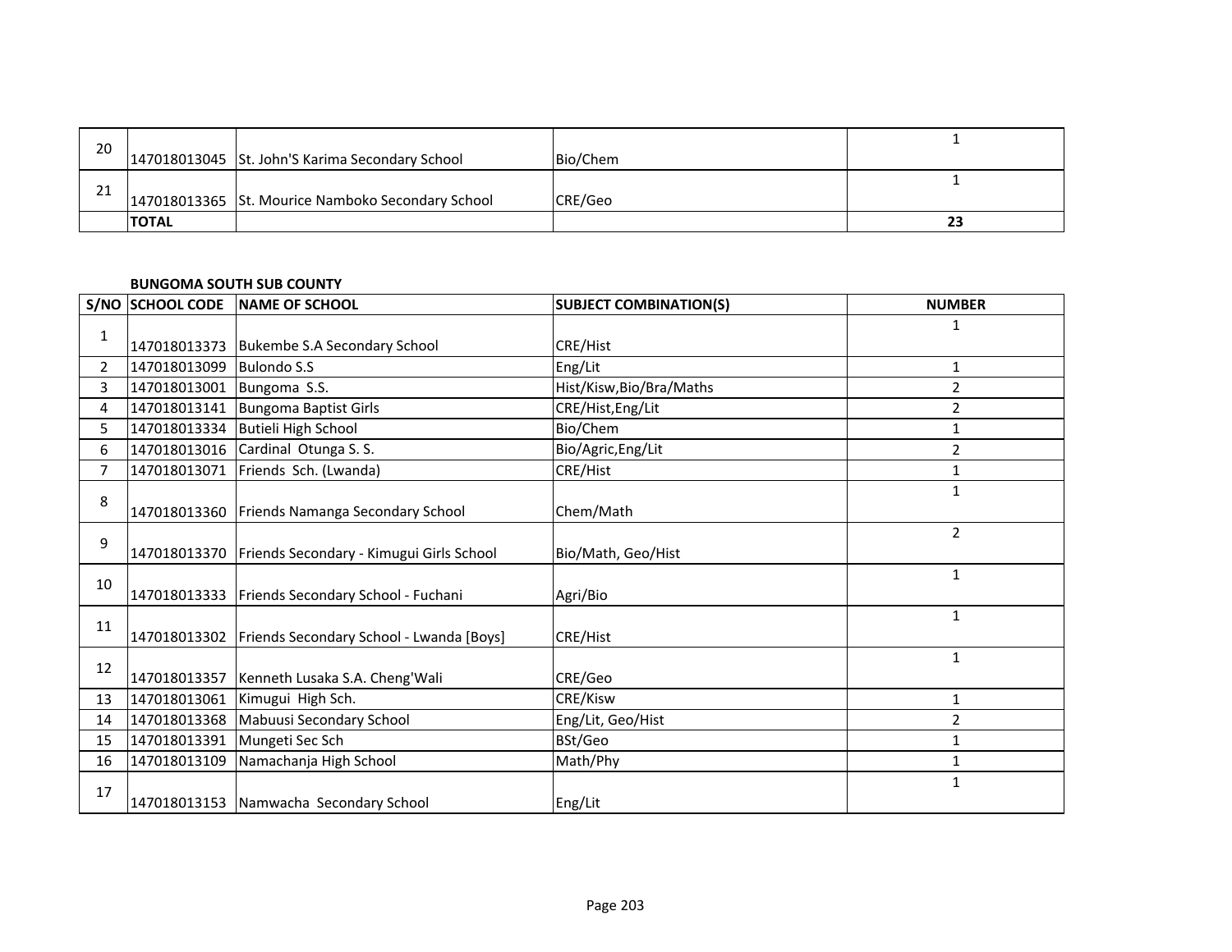| S/NO | SCHOOL CODE | NAME OF SCHOOL | SUBJECT COMBINATION(S) | NUMBER |
|---|---|---|---|---|
| 20 | 147018013045 | St. John'S Karima Secondary School | Bio/Chem | 1 |
| 21 | 147018013365 | St. Mourice Namboko Secondary School | CRE/Geo | 1 |
| | **TOTAL** | | | **23** |

**BUNGOMA SOUTH SUB COUNTY**

| S/NO | SCHOOL CODE | NAME OF SCHOOL | SUBJECT COMBINATION(S) | NUMBER |
|---|---|---|---|---|
| 1 | 147018013373 | Bukembe S.A Secondary School | CRE/Hist | 1 |
| 2 | 147018013099 | Bulondo S.S | Eng/Lit | 1 |
| 3 | 147018013001 | Bungoma S.S. | Hist/Kisw,Bio/Bra/Maths | 2 |
| 4 | 147018013141 | Bungoma Baptist Girls | CRE/Hist,Eng/Lit | 2 |
| 5 | 147018013334 | Butieli High School | Bio/Chem | 1 |
| 6 | 147018013016 | Cardinal Otunga S. S. | Bio/Agric,Eng/Lit | 2 |
| 7 | 147018013071 | Friends Sch. (Lwanda) | CRE/Hist | 1 |
| 8 | 147018013360 | Friends Namanga Secondary School | Chem/Math | 1 |
| 9 | 147018013370 | Friends Secondary - Kimugui Girls School | Bio/Math, Geo/Hist | 2 |
| 10 | 147018013333 | Friends Secondary School - Fuchani | Agri/Bio | 1 |
| 11 | 147018013302 | Friends Secondary School - Lwanda [Boys] | CRE/Hist | 1 |
| 12 | 147018013357 | Kenneth Lusaka S.A. Cheng'Wali | CRE/Geo | 1 |
| 13 | 147018013061 | Kimugui High Sch. | CRE/Kisw | 1 |
| 14 | 147018013368 | Mabuusi Secondary School | Eng/Lit, Geo/Hist | 2 |
| 15 | 147018013391 | Mungeti Sec Sch | BSt/Geo | 1 |
| 16 | 147018013109 | Namachanja High School | Math/Phy | 1 |
| 17 | 147018013153 | Namwacha Secondary School | Eng/Lit | 1 |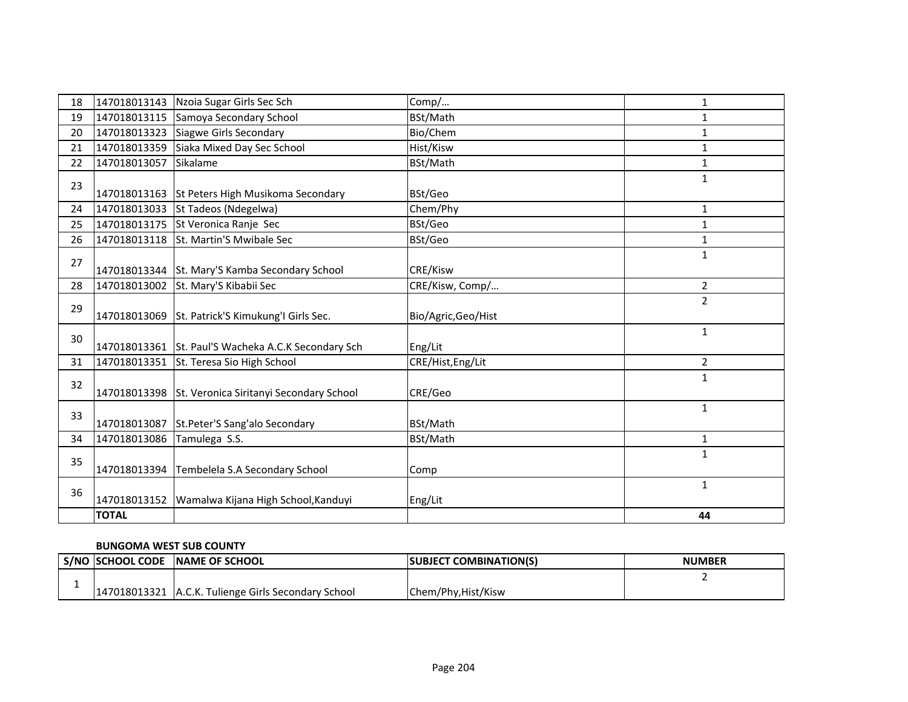| | | | | |
|---|---|---|---|---|
| 18 | 147018013143 | Nzoia Sugar Girls Sec Sch | Comp/… | 1 |
| 19 | 147018013115 | Samoya Secondary School | BSt/Math | 1 |
| 20 | 147018013323 | Siagwe Girls Secondary | Bio/Chem | 1 |
| 21 | 147018013359 | Siaka Mixed Day Sec School | Hist/Kisw | 1 |
| 22 | 147018013057 | Sikalame | BSt/Math | 1 |
| 23 | 147018013163 | St Peters High Musikoma Secondary | BSt/Geo | 1 |
| 24 | 147018013033 | St Tadeos (Ndegelwa) | Chem/Phy | 1 |
| 25 | 147018013175 | St Veronica Ranje Sec | BSt/Geo | 1 |
| 26 | 147018013118 | St. Martin'S Mwibale Sec | BSt/Geo | 1 |
| 27 | 147018013344 | St. Mary'S Kamba Secondary School | CRE/Kisw | 1 |
| 28 | 147018013002 | St. Mary'S Kibabii Sec | CRE/Kisw, Comp/… | 2 |
| 29 | 147018013069 | St. Patrick'S Kimukung'I Girls Sec. | Bio/Agric,Geo/Hist | 2 |
| 30 | 147018013361 | St. Paul'S Wacheka A.C.K Secondary Sch | Eng/Lit | 1 |
| 31 | 147018013351 | St. Teresa Sio High School | CRE/Hist,Eng/Lit | 2 |
| 32 | 147018013398 | St. Veronica Siritanyi Secondary School | CRE/Geo | 1 |
| 33 | 147018013087 | St.Peter'S Sang'alo Secondary | BSt/Math | 1 |
| 34 | 147018013086 | Tamulega S.S. | BSt/Math | 1 |
| 35 | 147018013394 | Tembelela S.A Secondary School | Comp | 1 |
| 36 | 147018013152 | Wamalwa Kijana High School,Kanduyi | Eng/Lit | 1 |
| | **TOTAL** | | | **44** |

**BUNGOMA WEST SUB COUNTY**

| S/NO | SCHOOL CODE | NAME OF SCHOOL | SUBJECT COMBINATION(S) | NUMBER |
|---|---|---|---|---|
| 1 | 147018013321 | A.C.K. Tulienge Girls Secondary School | Chem/Phy,Hist/Kisw | 2 |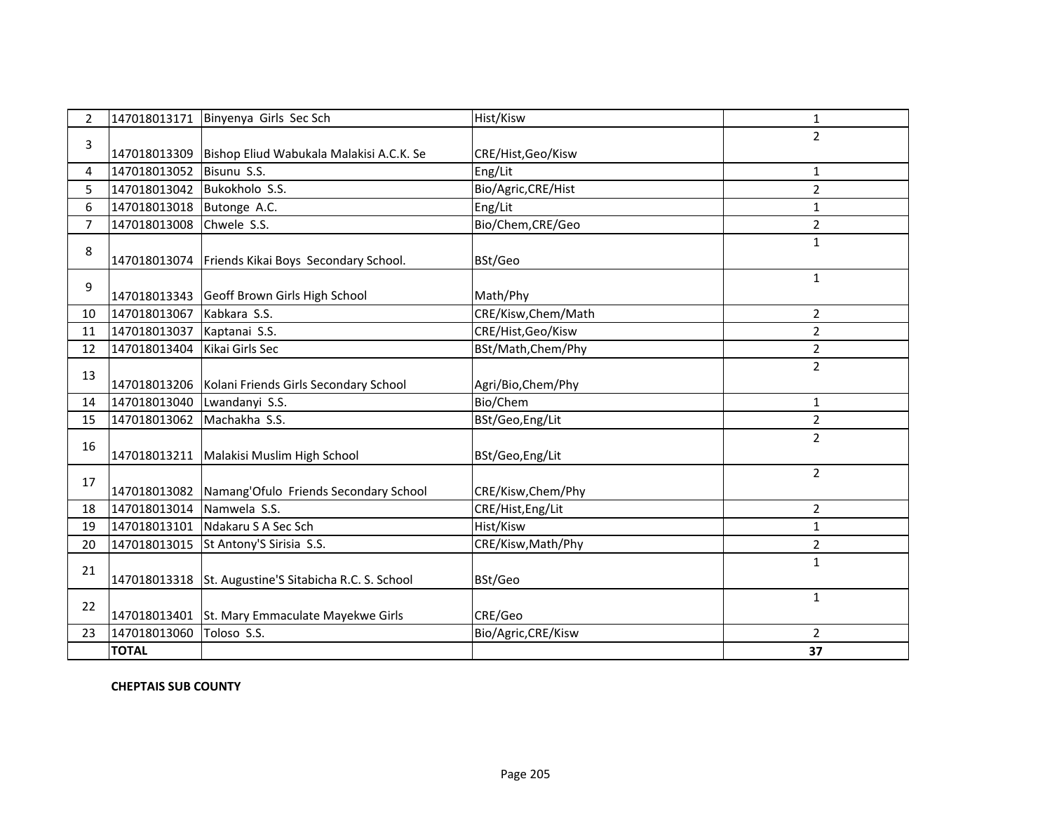| 2 | 147018013171 | Binyenya Girls Sec Sch | Hist/Kisw | 1 |
|---|---|---|---|---|
| 3 | 147018013309 | Bishop Eliud Wabukala Malakisi A.C.K. Se | CRE/Hist,Geo/Kisw | 2 |
| 4 | 147018013052 | Bisunu S.S. | Eng/Lit | 1 |
| 5 | 147018013042 | Bukokholo S.S. | Bio/Agric,CRE/Hist | 2 |
| 6 | 147018013018 | Butonge A.C. | Eng/Lit | 1 |
| 7 | 147018013008 | Chwele S.S. | Bio/Chem,CRE/Geo | 2 |
| 8 | 147018013074 | Friends Kikai Boys Secondary School. | BSt/Geo | 1 |
| 9 | 147018013343 | Geoff Brown Girls High School | Math/Phy | 1 |
| 10 | 147018013067 | Kabkara S.S. | CRE/Kisw,Chem/Math | 2 |
| 11 | 147018013037 | Kaptanai S.S. | CRE/Hist,Geo/Kisw | 2 |
| 12 | 147018013404 | Kikai Girls Sec | BSt/Math,Chem/Phy | 2 |
| 13 | 147018013206 | Kolani Friends Girls Secondary School | Agri/Bio,Chem/Phy | 2 |
| 14 | 147018013040 | Lwandanyi S.S. | Bio/Chem | 1 |
| 15 | 147018013062 | Machakha S.S. | BSt/Geo,Eng/Lit | 2 |
| 16 | 147018013211 | Malakisi Muslim High School | BSt/Geo,Eng/Lit | 2 |
| 17 | 147018013082 | Namang'Ofulo Friends Secondary School | CRE/Kisw,Chem/Phy | 2 |
| 18 | 147018013014 | Namwela S.S. | CRE/Hist,Eng/Lit | 2 |
| 19 | 147018013101 | Ndakaru S A Sec Sch | Hist/Kisw | 1 |
| 20 | 147018013015 | St Antony'S Sirisia S.S. | CRE/Kisw,Math/Phy | 2 |
| 21 | 147018013318 | St. Augustine'S Sitabicha R.C. S. School | BSt/Geo | 1 |
| 22 | 147018013401 | St. Mary Emmaculate Mayekwe Girls | CRE/Geo | 1 |
| 23 | 147018013060 | Toloso S.S. | Bio/Agric,CRE/Kisw | 2 |
| | **TOTAL** | | | **37** |

**CHEPTAIS SUB COUNTY**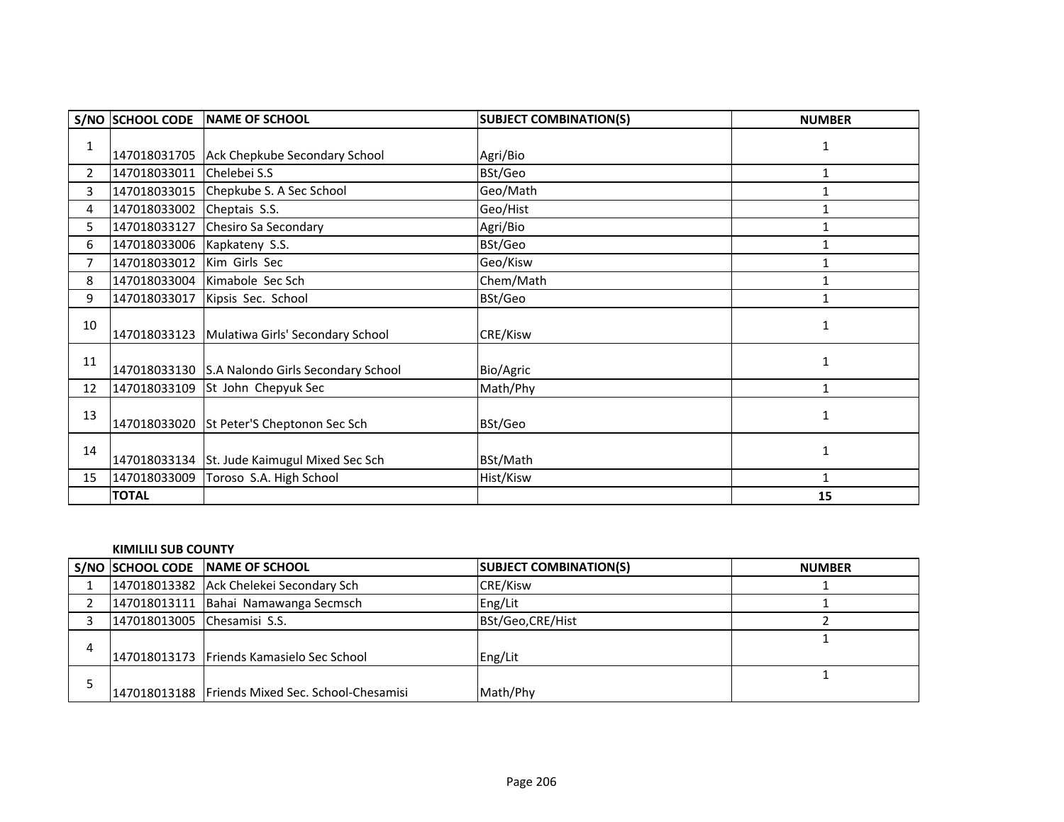| S/NO | SCHOOL CODE | NAME OF SCHOOL | SUBJECT COMBINATION(S) | NUMBER |
|---|---|---|---|---|
| 1 | 147018031705 | Ack Chepkube Secondary School | Agri/Bio | 1 |
| 2 | 147018033011 | Chelebei S.S | BSt/Geo | 1 |
| 3 | 147018033015 | Chepkube S. A Sec School | Geo/Math | 1 |
| 4 | 147018033002 | Cheptais S.S. | Geo/Hist | 1 |
| 5 | 147018033127 | Chesiro Sa Secondary | Agri/Bio | 1 |
| 6 | 147018033006 | Kapkateny S.S. | BSt/Geo | 1 |
| 7 | 147018033012 | Kim Girls Sec | Geo/Kisw | 1 |
| 8 | 147018033004 | Kimabole Sec Sch | Chem/Math | 1 |
| 9 | 147018033017 | Kipsis Sec. School | BSt/Geo | 1 |
| 10 | 147018033123 | Mulatiwa Girls' Secondary School | CRE/Kisw | 1 |
| 11 | 147018033130 | S.A Nalondo Girls Secondary School | Bio/Agric | 1 |
| 12 | 147018033109 | St John Chepyuk Sec | Math/Phy | 1 |
| 13 | 147018033020 | St Peter'S Cheptonon Sec Sch | BSt/Geo | 1 |
| 14 | 147018033134 | St. Jude Kaimugul Mixed Sec Sch | BSt/Math | 1 |
| 15 | 147018033009 | Toroso S.A. High School | Hist/Kisw | 1 |
| | **TOTAL** | | | **15** |

**KIMILILI SUB COUNTY**

| S/NO | SCHOOL CODE | NAME OF SCHOOL | SUBJECT COMBINATION(S) | NUMBER |
|---|---|---|---|---|
| 1 | 147018013382 | Ack Chelekei Secondary Sch | CRE/Kisw | 1 |
| 2 | 147018013111 | Bahai Namawanga Secmsch | Eng/Lit | 1 |
| 3 | 147018013005 | Chesamisi S.S. | BSt/Geo,CRE/Hist | 2 |
| 4 | 147018013173 | Friends Kamasielo Sec School | Eng/Lit | 1 |
| 5 | 147018013188 | Friends Mixed Sec. School-Chesamisi | Math/Phy | 1 |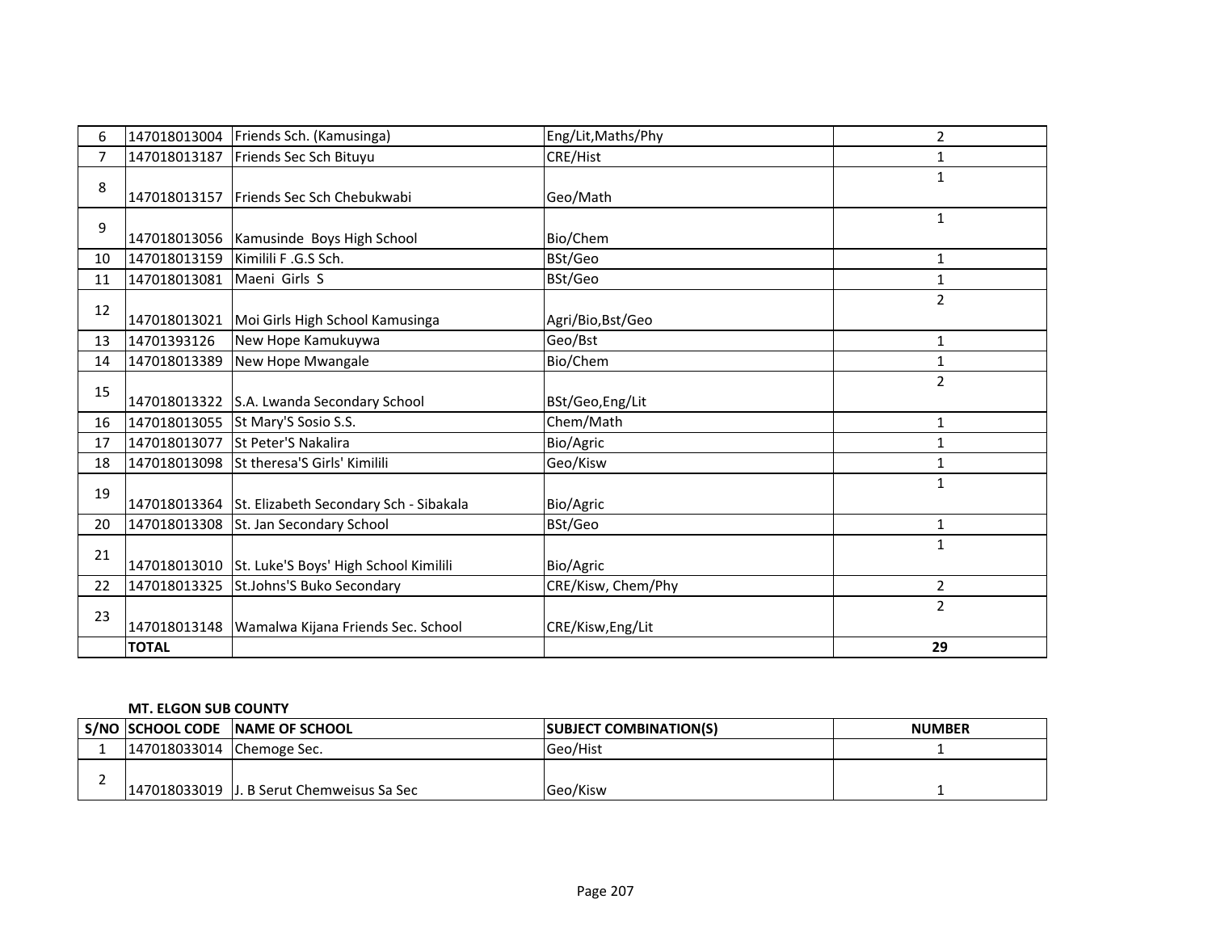| | | | | |
|---|---|---|---|---|
| 6 | 147018013004 | Friends Sch. (Kamusinga) | Eng/Lit,Maths/Phy | 2 |
| 7 | 147018013187 | Friends Sec Sch Bituyu | CRE/Hist | 1 |
| 8 | 147018013157 | Friends Sec Sch Chebukwabi | Geo/Math | 1 |
| 9 | 147018013056 | Kamusinde Boys High School | Bio/Chem | 1 |
| 10 | 147018013159 | Kimilili F .G.S Sch. | BSt/Geo | 1 |
| 11 | 147018013081 | Maeni Girls S | BSt/Geo | 1 |
| 12 | 147018013021 | Moi Girls High School Kamusinga | Agri/Bio,Bst/Geo | 2 |
| 13 | 14701393126 | New Hope Kamukuywa | Geo/Bst | 1 |
| 14 | 147018013389 | New Hope Mwangale | Bio/Chem | 1 |
| 15 | 147018013322 | S.A. Lwanda Secondary School | BSt/Geo,Eng/Lit | 2 |
| 16 | 147018013055 | St Mary'S Sosio S.S. | Chem/Math | 1 |
| 17 | 147018013077 | St Peter'S Nakalira | Bio/Agric | 1 |
| 18 | 147018013098 | St theresa'S Girls' Kimilili | Geo/Kisw | 1 |
| 19 | 147018013364 | St. Elizabeth Secondary Sch - Sibakala | Bio/Agric | 1 |
| 20 | 147018013308 | St. Jan Secondary School | BSt/Geo | 1 |
| 21 | 147018013010 | St. Luke'S Boys' High School Kimilili | Bio/Agric | 1 |
| 22 | 147018013325 | St.Johns'S Buko Secondary | CRE/Kisw, Chem/Phy | 2 |
| 23 | 147018013148 | Wamalwa Kijana Friends Sec. School | CRE/Kisw,Eng/Lit | 2 |
| | **TOTAL** | | | **29** |

**MT. ELGON SUB COUNTY**

| S/NO | SCHOOL CODE | NAME OF SCHOOL | SUBJECT COMBINATION(S) | NUMBER |
|---|---|---|---|---|
| 1 | 147018033014 | Chemoge Sec. | Geo/Hist | 1 |
| 2 | 147018033019 | J. B Serut Chemweisus Sa Sec | Geo/Kisw | 1 |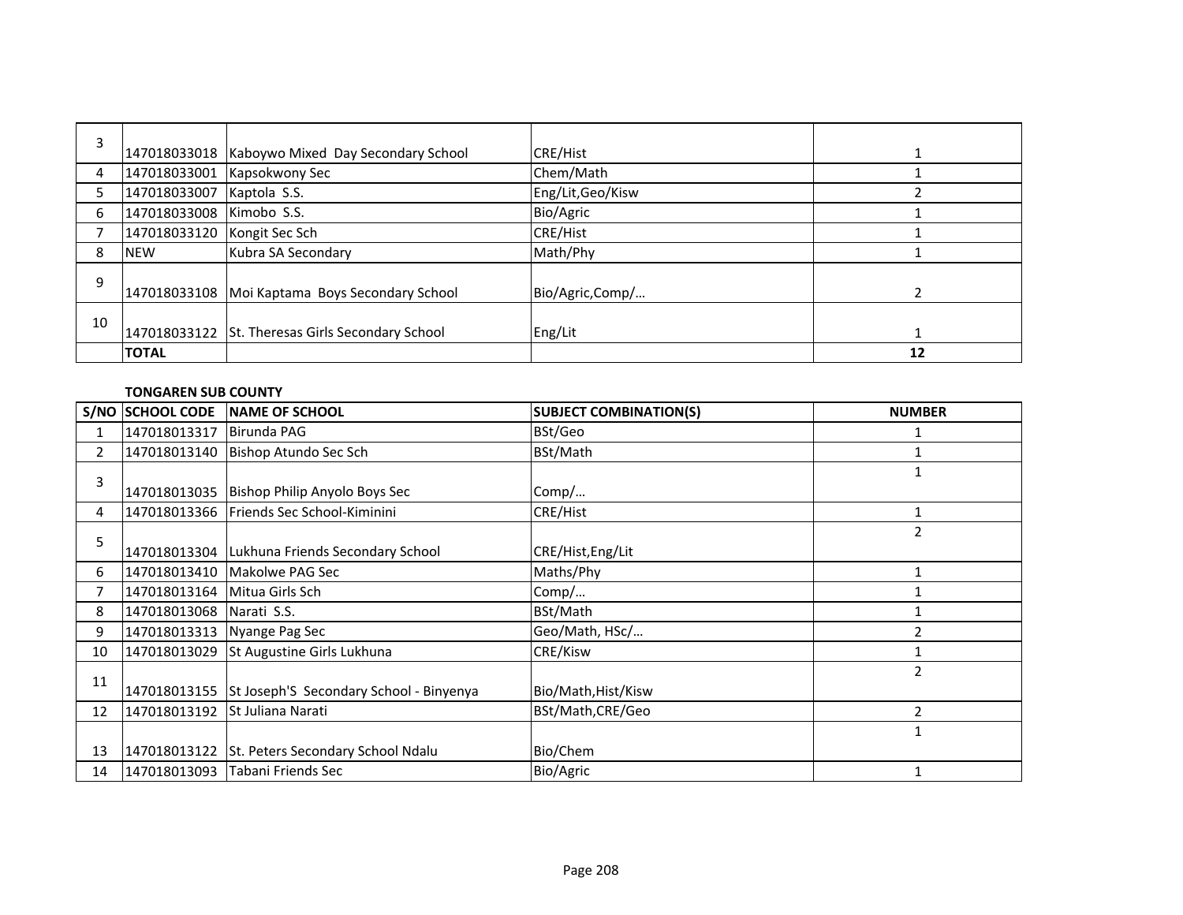| 3 | 147018033018 | Kaboywo Mixed Day Secondary School | CRE/Hist | 1 |
|---|---|---|---|---|
| 4 | 147018033001 | Kapsokwony Sec | Chem/Math | 1 |
| 5 | 147018033007 | Kaptola S.S. | Eng/Lit,Geo/Kisw | 2 |
| 6 | 147018033008 | Kimobo S.S. | Bio/Agric | 1 |
| 7 | 147018033120 | Kongit Sec Sch | CRE/Hist | 1 |
| 8 | NEW | Kubra SA Secondary | Math/Phy | 1 |
| 9 | 147018033108 | Moi Kaptama Boys Secondary School | Bio/Agric,Comp/… | 2 |
| 10 | 147018033122 | St. Theresas Girls Secondary School | Eng/Lit | 1 |
| | **TOTAL** | | | **12** |

**TONGAREN SUB COUNTY**

| S/NO | SCHOOL CODE | NAME OF SCHOOL | SUBJECT COMBINATION(S) | NUMBER |
|---|---|---|---|---|
| 1 | 147018013317 | Birunda PAG | BSt/Geo | 1 |
| 2 | 147018013140 | Bishop Atundo Sec Sch | BSt/Math | 1 |
| 3 | 147018013035 | Bishop Philip Anyolo Boys Sec | Comp/… | 1 |
| 4 | 147018013366 | Friends Sec School-Kiminini | CRE/Hist | 1 |
| 5 | 147018013304 | Lukhuna Friends Secondary School | CRE/Hist,Eng/Lit | 2 |
| 6 | 147018013410 | Makolwe PAG Sec | Maths/Phy | 1 |
| 7 | 147018013164 | Mitua Girls Sch | Comp/… | 1 |
| 8 | 147018013068 | Narati S.S. | BSt/Math | 1 |
| 9 | 147018013313 | Nyange Pag Sec | Geo/Math, HSc/… | 2 |
| 10 | 147018013029 | St Augustine Girls Lukhuna | CRE/Kisw | 1 |
| 11 | 147018013155 | St Joseph'S Secondary School - Binyenya | Bio/Math,Hist/Kisw | 2 |
| 12 | 147018013192 | St Juliana Narati | BSt/Math,CRE/Geo | 2 |
| 13 | 147018013122 | St. Peters Secondary School Ndalu | Bio/Chem | 1 |
| 14 | 147018013093 | Tabani Friends Sec | Bio/Agric | 1 |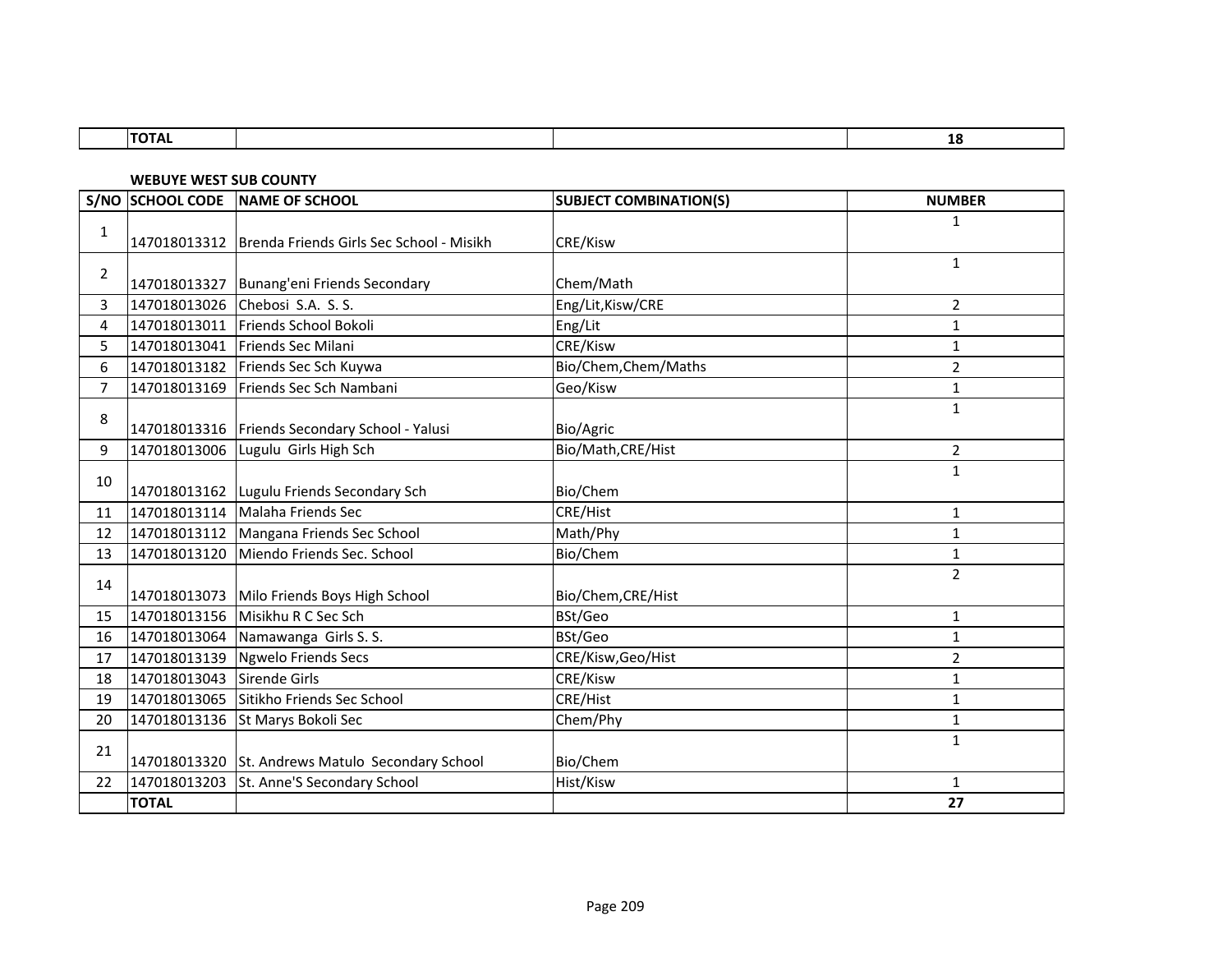| | TOTAL | | | 18 |
|---|---|---|---|---|

**WEBUYE WEST SUB COUNTY**

| S/NO | SCHOOL CODE | NAME OF SCHOOL | SUBJECT COMBINATION(S) | NUMBER |
|---|---|---|---|---|
| 1 | 147018013312 | Brenda Friends Girls Sec School - Misikh | CRE/Kisw | 1 |
| 2 | 147018013327 | Bunang'eni Friends Secondary | Chem/Math | 1 |
| 3 | 147018013026 | Chebosi S.A. S. S. | Eng/Lit,Kisw/CRE | 2 |
| 4 | 147018013011 | Friends School Bokoli | Eng/Lit | 1 |
| 5 | 147018013041 | Friends Sec Milani | CRE/Kisw | 1 |
| 6 | 147018013182 | Friends Sec Sch Kuywa | Bio/Chem,Chem/Maths | 2 |
| 7 | 147018013169 | Friends Sec Sch Nambani | Geo/Kisw | 1 |
| 8 | 147018013316 | Friends Secondary School - Yalusi | Bio/Agric | 1 |
| 9 | 147018013006 | Lugulu Girls High Sch | Bio/Math,CRE/Hist | 2 |
| 10 | 147018013162 | Lugulu Friends Secondary Sch | Bio/Chem | 1 |
| 11 | 147018013114 | Malaha Friends Sec | CRE/Hist | 1 |
| 12 | 147018013112 | Mangana Friends Sec School | Math/Phy | 1 |
| 13 | 147018013120 | Miendo Friends Sec. School | Bio/Chem | 1 |
| 14 | 147018013073 | Milo Friends Boys High School | Bio/Chem,CRE/Hist | 2 |
| 15 | 147018013156 | Misikhu R C Sec Sch | BSt/Geo | 1 |
| 16 | 147018013064 | Namawanga Girls S. S. | BSt/Geo | 1 |
| 17 | 147018013139 | Ngwelo Friends Secs | CRE/Kisw,Geo/Hist | 2 |
| 18 | 147018013043 | Sirende Girls | CRE/Kisw | 1 |
| 19 | 147018013065 | Sitikho Friends Sec School | CRE/Hist | 1 |
| 20 | 147018013136 | St Marys Bokoli Sec | Chem/Phy | 1 |
| 21 | 147018013320 | St. Andrews Matulo Secondary School | Bio/Chem | 1 |
| 22 | 147018013203 | St. Anne'S Secondary School | Hist/Kisw | 1 |
| | TOTAL | | | 27 |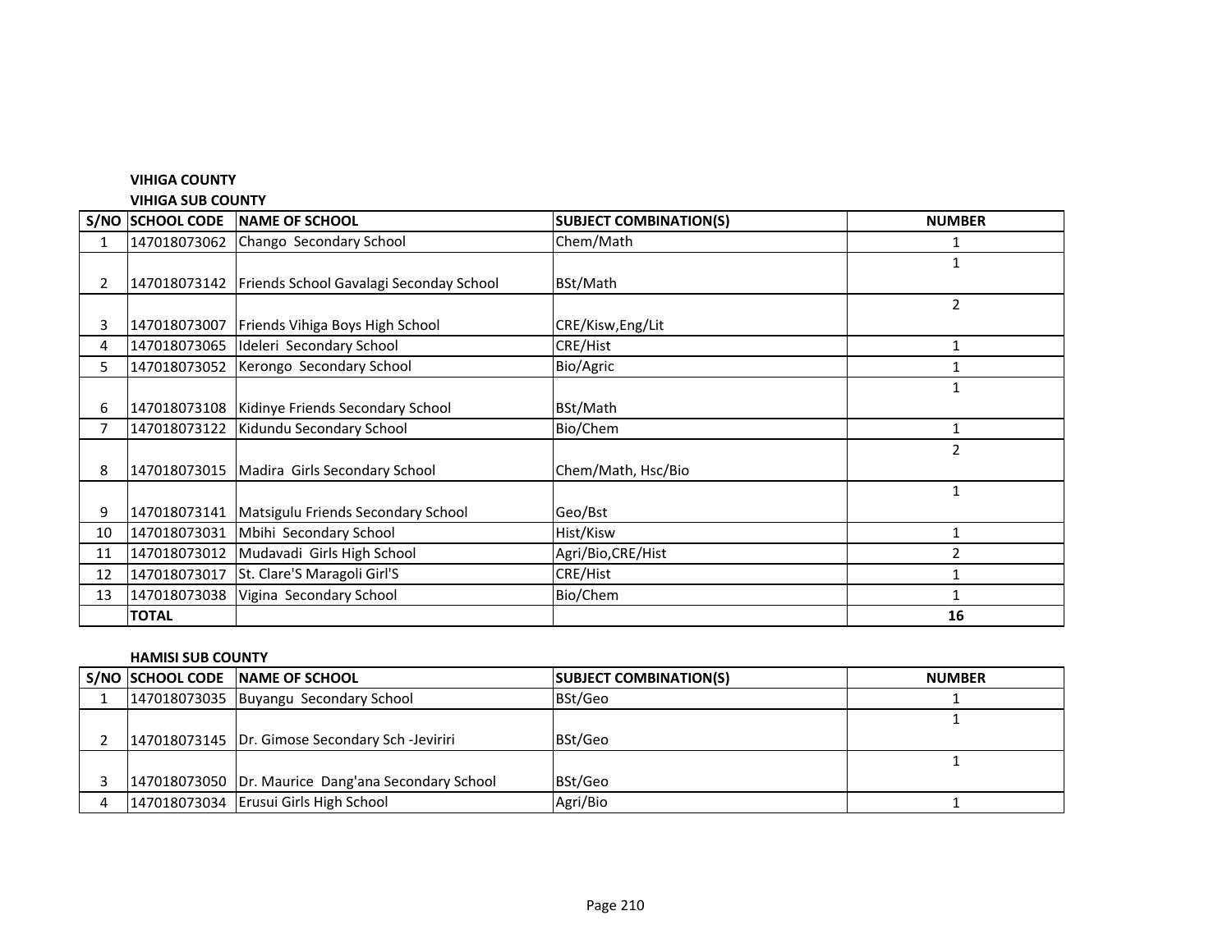**VIHIGA COUNTY**

**VIHIGA SUB COUNTY**

| S/NO | SCHOOL CODE | NAME OF SCHOOL | SUBJECT COMBINATION(S) | NUMBER |
|---|---|---|---|---|
| 1 | 147018073062 | Chango Secondary School | Chem/Math | 1 |
| 2 | 147018073142 | Friends School Gavalagi Seconday School | BSt/Math | 1 |
| 3 | 147018073007 | Friends Vihiga Boys High School | CRE/Kisw,Eng/Lit | 2 |
| 4 | 147018073065 | Ideleri Secondary School | CRE/Hist | 1 |
| 5 | 147018073052 | Kerongo Secondary School | Bio/Agric | 1 |
| 6 | 147018073108 | Kidinye Friends Secondary School | BSt/Math | 1 |
| 7 | 147018073122 | Kidundu Secondary School | Bio/Chem | 1 |
| 8 | 147018073015 | Madira Girls Secondary School | Chem/Math, Hsc/Bio | 2 |
| 9 | 147018073141 | Matsigulu Friends Secondary School | Geo/Bst | 1 |
| 10 | 147018073031 | Mbihi Secondary School | Hist/Kisw | 1 |
| 11 | 147018073012 | Mudavadi Girls High School | Agri/Bio,CRE/Hist | 2 |
| 12 | 147018073017 | St. Clare'S Maragoli Girl'S | CRE/Hist | 1 |
| 13 | 147018073038 | Vigina Secondary School | Bio/Chem | 1 |
| | **TOTAL** | | | **16** |

**HAMISI SUB COUNTY**

| S/NO | SCHOOL CODE | NAME OF SCHOOL | SUBJECT COMBINATION(S) | NUMBER |
|---|---|---|---|---|
| 1 | 147018073035 | Buyangu Secondary School | BSt/Geo | 1 |
| 2 | 147018073145 | Dr. Gimose Secondary Sch -Jeviriri | BSt/Geo | 1 |
| 3 | 147018073050 | Dr. Maurice Dang'ana Secondary School | BSt/Geo | 1 |
| 4 | 147018073034 | Erusui Girls High School | Agri/Bio | 1 |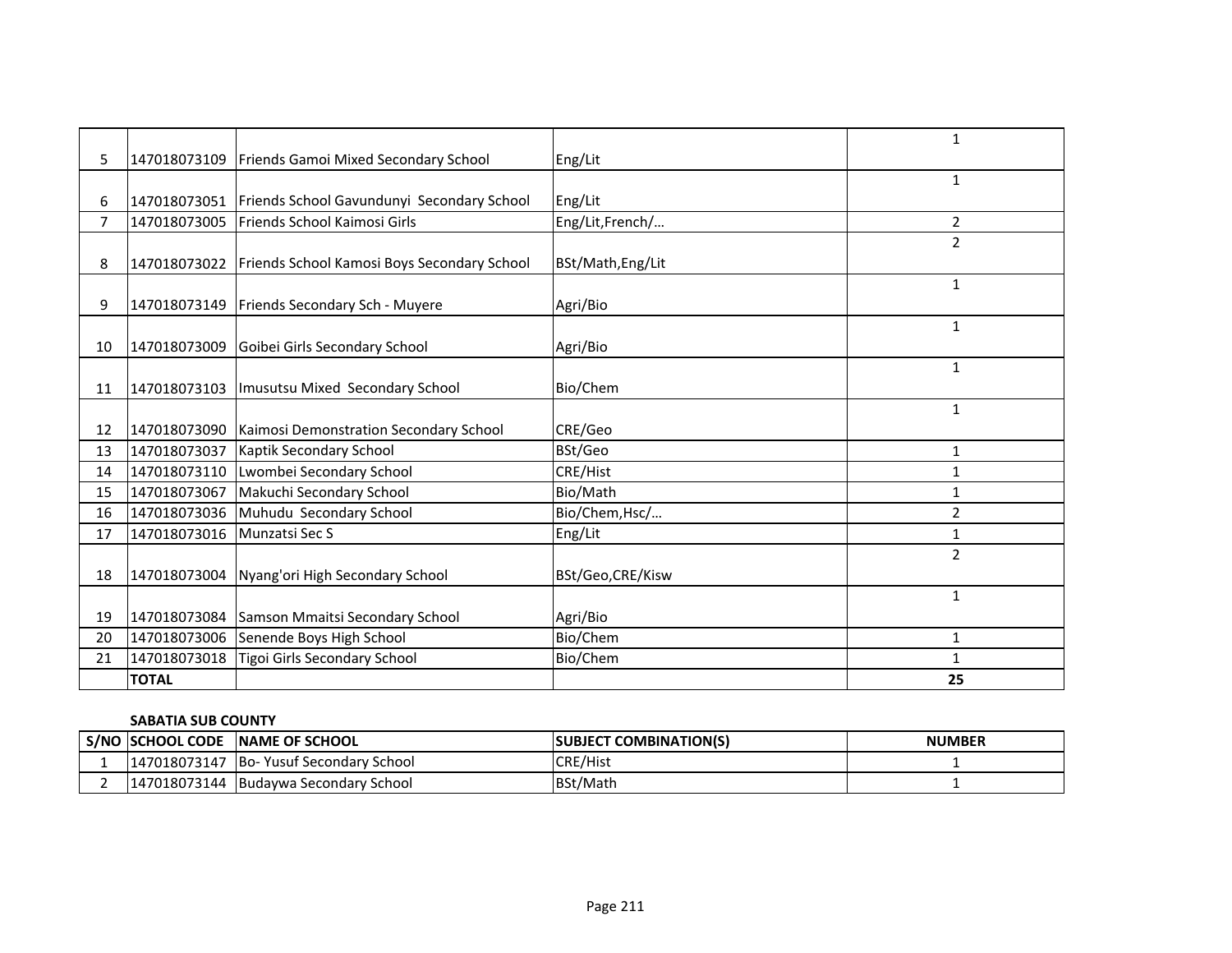| 5 | 147018073109 | Friends Gamoi Mixed Secondary School | Eng/Lit | 1 |
|---|---|---|---|---|
| 6 | 147018073051 | Friends School Gavundunyi Secondary School | Eng/Lit | 1 |
| 7 | 147018073005 | Friends School Kaimosi Girls | Eng/Lit,French/… | 2 |
| 8 | 147018073022 | Friends School Kamosi Boys Secondary School | BSt/Math,Eng/Lit | 2 |
| 9 | 147018073149 | Friends Secondary Sch - Muyere | Agri/Bio | 1 |
| 10 | 147018073009 | Goibei Girls Secondary School | Agri/Bio | 1 |
| 11 | 147018073103 | Imusutsu Mixed Secondary School | Bio/Chem | 1 |
| 12 | 147018073090 | Kaimosi Demonstration Secondary School | CRE/Geo | 1 |
| 13 | 147018073037 | Kaptik Secondary School | BSt/Geo | 1 |
| 14 | 147018073110 | Lwombei Secondary School | CRE/Hist | 1 |
| 15 | 147018073067 | Makuchi Secondary School | Bio/Math | 1 |
| 16 | 147018073036 | Muhudu Secondary School | Bio/Chem,Hsc/… | 2 |
| 17 | 147018073016 | Munzatsi Sec S | Eng/Lit | 1 |
| 18 | 147018073004 | Nyang'ori High Secondary School | BSt/Geo,CRE/Kisw | 2 |
| 19 | 147018073084 | Samson Mmaitsi Secondary School | Agri/Bio | 1 |
| 20 | 147018073006 | Senende Boys High School | Bio/Chem | 1 |
| 21 | 147018073018 | Tigoi Girls Secondary School | Bio/Chem | 1 |
| | **TOTAL** | | | **25** |

**SABATIA SUB COUNTY**

| S/NO | SCHOOL CODE | NAME OF SCHOOL | SUBJECT COMBINATION(S) | NUMBER |
|---|---|---|---|---|
| 1 | 147018073147 | Bo- Yusuf Secondary School | CRE/Hist | 1 |
| 2 | 147018073144 | Budaywa Secondary School | BSt/Math | 1 |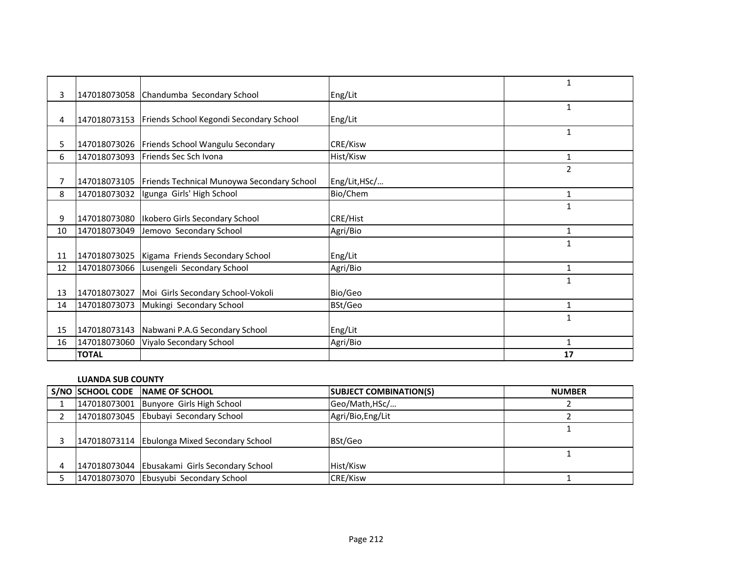| | | | | |
|---|---|---|---|---|
| 3 | 147018073058 | Chandumba Secondary School | Eng/Lit | 1 |
| 4 | 147018073153 | Friends School Kegondi Secondary School | Eng/Lit | 1 |
| 5 | 147018073026 | Friends School Wangulu Secondary | CRE/Kisw | 1 |
| 6 | 147018073093 | Friends Sec Sch Ivona | Hist/Kisw | 1 |
| 7 | 147018073105 | Friends Technical Munoywa Secondary School | Eng/Lit,HSc/… | 2 |
| 8 | 147018073032 | Igunga Girls' High School | Bio/Chem | 1 |
| 9 | 147018073080 | Ikobero Girls Secondary School | CRE/Hist | 1 |
| 10 | 147018073049 | Jemovo Secondary School | Agri/Bio | 1 |
| 11 | 147018073025 | Kigama Friends Secondary School | Eng/Lit | 1 |
| 12 | 147018073066 | Lusengeli Secondary School | Agri/Bio | 1 |
| 13 | 147018073027 | Moi Girls Secondary School-Vokoli | Bio/Geo | 1 |
| 14 | 147018073073 | Mukingi Secondary School | BSt/Geo | 1 |
| 15 | 147018073143 | Nabwani P.A.G Secondary School | Eng/Lit | 1 |
| 16 | 147018073060 | Viyalo Secondary School | Agri/Bio | 1 |
| | **TOTAL** | | | **17** |

**LUANDA SUB COUNTY**

| S/NO | SCHOOL CODE | NAME OF SCHOOL | SUBJECT COMBINATION(S) | NUMBER |
|---|---|---|---|---|
| 1 | 147018073001 | Bunyore Girls High School | Geo/Math,HSc/… | 2 |
| 2 | 147018073045 | Ebubayi Secondary School | Agri/Bio,Eng/Lit | 2 |
| 3 | 147018073114 | Ebulonga Mixed Secondary School | BSt/Geo | 1 |
| 4 | 147018073044 | Ebusakami Girls Secondary School | Hist/Kisw | 1 |
| 5 | 147018073070 | Ebusyubi Secondary School | CRE/Kisw | 1 |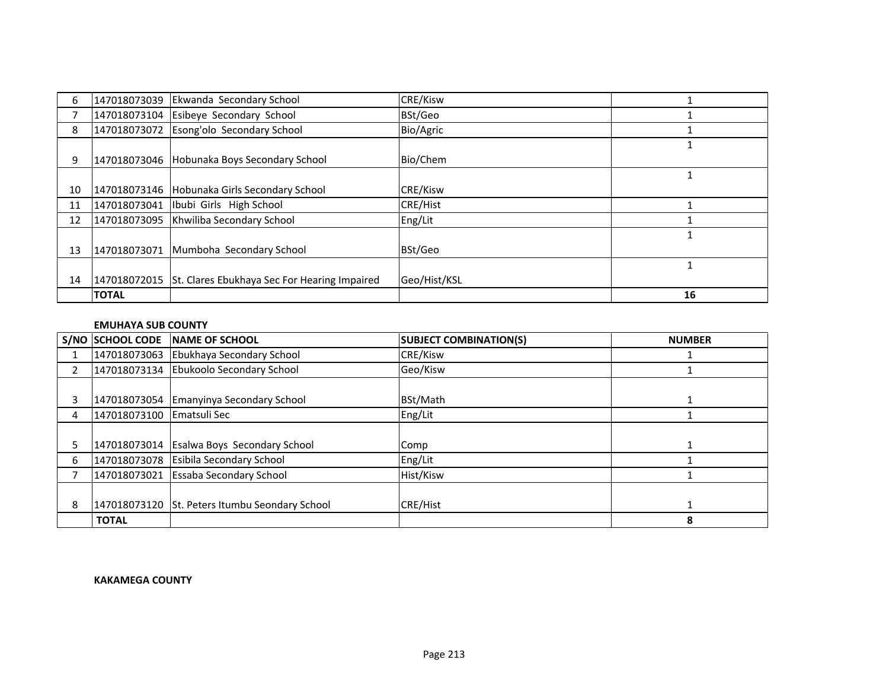| | | | | |
|---|---|---|---|---|
| 6 | 147018073039 | Ekwanda Secondary School | CRE/Kisw | 1 |
| 7 | 147018073104 | Esibeye Secondary School | BSt/Geo | 1 |
| 8 | 147018073072 | Esong'olo Secondary School | Bio/Agric | 1 |
| 9 | 147018073046 | Hobunaka Boys Secondary School | Bio/Chem | 1 |
| 10 | 147018073146 | Hobunaka Girls Secondary School | CRE/Kisw | 1 |
| 11 | 147018073041 | Ibubi Girls High School | CRE/Hist | 1 |
| 12 | 147018073095 | Khwiliba Secondary School | Eng/Lit | 1 |
| 13 | 147018073071 | Mumboha Secondary School | BSt/Geo | 1 |
| 14 | 147018072015 | St. Clares Ebukhaya Sec For Hearing Impaired | Geo/Hist/KSL | 1 |
| | **TOTAL** | | | **16** |

**EMUHAYA SUB COUNTY**

| S/NO | SCHOOL CODE | NAME OF SCHOOL | SUBJECT COMBINATION(S) | NUMBER |
|---|---|---|---|---|
| 1 | 147018073063 | Ebukhaya Secondary School | CRE/Kisw | 1 |
| 2 | 147018073134 | Ebukoolo Secondary School | Geo/Kisw | 1 |
| 3 | 147018073054 | Emanyinya Secondary School | BSt/Math | 1 |
| 4 | 147018073100 | Ematsuli Sec | Eng/Lit | 1 |
| 5 | 147018073014 | Esalwa Boys Secondary School | Comp | 1 |
| 6 | 147018073078 | Esibila Secondary School | Eng/Lit | 1 |
| 7 | 147018073021 | Essaba Secondary School | Hist/Kisw | 1 |
| 8 | 147018073120 | St. Peters Itumbu Seondary School | CRE/Hist | 1 |
| | **TOTAL** | | | **8** |

**KAKAMEGA COUNTY**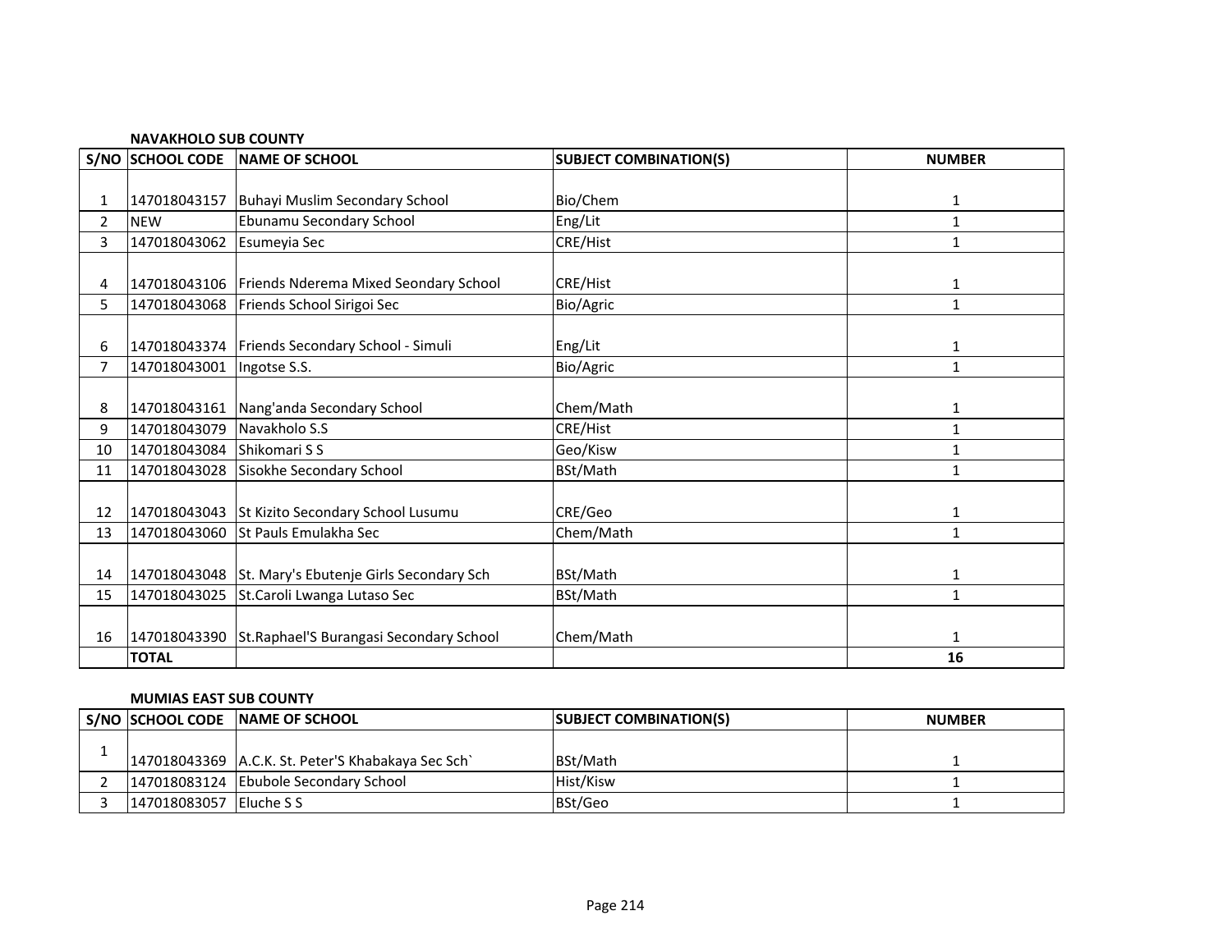**NAVAKHOLO SUB COUNTY**

| S/NO | SCHOOL CODE | NAME OF SCHOOL | SUBJECT COMBINATION(S) | NUMBER |
|---|---|---|---|---|
| 1 | 147018043157 | Buhayi Muslim Secondary School | Bio/Chem | 1 |
| 2 | NEW | Ebunamu Secondary School | Eng/Lit | 1 |
| 3 | 147018043062 | Esumeyia Sec | CRE/Hist | 1 |
| 4 | 147018043106 | Friends Nderema Mixed Seondary School | CRE/Hist | 1 |
| 5 | 147018043068 | Friends School Sirigoi Sec | Bio/Agric | 1 |
| 6 | 147018043374 | Friends Secondary School - Simuli | Eng/Lit | 1 |
| 7 | 147018043001 | Ingotse S.S. | Bio/Agric | 1 |
| 8 | 147018043161 | Nang'anda Secondary School | Chem/Math | 1 |
| 9 | 147018043079 | Navakholo S.S | CRE/Hist | 1 |
| 10 | 147018043084 | Shikomari S S | Geo/Kisw | 1 |
| 11 | 147018043028 | Sisokhe Secondary School | BSt/Math | 1 |
| 12 | 147018043043 | St Kizito Secondary School Lusumu | CRE/Geo | 1 |
| 13 | 147018043060 | St Pauls Emulakha Sec | Chem/Math | 1 |
| 14 | 147018043048 | St. Mary's Ebutenje Girls Secondary Sch | BSt/Math | 1 |
| 15 | 147018043025 | St.Caroli Lwanga Lutaso Sec | BSt/Math | 1 |
| 16 | 147018043390 | St.Raphael'S Burangasi Secondary School | Chem/Math | 1 |
| | **TOTAL** | | | **16** |

**MUMIAS EAST SUB COUNTY**

| S/NO | SCHOOL CODE | NAME OF SCHOOL | SUBJECT COMBINATION(S) | NUMBER |
|---|---|---|---|---|
| 1 | 147018043369 | A.C.K. St. Peter'S Khabakaya Sec Sch` | BSt/Math | 1 |
| 2 | 147018083124 | Ebubole Secondary School | Hist/Kisw | 1 |
| 3 | 147018083057 | Eluche S S | BSt/Geo | 1 |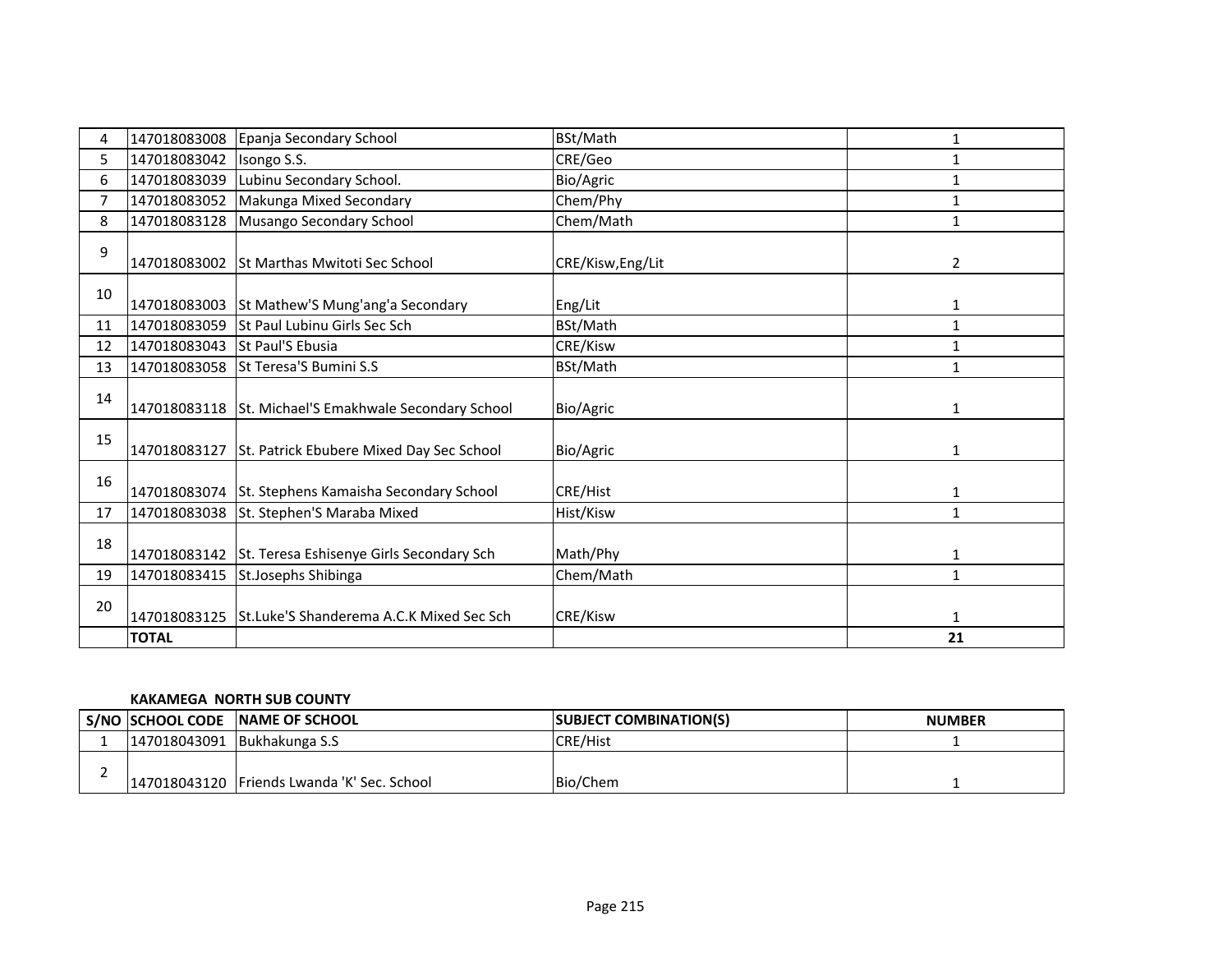| | | | | |
|---|---|---|---|---|
| 4 | 147018083008 | Epanja Secondary School | BSt/Math | 1 |
| 5 | 147018083042 | Isongo S.S. | CRE/Geo | 1 |
| 6 | 147018083039 | Lubinu Secondary School. | Bio/Agric | 1 |
| 7 | 147018083052 | Makunga Mixed Secondary | Chem/Phy | 1 |
| 8 | 147018083128 | Musango Secondary School | Chem/Math | 1 |
| 9 | 147018083002 | St Marthas Mwitoti Sec School | CRE/Kisw,Eng/Lit | 2 |
| 10 | 147018083003 | St Mathew'S Mung'ang'a Secondary | Eng/Lit | 1 |
| 11 | 147018083059 | St Paul Lubinu Girls Sec Sch | BSt/Math | 1 |
| 12 | 147018083043 | St Paul'S Ebusia | CRE/Kisw | 1 |
| 13 | 147018083058 | St Teresa'S Bumini S.S | BSt/Math | 1 |
| 14 | 147018083118 | St. Michael'S Emakhwale Secondary School | Bio/Agric | 1 |
| 15 | 147018083127 | St. Patrick Ebubere Mixed Day Sec School | Bio/Agric | 1 |
| 16 | 147018083074 | St. Stephens Kamaisha Secondary School | CRE/Hist | 1 |
| 17 | 147018083038 | St. Stephen'S Maraba Mixed | Hist/Kisw | 1 |
| 18 | 147018083142 | St. Teresa Eshisenye Girls Secondary Sch | Math/Phy | 1 |
| 19 | 147018083415 | St.Josephs Shibinga | Chem/Math | 1 |
| 20 | 147018083125 | St.Luke'S Shanderema A.C.K Mixed Sec Sch | CRE/Kisw | 1 |
| | **TOTAL** | | | **21** |

**KAKAMEGA NORTH SUB COUNTY**

| S/NO | SCHOOL CODE | NAME OF SCHOOL | SUBJECT COMBINATION(S) | NUMBER |
|---|---|---|---|---|
| 1 | 147018043091 | Bukhakunga S.S | CRE/Hist | 1 |
| 2 | 147018043120 | Friends Lwanda 'K' Sec. School | Bio/Chem | 1 |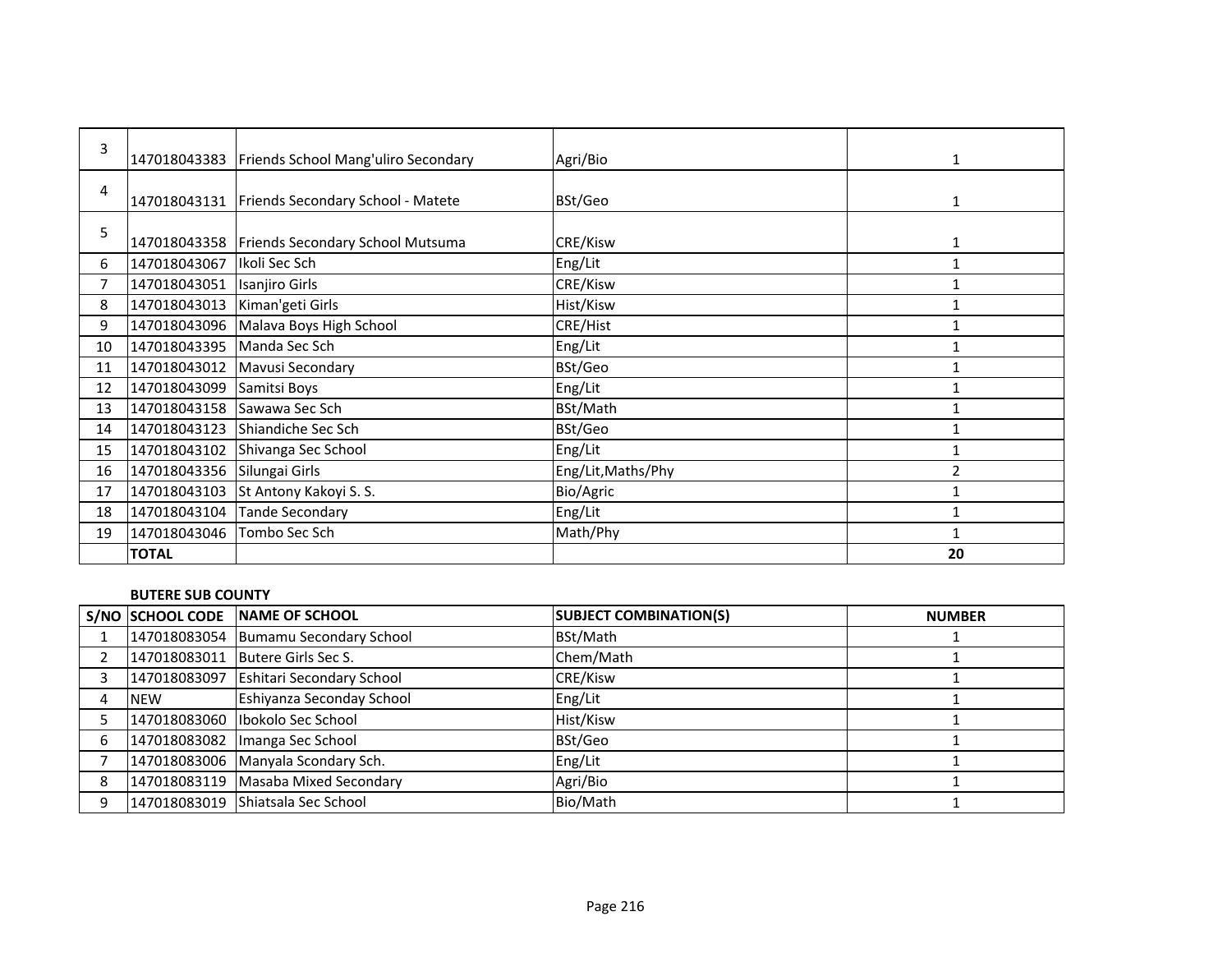| | | | | |
|---|---|---|---|---|
| 3 | 147018043383 | Friends School Mang'uliro Secondary | Agri/Bio | 1 |
| 4 | 147018043131 | Friends Secondary School - Matete | BSt/Geo | 1 |
| 5 | 147018043358 | Friends Secondary School Mutsuma | CRE/Kisw | 1 |
| 6 | 147018043067 | Ikoli Sec Sch | Eng/Lit | 1 |
| 7 | 147018043051 | Isanjiro Girls | CRE/Kisw | 1 |
| 8 | 147018043013 | Kiman'geti Girls | Hist/Kisw | 1 |
| 9 | 147018043096 | Malava Boys High School | CRE/Hist | 1 |
| 10 | 147018043395 | Manda Sec Sch | Eng/Lit | 1 |
| 11 | 147018043012 | Mavusi Secondary | BSt/Geo | 1 |
| 12 | 147018043099 | Samitsi Boys | Eng/Lit | 1 |
| 13 | 147018043158 | Sawawa Sec Sch | BSt/Math | 1 |
| 14 | 147018043123 | Shiandiche Sec Sch | BSt/Geo | 1 |
| 15 | 147018043102 | Shivanga Sec School | Eng/Lit | 1 |
| 16 | 147018043356 | Silungai Girls | Eng/Lit,Maths/Phy | 2 |
| 17 | 147018043103 | St Antony Kakoyi S. S. | Bio/Agric | 1 |
| 18 | 147018043104 | Tande Secondary | Eng/Lit | 1 |
| 19 | 147018043046 | Tombo Sec Sch | Math/Phy | 1 |
| | **TOTAL** | | | **20** |

**BUTERE SUB COUNTY**

| S/NO | SCHOOL CODE | NAME OF SCHOOL | SUBJECT COMBINATION(S) | NUMBER |
|---|---|---|---|---|
| 1 | 147018083054 | Bumamu Secondary School | BSt/Math | 1 |
| 2 | 147018083011 | Butere Girls Sec S. | Chem/Math | 1 |
| 3 | 147018083097 | Eshitari Secondary School | CRE/Kisw | 1 |
| 4 | NEW | Eshiyanza Seconday School | Eng/Lit | 1 |
| 5 | 147018083060 | Ibokolo Sec School | Hist/Kisw | 1 |
| 6 | 147018083082 | Imanga Sec School | BSt/Geo | 1 |
| 7 | 147018083006 | Manyala Scondary Sch. | Eng/Lit | 1 |
| 8 | 147018083119 | Masaba Mixed Secondary | Agri/Bio | 1 |
| 9 | 147018083019 | Shiatsala Sec School | Bio/Math | 1 |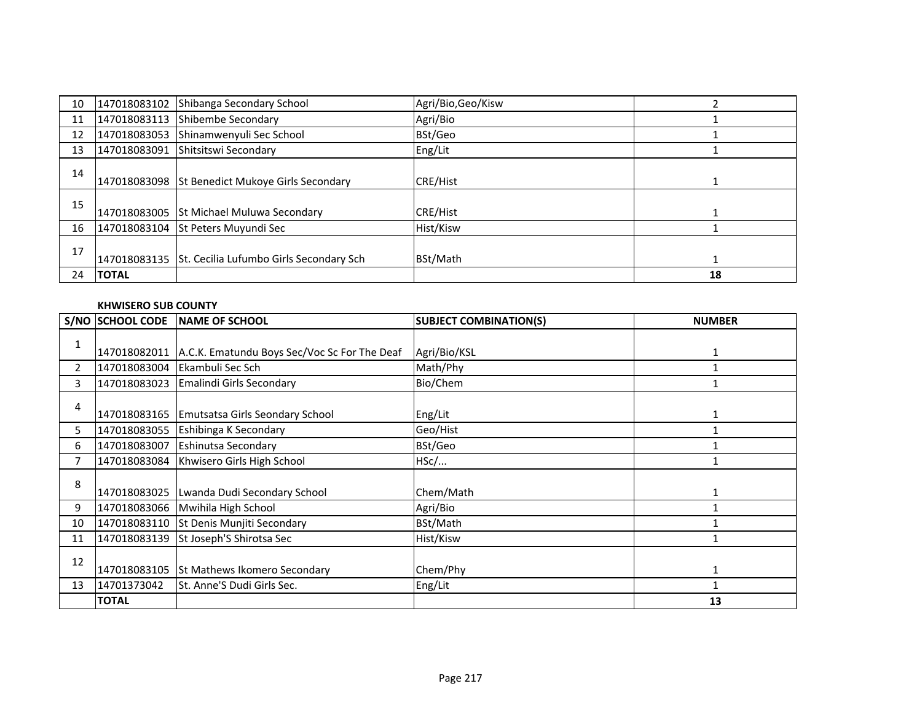| | | | | |
|---|---|---|---|---|
| 10 | 147018083102 | Shibanga Secondary School | Agri/Bio,Geo/Kisw | 2 |
| 11 | 147018083113 | Shibembe Secondary | Agri/Bio | 1 |
| 12 | 147018083053 | Shinamwenyuli Sec School | BSt/Geo | 1 |
| 13 | 147018083091 | Shitsitswi Secondary | Eng/Lit | 1 |
| 14 | 147018083098 | St Benedict Mukoye Girls Secondary | CRE/Hist | 1 |
| 15 | 147018083005 | St Michael Muluwa Secondary | CRE/Hist | 1 |
| 16 | 147018083104 | St Peters Muyundi Sec | Hist/Kisw | 1 |
| 17 | 147018083135 | St. Cecilia Lufumbo Girls Secondary Sch | BSt/Math | 1 |
| 24 | **TOTAL** | | | **18** |

**KHWISERO SUB COUNTY**

| S/NO | SCHOOL CODE | NAME OF SCHOOL | SUBJECT COMBINATION(S) | NUMBER |
|---|---|---|---|---|
| 1 | 147018082011 | A.C.K. Ematundu Boys Sec/Voc Sc For The Deaf | Agri/Bio/KSL | 1 |
| 2 | 147018083004 | Ekambuli Sec Sch | Math/Phy | 1 |
| 3 | 147018083023 | Emalindi Girls Secondary | Bio/Chem | 1 |
| 4 | 147018083165 | Emutsatsa Girls Seondary School | Eng/Lit | 1 |
| 5 | 147018083055 | Eshibinga K Secondary | Geo/Hist | 1 |
| 6 | 147018083007 | Eshinutsa Secondary | BSt/Geo | 1 |
| 7 | 147018083084 | Khwisero Girls High School | HSc/... | 1 |
| 8 | 147018083025 | Lwanda Dudi Secondary School | Chem/Math | 1 |
| 9 | 147018083066 | Mwihila High School | Agri/Bio | 1 |
| 10 | 147018083110 | St Denis Munjiti Secondary | BSt/Math | 1 |
| 11 | 147018083139 | St Joseph'S Shirotsa Sec | Hist/Kisw | 1 |
| 12 | 147018083105 | St Mathews Ikomero Secondary | Chem/Phy | 1 |
| 13 | 14701373042 | St. Anne'S Dudi Girls Sec. | Eng/Lit | 1 |
| | **TOTAL** | | | **13** |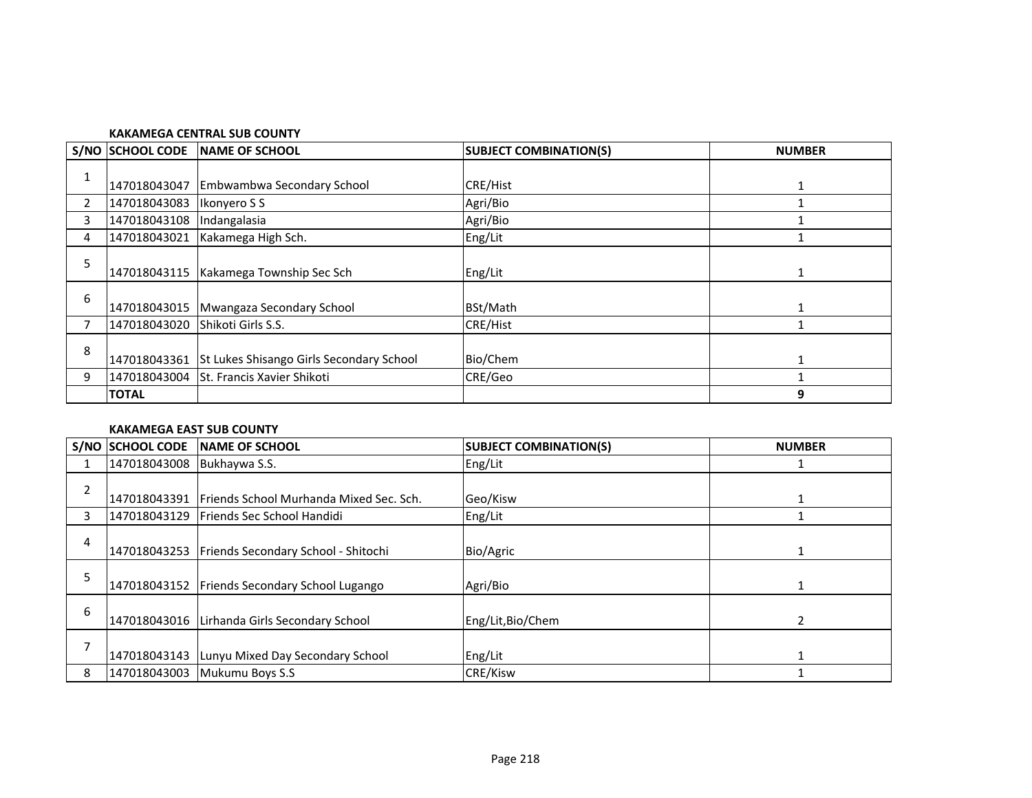**KAKAMEGA CENTRAL SUB COUNTY**

| S/NO | SCHOOL CODE | NAME OF SCHOOL | SUBJECT COMBINATION(S) | NUMBER |
|---|---|---|---|---|
| 1 | 147018043047 | Embwambwa Secondary School | CRE/Hist | 1 |
| 2 | 147018043083 | Ikonyero S S | Agri/Bio | 1 |
| 3 | 147018043108 | Indangalasia | Agri/Bio | 1 |
| 4 | 147018043021 | Kakamega High Sch. | Eng/Lit | 1 |
| 5 | 147018043115 | Kakamega Township Sec Sch | Eng/Lit | 1 |
| 6 | 147018043015 | Mwangaza Secondary School | BSt/Math | 1 |
| 7 | 147018043020 | Shikoti Girls S.S. | CRE/Hist | 1 |
| 8 | 147018043361 | St Lukes Shisango Girls Secondary School | Bio/Chem | 1 |
| 9 | 147018043004 | St. Francis Xavier Shikoti | CRE/Geo | 1 |
| | **TOTAL** | | | **9** |

**KAKAMEGA EAST SUB COUNTY**

| S/NO | SCHOOL CODE | NAME OF SCHOOL | SUBJECT COMBINATION(S) | NUMBER |
|---|---|---|---|---|
| 1 | 147018043008 | Bukhaywa S.S. | Eng/Lit | 1 |
| 2 | 147018043391 | Friends School Murhanda Mixed Sec. Sch. | Geo/Kisw | 1 |
| 3 | 147018043129 | Friends Sec School Handidi | Eng/Lit | 1 |
| 4 | 147018043253 | Friends Secondary School - Shitochi | Bio/Agric | 1 |
| 5 | 147018043152 | Friends Secondary School Lugango | Agri/Bio | 1 |
| 6 | 147018043016 | Lirhanda Girls Secondary School | Eng/Lit,Bio/Chem | 2 |
| 7 | 147018043143 | Lunyu Mixed Day Secondary School | Eng/Lit | 1 |
| 8 | 147018043003 | Mukumu Boys S.S | CRE/Kisw | 1 |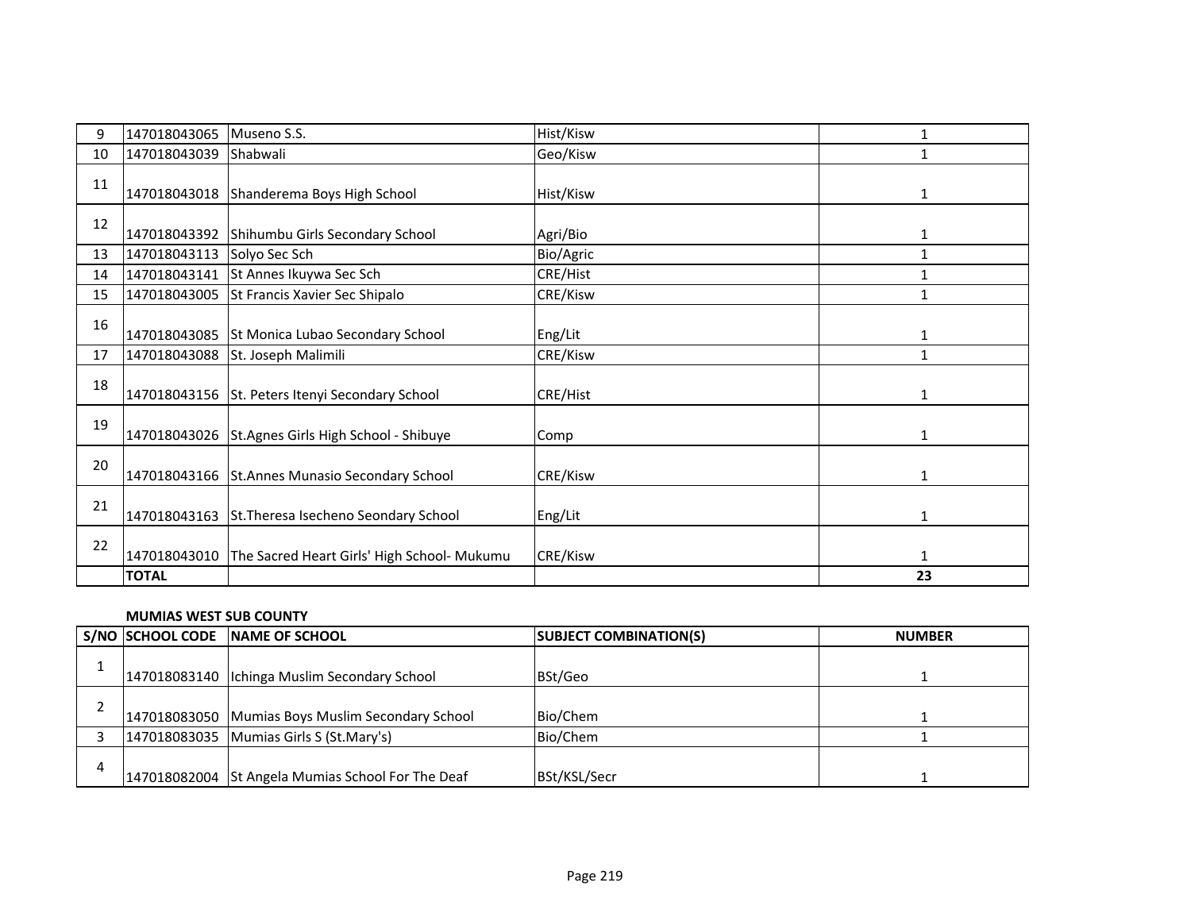| | | | | |
|---|---|---|---|---|
| 9 | 147018043065 | Museno S.S. | Hist/Kisw | 1 |
| 10 | 147018043039 | Shabwali | Geo/Kisw | 1 |
| 11 | 147018043018 | Shanderema Boys High School | Hist/Kisw | 1 |
| 12 | 147018043392 | Shihumbu Girls Secondary School | Agri/Bio | 1 |
| 13 | 147018043113 | Solyo Sec Sch | Bio/Agric | 1 |
| 14 | 147018043141 | St Annes Ikuywa Sec Sch | CRE/Hist | 1 |
| 15 | 147018043005 | St Francis Xavier Sec Shipalo | CRE/Kisw | 1 |
| 16 | 147018043085 | St Monica Lubao Secondary School | Eng/Lit | 1 |
| 17 | 147018043088 | St. Joseph Malimili | CRE/Kisw | 1 |
| 18 | 147018043156 | St. Peters Itenyi Secondary School | CRE/Hist | 1 |
| 19 | 147018043026 | St.Agnes Girls High School - Shibuye | Comp | 1 |
| 20 | 147018043166 | St.Annes Munasio Secondary School | CRE/Kisw | 1 |
| 21 | 147018043163 | St.Theresa Isecheno Seondary School | Eng/Lit | 1 |
| 22 | 147018043010 | The Sacred Heart Girls' High School- Mukumu | CRE/Kisw | 1 |
| | **TOTAL** | | | **23** |

**MUMIAS WEST SUB COUNTY**

| S/NO | SCHOOL CODE | NAME OF SCHOOL | SUBJECT COMBINATION(S) | NUMBER |
|---|---|---|---|---|
| 1 | 147018083140 | Ichinga Muslim Secondary School | BSt/Geo | 1 |
| 2 | 147018083050 | Mumias Boys Muslim Secondary School | Bio/Chem | 1 |
| 3 | 147018083035 | Mumias Girls S (St.Mary's) | Bio/Chem | 1 |
| 4 | 147018082004 | St Angela Mumias School For The Deaf | BSt/KSL/Secr | 1 |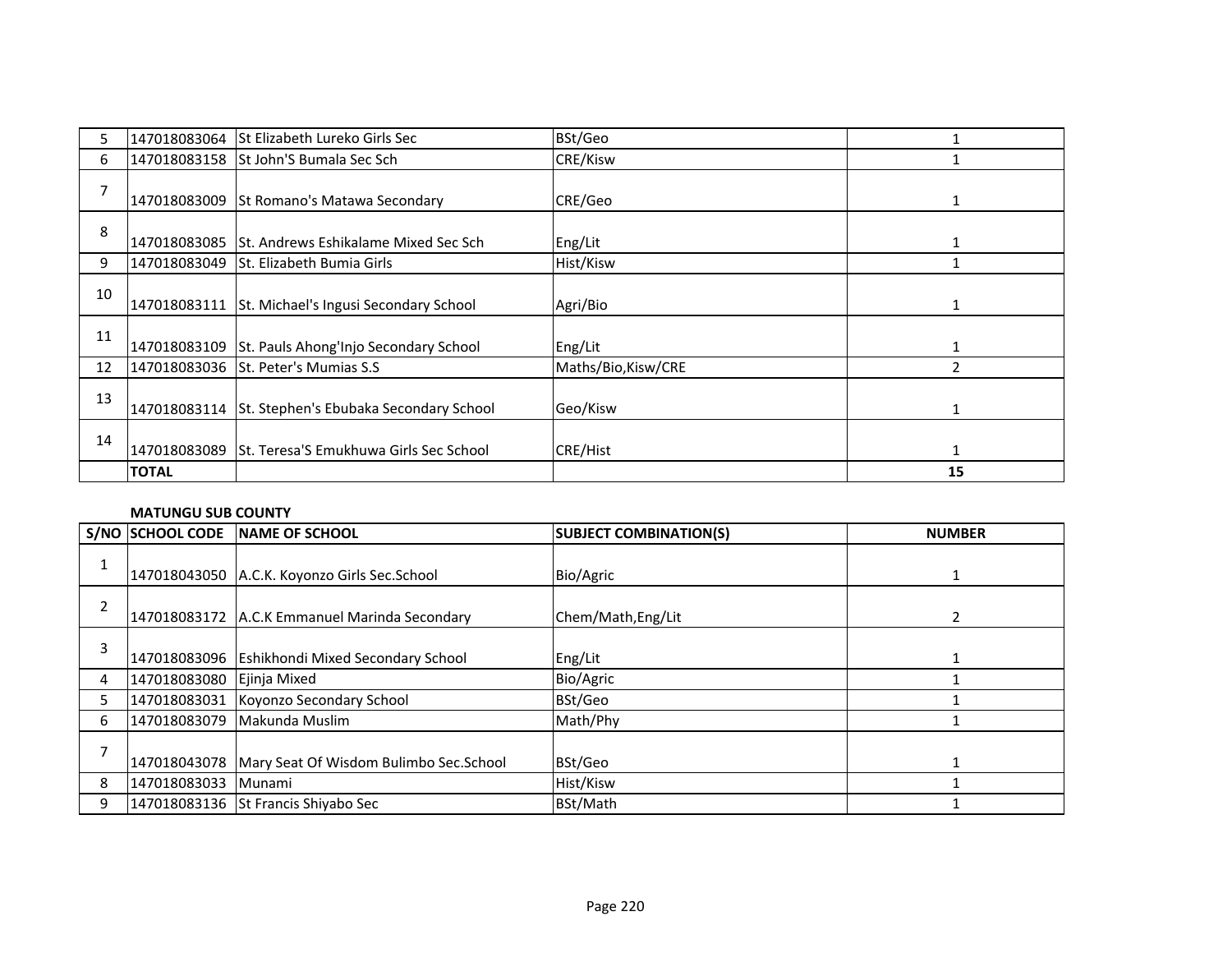| 5 | 147018083064 | St Elizabeth Lureko Girls Sec | BSt/Geo | 1 |
|---|---|---|---|---|
| 6 | 147018083158 | St John'S Bumala Sec Sch | CRE/Kisw | 1 |
| 7 | 147018083009 | St Romano's Matawa Secondary | CRE/Geo | 1 |
| 8 | 147018083085 | St. Andrews Eshikalame Mixed Sec Sch | Eng/Lit | 1 |
| 9 | 147018083049 | St. Elizabeth Bumia Girls | Hist/Kisw | 1 |
| 10 | 147018083111 | St. Michael's Ingusi Secondary School | Agri/Bio | 1 |
| 11 | 147018083109 | St. Pauls Ahong'Injo Secondary School | Eng/Lit | 1 |
| 12 | 147018083036 | St. Peter's Mumias S.S | Maths/Bio,Kisw/CRE | 2 |
| 13 | 147018083114 | St. Stephen's Ebubaka Secondary School | Geo/Kisw | 1 |
| 14 | 147018083089 | St. Teresa'S Emukhuwa Girls Sec School | CRE/Hist | 1 |
| | **TOTAL** | | | **15** |

**MATUNGU SUB COUNTY**

| S/NO | SCHOOL CODE | NAME OF SCHOOL | SUBJECT COMBINATION(S) | NUMBER |
|---|---|---|---|---|
| 1 | 147018043050 | A.C.K. Koyonzo Girls Sec.School | Bio/Agric | 1 |
| 2 | 147018083172 | A.C.K Emmanuel Marinda Secondary | Chem/Math,Eng/Lit | 2 |
| 3 | 147018083096 | Eshikhondi Mixed Secondary School | Eng/Lit | 1 |
| 4 | 147018083080 | Ejinja Mixed | Bio/Agric | 1 |
| 5 | 147018083031 | Koyonzo Secondary School | BSt/Geo | 1 |
| 6 | 147018083079 | Makunda Muslim | Math/Phy | 1 |
| 7 | 147018043078 | Mary Seat Of Wisdom Bulimbo Sec.School | BSt/Geo | 1 |
| 8 | 147018083033 | Munami | Hist/Kisw | 1 |
| 9 | 147018083136 | St Francis Shiyabo Sec | BSt/Math | 1 |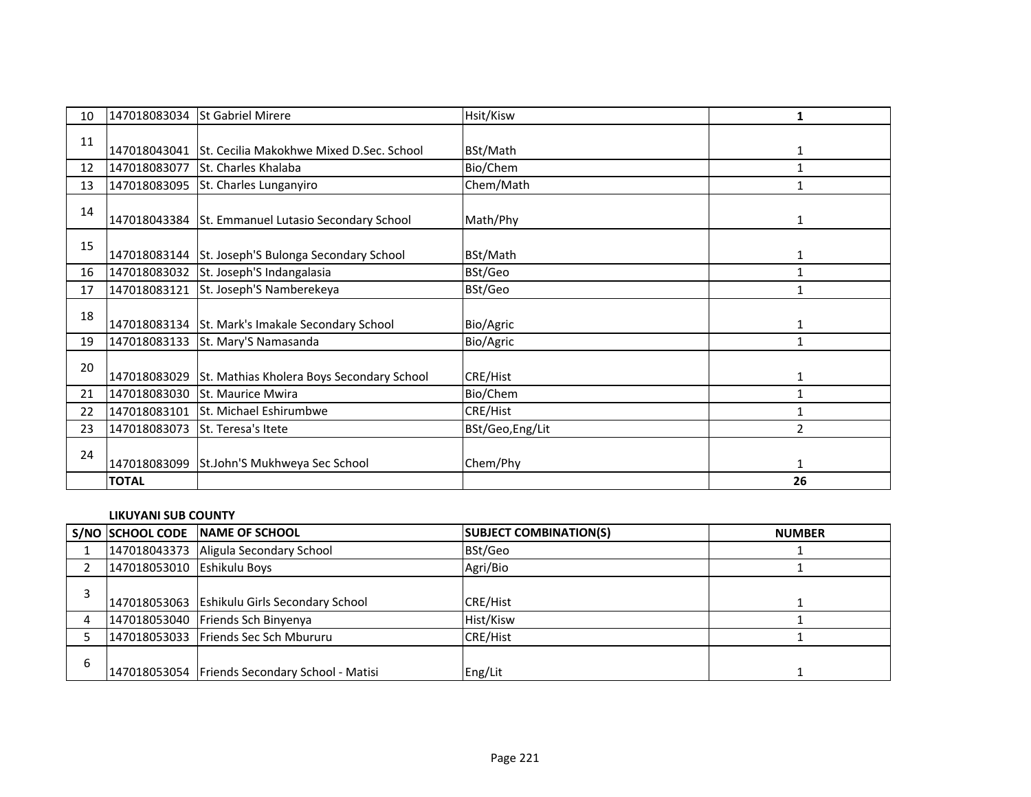| | | | | |
|---|---|---|---|---|
| 10 | 147018083034 | St Gabriel Mirere | Hsit/Kisw | **1** |
| 11 | 147018043041 | St. Cecilia Makokhwe Mixed D.Sec. School | BSt/Math | 1 |
| 12 | 147018083077 | St. Charles Khalaba | Bio/Chem | 1 |
| 13 | 147018083095 | St. Charles Lunganyiro | Chem/Math | 1 |
| 14 | 147018043384 | St. Emmanuel Lutasio Secondary School | Math/Phy | 1 |
| 15 | 147018083144 | St. Joseph'S Bulonga Secondary School | BSt/Math | 1 |
| 16 | 147018083032 | St. Joseph'S Indangalasia | BSt/Geo | 1 |
| 17 | 147018083121 | St. Joseph'S Namberekeya | BSt/Geo | 1 |
| 18 | 147018083134 | St. Mark's Imakale Secondary School | Bio/Agric | 1 |
| 19 | 147018083133 | St. Mary'S Namasanda | Bio/Agric | 1 |
| 20 | 147018083029 | St. Mathias Kholera Boys Secondary School | CRE/Hist | 1 |
| 21 | 147018083030 | St. Maurice Mwira | Bio/Chem | 1 |
| 22 | 147018083101 | St. Michael Eshirumbwe | CRE/Hist | 1 |
| 23 | 147018083073 | St. Teresa's Itete | BSt/Geo,Eng/Lit | 2 |
| 24 | 147018083099 | St.John'S Mukhweya Sec School | Chem/Phy | 1 |
| | **TOTAL** | | | **26** |

**LIKUYANI SUB COUNTY**

| S/NO | SCHOOL CODE | NAME OF SCHOOL | SUBJECT COMBINATION(S) | NUMBER |
|---|---|---|---|---|
| 1 | 147018043373 | Aligula Secondary School | BSt/Geo | 1 |
| 2 | 147018053010 | Eshikulu Boys | Agri/Bio | 1 |
| 3 | 147018053063 | Eshikulu Girls Secondary School | CRE/Hist | 1 |
| 4 | 147018053040 | Friends Sch Binyenya | Hist/Kisw | 1 |
| 5 | 147018053033 | Friends Sec Sch Mbururu | CRE/Hist | 1 |
| 6 | 147018053054 | Friends Secondary School - Matisi | Eng/Lit | 1 |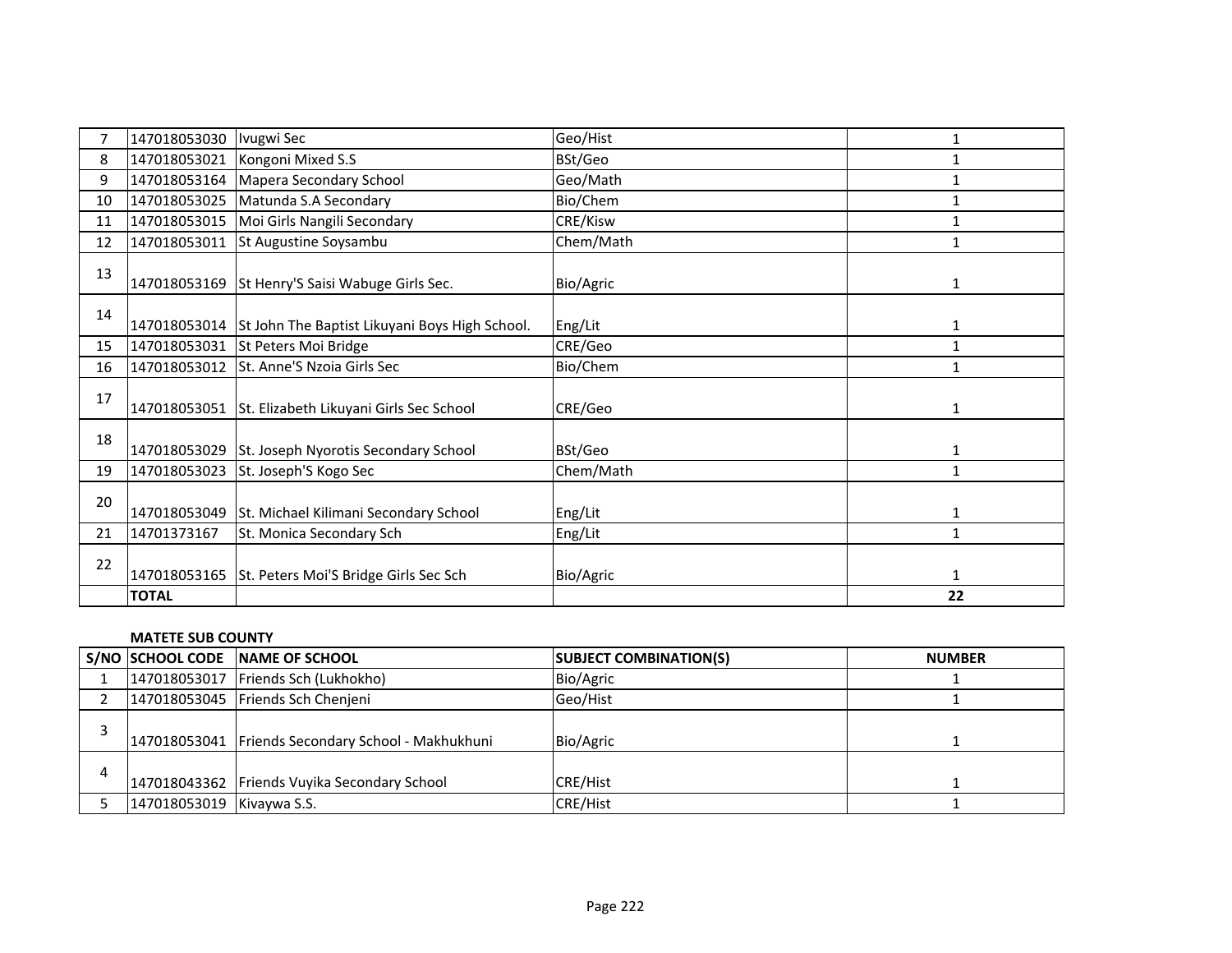| 7 | 147018053030 | Ivugwi Sec | Geo/Hist | 1 |
|---|---|---|---|---|
| 8 | 147018053021 | Kongoni Mixed S.S | BSt/Geo | 1 |
| 9 | 147018053164 | Mapera Secondary School | Geo/Math | 1 |
| 10 | 147018053025 | Matunda S.A Secondary | Bio/Chem | 1 |
| 11 | 147018053015 | Moi Girls Nangili Secondary | CRE/Kisw | 1 |
| 12 | 147018053011 | St Augustine Soysambu | Chem/Math | 1 |
| 13 | 147018053169 | St Henry'S Saisi Wabuge Girls Sec. | Bio/Agric | 1 |
| 14 | 147018053014 | St John The Baptist Likuyani Boys High School. | Eng/Lit | 1 |
| 15 | 147018053031 | St Peters Moi Bridge | CRE/Geo | 1 |
| 16 | 147018053012 | St. Anne'S Nzoia Girls Sec | Bio/Chem | 1 |
| 17 | 147018053051 | St. Elizabeth Likuyani Girls Sec School | CRE/Geo | 1 |
| 18 | 147018053029 | St. Joseph Nyorotis Secondary School | BSt/Geo | 1 |
| 19 | 147018053023 | St. Joseph'S Kogo Sec | Chem/Math | 1 |
| 20 | 147018053049 | St. Michael Kilimani Secondary School | Eng/Lit | 1 |
| 21 | 14701373167 | St. Monica Secondary Sch | Eng/Lit | 1 |
| 22 | 147018053165 | St. Peters Moi'S Bridge Girls Sec Sch | Bio/Agric | 1 |
| | **TOTAL** | | | **22** |

**MATETE SUB COUNTY**

| S/NO | SCHOOL CODE | NAME OF SCHOOL | SUBJECT COMBINATION(S) | NUMBER |
|---|---|---|---|---|
| 1 | 147018053017 | Friends Sch (Lukhokho) | Bio/Agric | 1 |
| 2 | 147018053045 | Friends Sch Chenjeni | Geo/Hist | 1 |
| 3 | 147018053041 | Friends Secondary School - Makhukhuni | Bio/Agric | 1 |
| 4 | 147018043362 | Friends Vuyika Secondary School | CRE/Hist | 1 |
| 5 | 147018053019 | Kivaywa S.S. | CRE/Hist | 1 |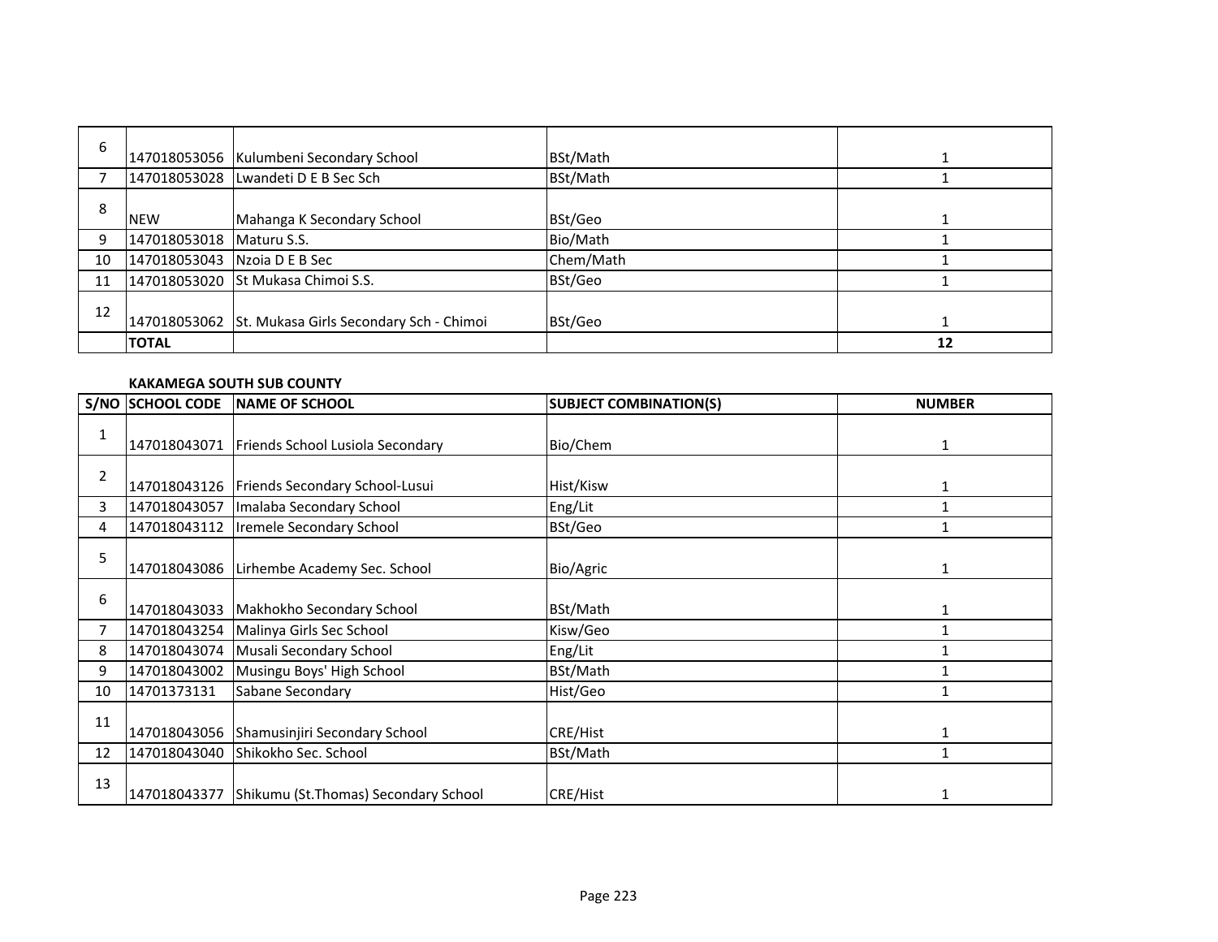| | | | | |
|---|---|---|---|---|
| 6 | 147018053056 | Kulumbeni Secondary School | BSt/Math | 1 |
| 7 | 147018053028 | Lwandeti D E B Sec Sch | BSt/Math | 1 |
| 8 | NEW | Mahanga K Secondary School | BSt/Geo | 1 |
| 9 | 147018053018 | Maturu S.S. | Bio/Math | 1 |
| 10 | 147018053043 | Nzoia D E B Sec | Chem/Math | 1 |
| 11 | 147018053020 | St Mukasa Chimoi S.S. | BSt/Geo | 1 |
| 12 | 147018053062 | St. Mukasa Girls Secondary Sch - Chimoi | BSt/Geo | 1 |
| | **TOTAL** | | | **12** |

**KAKAMEGA SOUTH SUB COUNTY**

| S/NO | SCHOOL CODE | NAME OF SCHOOL | SUBJECT COMBINATION(S) | NUMBER |
|---|---|---|---|---|
| 1 | 147018043071 | Friends School Lusiola Secondary | Bio/Chem | 1 |
| 2 | 147018043126 | Friends Secondary School-Lusui | Hist/Kisw | 1 |
| 3 | 147018043057 | Imalaba Secondary School | Eng/Lit | 1 |
| 4 | 147018043112 | Iremele Secondary School | BSt/Geo | 1 |
| 5 | 147018043086 | Lirhembe Academy Sec. School | Bio/Agric | 1 |
| 6 | 147018043033 | Makhokho Secondary School | BSt/Math | 1 |
| 7 | 147018043254 | Malinya Girls Sec School | Kisw/Geo | 1 |
| 8 | 147018043074 | Musali Secondary School | Eng/Lit | 1 |
| 9 | 147018043002 | Musingu Boys' High School | BSt/Math | 1 |
| 10 | 14701373131 | Sabane Secondary | Hist/Geo | 1 |
| 11 | 147018043056 | Shamusinjiri Secondary School | CRE/Hist | 1 |
| 12 | 147018043040 | Shikokho Sec. School | BSt/Math | 1 |
| 13 | 147018043377 | Shikumu (St.Thomas) Secondary School | CRE/Hist | 1 |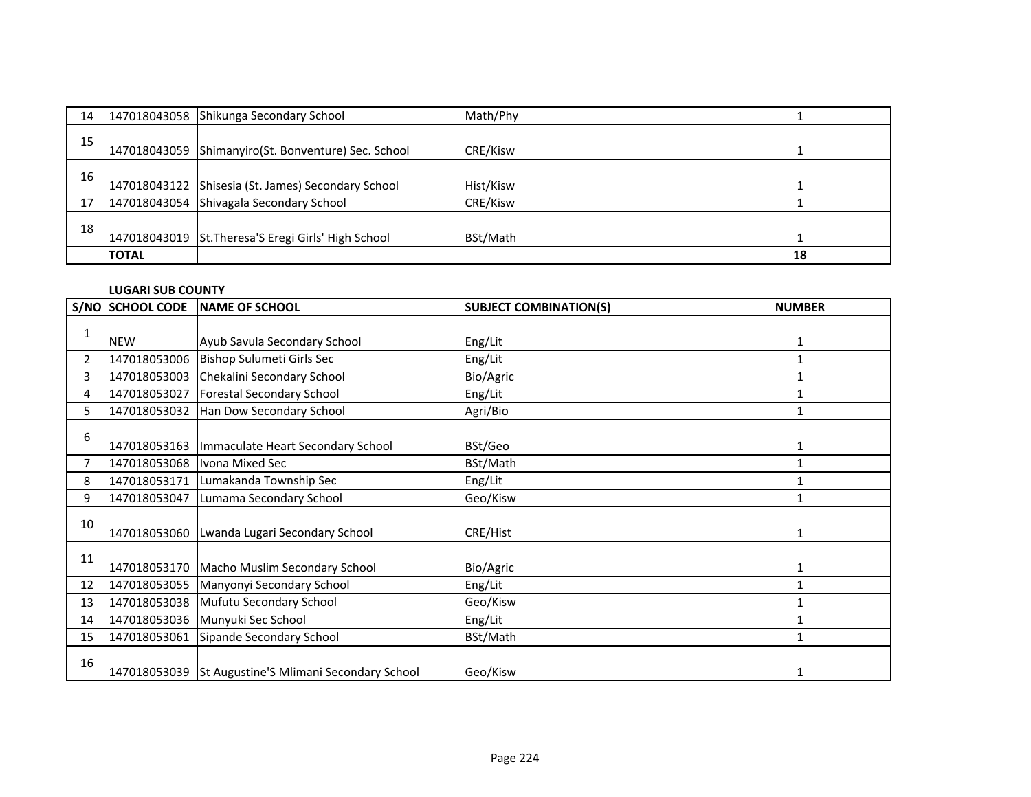| | | | | |
|---|---|---|---|---|
| 14 | 147018043058 | Shikunga Secondary School | Math/Phy | 1 |
| 15 | 147018043059 | Shimanyiro(St. Bonventure) Sec. School | CRE/Kisw | 1 |
| 16 | 147018043122 | Shisesia (St. James) Secondary School | Hist/Kisw | 1 |
| 17 | 147018043054 | Shivagala Secondary School | CRE/Kisw | 1 |
| 18 | 147018043019 | St.Theresa'S Eregi Girls' High School | BSt/Math | 1 |
| | **TOTAL** | | | **18** |

**LUGARI SUB COUNTY**

| S/NO | SCHOOL CODE | NAME OF SCHOOL | SUBJECT COMBINATION(S) | NUMBER |
|---|---|---|---|---|
| 1 | NEW | Ayub Savula Secondary School | Eng/Lit | 1 |
| 2 | 147018053006 | Bishop Sulumeti Girls Sec | Eng/Lit | 1 |
| 3 | 147018053003 | Chekalini Secondary School | Bio/Agric | 1 |
| 4 | 147018053027 | Forestal Secondary School | Eng/Lit | 1 |
| 5 | 147018053032 | Han Dow Secondary School | Agri/Bio | 1 |
| 6 | 147018053163 | Immaculate Heart Secondary School | BSt/Geo | 1 |
| 7 | 147018053068 | Ivona Mixed Sec | BSt/Math | 1 |
| 8 | 147018053171 | Lumakanda Township Sec | Eng/Lit | 1 |
| 9 | 147018053047 | Lumama Secondary School | Geo/Kisw | 1 |
| 10 | 147018053060 | Lwanda Lugari Secondary School | CRE/Hist | 1 |
| 11 | 147018053170 | Macho Muslim Secondary School | Bio/Agric | 1 |
| 12 | 147018053055 | Manyonyi Secondary School | Eng/Lit | 1 |
| 13 | 147018053038 | Mufutu Secondary School | Geo/Kisw | 1 |
| 14 | 147018053036 | Munyuki Sec School | Eng/Lit | 1 |
| 15 | 147018053061 | Sipande Secondary School | BSt/Math | 1 |
| 16 | 147018053039 | St Augustine'S Mlimani Secondary School | Geo/Kisw | 1 |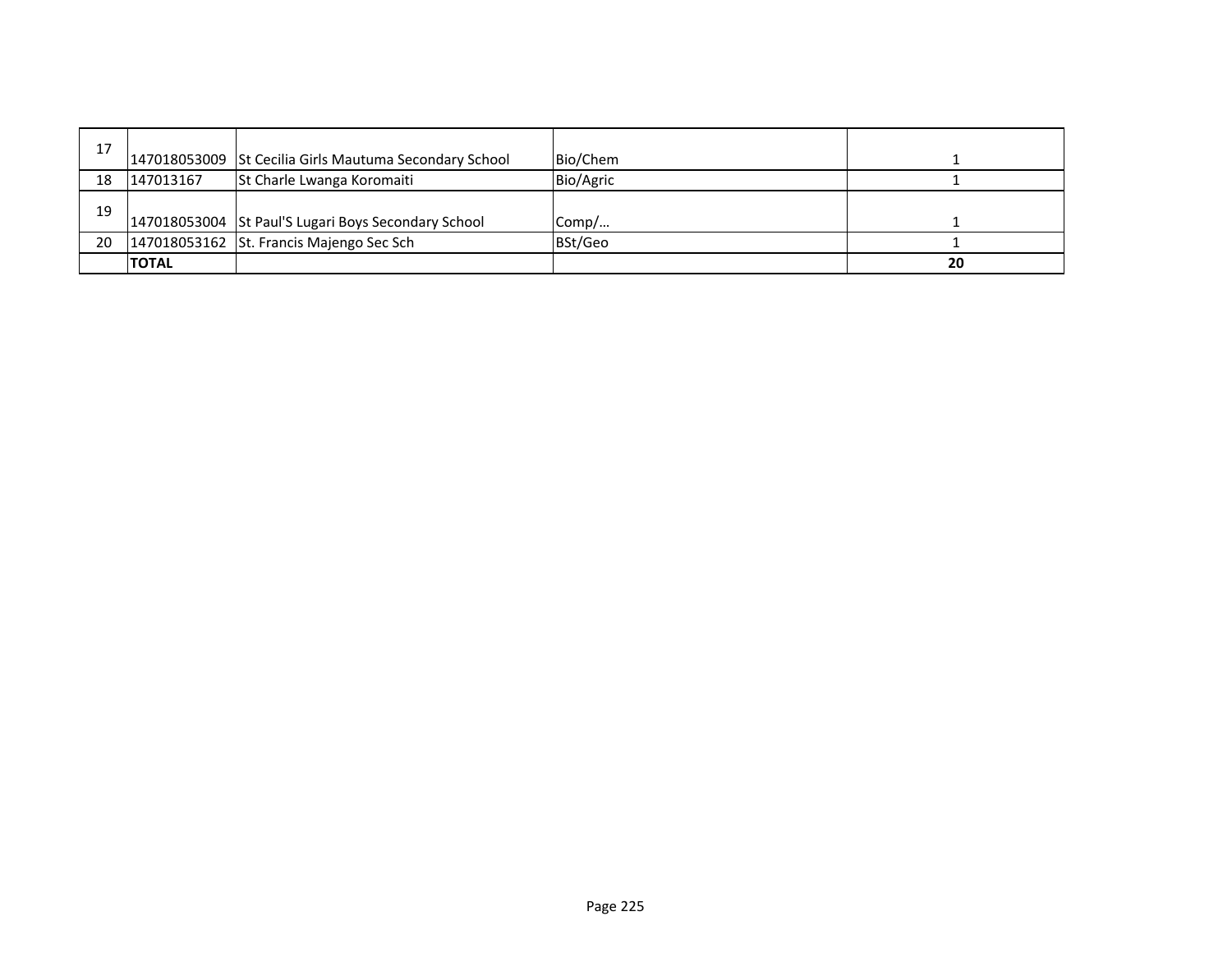| | | | | |
|---|---|---|---|---|
| 17 | 147018053009 | St Cecilia Girls Mautuma Secondary School | Bio/Chem | 1 |
| 18 | 147013167 | St Charle Lwanga Koromaiti | Bio/Agric | 1 |
| 19 | 147018053004 | St Paul'S Lugari Boys Secondary School | Comp/… | 1 |
| 20 | 147018053162 | St. Francis Majengo Sec Sch | BSt/Geo | 1 |
| | **TOTAL** | | | **20** |